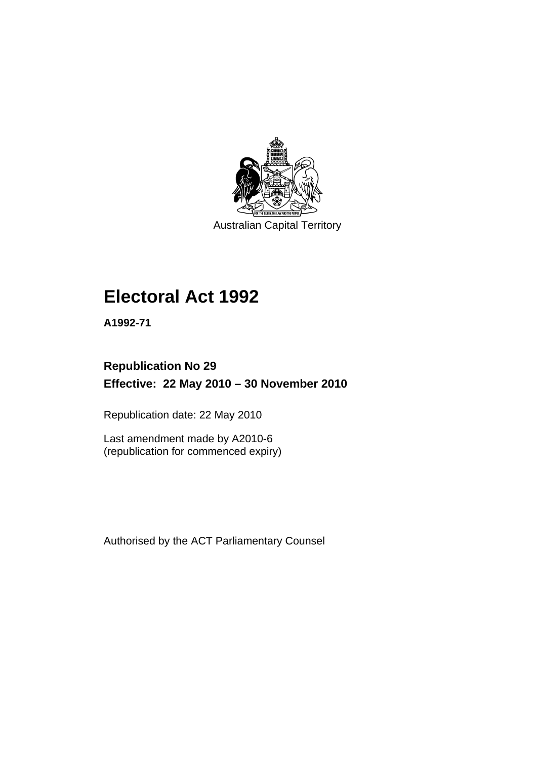Australian Capital Territory

# Electoral Act 1992

**A1992-71**

**Republication No 29**

**Effective: 22 May 2010 – 30 November 2010**

Republication date: 22 May 2010

Last amendment made by A2010-6
(republication for commenced expiry)

Authorised by the ACT Parliamentary Counsel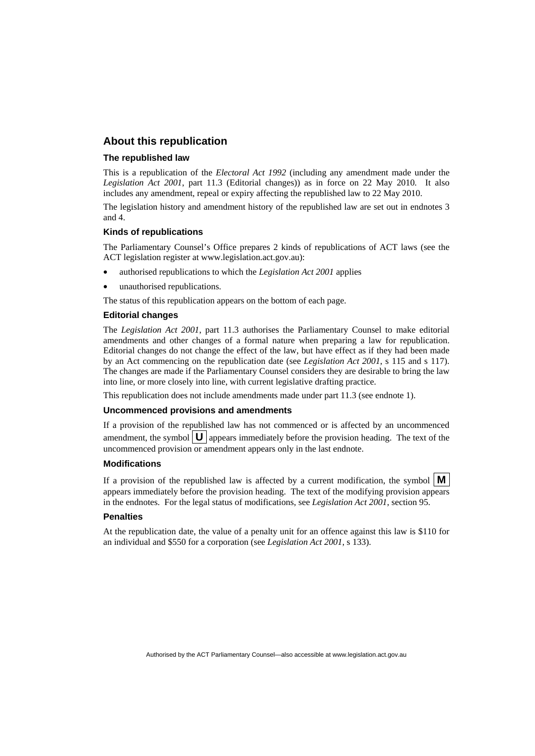## About this republication

### The republished law

This is a republication of the *Electoral Act 1992* (including any amendment made under the *Legislation Act 2001*, part 11.3 (Editorial changes)) as in force on 22 May 2010. It also includes any amendment, repeal or expiry affecting the republished law to 22 May 2010.

The legislation history and amendment history of the republished law are set out in endnotes 3 and 4.

### Kinds of republications

The Parliamentary Counsel's Office prepares 2 kinds of republications of ACT laws (see the ACT legislation register at www.legislation.act.gov.au):

- authorised republications to which the *Legislation Act 2001* applies
- unauthorised republications.

The status of this republication appears on the bottom of each page.

### Editorial changes

The *Legislation Act 2001*, part 11.3 authorises the Parliamentary Counsel to make editorial amendments and other changes of a formal nature when preparing a law for republication. Editorial changes do not change the effect of the law, but have effect as if they had been made by an Act commencing on the republication date (see *Legislation Act 2001*, s 115 and s 117). The changes are made if the Parliamentary Counsel considers they are desirable to bring the law into line, or more closely into line, with current legislative drafting practice.

This republication does not include amendments made under part 11.3 (see endnote 1).

### Uncommenced provisions and amendments

If a provision of the republished law has not commenced or is affected by an uncommenced amendment, the symbol **U** appears immediately before the provision heading. The text of the uncommenced provision or amendment appears only in the last endnote.

### Modifications

If a provision of the republished law is affected by a current modification, the symbol **M** appears immediately before the provision heading. The text of the modifying provision appears in the endnotes. For the legal status of modifications, see *Legislation Act 2001*, section 95.

### Penalties

At the republication date, the value of a penalty unit for an offence against this law is $110 for an individual and $550 for a corporation (see *Legislation Act 2001*, s 133).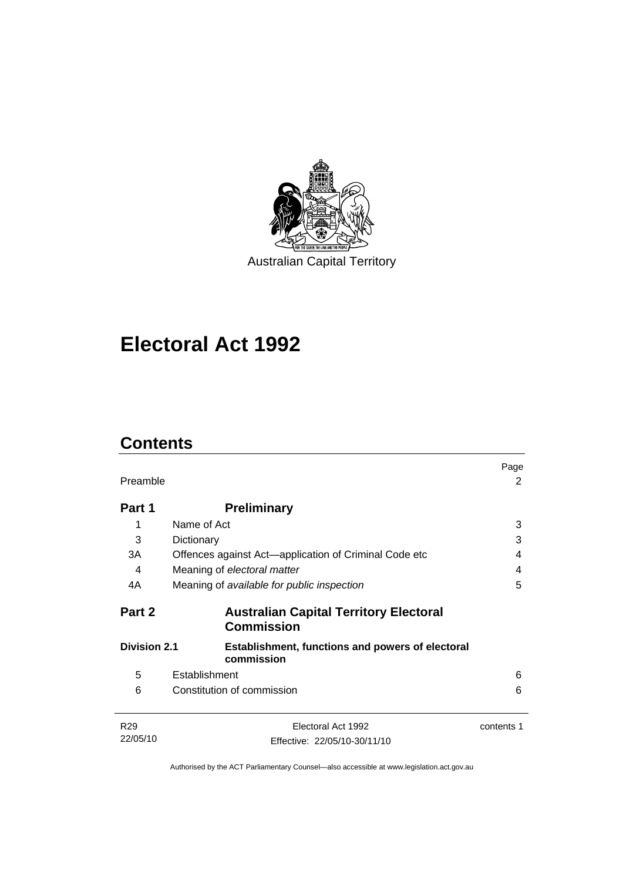Australian Capital Territory

# Electoral Act 1992

## Contents

| | | Page |
|---|---|---|
| Preamble | | 2 |
| **Part 1** | **Preliminary** | |
| 1 | Name of Act | 3 |
| 3 | Dictionary | 3 |
| 3A | Offences against Act—application of Criminal Code etc | 4 |
| 4 | Meaning of *electoral matter* | 4 |
| 4A | Meaning of *available for public inspection* | 5 |
| **Part 2** | **Australian Capital Territory Electoral Commission** | |
| **Division 2.1** | **Establishment, functions and powers of electoral commission** | |
| 5 | Establishment | 6 |
| 6 | Constitution of commission | 6 |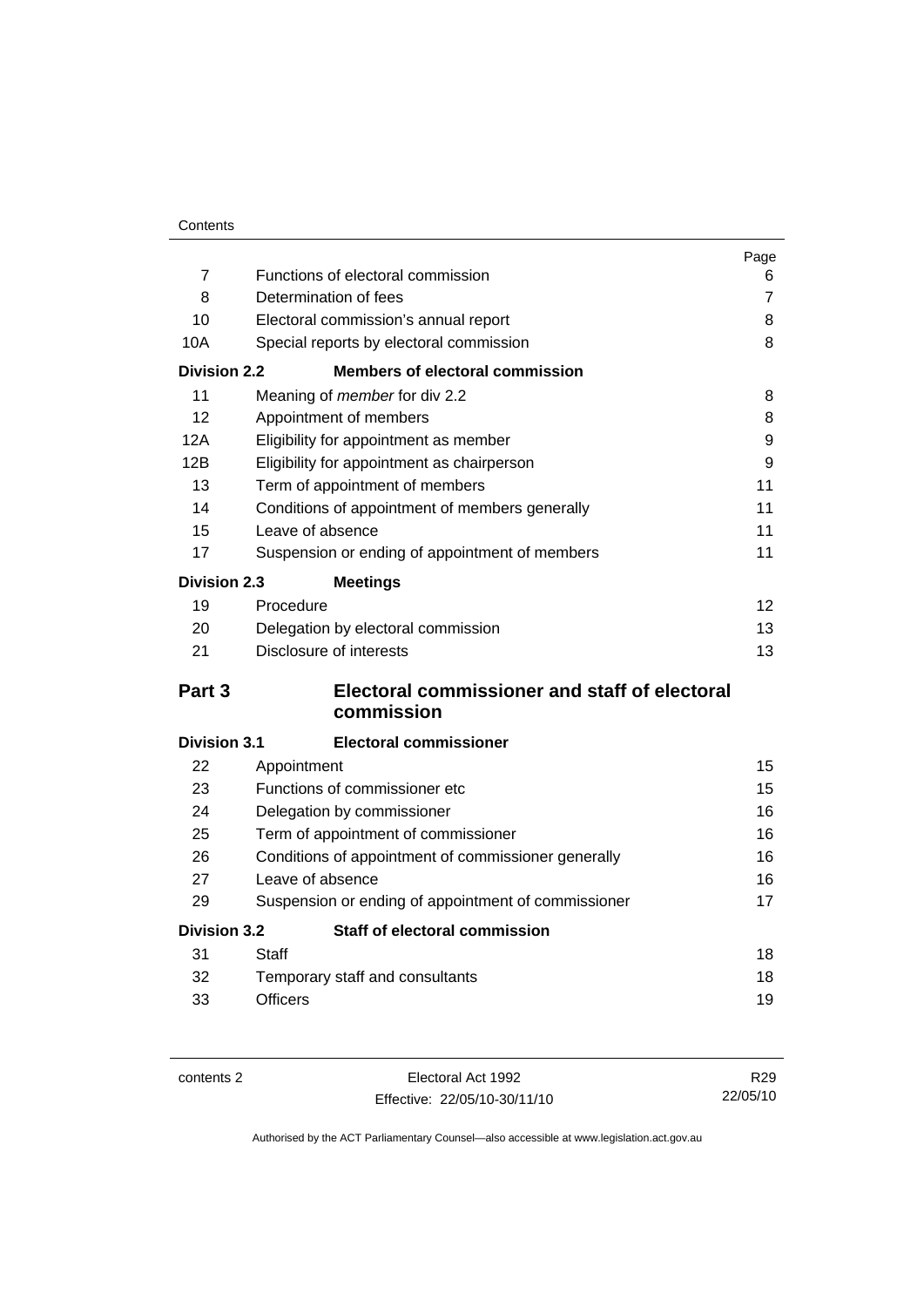| | | Page |
|---|---|---|
| 7 | Functions of electoral commission | 6 |
| 8 | Determination of fees | 7 |
| 10 | Electoral commission's annual report | 8 |
| 10A | Special reports by electoral commission | 8 |
| **Division 2.2** | **Members of electoral commission** | |
| 11 | Meaning of *member* for div 2.2 | 8 |
| 12 | Appointment of members | 8 |
| 12A | Eligibility for appointment as member | 9 |
| 12B | Eligibility for appointment as chairperson | 9 |
| 13 | Term of appointment of members | 11 |
| 14 | Conditions of appointment of members generally | 11 |
| 15 | Leave of absence | 11 |
| 17 | Suspension or ending of appointment of members | 11 |
| **Division 2.3** | **Meetings** | |
| 19 | Procedure | 12 |
| 20 | Delegation by electoral commission | 13 |
| 21 | Disclosure of interests | 13 |
| **Part 3** | **Electoral commissioner and staff of electoral commission** | |
| **Division 3.1** | **Electoral commissioner** | |
| 22 | Appointment | 15 |
| 23 | Functions of commissioner etc | 15 |
| 24 | Delegation by commissioner | 16 |
| 25 | Term of appointment of commissioner | 16 |
| 26 | Conditions of appointment of commissioner generally | 16 |
| 27 | Leave of absence | 16 |
| 29 | Suspension or ending of appointment of commissioner | 17 |
| **Division 3.2** | **Staff of electoral commission** | |
| 31 | Staff | 18 |
| 32 | Temporary staff and consultants | 18 |
| 33 | Officers | 19 |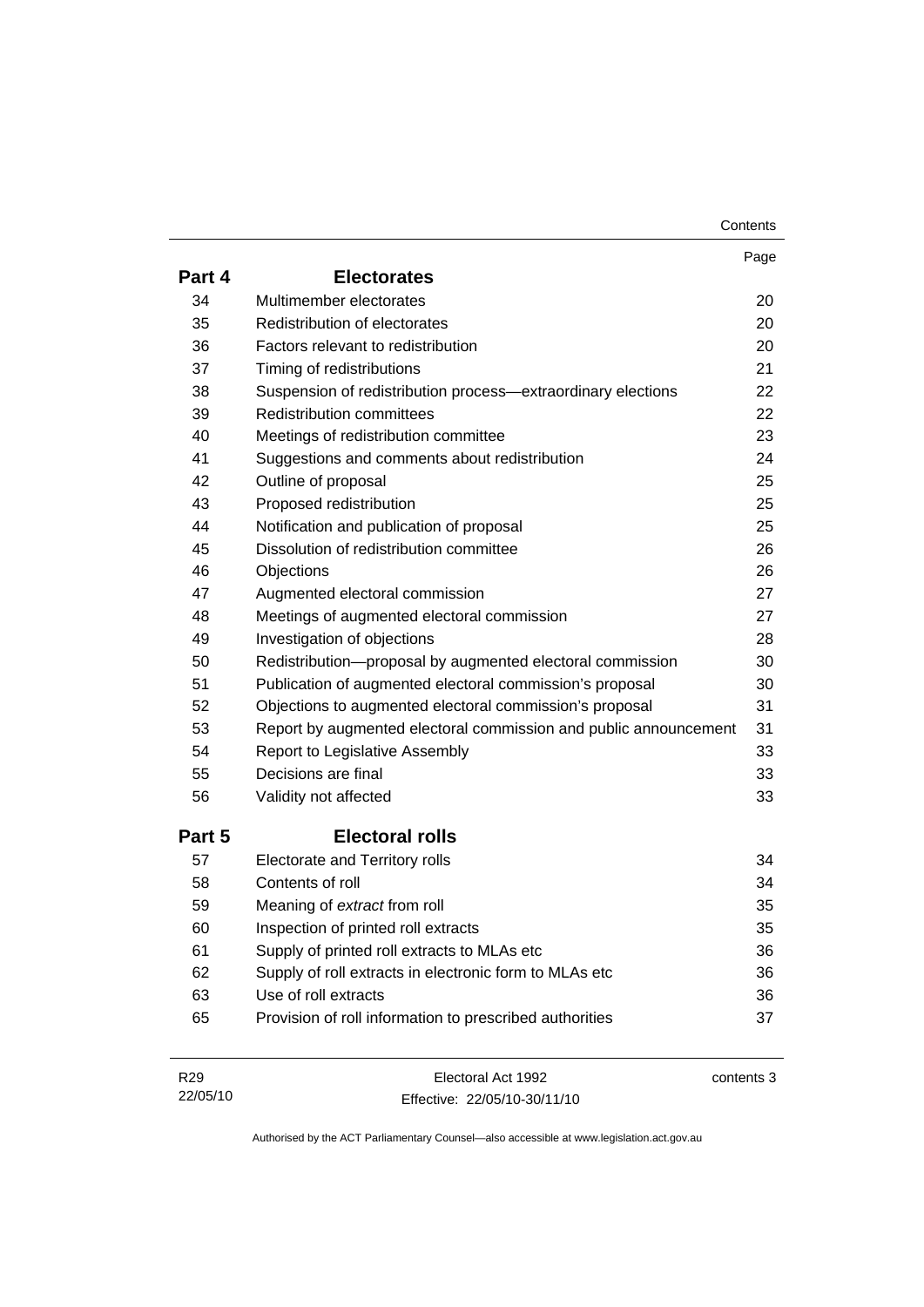| | | Page |
|---|---|---|
| **Part 4** | **Electorates** | |
| 34 | Multimember electorates | 20 |
| 35 | Redistribution of electorates | 20 |
| 36 | Factors relevant to redistribution | 20 |
| 37 | Timing of redistributions | 21 |
| 38 | Suspension of redistribution process—extraordinary elections | 22 |
| 39 | Redistribution committees | 22 |
| 40 | Meetings of redistribution committee | 23 |
| 41 | Suggestions and comments about redistribution | 24 |
| 42 | Outline of proposal | 25 |
| 43 | Proposed redistribution | 25 |
| 44 | Notification and publication of proposal | 25 |
| 45 | Dissolution of redistribution committee | 26 |
| 46 | Objections | 26 |
| 47 | Augmented electoral commission | 27 |
| 48 | Meetings of augmented electoral commission | 27 |
| 49 | Investigation of objections | 28 |
| 50 | Redistribution—proposal by augmented electoral commission | 30 |
| 51 | Publication of augmented electoral commission's proposal | 30 |
| 52 | Objections to augmented electoral commission's proposal | 31 |
| 53 | Report by augmented electoral commission and public announcement | 31 |
| 54 | Report to Legislative Assembly | 33 |
| 55 | Decisions are final | 33 |
| 56 | Validity not affected | 33 |
| **Part 5** | **Electoral rolls** | |
| 57 | Electorate and Territory rolls | 34 |
| 58 | Contents of roll | 34 |
| 59 | Meaning of *extract* from roll | 35 |
| 60 | Inspection of printed roll extracts | 35 |
| 61 | Supply of printed roll extracts to MLAs etc | 36 |
| 62 | Supply of roll extracts in electronic form to MLAs etc | 36 |
| 63 | Use of roll extracts | 36 |
| 65 | Provision of roll information to prescribed authorities | 37 |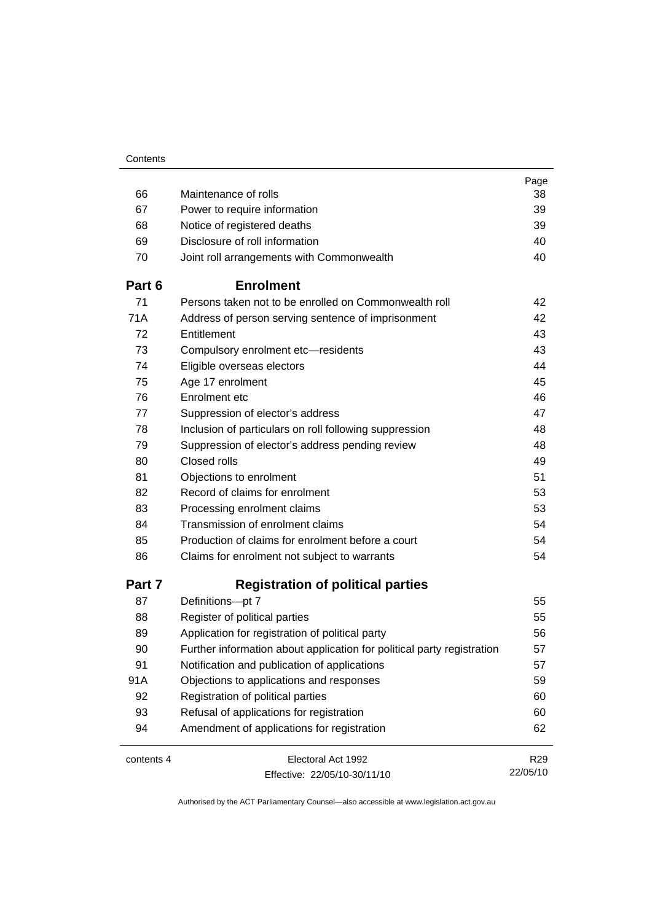| | | Page |
|---|---|---|
| 66 | Maintenance of rolls | 38 |
| 67 | Power to require information | 39 |
| 68 | Notice of registered deaths | 39 |
| 69 | Disclosure of roll information | 40 |
| 70 | Joint roll arrangements with Commonwealth | 40 |
| **Part 6** | **Enrolment** | |
| 71 | Persons taken not to be enrolled on Commonwealth roll | 42 |
| 71A | Address of person serving sentence of imprisonment | 42 |
| 72 | Entitlement | 43 |
| 73 | Compulsory enrolment etc—residents | 43 |
| 74 | Eligible overseas electors | 44 |
| 75 | Age 17 enrolment | 45 |
| 76 | Enrolment etc | 46 |
| 77 | Suppression of elector's address | 47 |
| 78 | Inclusion of particulars on roll following suppression | 48 |
| 79 | Suppression of elector's address pending review | 48 |
| 80 | Closed rolls | 49 |
| 81 | Objections to enrolment | 51 |
| 82 | Record of claims for enrolment | 53 |
| 83 | Processing enrolment claims | 53 |
| 84 | Transmission of enrolment claims | 54 |
| 85 | Production of claims for enrolment before a court | 54 |
| 86 | Claims for enrolment not subject to warrants | 54 |
| **Part 7** | **Registration of political parties** | |
| 87 | Definitions—pt 7 | 55 |
| 88 | Register of political parties | 55 |
| 89 | Application for registration of political party | 56 |
| 90 | Further information about application for political party registration | 57 |
| 91 | Notification and publication of applications | 57 |
| 91A | Objections to applications and responses | 59 |
| 92 | Registration of political parties | 60 |
| 93 | Refusal of applications for registration | 60 |
| 94 | Amendment of applications for registration | 62 |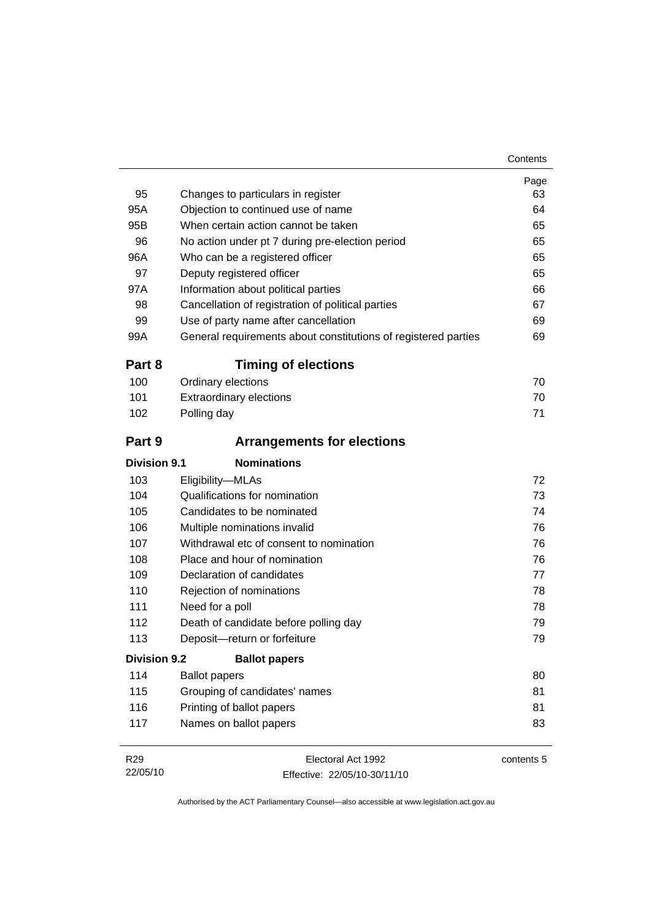| | | Page |
|---|---|---|
| 95 | Changes to particulars in register | 63 |
| 95A | Objection to continued use of name | 64 |
| 95B | When certain action cannot be taken | 65 |
| 96 | No action under pt 7 during pre-election period | 65 |
| 96A | Who can be a registered officer | 65 |
| 97 | Deputy registered officer | 65 |
| 97A | Information about political parties | 66 |
| 98 | Cancellation of registration of political parties | 67 |
| 99 | Use of party name after cancellation | 69 |
| 99A | General requirements about constitutions of registered parties | 69 |

## Part 8 Timing of elections

| | | |
|---|---|---|
| 100 | Ordinary elections | 70 |
| 101 | Extraordinary elections | 70 |
| 102 | Polling day | 71 |

## Part 9 Arrangements for elections

### Division 9.1 Nominations

| | | |
|---|---|---|
| 103 | Eligibility—MLAs | 72 |
| 104 | Qualifications for nomination | 73 |
| 105 | Candidates to be nominated | 74 |
| 106 | Multiple nominations invalid | 76 |
| 107 | Withdrawal etc of consent to nomination | 76 |
| 108 | Place and hour of nomination | 76 |
| 109 | Declaration of candidates | 77 |
| 110 | Rejection of nominations | 78 |
| 111 | Need for a poll | 78 |
| 112 | Death of candidate before polling day | 79 |
| 113 | Deposit—return or forfeiture | 79 |

### Division 9.2 Ballot papers

| | | |
|---|---|---|
| 114 | Ballot papers | 80 |
| 115 | Grouping of candidates' names | 81 |
| 116 | Printing of ballot papers | 81 |
| 117 | Names on ballot papers | 83 |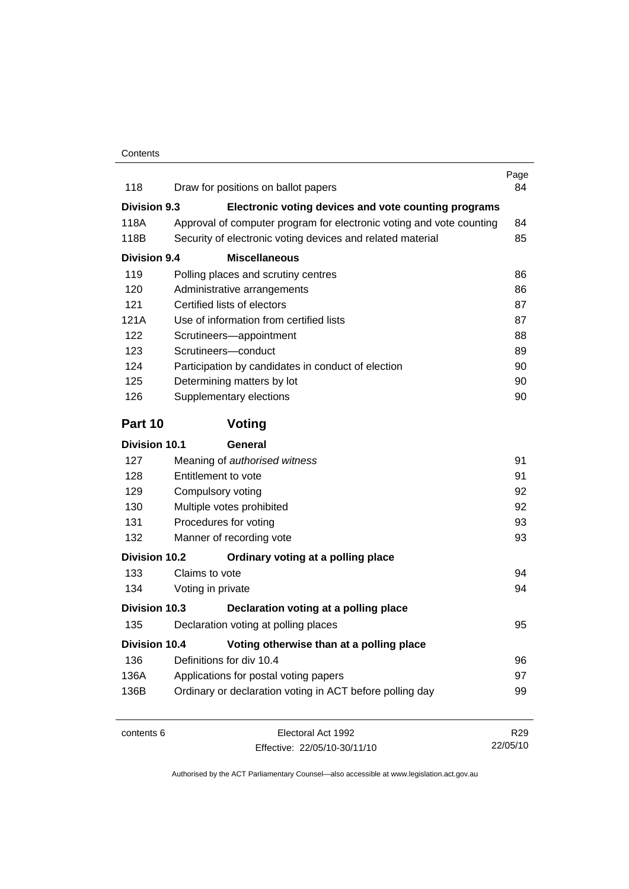| | | Page |
|---|---|---|
| 118 | Draw for positions on ballot papers | 84 |
| **Division 9.3** | **Electronic voting devices and vote counting programs** | |
| 118A | Approval of computer program for electronic voting and vote counting | 84 |
| 118B | Security of electronic voting devices and related material | 85 |
| **Division 9.4** | **Miscellaneous** | |
| 119 | Polling places and scrutiny centres | 86 |
| 120 | Administrative arrangements | 86 |
| 121 | Certified lists of electors | 87 |
| 121A | Use of information from certified lists | 87 |
| 122 | Scrutineers—appointment | 88 |
| 123 | Scrutineers—conduct | 89 |
| 124 | Participation by candidates in conduct of election | 90 |
| 125 | Determining matters by lot | 90 |
| 126 | Supplementary elections | 90 |

## Part 10 Voting

| | | |
|---|---|---|
| **Division 10.1** | **General** | |
| 127 | Meaning of *authorised witness* | 91 |
| 128 | Entitlement to vote | 91 |
| 129 | Compulsory voting | 92 |
| 130 | Multiple votes prohibited | 92 |
| 131 | Procedures for voting | 93 |
| 132 | Manner of recording vote | 93 |
| **Division 10.2** | **Ordinary voting at a polling place** | |
| 133 | Claims to vote | 94 |
| 134 | Voting in private | 94 |
| **Division 10.3** | **Declaration voting at a polling place** | |
| 135 | Declaration voting at polling places | 95 |
| **Division 10.4** | **Voting otherwise than at a polling place** | |
| 136 | Definitions for div 10.4 | 96 |
| 136A | Applications for postal voting papers | 97 |
| 136B | Ordinary or declaration voting in ACT before polling day | 99 |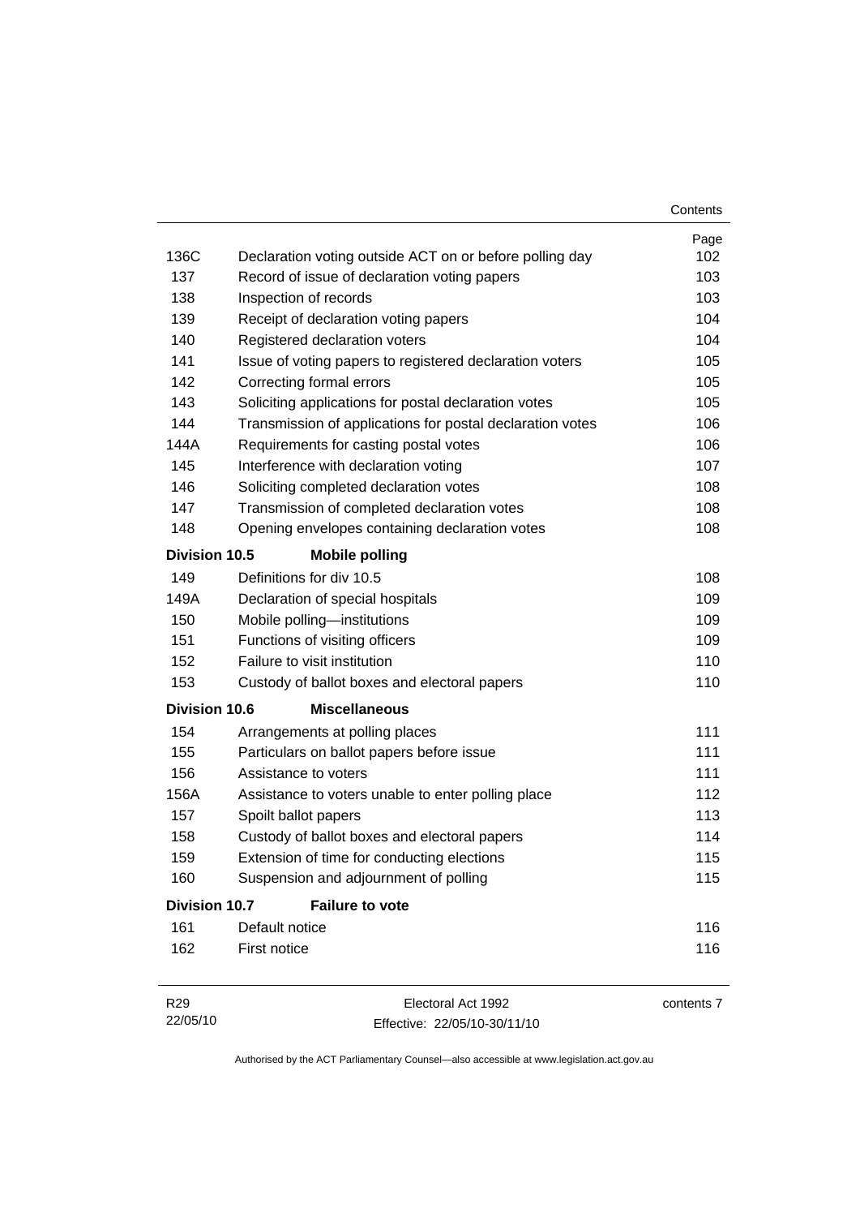| | | Page |
|---|---|---|
| 136C | Declaration voting outside ACT on or before polling day | 102 |
| 137 | Record of issue of declaration voting papers | 103 |
| 138 | Inspection of records | 103 |
| 139 | Receipt of declaration voting papers | 104 |
| 140 | Registered declaration voters | 104 |
| 141 | Issue of voting papers to registered declaration voters | 105 |
| 142 | Correcting formal errors | 105 |
| 143 | Soliciting applications for postal declaration votes | 105 |
| 144 | Transmission of applications for postal declaration votes | 106 |
| 144A | Requirements for casting postal votes | 106 |
| 145 | Interference with declaration voting | 107 |
| 146 | Soliciting completed declaration votes | 108 |
| 147 | Transmission of completed declaration votes | 108 |
| 148 | Opening envelopes containing declaration votes | 108 |
| **Division 10.5** | **Mobile polling** | |
| 149 | Definitions for div 10.5 | 108 |
| 149A | Declaration of special hospitals | 109 |
| 150 | Mobile polling—institutions | 109 |
| 151 | Functions of visiting officers | 109 |
| 152 | Failure to visit institution | 110 |
| 153 | Custody of ballot boxes and electoral papers | 110 |
| **Division 10.6** | **Miscellaneous** | |
| 154 | Arrangements at polling places | 111 |
| 155 | Particulars on ballot papers before issue | 111 |
| 156 | Assistance to voters | 111 |
| 156A | Assistance to voters unable to enter polling place | 112 |
| 157 | Spoilt ballot papers | 113 |
| 158 | Custody of ballot boxes and electoral papers | 114 |
| 159 | Extension of time for conducting elections | 115 |
| 160 | Suspension and adjournment of polling | 115 |
| **Division 10.7** | **Failure to vote** | |
| 161 | Default notice | 116 |
| 162 | First notice | 116 |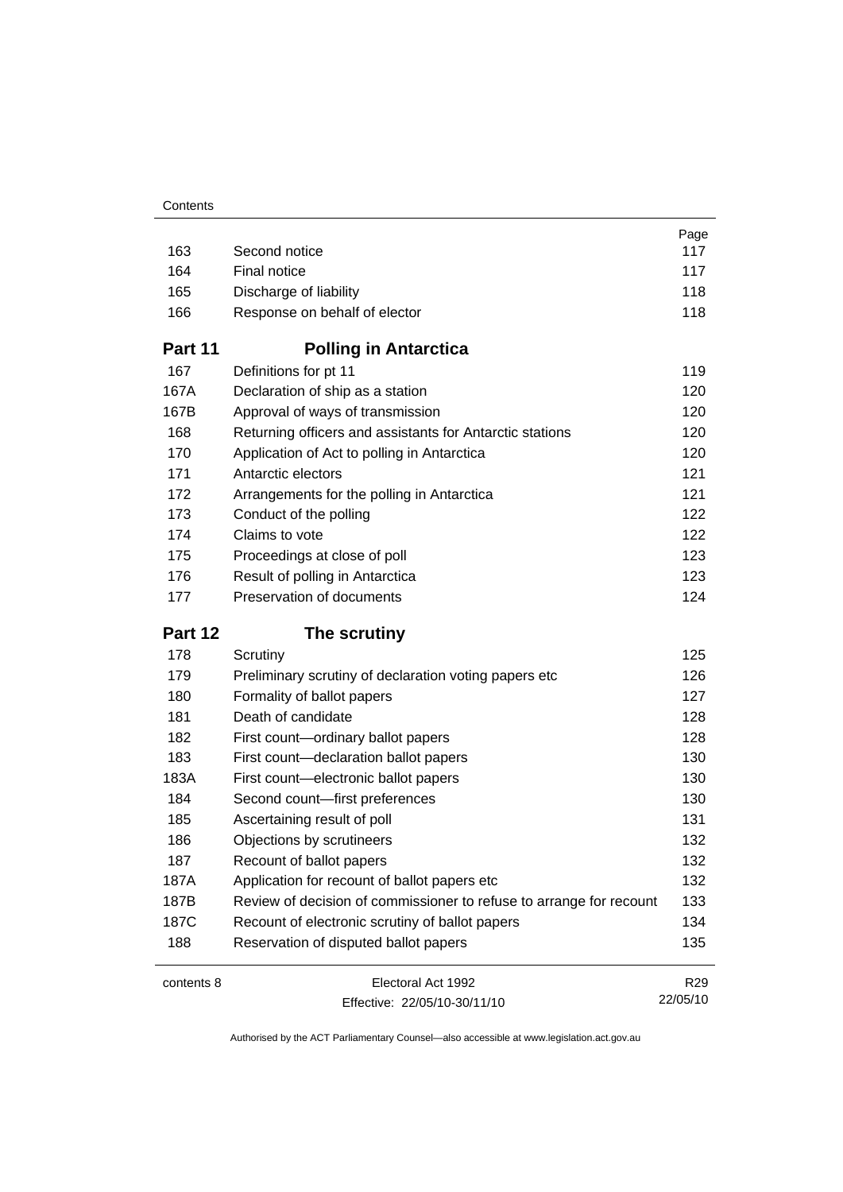| | | Page |
|---|---|---|
| 163 | Second notice | 117 |
| 164 | Final notice | 117 |
| 165 | Discharge of liability | 118 |
| 166 | Response on behalf of elector | 118 |
| **Part 11** | **Polling in Antarctica** | |
| 167 | Definitions for pt 11 | 119 |
| 167A | Declaration of ship as a station | 120 |
| 167B | Approval of ways of transmission | 120 |
| 168 | Returning officers and assistants for Antarctic stations | 120 |
| 170 | Application of Act to polling in Antarctica | 120 |
| 171 | Antarctic electors | 121 |
| 172 | Arrangements for the polling in Antarctica | 121 |
| 173 | Conduct of the polling | 122 |
| 174 | Claims to vote | 122 |
| 175 | Proceedings at close of poll | 123 |
| 176 | Result of polling in Antarctica | 123 |
| 177 | Preservation of documents | 124 |
| **Part 12** | **The scrutiny** | |
| 178 | Scrutiny | 125 |
| 179 | Preliminary scrutiny of declaration voting papers etc | 126 |
| 180 | Formality of ballot papers | 127 |
| 181 | Death of candidate | 128 |
| 182 | First count—ordinary ballot papers | 128 |
| 183 | First count—declaration ballot papers | 130 |
| 183A | First count—electronic ballot papers | 130 |
| 184 | Second count—first preferences | 130 |
| 185 | Ascertaining result of poll | 131 |
| 186 | Objections by scrutineers | 132 |
| 187 | Recount of ballot papers | 132 |
| 187A | Application for recount of ballot papers etc | 132 |
| 187B | Review of decision of commissioner to refuse to arrange for recount | 133 |
| 187C | Recount of electronic scrutiny of ballot papers | 134 |
| 188 | Reservation of disputed ballot papers | 135 |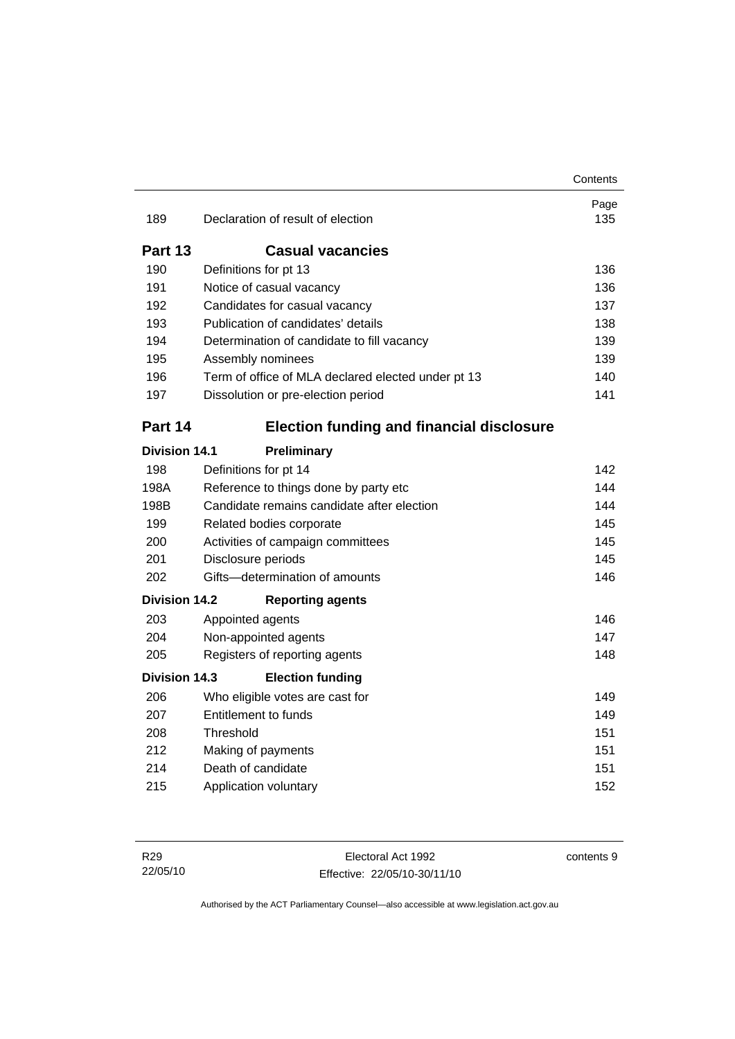| | | Page |
|---|---|---|
| 189 | Declaration of result of election | 135 |
| **Part 13** | **Casual vacancies** | |
| 190 | Definitions for pt 13 | 136 |
| 191 | Notice of casual vacancy | 136 |
| 192 | Candidates for casual vacancy | 137 |
| 193 | Publication of candidates' details | 138 |
| 194 | Determination of candidate to fill vacancy | 139 |
| 195 | Assembly nominees | 139 |
| 196 | Term of office of MLA declared elected under pt 13 | 140 |
| 197 | Dissolution or pre-election period | 141 |
| **Part 14** | **Election funding and financial disclosure** | |
| **Division 14.1** | **Preliminary** | |
| 198 | Definitions for pt 14 | 142 |
| 198A | Reference to things done by party etc | 144 |
| 198B | Candidate remains candidate after election | 144 |
| 199 | Related bodies corporate | 145 |
| 200 | Activities of campaign committees | 145 |
| 201 | Disclosure periods | 145 |
| 202 | Gifts—determination of amounts | 146 |
| **Division 14.2** | **Reporting agents** | |
| 203 | Appointed agents | 146 |
| 204 | Non-appointed agents | 147 |
| 205 | Registers of reporting agents | 148 |
| **Division 14.3** | **Election funding** | |
| 206 | Who eligible votes are cast for | 149 |
| 207 | Entitlement to funds | 149 |
| 208 | Threshold | 151 |
| 212 | Making of payments | 151 |
| 214 | Death of candidate | 151 |
| 215 | Application voluntary | 152 |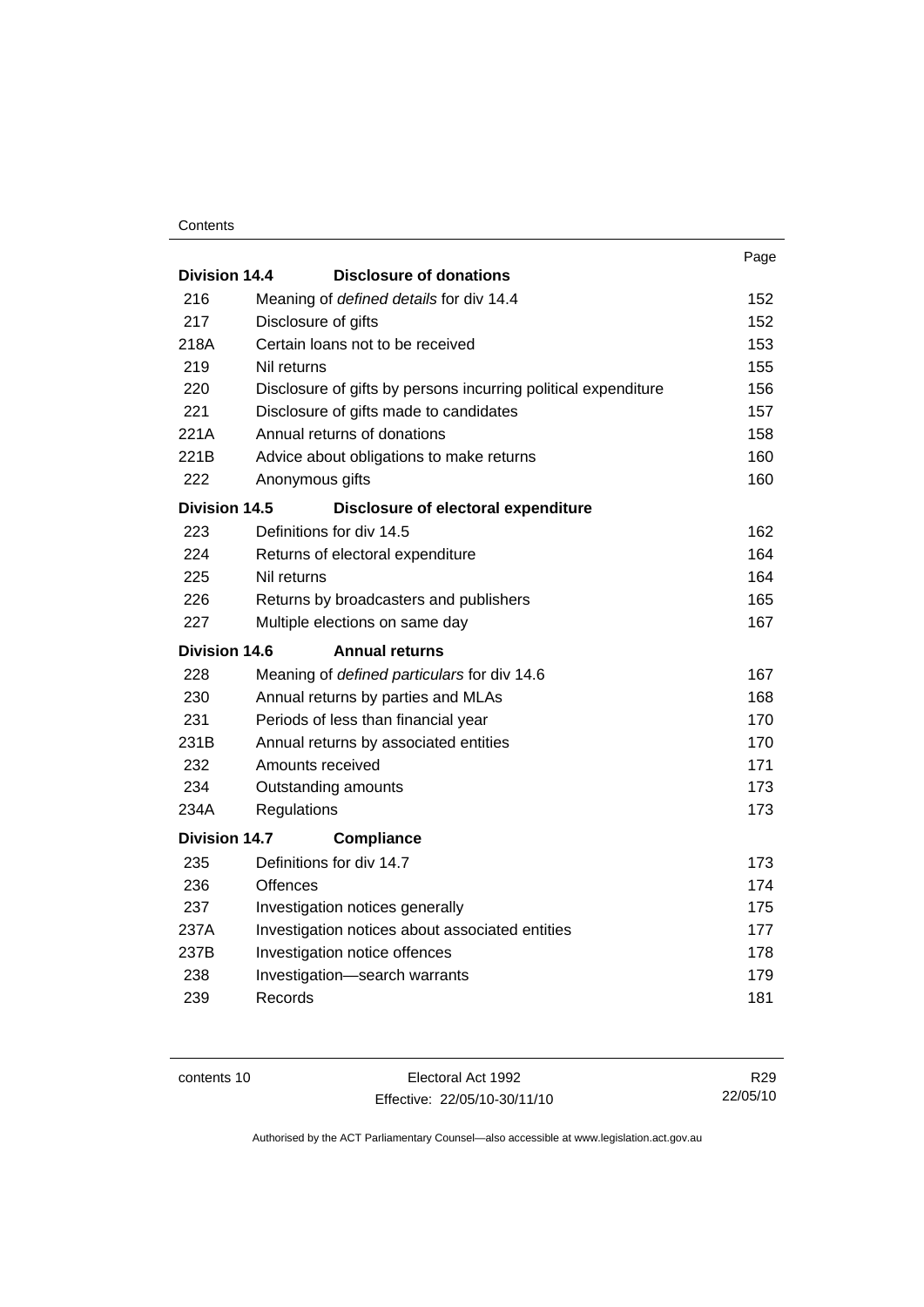| | | Page |
|---|---|---|
| **Division 14.4** | **Disclosure of donations** | |
| 216 | Meaning of *defined details* for div 14.4 | 152 |
| 217 | Disclosure of gifts | 152 |
| 218A | Certain loans not to be received | 153 |
| 219 | Nil returns | 155 |
| 220 | Disclosure of gifts by persons incurring political expenditure | 156 |
| 221 | Disclosure of gifts made to candidates | 157 |
| 221A | Annual returns of donations | 158 |
| 221B | Advice about obligations to make returns | 160 |
| 222 | Anonymous gifts | 160 |
| **Division 14.5** | **Disclosure of electoral expenditure** | |
| 223 | Definitions for div 14.5 | 162 |
| 224 | Returns of electoral expenditure | 164 |
| 225 | Nil returns | 164 |
| 226 | Returns by broadcasters and publishers | 165 |
| 227 | Multiple elections on same day | 167 |
| **Division 14.6** | **Annual returns** | |
| 228 | Meaning of *defined particulars* for div 14.6 | 167 |
| 230 | Annual returns by parties and MLAs | 168 |
| 231 | Periods of less than financial year | 170 |
| 231B | Annual returns by associated entities | 170 |
| 232 | Amounts received | 171 |
| 234 | Outstanding amounts | 173 |
| 234A | Regulations | 173 |
| **Division 14.7** | **Compliance** | |
| 235 | Definitions for div 14.7 | 173 |
| 236 | Offences | 174 |
| 237 | Investigation notices generally | 175 |
| 237A | Investigation notices about associated entities | 177 |
| 237B | Investigation notice offences | 178 |
| 238 | Investigation—search warrants | 179 |
| 239 | Records | 181 |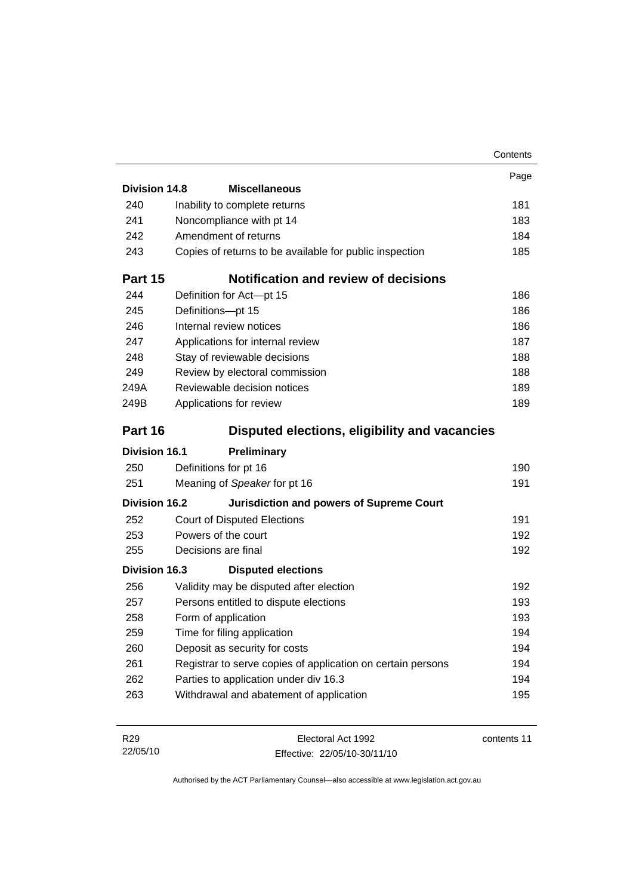| | | Page |
|---|---|---|
| **Division 14.8** | **Miscellaneous** | |
| 240 | Inability to complete returns | 181 |
| 241 | Noncompliance with pt 14 | 183 |
| 242 | Amendment of returns | 184 |
| 243 | Copies of returns to be available for public inspection | 185 |
| **Part 15** | **Notification and review of decisions** | |
| 244 | Definition for Act—pt 15 | 186 |
| 245 | Definitions—pt 15 | 186 |
| 246 | Internal review notices | 186 |
| 247 | Applications for internal review | 187 |
| 248 | Stay of reviewable decisions | 188 |
| 249 | Review by electoral commission | 188 |
| 249A | Reviewable decision notices | 189 |
| 249B | Applications for review | 189 |
| **Part 16** | **Disputed elections, eligibility and vacancies** | |
| **Division 16.1** | **Preliminary** | |
| 250 | Definitions for pt 16 | 190 |
| 251 | Meaning of *Speaker* for pt 16 | 191 |
| **Division 16.2** | **Jurisdiction and powers of Supreme Court** | |
| 252 | Court of Disputed Elections | 191 |
| 253 | Powers of the court | 192 |
| 255 | Decisions are final | 192 |
| **Division 16.3** | **Disputed elections** | |
| 256 | Validity may be disputed after election | 192 |
| 257 | Persons entitled to dispute elections | 193 |
| 258 | Form of application | 193 |
| 259 | Time for filing application | 194 |
| 260 | Deposit as security for costs | 194 |
| 261 | Registrar to serve copies of application on certain persons | 194 |
| 262 | Parties to application under div 16.3 | 194 |
| 263 | Withdrawal and abatement of application | 195 |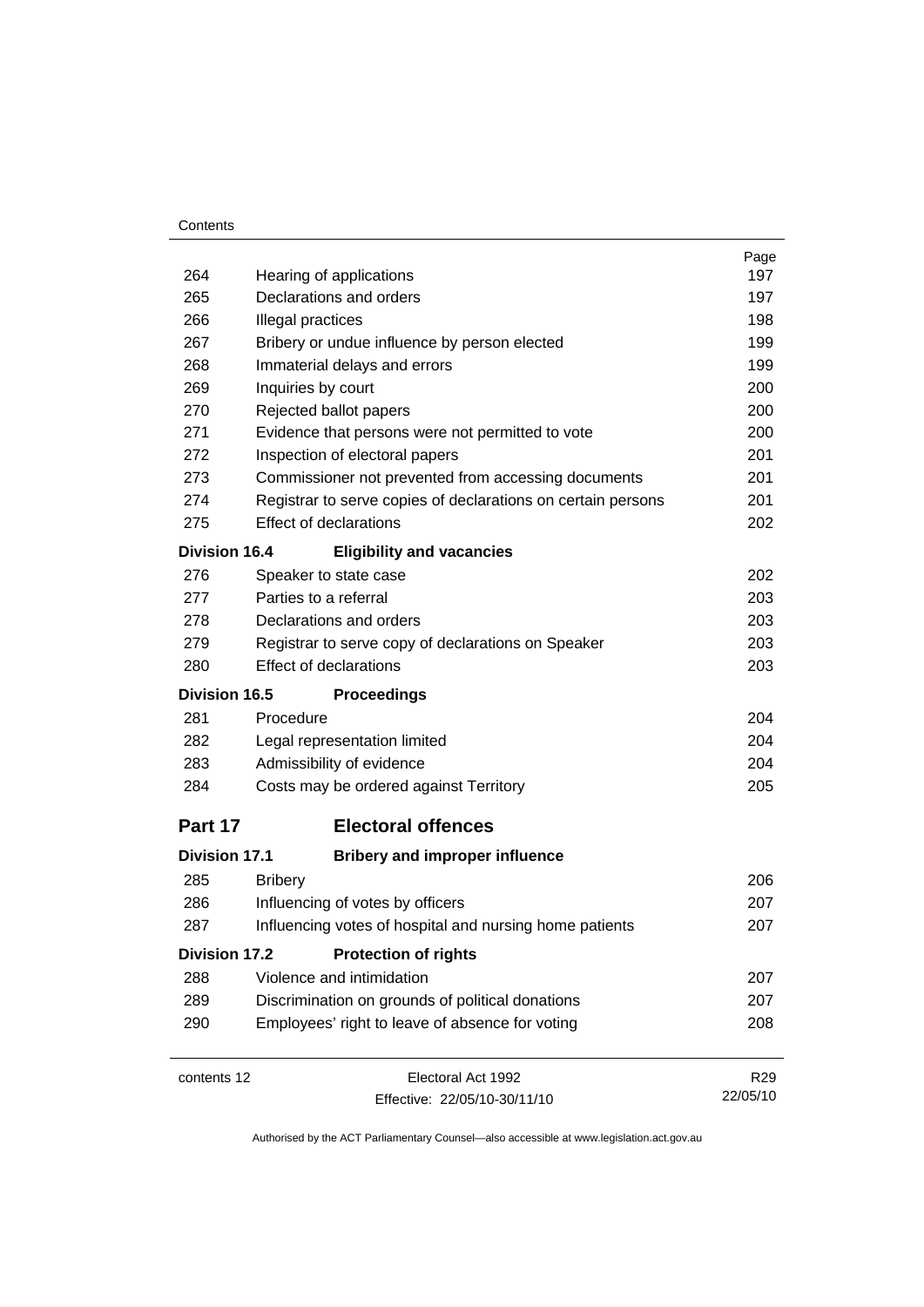| | | Page |
|---|---|---|
| 264 | Hearing of applications | 197 |
| 265 | Declarations and orders | 197 |
| 266 | Illegal practices | 198 |
| 267 | Bribery or undue influence by person elected | 199 |
| 268 | Immaterial delays and errors | 199 |
| 269 | Inquiries by court | 200 |
| 270 | Rejected ballot papers | 200 |
| 271 | Evidence that persons were not permitted to vote | 200 |
| 272 | Inspection of electoral papers | 201 |
| 273 | Commissioner not prevented from accessing documents | 201 |
| 274 | Registrar to serve copies of declarations on certain persons | 201 |
| 275 | Effect of declarations | 202 |
| **Division 16.4** | **Eligibility and vacancies** | |
| 276 | Speaker to state case | 202 |
| 277 | Parties to a referral | 203 |
| 278 | Declarations and orders | 203 |
| 279 | Registrar to serve copy of declarations on Speaker | 203 |
| 280 | Effect of declarations | 203 |
| **Division 16.5** | **Proceedings** | |
| 281 | Procedure | 204 |
| 282 | Legal representation limited | 204 |
| 283 | Admissibility of evidence | 204 |
| 284 | Costs may be ordered against Territory | 205 |
| **Part 17** | **Electoral offences** | |
| **Division 17.1** | **Bribery and improper influence** | |
| 285 | Bribery | 206 |
| 286 | Influencing of votes by officers | 207 |
| 287 | Influencing votes of hospital and nursing home patients | 207 |
| **Division 17.2** | **Protection of rights** | |
| 288 | Violence and intimidation | 207 |
| 289 | Discrimination on grounds of political donations | 207 |
| 290 | Employees' right to leave of absence for voting | 208 |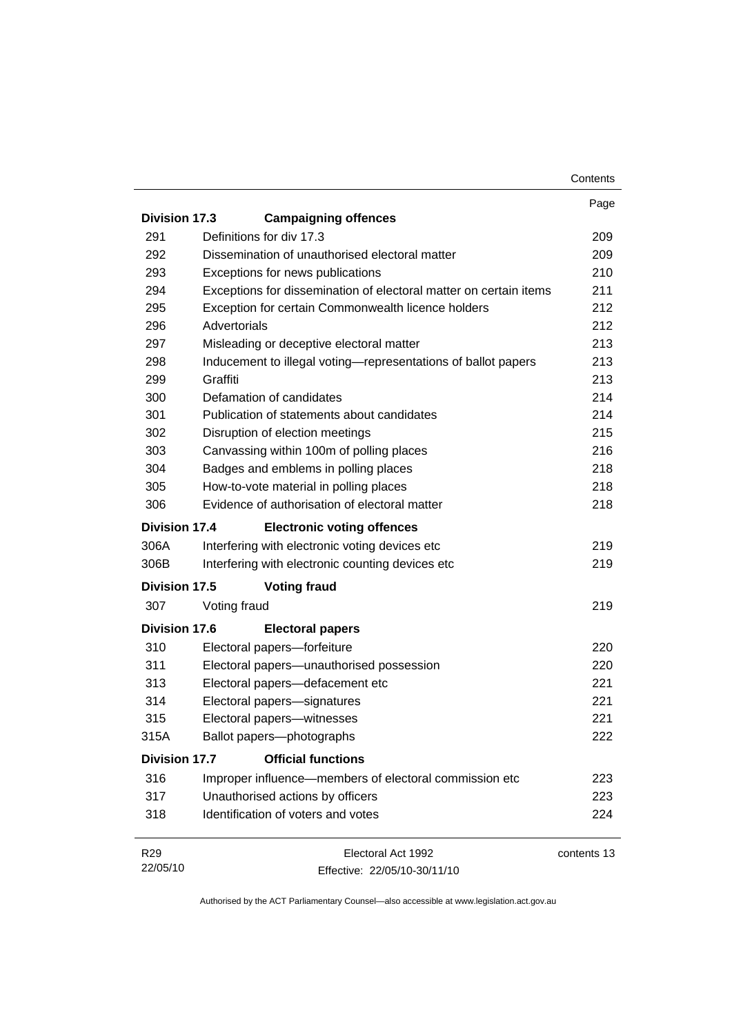| | | Page |
|---|---|---|
| **Division 17.3** | **Campaigning offences** | |
| 291 | Definitions for div 17.3 | 209 |
| 292 | Dissemination of unauthorised electoral matter | 209 |
| 293 | Exceptions for news publications | 210 |
| 294 | Exceptions for dissemination of electoral matter on certain items | 211 |
| 295 | Exception for certain Commonwealth licence holders | 212 |
| 296 | Advertorials | 212 |
| 297 | Misleading or deceptive electoral matter | 213 |
| 298 | Inducement to illegal voting—representations of ballot papers | 213 |
| 299 | Graffiti | 213 |
| 300 | Defamation of candidates | 214 |
| 301 | Publication of statements about candidates | 214 |
| 302 | Disruption of election meetings | 215 |
| 303 | Canvassing within 100m of polling places | 216 |
| 304 | Badges and emblems in polling places | 218 |
| 305 | How-to-vote material in polling places | 218 |
| 306 | Evidence of authorisation of electoral matter | 218 |
| **Division 17.4** | **Electronic voting offences** | |
| 306A | Interfering with electronic voting devices etc | 219 |
| 306B | Interfering with electronic counting devices etc | 219 |
| **Division 17.5** | **Voting fraud** | |
| 307 | Voting fraud | 219 |
| **Division 17.6** | **Electoral papers** | |
| 310 | Electoral papers—forfeiture | 220 |
| 311 | Electoral papers—unauthorised possession | 220 |
| 313 | Electoral papers—defacement etc | 221 |
| 314 | Electoral papers—signatures | 221 |
| 315 | Electoral papers—witnesses | 221 |
| 315A | Ballot papers—photographs | 222 |
| **Division 17.7** | **Official functions** | |
| 316 | Improper influence—members of electoral commission etc | 223 |
| 317 | Unauthorised actions by officers | 223 |
| 318 | Identification of voters and votes | 224 |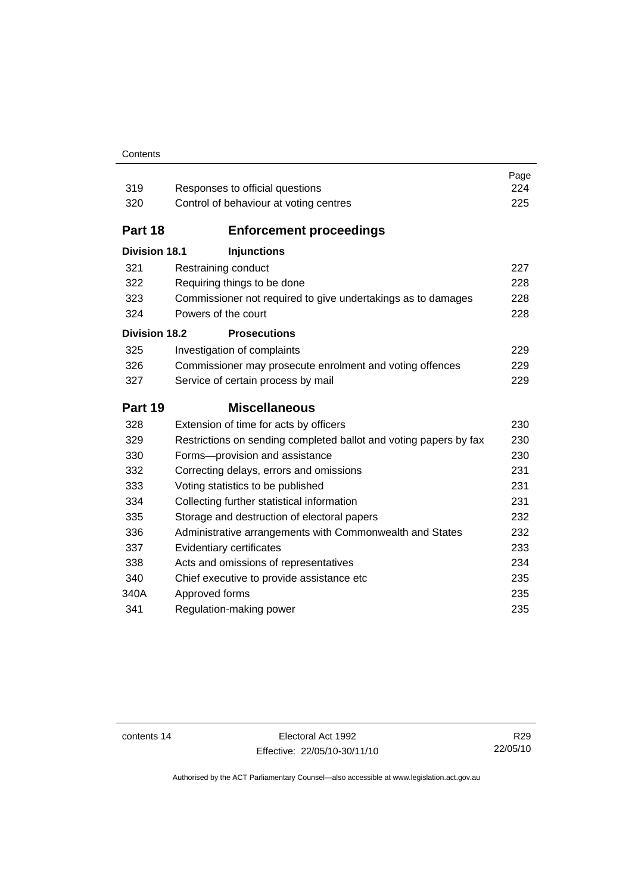| | | Page |
|---|---|---|
| 319 | Responses to official questions | 224 |
| 320 | Control of behaviour at voting centres | 225 |

## Part 18 Enforcement proceedings

### Division 18.1 Injunctions

| | | |
|---|---|---|
| 321 | Restraining conduct | 227 |
| 322 | Requiring things to be done | 228 |
| 323 | Commissioner not required to give undertakings as to damages | 228 |
| 324 | Powers of the court | 228 |

### Division 18.2 Prosecutions

| | | |
|---|---|---|
| 325 | Investigation of complaints | 229 |
| 326 | Commissioner may prosecute enrolment and voting offences | 229 |
| 327 | Service of certain process by mail | 229 |

## Part 19 Miscellaneous

| | | |
|---|---|---|
| 328 | Extension of time for acts by officers | 230 |
| 329 | Restrictions on sending completed ballot and voting papers by fax | 230 |
| 330 | Forms—provision and assistance | 230 |
| 332 | Correcting delays, errors and omissions | 231 |
| 333 | Voting statistics to be published | 231 |
| 334 | Collecting further statistical information | 231 |
| 335 | Storage and destruction of electoral papers | 232 |
| 336 | Administrative arrangements with Commonwealth and States | 232 |
| 337 | Evidentiary certificates | 233 |
| 338 | Acts and omissions of representatives | 234 |
| 340 | Chief executive to provide assistance etc | 235 |
| 340A | Approved forms | 235 |
| 341 | Regulation-making power | 235 |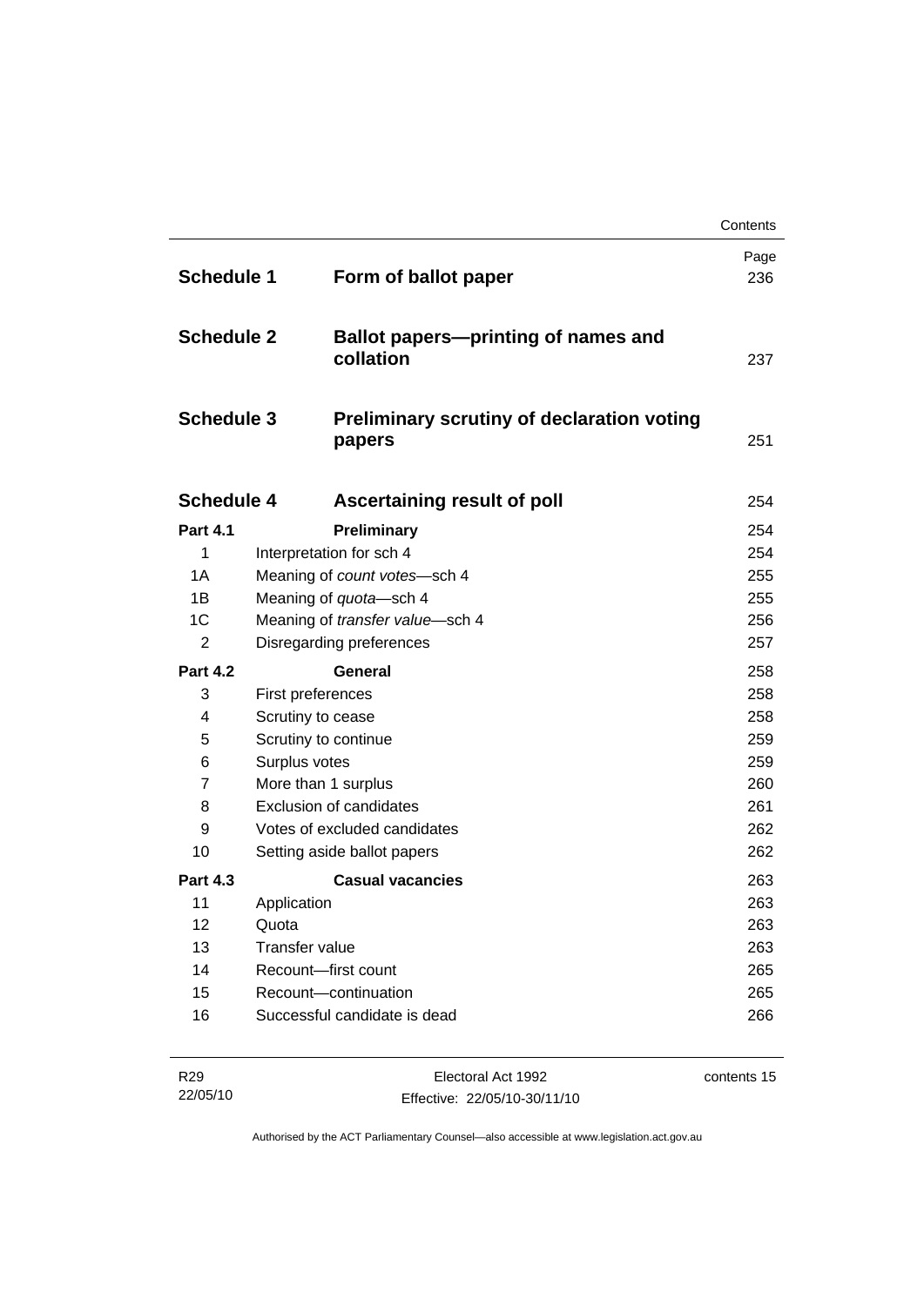| | | Page |
|---|---|---|
| **Schedule 1** | **Form of ballot paper** | 236 |
| **Schedule 2** | **Ballot papers—printing of names and collation** | 237 |
| **Schedule 3** | **Preliminary scrutiny of declaration voting papers** | 251 |
| **Schedule 4** | **Ascertaining result of poll** | 254 |
| **Part 4.1** | **Preliminary** | 254 |
| 1 | Interpretation for sch 4 | 254 |
| 1A | Meaning of *count votes*—sch 4 | 255 |
| 1B | Meaning of *quota*—sch 4 | 255 |
| 1C | Meaning of *transfer value*—sch 4 | 256 |
| 2 | Disregarding preferences | 257 |
| **Part 4.2** | **General** | 258 |
| 3 | First preferences | 258 |
| 4 | Scrutiny to cease | 258 |
| 5 | Scrutiny to continue | 259 |
| 6 | Surplus votes | 259 |
| 7 | More than 1 surplus | 260 |
| 8 | Exclusion of candidates | 261 |
| 9 | Votes of excluded candidates | 262 |
| 10 | Setting aside ballot papers | 262 |
| **Part 4.3** | **Casual vacancies** | 263 |
| 11 | Application | 263 |
| 12 | Quota | 263 |
| 13 | Transfer value | 263 |
| 14 | Recount—first count | 265 |
| 15 | Recount—continuation | 265 |
| 16 | Successful candidate is dead | 266 |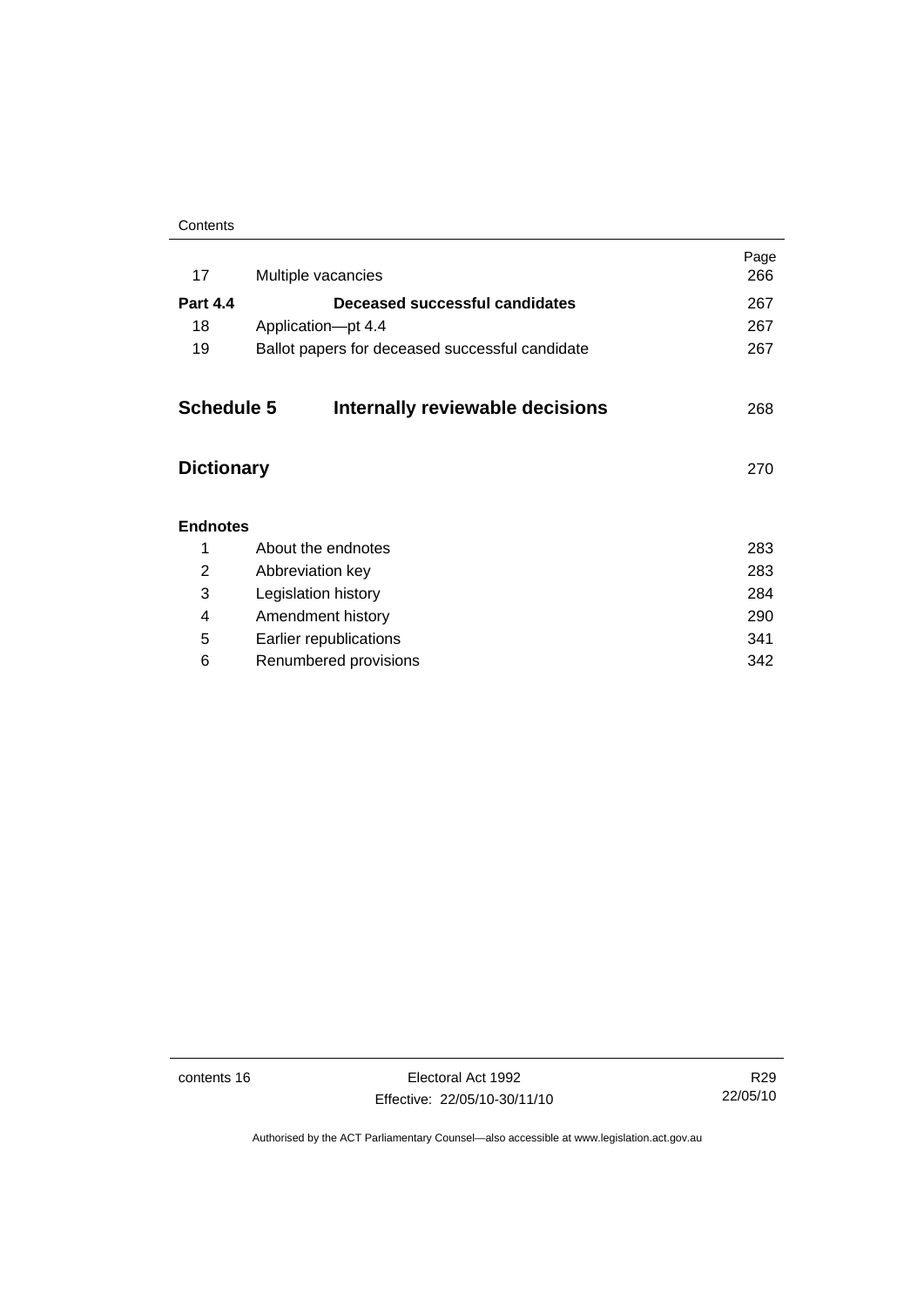| | | Page |
|---|---|---|
| 17 | Multiple vacancies | 266 |
| **Part 4.4** | **Deceased successful candidates** | 267 |
| 18 | Application—pt 4.4 | 267 |
| 19 | Ballot papers for deceased successful candidate | 267 |

## Schedule 5 Internally reviewable decisions 268

## Dictionary 270

**Endnotes**

| | | |
|---|---|---|
| 1 | About the endnotes | 283 |
| 2 | Abbreviation key | 283 |
| 3 | Legislation history | 284 |
| 4 | Amendment history | 290 |
| 5 | Earlier republications | 341 |
| 6 | Renumbered provisions | 342 |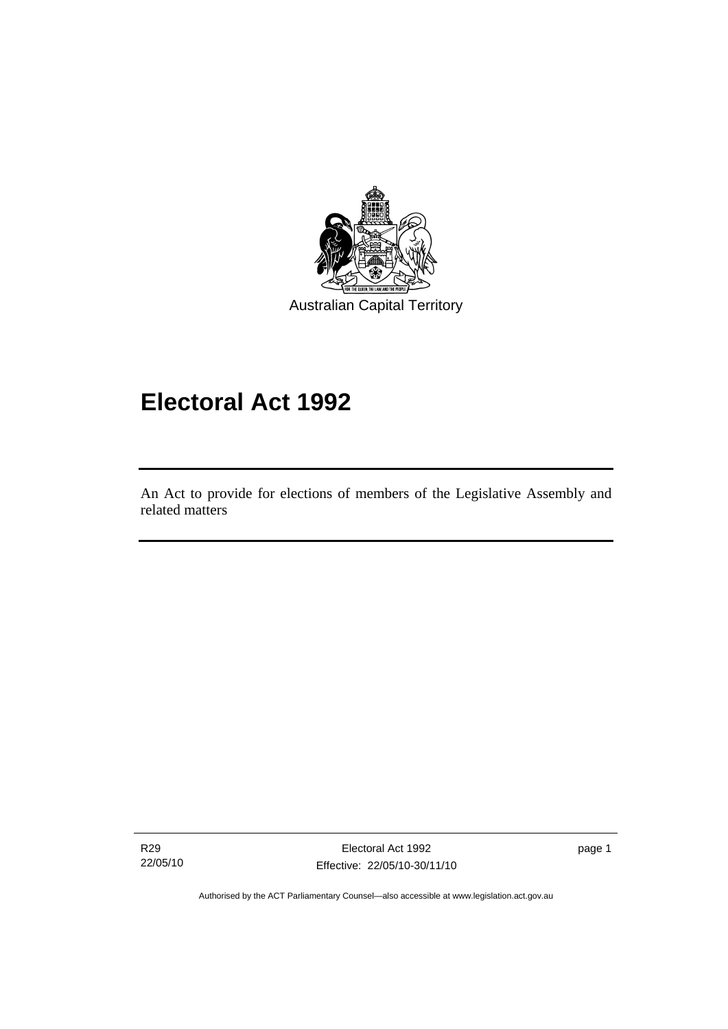Australian Capital Territory

# Electoral Act 1992

An Act to provide for elections of members of the Legislative Assembly and related matters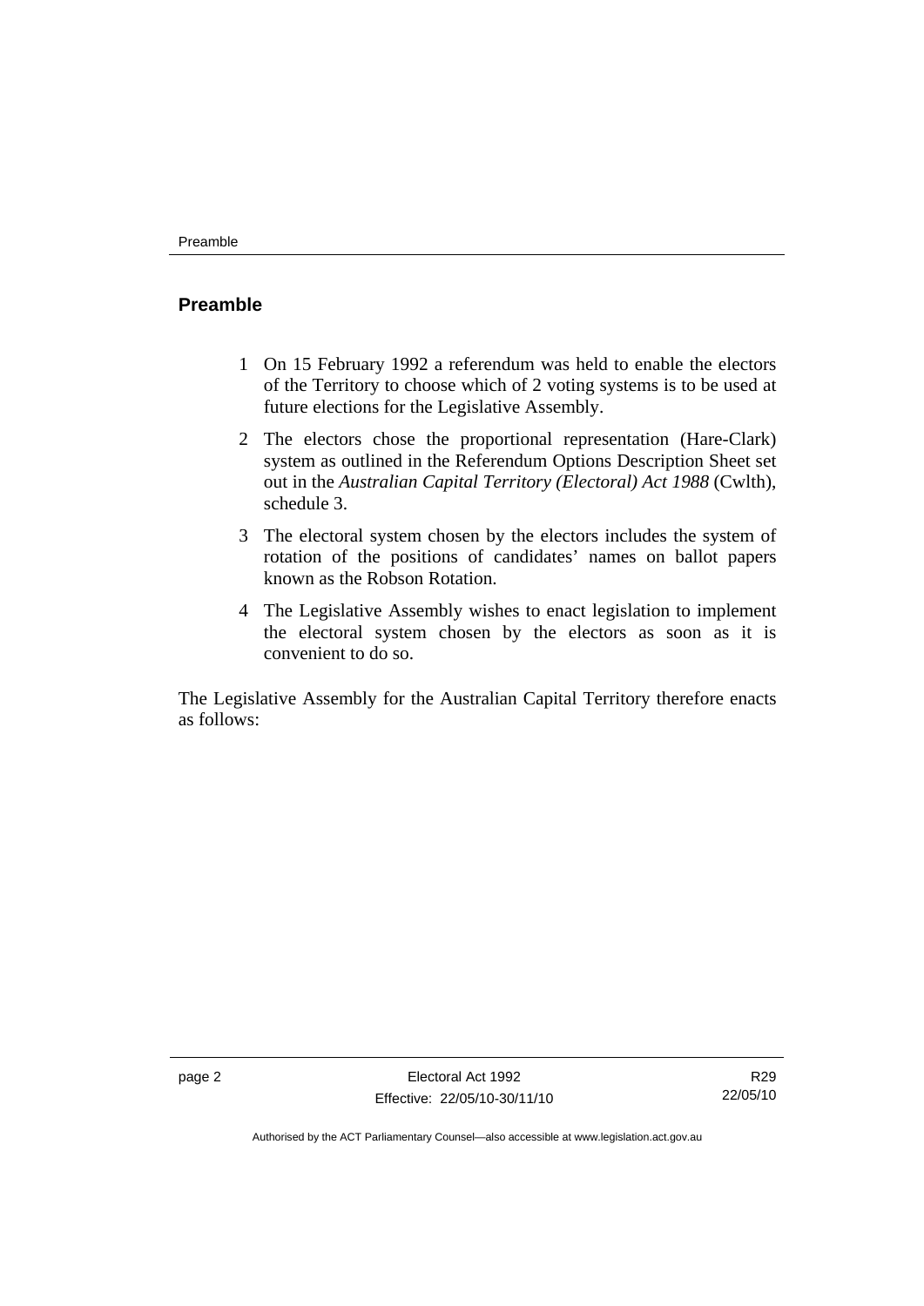## Preamble

1 On 15 February 1992 a referendum was held to enable the electors of the Territory to choose which of 2 voting systems is to be used at future elections for the Legislative Assembly.

2 The electors chose the proportional representation (Hare-Clark) system as outlined in the Referendum Options Description Sheet set out in the *Australian Capital Territory (Electoral) Act 1988* (Cwlth), schedule 3.

3 The electoral system chosen by the electors includes the system of rotation of the positions of candidates' names on ballot papers known as the Robson Rotation.

4 The Legislative Assembly wishes to enact legislation to implement the electoral system chosen by the electors as soon as it is convenient to do so.

The Legislative Assembly for the Australian Capital Territory therefore enacts as follows: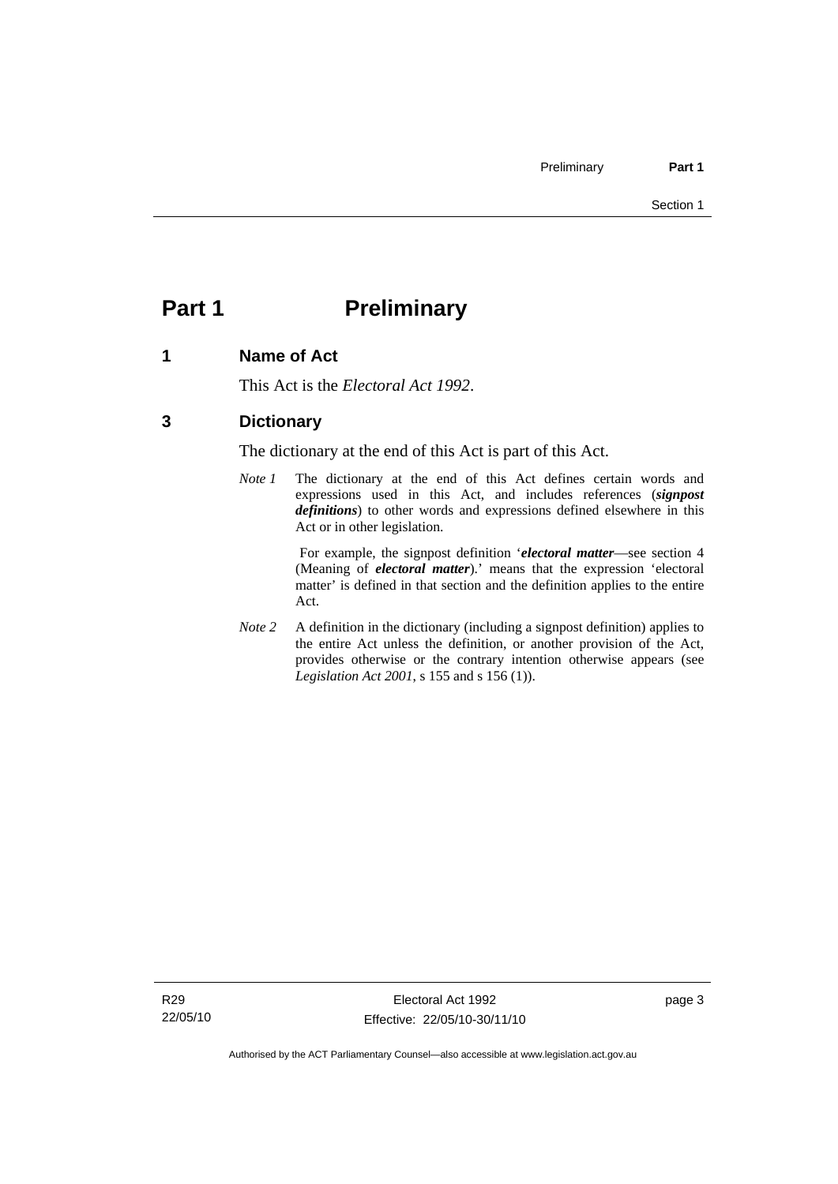# Part 1 Preliminary

## 1 Name of Act

This Act is the *Electoral Act 1992*.

## 3 Dictionary

The dictionary at the end of this Act is part of this Act.

*Note 1* The dictionary at the end of this Act defines certain words and expressions used in this Act, and includes references (***signpost definitions***) to other words and expressions defined elsewhere in this Act or in other legislation.

For example, the signpost definition '***electoral matter***—see section 4 (Meaning of ***electoral matter***).' means that the expression 'electoral matter' is defined in that section and the definition applies to the entire Act.

*Note 2* A definition in the dictionary (including a signpost definition) applies to the entire Act unless the definition, or another provision of the Act, provides otherwise or the contrary intention otherwise appears (see *Legislation Act 2001*, s 155 and s 156 (1)).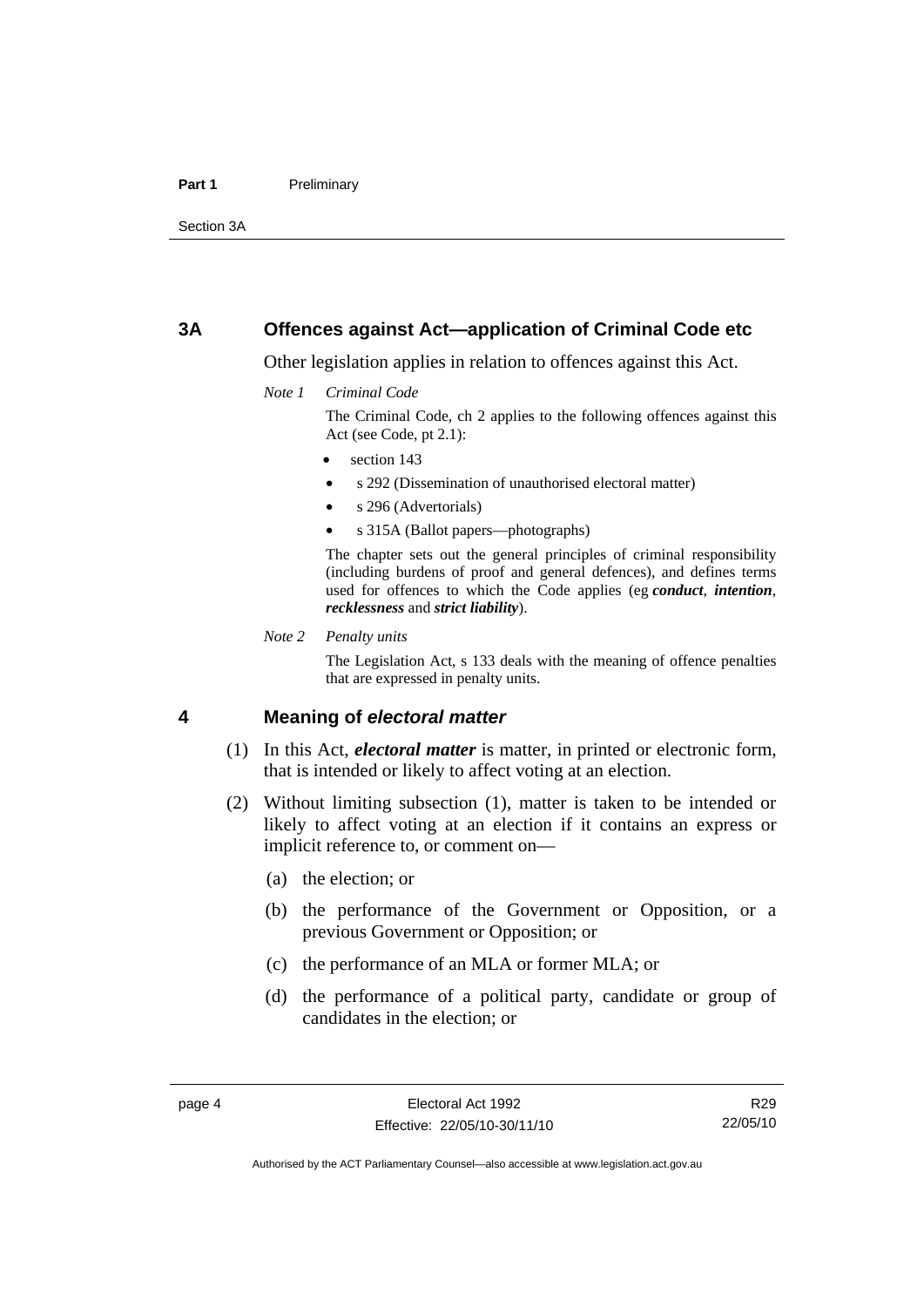## 3A Offences against Act—application of Criminal Code etc

Other legislation applies in relation to offences against this Act.

*Note 1 Criminal Code*

The Criminal Code, ch 2 applies to the following offences against this Act (see Code, pt 2.1):

- section 143
- s 292 (Dissemination of unauthorised electoral matter)
- s 296 (Advertorials)
- s 315A (Ballot papers—photographs)

The chapter sets out the general principles of criminal responsibility (including burdens of proof and general defences), and defines terms used for offences to which the Code applies (eg ***conduct***, ***intention***, ***recklessness*** and ***strict liability***).

*Note 2 Penalty units*

The Legislation Act, s 133 deals with the meaning of offence penalties that are expressed in penalty units.

## 4 Meaning of *electoral matter*

(1) In this Act, ***electoral matter*** is matter, in printed or electronic form, that is intended or likely to affect voting at an election.

(2) Without limiting subsection (1), matter is taken to be intended or likely to affect voting at an election if it contains an express or implicit reference to, or comment on—

(a) the election; or

(b) the performance of the Government or Opposition, or a previous Government or Opposition; or

(c) the performance of an MLA or former MLA; or

(d) the performance of a political party, candidate or group of candidates in the election; or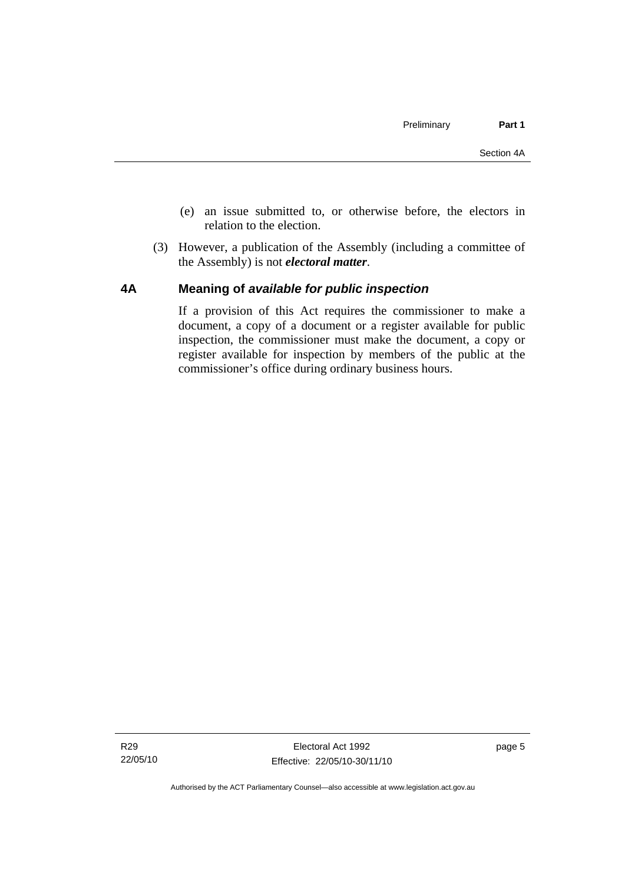(e) an issue submitted to, or otherwise before, the electors in relation to the election.

(3) However, a publication of the Assembly (including a committee of the Assembly) is not ***electoral matter***.

## 4A Meaning of *available for public inspection*

If a provision of this Act requires the commissioner to make a document, a copy of a document or a register available for public inspection, the commissioner must make the document, a copy or register available for inspection by members of the public at the commissioner's office during ordinary business hours.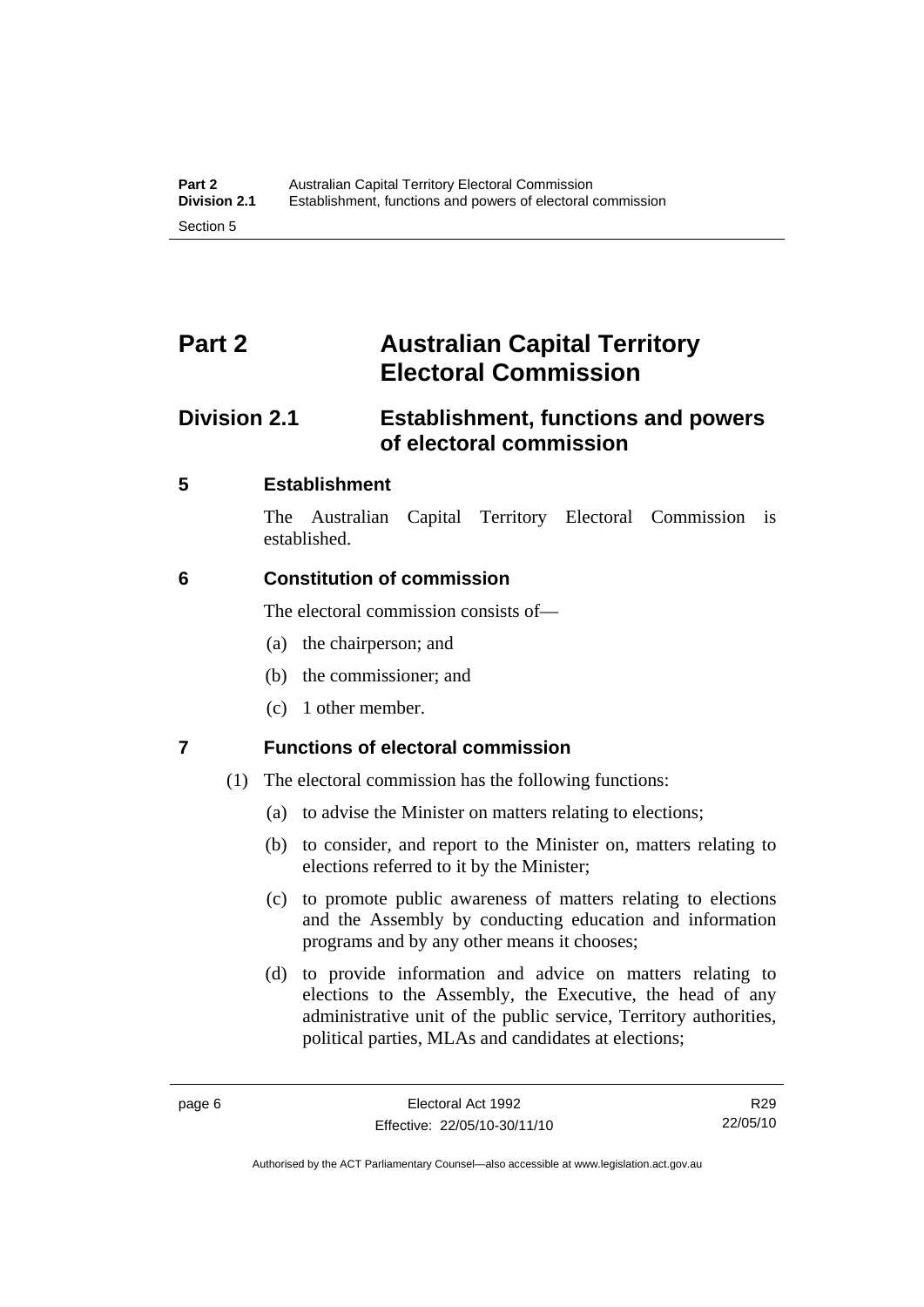# Part 2 Australian Capital Territory Electoral Commission

## Division 2.1 Establishment, functions and powers of electoral commission

### 5 Establishment

The Australian Capital Territory Electoral Commission is established.

### 6 Constitution of commission

The electoral commission consists of—

(a) the chairperson; and

(b) the commissioner; and

(c) 1 other member.

### 7 Functions of electoral commission

(1) The electoral commission has the following functions:

(a) to advise the Minister on matters relating to elections;

(b) to consider, and report to the Minister on, matters relating to elections referred to it by the Minister;

(c) to promote public awareness of matters relating to elections and the Assembly by conducting education and information programs and by any other means it chooses;

(d) to provide information and advice on matters relating to elections to the Assembly, the Executive, the head of any administrative unit of the public service, Territory authorities, political parties, MLAs and candidates at elections;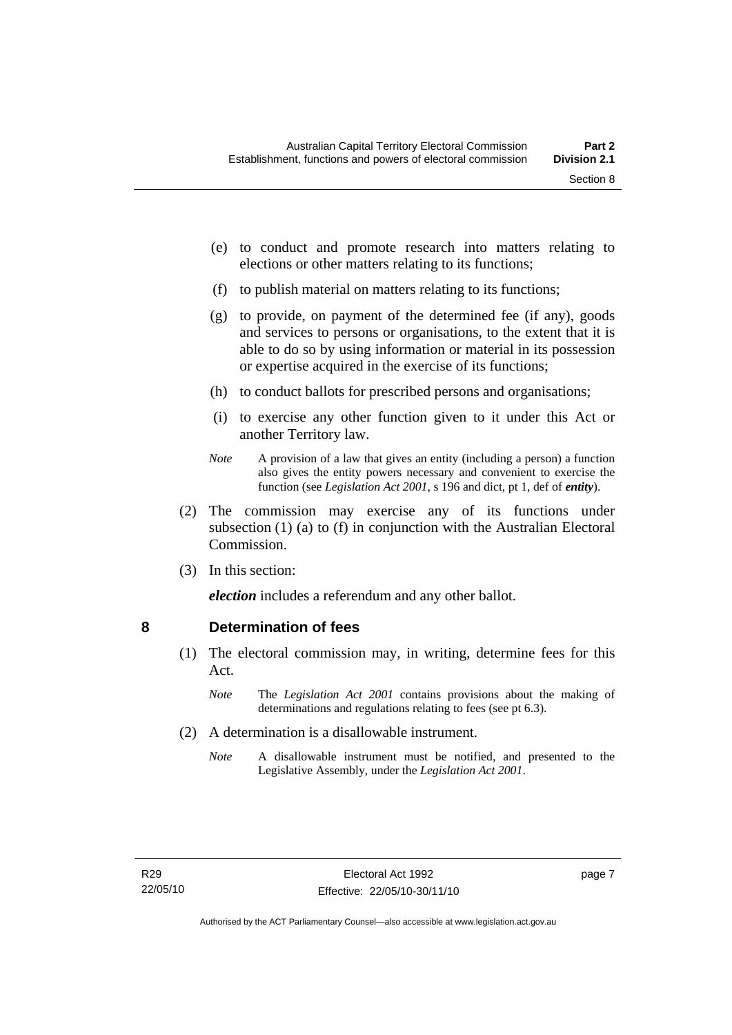(e) to conduct and promote research into matters relating to elections or other matters relating to its functions;

(f) to publish material on matters relating to its functions;

(g) to provide, on payment of the determined fee (if any), goods and services to persons or organisations, to the extent that it is able to do so by using information or material in its possession or expertise acquired in the exercise of its functions;

(h) to conduct ballots for prescribed persons and organisations;

(i) to exercise any other function given to it under this Act or another Territory law.

*Note* A provision of a law that gives an entity (including a person) a function also gives the entity powers necessary and convenient to exercise the function (see *Legislation Act 2001*, s 196 and dict, pt 1, def of ***entity***).

(2) The commission may exercise any of its functions under subsection (1) (a) to (f) in conjunction with the Australian Electoral Commission.

(3) In this section:

***election*** includes a referendum and any other ballot.

## 8 Determination of fees

(1) The electoral commission may, in writing, determine fees for this Act.

*Note* The *Legislation Act 2001* contains provisions about the making of determinations and regulations relating to fees (see pt 6.3).

(2) A determination is a disallowable instrument.

*Note* A disallowable instrument must be notified, and presented to the Legislative Assembly, under the *Legislation Act 2001*.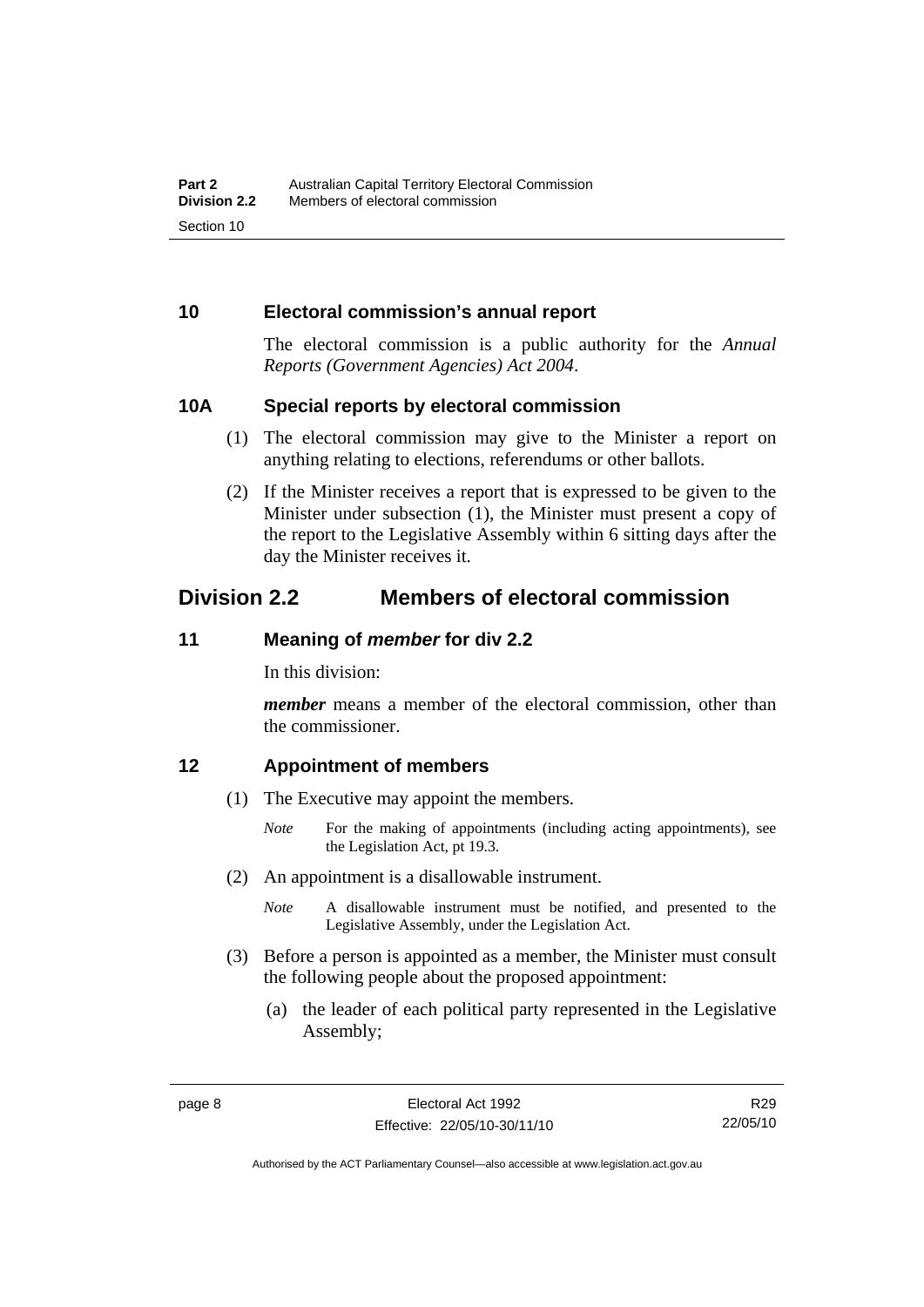## 10 Electoral commission's annual report

The electoral commission is a public authority for the *Annual Reports (Government Agencies) Act 2004*.

## 10A Special reports by electoral commission

(1) The electoral commission may give to the Minister a report on anything relating to elections, referendums or other ballots.

(2) If the Minister receives a report that is expressed to be given to the Minister under subsection (1), the Minister must present a copy of the report to the Legislative Assembly within 6 sitting days after the day the Minister receives it.

# Division 2.2 Members of electoral commission

## 11 Meaning of *member* for div 2.2

In this division:

***member*** means a member of the electoral commission, other than the commissioner.

## 12 Appointment of members

(1) The Executive may appoint the members.

*Note* For the making of appointments (including acting appointments), see the Legislation Act, pt 19.3.

(2) An appointment is a disallowable instrument.

*Note* A disallowable instrument must be notified, and presented to the Legislative Assembly, under the Legislation Act.

(3) Before a person is appointed as a member, the Minister must consult the following people about the proposed appointment:

(a) the leader of each political party represented in the Legislative Assembly;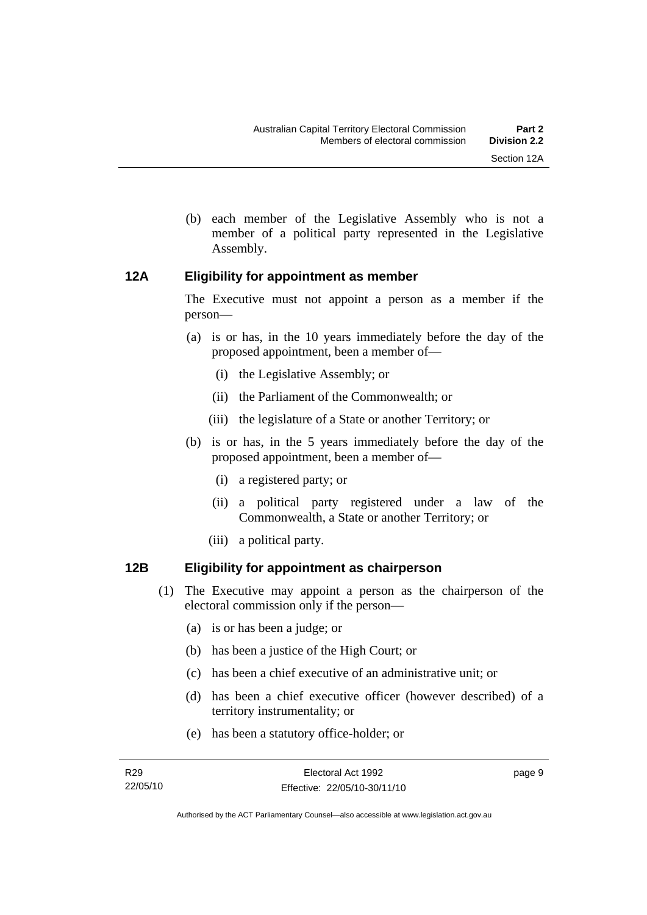(b) each member of the Legislative Assembly who is not a member of a political party represented in the Legislative Assembly.

## 12A Eligibility for appointment as member

The Executive must not appoint a person as a member if the person—

(a) is or has, in the 10 years immediately before the day of the proposed appointment, been a member of—

(i) the Legislative Assembly; or

(ii) the Parliament of the Commonwealth; or

(iii) the legislature of a State or another Territory; or

(b) is or has, in the 5 years immediately before the day of the proposed appointment, been a member of—

(i) a registered party; or

(ii) a political party registered under a law of the Commonwealth, a State or another Territory; or

(iii) a political party.

## 12B Eligibility for appointment as chairperson

(1) The Executive may appoint a person as the chairperson of the electoral commission only if the person—

(a) is or has been a judge; or

(b) has been a justice of the High Court; or

(c) has been a chief executive of an administrative unit; or

(d) has been a chief executive officer (however described) of a territory instrumentality; or

(e) has been a statutory office-holder; or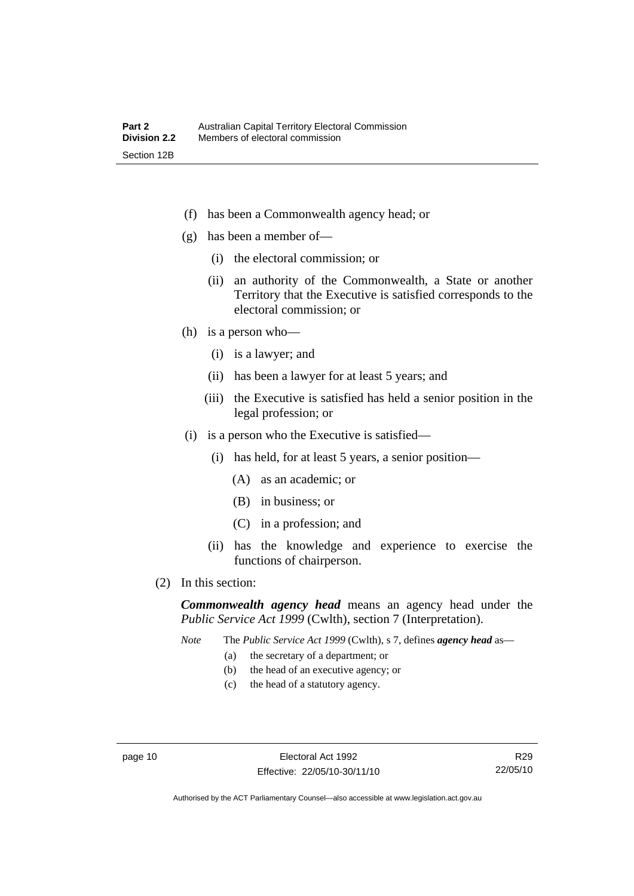(f) has been a Commonwealth agency head; or

(g) has been a member of—

(i) the electoral commission; or

(ii) an authority of the Commonwealth, a State or another Territory that the Executive is satisfied corresponds to the electoral commission; or

(h) is a person who—

(i) is a lawyer; and

(ii) has been a lawyer for at least 5 years; and

(iii) the Executive is satisfied has held a senior position in the legal profession; or

(i) is a person who the Executive is satisfied—

(i) has held, for at least 5 years, a senior position—

(A) as an academic; or

(B) in business; or

(C) in a profession; and

(ii) has the knowledge and experience to exercise the functions of chairperson.

(2) In this section:

***Commonwealth agency head*** means an agency head under the *Public Service Act 1999* (Cwlth), section 7 (Interpretation).

*Note* The *Public Service Act 1999* (Cwlth), s 7, defines ***agency head*** as—

(a) the secretary of a department; or

(b) the head of an executive agency; or

(c) the head of a statutory agency.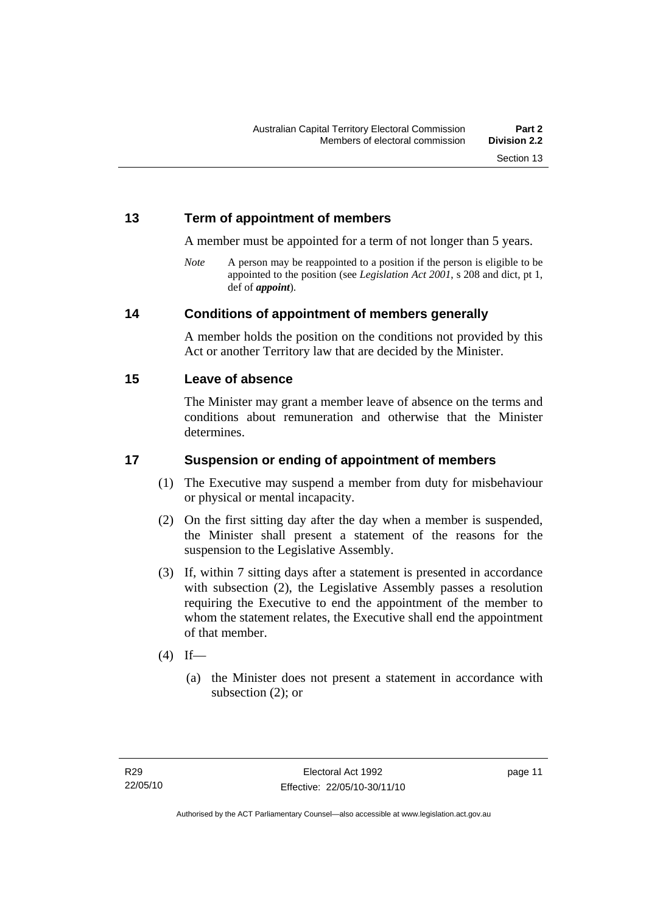## 13 Term of appointment of members

A member must be appointed for a term of not longer than 5 years.

*Note* A person may be reappointed to a position if the person is eligible to be appointed to the position (see *Legislation Act 2001*, s 208 and dict, pt 1, def of ***appoint***).

## 14 Conditions of appointment of members generally

A member holds the position on the conditions not provided by this Act or another Territory law that are decided by the Minister.

## 15 Leave of absence

The Minister may grant a member leave of absence on the terms and conditions about remuneration and otherwise that the Minister determines.

## 17 Suspension or ending of appointment of members

(1) The Executive may suspend a member from duty for misbehaviour or physical or mental incapacity.

(2) On the first sitting day after the day when a member is suspended, the Minister shall present a statement of the reasons for the suspension to the Legislative Assembly.

(3) If, within 7 sitting days after a statement is presented in accordance with subsection (2), the Legislative Assembly passes a resolution requiring the Executive to end the appointment of the member to whom the statement relates, the Executive shall end the appointment of that member.

(4) If—

(a) the Minister does not present a statement in accordance with subsection (2); or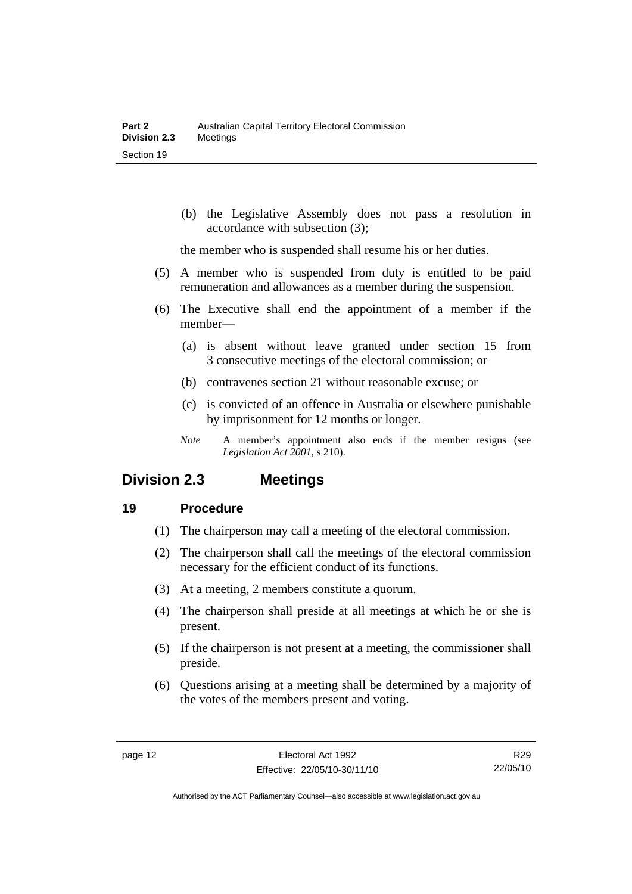(b) the Legislative Assembly does not pass a resolution in accordance with subsection (3);

the member who is suspended shall resume his or her duties.

(5) A member who is suspended from duty is entitled to be paid remuneration and allowances as a member during the suspension.

(6) The Executive shall end the appointment of a member if the member—

(a) is absent without leave granted under section 15 from 3 consecutive meetings of the electoral commission; or

(b) contravenes section 21 without reasonable excuse; or

(c) is convicted of an offence in Australia or elsewhere punishable by imprisonment for 12 months or longer.

*Note* A member's appointment also ends if the member resigns (see *Legislation Act 2001*, s 210).

## Division 2.3 Meetings

### 19 Procedure

(1) The chairperson may call a meeting of the electoral commission.

(2) The chairperson shall call the meetings of the electoral commission necessary for the efficient conduct of its functions.

(3) At a meeting, 2 members constitute a quorum.

(4) The chairperson shall preside at all meetings at which he or she is present.

(5) If the chairperson is not present at a meeting, the commissioner shall preside.

(6) Questions arising at a meeting shall be determined by a majority of the votes of the members present and voting.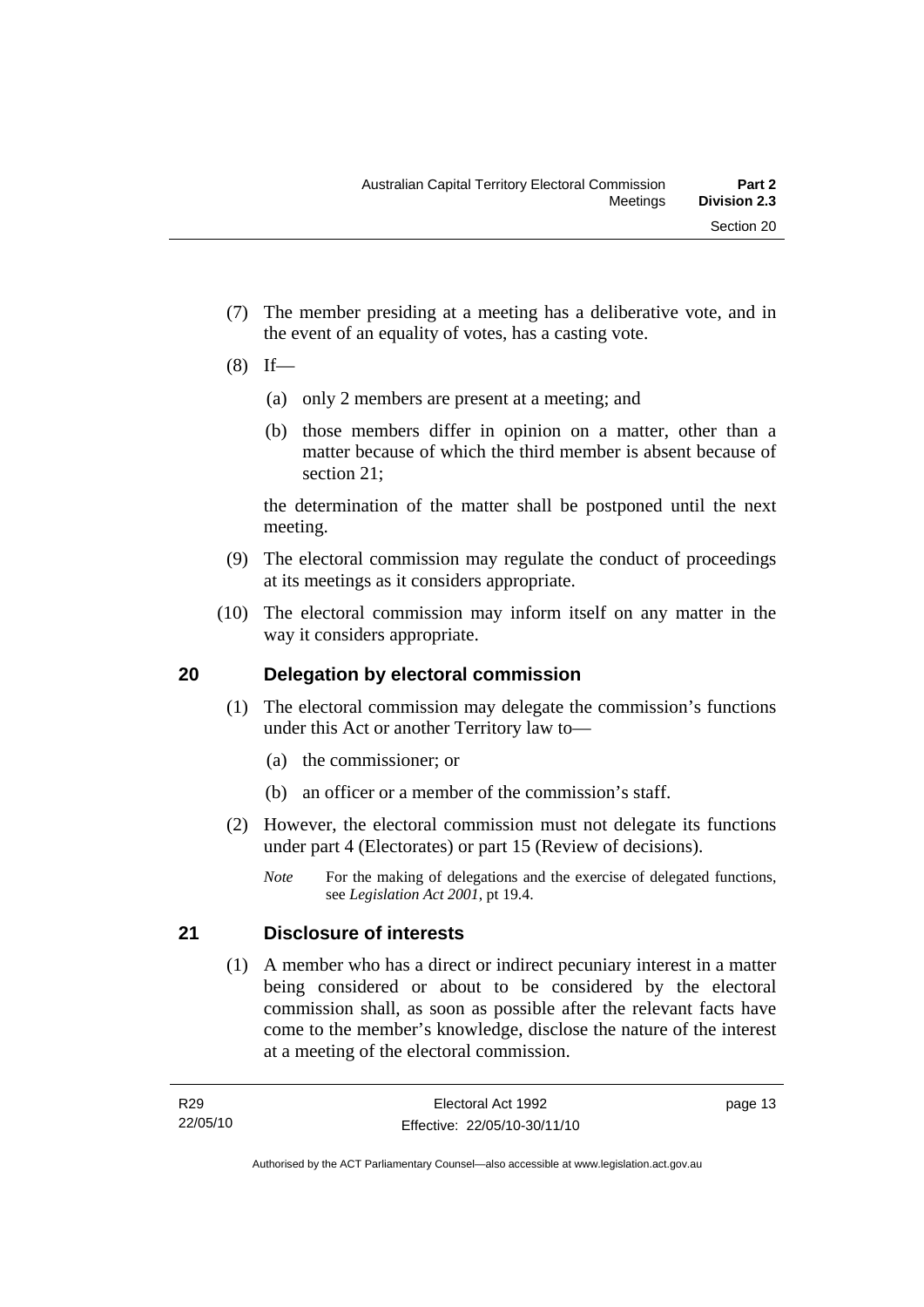(7) The member presiding at a meeting has a deliberative vote, and in the event of an equality of votes, has a casting vote.

(8) If—

(a) only 2 members are present at a meeting; and

(b) those members differ in opinion on a matter, other than a matter because of which the third member is absent because of section 21;

the determination of the matter shall be postponed until the next meeting.

(9) The electoral commission may regulate the conduct of proceedings at its meetings as it considers appropriate.

(10) The electoral commission may inform itself on any matter in the way it considers appropriate.

## 20 Delegation by electoral commission

(1) The electoral commission may delegate the commission's functions under this Act or another Territory law to—

(a) the commissioner; or

(b) an officer or a member of the commission's staff.

(2) However, the electoral commission must not delegate its functions under part 4 (Electorates) or part 15 (Review of decisions).

*Note* For the making of delegations and the exercise of delegated functions, see *Legislation Act 2001*, pt 19.4.

## 21 Disclosure of interests

(1) A member who has a direct or indirect pecuniary interest in a matter being considered or about to be considered by the electoral commission shall, as soon as possible after the relevant facts have come to the member's knowledge, disclose the nature of the interest at a meeting of the electoral commission.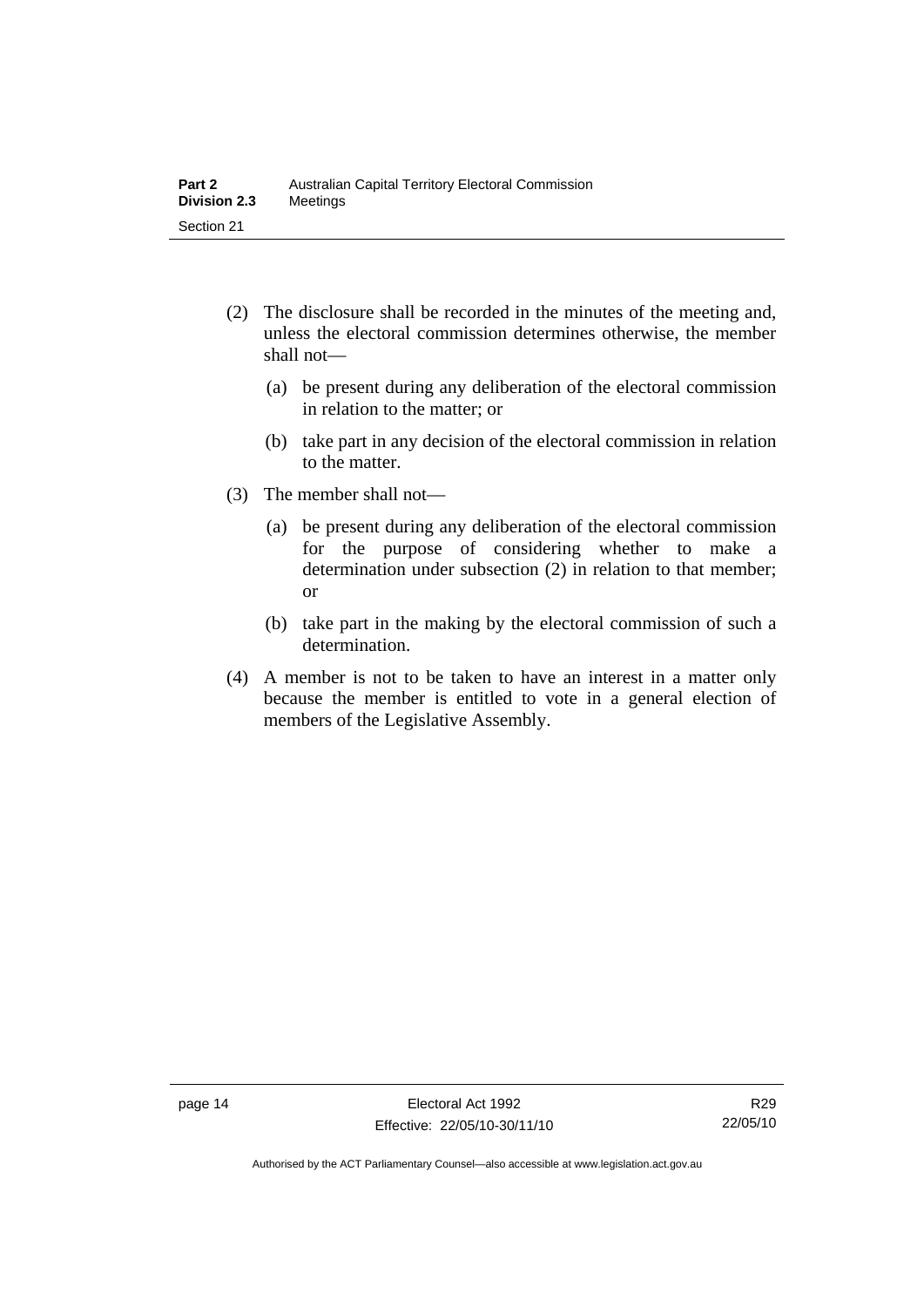(2) The disclosure shall be recorded in the minutes of the meeting and, unless the electoral commission determines otherwise, the member shall not—

  (a) be present during any deliberation of the electoral commission in relation to the matter; or

  (b) take part in any decision of the electoral commission in relation to the matter.

(3) The member shall not—

  (a) be present during any deliberation of the electoral commission for the purpose of considering whether to make a determination under subsection (2) in relation to that member; or

  (b) take part in the making by the electoral commission of such a determination.

(4) A member is not to be taken to have an interest in a matter only because the member is entitled to vote in a general election of members of the Legislative Assembly.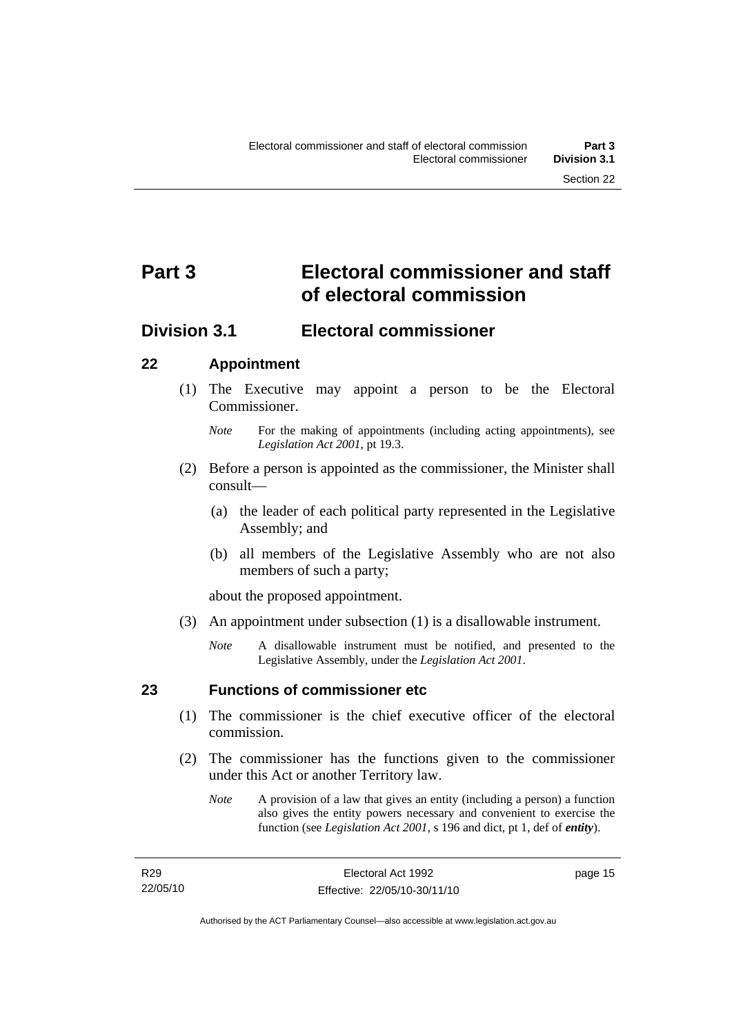# Part 3 Electoral commissioner and staff of electoral commission

## Division 3.1 Electoral commissioner

### 22 Appointment

(1) The Executive may appoint a person to be the Electoral Commissioner.

*Note* For the making of appointments (including acting appointments), see *Legislation Act 2001*, pt 19.3.

(2) Before a person is appointed as the commissioner, the Minister shall consult—

(a) the leader of each political party represented in the Legislative Assembly; and

(b) all members of the Legislative Assembly who are not also members of such a party;

about the proposed appointment.

(3) An appointment under subsection (1) is a disallowable instrument.

*Note* A disallowable instrument must be notified, and presented to the Legislative Assembly, under the *Legislation Act 2001*.

### 23 Functions of commissioner etc

(1) The commissioner is the chief executive officer of the electoral commission.

(2) The commissioner has the functions given to the commissioner under this Act or another Territory law.

*Note* A provision of a law that gives an entity (including a person) a function also gives the entity powers necessary and convenient to exercise the function (see *Legislation Act 2001*, s 196 and dict, pt 1, def of ***entity***).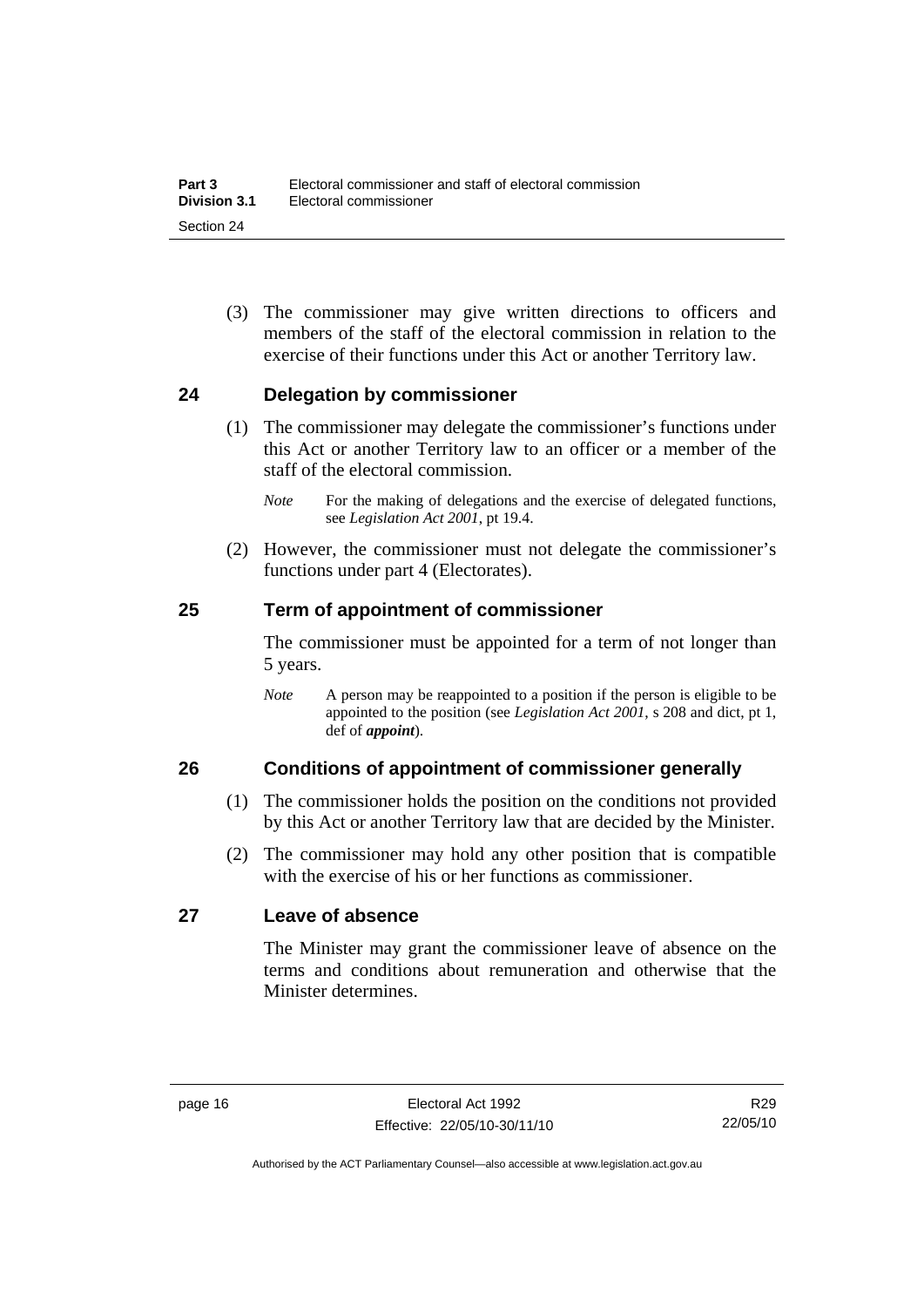(3) The commissioner may give written directions to officers and members of the staff of the electoral commission in relation to the exercise of their functions under this Act or another Territory law.

## 24 Delegation by commissioner

(1) The commissioner may delegate the commissioner's functions under this Act or another Territory law to an officer or a member of the staff of the electoral commission.

*Note* For the making of delegations and the exercise of delegated functions, see *Legislation Act 2001*, pt 19.4.

(2) However, the commissioner must not delegate the commissioner's functions under part 4 (Electorates).

## 25 Term of appointment of commissioner

The commissioner must be appointed for a term of not longer than 5 years.

*Note* A person may be reappointed to a position if the person is eligible to be appointed to the position (see *Legislation Act 2001*, s 208 and dict, pt 1, def of ***appoint***).

## 26 Conditions of appointment of commissioner generally

(1) The commissioner holds the position on the conditions not provided by this Act or another Territory law that are decided by the Minister.

(2) The commissioner may hold any other position that is compatible with the exercise of his or her functions as commissioner.

## 27 Leave of absence

The Minister may grant the commissioner leave of absence on the terms and conditions about remuneration and otherwise that the Minister determines.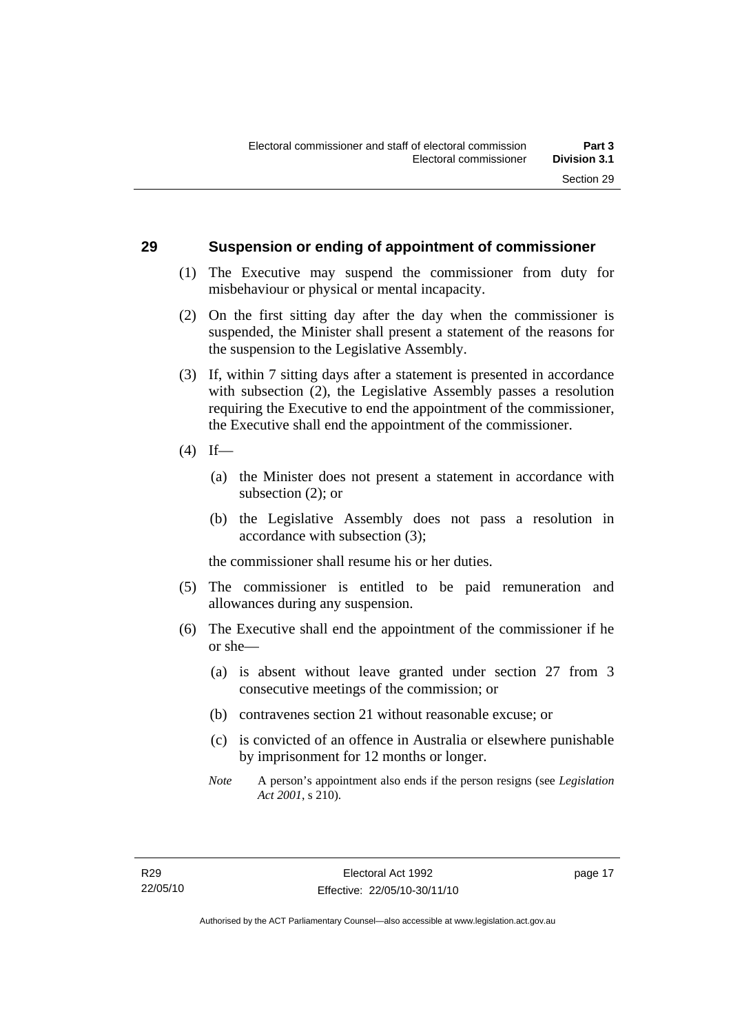## 29 Suspension or ending of appointment of commissioner

(1) The Executive may suspend the commissioner from duty for misbehaviour or physical or mental incapacity.

(2) On the first sitting day after the day when the commissioner is suspended, the Minister shall present a statement of the reasons for the suspension to the Legislative Assembly.

(3) If, within 7 sitting days after a statement is presented in accordance with subsection (2), the Legislative Assembly passes a resolution requiring the Executive to end the appointment of the commissioner, the Executive shall end the appointment of the commissioner.

(4) If—

(a) the Minister does not present a statement in accordance with subsection (2); or

(b) the Legislative Assembly does not pass a resolution in accordance with subsection (3);

the commissioner shall resume his or her duties.

(5) The commissioner is entitled to be paid remuneration and allowances during any suspension.

(6) The Executive shall end the appointment of the commissioner if he or she—

(a) is absent without leave granted under section 27 from 3 consecutive meetings of the commission; or

(b) contravenes section 21 without reasonable excuse; or

(c) is convicted of an offence in Australia or elsewhere punishable by imprisonment for 12 months or longer.

*Note* A person's appointment also ends if the person resigns (see *Legislation Act 2001*, s 210).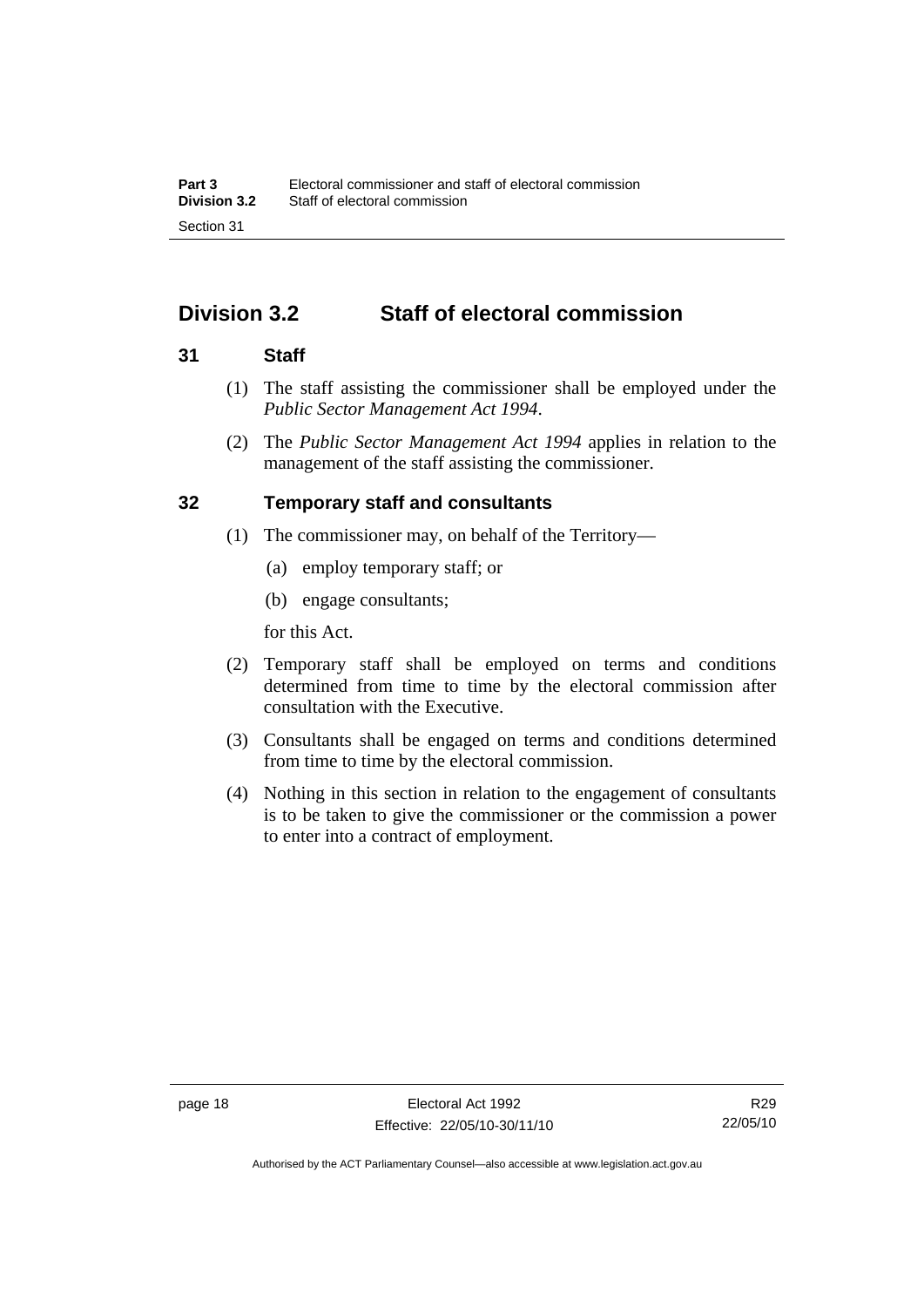## Division 3.2 Staff of electoral commission

### 31 Staff

(1) The staff assisting the commissioner shall be employed under the *Public Sector Management Act 1994*.

(2) The *Public Sector Management Act 1994* applies in relation to the management of the staff assisting the commissioner.

### 32 Temporary staff and consultants

(1) The commissioner may, on behalf of the Territory—

(a) employ temporary staff; or

(b) engage consultants;

for this Act.

(2) Temporary staff shall be employed on terms and conditions determined from time to time by the electoral commission after consultation with the Executive.

(3) Consultants shall be engaged on terms and conditions determined from time to time by the electoral commission.

(4) Nothing in this section in relation to the engagement of consultants is to be taken to give the commissioner or the commission a power to enter into a contract of employment.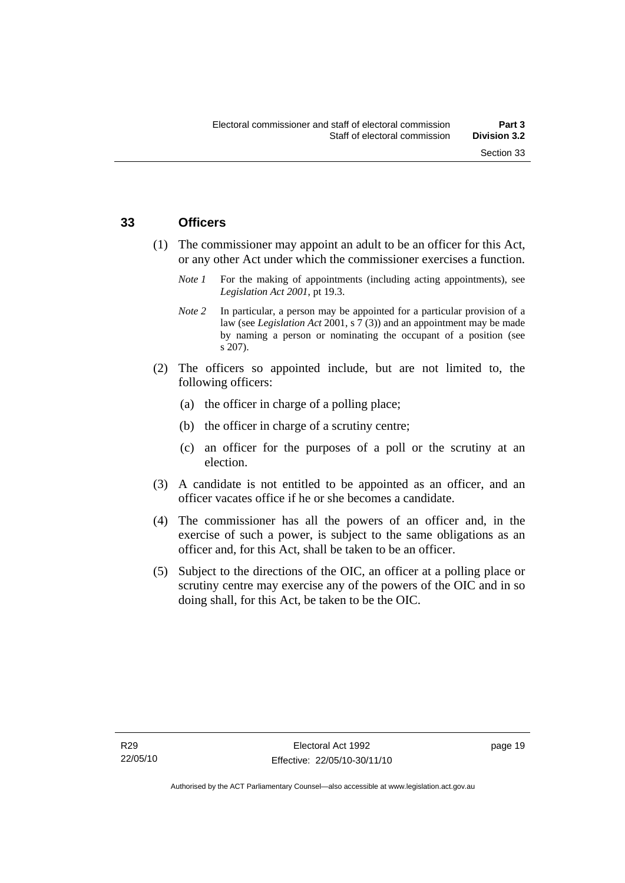## 33 Officers

(1) The commissioner may appoint an adult to be an officer for this Act, or any other Act under which the commissioner exercises a function.

*Note 1* For the making of appointments (including acting appointments), see *Legislation Act 2001*, pt 19.3.

*Note 2* In particular, a person may be appointed for a particular provision of a law (see *Legislation Act* 2001, s 7 (3)) and an appointment may be made by naming a person or nominating the occupant of a position (see s 207).

(2) The officers so appointed include, but are not limited to, the following officers:

(a) the officer in charge of a polling place;

(b) the officer in charge of a scrutiny centre;

(c) an officer for the purposes of a poll or the scrutiny at an election.

(3) A candidate is not entitled to be appointed as an officer, and an officer vacates office if he or she becomes a candidate.

(4) The commissioner has all the powers of an officer and, in the exercise of such a power, is subject to the same obligations as an officer and, for this Act, shall be taken to be an officer.

(5) Subject to the directions of the OIC, an officer at a polling place or scrutiny centre may exercise any of the powers of the OIC and in so doing shall, for this Act, be taken to be the OIC.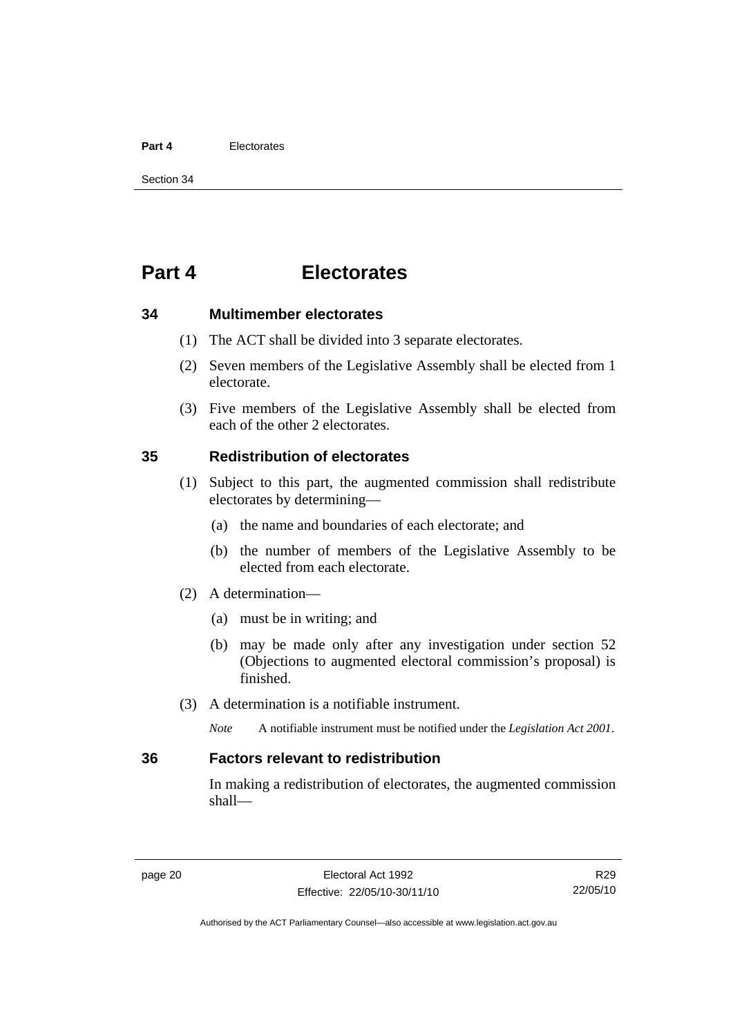# Part 4 Electorates

## 34 Multimember electorates

(1) The ACT shall be divided into 3 separate electorates.

(2) Seven members of the Legislative Assembly shall be elected from 1 electorate.

(3) Five members of the Legislative Assembly shall be elected from each of the other 2 electorates.

## 35 Redistribution of electorates

(1) Subject to this part, the augmented commission shall redistribute electorates by determining—

(a) the name and boundaries of each electorate; and

(b) the number of members of the Legislative Assembly to be elected from each electorate.

(2) A determination—

(a) must be in writing; and

(b) may be made only after any investigation under section 52 (Objections to augmented electoral commission's proposal) is finished.

(3) A determination is a notifiable instrument.

*Note* A notifiable instrument must be notified under the *Legislation Act 2001*.

## 36 Factors relevant to redistribution

In making a redistribution of electorates, the augmented commission shall—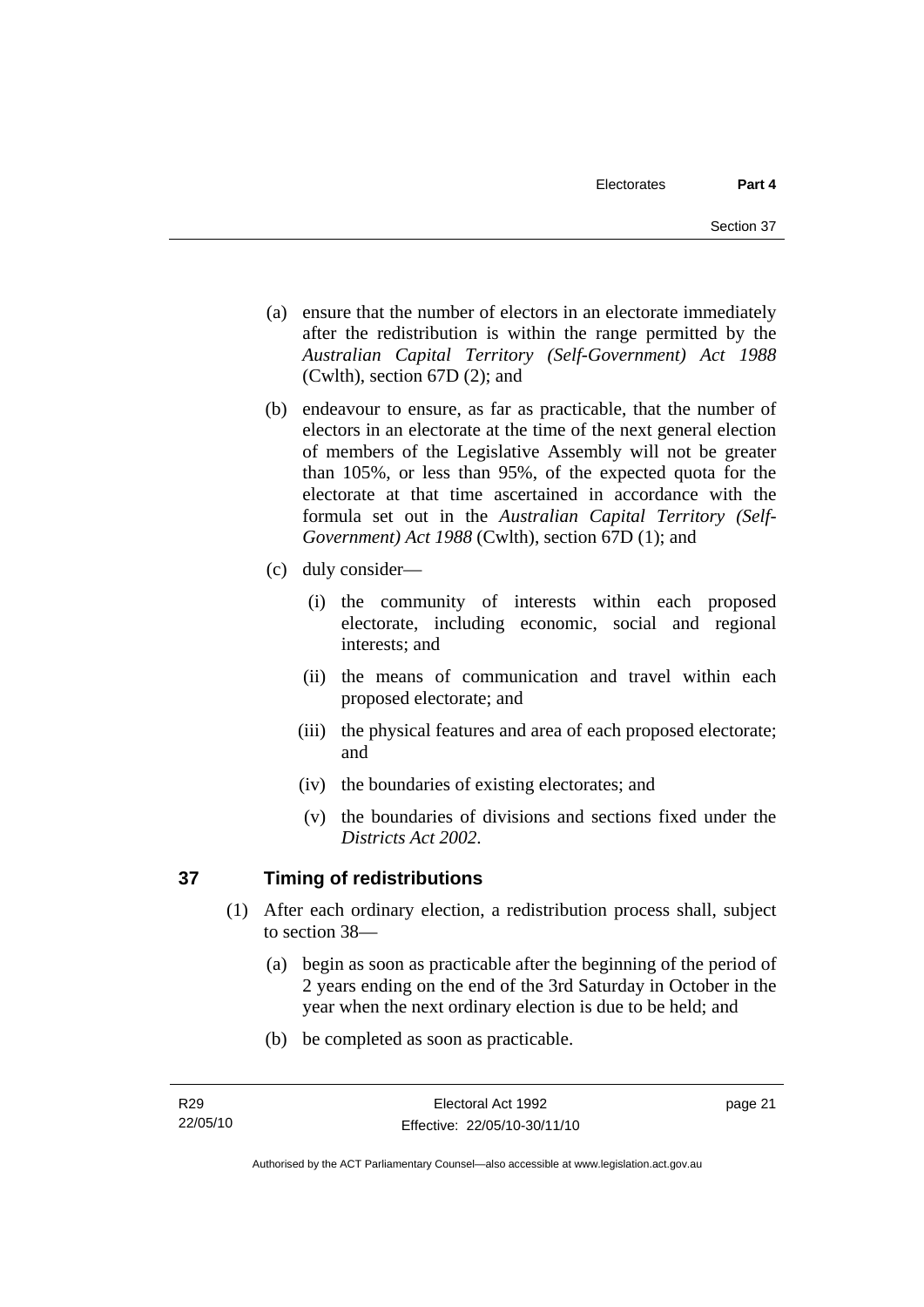(a) ensure that the number of electors in an electorate immediately after the redistribution is within the range permitted by the *Australian Capital Territory (Self-Government) Act 1988* (Cwlth), section 67D (2); and

(b) endeavour to ensure, as far as practicable, that the number of electors in an electorate at the time of the next general election of members of the Legislative Assembly will not be greater than 105%, or less than 95%, of the expected quota for the electorate at that time ascertained in accordance with the formula set out in the *Australian Capital Territory (Self-Government) Act 1988* (Cwlth), section 67D (1); and

(c) duly consider—

(i) the community of interests within each proposed electorate, including economic, social and regional interests; and

(ii) the means of communication and travel within each proposed electorate; and

(iii) the physical features and area of each proposed electorate; and

(iv) the boundaries of existing electorates; and

(v) the boundaries of divisions and sections fixed under the *Districts Act 2002*.

## 37 Timing of redistributions

(1) After each ordinary election, a redistribution process shall, subject to section 38—

(a) begin as soon as practicable after the beginning of the period of 2 years ending on the end of the 3rd Saturday in October in the year when the next ordinary election is due to be held; and

(b) be completed as soon as practicable.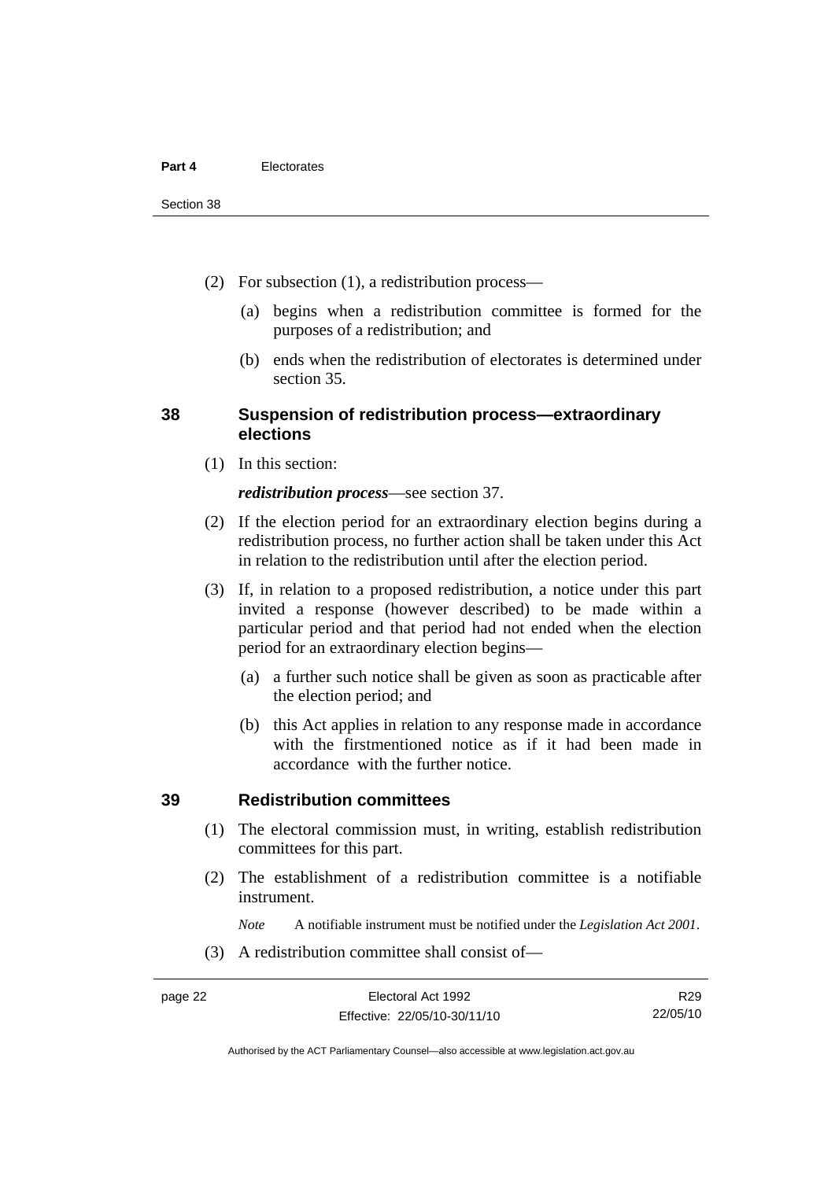(2) For subsection (1), a redistribution process—

(a) begins when a redistribution committee is formed for the purposes of a redistribution; and

(b) ends when the redistribution of electorates is determined under section 35.

## 38 Suspension of redistribution process—extraordinary elections

(1) In this section:

***redistribution process***—see section 37.

(2) If the election period for an extraordinary election begins during a redistribution process, no further action shall be taken under this Act in relation to the redistribution until after the election period.

(3) If, in relation to a proposed redistribution, a notice under this part invited a response (however described) to be made within a particular period and that period had not ended when the election period for an extraordinary election begins—

(a) a further such notice shall be given as soon as practicable after the election period; and

(b) this Act applies in relation to any response made in accordance with the firstmentioned notice as if it had been made in accordance with the further notice.

## 39 Redistribution committees

(1) The electoral commission must, in writing, establish redistribution committees for this part.

(2) The establishment of a redistribution committee is a notifiable instrument.

*Note* A notifiable instrument must be notified under the *Legislation Act 2001*.

(3) A redistribution committee shall consist of—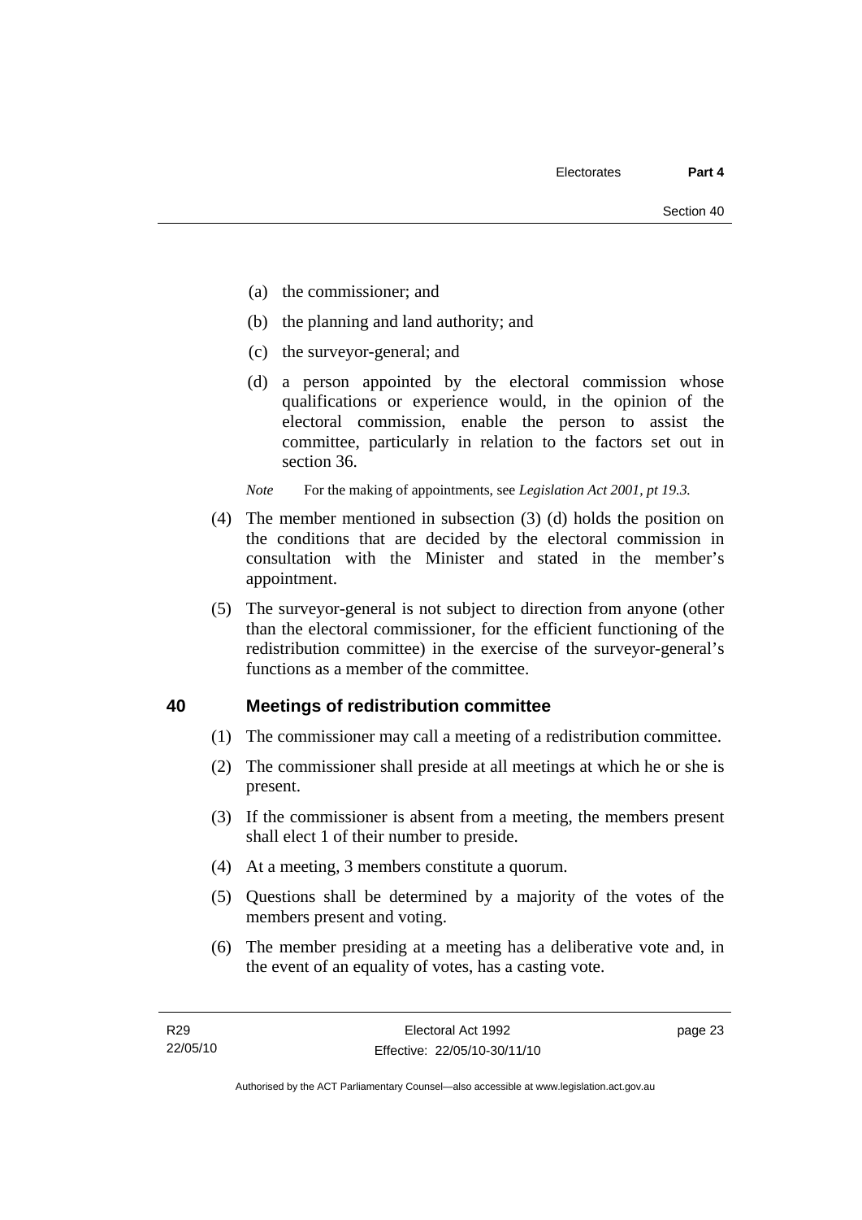(a) the commissioner; and

(b) the planning and land authority; and

(c) the surveyor-general; and

(d) a person appointed by the electoral commission whose qualifications or experience would, in the opinion of the electoral commission, enable the person to assist the committee, particularly in relation to the factors set out in section 36.

*Note* For the making of appointments, see *Legislation Act 2001, pt 19.3.*

(4) The member mentioned in subsection (3) (d) holds the position on the conditions that are decided by the electoral commission in consultation with the Minister and stated in the member's appointment.

(5) The surveyor-general is not subject to direction from anyone (other than the electoral commissioner, for the efficient functioning of the redistribution committee) in the exercise of the surveyor-general's functions as a member of the committee.

## 40 Meetings of redistribution committee

(1) The commissioner may call a meeting of a redistribution committee.

(2) The commissioner shall preside at all meetings at which he or she is present.

(3) If the commissioner is absent from a meeting, the members present shall elect 1 of their number to preside.

(4) At a meeting, 3 members constitute a quorum.

(5) Questions shall be determined by a majority of the votes of the members present and voting.

(6) The member presiding at a meeting has a deliberative vote and, in the event of an equality of votes, has a casting vote.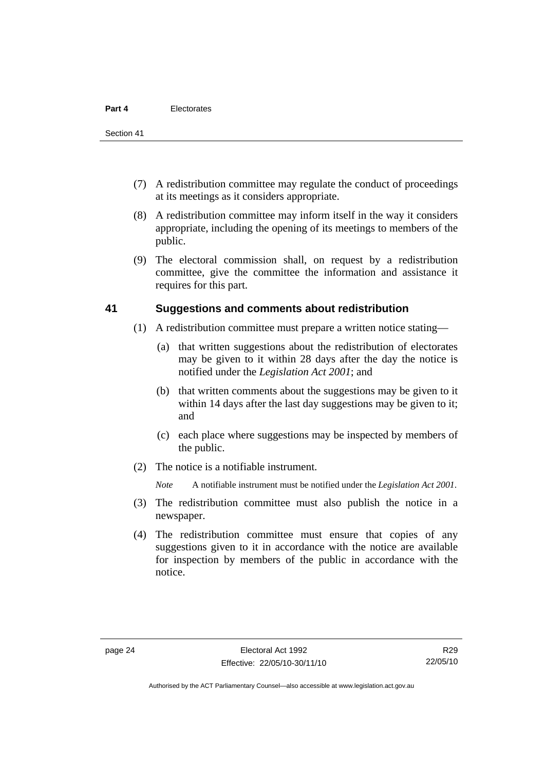(7) A redistribution committee may regulate the conduct of proceedings at its meetings as it considers appropriate.

(8) A redistribution committee may inform itself in the way it considers appropriate, including the opening of its meetings to members of the public.

(9) The electoral commission shall, on request by a redistribution committee, give the committee the information and assistance it requires for this part.

## 41 Suggestions and comments about redistribution

(1) A redistribution committee must prepare a written notice stating—

(a) that written suggestions about the redistribution of electorates may be given to it within 28 days after the day the notice is notified under the *Legislation Act 2001*; and

(b) that written comments about the suggestions may be given to it within 14 days after the last day suggestions may be given to it; and

(c) each place where suggestions may be inspected by members of the public.

(2) The notice is a notifiable instrument.

*Note* A notifiable instrument must be notified under the *Legislation Act 2001*.

(3) The redistribution committee must also publish the notice in a newspaper.

(4) The redistribution committee must ensure that copies of any suggestions given to it in accordance with the notice are available for inspection by members of the public in accordance with the notice.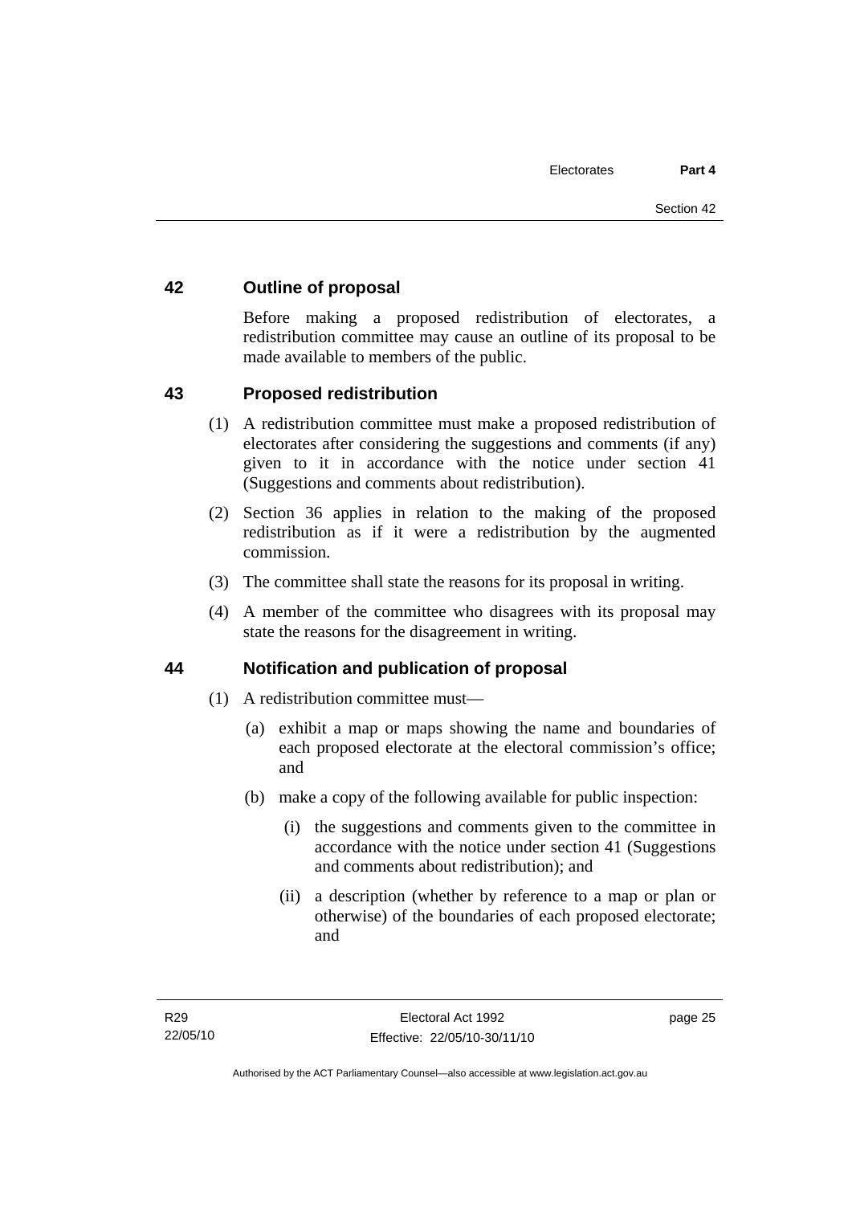## 42 Outline of proposal

Before making a proposed redistribution of electorates, a redistribution committee may cause an outline of its proposal to be made available to members of the public.

## 43 Proposed redistribution

(1) A redistribution committee must make a proposed redistribution of electorates after considering the suggestions and comments (if any) given to it in accordance with the notice under section 41 (Suggestions and comments about redistribution).

(2) Section 36 applies in relation to the making of the proposed redistribution as if it were a redistribution by the augmented commission.

(3) The committee shall state the reasons for its proposal in writing.

(4) A member of the committee who disagrees with its proposal may state the reasons for the disagreement in writing.

## 44 Notification and publication of proposal

(1) A redistribution committee must—

(a) exhibit a map or maps showing the name and boundaries of each proposed electorate at the electoral commission's office; and

(b) make a copy of the following available for public inspection:

(i) the suggestions and comments given to the committee in accordance with the notice under section 41 (Suggestions and comments about redistribution); and

(ii) a description (whether by reference to a map or plan or otherwise) of the boundaries of each proposed electorate; and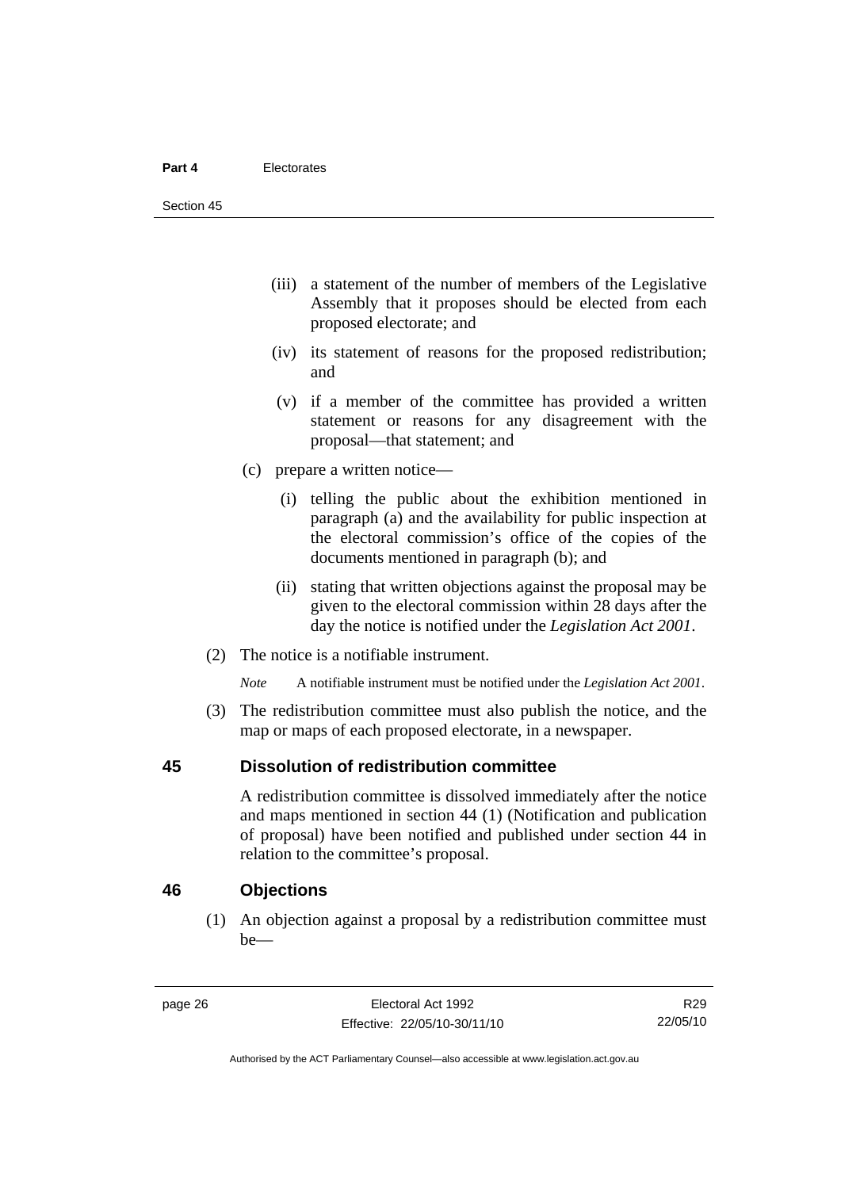(iii) a statement of the number of members of the Legislative Assembly that it proposes should be elected from each proposed electorate; and

(iv) its statement of reasons for the proposed redistribution; and

(v) if a member of the committee has provided a written statement or reasons for any disagreement with the proposal—that statement; and

(c) prepare a written notice—

(i) telling the public about the exhibition mentioned in paragraph (a) and the availability for public inspection at the electoral commission's office of the copies of the documents mentioned in paragraph (b); and

(ii) stating that written objections against the proposal may be given to the electoral commission within 28 days after the day the notice is notified under the *Legislation Act 2001*.

(2) The notice is a notifiable instrument.

*Note* A notifiable instrument must be notified under the *Legislation Act 2001*.

(3) The redistribution committee must also publish the notice, and the map or maps of each proposed electorate, in a newspaper.

## 45 Dissolution of redistribution committee

A redistribution committee is dissolved immediately after the notice and maps mentioned in section 44 (1) (Notification and publication of proposal) have been notified and published under section 44 in relation to the committee's proposal.

## 46 Objections

(1) An objection against a proposal by a redistribution committee must be—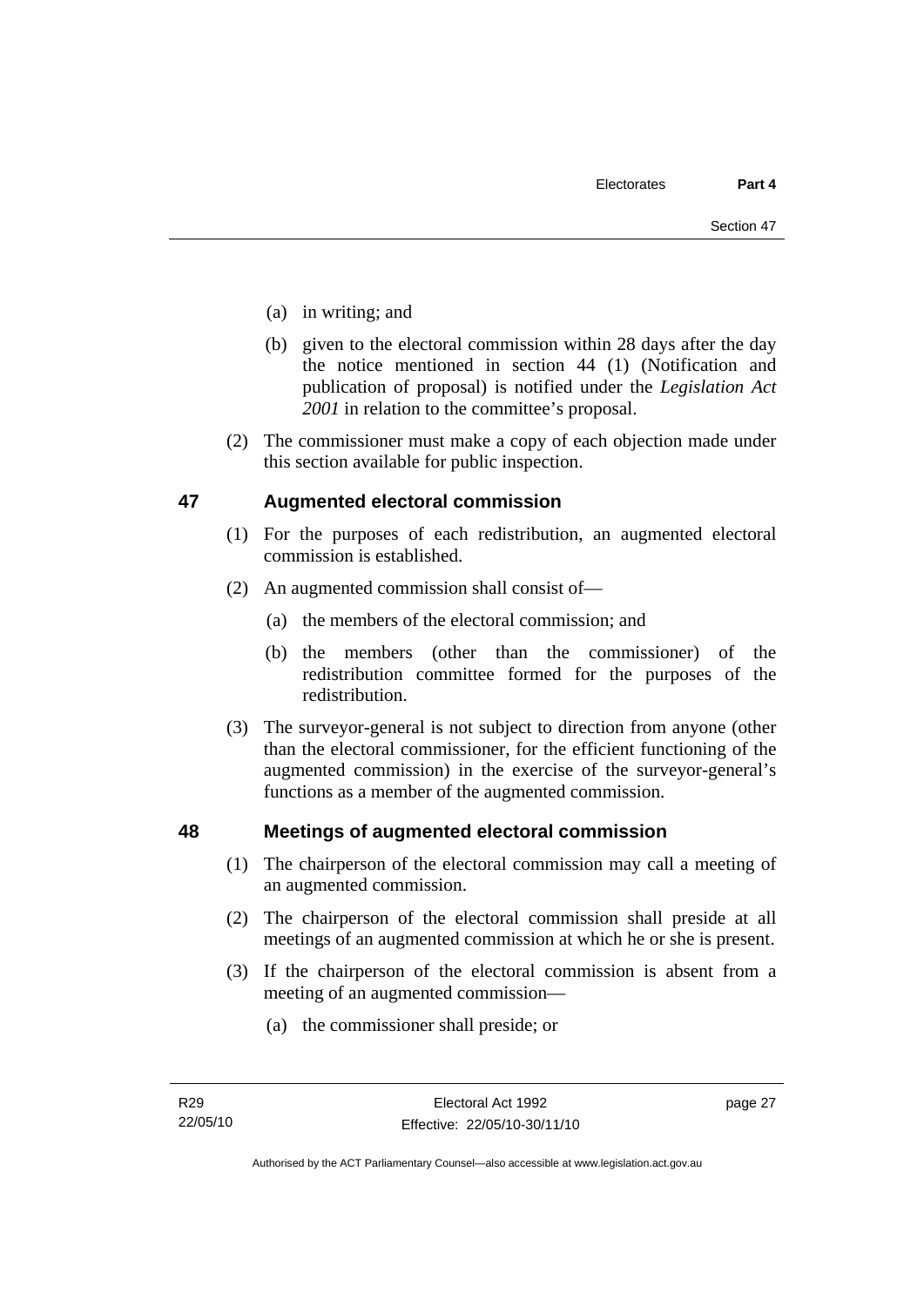(a) in writing; and

(b) given to the electoral commission within 28 days after the day the notice mentioned in section 44 (1) (Notification and publication of proposal) is notified under the *Legislation Act 2001* in relation to the committee's proposal.

(2) The commissioner must make a copy of each objection made under this section available for public inspection.

## 47 Augmented electoral commission

(1) For the purposes of each redistribution, an augmented electoral commission is established.

(2) An augmented commission shall consist of—

(a) the members of the electoral commission; and

(b) the members (other than the commissioner) of the redistribution committee formed for the purposes of the redistribution.

(3) The surveyor-general is not subject to direction from anyone (other than the electoral commissioner, for the efficient functioning of the augmented commission) in the exercise of the surveyor-general's functions as a member of the augmented commission.

## 48 Meetings of augmented electoral commission

(1) The chairperson of the electoral commission may call a meeting of an augmented commission.

(2) The chairperson of the electoral commission shall preside at all meetings of an augmented commission at which he or she is present.

(3) If the chairperson of the electoral commission is absent from a meeting of an augmented commission—

(a) the commissioner shall preside; or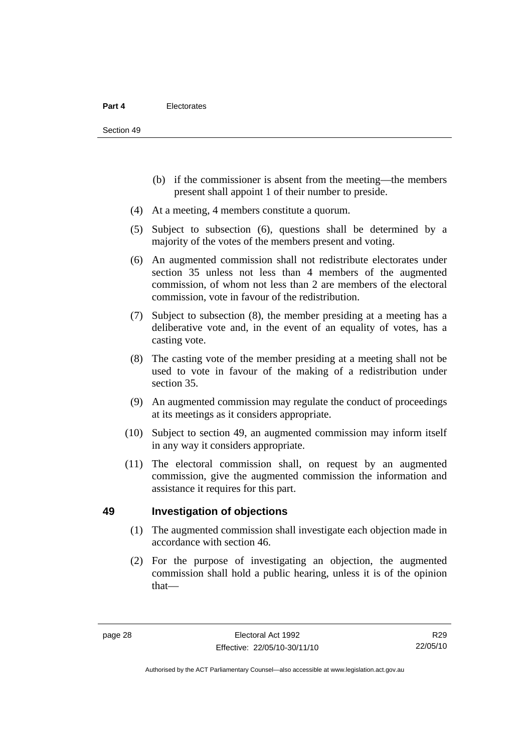(b) if the commissioner is absent from the meeting—the members present shall appoint 1 of their number to preside.

(4) At a meeting, 4 members constitute a quorum.

(5) Subject to subsection (6), questions shall be determined by a majority of the votes of the members present and voting.

(6) An augmented commission shall not redistribute electorates under section 35 unless not less than 4 members of the augmented commission, of whom not less than 2 are members of the electoral commission, vote in favour of the redistribution.

(7) Subject to subsection (8), the member presiding at a meeting has a deliberative vote and, in the event of an equality of votes, has a casting vote.

(8) The casting vote of the member presiding at a meeting shall not be used to vote in favour of the making of a redistribution under section 35.

(9) An augmented commission may regulate the conduct of proceedings at its meetings as it considers appropriate.

(10) Subject to section 49, an augmented commission may inform itself in any way it considers appropriate.

(11) The electoral commission shall, on request by an augmented commission, give the augmented commission the information and assistance it requires for this part.

## 49 Investigation of objections

(1) The augmented commission shall investigate each objection made in accordance with section 46.

(2) For the purpose of investigating an objection, the augmented commission shall hold a public hearing, unless it is of the opinion that—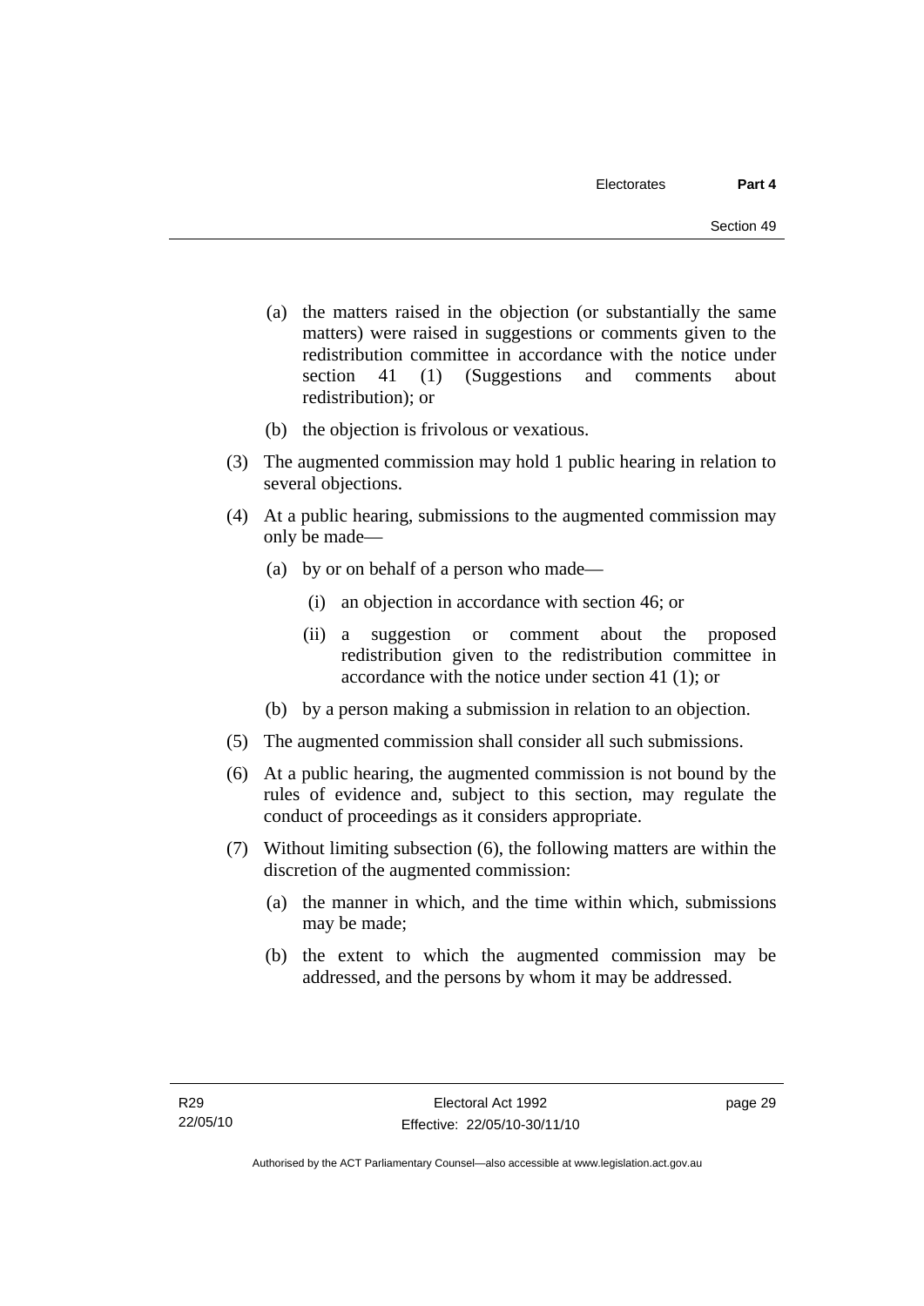(a) the matters raised in the objection (or substantially the same matters) were raised in suggestions or comments given to the redistribution committee in accordance with the notice under section 41 (1) (Suggestions and comments about redistribution); or

(b) the objection is frivolous or vexatious.

(3) The augmented commission may hold 1 public hearing in relation to several objections.

(4) At a public hearing, submissions to the augmented commission may only be made—

(a) by or on behalf of a person who made—

(i) an objection in accordance with section 46; or

(ii) a suggestion or comment about the proposed redistribution given to the redistribution committee in accordance with the notice under section 41 (1); or

(b) by a person making a submission in relation to an objection.

(5) The augmented commission shall consider all such submissions.

(6) At a public hearing, the augmented commission is not bound by the rules of evidence and, subject to this section, may regulate the conduct of proceedings as it considers appropriate.

(7) Without limiting subsection (6), the following matters are within the discretion of the augmented commission:

(a) the manner in which, and the time within which, submissions may be made;

(b) the extent to which the augmented commission may be addressed, and the persons by whom it may be addressed.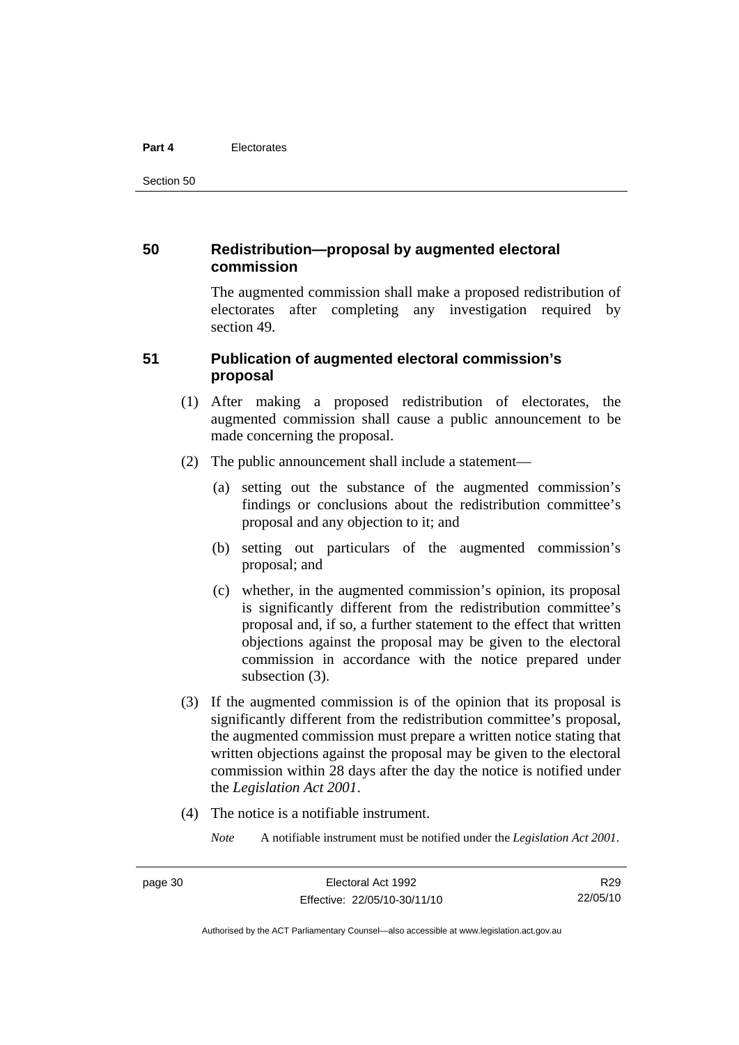## 50 Redistribution—proposal by augmented electoral commission

The augmented commission shall make a proposed redistribution of electorates after completing any investigation required by section 49.

## 51 Publication of augmented electoral commission's proposal

(1) After making a proposed redistribution of electorates, the augmented commission shall cause a public announcement to be made concerning the proposal.

(2) The public announcement shall include a statement—

(a) setting out the substance of the augmented commission's findings or conclusions about the redistribution committee's proposal and any objection to it; and

(b) setting out particulars of the augmented commission's proposal; and

(c) whether, in the augmented commission's opinion, its proposal is significantly different from the redistribution committee's proposal and, if so, a further statement to the effect that written objections against the proposal may be given to the electoral commission in accordance with the notice prepared under subsection (3).

(3) If the augmented commission is of the opinion that its proposal is significantly different from the redistribution committee's proposal, the augmented commission must prepare a written notice stating that written objections against the proposal may be given to the electoral commission within 28 days after the day the notice is notified under the *Legislation Act 2001*.

(4) The notice is a notifiable instrument.

*Note* A notifiable instrument must be notified under the *Legislation Act 2001*.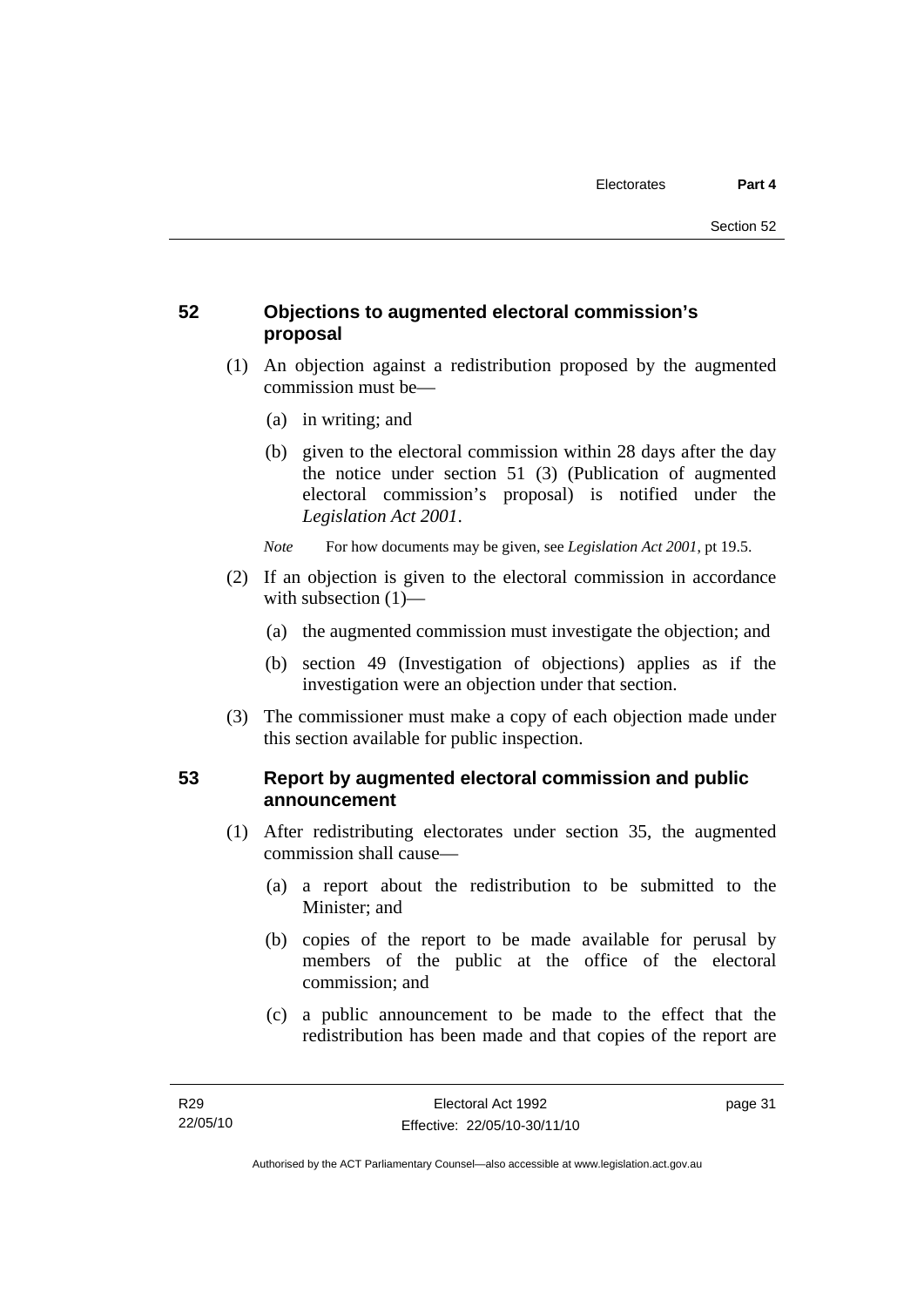## 52 Objections to augmented electoral commission's proposal

(1) An objection against a redistribution proposed by the augmented commission must be—

(a) in writing; and

(b) given to the electoral commission within 28 days after the day the notice under section 51 (3) (Publication of augmented electoral commission's proposal) is notified under the *Legislation Act 2001*.

*Note* For how documents may be given, see *Legislation Act 2001*, pt 19.5.

(2) If an objection is given to the electoral commission in accordance with subsection (1)—

(a) the augmented commission must investigate the objection; and

(b) section 49 (Investigation of objections) applies as if the investigation were an objection under that section.

(3) The commissioner must make a copy of each objection made under this section available for public inspection.

## 53 Report by augmented electoral commission and public announcement

(1) After redistributing electorates under section 35, the augmented commission shall cause—

(a) a report about the redistribution to be submitted to the Minister; and

(b) copies of the report to be made available for perusal by members of the public at the office of the electoral commission; and

(c) a public announcement to be made to the effect that the redistribution has been made and that copies of the report are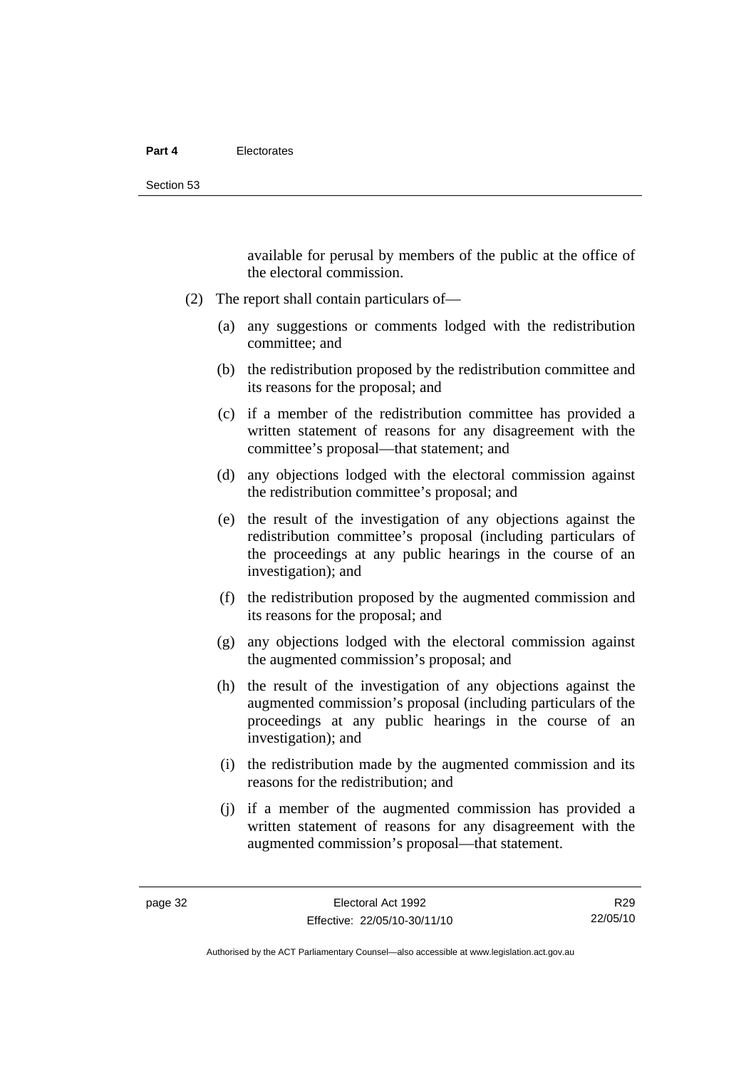available for perusal by members of the public at the office of the electoral commission.

(2) The report shall contain particulars of—

(a) any suggestions or comments lodged with the redistribution committee; and

(b) the redistribution proposed by the redistribution committee and its reasons for the proposal; and

(c) if a member of the redistribution committee has provided a written statement of reasons for any disagreement with the committee's proposal—that statement; and

(d) any objections lodged with the electoral commission against the redistribution committee's proposal; and

(e) the result of the investigation of any objections against the redistribution committee's proposal (including particulars of the proceedings at any public hearings in the course of an investigation); and

(f) the redistribution proposed by the augmented commission and its reasons for the proposal; and

(g) any objections lodged with the electoral commission against the augmented commission's proposal; and

(h) the result of the investigation of any objections against the augmented commission's proposal (including particulars of the proceedings at any public hearings in the course of an investigation); and

(i) the redistribution made by the augmented commission and its reasons for the redistribution; and

(j) if a member of the augmented commission has provided a written statement of reasons for any disagreement with the augmented commission's proposal—that statement.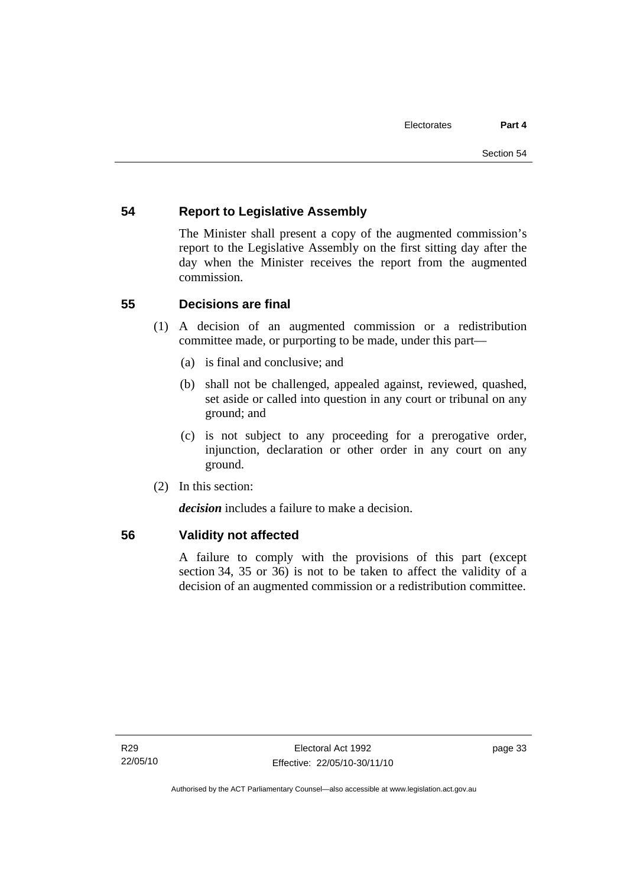## 54 Report to Legislative Assembly

The Minister shall present a copy of the augmented commission's report to the Legislative Assembly on the first sitting day after the day when the Minister receives the report from the augmented commission.

## 55 Decisions are final

(1) A decision of an augmented commission or a redistribution committee made, or purporting to be made, under this part—

(a) is final and conclusive; and

(b) shall not be challenged, appealed against, reviewed, quashed, set aside or called into question in any court or tribunal on any ground; and

(c) is not subject to any proceeding for a prerogative order, injunction, declaration or other order in any court on any ground.

(2) In this section:

***decision*** includes a failure to make a decision.

## 56 Validity not affected

A failure to comply with the provisions of this part (except section 34, 35 or 36) is not to be taken to affect the validity of a decision of an augmented commission or a redistribution committee.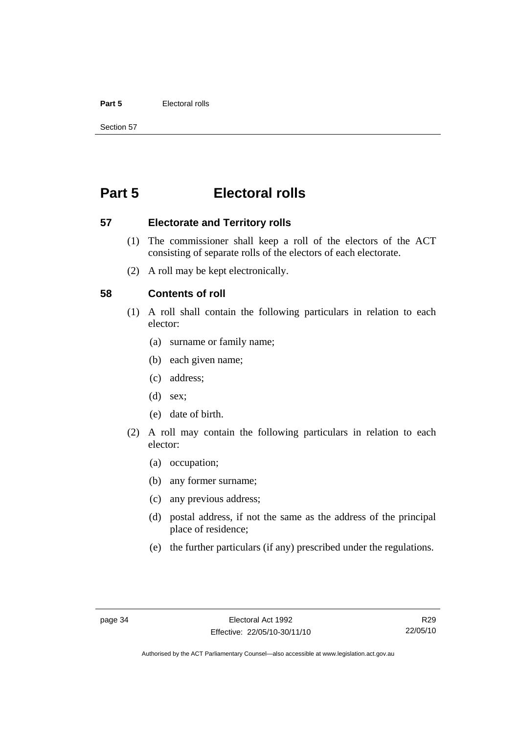# Part 5 Electoral rolls

## 57 Electorate and Territory rolls

(1) The commissioner shall keep a roll of the electors of the ACT consisting of separate rolls of the electors of each electorate.

(2) A roll may be kept electronically.

## 58 Contents of roll

(1) A roll shall contain the following particulars in relation to each elector:

- (a) surname or family name;
- (b) each given name;
- (c) address;
- (d) sex;
- (e) date of birth.

(2) A roll may contain the following particulars in relation to each elector:

- (a) occupation;
- (b) any former surname;
- (c) any previous address;
- (d) postal address, if not the same as the address of the principal place of residence;
- (e) the further particulars (if any) prescribed under the regulations.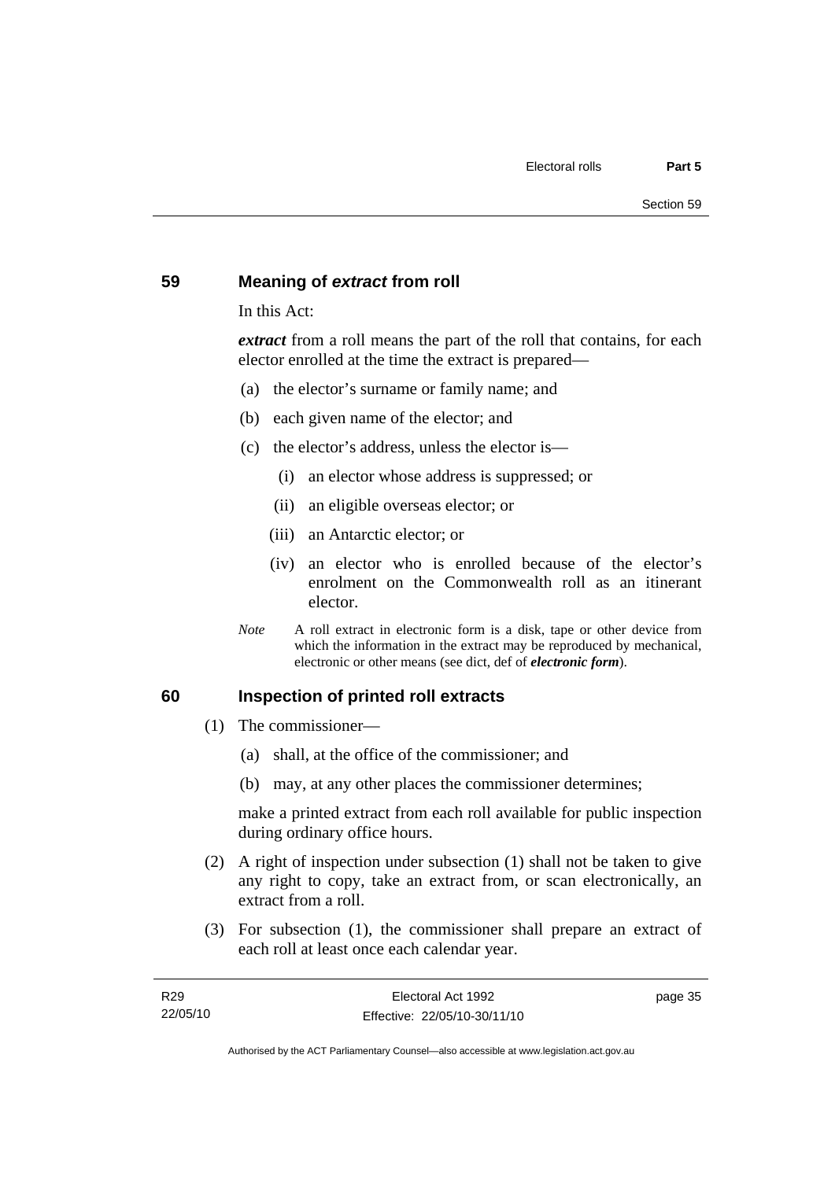## 59 Meaning of *extract* from roll

In this Act:

***extract*** from a roll means the part of the roll that contains, for each elector enrolled at the time the extract is prepared—

(a) the elector's surname or family name; and

(b) each given name of the elector; and

(c) the elector's address, unless the elector is—

(i) an elector whose address is suppressed; or

(ii) an eligible overseas elector; or

(iii) an Antarctic elector; or

(iv) an elector who is enrolled because of the elector's enrolment on the Commonwealth roll as an itinerant elector.

*Note* A roll extract in electronic form is a disk, tape or other device from which the information in the extract may be reproduced by mechanical, electronic or other means (see dict, def of ***electronic form***).

## 60 Inspection of printed roll extracts

(1) The commissioner—

(a) shall, at the office of the commissioner; and

(b) may, at any other places the commissioner determines;

make a printed extract from each roll available for public inspection during ordinary office hours.

(2) A right of inspection under subsection (1) shall not be taken to give any right to copy, take an extract from, or scan electronically, an extract from a roll.

(3) For subsection (1), the commissioner shall prepare an extract of each roll at least once each calendar year.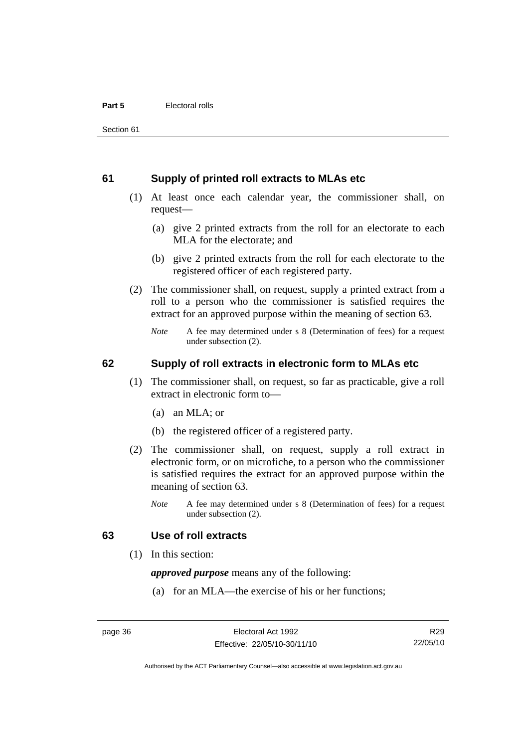## 61 Supply of printed roll extracts to MLAs etc

(1) At least once each calendar year, the commissioner shall, on request—

(a) give 2 printed extracts from the roll for an electorate to each MLA for the electorate; and

(b) give 2 printed extracts from the roll for each electorate to the registered officer of each registered party.

(2) The commissioner shall, on request, supply a printed extract from a roll to a person who the commissioner is satisfied requires the extract for an approved purpose within the meaning of section 63.

*Note* A fee may determined under s 8 (Determination of fees) for a request under subsection (2).

## 62 Supply of roll extracts in electronic form to MLAs etc

(1) The commissioner shall, on request, so far as practicable, give a roll extract in electronic form to—

(a) an MLA; or

(b) the registered officer of a registered party.

(2) The commissioner shall, on request, supply a roll extract in electronic form, or on microfiche, to a person who the commissioner is satisfied requires the extract for an approved purpose within the meaning of section 63.

*Note* A fee may determined under s 8 (Determination of fees) for a request under subsection (2).

## 63 Use of roll extracts

(1) In this section:

***approved purpose*** means any of the following:

(a) for an MLA—the exercise of his or her functions;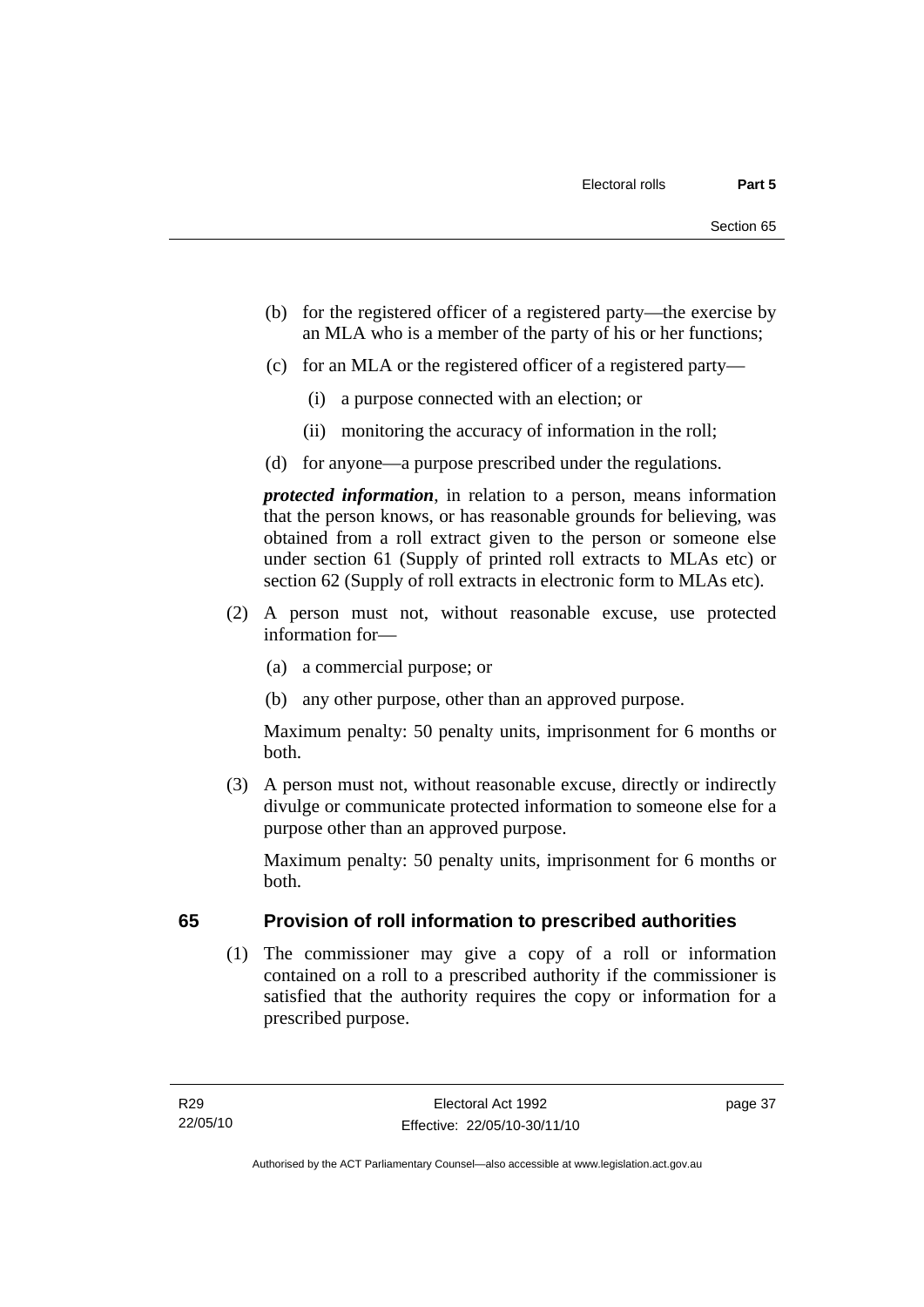(b) for the registered officer of a registered party—the exercise by an MLA who is a member of the party of his or her functions;

(c) for an MLA or the registered officer of a registered party—

(i) a purpose connected with an election; or

(ii) monitoring the accuracy of information in the roll;

(d) for anyone—a purpose prescribed under the regulations.

***protected information***, in relation to a person, means information that the person knows, or has reasonable grounds for believing, was obtained from a roll extract given to the person or someone else under section 61 (Supply of printed roll extracts to MLAs etc) or section 62 (Supply of roll extracts in electronic form to MLAs etc).

(2) A person must not, without reasonable excuse, use protected information for—

(a) a commercial purpose; or

(b) any other purpose, other than an approved purpose.

Maximum penalty: 50 penalty units, imprisonment for 6 months or both.

(3) A person must not, without reasonable excuse, directly or indirectly divulge or communicate protected information to someone else for a purpose other than an approved purpose.

Maximum penalty: 50 penalty units, imprisonment for 6 months or both.

## 65 Provision of roll information to prescribed authorities

(1) The commissioner may give a copy of a roll or information contained on a roll to a prescribed authority if the commissioner is satisfied that the authority requires the copy or information for a prescribed purpose.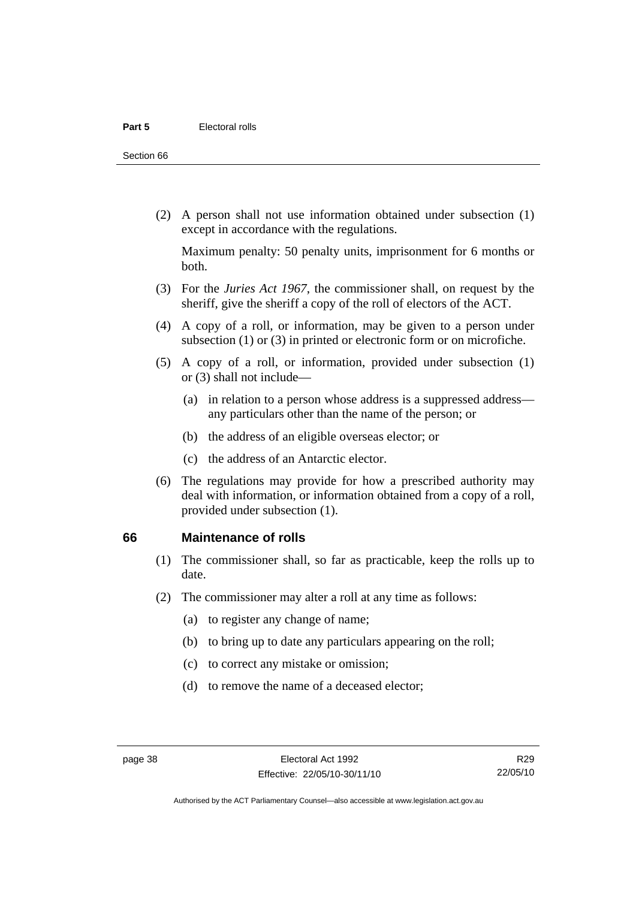(2) A person shall not use information obtained under subsection (1) except in accordance with the regulations.

Maximum penalty: 50 penalty units, imprisonment for 6 months or both.

(3) For the *Juries Act 1967*, the commissioner shall, on request by the sheriff, give the sheriff a copy of the roll of electors of the ACT.

(4) A copy of a roll, or information, may be given to a person under subsection (1) or (3) in printed or electronic form or on microfiche.

(5) A copy of a roll, or information, provided under subsection (1) or (3) shall not include—

(a) in relation to a person whose address is a suppressed address—any particulars other than the name of the person; or

(b) the address of an eligible overseas elector; or

(c) the address of an Antarctic elector.

(6) The regulations may provide for how a prescribed authority may deal with information, or information obtained from a copy of a roll, provided under subsection (1).

## 66 Maintenance of rolls

(1) The commissioner shall, so far as practicable, keep the rolls up to date.

(2) The commissioner may alter a roll at any time as follows:

(a) to register any change of name;

(b) to bring up to date any particulars appearing on the roll;

(c) to correct any mistake or omission;

(d) to remove the name of a deceased elector;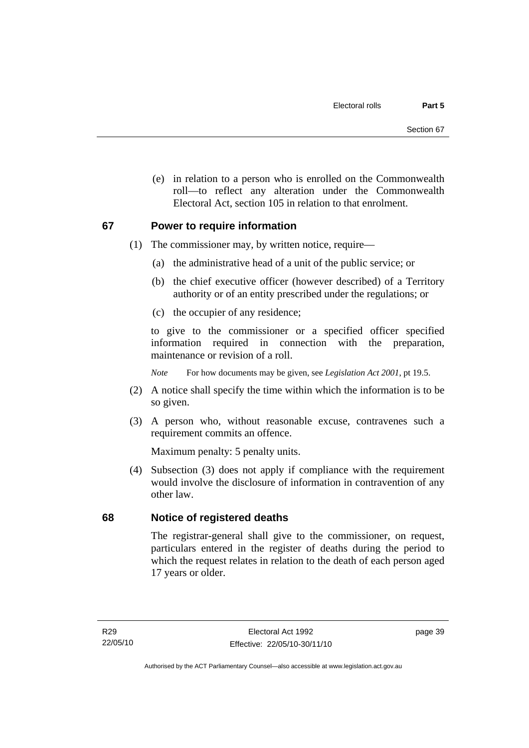(e) in relation to a person who is enrolled on the Commonwealth roll—to reflect any alteration under the Commonwealth Electoral Act, section 105 in relation to that enrolment.

## 67 Power to require information

(1) The commissioner may, by written notice, require—

  (a) the administrative head of a unit of the public service; or

  (b) the chief executive officer (however described) of a Territory authority or of an entity prescribed under the regulations; or

  (c) the occupier of any residence;

to give to the commissioner or a specified officer specified information required in connection with the preparation, maintenance or revision of a roll.

*Note* For how documents may be given, see *Legislation Act 2001*, pt 19.5.

(2) A notice shall specify the time within which the information is to be so given.

(3) A person who, without reasonable excuse, contravenes such a requirement commits an offence.

Maximum penalty: 5 penalty units.

(4) Subsection (3) does not apply if compliance with the requirement would involve the disclosure of information in contravention of any other law.

## 68 Notice of registered deaths

The registrar-general shall give to the commissioner, on request, particulars entered in the register of deaths during the period to which the request relates in relation to the death of each person aged 17 years or older.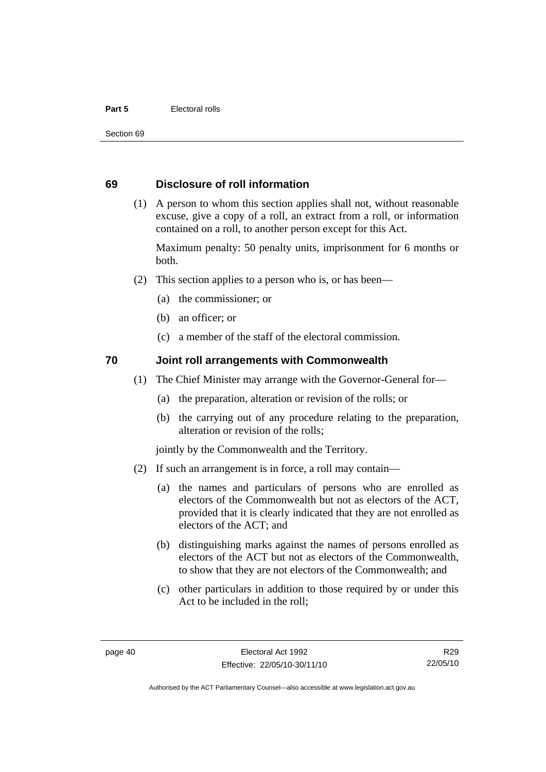## 69 Disclosure of roll information

(1) A person to whom this section applies shall not, without reasonable excuse, give a copy of a roll, an extract from a roll, or information contained on a roll, to another person except for this Act.

Maximum penalty: 50 penalty units, imprisonment for 6 months or both.

(2) This section applies to a person who is, or has been—

(a) the commissioner; or

(b) an officer; or

(c) a member of the staff of the electoral commission.

## 70 Joint roll arrangements with Commonwealth

(1) The Chief Minister may arrange with the Governor-General for—

(a) the preparation, alteration or revision of the rolls; or

(b) the carrying out of any procedure relating to the preparation, alteration or revision of the rolls;

jointly by the Commonwealth and the Territory.

(2) If such an arrangement is in force, a roll may contain—

(a) the names and particulars of persons who are enrolled as electors of the Commonwealth but not as electors of the ACT, provided that it is clearly indicated that they are not enrolled as electors of the ACT; and

(b) distinguishing marks against the names of persons enrolled as electors of the ACT but not as electors of the Commonwealth, to show that they are not electors of the Commonwealth; and

(c) other particulars in addition to those required by or under this Act to be included in the roll;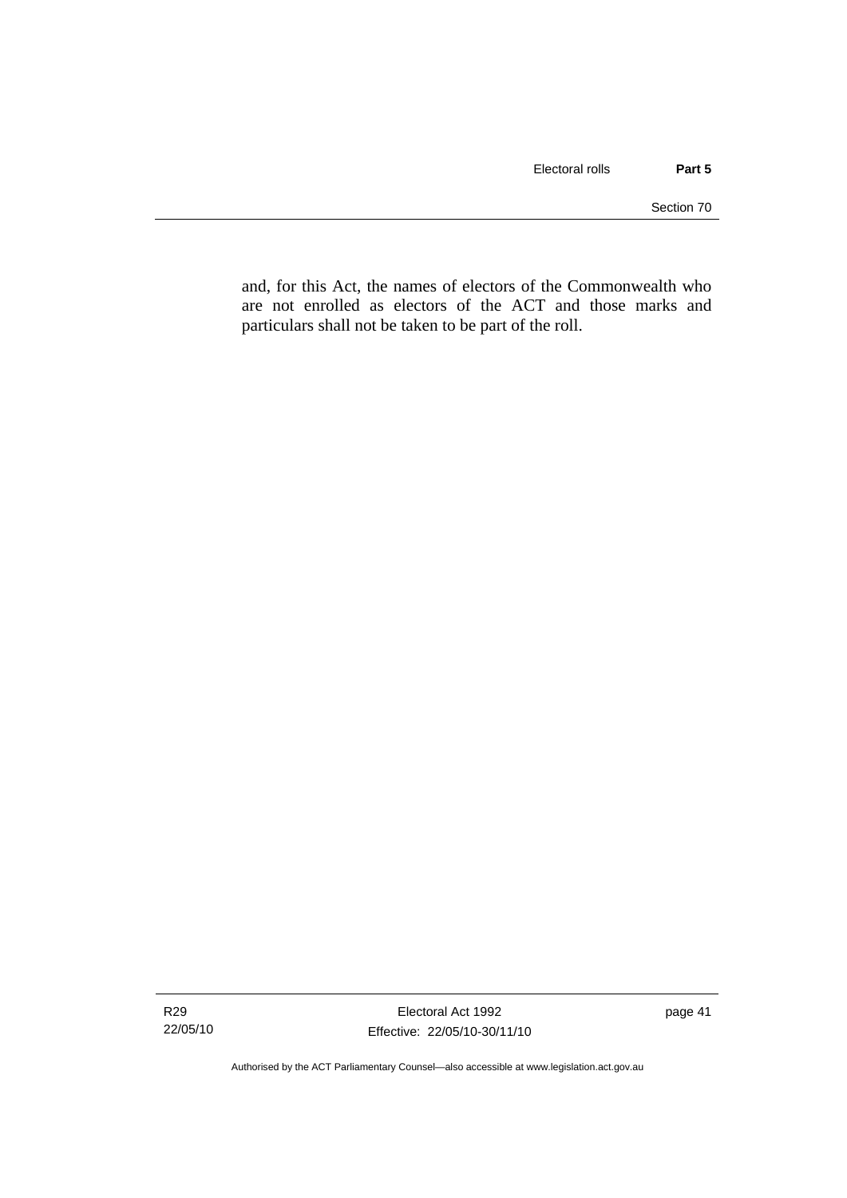and, for this Act, the names of electors of the Commonwealth who are not enrolled as electors of the ACT and those marks and particulars shall not be taken to be part of the roll.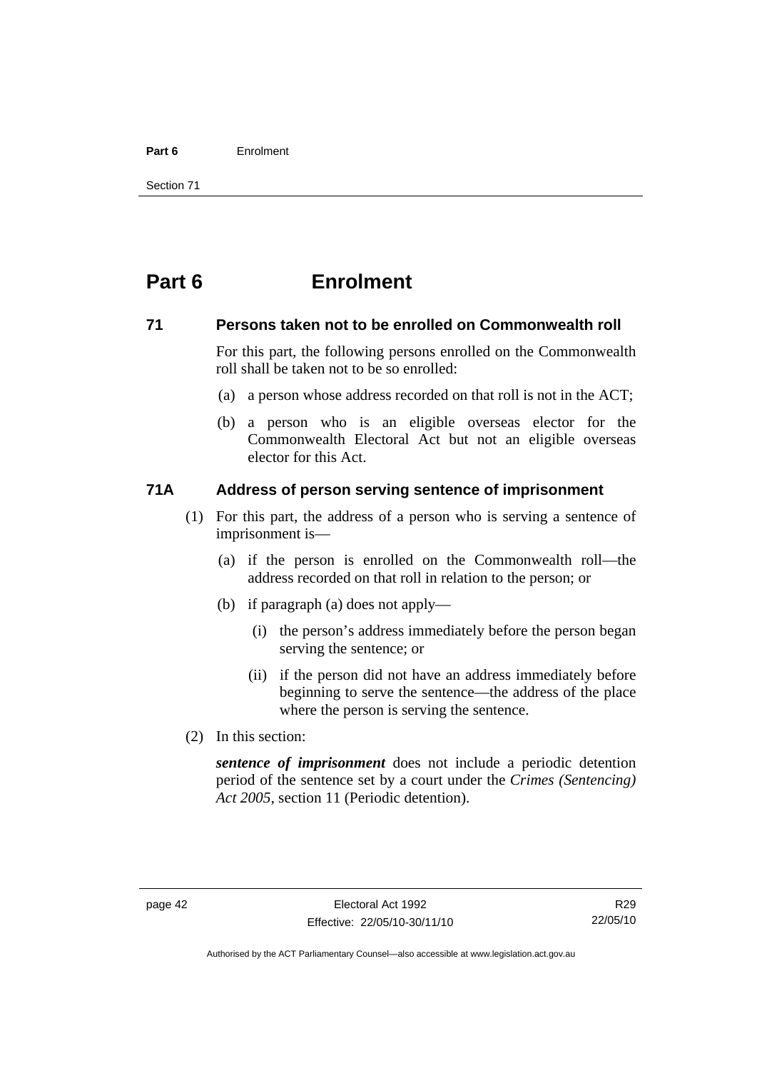# Part 6 Enrolment

## 71 Persons taken not to be enrolled on Commonwealth roll

For this part, the following persons enrolled on the Commonwealth roll shall be taken not to be so enrolled:

(a) a person whose address recorded on that roll is not in the ACT;

(b) a person who is an eligible overseas elector for the Commonwealth Electoral Act but not an eligible overseas elector for this Act.

## 71A Address of person serving sentence of imprisonment

(1) For this part, the address of a person who is serving a sentence of imprisonment is—

(a) if the person is enrolled on the Commonwealth roll—the address recorded on that roll in relation to the person; or

(b) if paragraph (a) does not apply—

(i) the person's address immediately before the person began serving the sentence; or

(ii) if the person did not have an address immediately before beginning to serve the sentence—the address of the place where the person is serving the sentence.

(2) In this section:

***sentence of imprisonment*** does not include a periodic detention period of the sentence set by a court under the *Crimes (Sentencing) Act 2005*, section 11 (Periodic detention).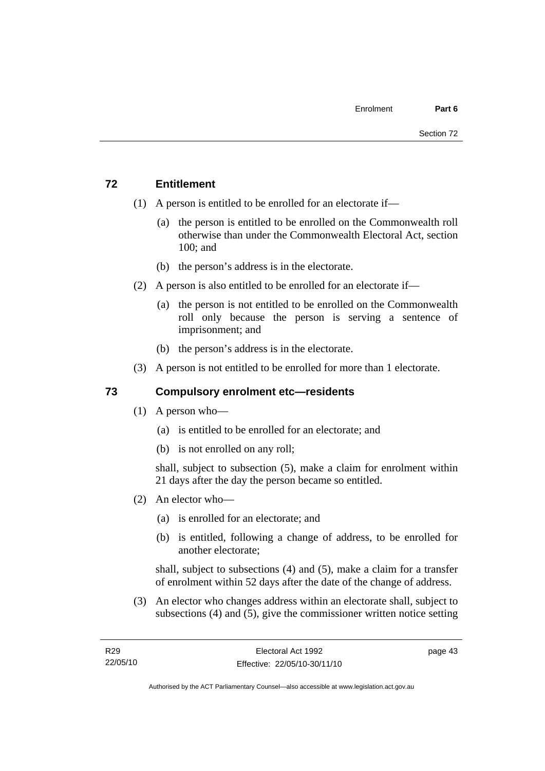## 72 Entitlement

(1) A person is entitled to be enrolled for an electorate if—

(a) the person is entitled to be enrolled on the Commonwealth roll otherwise than under the Commonwealth Electoral Act, section 100; and

(b) the person's address is in the electorate.

(2) A person is also entitled to be enrolled for an electorate if—

(a) the person is not entitled to be enrolled on the Commonwealth roll only because the person is serving a sentence of imprisonment; and

(b) the person's address is in the electorate.

(3) A person is not entitled to be enrolled for more than 1 electorate.

## 73 Compulsory enrolment etc—residents

(1) A person who—

(a) is entitled to be enrolled for an electorate; and

(b) is not enrolled on any roll;

shall, subject to subsection (5), make a claim for enrolment within 21 days after the day the person became so entitled.

(2) An elector who—

(a) is enrolled for an electorate; and

(b) is entitled, following a change of address, to be enrolled for another electorate;

shall, subject to subsections (4) and (5), make a claim for a transfer of enrolment within 52 days after the date of the change of address.

(3) An elector who changes address within an electorate shall, subject to subsections (4) and (5), give the commissioner written notice setting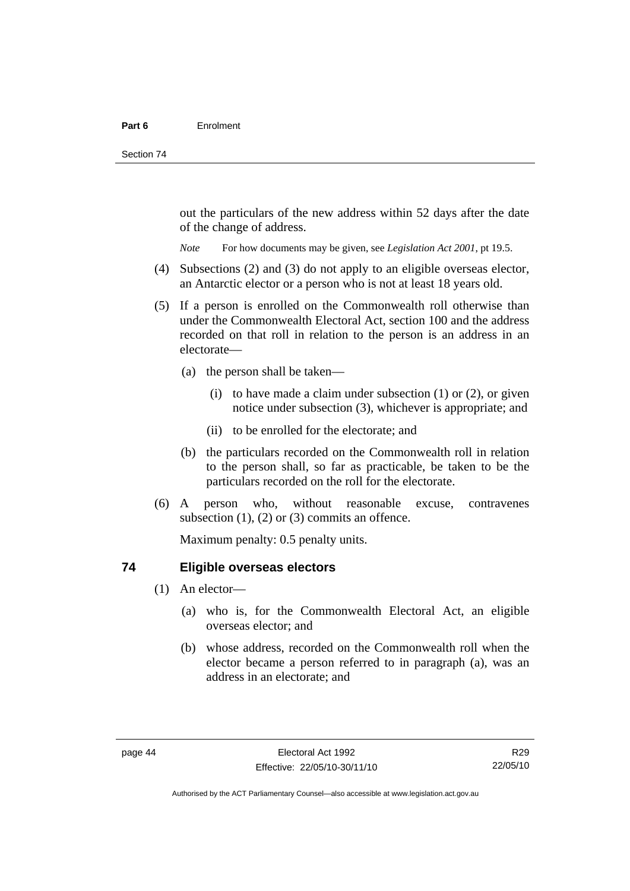out the particulars of the new address within 52 days after the date of the change of address.

*Note* For how documents may be given, see *Legislation Act 2001*, pt 19.5.

(4) Subsections (2) and (3) do not apply to an eligible overseas elector, an Antarctic elector or a person who is not at least 18 years old.

(5) If a person is enrolled on the Commonwealth roll otherwise than under the Commonwealth Electoral Act, section 100 and the address recorded on that roll in relation to the person is an address in an electorate—

(a) the person shall be taken—

(i) to have made a claim under subsection (1) or (2), or given notice under subsection (3), whichever is appropriate; and

(ii) to be enrolled for the electorate; and

(b) the particulars recorded on the Commonwealth roll in relation to the person shall, so far as practicable, be taken to be the particulars recorded on the roll for the electorate.

(6) A person who, without reasonable excuse, contravenes subsection (1), (2) or (3) commits an offence.

Maximum penalty: 0.5 penalty units.

### 74 Eligible overseas electors

(1) An elector—

(a) who is, for the Commonwealth Electoral Act, an eligible overseas elector; and

(b) whose address, recorded on the Commonwealth roll when the elector became a person referred to in paragraph (a), was an address in an electorate; and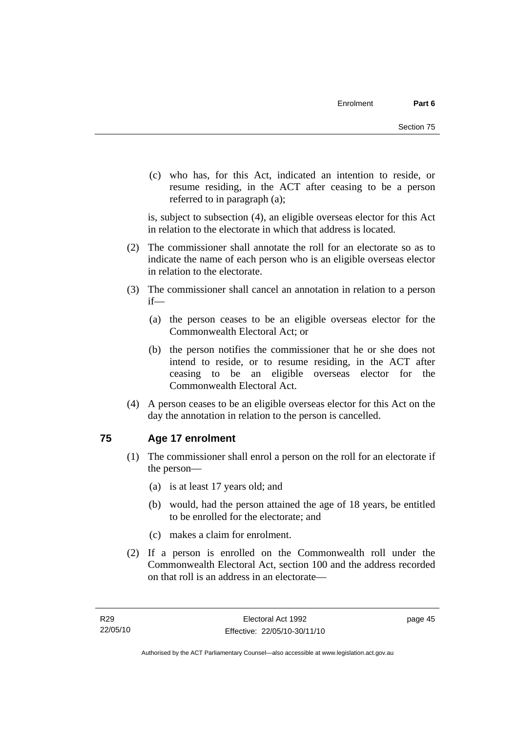(c) who has, for this Act, indicated an intention to reside, or resume residing, in the ACT after ceasing to be a person referred to in paragraph (a);

is, subject to subsection (4), an eligible overseas elector for this Act in relation to the electorate in which that address is located.

(2) The commissioner shall annotate the roll for an electorate so as to indicate the name of each person who is an eligible overseas elector in relation to the electorate.

(3) The commissioner shall cancel an annotation in relation to a person if—

(a) the person ceases to be an eligible overseas elector for the Commonwealth Electoral Act; or

(b) the person notifies the commissioner that he or she does not intend to reside, or to resume residing, in the ACT after ceasing to be an eligible overseas elector for the Commonwealth Electoral Act.

(4) A person ceases to be an eligible overseas elector for this Act on the day the annotation in relation to the person is cancelled.

## 75 Age 17 enrolment

(1) The commissioner shall enrol a person on the roll for an electorate if the person—

(a) is at least 17 years old; and

(b) would, had the person attained the age of 18 years, be entitled to be enrolled for the electorate; and

(c) makes a claim for enrolment.

(2) If a person is enrolled on the Commonwealth roll under the Commonwealth Electoral Act, section 100 and the address recorded on that roll is an address in an electorate—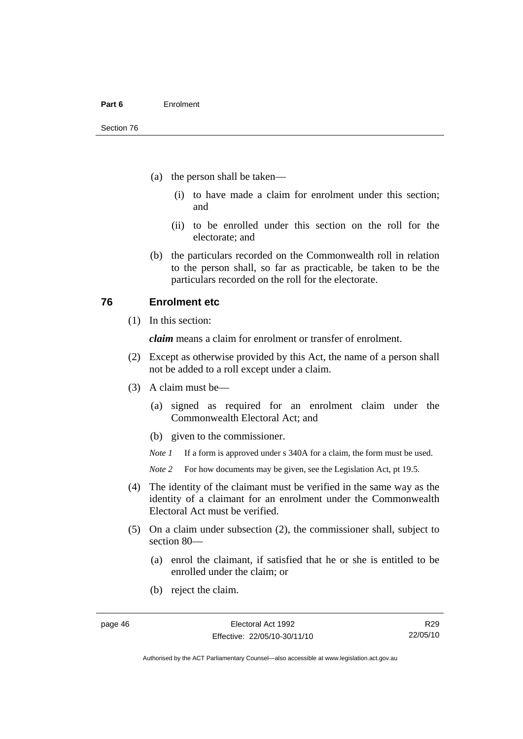(a) the person shall be taken—

  (i) to have made a claim for enrolment under this section; and

  (ii) to be enrolled under this section on the roll for the electorate; and

(b) the particulars recorded on the Commonwealth roll in relation to the person shall, so far as practicable, be taken to be the particulars recorded on the roll for the electorate.

## 76 Enrolment etc

(1) In this section:

***claim*** means a claim for enrolment or transfer of enrolment.

(2) Except as otherwise provided by this Act, the name of a person shall not be added to a roll except under a claim.

(3) A claim must be—

  (a) signed as required for an enrolment claim under the Commonwealth Electoral Act; and

  (b) given to the commissioner.

  *Note 1* If a form is approved under s 340A for a claim, the form must be used.

  *Note 2* For how documents may be given, see the Legislation Act, pt 19.5.

(4) The identity of the claimant must be verified in the same way as the identity of a claimant for an enrolment under the Commonwealth Electoral Act must be verified.

(5) On a claim under subsection (2), the commissioner shall, subject to section 80—

  (a) enrol the claimant, if satisfied that he or she is entitled to be enrolled under the claim; or

  (b) reject the claim.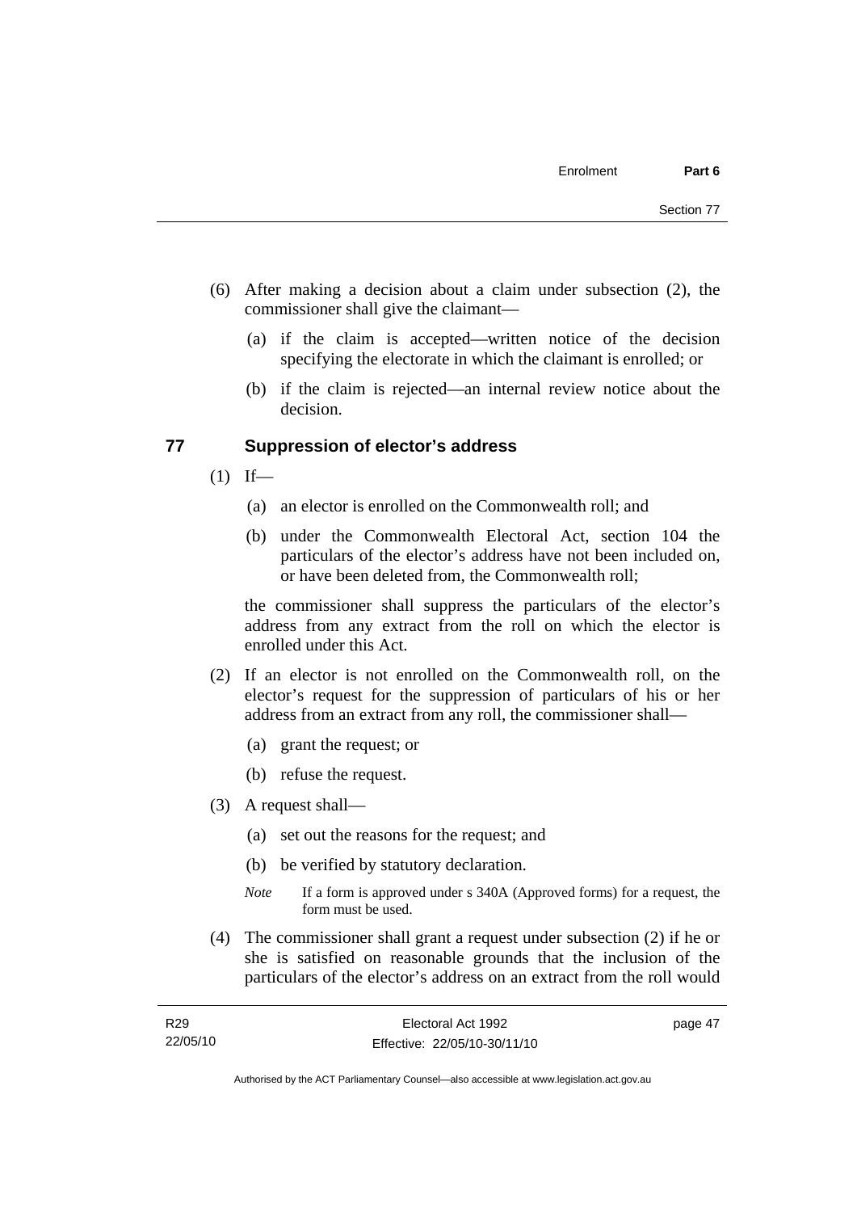(6) After making a decision about a claim under subsection (2), the commissioner shall give the claimant—

(a) if the claim is accepted—written notice of the decision specifying the electorate in which the claimant is enrolled; or

(b) if the claim is rejected—an internal review notice about the decision.

## 77 Suppression of elector's address

(1) If—

(a) an elector is enrolled on the Commonwealth roll; and

(b) under the Commonwealth Electoral Act, section 104 the particulars of the elector's address have not been included on, or have been deleted from, the Commonwealth roll;

the commissioner shall suppress the particulars of the elector's address from any extract from the roll on which the elector is enrolled under this Act.

(2) If an elector is not enrolled on the Commonwealth roll, on the elector's request for the suppression of particulars of his or her address from an extract from any roll, the commissioner shall—

(a) grant the request; or

(b) refuse the request.

(3) A request shall—

(a) set out the reasons for the request; and

(b) be verified by statutory declaration.

*Note* If a form is approved under s 340A (Approved forms) for a request, the form must be used.

(4) The commissioner shall grant a request under subsection (2) if he or she is satisfied on reasonable grounds that the inclusion of the particulars of the elector's address on an extract from the roll would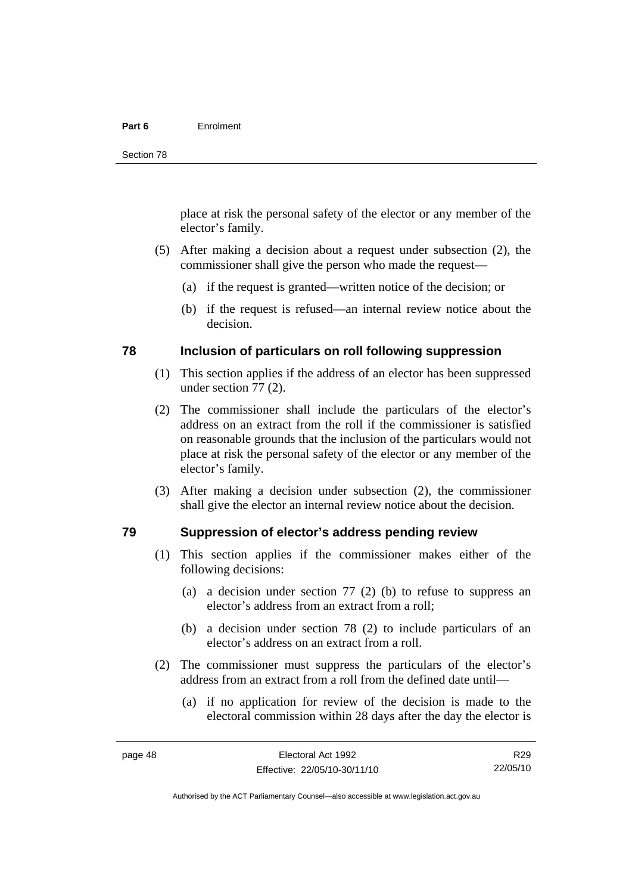place at risk the personal safety of the elector or any member of the elector's family.

(5) After making a decision about a request under subsection (2), the commissioner shall give the person who made the request—

(a) if the request is granted—written notice of the decision; or

(b) if the request is refused—an internal review notice about the decision.

## 78 Inclusion of particulars on roll following suppression

(1) This section applies if the address of an elector has been suppressed under section 77 (2).

(2) The commissioner shall include the particulars of the elector's address on an extract from the roll if the commissioner is satisfied on reasonable grounds that the inclusion of the particulars would not place at risk the personal safety of the elector or any member of the elector's family.

(3) After making a decision under subsection (2), the commissioner shall give the elector an internal review notice about the decision.

## 79 Suppression of elector's address pending review

(1) This section applies if the commissioner makes either of the following decisions:

(a) a decision under section 77 (2) (b) to refuse to suppress an elector's address from an extract from a roll;

(b) a decision under section 78 (2) to include particulars of an elector's address on an extract from a roll.

(2) The commissioner must suppress the particulars of the elector's address from an extract from a roll from the defined date until—

(a) if no application for review of the decision is made to the electoral commission within 28 days after the day the elector is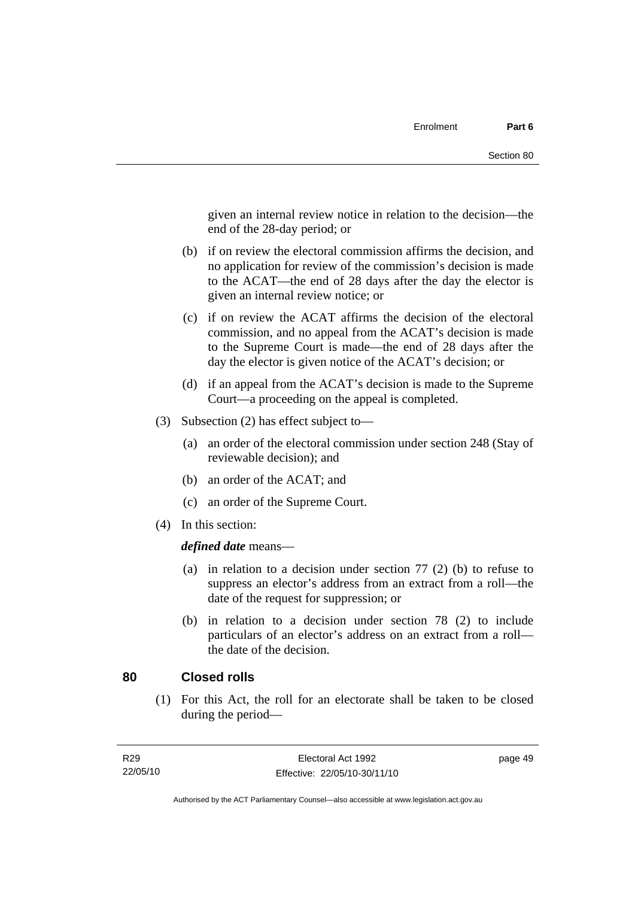given an internal review notice in relation to the decision—the end of the 28-day period; or

(b) if on review the electoral commission affirms the decision, and no application for review of the commission's decision is made to the ACAT—the end of 28 days after the day the elector is given an internal review notice; or

(c) if on review the ACAT affirms the decision of the electoral commission, and no appeal from the ACAT's decision is made to the Supreme Court is made—the end of 28 days after the day the elector is given notice of the ACAT's decision; or

(d) if an appeal from the ACAT's decision is made to the Supreme Court—a proceeding on the appeal is completed.

(3) Subsection (2) has effect subject to—

(a) an order of the electoral commission under section 248 (Stay of reviewable decision); and

(b) an order of the ACAT; and

(c) an order of the Supreme Court.

(4) In this section:

***defined date*** means—

(a) in relation to a decision under section 77 (2) (b) to refuse to suppress an elector's address from an extract from a roll—the date of the request for suppression; or

(b) in relation to a decision under section 78 (2) to include particulars of an elector's address on an extract from a roll—the date of the decision.

## 80 Closed rolls

(1) For this Act, the roll for an electorate shall be taken to be closed during the period—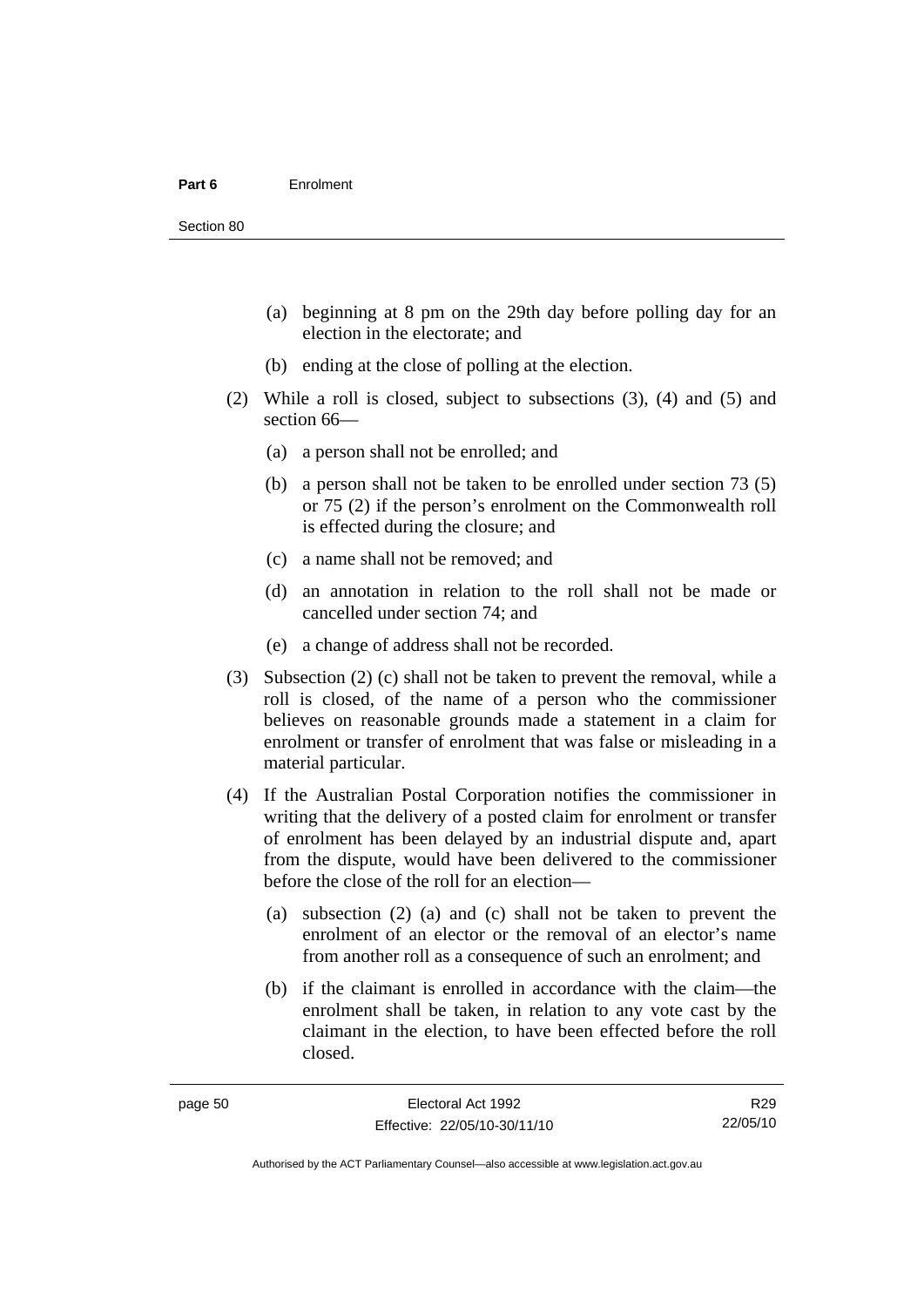(a) beginning at 8 pm on the 29th day before polling day for an election in the electorate; and

(b) ending at the close of polling at the election.

(2) While a roll is closed, subject to subsections (3), (4) and (5) and section 66—

(a) a person shall not be enrolled; and

(b) a person shall not be taken to be enrolled under section 73 (5) or 75 (2) if the person's enrolment on the Commonwealth roll is effected during the closure; and

(c) a name shall not be removed; and

(d) an annotation in relation to the roll shall not be made or cancelled under section 74; and

(e) a change of address shall not be recorded.

(3) Subsection (2) (c) shall not be taken to prevent the removal, while a roll is closed, of the name of a person who the commissioner believes on reasonable grounds made a statement in a claim for enrolment or transfer of enrolment that was false or misleading in a material particular.

(4) If the Australian Postal Corporation notifies the commissioner in writing that the delivery of a posted claim for enrolment or transfer of enrolment has been delayed by an industrial dispute and, apart from the dispute, would have been delivered to the commissioner before the close of the roll for an election—

(a) subsection (2) (a) and (c) shall not be taken to prevent the enrolment of an elector or the removal of an elector's name from another roll as a consequence of such an enrolment; and

(b) if the claimant is enrolled in accordance with the claim—the enrolment shall be taken, in relation to any vote cast by the claimant in the election, to have been effected before the roll closed.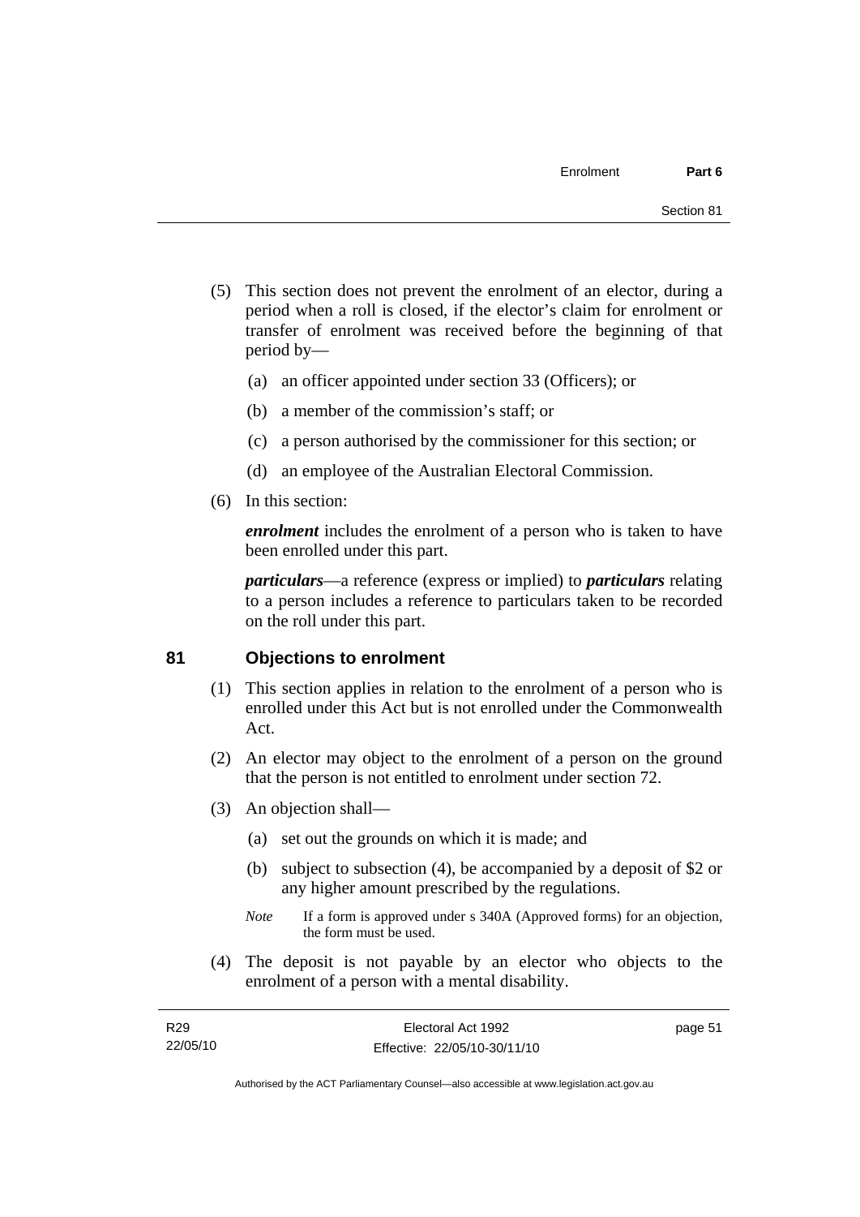(5) This section does not prevent the enrolment of an elector, during a period when a roll is closed, if the elector's claim for enrolment or transfer of enrolment was received before the beginning of that period by—

(a) an officer appointed under section 33 (Officers); or

(b) a member of the commission's staff; or

(c) a person authorised by the commissioner for this section; or

(d) an employee of the Australian Electoral Commission.

(6) In this section:

***enrolment*** includes the enrolment of a person who is taken to have been enrolled under this part.

***particulars***—a reference (express or implied) to ***particulars*** relating to a person includes a reference to particulars taken to be recorded on the roll under this part.

## 81 Objections to enrolment

(1) This section applies in relation to the enrolment of a person who is enrolled under this Act but is not enrolled under the Commonwealth Act.

(2) An elector may object to the enrolment of a person on the ground that the person is not entitled to enrolment under section 72.

(3) An objection shall—

(a) set out the grounds on which it is made; and

(b) subject to subsection (4), be accompanied by a deposit of $2 or any higher amount prescribed by the regulations.

*Note* If a form is approved under s 340A (Approved forms) for an objection, the form must be used.

(4) The deposit is not payable by an elector who objects to the enrolment of a person with a mental disability.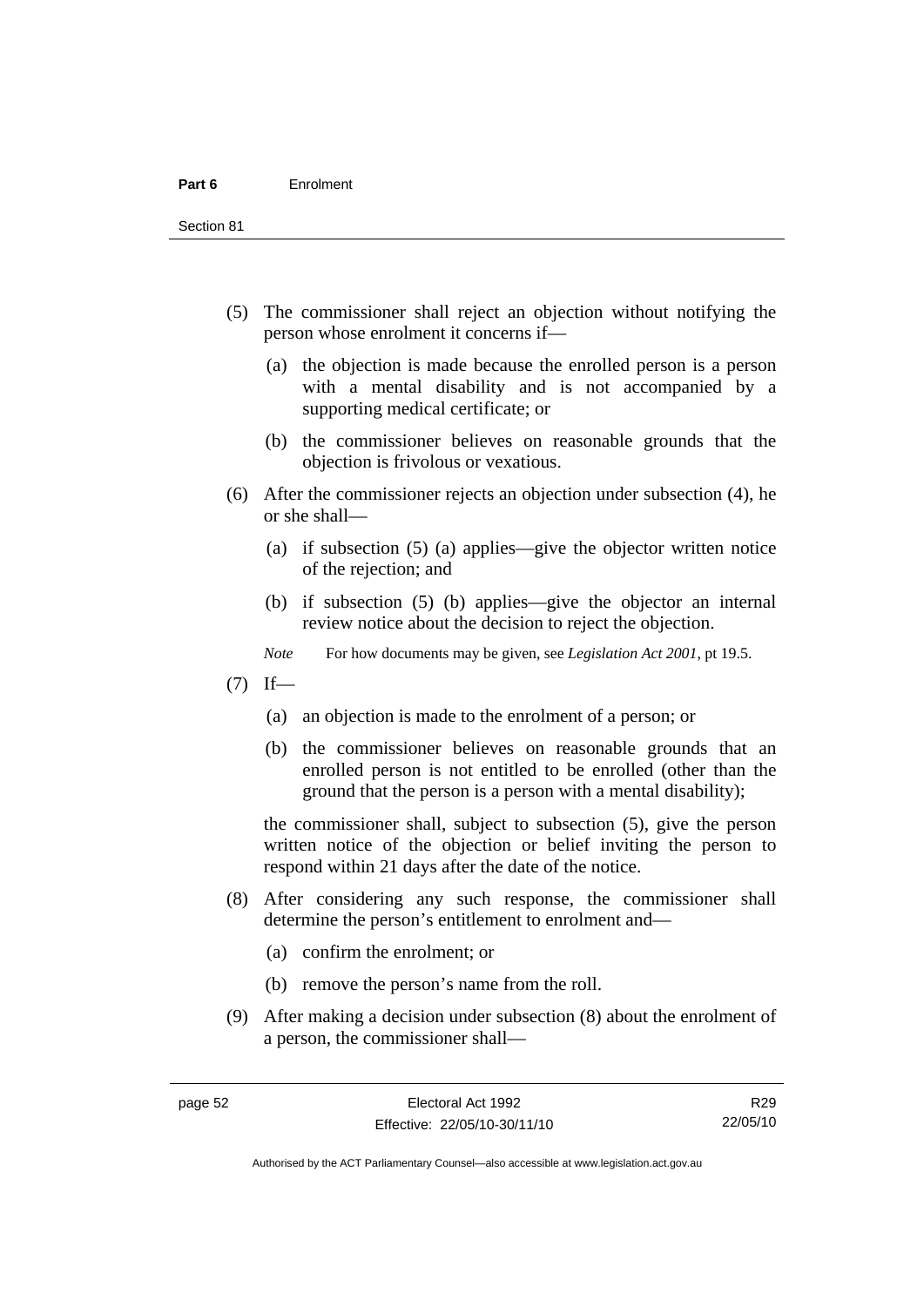(5) The commissioner shall reject an objection without notifying the person whose enrolment it concerns if—

 (a) the objection is made because the enrolled person is a person with a mental disability and is not accompanied by a supporting medical certificate; or

 (b) the commissioner believes on reasonable grounds that the objection is frivolous or vexatious.

(6) After the commissioner rejects an objection under subsection (4), he or she shall—

 (a) if subsection (5) (a) applies—give the objector written notice of the rejection; and

 (b) if subsection (5) (b) applies—give the objector an internal review notice about the decision to reject the objection.

*Note* For how documents may be given, see *Legislation Act 2001*, pt 19.5.

(7) If—

 (a) an objection is made to the enrolment of a person; or

 (b) the commissioner believes on reasonable grounds that an enrolled person is not entitled to be enrolled (other than the ground that the person is a person with a mental disability);

the commissioner shall, subject to subsection (5), give the person written notice of the objection or belief inviting the person to respond within 21 days after the date of the notice.

(8) After considering any such response, the commissioner shall determine the person's entitlement to enrolment and—

 (a) confirm the enrolment; or

 (b) remove the person's name from the roll.

(9) After making a decision under subsection (8) about the enrolment of a person, the commissioner shall—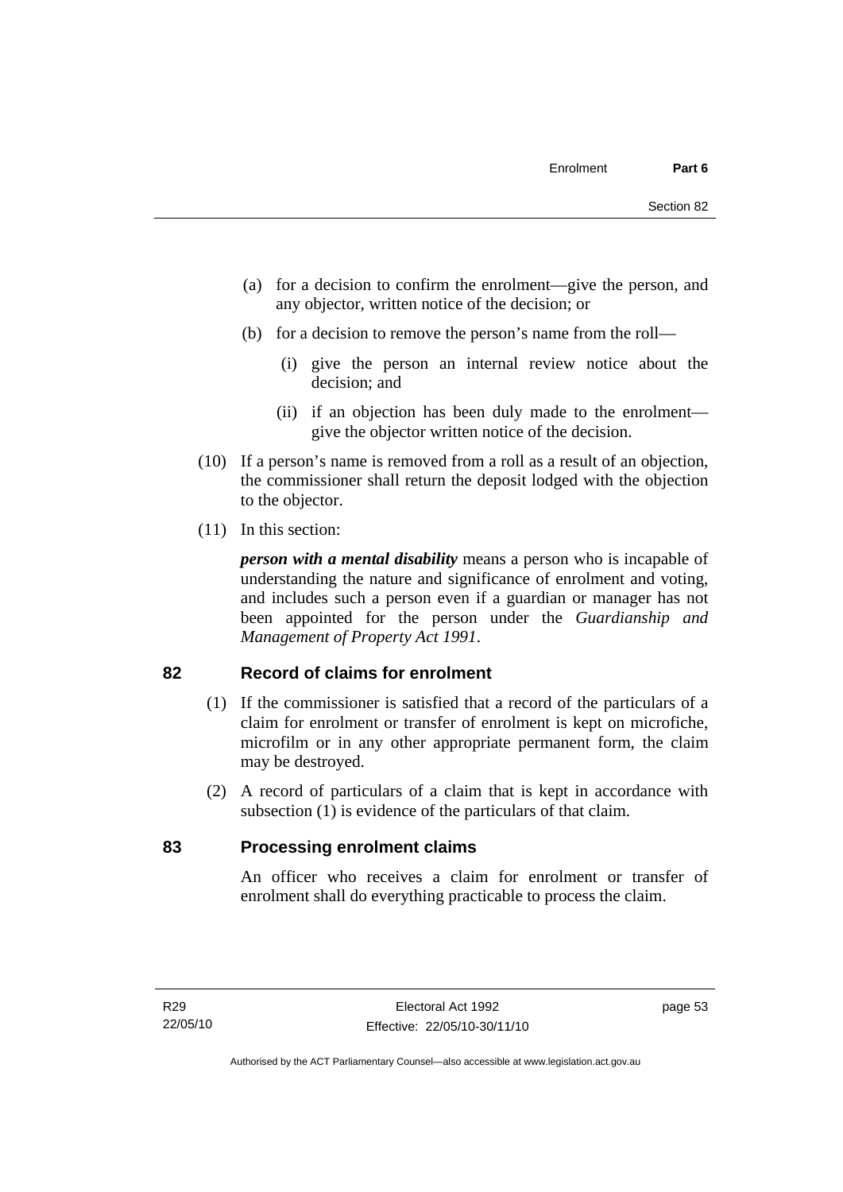(a) for a decision to confirm the enrolment—give the person, and any objector, written notice of the decision; or

(b) for a decision to remove the person's name from the roll—

(i) give the person an internal review notice about the decision; and

(ii) if an objection has been duly made to the enrolment—give the objector written notice of the decision.

(10) If a person's name is removed from a roll as a result of an objection, the commissioner shall return the deposit lodged with the objection to the objector.

(11) In this section:

***person with a mental disability*** means a person who is incapable of understanding the nature and significance of enrolment and voting, and includes such a person even if a guardian or manager has not been appointed for the person under the *Guardianship and Management of Property Act 1991*.

## 82 Record of claims for enrolment

(1) If the commissioner is satisfied that a record of the particulars of a claim for enrolment or transfer of enrolment is kept on microfiche, microfilm or in any other appropriate permanent form, the claim may be destroyed.

(2) A record of particulars of a claim that is kept in accordance with subsection (1) is evidence of the particulars of that claim.

## 83 Processing enrolment claims

An officer who receives a claim for enrolment or transfer of enrolment shall do everything practicable to process the claim.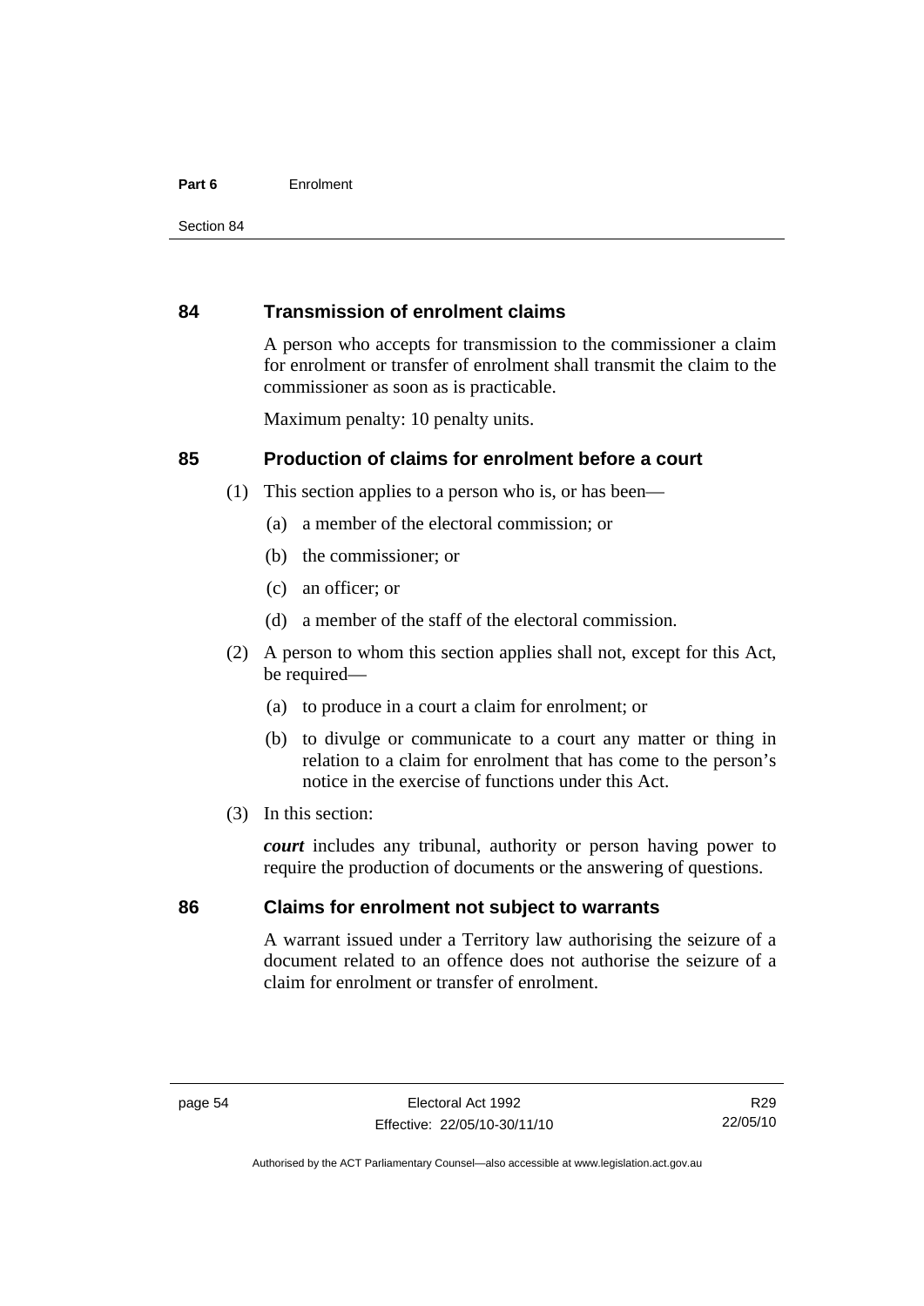## 84 Transmission of enrolment claims

A person who accepts for transmission to the commissioner a claim for enrolment or transfer of enrolment shall transmit the claim to the commissioner as soon as is practicable.

Maximum penalty: 10 penalty units.

## 85 Production of claims for enrolment before a court

(1) This section applies to a person who is, or has been—

(a) a member of the electoral commission; or

(b) the commissioner; or

(c) an officer; or

(d) a member of the staff of the electoral commission.

(2) A person to whom this section applies shall not, except for this Act, be required—

(a) to produce in a court a claim for enrolment; or

(b) to divulge or communicate to a court any matter or thing in relation to a claim for enrolment that has come to the person's notice in the exercise of functions under this Act.

(3) In this section:

***court*** includes any tribunal, authority or person having power to require the production of documents or the answering of questions.

## 86 Claims for enrolment not subject to warrants

A warrant issued under a Territory law authorising the seizure of a document related to an offence does not authorise the seizure of a claim for enrolment or transfer of enrolment.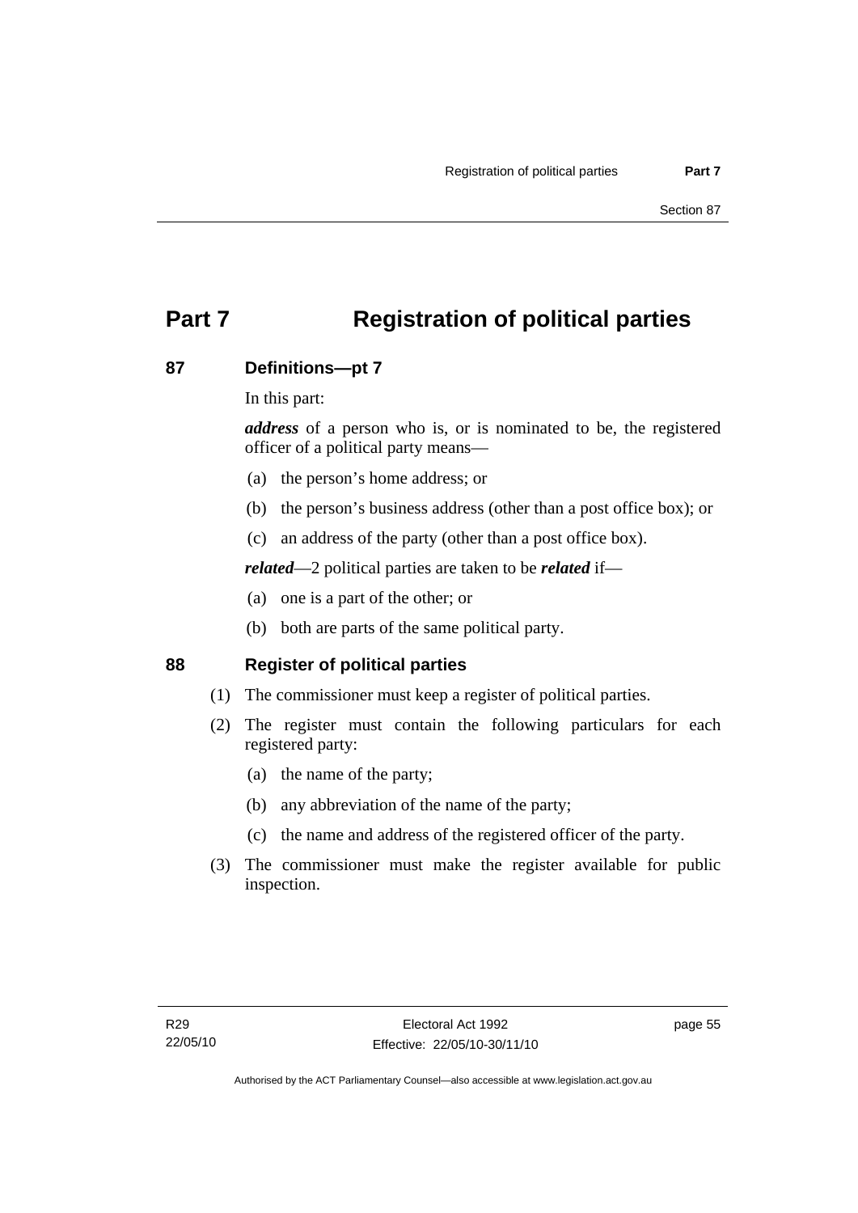# Part 7 Registration of political parties

## 87 Definitions—pt 7

In this part:

***address*** of a person who is, or is nominated to be, the registered officer of a political party means—

(a) the person's home address; or

(b) the person's business address (other than a post office box); or

(c) an address of the party (other than a post office box).

***related***—2 political parties are taken to be ***related*** if—

(a) one is a part of the other; or

(b) both are parts of the same political party.

## 88 Register of political parties

(1) The commissioner must keep a register of political parties.

(2) The register must contain the following particulars for each registered party:

(a) the name of the party;

(b) any abbreviation of the name of the party;

(c) the name and address of the registered officer of the party.

(3) The commissioner must make the register available for public inspection.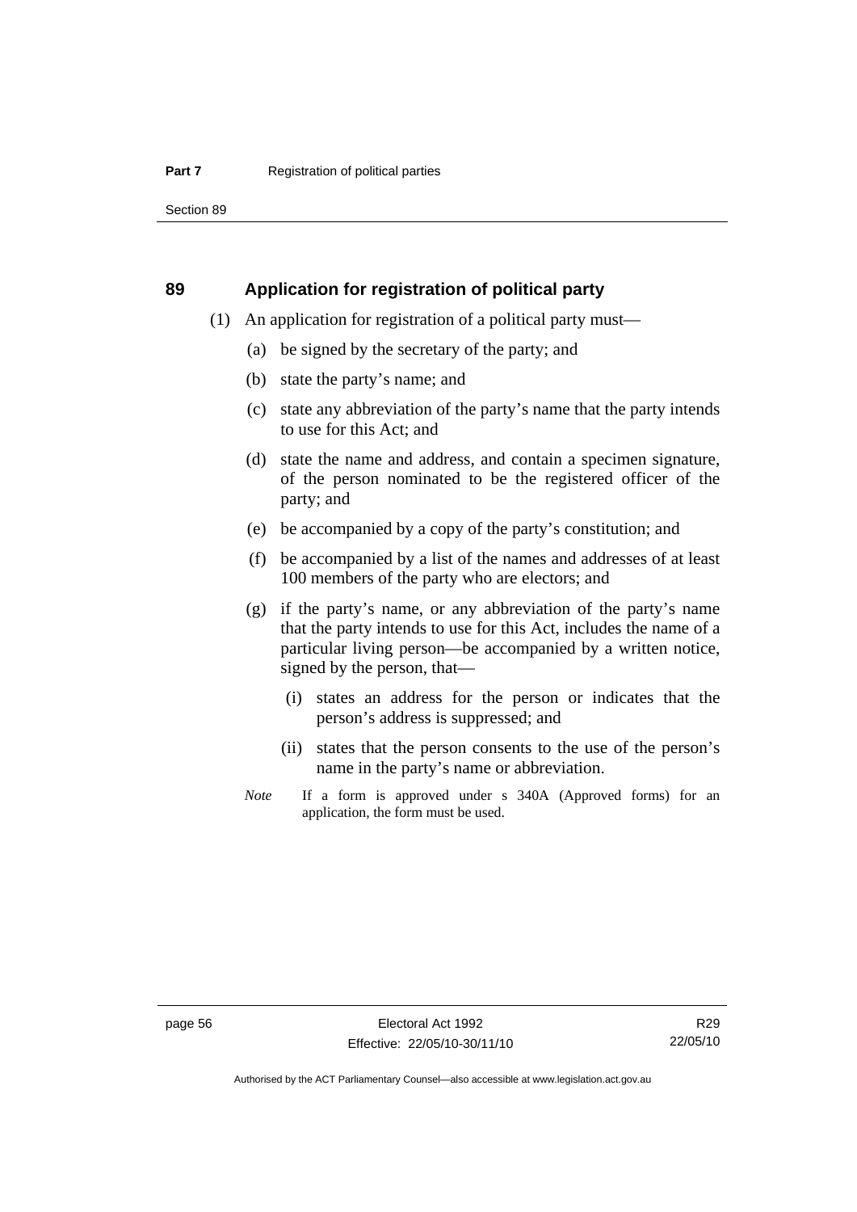## 89 Application for registration of political party

(1) An application for registration of a political party must—

(a) be signed by the secretary of the party; and

(b) state the party's name; and

(c) state any abbreviation of the party's name that the party intends to use for this Act; and

(d) state the name and address, and contain a specimen signature, of the person nominated to be the registered officer of the party; and

(e) be accompanied by a copy of the party's constitution; and

(f) be accompanied by a list of the names and addresses of at least 100 members of the party who are electors; and

(g) if the party's name, or any abbreviation of the party's name that the party intends to use for this Act, includes the name of a particular living person—be accompanied by a written notice, signed by the person, that—

(i) states an address for the person or indicates that the person's address is suppressed; and

(ii) states that the person consents to the use of the person's name in the party's name or abbreviation.

*Note* If a form is approved under s 340A (Approved forms) for an application, the form must be used.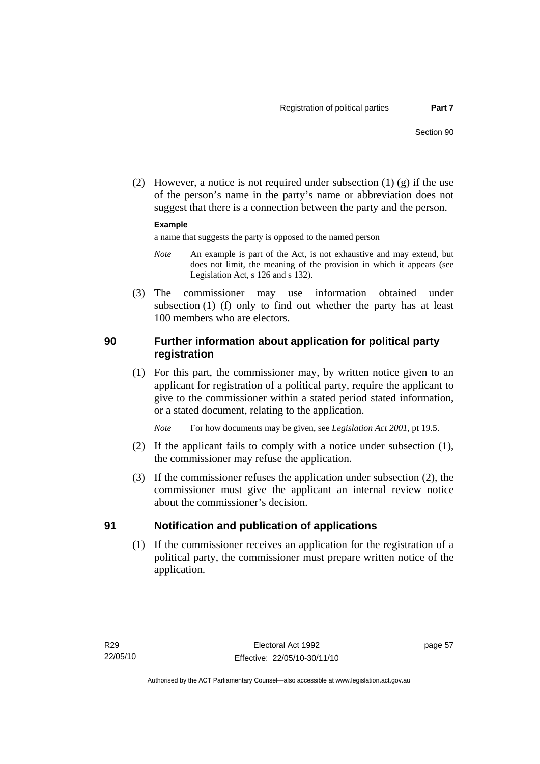(2) However, a notice is not required under subsection (1) (g) if the use of the person's name in the party's name or abbreviation does not suggest that there is a connection between the party and the person.

**Example**

a name that suggests the party is opposed to the named person

*Note* An example is part of the Act, is not exhaustive and may extend, but does not limit, the meaning of the provision in which it appears (see Legislation Act, s 126 and s 132).

(3) The commissioner may use information obtained under subsection (1) (f) only to find out whether the party has at least 100 members who are electors.

## 90 Further information about application for political party registration

(1) For this part, the commissioner may, by written notice given to an applicant for registration of a political party, require the applicant to give to the commissioner within a stated period stated information, or a stated document, relating to the application.

*Note* For how documents may be given, see *Legislation Act 2001*, pt 19.5.

(2) If the applicant fails to comply with a notice under subsection (1), the commissioner may refuse the application.

(3) If the commissioner refuses the application under subsection (2), the commissioner must give the applicant an internal review notice about the commissioner's decision.

## 91 Notification and publication of applications

(1) If the commissioner receives an application for the registration of a political party, the commissioner must prepare written notice of the application.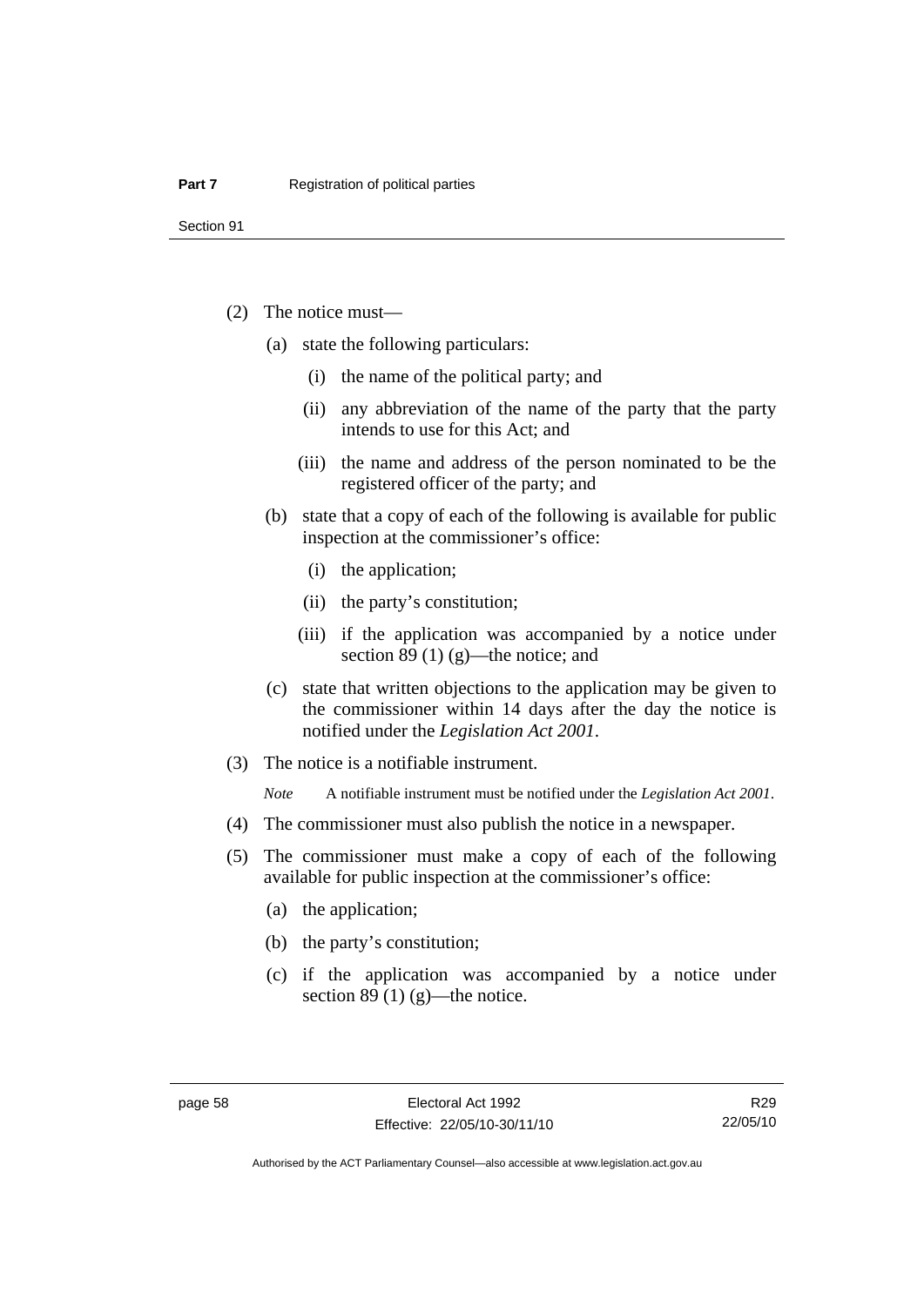(2) The notice must—

(a) state the following particulars:

(i) the name of the political party; and

(ii) any abbreviation of the name of the party that the party intends to use for this Act; and

(iii) the name and address of the person nominated to be the registered officer of the party; and

(b) state that a copy of each of the following is available for public inspection at the commissioner's office:

(i) the application;

(ii) the party's constitution;

(iii) if the application was accompanied by a notice under section 89 (1) (g)—the notice; and

(c) state that written objections to the application may be given to the commissioner within 14 days after the day the notice is notified under the *Legislation Act 2001*.

(3) The notice is a notifiable instrument.

*Note* A notifiable instrument must be notified under the *Legislation Act 2001*.

(4) The commissioner must also publish the notice in a newspaper.

(5) The commissioner must make a copy of each of the following available for public inspection at the commissioner's office:

(a) the application;

(b) the party's constitution;

(c) if the application was accompanied by a notice under section 89 (1) (g)—the notice.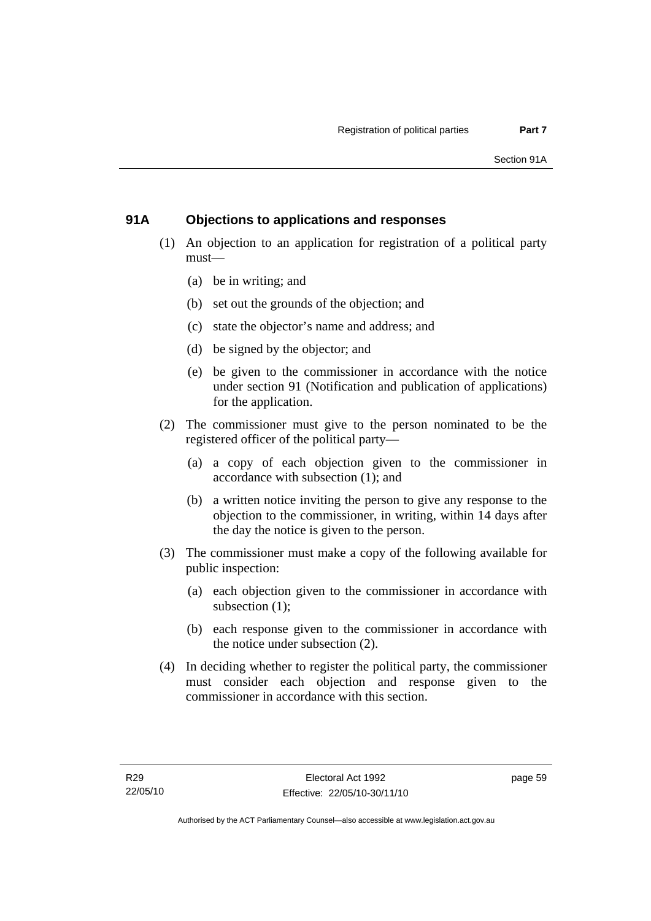## 91A Objections to applications and responses

(1) An objection to an application for registration of a political party must—

(a) be in writing; and

(b) set out the grounds of the objection; and

(c) state the objector's name and address; and

(d) be signed by the objector; and

(e) be given to the commissioner in accordance with the notice under section 91 (Notification and publication of applications) for the application.

(2) The commissioner must give to the person nominated to be the registered officer of the political party—

(a) a copy of each objection given to the commissioner in accordance with subsection (1); and

(b) a written notice inviting the person to give any response to the objection to the commissioner, in writing, within 14 days after the day the notice is given to the person.

(3) The commissioner must make a copy of the following available for public inspection:

(a) each objection given to the commissioner in accordance with subsection (1);

(b) each response given to the commissioner in accordance with the notice under subsection (2).

(4) In deciding whether to register the political party, the commissioner must consider each objection and response given to the commissioner in accordance with this section.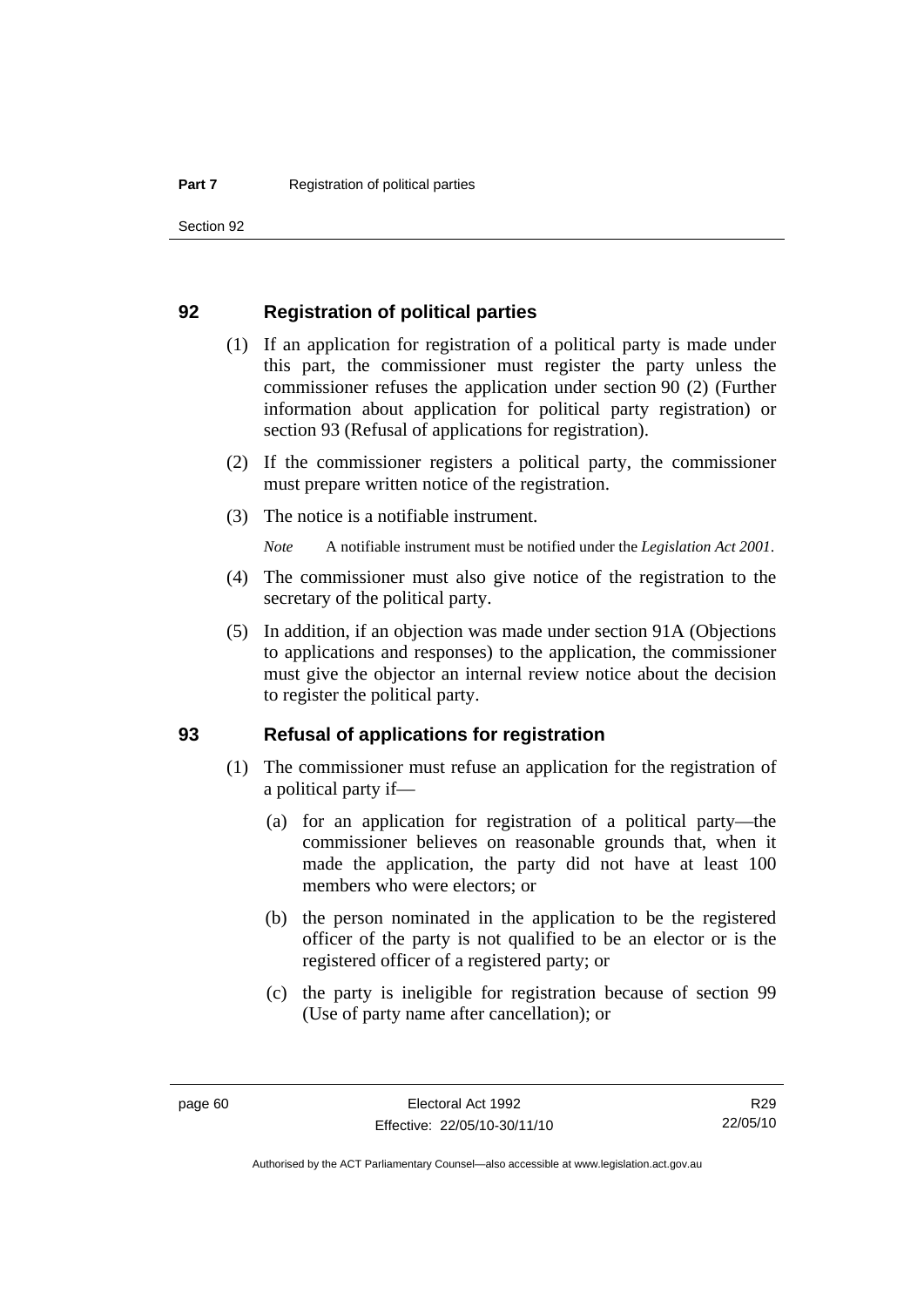## 92 Registration of political parties

(1) If an application for registration of a political party is made under this part, the commissioner must register the party unless the commissioner refuses the application under section 90 (2) (Further information about application for political party registration) or section 93 (Refusal of applications for registration).

(2) If the commissioner registers a political party, the commissioner must prepare written notice of the registration.

(3) The notice is a notifiable instrument.

*Note* A notifiable instrument must be notified under the *Legislation Act 2001*.

(4) The commissioner must also give notice of the registration to the secretary of the political party.

(5) In addition, if an objection was made under section 91A (Objections to applications and responses) to the application, the commissioner must give the objector an internal review notice about the decision to register the political party.

## 93 Refusal of applications for registration

(1) The commissioner must refuse an application for the registration of a political party if—

(a) for an application for registration of a political party—the commissioner believes on reasonable grounds that, when it made the application, the party did not have at least 100 members who were electors; or

(b) the person nominated in the application to be the registered officer of the party is not qualified to be an elector or is the registered officer of a registered party; or

(c) the party is ineligible for registration because of section 99 (Use of party name after cancellation); or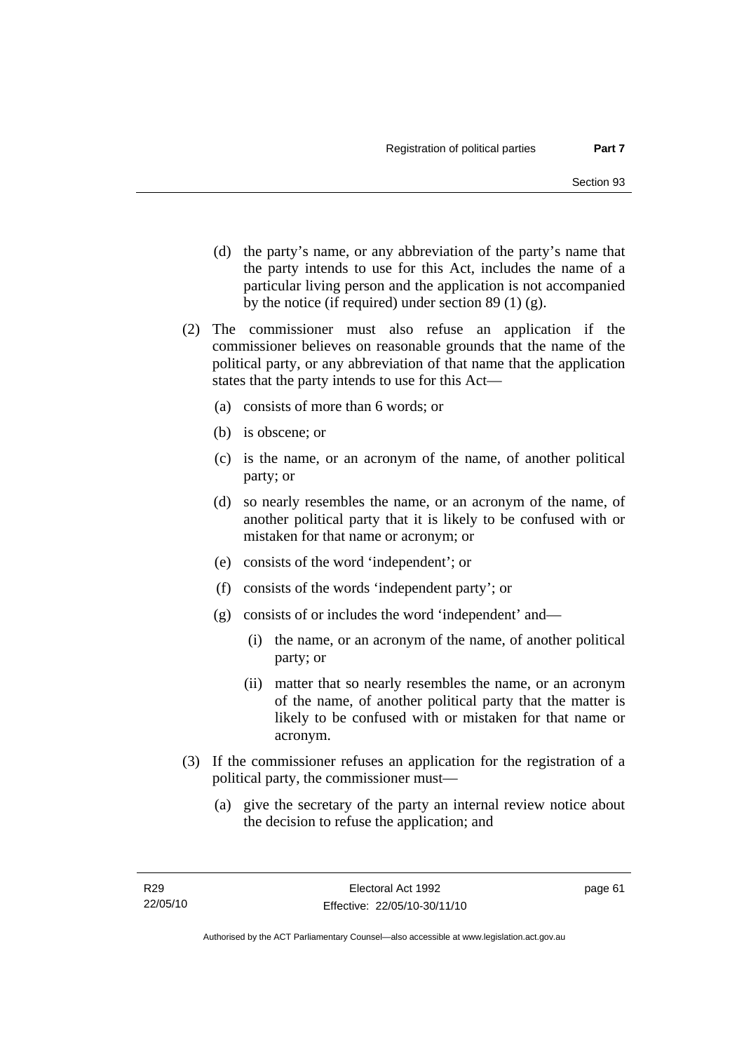(d) the party's name, or any abbreviation of the party's name that the party intends to use for this Act, includes the name of a particular living person and the application is not accompanied by the notice (if required) under section 89 (1) (g).

(2) The commissioner must also refuse an application if the commissioner believes on reasonable grounds that the name of the political party, or any abbreviation of that name that the application states that the party intends to use for this Act—

(a) consists of more than 6 words; or

(b) is obscene; or

(c) is the name, or an acronym of the name, of another political party; or

(d) so nearly resembles the name, or an acronym of the name, of another political party that it is likely to be confused with or mistaken for that name or acronym; or

(e) consists of the word 'independent'; or

(f) consists of the words 'independent party'; or

(g) consists of or includes the word 'independent' and—

(i) the name, or an acronym of the name, of another political party; or

(ii) matter that so nearly resembles the name, or an acronym of the name, of another political party that the matter is likely to be confused with or mistaken for that name or acronym.

(3) If the commissioner refuses an application for the registration of a political party, the commissioner must—

(a) give the secretary of the party an internal review notice about the decision to refuse the application; and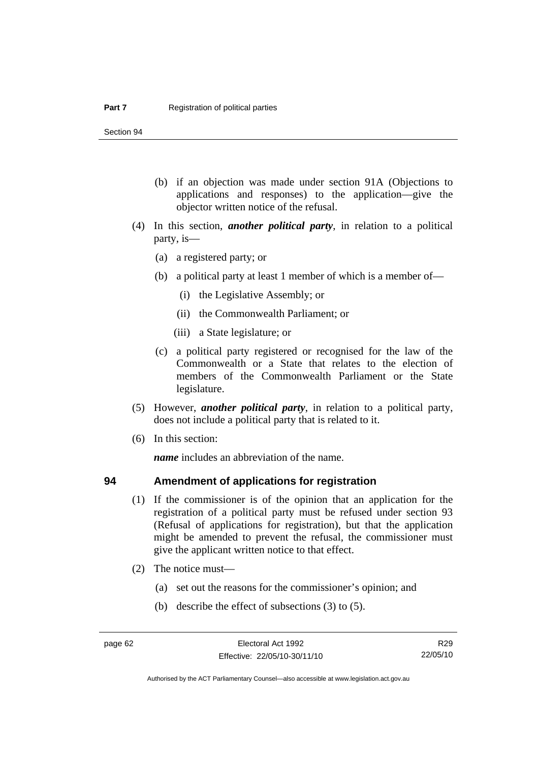(b) if an objection was made under section 91A (Objections to applications and responses) to the application—give the objector written notice of the refusal.

(4) In this section, ***another political party***, in relation to a political party, is—

(a) a registered party; or

(b) a political party at least 1 member of which is a member of—

(i) the Legislative Assembly; or

(ii) the Commonwealth Parliament; or

(iii) a State legislature; or

(c) a political party registered or recognised for the law of the Commonwealth or a State that relates to the election of members of the Commonwealth Parliament or the State legislature.

(5) However, ***another political party***, in relation to a political party, does not include a political party that is related to it.

(6) In this section:

***name*** includes an abbreviation of the name.

## 94 Amendment of applications for registration

(1) If the commissioner is of the opinion that an application for the registration of a political party must be refused under section 93 (Refusal of applications for registration), but that the application might be amended to prevent the refusal, the commissioner must give the applicant written notice to that effect.

(2) The notice must—

(a) set out the reasons for the commissioner's opinion; and

(b) describe the effect of subsections (3) to (5).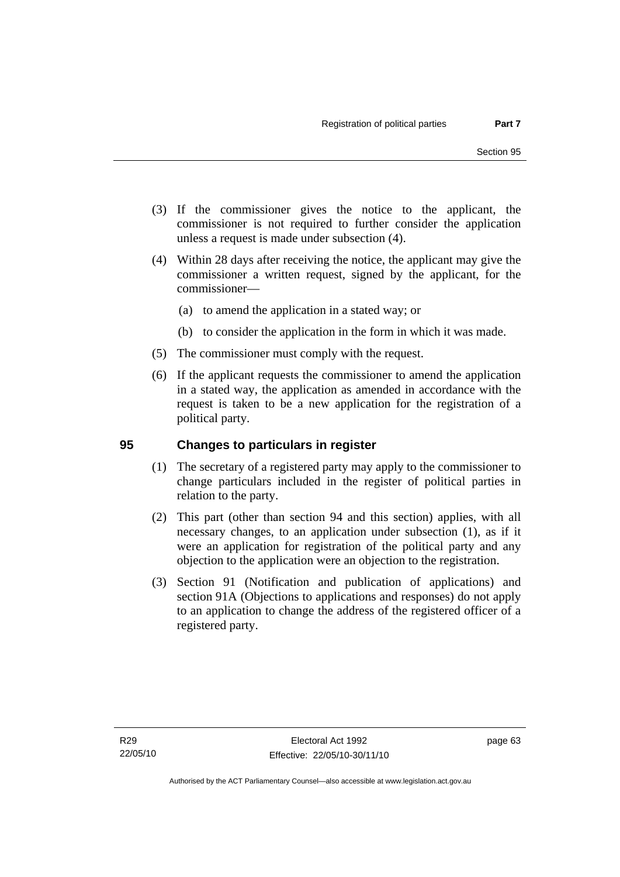(3) If the commissioner gives the notice to the applicant, the commissioner is not required to further consider the application unless a request is made under subsection (4).

(4) Within 28 days after receiving the notice, the applicant may give the commissioner a written request, signed by the applicant, for the commissioner—

(a) to amend the application in a stated way; or

(b) to consider the application in the form in which it was made.

(5) The commissioner must comply with the request.

(6) If the applicant requests the commissioner to amend the application in a stated way, the application as amended in accordance with the request is taken to be a new application for the registration of a political party.

## 95 Changes to particulars in register

(1) The secretary of a registered party may apply to the commissioner to change particulars included in the register of political parties in relation to the party.

(2) This part (other than section 94 and this section) applies, with all necessary changes, to an application under subsection (1), as if it were an application for registration of the political party and any objection to the application were an objection to the registration.

(3) Section 91 (Notification and publication of applications) and section 91A (Objections to applications and responses) do not apply to an application to change the address of the registered officer of a registered party.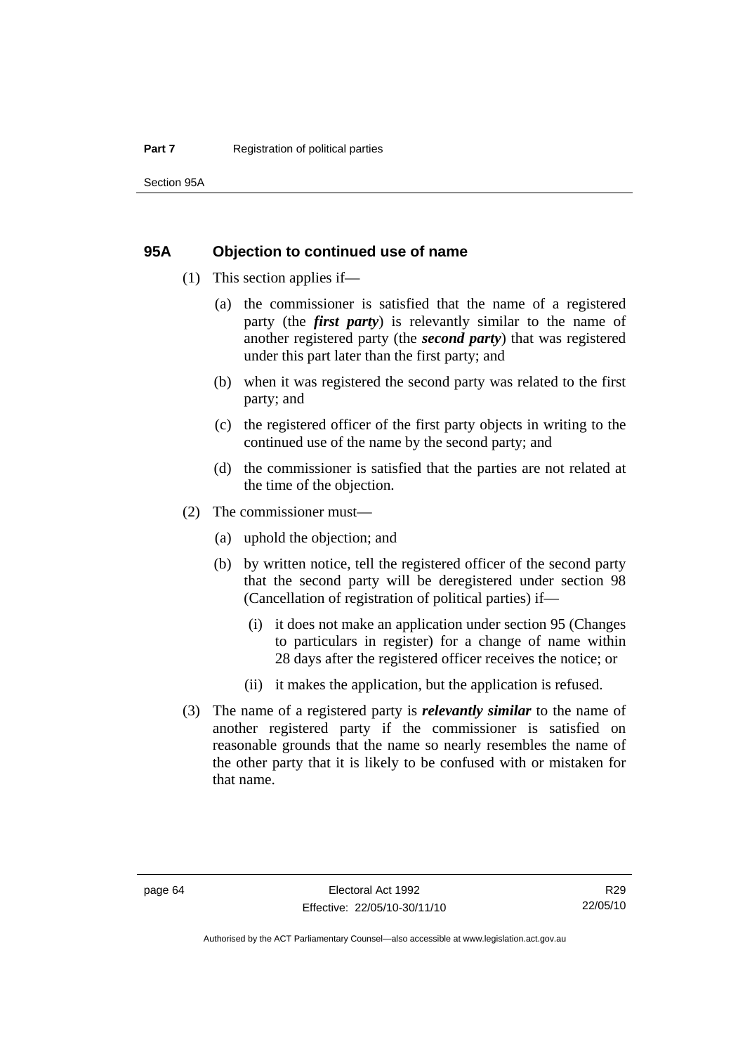## 95A Objection to continued use of name

(1) This section applies if—

(a) the commissioner is satisfied that the name of a registered party (the ***first party***) is relevantly similar to the name of another registered party (the ***second party***) that was registered under this part later than the first party; and

(b) when it was registered the second party was related to the first party; and

(c) the registered officer of the first party objects in writing to the continued use of the name by the second party; and

(d) the commissioner is satisfied that the parties are not related at the time of the objection.

(2) The commissioner must—

(a) uphold the objection; and

(b) by written notice, tell the registered officer of the second party that the second party will be deregistered under section 98 (Cancellation of registration of political parties) if—

(i) it does not make an application under section 95 (Changes to particulars in register) for a change of name within 28 days after the registered officer receives the notice; or

(ii) it makes the application, but the application is refused.

(3) The name of a registered party is ***relevantly similar*** to the name of another registered party if the commissioner is satisfied on reasonable grounds that the name so nearly resembles the name of the other party that it is likely to be confused with or mistaken for that name.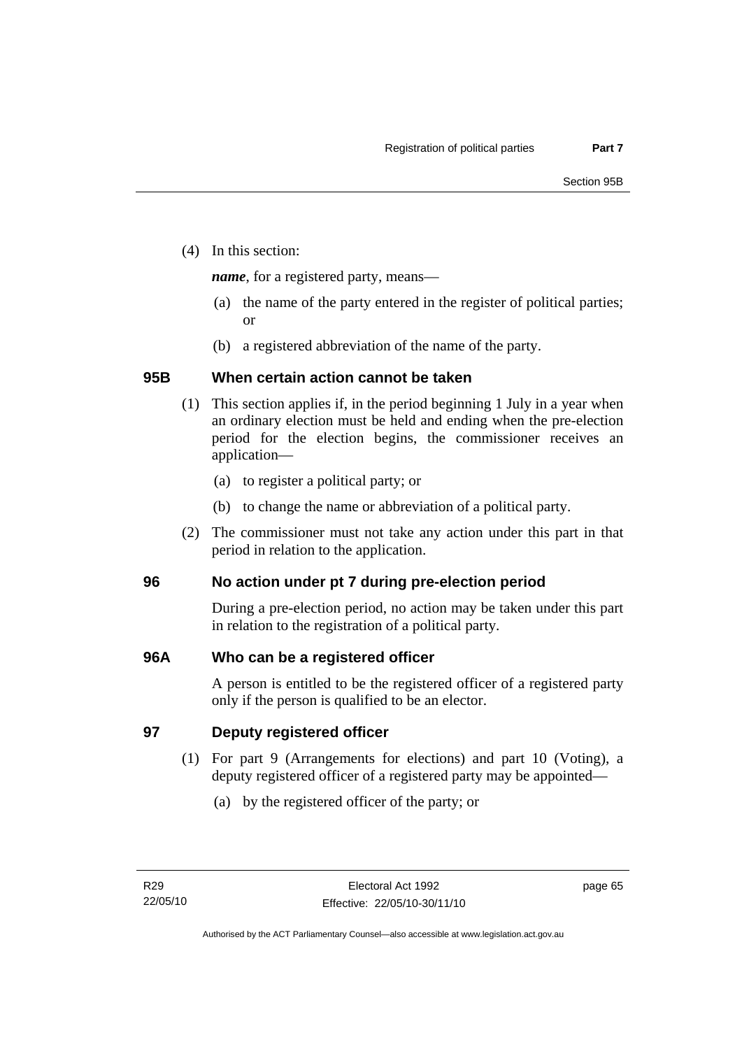(4) In this section:

***name***, for a registered party, means—

(a) the name of the party entered in the register of political parties; or

(b) a registered abbreviation of the name of the party.

## 95B When certain action cannot be taken

(1) This section applies if, in the period beginning 1 July in a year when an ordinary election must be held and ending when the pre-election period for the election begins, the commissioner receives an application—

(a) to register a political party; or

(b) to change the name or abbreviation of a political party.

(2) The commissioner must not take any action under this part in that period in relation to the application.

## 96 No action under pt 7 during pre-election period

During a pre-election period, no action may be taken under this part in relation to the registration of a political party.

## 96A Who can be a registered officer

A person is entitled to be the registered officer of a registered party only if the person is qualified to be an elector.

## 97 Deputy registered officer

(1) For part 9 (Arrangements for elections) and part 10 (Voting), a deputy registered officer of a registered party may be appointed—

(a) by the registered officer of the party; or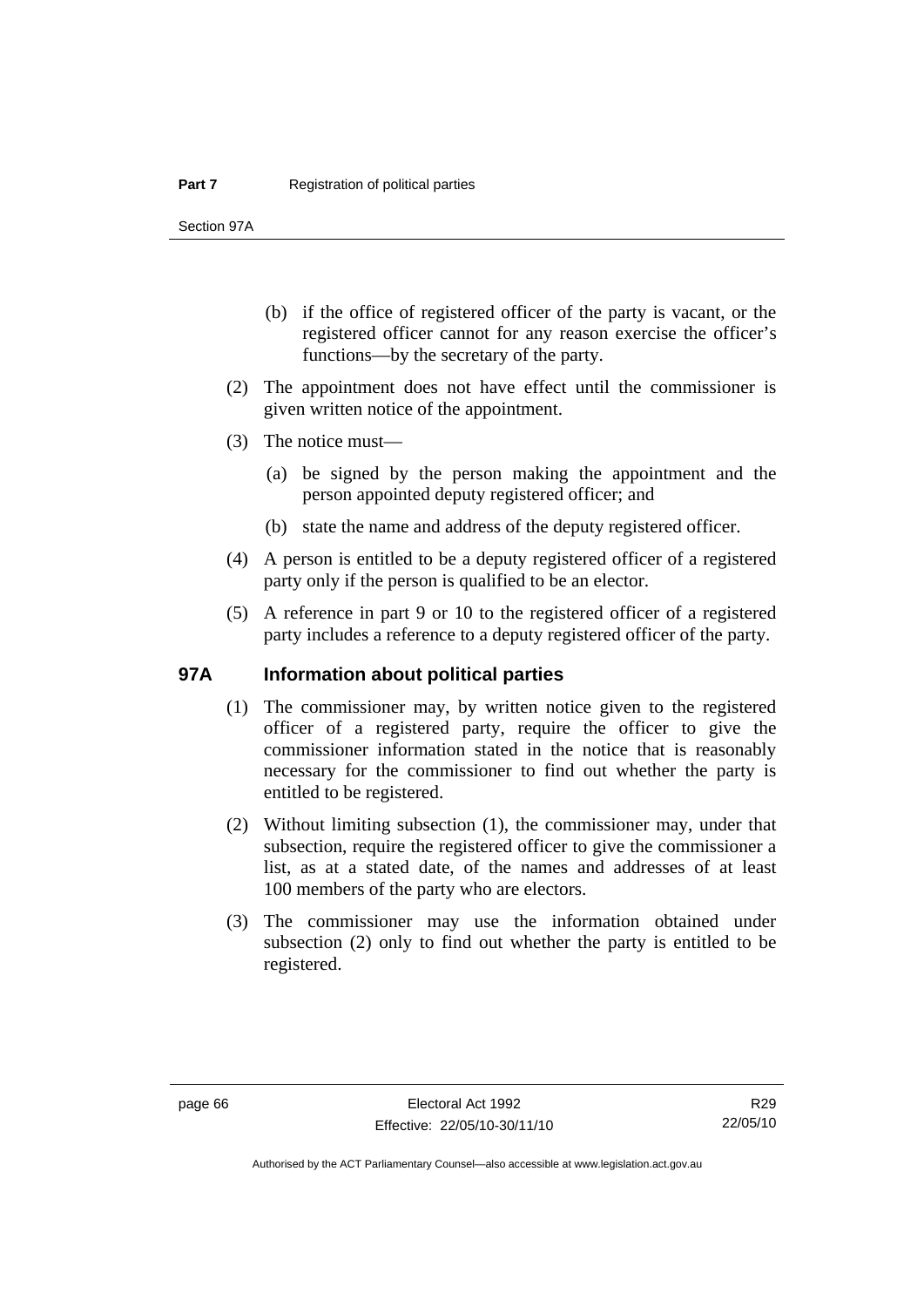(b) if the office of registered officer of the party is vacant, or the registered officer cannot for any reason exercise the officer's functions—by the secretary of the party.

(2) The appointment does not have effect until the commissioner is given written notice of the appointment.

(3) The notice must—

(a) be signed by the person making the appointment and the person appointed deputy registered officer; and

(b) state the name and address of the deputy registered officer.

(4) A person is entitled to be a deputy registered officer of a registered party only if the person is qualified to be an elector.

(5) A reference in part 9 or 10 to the registered officer of a registered party includes a reference to a deputy registered officer of the party.

## 97A Information about political parties

(1) The commissioner may, by written notice given to the registered officer of a registered party, require the officer to give the commissioner information stated in the notice that is reasonably necessary for the commissioner to find out whether the party is entitled to be registered.

(2) Without limiting subsection (1), the commissioner may, under that subsection, require the registered officer to give the commissioner a list, as at a stated date, of the names and addresses of at least 100 members of the party who are electors.

(3) The commissioner may use the information obtained under subsection (2) only to find out whether the party is entitled to be registered.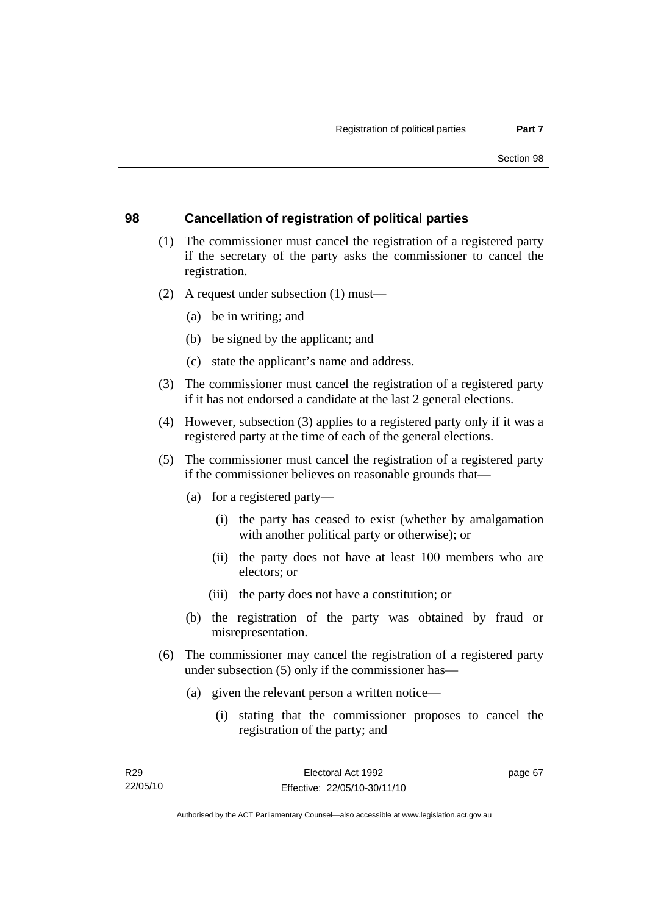## 98 Cancellation of registration of political parties

(1) The commissioner must cancel the registration of a registered party if the secretary of the party asks the commissioner to cancel the registration.

(2) A request under subsection (1) must—

- (a) be in writing; and
- (b) be signed by the applicant; and
- (c) state the applicant's name and address.

(3) The commissioner must cancel the registration of a registered party if it has not endorsed a candidate at the last 2 general elections.

(4) However, subsection (3) applies to a registered party only if it was a registered party at the time of each of the general elections.

(5) The commissioner must cancel the registration of a registered party if the commissioner believes on reasonable grounds that—

- (a) for a registered party—
  - (i) the party has ceased to exist (whether by amalgamation with another political party or otherwise); or
  - (ii) the party does not have at least 100 members who are electors; or
  - (iii) the party does not have a constitution; or
- (b) the registration of the party was obtained by fraud or misrepresentation.

(6) The commissioner may cancel the registration of a registered party under subsection (5) only if the commissioner has—

- (a) given the relevant person a written notice—
  - (i) stating that the commissioner proposes to cancel the registration of the party; and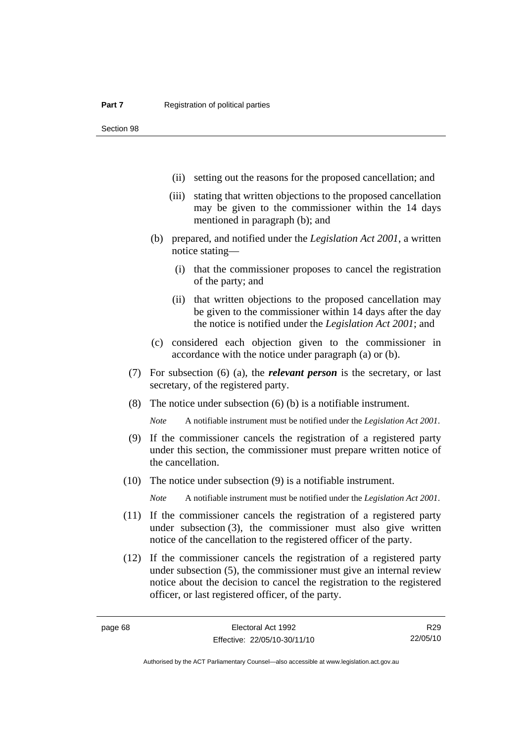(ii) setting out the reasons for the proposed cancellation; and

(iii) stating that written objections to the proposed cancellation may be given to the commissioner within the 14 days mentioned in paragraph (b); and

(b) prepared, and notified under the *Legislation Act 2001*, a written notice stating—

(i) that the commissioner proposes to cancel the registration of the party; and

(ii) that written objections to the proposed cancellation may be given to the commissioner within 14 days after the day the notice is notified under the *Legislation Act 2001*; and

(c) considered each objection given to the commissioner in accordance with the notice under paragraph (a) or (b).

(7) For subsection (6) (a), the ***relevant person*** is the secretary, or last secretary, of the registered party.

(8) The notice under subsection (6) (b) is a notifiable instrument.

*Note* A notifiable instrument must be notified under the *Legislation Act 2001*.

(9) If the commissioner cancels the registration of a registered party under this section, the commissioner must prepare written notice of the cancellation.

(10) The notice under subsection (9) is a notifiable instrument.

*Note* A notifiable instrument must be notified under the *Legislation Act 2001*.

(11) If the commissioner cancels the registration of a registered party under subsection (3), the commissioner must also give written notice of the cancellation to the registered officer of the party.

(12) If the commissioner cancels the registration of a registered party under subsection (5), the commissioner must give an internal review notice about the decision to cancel the registration to the registered officer, or last registered officer, of the party.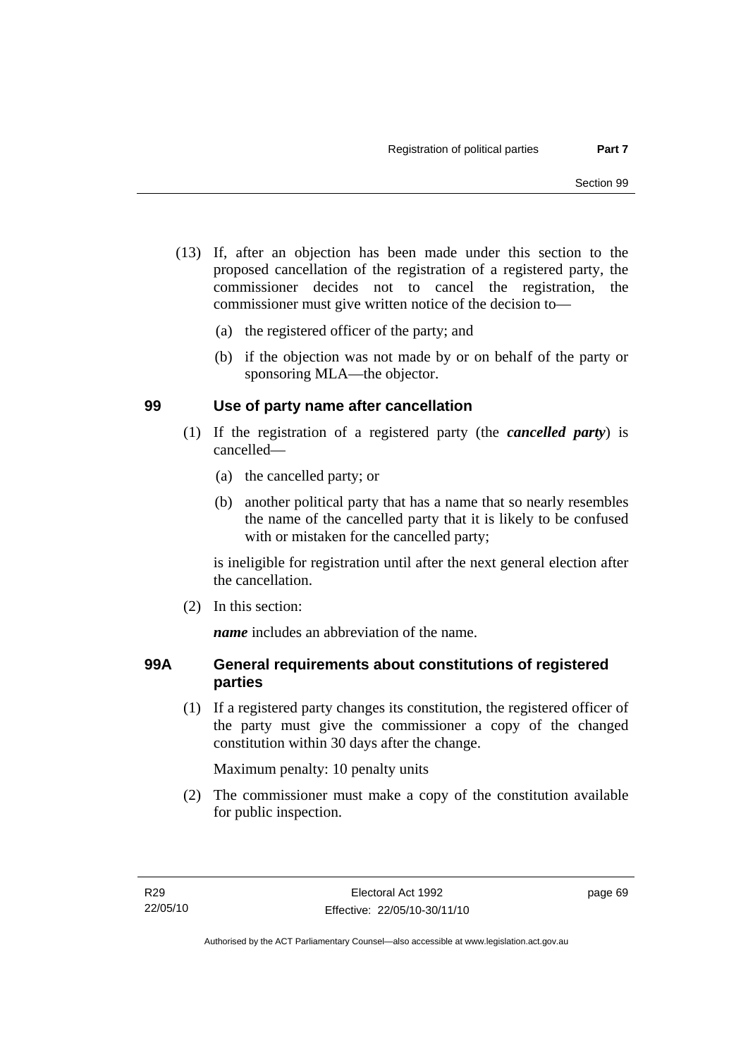(13) If, after an objection has been made under this section to the proposed cancellation of the registration of a registered party, the commissioner decides not to cancel the registration, the commissioner must give written notice of the decision to—

(a) the registered officer of the party; and

(b) if the objection was not made by or on behalf of the party or sponsoring MLA—the objector.

## 99 Use of party name after cancellation

(1) If the registration of a registered party (the ***cancelled party***) is cancelled—

(a) the cancelled party; or

(b) another political party that has a name that so nearly resembles the name of the cancelled party that it is likely to be confused with or mistaken for the cancelled party;

is ineligible for registration until after the next general election after the cancellation.

(2) In this section:

***name*** includes an abbreviation of the name.

## 99A General requirements about constitutions of registered parties

(1) If a registered party changes its constitution, the registered officer of the party must give the commissioner a copy of the changed constitution within 30 days after the change.

Maximum penalty: 10 penalty units

(2) The commissioner must make a copy of the constitution available for public inspection.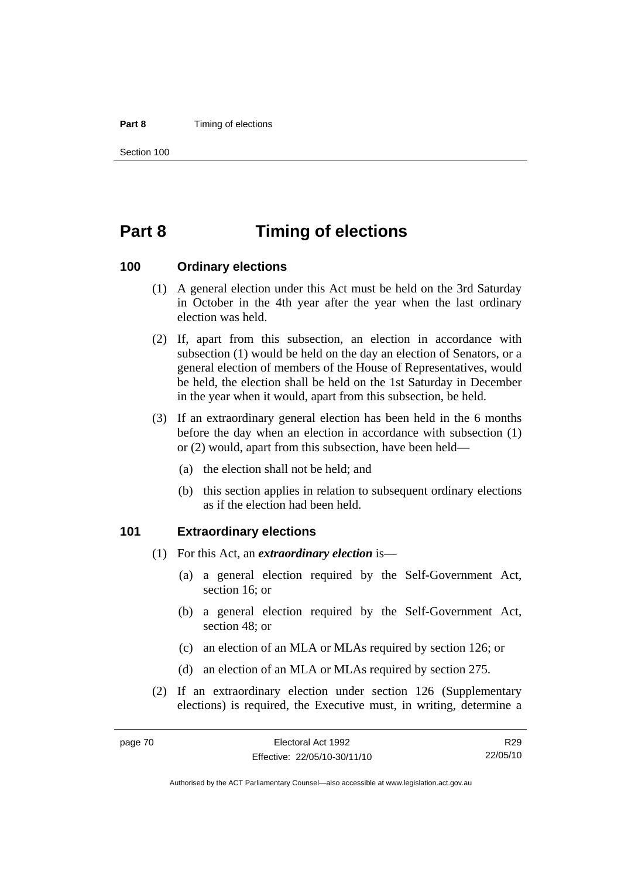# Part 8 Timing of elections

## 100 Ordinary elections

(1) A general election under this Act must be held on the 3rd Saturday in October in the 4th year after the year when the last ordinary election was held.

(2) If, apart from this subsection, an election in accordance with subsection (1) would be held on the day an election of Senators, or a general election of members of the House of Representatives, would be held, the election shall be held on the 1st Saturday in December in the year when it would, apart from this subsection, be held.

(3) If an extraordinary general election has been held in the 6 months before the day when an election in accordance with subsection (1) or (2) would, apart from this subsection, have been held—

- (a) the election shall not be held; and
- (b) this section applies in relation to subsequent ordinary elections as if the election had been held.

## 101 Extraordinary elections

(1) For this Act, an ***extraordinary election*** is—

- (a) a general election required by the Self-Government Act, section 16; or
- (b) a general election required by the Self-Government Act, section 48; or
- (c) an election of an MLA or MLAs required by section 126; or
- (d) an election of an MLA or MLAs required by section 275.

(2) If an extraordinary election under section 126 (Supplementary elections) is required, the Executive must, in writing, determine a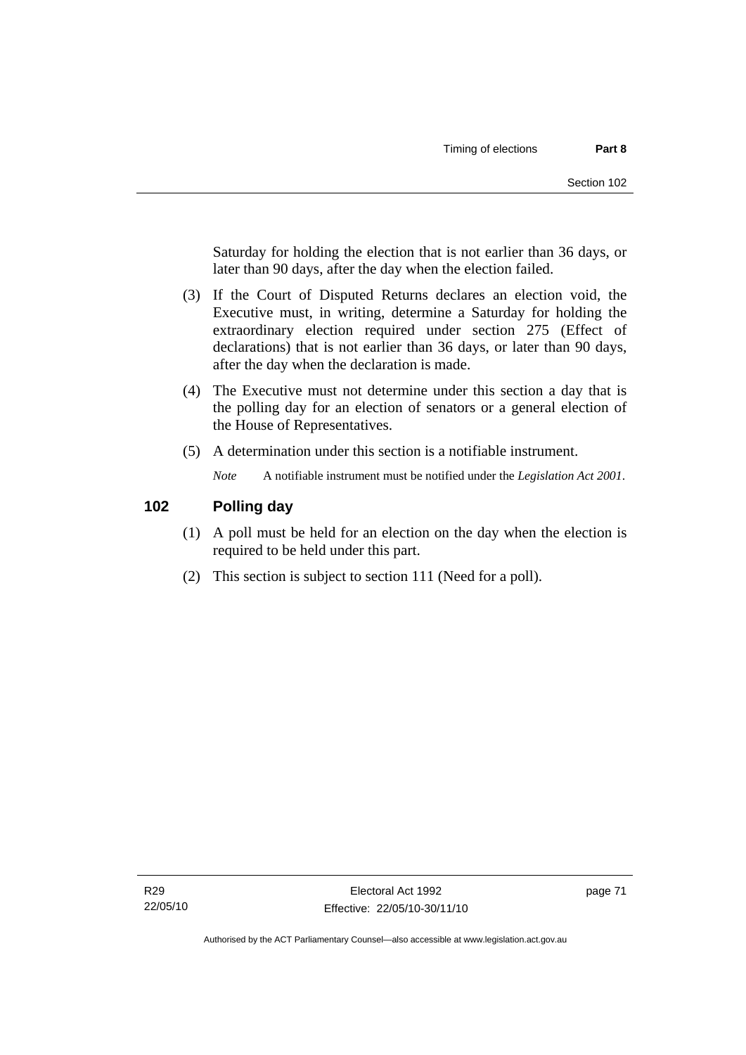Saturday for holding the election that is not earlier than 36 days, or later than 90 days, after the day when the election failed.

(3) If the Court of Disputed Returns declares an election void, the Executive must, in writing, determine a Saturday for holding the extraordinary election required under section 275 (Effect of declarations) that is not earlier than 36 days, or later than 90 days, after the day when the declaration is made.

(4) The Executive must not determine under this section a day that is the polling day for an election of senators or a general election of the House of Representatives.

(5) A determination under this section is a notifiable instrument.

*Note* A notifiable instrument must be notified under the *Legislation Act 2001*.

## 102 Polling day

(1) A poll must be held for an election on the day when the election is required to be held under this part.

(2) This section is subject to section 111 (Need for a poll).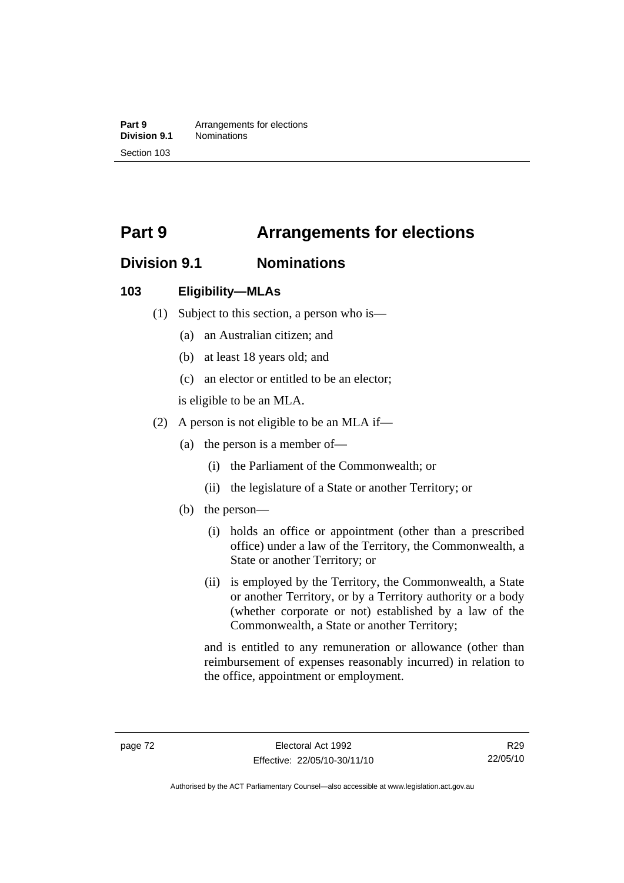# Part 9 Arrangements for elections

## Division 9.1 Nominations

### 103 Eligibility—MLAs

(1) Subject to this section, a person who is—

- (a) an Australian citizen; and
- (b) at least 18 years old; and
- (c) an elector or entitled to be an elector;

is eligible to be an MLA.

(2) A person is not eligible to be an MLA if—

- (a) the person is a member of—
  - (i) the Parliament of the Commonwealth; or
  - (ii) the legislature of a State or another Territory; or
- (b) the person—
  - (i) holds an office or appointment (other than a prescribed office) under a law of the Territory, the Commonwealth, a State or another Territory; or
  - (ii) is employed by the Territory, the Commonwealth, a State or another Territory, or by a Territory authority or a body (whether corporate or not) established by a law of the Commonwealth, a State or another Territory;

  and is entitled to any remuneration or allowance (other than reimbursement of expenses reasonably incurred) in relation to the office, appointment or employment.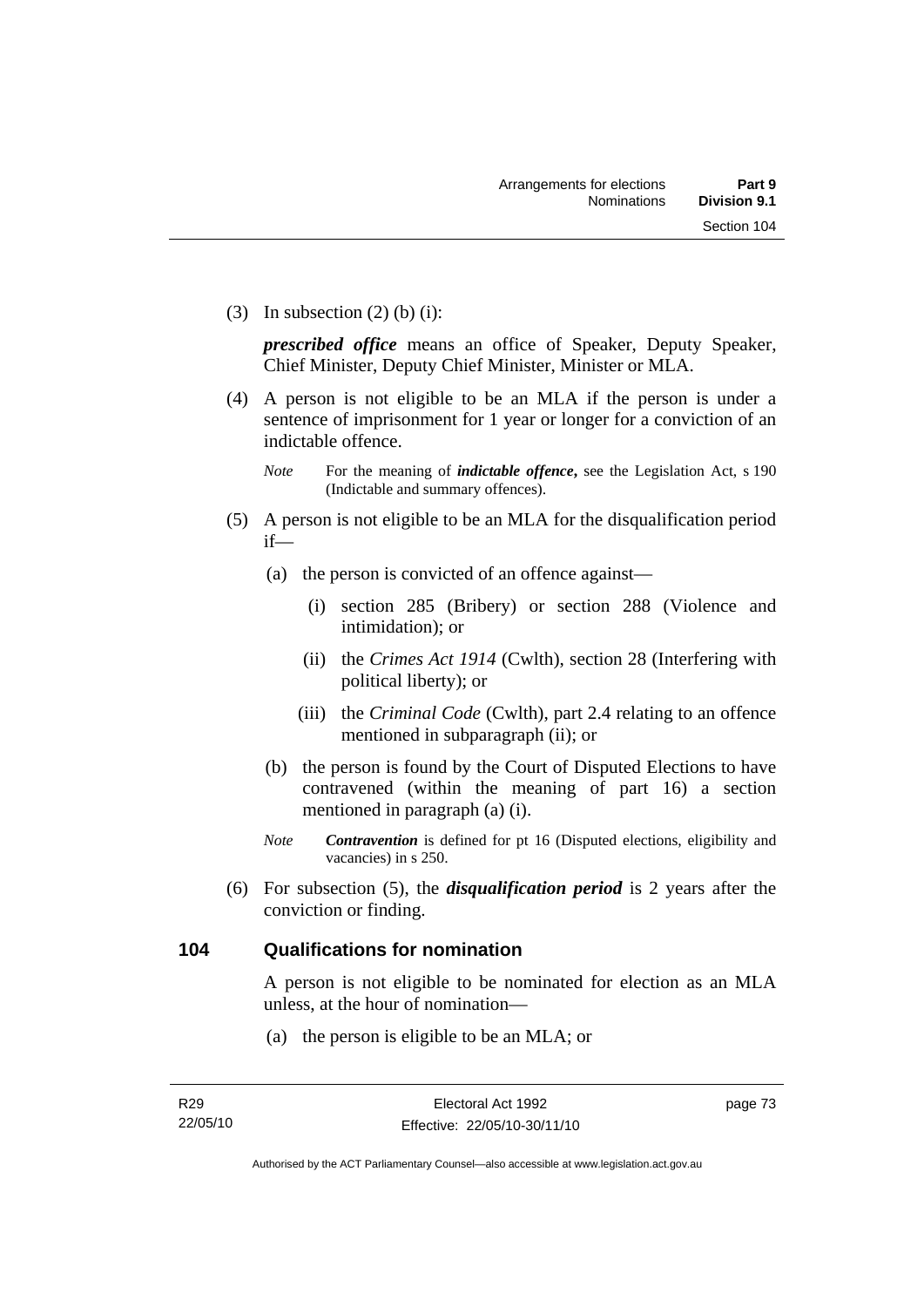(3) In subsection (2) (b) (i):

***prescribed office*** means an office of Speaker, Deputy Speaker, Chief Minister, Deputy Chief Minister, Minister or MLA.

(4) A person is not eligible to be an MLA if the person is under a sentence of imprisonment for 1 year or longer for a conviction of an indictable offence.

*Note* For the meaning of ***indictable offence***, see the Legislation Act, s 190 (Indictable and summary offences).

(5) A person is not eligible to be an MLA for the disqualification period if—

(a) the person is convicted of an offence against—

(i) section 285 (Bribery) or section 288 (Violence and intimidation); or

(ii) the *Crimes Act 1914* (Cwlth), section 28 (Interfering with political liberty); or

(iii) the *Criminal Code* (Cwlth), part 2.4 relating to an offence mentioned in subparagraph (ii); or

(b) the person is found by the Court of Disputed Elections to have contravened (within the meaning of part 16) a section mentioned in paragraph (a) (i).

*Note* ***Contravention*** is defined for pt 16 (Disputed elections, eligibility and vacancies) in s 250.

(6) For subsection (5), the ***disqualification period*** is 2 years after the conviction or finding.

## 104 Qualifications for nomination

A person is not eligible to be nominated for election as an MLA unless, at the hour of nomination—

(a) the person is eligible to be an MLA; or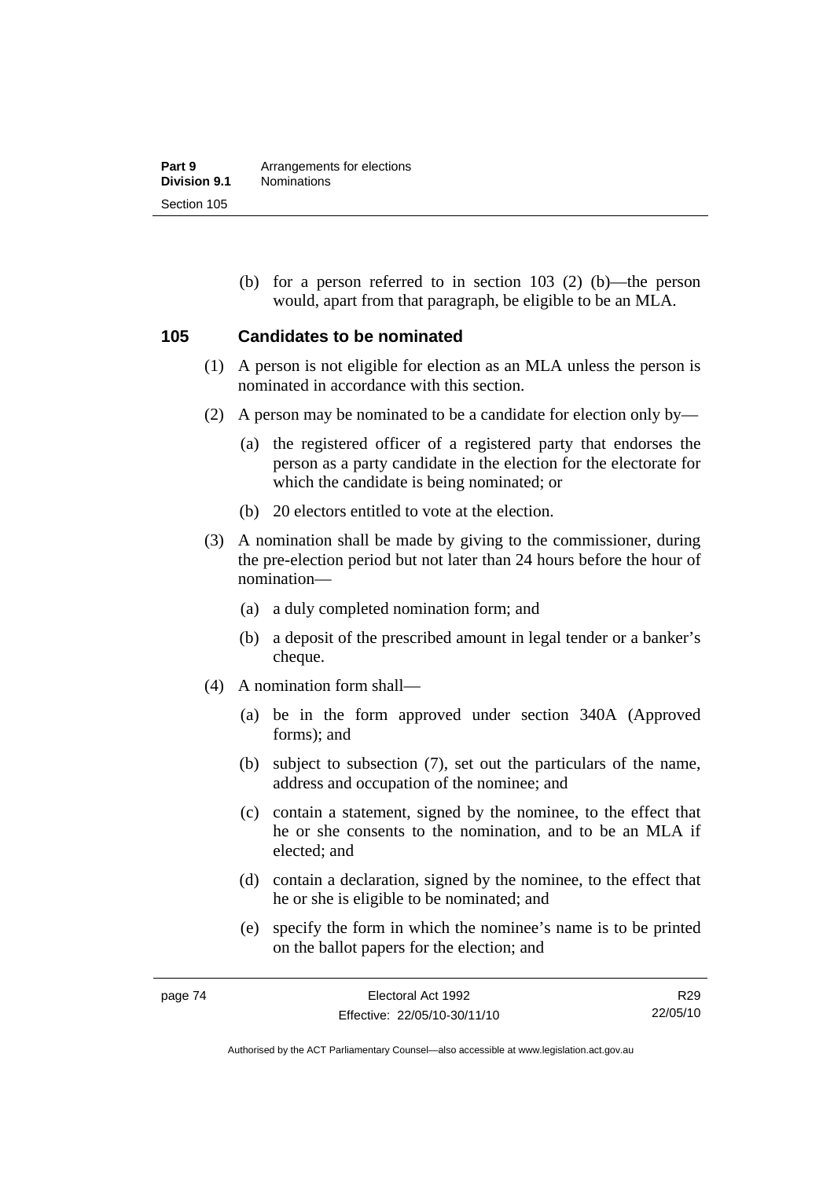(b) for a person referred to in section 103 (2) (b)—the person would, apart from that paragraph, be eligible to be an MLA.

## 105 Candidates to be nominated

(1) A person is not eligible for election as an MLA unless the person is nominated in accordance with this section.

(2) A person may be nominated to be a candidate for election only by—

(a) the registered officer of a registered party that endorses the person as a party candidate in the election for the electorate for which the candidate is being nominated; or

(b) 20 electors entitled to vote at the election.

(3) A nomination shall be made by giving to the commissioner, during the pre-election period but not later than 24 hours before the hour of nomination—

(a) a duly completed nomination form; and

(b) a deposit of the prescribed amount in legal tender or a banker's cheque.

(4) A nomination form shall—

(a) be in the form approved under section 340A (Approved forms); and

(b) subject to subsection (7), set out the particulars of the name, address and occupation of the nominee; and

(c) contain a statement, signed by the nominee, to the effect that he or she consents to the nomination, and to be an MLA if elected; and

(d) contain a declaration, signed by the nominee, to the effect that he or she is eligible to be nominated; and

(e) specify the form in which the nominee's name is to be printed on the ballot papers for the election; and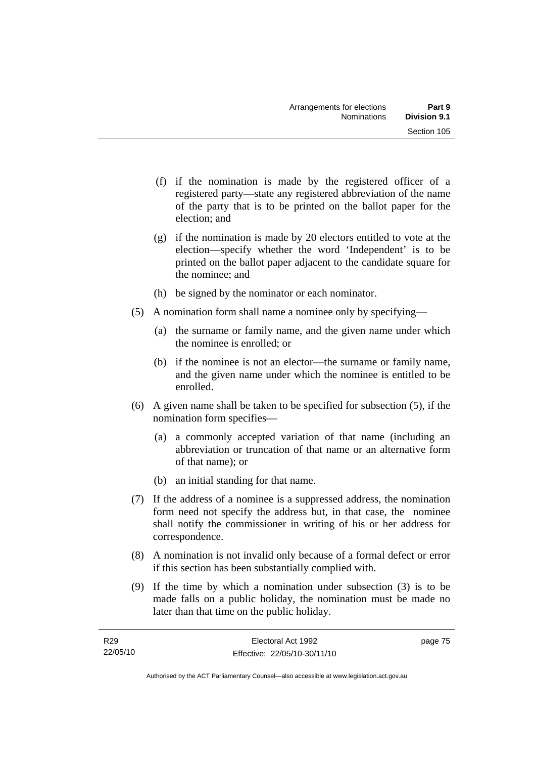(f) if the nomination is made by the registered officer of a registered party—state any registered abbreviation of the name of the party that is to be printed on the ballot paper for the election; and

(g) if the nomination is made by 20 electors entitled to vote at the election—specify whether the word 'Independent' is to be printed on the ballot paper adjacent to the candidate square for the nominee; and

(h) be signed by the nominator or each nominator.

(5) A nomination form shall name a nominee only by specifying—

(a) the surname or family name, and the given name under which the nominee is enrolled; or

(b) if the nominee is not an elector—the surname or family name, and the given name under which the nominee is entitled to be enrolled.

(6) A given name shall be taken to be specified for subsection (5), if the nomination form specifies—

(a) a commonly accepted variation of that name (including an abbreviation or truncation of that name or an alternative form of that name); or

(b) an initial standing for that name.

(7) If the address of a nominee is a suppressed address, the nomination form need not specify the address but, in that case, the nominee shall notify the commissioner in writing of his or her address for correspondence.

(8) A nomination is not invalid only because of a formal defect or error if this section has been substantially complied with.

(9) If the time by which a nomination under subsection (3) is to be made falls on a public holiday, the nomination must be made no later than that time on the public holiday.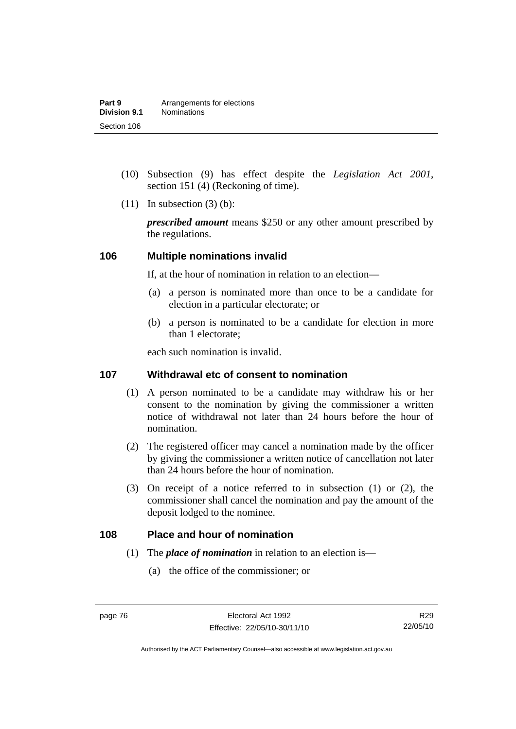(10) Subsection (9) has effect despite the *Legislation Act 2001*, section 151 (4) (Reckoning of time).

(11) In subsection (3) (b):

***prescribed amount*** means $250 or any other amount prescribed by the regulations.

## 106 Multiple nominations invalid

If, at the hour of nomination in relation to an election—

(a) a person is nominated more than once to be a candidate for election in a particular electorate; or

(b) a person is nominated to be a candidate for election in more than 1 electorate;

each such nomination is invalid.

## 107 Withdrawal etc of consent to nomination

(1) A person nominated to be a candidate may withdraw his or her consent to the nomination by giving the commissioner a written notice of withdrawal not later than 24 hours before the hour of nomination.

(2) The registered officer may cancel a nomination made by the officer by giving the commissioner a written notice of cancellation not later than 24 hours before the hour of nomination.

(3) On receipt of a notice referred to in subsection (1) or (2), the commissioner shall cancel the nomination and pay the amount of the deposit lodged to the nominee.

## 108 Place and hour of nomination

(1) The ***place of nomination*** in relation to an election is—

(a) the office of the commissioner; or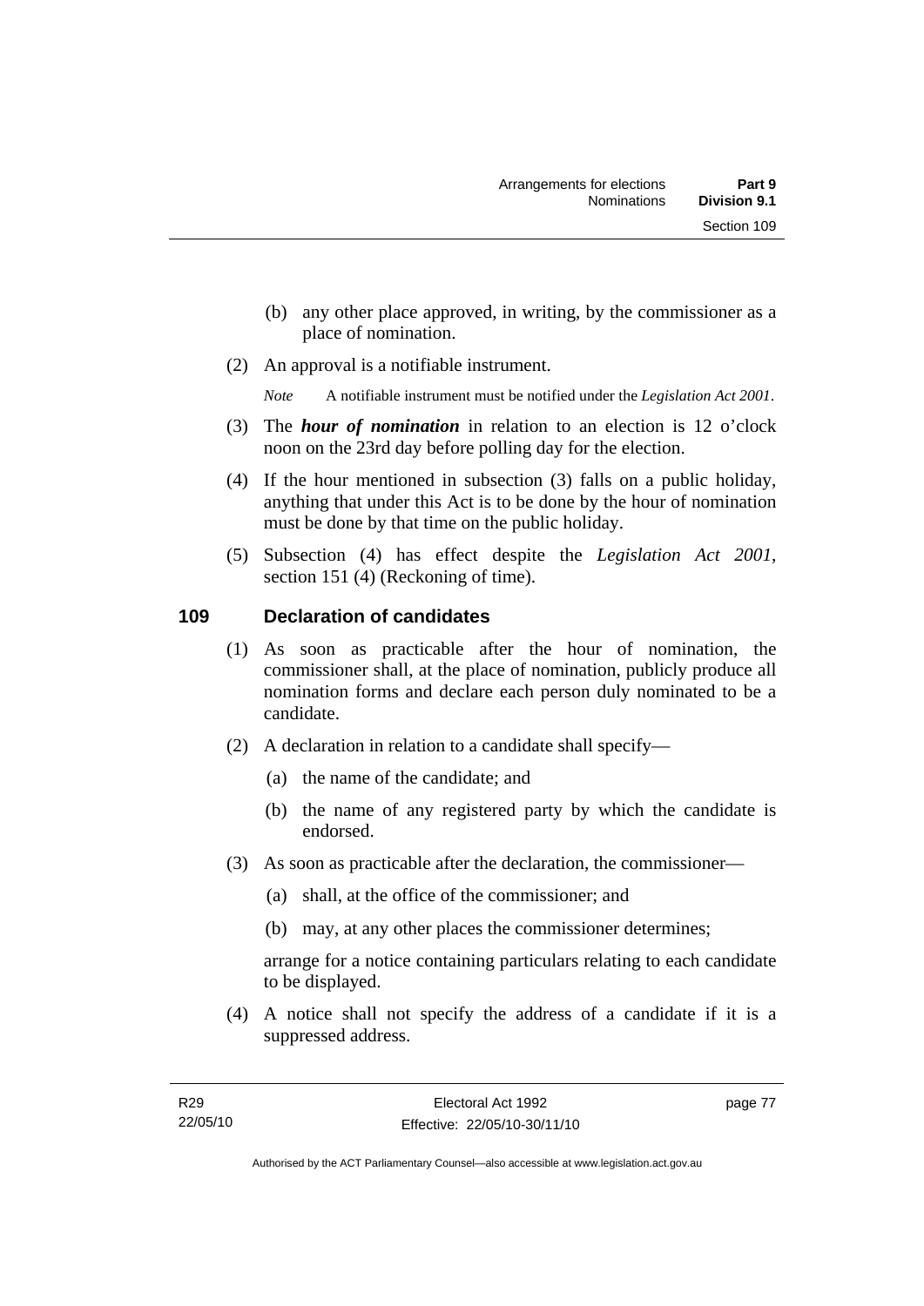(b) any other place approved, in writing, by the commissioner as a place of nomination.

(2) An approval is a notifiable instrument.

*Note* A notifiable instrument must be notified under the *Legislation Act 2001*.

(3) The ***hour of nomination*** in relation to an election is 12 o'clock noon on the 23rd day before polling day for the election.

(4) If the hour mentioned in subsection (3) falls on a public holiday, anything that under this Act is to be done by the hour of nomination must be done by that time on the public holiday.

(5) Subsection (4) has effect despite the *Legislation Act 2001*, section 151 (4) (Reckoning of time).

## 109 Declaration of candidates

(1) As soon as practicable after the hour of nomination, the commissioner shall, at the place of nomination, publicly produce all nomination forms and declare each person duly nominated to be a candidate.

(2) A declaration in relation to a candidate shall specify—

(a) the name of the candidate; and

(b) the name of any registered party by which the candidate is endorsed.

(3) As soon as practicable after the declaration, the commissioner—

(a) shall, at the office of the commissioner; and

(b) may, at any other places the commissioner determines;

arrange for a notice containing particulars relating to each candidate to be displayed.

(4) A notice shall not specify the address of a candidate if it is a suppressed address.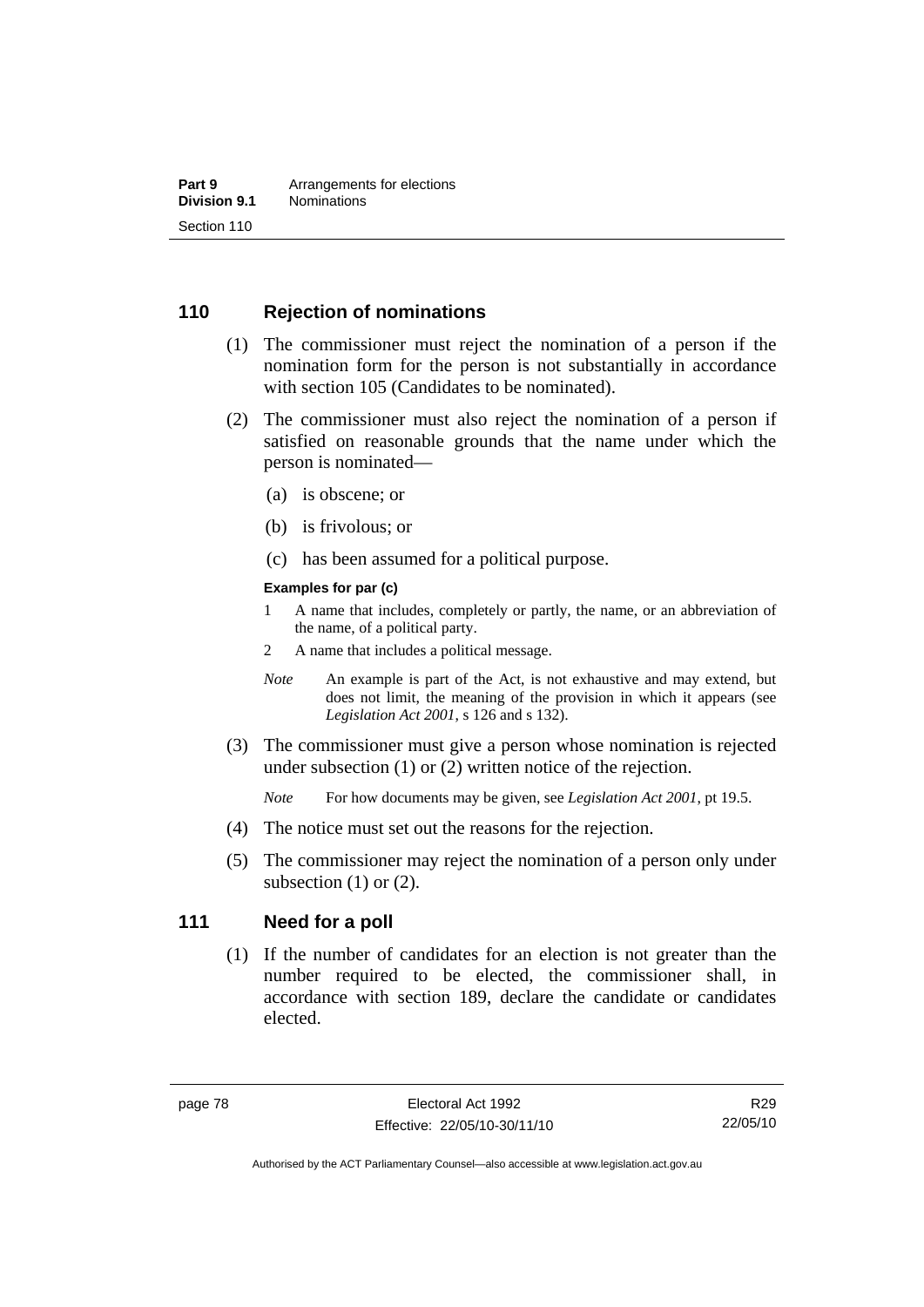## 110 Rejection of nominations

(1) The commissioner must reject the nomination of a person if the nomination form for the person is not substantially in accordance with section 105 (Candidates to be nominated).

(2) The commissioner must also reject the nomination of a person if satisfied on reasonable grounds that the name under which the person is nominated—

(a) is obscene; or

(b) is frivolous; or

(c) has been assumed for a political purpose.

**Examples for par (c)**

1 A name that includes, completely or partly, the name, or an abbreviation of the name, of a political party.

2 A name that includes a political message.

*Note* An example is part of the Act, is not exhaustive and may extend, but does not limit, the meaning of the provision in which it appears (see *Legislation Act 2001*, s 126 and s 132).

(3) The commissioner must give a person whose nomination is rejected under subsection (1) or (2) written notice of the rejection.

*Note* For how documents may be given, see *Legislation Act 2001*, pt 19.5.

(4) The notice must set out the reasons for the rejection.

(5) The commissioner may reject the nomination of a person only under subsection (1) or (2).

## 111 Need for a poll

(1) If the number of candidates for an election is not greater than the number required to be elected, the commissioner shall, in accordance with section 189, declare the candidate or candidates elected.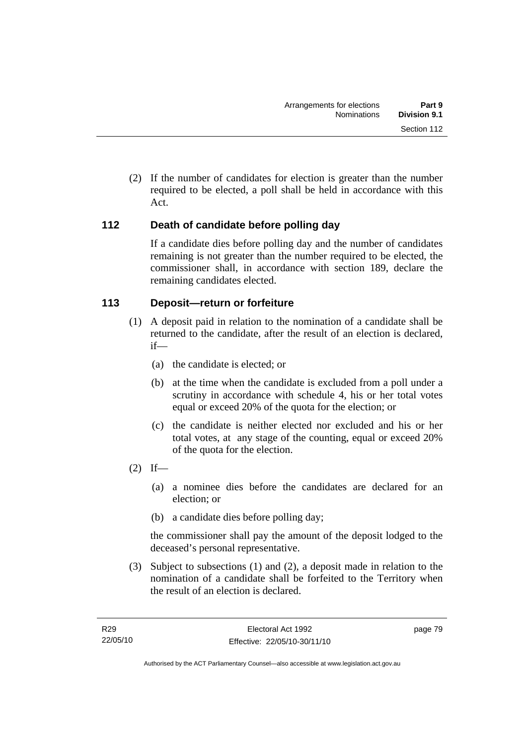(2) If the number of candidates for election is greater than the number required to be elected, a poll shall be held in accordance with this Act.

## 112 Death of candidate before polling day

If a candidate dies before polling day and the number of candidates remaining is not greater than the number required to be elected, the commissioner shall, in accordance with section 189, declare the remaining candidates elected.

## 113 Deposit—return or forfeiture

(1) A deposit paid in relation to the nomination of a candidate shall be returned to the candidate, after the result of an election is declared, if—

(a) the candidate is elected; or

(b) at the time when the candidate is excluded from a poll under a scrutiny in accordance with schedule 4, his or her total votes equal or exceed 20% of the quota for the election; or

(c) the candidate is neither elected nor excluded and his or her total votes, at any stage of the counting, equal or exceed 20% of the quota for the election.

(2) If—

(a) a nominee dies before the candidates are declared for an election; or

(b) a candidate dies before polling day;

the commissioner shall pay the amount of the deposit lodged to the deceased's personal representative.

(3) Subject to subsections (1) and (2), a deposit made in relation to the nomination of a candidate shall be forfeited to the Territory when the result of an election is declared.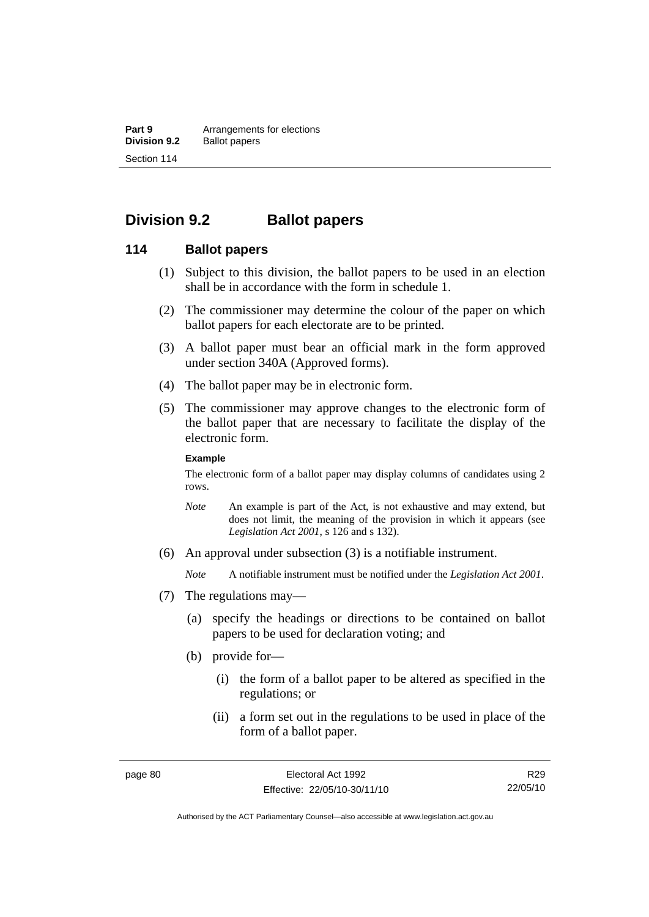## Division 9.2 Ballot papers

### 114 Ballot papers

(1) Subject to this division, the ballot papers to be used in an election shall be in accordance with the form in schedule 1.

(2) The commissioner may determine the colour of the paper on which ballot papers for each electorate are to be printed.

(3) A ballot paper must bear an official mark in the form approved under section 340A (Approved forms).

(4) The ballot paper may be in electronic form.

(5) The commissioner may approve changes to the electronic form of the ballot paper that are necessary to facilitate the display of the electronic form.

**Example**

The electronic form of a ballot paper may display columns of candidates using 2 rows.

*Note* An example is part of the Act, is not exhaustive and may extend, but does not limit, the meaning of the provision in which it appears (see *Legislation Act 2001*, s 126 and s 132).

(6) An approval under subsection (3) is a notifiable instrument.

*Note* A notifiable instrument must be notified under the *Legislation Act 2001*.

(7) The regulations may—

(a) specify the headings or directions to be contained on ballot papers to be used for declaration voting; and

(b) provide for—

(i) the form of a ballot paper to be altered as specified in the regulations; or

(ii) a form set out in the regulations to be used in place of the form of a ballot paper.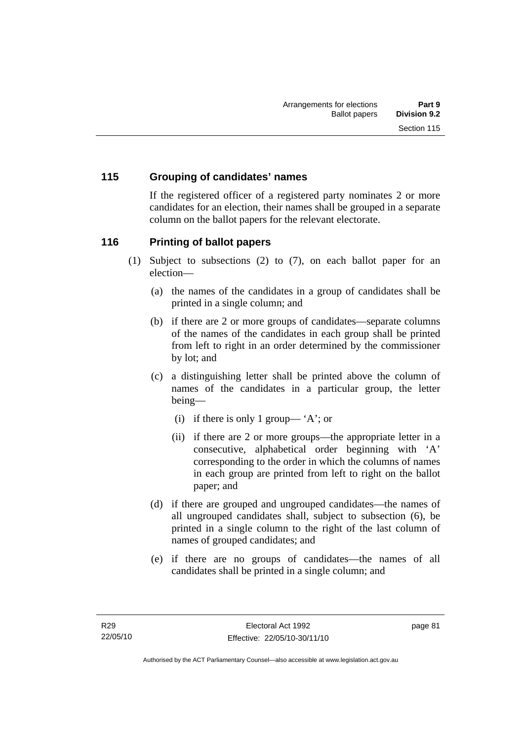## 115 Grouping of candidates' names

If the registered officer of a registered party nominates 2 or more candidates for an election, their names shall be grouped in a separate column on the ballot papers for the relevant electorate.

## 116 Printing of ballot papers

(1) Subject to subsections (2) to (7), on each ballot paper for an election—

  (a) the names of the candidates in a group of candidates shall be printed in a single column; and

  (b) if there are 2 or more groups of candidates—separate columns of the names of the candidates in each group shall be printed from left to right in an order determined by the commissioner by lot; and

  (c) a distinguishing letter shall be printed above the column of names of the candidates in a particular group, the letter being—

    (i) if there is only 1 group— 'A'; or

    (ii) if there are 2 or more groups—the appropriate letter in a consecutive, alphabetical order beginning with 'A' corresponding to the order in which the columns of names in each group are printed from left to right on the ballot paper; and

  (d) if there are grouped and ungrouped candidates—the names of all ungrouped candidates shall, subject to subsection (6), be printed in a single column to the right of the last column of names of grouped candidates; and

  (e) if there are no groups of candidates—the names of all candidates shall be printed in a single column; and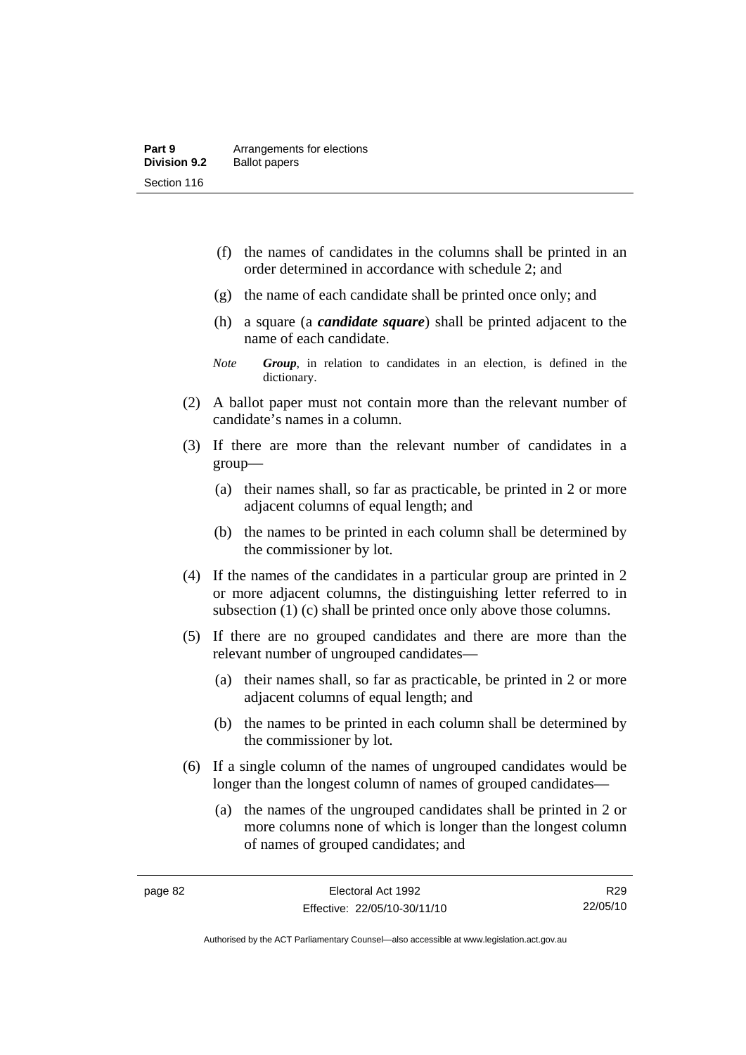(f) the names of candidates in the columns shall be printed in an order determined in accordance with schedule 2; and

(g) the name of each candidate shall be printed once only; and

(h) a square (a ***candidate square***) shall be printed adjacent to the name of each candidate.

*Note* ***Group***, in relation to candidates in an election, is defined in the dictionary.

(2) A ballot paper must not contain more than the relevant number of candidate's names in a column.

(3) If there are more than the relevant number of candidates in a group—

(a) their names shall, so far as practicable, be printed in 2 or more adjacent columns of equal length; and

(b) the names to be printed in each column shall be determined by the commissioner by lot.

(4) If the names of the candidates in a particular group are printed in 2 or more adjacent columns, the distinguishing letter referred to in subsection (1) (c) shall be printed once only above those columns.

(5) If there are no grouped candidates and there are more than the relevant number of ungrouped candidates—

(a) their names shall, so far as practicable, be printed in 2 or more adjacent columns of equal length; and

(b) the names to be printed in each column shall be determined by the commissioner by lot.

(6) If a single column of the names of ungrouped candidates would be longer than the longest column of names of grouped candidates—

(a) the names of the ungrouped candidates shall be printed in 2 or more columns none of which is longer than the longest column of names of grouped candidates; and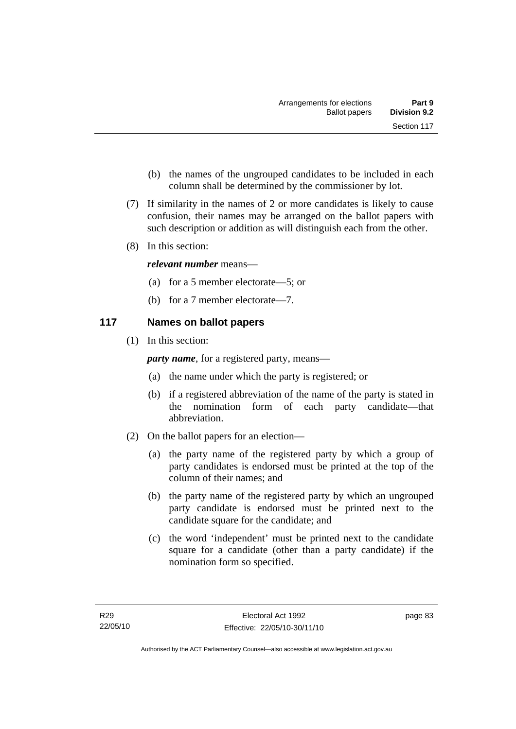(b) the names of the ungrouped candidates to be included in each column shall be determined by the commissioner by lot.

(7) If similarity in the names of 2 or more candidates is likely to cause confusion, their names may be arranged on the ballot papers with such description or addition as will distinguish each from the other.

(8) In this section:

***relevant number*** means—

(a) for a 5 member electorate—5; or

(b) for a 7 member electorate—7.

## 117 Names on ballot papers

(1) In this section:

***party name***, for a registered party, means—

(a) the name under which the party is registered; or

(b) if a registered abbreviation of the name of the party is stated in the nomination form of each party candidate—that abbreviation.

(2) On the ballot papers for an election—

(a) the party name of the registered party by which a group of party candidates is endorsed must be printed at the top of the column of their names; and

(b) the party name of the registered party by which an ungrouped party candidate is endorsed must be printed next to the candidate square for the candidate; and

(c) the word 'independent' must be printed next to the candidate square for a candidate (other than a party candidate) if the nomination form so specified.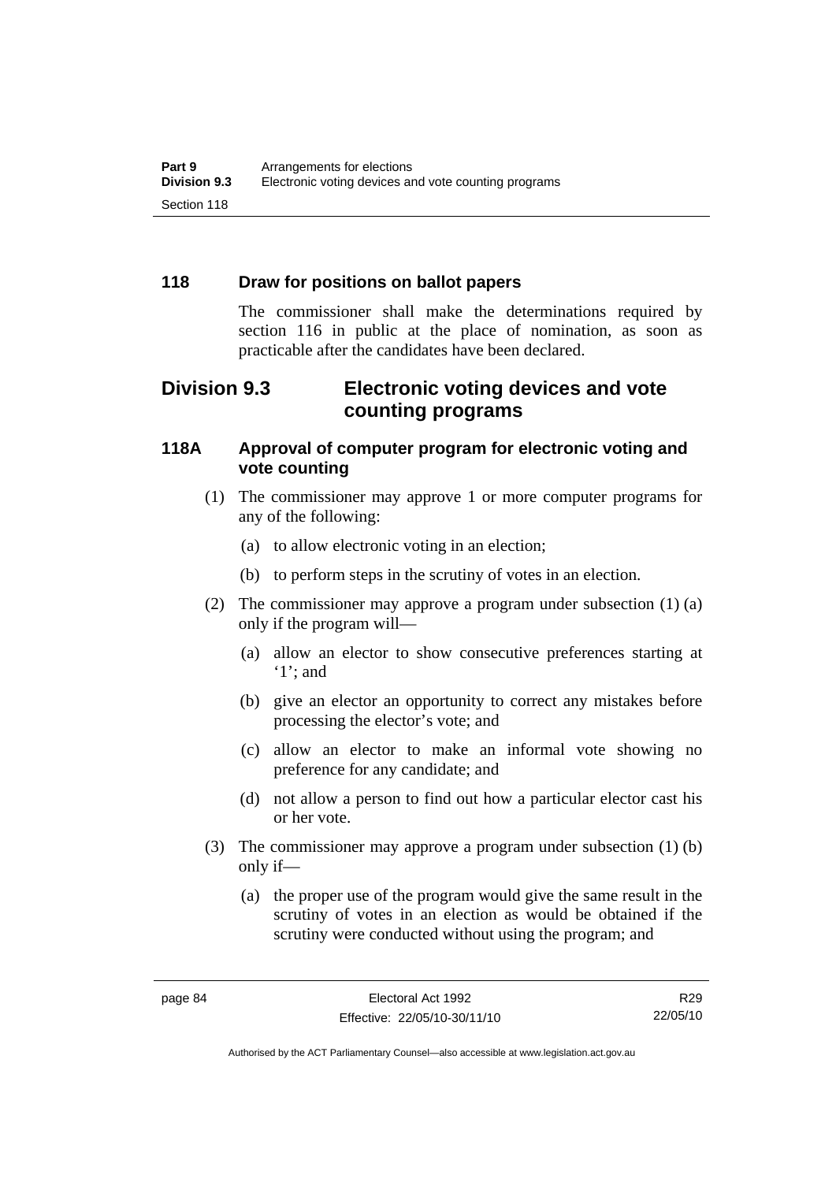### 118 Draw for positions on ballot papers

The commissioner shall make the determinations required by section 116 in public at the place of nomination, as soon as practicable after the candidates have been declared.

## Division 9.3 Electronic voting devices and vote counting programs

### 118A Approval of computer program for electronic voting and vote counting

(1) The commissioner may approve 1 or more computer programs for any of the following:

(a) to allow electronic voting in an election;

(b) to perform steps in the scrutiny of votes in an election.

(2) The commissioner may approve a program under subsection (1) (a) only if the program will—

(a) allow an elector to show consecutive preferences starting at '1'; and

(b) give an elector an opportunity to correct any mistakes before processing the elector's vote; and

(c) allow an elector to make an informal vote showing no preference for any candidate; and

(d) not allow a person to find out how a particular elector cast his or her vote.

(3) The commissioner may approve a program under subsection (1) (b) only if—

(a) the proper use of the program would give the same result in the scrutiny of votes in an election as would be obtained if the scrutiny were conducted without using the program; and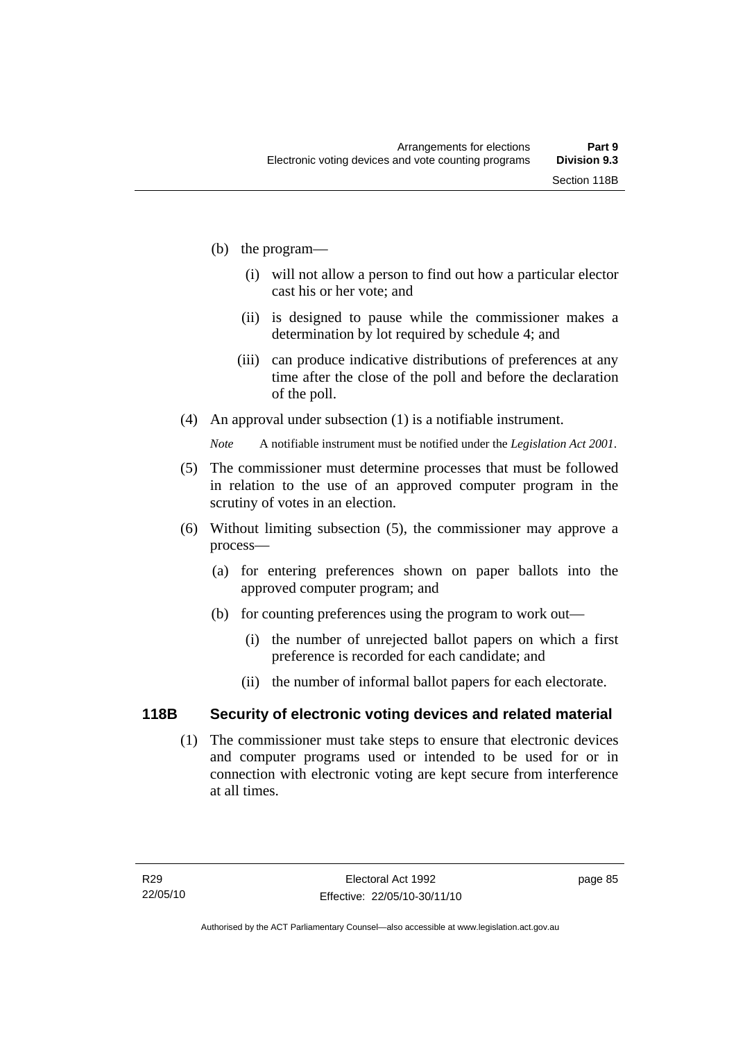(b) the program—

   (i) will not allow a person to find out how a particular elector cast his or her vote; and

   (ii) is designed to pause while the commissioner makes a determination by lot required by schedule 4; and

   (iii) can produce indicative distributions of preferences at any time after the close of the poll and before the declaration of the poll.

(4) An approval under subsection (1) is a notifiable instrument.

*Note* A notifiable instrument must be notified under the *Legislation Act 2001*.

(5) The commissioner must determine processes that must be followed in relation to the use of an approved computer program in the scrutiny of votes in an election.

(6) Without limiting subsection (5), the commissioner may approve a process—

   (a) for entering preferences shown on paper ballots into the approved computer program; and

   (b) for counting preferences using the program to work out—

      (i) the number of unrejected ballot papers on which a first preference is recorded for each candidate; and

      (ii) the number of informal ballot papers for each electorate.

## 118B Security of electronic voting devices and related material

(1) The commissioner must take steps to ensure that electronic devices and computer programs used or intended to be used for or in connection with electronic voting are kept secure from interference at all times.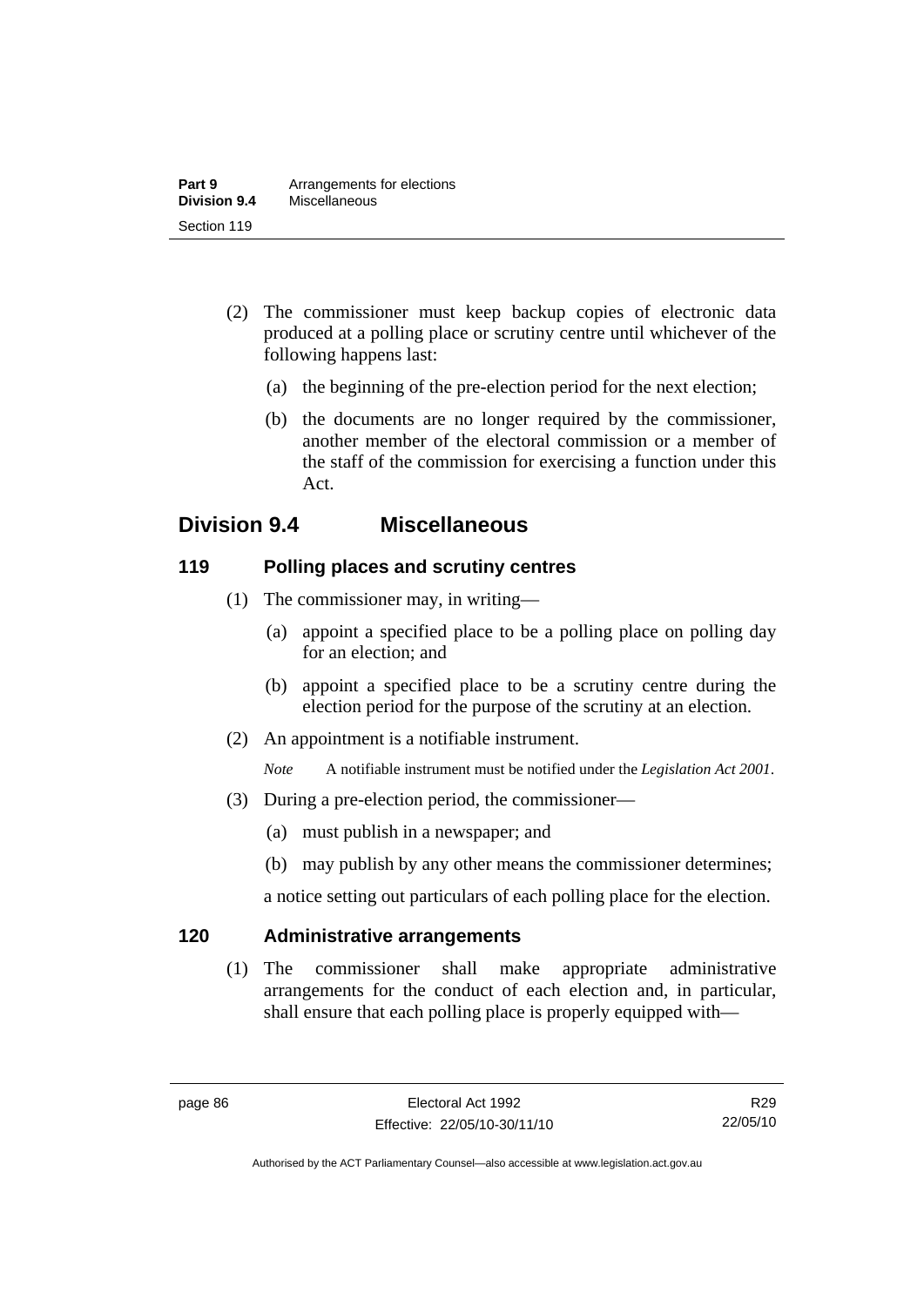(2) The commissioner must keep backup copies of electronic data produced at a polling place or scrutiny centre until whichever of the following happens last:

(a) the beginning of the pre-election period for the next election;

(b) the documents are no longer required by the commissioner, another member of the electoral commission or a member of the staff of the commission for exercising a function under this Act.

## Division 9.4 Miscellaneous

### 119 Polling places and scrutiny centres

(1) The commissioner may, in writing—

(a) appoint a specified place to be a polling place on polling day for an election; and

(b) appoint a specified place to be a scrutiny centre during the election period for the purpose of the scrutiny at an election.

(2) An appointment is a notifiable instrument.

*Note* A notifiable instrument must be notified under the *Legislation Act 2001*.

(3) During a pre-election period, the commissioner—

(a) must publish in a newspaper; and

(b) may publish by any other means the commissioner determines;

a notice setting out particulars of each polling place for the election.

### 120 Administrative arrangements

(1) The commissioner shall make appropriate administrative arrangements for the conduct of each election and, in particular, shall ensure that each polling place is properly equipped with—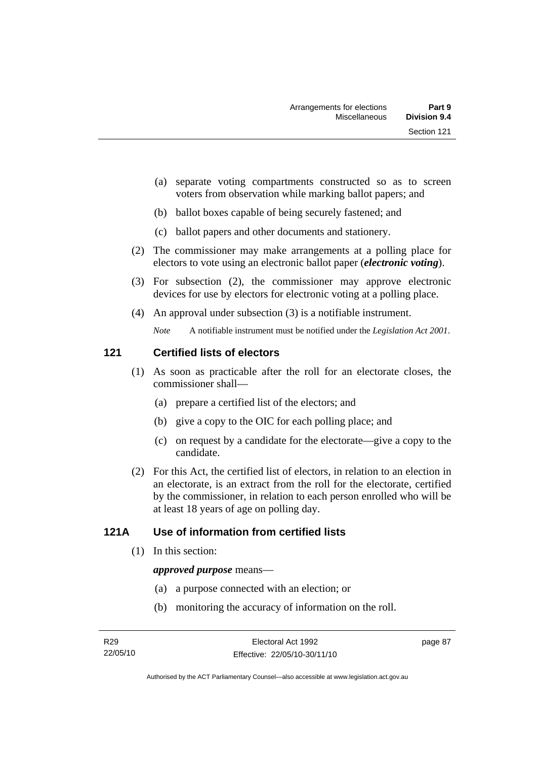(a) separate voting compartments constructed so as to screen voters from observation while marking ballot papers; and

(b) ballot boxes capable of being securely fastened; and

(c) ballot papers and other documents and stationery.

(2) The commissioner may make arrangements at a polling place for electors to vote using an electronic ballot paper (***electronic voting***).

(3) For subsection (2), the commissioner may approve electronic devices for use by electors for electronic voting at a polling place.

(4) An approval under subsection (3) is a notifiable instrument.

*Note* A notifiable instrument must be notified under the *Legislation Act 2001*.

## 121 Certified lists of electors

(1) As soon as practicable after the roll for an electorate closes, the commissioner shall—

(a) prepare a certified list of the electors; and

(b) give a copy to the OIC for each polling place; and

(c) on request by a candidate for the electorate—give a copy to the candidate.

(2) For this Act, the certified list of electors, in relation to an election in an electorate, is an extract from the roll for the electorate, certified by the commissioner, in relation to each person enrolled who will be at least 18 years of age on polling day.

## 121A Use of information from certified lists

(1) In this section:

***approved purpose*** means—

(a) a purpose connected with an election; or

(b) monitoring the accuracy of information on the roll.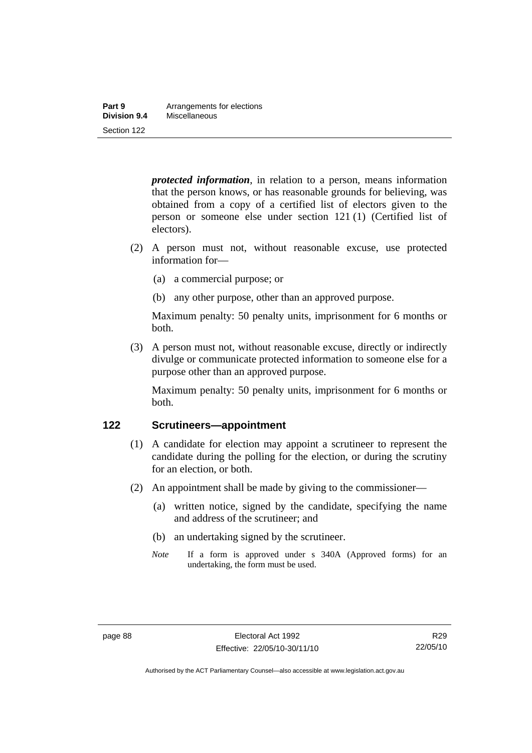***protected information***, in relation to a person, means information that the person knows, or has reasonable grounds for believing, was obtained from a copy of a certified list of electors given to the person or someone else under section 121 (1) (Certified list of electors).

(2) A person must not, without reasonable excuse, use protected information for—

(a) a commercial purpose; or

(b) any other purpose, other than an approved purpose.

Maximum penalty: 50 penalty units, imprisonment for 6 months or both.

(3) A person must not, without reasonable excuse, directly or indirectly divulge or communicate protected information to someone else for a purpose other than an approved purpose.

Maximum penalty: 50 penalty units, imprisonment for 6 months or both.

### 122 Scrutineers—appointment

(1) A candidate for election may appoint a scrutineer to represent the candidate during the polling for the election, or during the scrutiny for an election, or both.

(2) An appointment shall be made by giving to the commissioner—

(a) written notice, signed by the candidate, specifying the name and address of the scrutineer; and

(b) an undertaking signed by the scrutineer.

*Note* If a form is approved under s 340A (Approved forms) for an undertaking, the form must be used.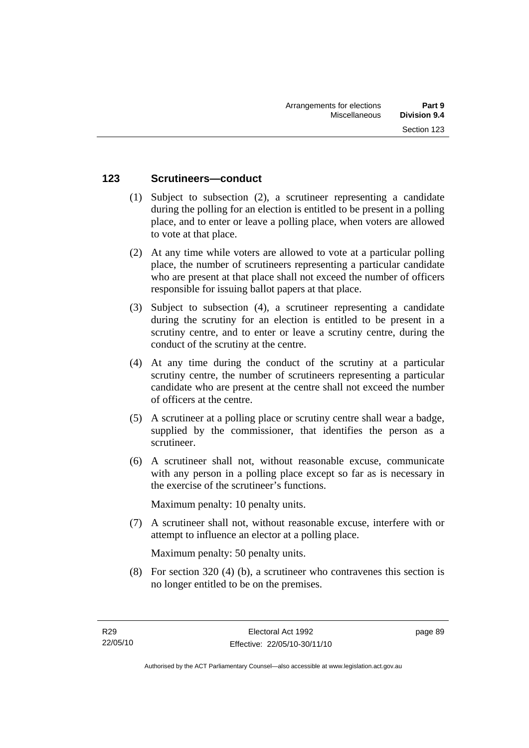## 123 Scrutineers—conduct

(1) Subject to subsection (2), a scrutineer representing a candidate during the polling for an election is entitled to be present in a polling place, and to enter or leave a polling place, when voters are allowed to vote at that place.

(2) At any time while voters are allowed to vote at a particular polling place, the number of scrutineers representing a particular candidate who are present at that place shall not exceed the number of officers responsible for issuing ballot papers at that place.

(3) Subject to subsection (4), a scrutineer representing a candidate during the scrutiny for an election is entitled to be present in a scrutiny centre, and to enter or leave a scrutiny centre, during the conduct of the scrutiny at the centre.

(4) At any time during the conduct of the scrutiny at a particular scrutiny centre, the number of scrutineers representing a particular candidate who are present at the centre shall not exceed the number of officers at the centre.

(5) A scrutineer at a polling place or scrutiny centre shall wear a badge, supplied by the commissioner, that identifies the person as a scrutineer.

(6) A scrutineer shall not, without reasonable excuse, communicate with any person in a polling place except so far as is necessary in the exercise of the scrutineer's functions.

Maximum penalty: 10 penalty units.

(7) A scrutineer shall not, without reasonable excuse, interfere with or attempt to influence an elector at a polling place.

Maximum penalty: 50 penalty units.

(8) For section 320 (4) (b), a scrutineer who contravenes this section is no longer entitled to be on the premises.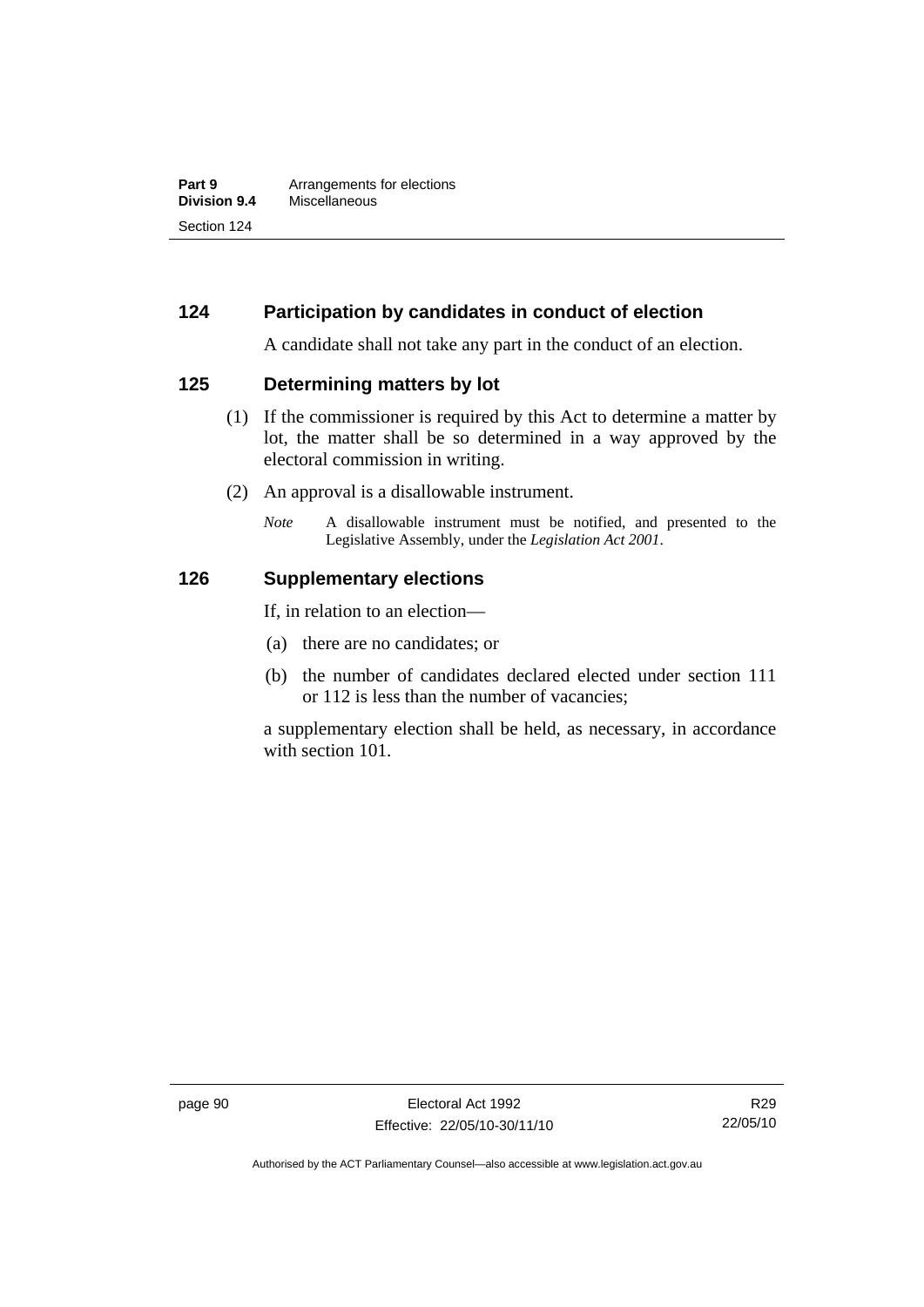## 124 Participation by candidates in conduct of election

A candidate shall not take any part in the conduct of an election.

## 125 Determining matters by lot

(1) If the commissioner is required by this Act to determine a matter by lot, the matter shall be so determined in a way approved by the electoral commission in writing.

(2) An approval is a disallowable instrument.

*Note* A disallowable instrument must be notified, and presented to the Legislative Assembly, under the *Legislation Act 2001*.

## 126 Supplementary elections

If, in relation to an election—

(a) there are no candidates; or

(b) the number of candidates declared elected under section 111 or 112 is less than the number of vacancies;

a supplementary election shall be held, as necessary, in accordance with section 101.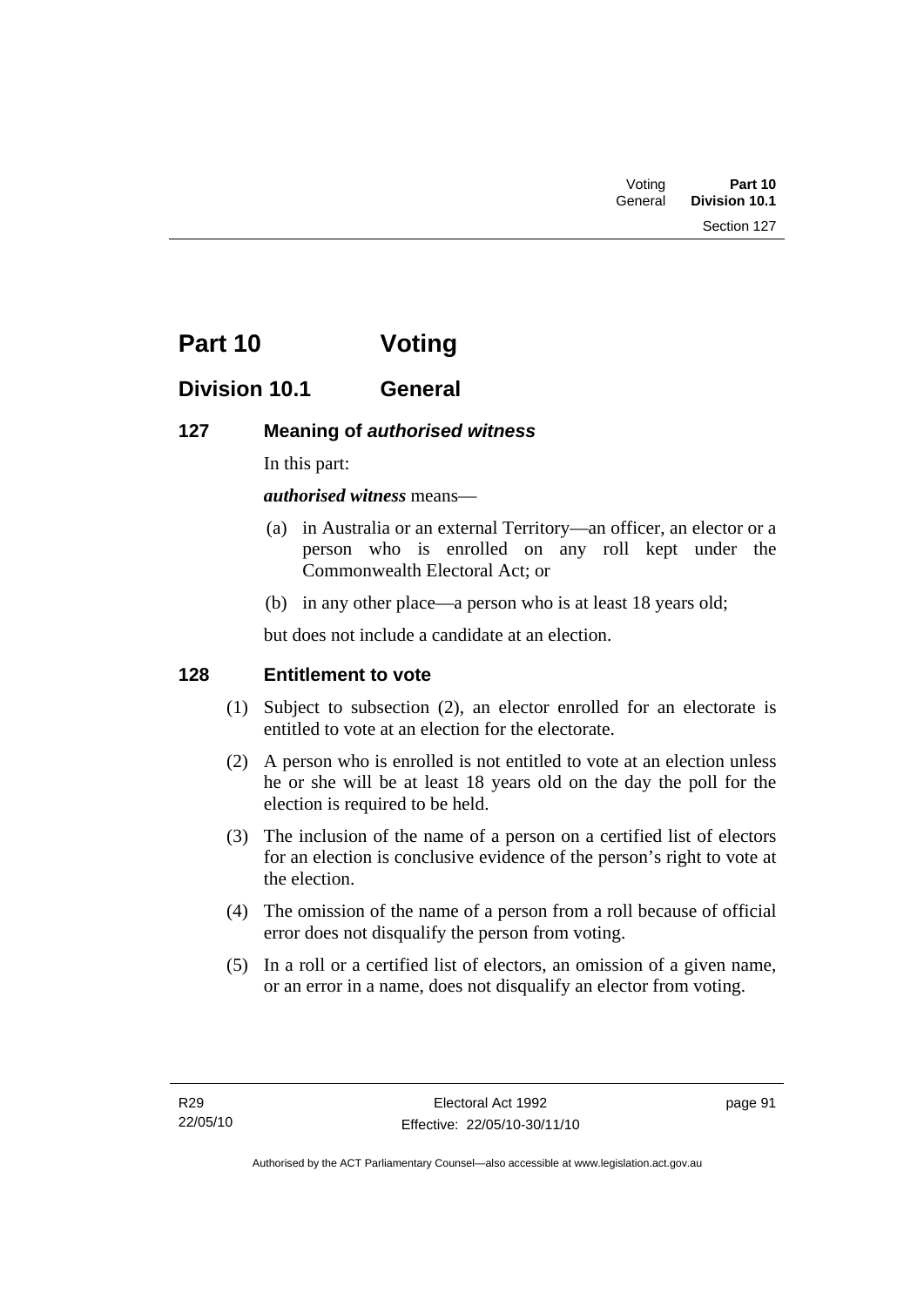# Part 10 Voting

## Division 10.1 General

### 127 Meaning of *authorised witness*

In this part:

***authorised witness*** means—

(a) in Australia or an external Territory—an officer, an elector or a person who is enrolled on any roll kept under the Commonwealth Electoral Act; or

(b) in any other place—a person who is at least 18 years old;

but does not include a candidate at an election.

### 128 Entitlement to vote

(1) Subject to subsection (2), an elector enrolled for an electorate is entitled to vote at an election for the electorate.

(2) A person who is enrolled is not entitled to vote at an election unless he or she will be at least 18 years old on the day the poll for the election is required to be held.

(3) The inclusion of the name of a person on a certified list of electors for an election is conclusive evidence of the person's right to vote at the election.

(4) The omission of the name of a person from a roll because of official error does not disqualify the person from voting.

(5) In a roll or a certified list of electors, an omission of a given name, or an error in a name, does not disqualify an elector from voting.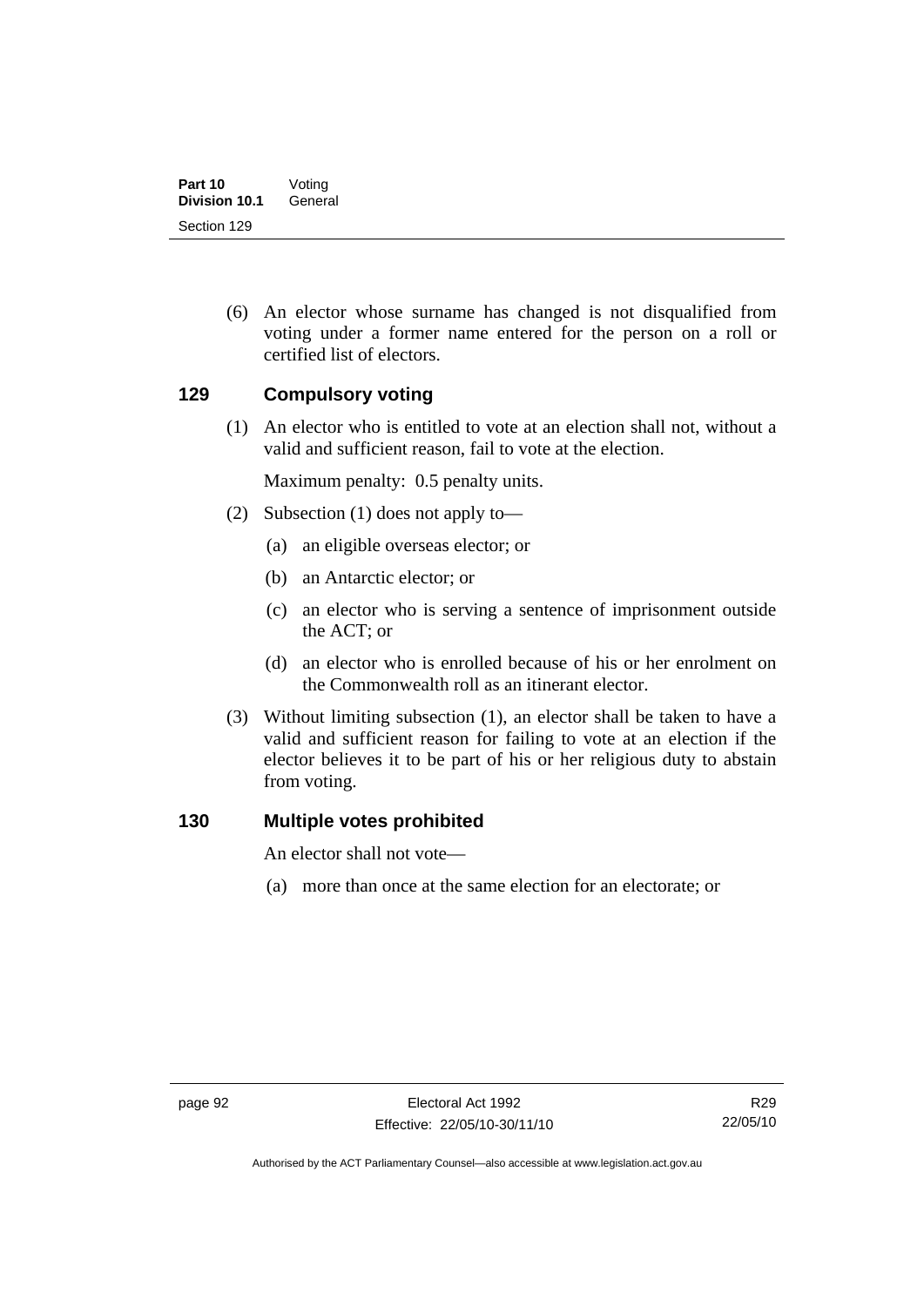(6) An elector whose surname has changed is not disqualified from voting under a former name entered for the person on a roll or certified list of electors.

## 129 Compulsory voting

(1) An elector who is entitled to vote at an election shall not, without a valid and sufficient reason, fail to vote at the election.

Maximum penalty: 0.5 penalty units.

(2) Subsection (1) does not apply to—

(a) an eligible overseas elector; or

(b) an Antarctic elector; or

(c) an elector who is serving a sentence of imprisonment outside the ACT; or

(d) an elector who is enrolled because of his or her enrolment on the Commonwealth roll as an itinerant elector.

(3) Without limiting subsection (1), an elector shall be taken to have a valid and sufficient reason for failing to vote at an election if the elector believes it to be part of his or her religious duty to abstain from voting.

## 130 Multiple votes prohibited

An elector shall not vote—

(a) more than once at the same election for an electorate; or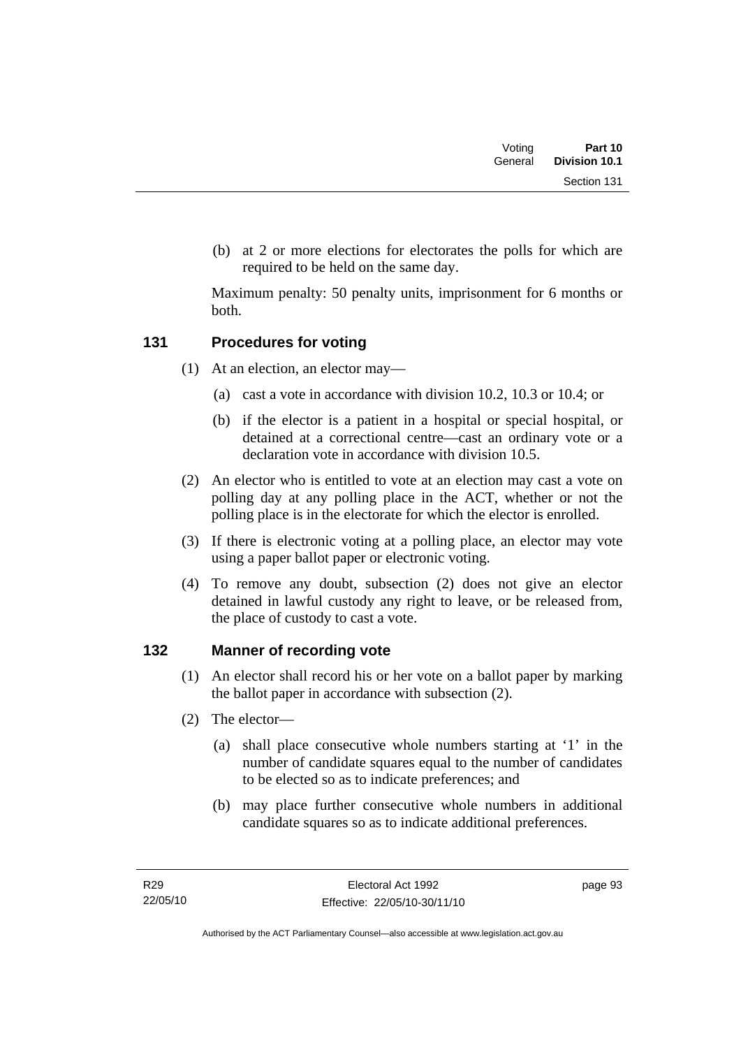(b) at 2 or more elections for electorates the polls for which are required to be held on the same day.

Maximum penalty: 50 penalty units, imprisonment for 6 months or both.

### 131 Procedures for voting

(1) At an election, an elector may—

(a) cast a vote in accordance with division 10.2, 10.3 or 10.4; or

(b) if the elector is a patient in a hospital or special hospital, or detained at a correctional centre—cast an ordinary vote or a declaration vote in accordance with division 10.5.

(2) An elector who is entitled to vote at an election may cast a vote on polling day at any polling place in the ACT, whether or not the polling place is in the electorate for which the elector is enrolled.

(3) If there is electronic voting at a polling place, an elector may vote using a paper ballot paper or electronic voting.

(4) To remove any doubt, subsection (2) does not give an elector detained in lawful custody any right to leave, or be released from, the place of custody to cast a vote.

### 132 Manner of recording vote

(1) An elector shall record his or her vote on a ballot paper by marking the ballot paper in accordance with subsection (2).

(2) The elector—

(a) shall place consecutive whole numbers starting at '1' in the number of candidate squares equal to the number of candidates to be elected so as to indicate preferences; and

(b) may place further consecutive whole numbers in additional candidate squares so as to indicate additional preferences.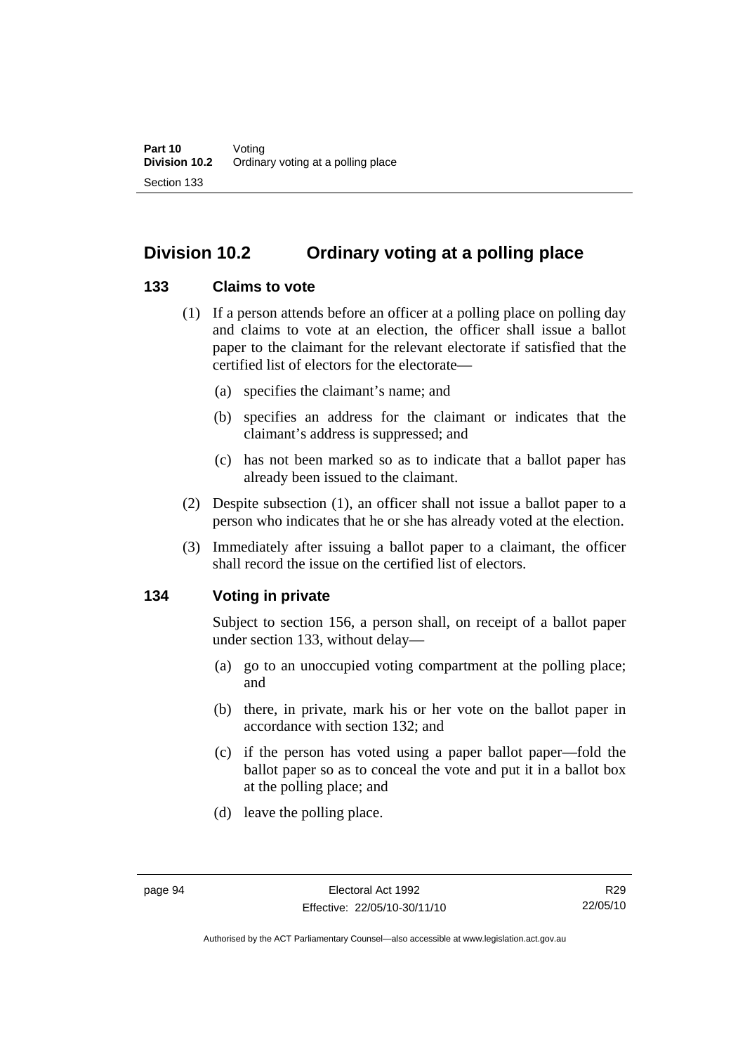## Division 10.2 Ordinary voting at a polling place

### 133 Claims to vote

(1) If a person attends before an officer at a polling place on polling day and claims to vote at an election, the officer shall issue a ballot paper to the claimant for the relevant electorate if satisfied that the certified list of electors for the electorate—

(a) specifies the claimant's name; and

(b) specifies an address for the claimant or indicates that the claimant's address is suppressed; and

(c) has not been marked so as to indicate that a ballot paper has already been issued to the claimant.

(2) Despite subsection (1), an officer shall not issue a ballot paper to a person who indicates that he or she has already voted at the election.

(3) Immediately after issuing a ballot paper to a claimant, the officer shall record the issue on the certified list of electors.

### 134 Voting in private

Subject to section 156, a person shall, on receipt of a ballot paper under section 133, without delay—

(a) go to an unoccupied voting compartment at the polling place; and

(b) there, in private, mark his or her vote on the ballot paper in accordance with section 132; and

(c) if the person has voted using a paper ballot paper—fold the ballot paper so as to conceal the vote and put it in a ballot box at the polling place; and

(d) leave the polling place.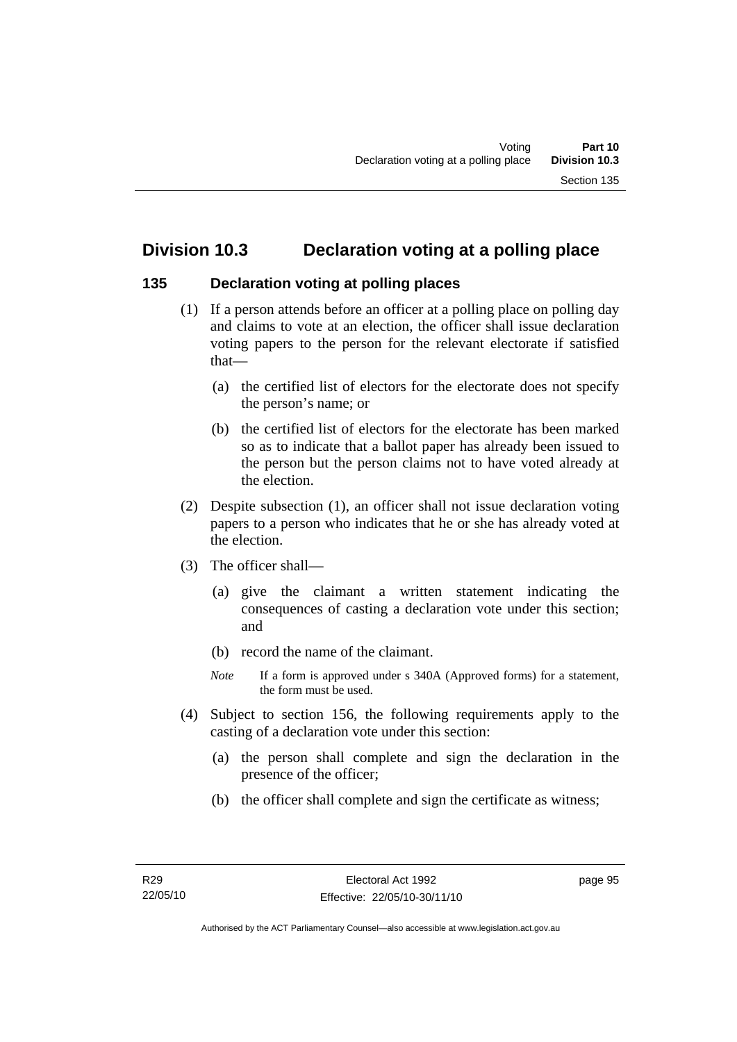## Division 10.3 Declaration voting at a polling place

### 135 Declaration voting at polling places

(1) If a person attends before an officer at a polling place on polling day and claims to vote at an election, the officer shall issue declaration voting papers to the person for the relevant electorate if satisfied that—

(a) the certified list of electors for the electorate does not specify the person's name; or

(b) the certified list of electors for the electorate has been marked so as to indicate that a ballot paper has already been issued to the person but the person claims not to have voted already at the election.

(2) Despite subsection (1), an officer shall not issue declaration voting papers to a person who indicates that he or she has already voted at the election.

(3) The officer shall—

(a) give the claimant a written statement indicating the consequences of casting a declaration vote under this section; and

(b) record the name of the claimant.

*Note* If a form is approved under s 340A (Approved forms) for a statement, the form must be used.

(4) Subject to section 156, the following requirements apply to the casting of a declaration vote under this section:

(a) the person shall complete and sign the declaration in the presence of the officer;

(b) the officer shall complete and sign the certificate as witness;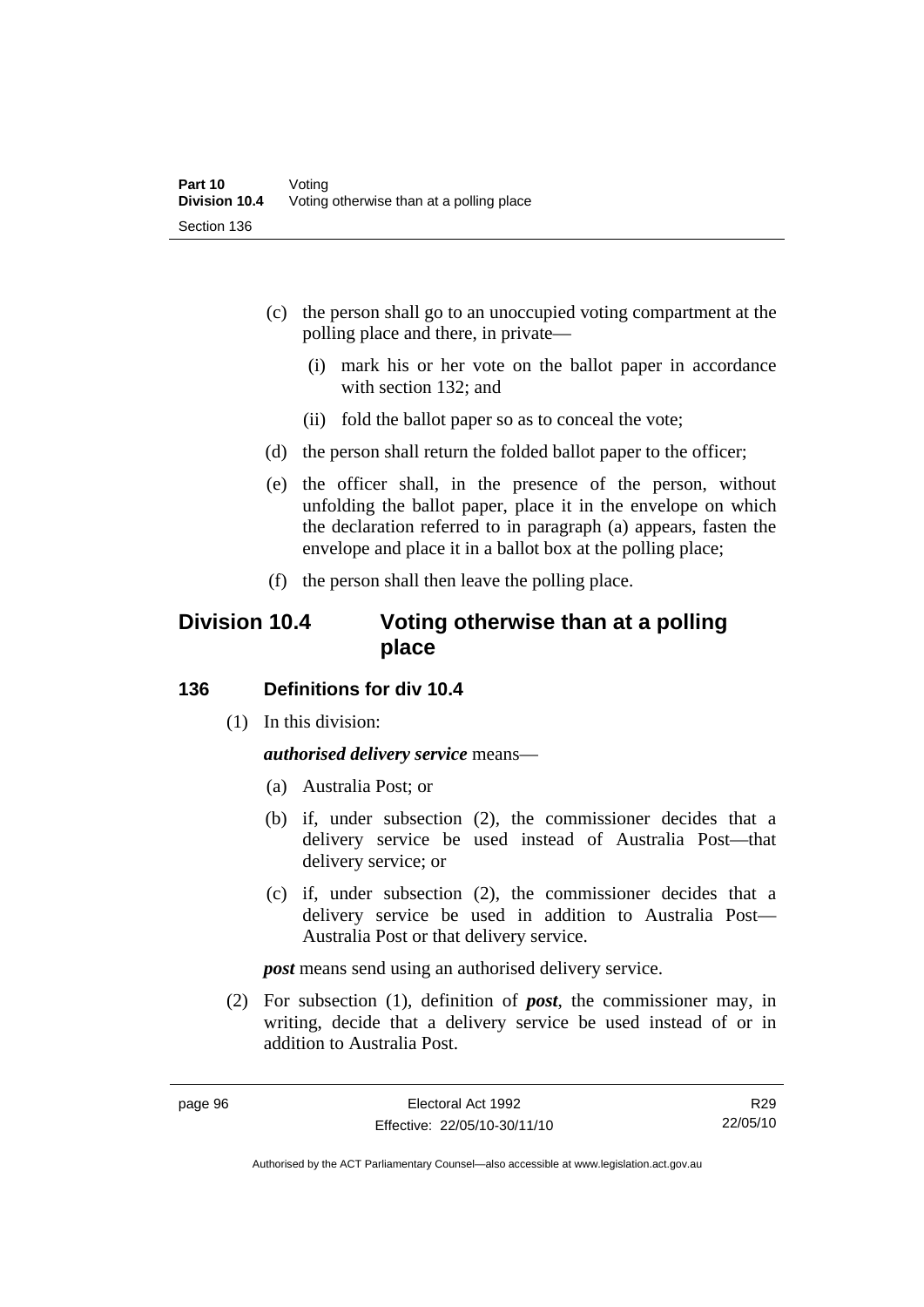(c) the person shall go to an unoccupied voting compartment at the polling place and there, in private—

  (i) mark his or her vote on the ballot paper in accordance with section 132; and

  (ii) fold the ballot paper so as to conceal the vote;

(d) the person shall return the folded ballot paper to the officer;

(e) the officer shall, in the presence of the person, without unfolding the ballot paper, place it in the envelope on which the declaration referred to in paragraph (a) appears, fasten the envelope and place it in a ballot box at the polling place;

(f) the person shall then leave the polling place.

## Division 10.4 Voting otherwise than at a polling place

### 136 Definitions for div 10.4

(1) In this division:

***authorised delivery service*** means—

(a) Australia Post; or

(b) if, under subsection (2), the commissioner decides that a delivery service be used instead of Australia Post—that delivery service; or

(c) if, under subsection (2), the commissioner decides that a delivery service be used in addition to Australia Post—Australia Post or that delivery service.

***post*** means send using an authorised delivery service.

(2) For subsection (1), definition of ***post***, the commissioner may, in writing, decide that a delivery service be used instead of or in addition to Australia Post.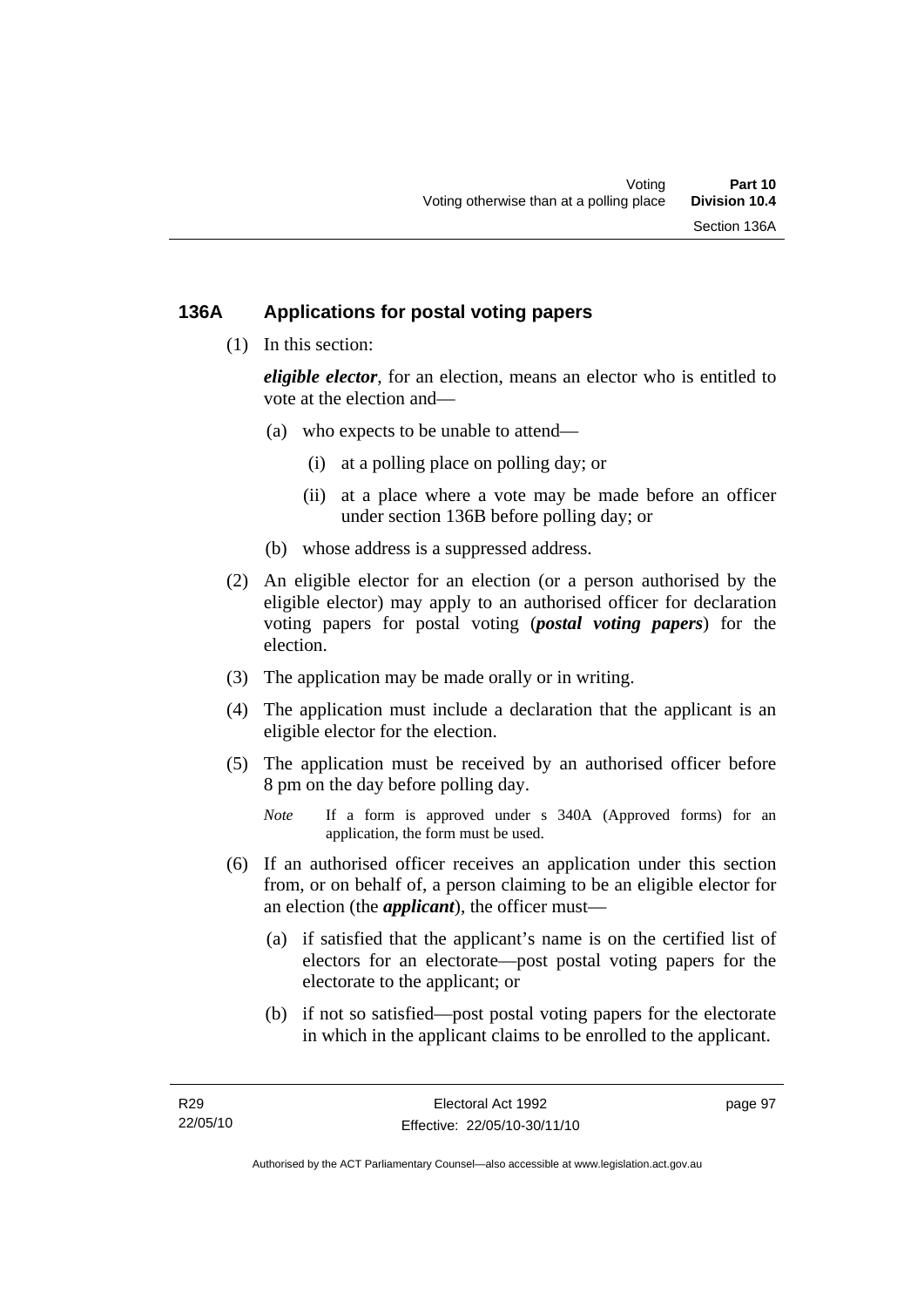## 136A Applications for postal voting papers

(1) In this section:

***eligible elector***, for an election, means an elector who is entitled to vote at the election and—

(a) who expects to be unable to attend—

(i) at a polling place on polling day; or

(ii) at a place where a vote may be made before an officer under section 136B before polling day; or

(b) whose address is a suppressed address.

(2) An eligible elector for an election (or a person authorised by the eligible elector) may apply to an authorised officer for declaration voting papers for postal voting (***postal voting papers***) for the election.

(3) The application may be made orally or in writing.

(4) The application must include a declaration that the applicant is an eligible elector for the election.

(5) The application must be received by an authorised officer before 8 pm on the day before polling day.

*Note* If a form is approved under s 340A (Approved forms) for an application, the form must be used.

(6) If an authorised officer receives an application under this section from, or on behalf of, a person claiming to be an eligible elector for an election (the ***applicant***), the officer must—

(a) if satisfied that the applicant's name is on the certified list of electors for an electorate—post postal voting papers for the electorate to the applicant; or

(b) if not so satisfied—post postal voting papers for the electorate in which in the applicant claims to be enrolled to the applicant.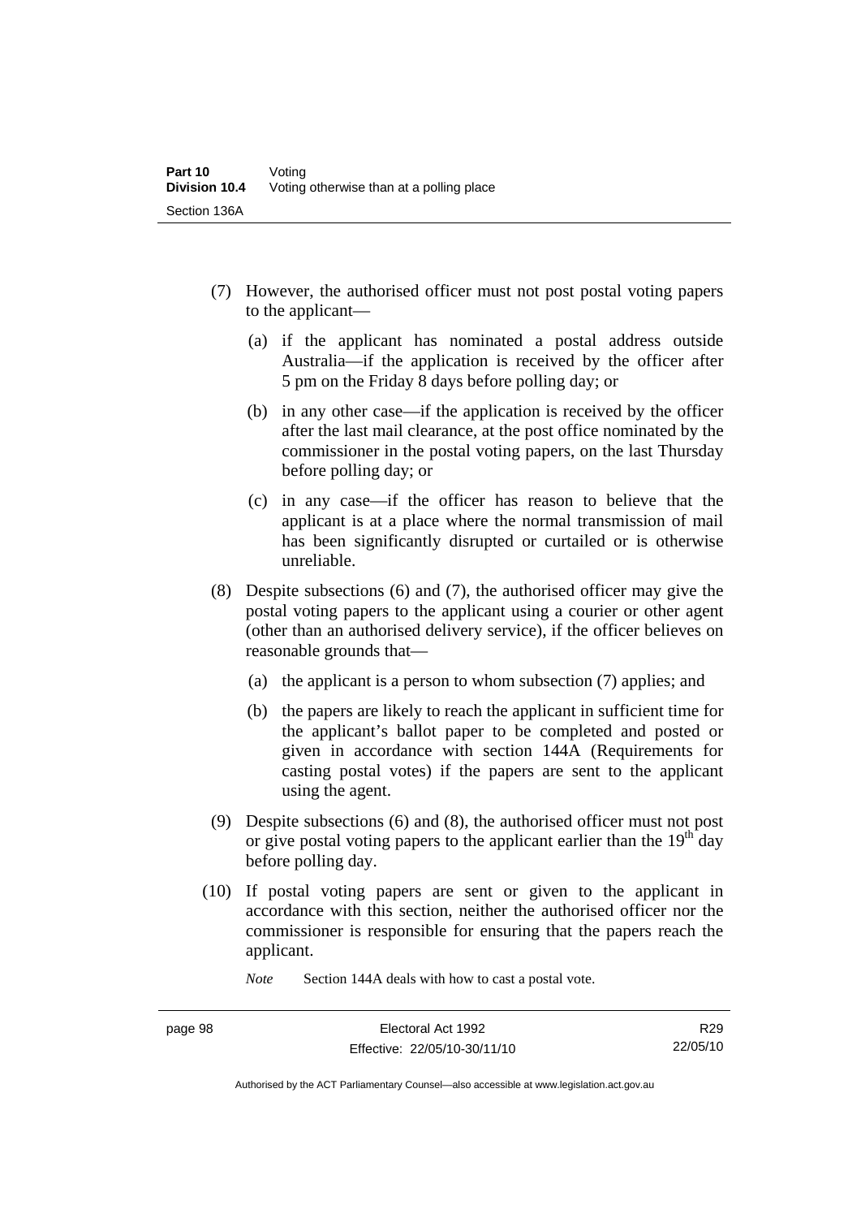(7) However, the authorised officer must not post postal voting papers to the applicant—

   (a) if the applicant has nominated a postal address outside Australia—if the application is received by the officer after 5 pm on the Friday 8 days before polling day; or

   (b) in any other case—if the application is received by the officer after the last mail clearance, at the post office nominated by the commissioner in the postal voting papers, on the last Thursday before polling day; or

   (c) in any case—if the officer has reason to believe that the applicant is at a place where the normal transmission of mail has been significantly disrupted or curtailed or is otherwise unreliable.

(8) Despite subsections (6) and (7), the authorised officer may give the postal voting papers to the applicant using a courier or other agent (other than an authorised delivery service), if the officer believes on reasonable grounds that—

   (a) the applicant is a person to whom subsection (7) applies; and

   (b) the papers are likely to reach the applicant in sufficient time for the applicant's ballot paper to be completed and posted or given in accordance with section 144A (Requirements for casting postal votes) if the papers are sent to the applicant using the agent.

(9) Despite subsections (6) and (8), the authorised officer must not post or give postal voting papers to the applicant earlier than the 19th day before polling day.

(10) If postal voting papers are sent or given to the applicant in accordance with this section, neither the authorised officer nor the commissioner is responsible for ensuring that the papers reach the applicant.

*Note* Section 144A deals with how to cast a postal vote.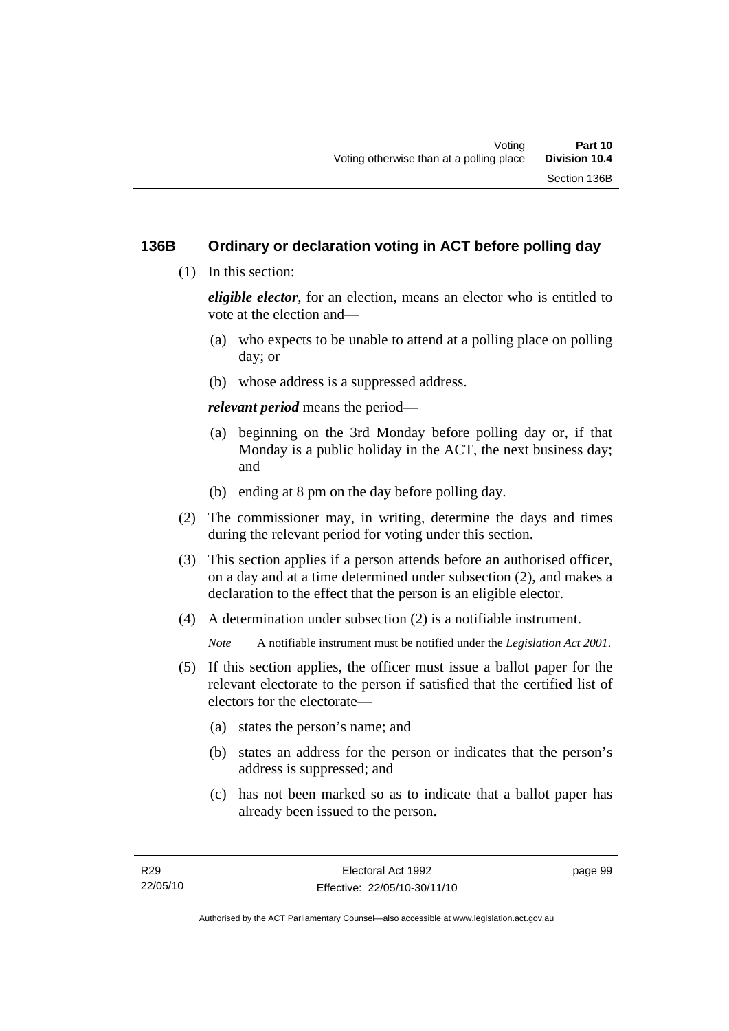## 136B Ordinary or declaration voting in ACT before polling day

(1) In this section:

***eligible elector***, for an election, means an elector who is entitled to vote at the election and—

- (a) who expects to be unable to attend at a polling place on polling day; or
- (b) whose address is a suppressed address.

***relevant period*** means the period—

- (a) beginning on the 3rd Monday before polling day or, if that Monday is a public holiday in the ACT, the next business day; and
- (b) ending at 8 pm on the day before polling day.

(2) The commissioner may, in writing, determine the days and times during the relevant period for voting under this section.

(3) This section applies if a person attends before an authorised officer, on a day and at a time determined under subsection (2), and makes a declaration to the effect that the person is an eligible elector.

(4) A determination under subsection (2) is a notifiable instrument.

*Note* A notifiable instrument must be notified under the *Legislation Act 2001*.

(5) If this section applies, the officer must issue a ballot paper for the relevant electorate to the person if satisfied that the certified list of electors for the electorate—

- (a) states the person's name; and
- (b) states an address for the person or indicates that the person's address is suppressed; and
- (c) has not been marked so as to indicate that a ballot paper has already been issued to the person.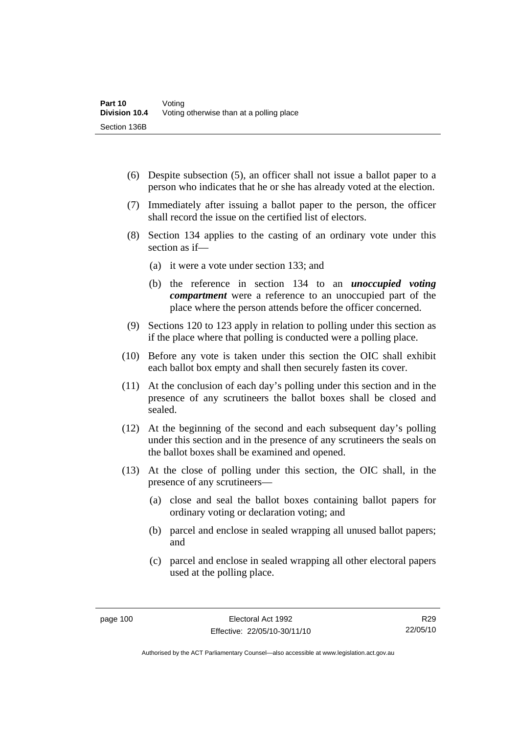(6) Despite subsection (5), an officer shall not issue a ballot paper to a person who indicates that he or she has already voted at the election.

(7) Immediately after issuing a ballot paper to the person, the officer shall record the issue on the certified list of electors.

(8) Section 134 applies to the casting of an ordinary vote under this section as if—

(a) it were a vote under section 133; and

(b) the reference in section 134 to an ***unoccupied voting compartment*** were a reference to an unoccupied part of the place where the person attends before the officer concerned.

(9) Sections 120 to 123 apply in relation to polling under this section as if the place where that polling is conducted were a polling place.

(10) Before any vote is taken under this section the OIC shall exhibit each ballot box empty and shall then securely fasten its cover.

(11) At the conclusion of each day's polling under this section and in the presence of any scrutineers the ballot boxes shall be closed and sealed.

(12) At the beginning of the second and each subsequent day's polling under this section and in the presence of any scrutineers the seals on the ballot boxes shall be examined and opened.

(13) At the close of polling under this section, the OIC shall, in the presence of any scrutineers—

(a) close and seal the ballot boxes containing ballot papers for ordinary voting or declaration voting; and

(b) parcel and enclose in sealed wrapping all unused ballot papers; and

(c) parcel and enclose in sealed wrapping all other electoral papers used at the polling place.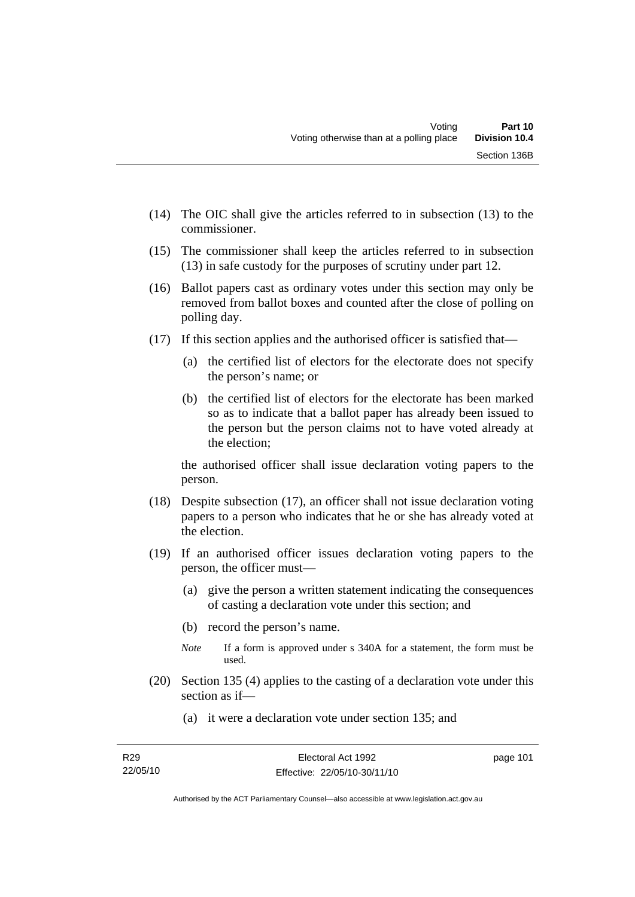(14) The OIC shall give the articles referred to in subsection (13) to the commissioner.

(15) The commissioner shall keep the articles referred to in subsection (13) in safe custody for the purposes of scrutiny under part 12.

(16) Ballot papers cast as ordinary votes under this section may only be removed from ballot boxes and counted after the close of polling on polling day.

(17) If this section applies and the authorised officer is satisfied that—

   (a) the certified list of electors for the electorate does not specify the person's name; or

   (b) the certified list of electors for the electorate has been marked so as to indicate that a ballot paper has already been issued to the person but the person claims not to have voted already at the election;

   the authorised officer shall issue declaration voting papers to the person.

(18) Despite subsection (17), an officer shall not issue declaration voting papers to a person who indicates that he or she has already voted at the election.

(19) If an authorised officer issues declaration voting papers to the person, the officer must—

   (a) give the person a written statement indicating the consequences of casting a declaration vote under this section; and

   (b) record the person's name.

   *Note* If a form is approved under s 340A for a statement, the form must be used.

(20) Section 135 (4) applies to the casting of a declaration vote under this section as if—

   (a) it were a declaration vote under section 135; and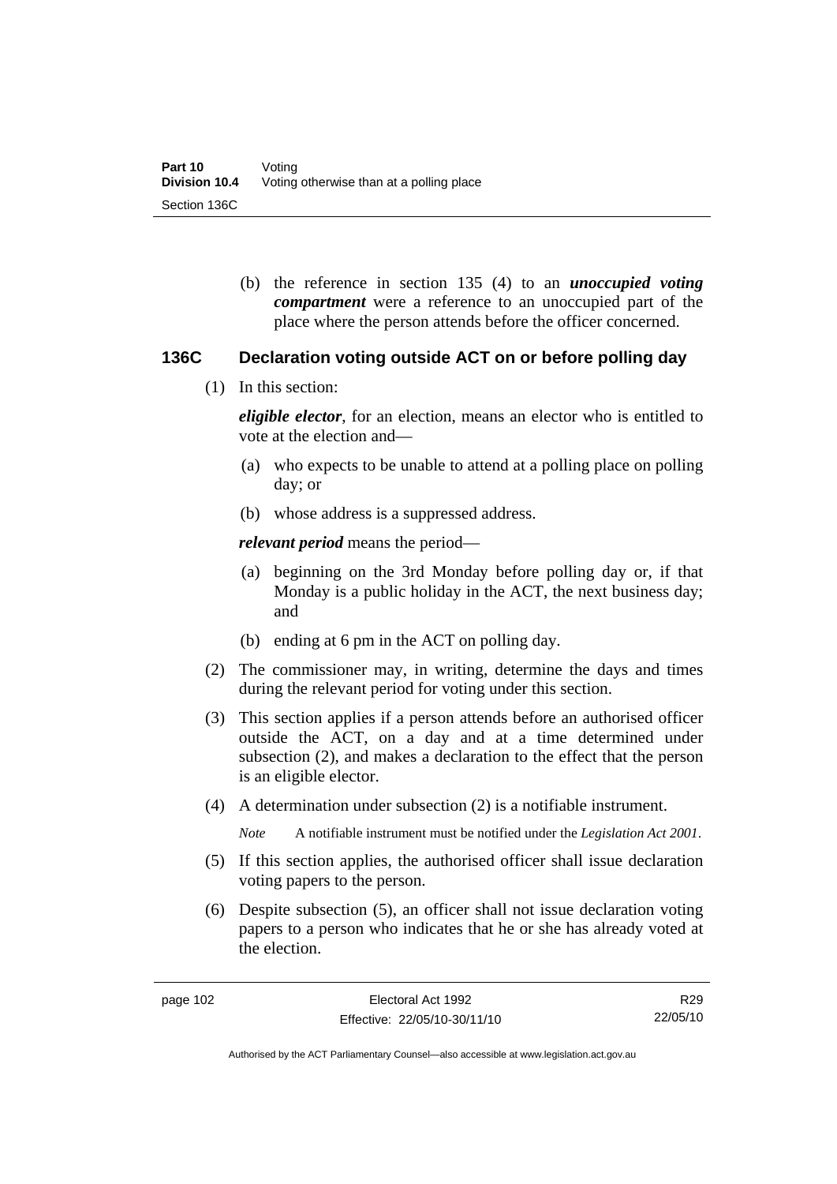(b) the reference in section 135 (4) to an ***unoccupied voting compartment*** were a reference to an unoccupied part of the place where the person attends before the officer concerned.

### 136C Declaration voting outside ACT on or before polling day

(1) In this section:

***eligible elector***, for an election, means an elector who is entitled to vote at the election and—

(a) who expects to be unable to attend at a polling place on polling day; or

(b) whose address is a suppressed address.

***relevant period*** means the period—

(a) beginning on the 3rd Monday before polling day or, if that Monday is a public holiday in the ACT, the next business day; and

(b) ending at 6 pm in the ACT on polling day.

(2) The commissioner may, in writing, determine the days and times during the relevant period for voting under this section.

(3) This section applies if a person attends before an authorised officer outside the ACT, on a day and at a time determined under subsection (2), and makes a declaration to the effect that the person is an eligible elector.

(4) A determination under subsection (2) is a notifiable instrument.

*Note* A notifiable instrument must be notified under the *Legislation Act 2001*.

(5) If this section applies, the authorised officer shall issue declaration voting papers to the person.

(6) Despite subsection (5), an officer shall not issue declaration voting papers to a person who indicates that he or she has already voted at the election.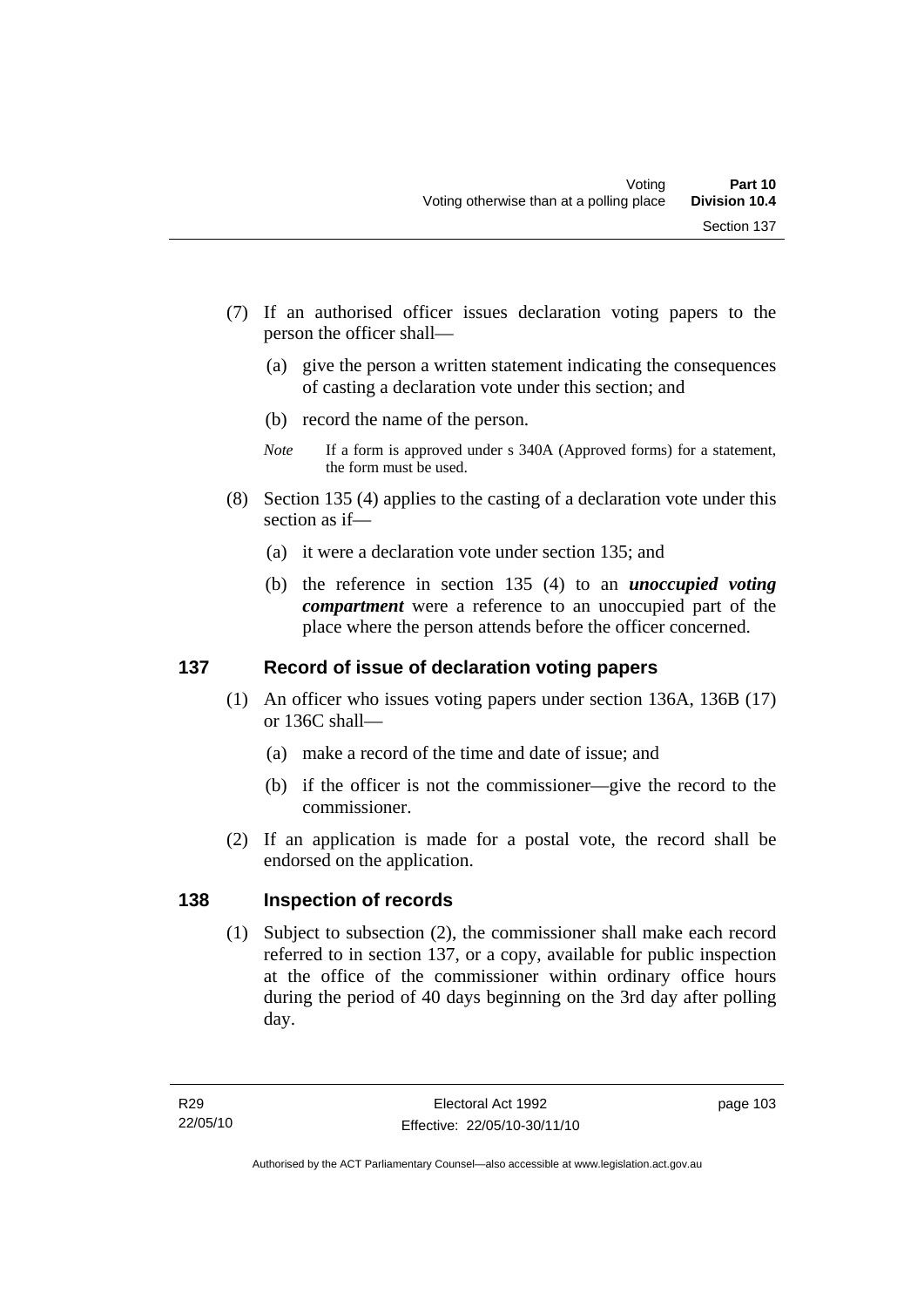(7) If an authorised officer issues declaration voting papers to the person the officer shall—

(a) give the person a written statement indicating the consequences of casting a declaration vote under this section; and

(b) record the name of the person.

*Note* If a form is approved under s 340A (Approved forms) for a statement, the form must be used.

(8) Section 135 (4) applies to the casting of a declaration vote under this section as if—

(a) it were a declaration vote under section 135; and

(b) the reference in section 135 (4) to an ***unoccupied voting compartment*** were a reference to an unoccupied part of the place where the person attends before the officer concerned.

## 137 Record of issue of declaration voting papers

(1) An officer who issues voting papers under section 136A, 136B (17) or 136C shall—

(a) make a record of the time and date of issue; and

(b) if the officer is not the commissioner—give the record to the commissioner.

(2) If an application is made for a postal vote, the record shall be endorsed on the application.

## 138 Inspection of records

(1) Subject to subsection (2), the commissioner shall make each record referred to in section 137, or a copy, available for public inspection at the office of the commissioner within ordinary office hours during the period of 40 days beginning on the 3rd day after polling day.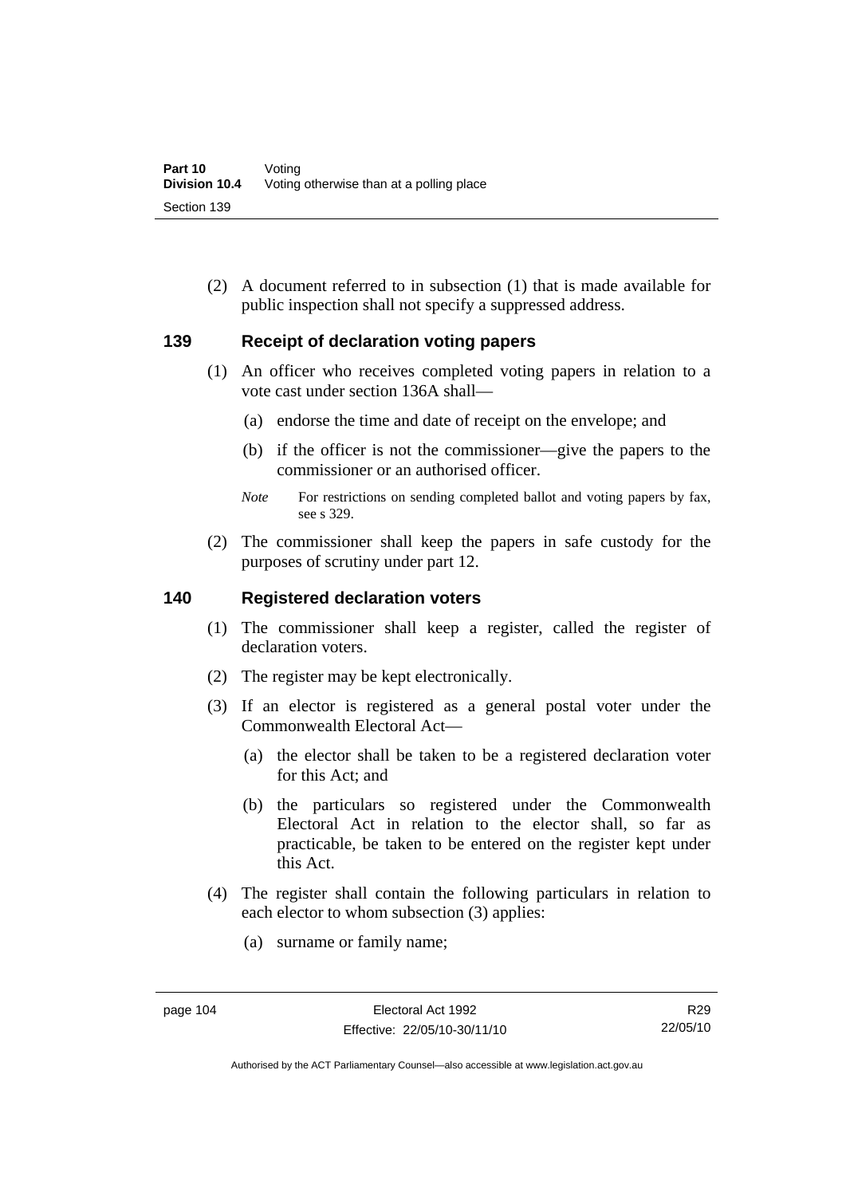(2) A document referred to in subsection (1) that is made available for public inspection shall not specify a suppressed address.

## 139 Receipt of declaration voting papers

(1) An officer who receives completed voting papers in relation to a vote cast under section 136A shall—

(a) endorse the time and date of receipt on the envelope; and

(b) if the officer is not the commissioner—give the papers to the commissioner or an authorised officer.

*Note* For restrictions on sending completed ballot and voting papers by fax, see s 329.

(2) The commissioner shall keep the papers in safe custody for the purposes of scrutiny under part 12.

## 140 Registered declaration voters

(1) The commissioner shall keep a register, called the register of declaration voters.

(2) The register may be kept electronically.

(3) If an elector is registered as a general postal voter under the Commonwealth Electoral Act—

(a) the elector shall be taken to be a registered declaration voter for this Act; and

(b) the particulars so registered under the Commonwealth Electoral Act in relation to the elector shall, so far as practicable, be taken to be entered on the register kept under this Act.

(4) The register shall contain the following particulars in relation to each elector to whom subsection (3) applies:

(a) surname or family name;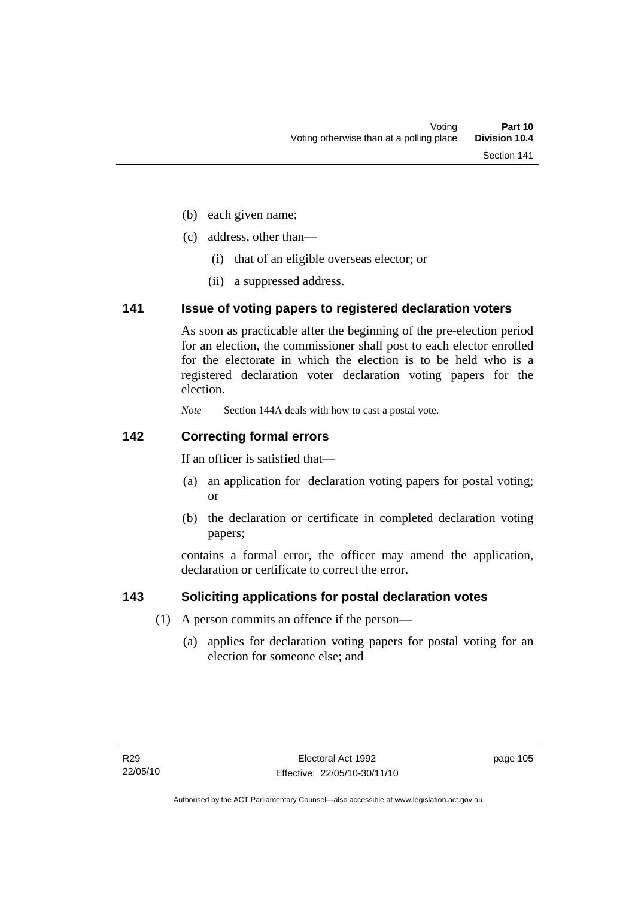(b) each given name;

(c) address, other than—

  (i) that of an eligible overseas elector; or

  (ii) a suppressed address.

## 141 Issue of voting papers to registered declaration voters

As soon as practicable after the beginning of the pre-election period for an election, the commissioner shall post to each elector enrolled for the electorate in which the election is to be held who is a registered declaration voter declaration voting papers for the election.

*Note* Section 144A deals with how to cast a postal vote.

## 142 Correcting formal errors

If an officer is satisfied that—

(a) an application for declaration voting papers for postal voting; or

(b) the declaration or certificate in completed declaration voting papers;

contains a formal error, the officer may amend the application, declaration or certificate to correct the error.

## 143 Soliciting applications for postal declaration votes

(1) A person commits an offence if the person—

  (a) applies for declaration voting papers for postal voting for an election for someone else; and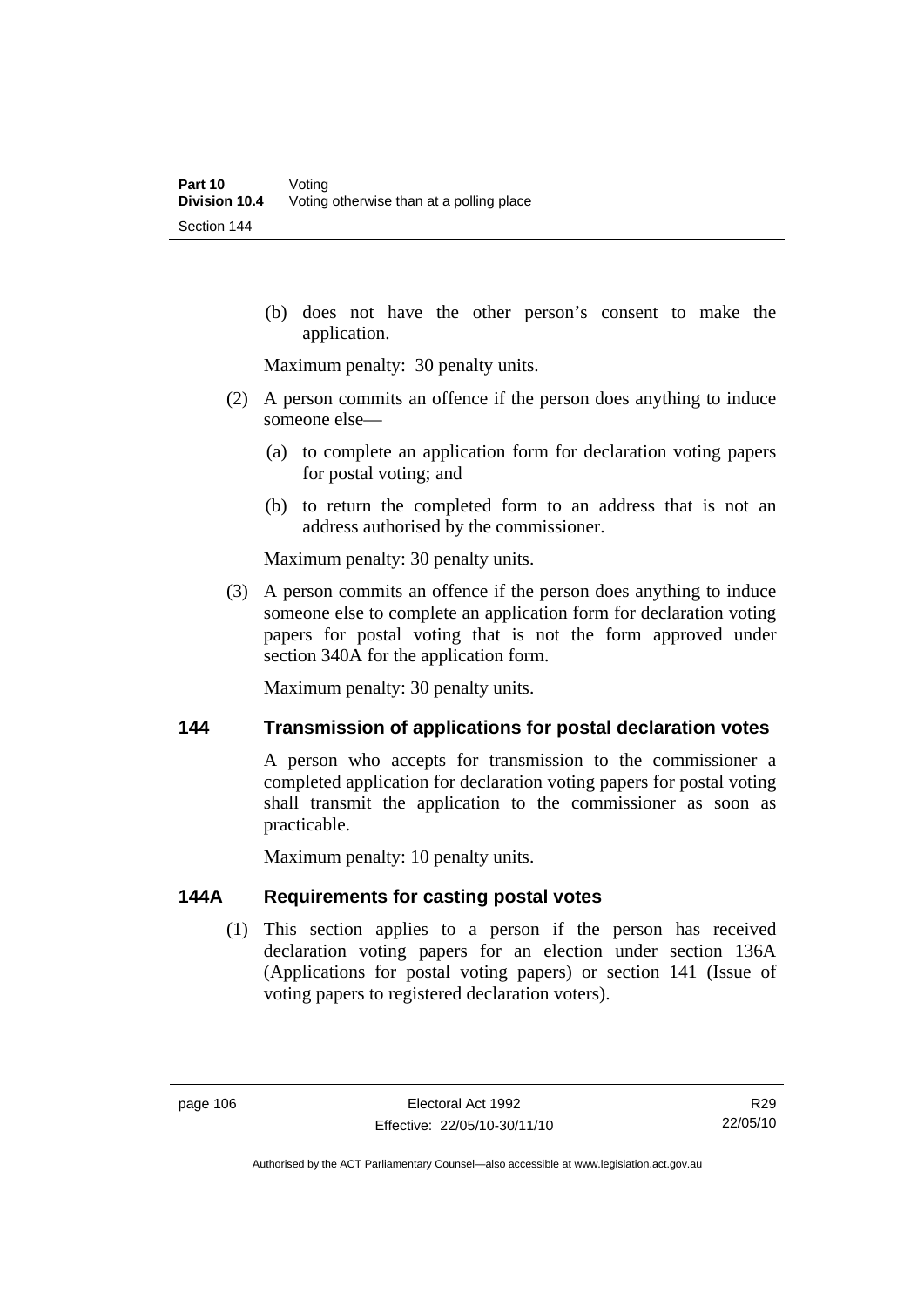(b) does not have the other person's consent to make the application.

Maximum penalty: 30 penalty units.

(2) A person commits an offence if the person does anything to induce someone else—

(a) to complete an application form for declaration voting papers for postal voting; and

(b) to return the completed form to an address that is not an address authorised by the commissioner.

Maximum penalty: 30 penalty units.

(3) A person commits an offence if the person does anything to induce someone else to complete an application form for declaration voting papers for postal voting that is not the form approved under section 340A for the application form.

Maximum penalty: 30 penalty units.

### 144 Transmission of applications for postal declaration votes

A person who accepts for transmission to the commissioner a completed application for declaration voting papers for postal voting shall transmit the application to the commissioner as soon as practicable.

Maximum penalty: 10 penalty units.

### 144A Requirements for casting postal votes

(1) This section applies to a person if the person has received declaration voting papers for an election under section 136A (Applications for postal voting papers) or section 141 (Issue of voting papers to registered declaration voters).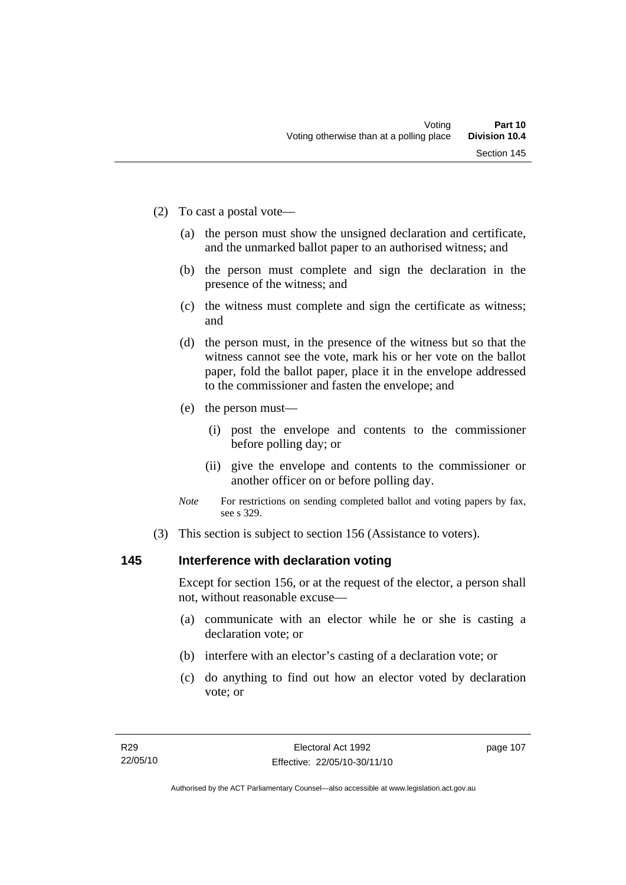(2) To cast a postal vote—

(a) the person must show the unsigned declaration and certificate, and the unmarked ballot paper to an authorised witness; and

(b) the person must complete and sign the declaration in the presence of the witness; and

(c) the witness must complete and sign the certificate as witness; and

(d) the person must, in the presence of the witness but so that the witness cannot see the vote, mark his or her vote on the ballot paper, fold the ballot paper, place it in the envelope addressed to the commissioner and fasten the envelope; and

(e) the person must—

(i) post the envelope and contents to the commissioner before polling day; or

(ii) give the envelope and contents to the commissioner or another officer on or before polling day.

*Note* For restrictions on sending completed ballot and voting papers by fax, see s 329.

(3) This section is subject to section 156 (Assistance to voters).

## 145 Interference with declaration voting

Except for section 156, or at the request of the elector, a person shall not, without reasonable excuse—

(a) communicate with an elector while he or she is casting a declaration vote; or

(b) interfere with an elector's casting of a declaration vote; or

(c) do anything to find out how an elector voted by declaration vote; or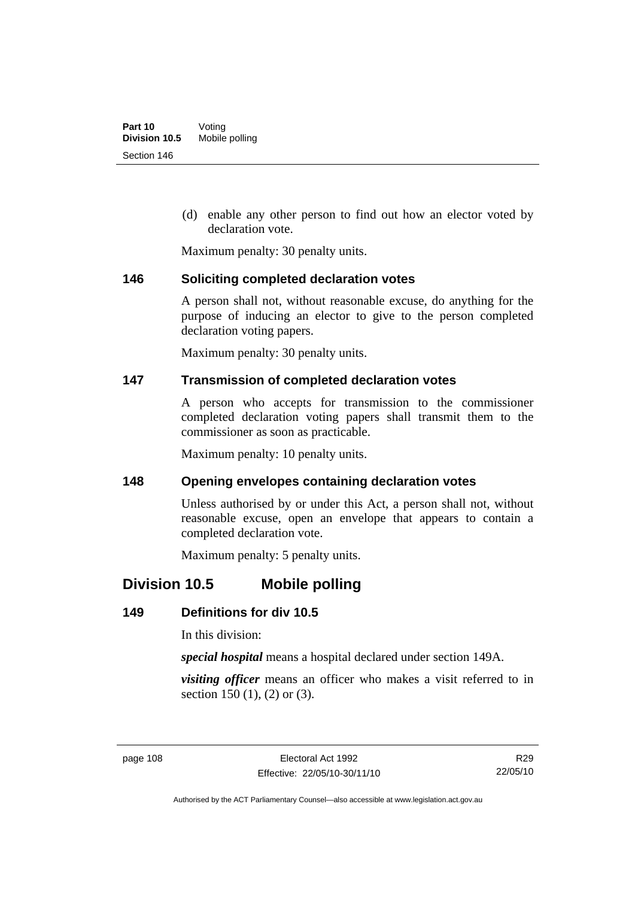(d) enable any other person to find out how an elector voted by declaration vote.

Maximum penalty: 30 penalty units.

### 146 Soliciting completed declaration votes

A person shall not, without reasonable excuse, do anything for the purpose of inducing an elector to give to the person completed declaration voting papers.

Maximum penalty: 30 penalty units.

### 147 Transmission of completed declaration votes

A person who accepts for transmission to the commissioner completed declaration voting papers shall transmit them to the commissioner as soon as practicable.

Maximum penalty: 10 penalty units.

### 148 Opening envelopes containing declaration votes

Unless authorised by or under this Act, a person shall not, without reasonable excuse, open an envelope that appears to contain a completed declaration vote.

Maximum penalty: 5 penalty units.

## Division 10.5 Mobile polling

### 149 Definitions for div 10.5

In this division:

***special hospital*** means a hospital declared under section 149A.

***visiting officer*** means an officer who makes a visit referred to in section 150 (1), (2) or (3).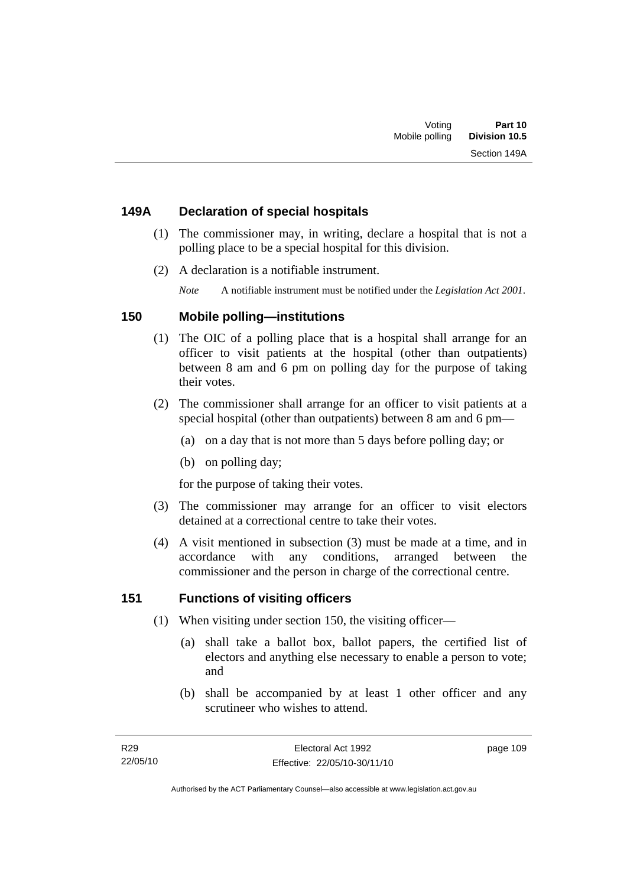## 149A Declaration of special hospitals

(1) The commissioner may, in writing, declare a hospital that is not a polling place to be a special hospital for this division.

(2) A declaration is a notifiable instrument.

*Note* A notifiable instrument must be notified under the *Legislation Act 2001*.

## 150 Mobile polling—institutions

(1) The OIC of a polling place that is a hospital shall arrange for an officer to visit patients at the hospital (other than outpatients) between 8 am and 6 pm on polling day for the purpose of taking their votes.

(2) The commissioner shall arrange for an officer to visit patients at a special hospital (other than outpatients) between 8 am and 6 pm—

(a) on a day that is not more than 5 days before polling day; or

(b) on polling day;

for the purpose of taking their votes.

(3) The commissioner may arrange for an officer to visit electors detained at a correctional centre to take their votes.

(4) A visit mentioned in subsection (3) must be made at a time, and in accordance with any conditions, arranged between the commissioner and the person in charge of the correctional centre.

## 151 Functions of visiting officers

(1) When visiting under section 150, the visiting officer—

(a) shall take a ballot box, ballot papers, the certified list of electors and anything else necessary to enable a person to vote; and

(b) shall be accompanied by at least 1 other officer and any scrutineer who wishes to attend.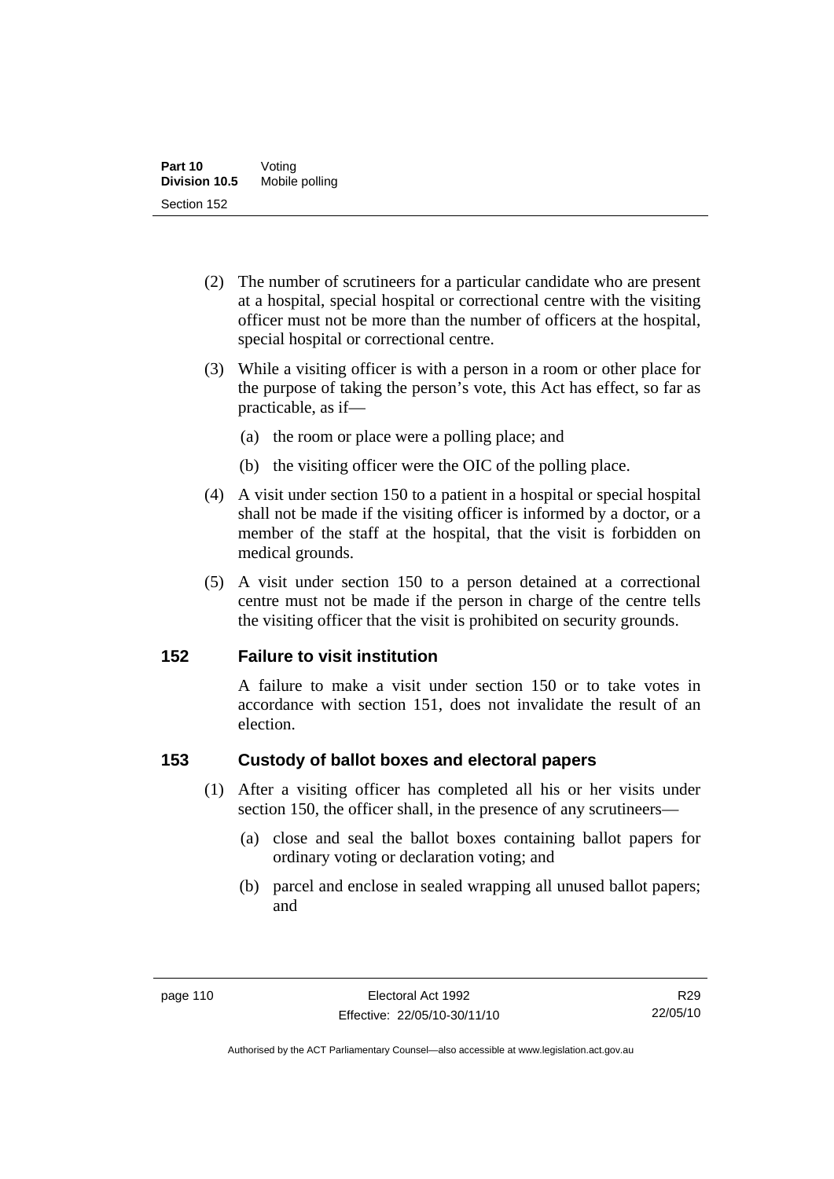(2) The number of scrutineers for a particular candidate who are present at a hospital, special hospital or correctional centre with the visiting officer must not be more than the number of officers at the hospital, special hospital or correctional centre.

(3) While a visiting officer is with a person in a room or other place for the purpose of taking the person's vote, this Act has effect, so far as practicable, as if—

(a) the room or place were a polling place; and

(b) the visiting officer were the OIC of the polling place.

(4) A visit under section 150 to a patient in a hospital or special hospital shall not be made if the visiting officer is informed by a doctor, or a member of the staff at the hospital, that the visit is forbidden on medical grounds.

(5) A visit under section 150 to a person detained at a correctional centre must not be made if the person in charge of the centre tells the visiting officer that the visit is prohibited on security grounds.

## 152 Failure to visit institution

A failure to make a visit under section 150 or to take votes in accordance with section 151, does not invalidate the result of an election.

## 153 Custody of ballot boxes and electoral papers

(1) After a visiting officer has completed all his or her visits under section 150, the officer shall, in the presence of any scrutineers—

(a) close and seal the ballot boxes containing ballot papers for ordinary voting or declaration voting; and

(b) parcel and enclose in sealed wrapping all unused ballot papers; and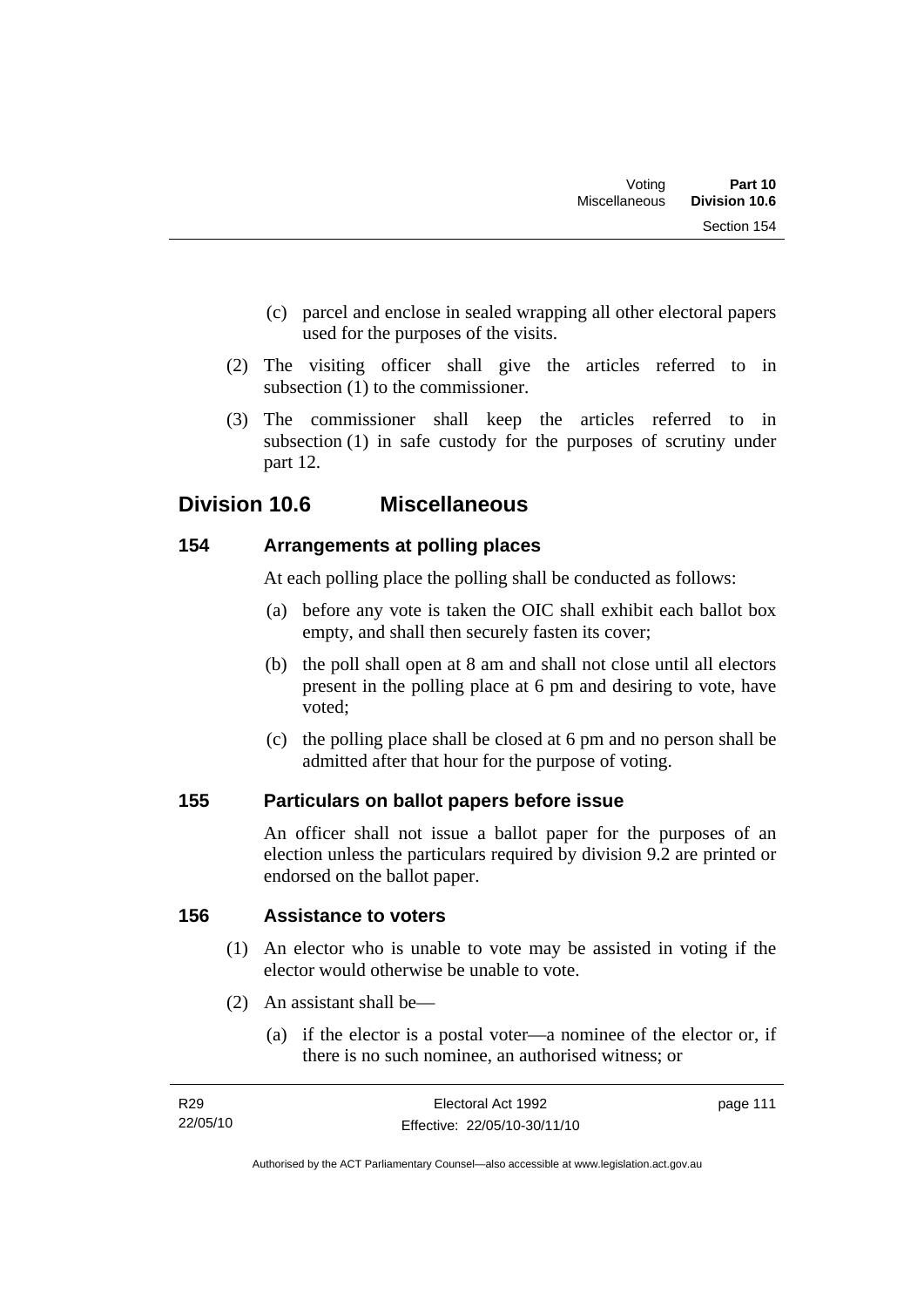(c) parcel and enclose in sealed wrapping all other electoral papers used for the purposes of the visits.

(2) The visiting officer shall give the articles referred to in subsection (1) to the commissioner.

(3) The commissioner shall keep the articles referred to in subsection (1) in safe custody for the purposes of scrutiny under part 12.

## Division 10.6 Miscellaneous

### 154 Arrangements at polling places

At each polling place the polling shall be conducted as follows:

(a) before any vote is taken the OIC shall exhibit each ballot box empty, and shall then securely fasten its cover;

(b) the poll shall open at 8 am and shall not close until all electors present in the polling place at 6 pm and desiring to vote, have voted;

(c) the polling place shall be closed at 6 pm and no person shall be admitted after that hour for the purpose of voting.

### 155 Particulars on ballot papers before issue

An officer shall not issue a ballot paper for the purposes of an election unless the particulars required by division 9.2 are printed or endorsed on the ballot paper.

### 156 Assistance to voters

(1) An elector who is unable to vote may be assisted in voting if the elector would otherwise be unable to vote.

(2) An assistant shall be—

(a) if the elector is a postal voter—a nominee of the elector or, if there is no such nominee, an authorised witness; or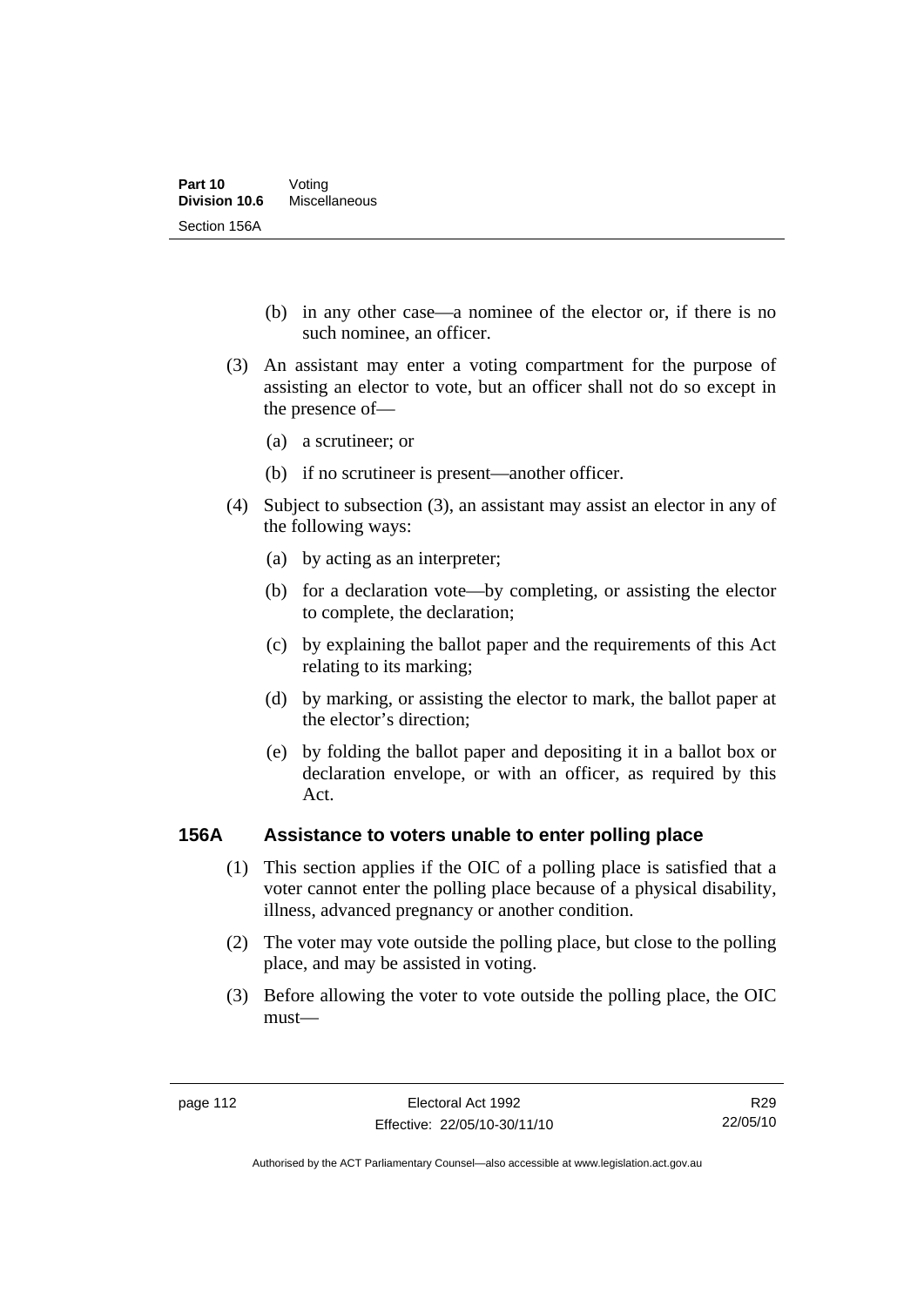(b) in any other case—a nominee of the elector or, if there is no such nominee, an officer.

(3) An assistant may enter a voting compartment for the purpose of assisting an elector to vote, but an officer shall not do so except in the presence of—

(a) a scrutineer; or

(b) if no scrutineer is present—another officer.

(4) Subject to subsection (3), an assistant may assist an elector in any of the following ways:

(a) by acting as an interpreter;

(b) for a declaration vote—by completing, or assisting the elector to complete, the declaration;

(c) by explaining the ballot paper and the requirements of this Act relating to its marking;

(d) by marking, or assisting the elector to mark, the ballot paper at the elector's direction;

(e) by folding the ballot paper and depositing it in a ballot box or declaration envelope, or with an officer, as required by this Act.

### 156A Assistance to voters unable to enter polling place

(1) This section applies if the OIC of a polling place is satisfied that a voter cannot enter the polling place because of a physical disability, illness, advanced pregnancy or another condition.

(2) The voter may vote outside the polling place, but close to the polling place, and may be assisted in voting.

(3) Before allowing the voter to vote outside the polling place, the OIC must—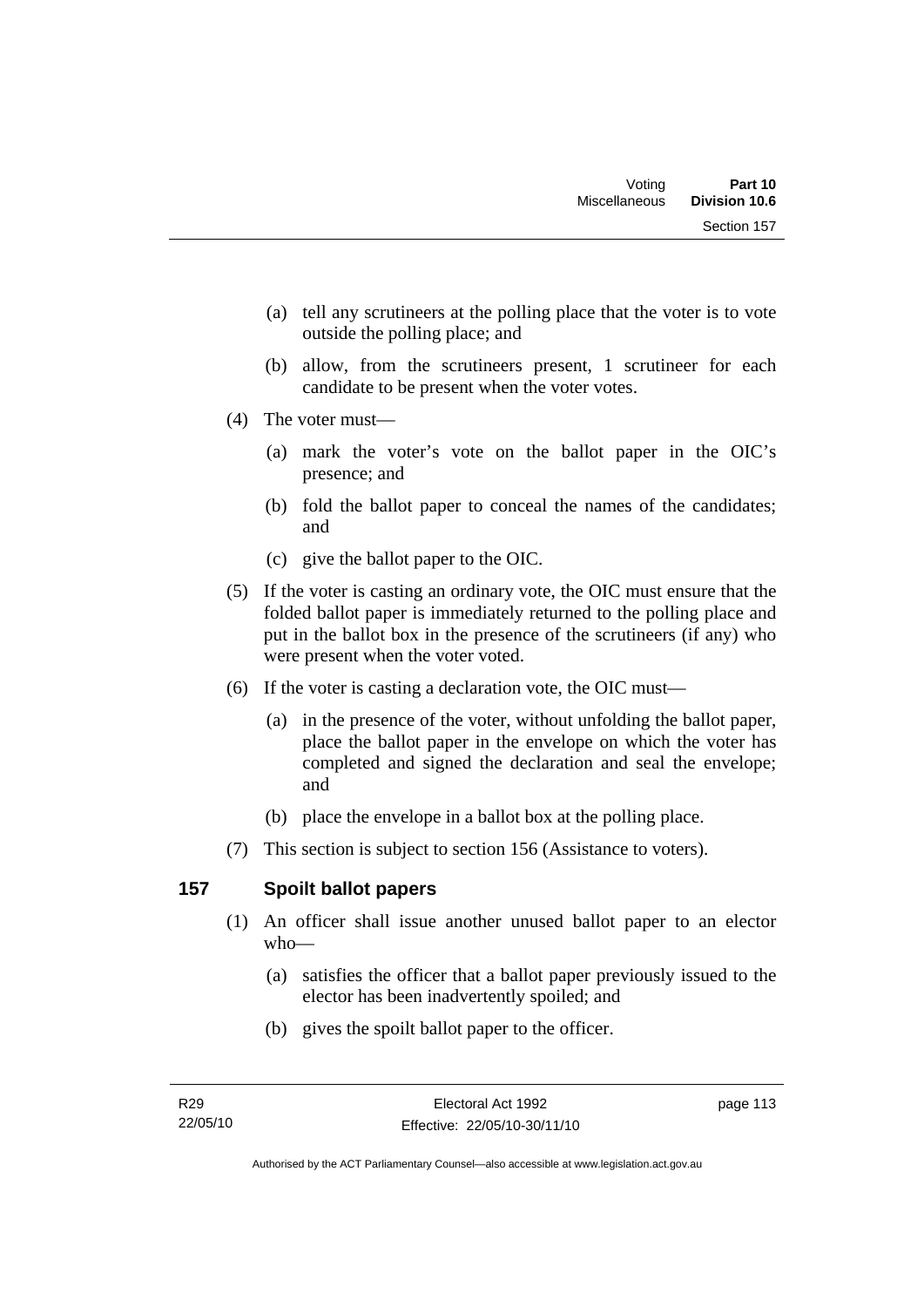(a) tell any scrutineers at the polling place that the voter is to vote outside the polling place; and

(b) allow, from the scrutineers present, 1 scrutineer for each candidate to be present when the voter votes.

(4) The voter must—

(a) mark the voter's vote on the ballot paper in the OIC's presence; and

(b) fold the ballot paper to conceal the names of the candidates; and

(c) give the ballot paper to the OIC.

(5) If the voter is casting an ordinary vote, the OIC must ensure that the folded ballot paper is immediately returned to the polling place and put in the ballot box in the presence of the scrutineers (if any) who were present when the voter voted.

(6) If the voter is casting a declaration vote, the OIC must—

(a) in the presence of the voter, without unfolding the ballot paper, place the ballot paper in the envelope on which the voter has completed and signed the declaration and seal the envelope; and

(b) place the envelope in a ballot box at the polling place.

(7) This section is subject to section 156 (Assistance to voters).

## 157 Spoilt ballot papers

(1) An officer shall issue another unused ballot paper to an elector who—

(a) satisfies the officer that a ballot paper previously issued to the elector has been inadvertently spoiled; and

(b) gives the spoilt ballot paper to the officer.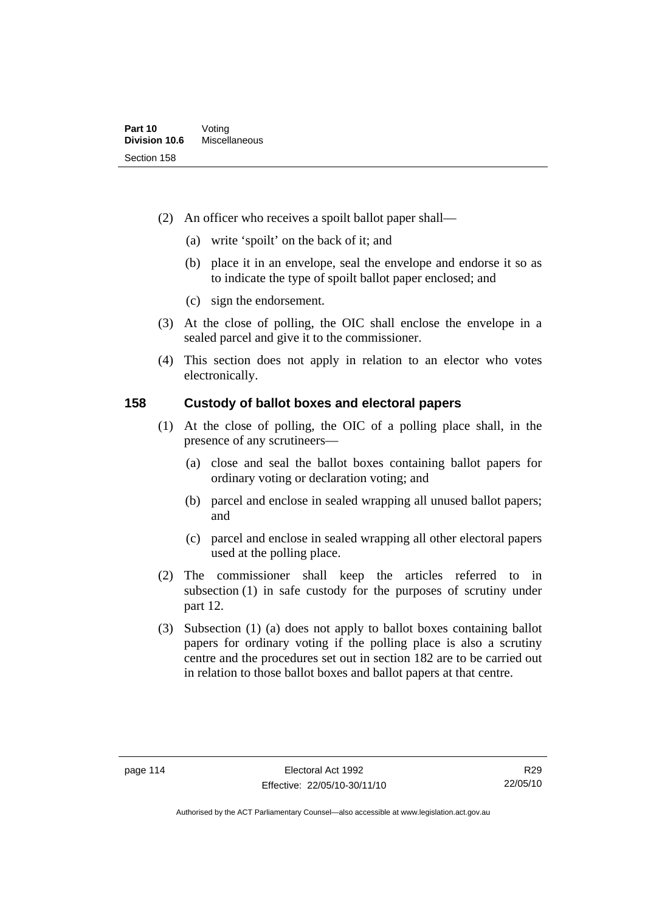(2) An officer who receives a spoilt ballot paper shall—

(a) write 'spoilt' on the back of it; and

(b) place it in an envelope, seal the envelope and endorse it so as to indicate the type of spoilt ballot paper enclosed; and

(c) sign the endorsement.

(3) At the close of polling, the OIC shall enclose the envelope in a sealed parcel and give it to the commissioner.

(4) This section does not apply in relation to an elector who votes electronically.

## 158 Custody of ballot boxes and electoral papers

(1) At the close of polling, the OIC of a polling place shall, in the presence of any scrutineers—

(a) close and seal the ballot boxes containing ballot papers for ordinary voting or declaration voting; and

(b) parcel and enclose in sealed wrapping all unused ballot papers; and

(c) parcel and enclose in sealed wrapping all other electoral papers used at the polling place.

(2) The commissioner shall keep the articles referred to in subsection (1) in safe custody for the purposes of scrutiny under part 12.

(3) Subsection (1) (a) does not apply to ballot boxes containing ballot papers for ordinary voting if the polling place is also a scrutiny centre and the procedures set out in section 182 are to be carried out in relation to those ballot boxes and ballot papers at that centre.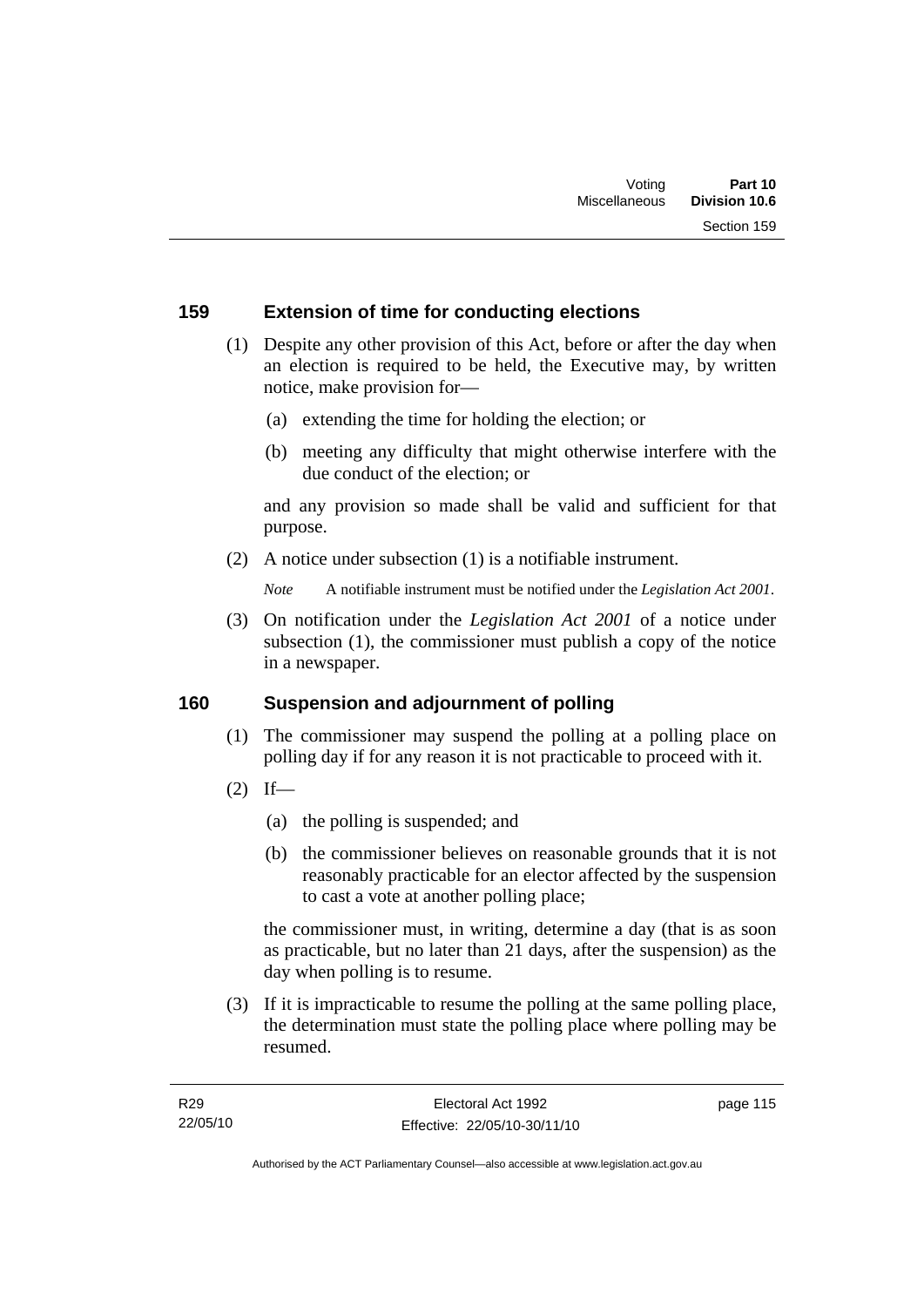## 159 Extension of time for conducting elections

(1) Despite any other provision of this Act, before or after the day when an election is required to be held, the Executive may, by written notice, make provision for—

(a) extending the time for holding the election; or

(b) meeting any difficulty that might otherwise interfere with the due conduct of the election; or

and any provision so made shall be valid and sufficient for that purpose.

(2) A notice under subsection (1) is a notifiable instrument.

*Note* A notifiable instrument must be notified under the *Legislation Act 2001*.

(3) On notification under the *Legislation Act 2001* of a notice under subsection (1), the commissioner must publish a copy of the notice in a newspaper.

## 160 Suspension and adjournment of polling

(1) The commissioner may suspend the polling at a polling place on polling day if for any reason it is not practicable to proceed with it.

(2) If—

(a) the polling is suspended; and

(b) the commissioner believes on reasonable grounds that it is not reasonably practicable for an elector affected by the suspension to cast a vote at another polling place;

the commissioner must, in writing, determine a day (that is as soon as practicable, but no later than 21 days, after the suspension) as the day when polling is to resume.

(3) If it is impracticable to resume the polling at the same polling place, the determination must state the polling place where polling may be resumed.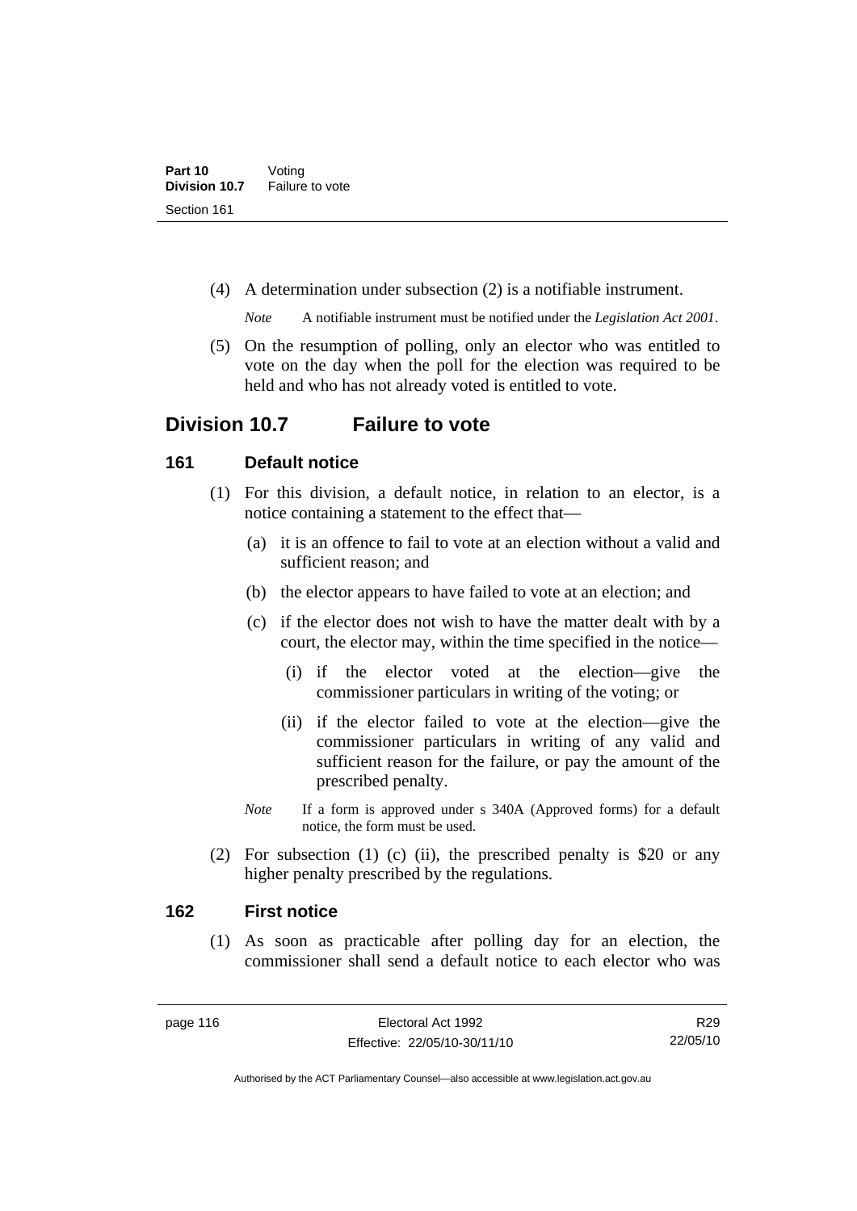(4) A determination under subsection (2) is a notifiable instrument.

*Note* A notifiable instrument must be notified under the *Legislation Act 2001*.

(5) On the resumption of polling, only an elector who was entitled to vote on the day when the poll for the election was required to be held and who has not already voted is entitled to vote.

## Division 10.7 Failure to vote

### 161 Default notice

(1) For this division, a default notice, in relation to an elector, is a notice containing a statement to the effect that—

(a) it is an offence to fail to vote at an election without a valid and sufficient reason; and

(b) the elector appears to have failed to vote at an election; and

(c) if the elector does not wish to have the matter dealt with by a court, the elector may, within the time specified in the notice—

(i) if the elector voted at the election—give the commissioner particulars in writing of the voting; or

(ii) if the elector failed to vote at the election—give the commissioner particulars in writing of any valid and sufficient reason for the failure, or pay the amount of the prescribed penalty.

*Note* If a form is approved under s 340A (Approved forms) for a default notice, the form must be used.

(2) For subsection (1) (c) (ii), the prescribed penalty is $20 or any higher penalty prescribed by the regulations.

### 162 First notice

(1) As soon as practicable after polling day for an election, the commissioner shall send a default notice to each elector who was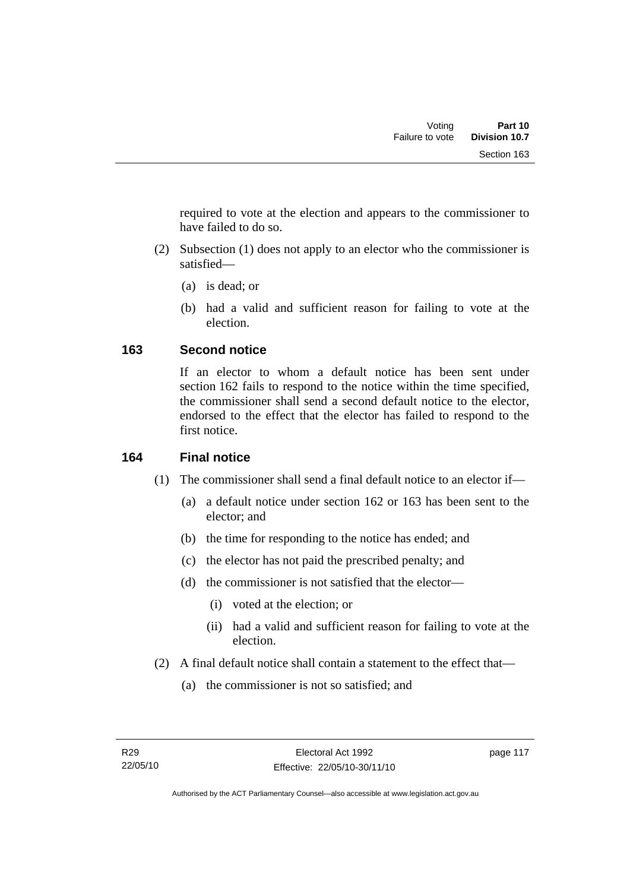required to vote at the election and appears to the commissioner to have failed to do so.

(2) Subsection (1) does not apply to an elector who the commissioner is satisfied—

(a) is dead; or

(b) had a valid and sufficient reason for failing to vote at the election.

## 163 Second notice

If an elector to whom a default notice has been sent under section 162 fails to respond to the notice within the time specified, the commissioner shall send a second default notice to the elector, endorsed to the effect that the elector has failed to respond to the first notice.

## 164 Final notice

(1) The commissioner shall send a final default notice to an elector if—

(a) a default notice under section 162 or 163 has been sent to the elector; and

(b) the time for responding to the notice has ended; and

(c) the elector has not paid the prescribed penalty; and

(d) the commissioner is not satisfied that the elector—

(i) voted at the election; or

(ii) had a valid and sufficient reason for failing to vote at the election.

(2) A final default notice shall contain a statement to the effect that—

(a) the commissioner is not so satisfied; and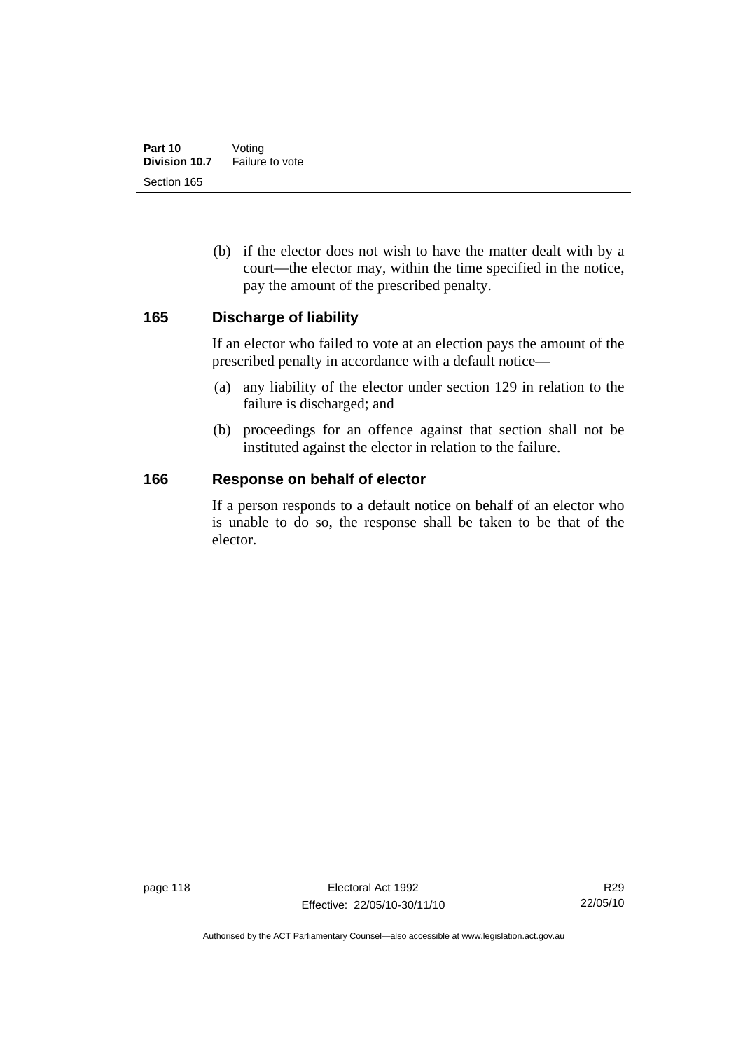(b) if the elector does not wish to have the matter dealt with by a court—the elector may, within the time specified in the notice, pay the amount of the prescribed penalty.

## 165 Discharge of liability

If an elector who failed to vote at an election pays the amount of the prescribed penalty in accordance with a default notice—

(a) any liability of the elector under section 129 in relation to the failure is discharged; and

(b) proceedings for an offence against that section shall not be instituted against the elector in relation to the failure.

## 166 Response on behalf of elector

If a person responds to a default notice on behalf of an elector who is unable to do so, the response shall be taken to be that of the elector.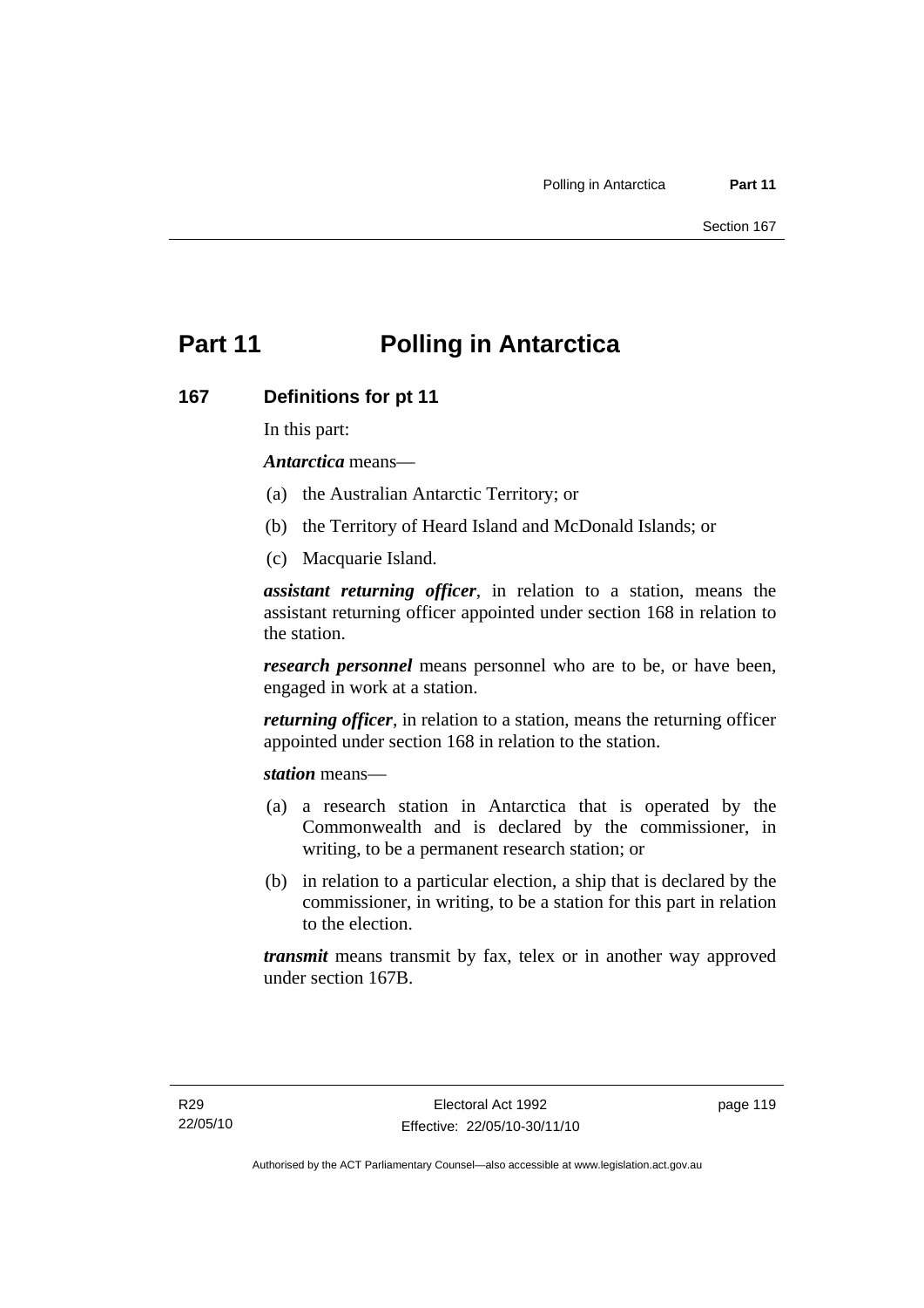# Part 11 Polling in Antarctica

## 167 Definitions for pt 11

In this part:

***Antarctica*** means—

(a) the Australian Antarctic Territory; or

(b) the Territory of Heard Island and McDonald Islands; or

(c) Macquarie Island.

***assistant returning officer***, in relation to a station, means the assistant returning officer appointed under section 168 in relation to the station.

***research personnel*** means personnel who are to be, or have been, engaged in work at a station.

***returning officer***, in relation to a station, means the returning officer appointed under section 168 in relation to the station.

***station*** means—

(a) a research station in Antarctica that is operated by the Commonwealth and is declared by the commissioner, in writing, to be a permanent research station; or

(b) in relation to a particular election, a ship that is declared by the commissioner, in writing, to be a station for this part in relation to the election.

***transmit*** means transmit by fax, telex or in another way approved under section 167B.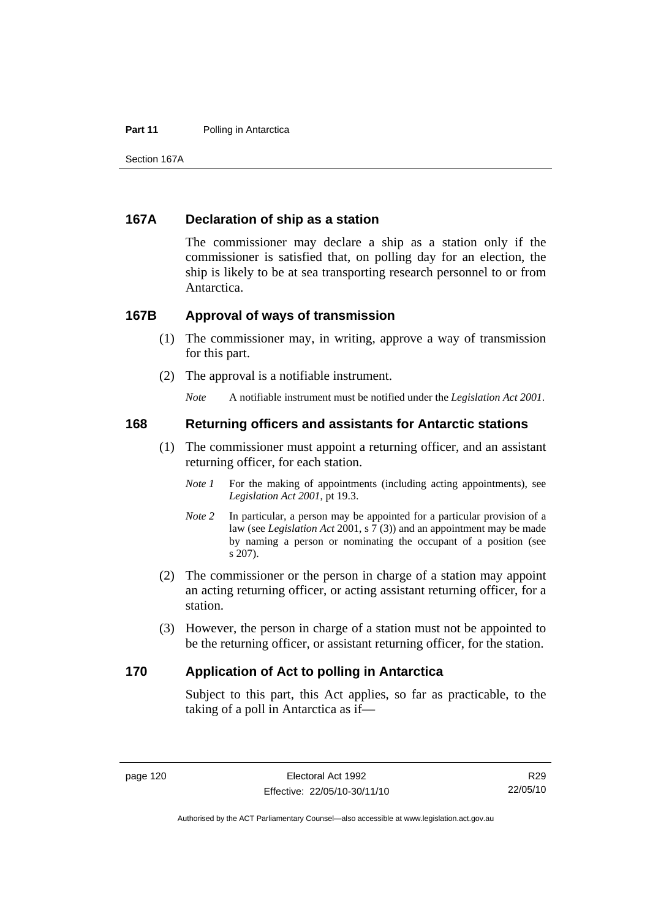## 167A Declaration of ship as a station

The commissioner may declare a ship as a station only if the commissioner is satisfied that, on polling day for an election, the ship is likely to be at sea transporting research personnel to or from Antarctica.

## 167B Approval of ways of transmission

(1) The commissioner may, in writing, approve a way of transmission for this part.

(2) The approval is a notifiable instrument.

*Note* A notifiable instrument must be notified under the *Legislation Act 2001*.

## 168 Returning officers and assistants for Antarctic stations

(1) The commissioner must appoint a returning officer, and an assistant returning officer, for each station.

*Note 1* For the making of appointments (including acting appointments), see *Legislation Act 2001*, pt 19.3.

*Note 2* In particular, a person may be appointed for a particular provision of a law (see *Legislation Act* 2001, s 7 (3)) and an appointment may be made by naming a person or nominating the occupant of a position (see s 207).

(2) The commissioner or the person in charge of a station may appoint an acting returning officer, or acting assistant returning officer, for a station.

(3) However, the person in charge of a station must not be appointed to be the returning officer, or assistant returning officer, for the station.

## 170 Application of Act to polling in Antarctica

Subject to this part, this Act applies, so far as practicable, to the taking of a poll in Antarctica as if—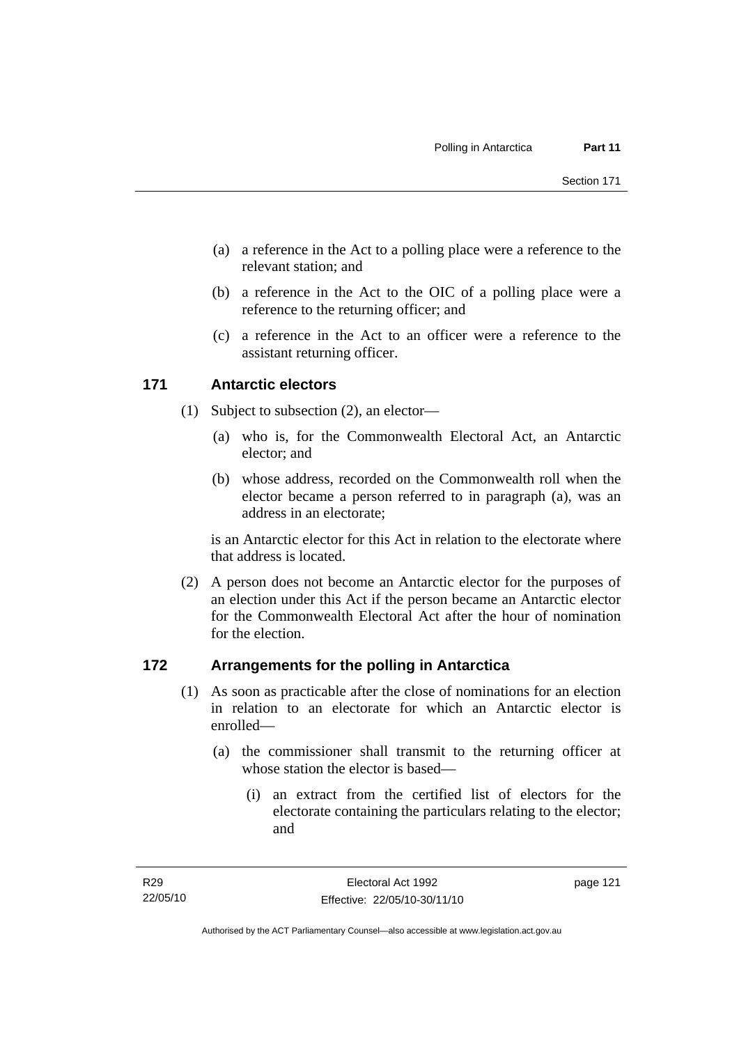(a) a reference in the Act to a polling place were a reference to the relevant station; and

(b) a reference in the Act to the OIC of a polling place were a reference to the returning officer; and

(c) a reference in the Act to an officer were a reference to the assistant returning officer.

## 171 Antarctic electors

(1) Subject to subsection (2), an elector—

(a) who is, for the Commonwealth Electoral Act, an Antarctic elector; and

(b) whose address, recorded on the Commonwealth roll when the elector became a person referred to in paragraph (a), was an address in an electorate;

is an Antarctic elector for this Act in relation to the electorate where that address is located.

(2) A person does not become an Antarctic elector for the purposes of an election under this Act if the person became an Antarctic elector for the Commonwealth Electoral Act after the hour of nomination for the election.

## 172 Arrangements for the polling in Antarctica

(1) As soon as practicable after the close of nominations for an election in relation to an electorate for which an Antarctic elector is enrolled—

(a) the commissioner shall transmit to the returning officer at whose station the elector is based—

(i) an extract from the certified list of electors for the electorate containing the particulars relating to the elector; and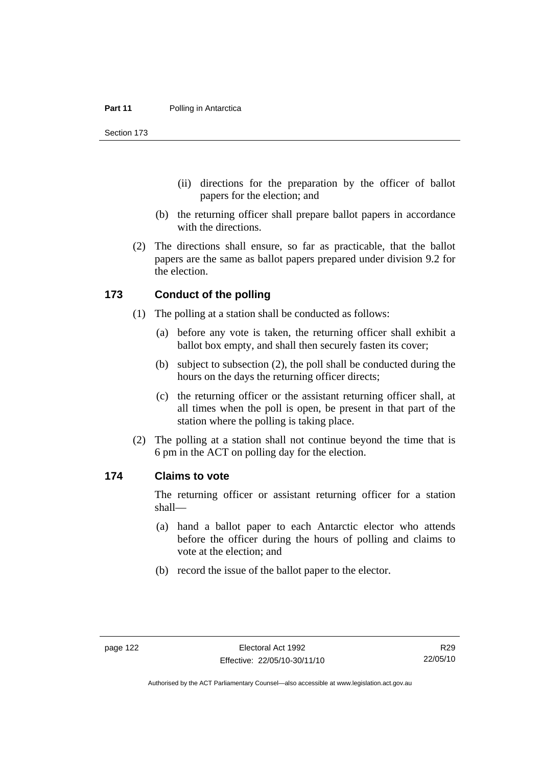(ii) directions for the preparation by the officer of ballot papers for the election; and

(b) the returning officer shall prepare ballot papers in accordance with the directions.

(2) The directions shall ensure, so far as practicable, that the ballot papers are the same as ballot papers prepared under division 9.2 for the election.

### 173 Conduct of the polling

(1) The polling at a station shall be conducted as follows:

(a) before any vote is taken, the returning officer shall exhibit a ballot box empty, and shall then securely fasten its cover;

(b) subject to subsection (2), the poll shall be conducted during the hours on the days the returning officer directs;

(c) the returning officer or the assistant returning officer shall, at all times when the poll is open, be present in that part of the station where the polling is taking place.

(2) The polling at a station shall not continue beyond the time that is 6 pm in the ACT on polling day for the election.

### 174 Claims to vote

The returning officer or assistant returning officer for a station shall—

(a) hand a ballot paper to each Antarctic elector who attends before the officer during the hours of polling and claims to vote at the election; and

(b) record the issue of the ballot paper to the elector.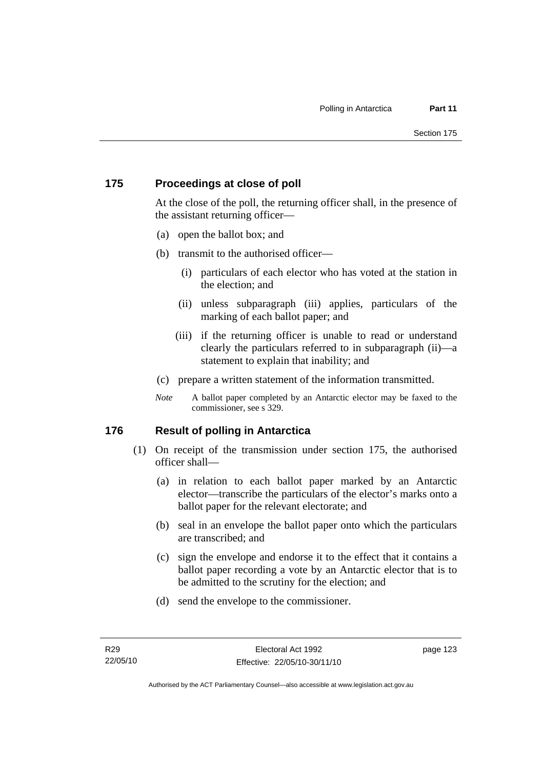## 175 Proceedings at close of poll

At the close of the poll, the returning officer shall, in the presence of the assistant returning officer—

(a) open the ballot box; and

(b) transmit to the authorised officer—

  (i) particulars of each elector who has voted at the station in the election; and

  (ii) unless subparagraph (iii) applies, particulars of the marking of each ballot paper; and

  (iii) if the returning officer is unable to read or understand clearly the particulars referred to in subparagraph (ii)—a statement to explain that inability; and

(c) prepare a written statement of the information transmitted.

*Note* A ballot paper completed by an Antarctic elector may be faxed to the commissioner, see s 329.

## 176 Result of polling in Antarctica

(1) On receipt of the transmission under section 175, the authorised officer shall—

  (a) in relation to each ballot paper marked by an Antarctic elector—transcribe the particulars of the elector's marks onto a ballot paper for the relevant electorate; and

  (b) seal in an envelope the ballot paper onto which the particulars are transcribed; and

  (c) sign the envelope and endorse it to the effect that it contains a ballot paper recording a vote by an Antarctic elector that is to be admitted to the scrutiny for the election; and

  (d) send the envelope to the commissioner.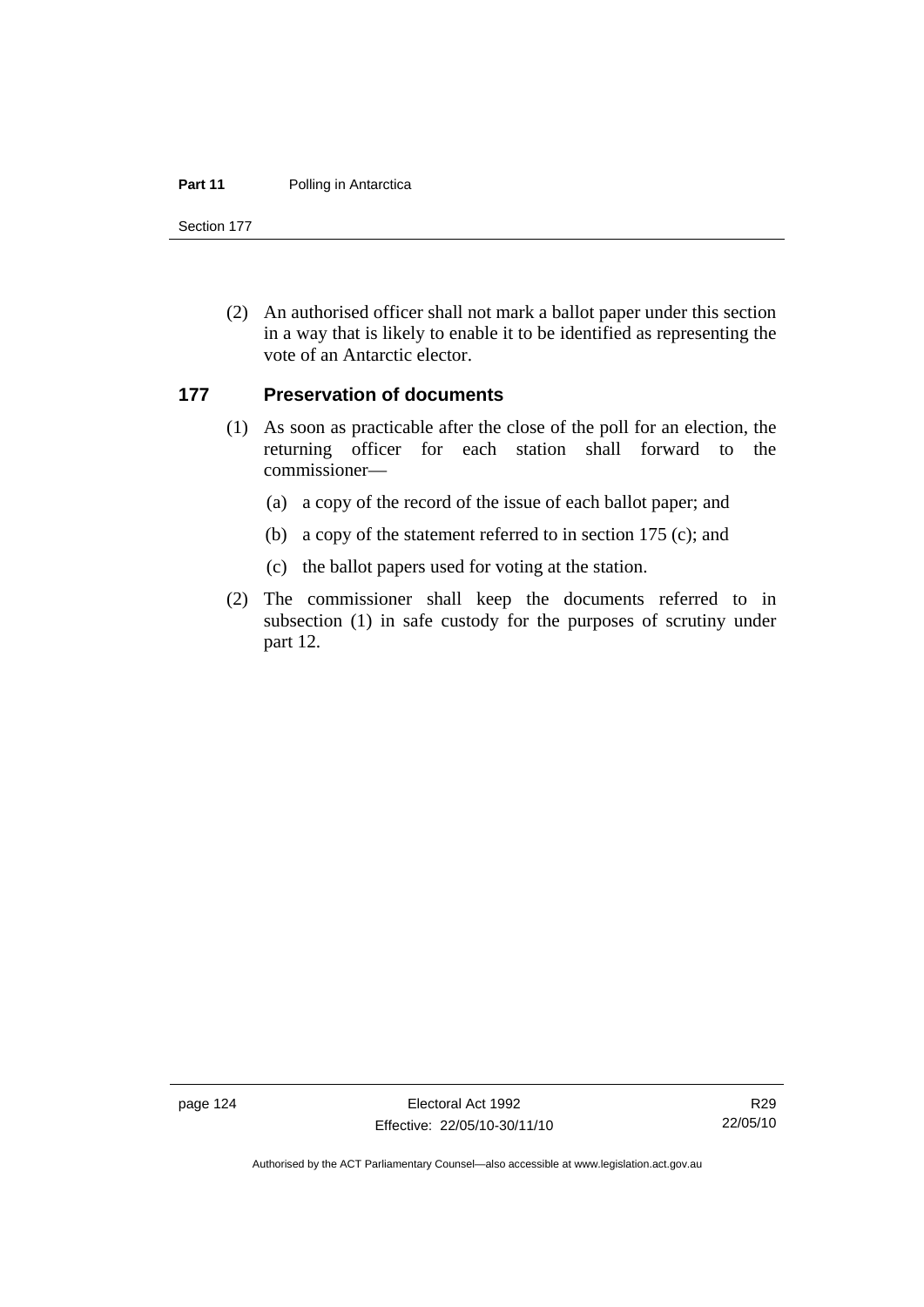(2) An authorised officer shall not mark a ballot paper under this section in a way that is likely to enable it to be identified as representing the vote of an Antarctic elector.

### 177 Preservation of documents

(1) As soon as practicable after the close of the poll for an election, the returning officer for each station shall forward to the commissioner—

(a) a copy of the record of the issue of each ballot paper; and

(b) a copy of the statement referred to in section 175 (c); and

(c) the ballot papers used for voting at the station.

(2) The commissioner shall keep the documents referred to in subsection (1) in safe custody for the purposes of scrutiny under part 12.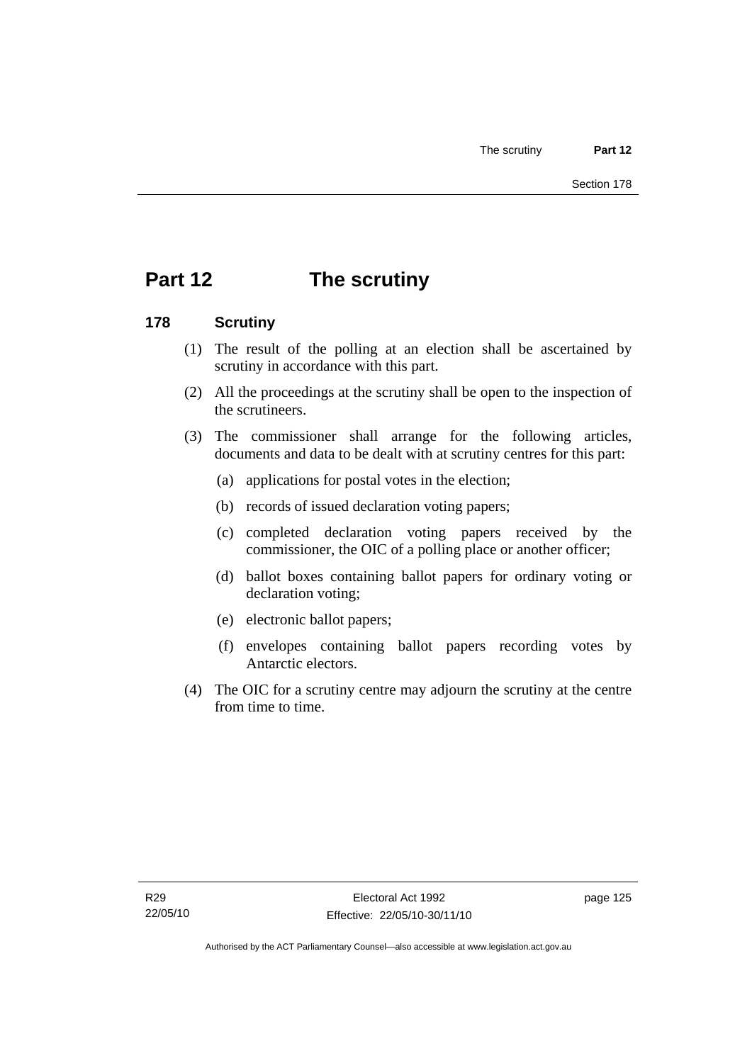# Part 12 The scrutiny

## 178 Scrutiny

(1) The result of the polling at an election shall be ascertained by scrutiny in accordance with this part.

(2) All the proceedings at the scrutiny shall be open to the inspection of the scrutineers.

(3) The commissioner shall arrange for the following articles, documents and data to be dealt with at scrutiny centres for this part:

(a) applications for postal votes in the election;

(b) records of issued declaration voting papers;

(c) completed declaration voting papers received by the commissioner, the OIC of a polling place or another officer;

(d) ballot boxes containing ballot papers for ordinary voting or declaration voting;

(e) electronic ballot papers;

(f) envelopes containing ballot papers recording votes by Antarctic electors.

(4) The OIC for a scrutiny centre may adjourn the scrutiny at the centre from time to time.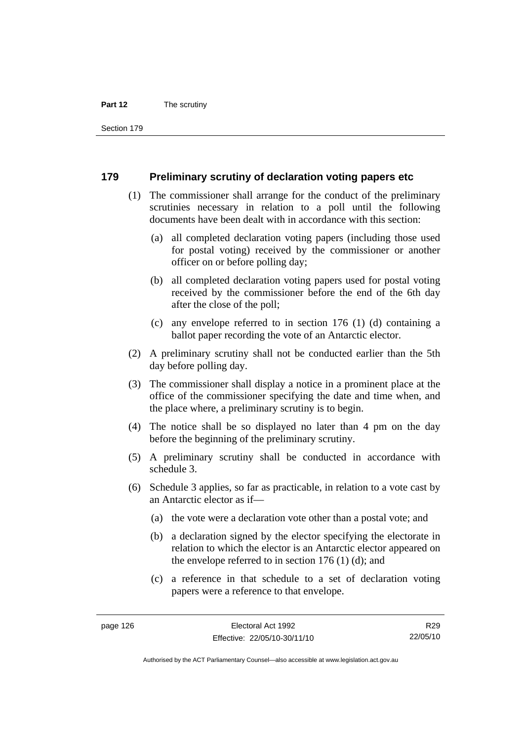## 179 Preliminary scrutiny of declaration voting papers etc

(1) The commissioner shall arrange for the conduct of the preliminary scrutinies necessary in relation to a poll until the following documents have been dealt with in accordance with this section:

  (a) all completed declaration voting papers (including those used for postal voting) received by the commissioner or another officer on or before polling day;

  (b) all completed declaration voting papers used for postal voting received by the commissioner before the end of the 6th day after the close of the poll;

  (c) any envelope referred to in section 176 (1) (d) containing a ballot paper recording the vote of an Antarctic elector.

(2) A preliminary scrutiny shall not be conducted earlier than the 5th day before polling day.

(3) The commissioner shall display a notice in a prominent place at the office of the commissioner specifying the date and time when, and the place where, a preliminary scrutiny is to begin.

(4) The notice shall be so displayed no later than 4 pm on the day before the beginning of the preliminary scrutiny.

(5) A preliminary scrutiny shall be conducted in accordance with schedule 3.

(6) Schedule 3 applies, so far as practicable, in relation to a vote cast by an Antarctic elector as if—

  (a) the vote were a declaration vote other than a postal vote; and

  (b) a declaration signed by the elector specifying the electorate in relation to which the elector is an Antarctic elector appeared on the envelope referred to in section 176 (1) (d); and

  (c) a reference in that schedule to a set of declaration voting papers were a reference to that envelope.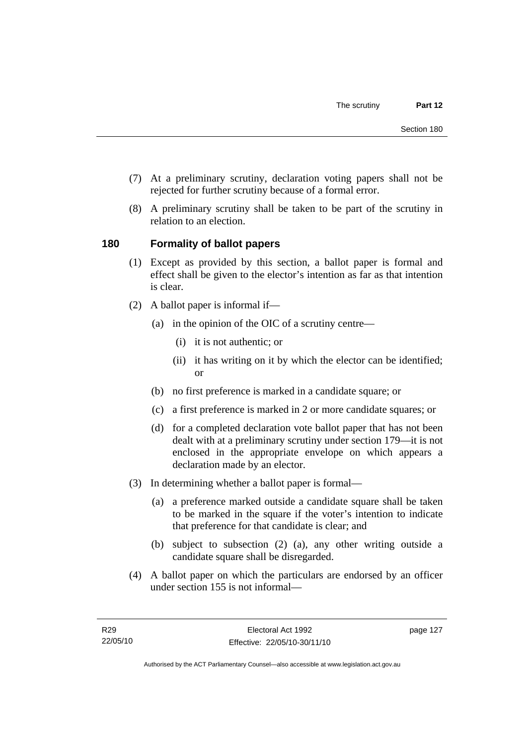(7) At a preliminary scrutiny, declaration voting papers shall not be rejected for further scrutiny because of a formal error.

(8) A preliminary scrutiny shall be taken to be part of the scrutiny in relation to an election.

## 180 Formality of ballot papers

(1) Except as provided by this section, a ballot paper is formal and effect shall be given to the elector's intention as far as that intention is clear.

(2) A ballot paper is informal if—

(a) in the opinion of the OIC of a scrutiny centre—

(i) it is not authentic; or

(ii) it has writing on it by which the elector can be identified; or

(b) no first preference is marked in a candidate square; or

(c) a first preference is marked in 2 or more candidate squares; or

(d) for a completed declaration vote ballot paper that has not been dealt with at a preliminary scrutiny under section 179—it is not enclosed in the appropriate envelope on which appears a declaration made by an elector.

(3) In determining whether a ballot paper is formal—

(a) a preference marked outside a candidate square shall be taken to be marked in the square if the voter's intention to indicate that preference for that candidate is clear; and

(b) subject to subsection (2) (a), any other writing outside a candidate square shall be disregarded.

(4) A ballot paper on which the particulars are endorsed by an officer under section 155 is not informal—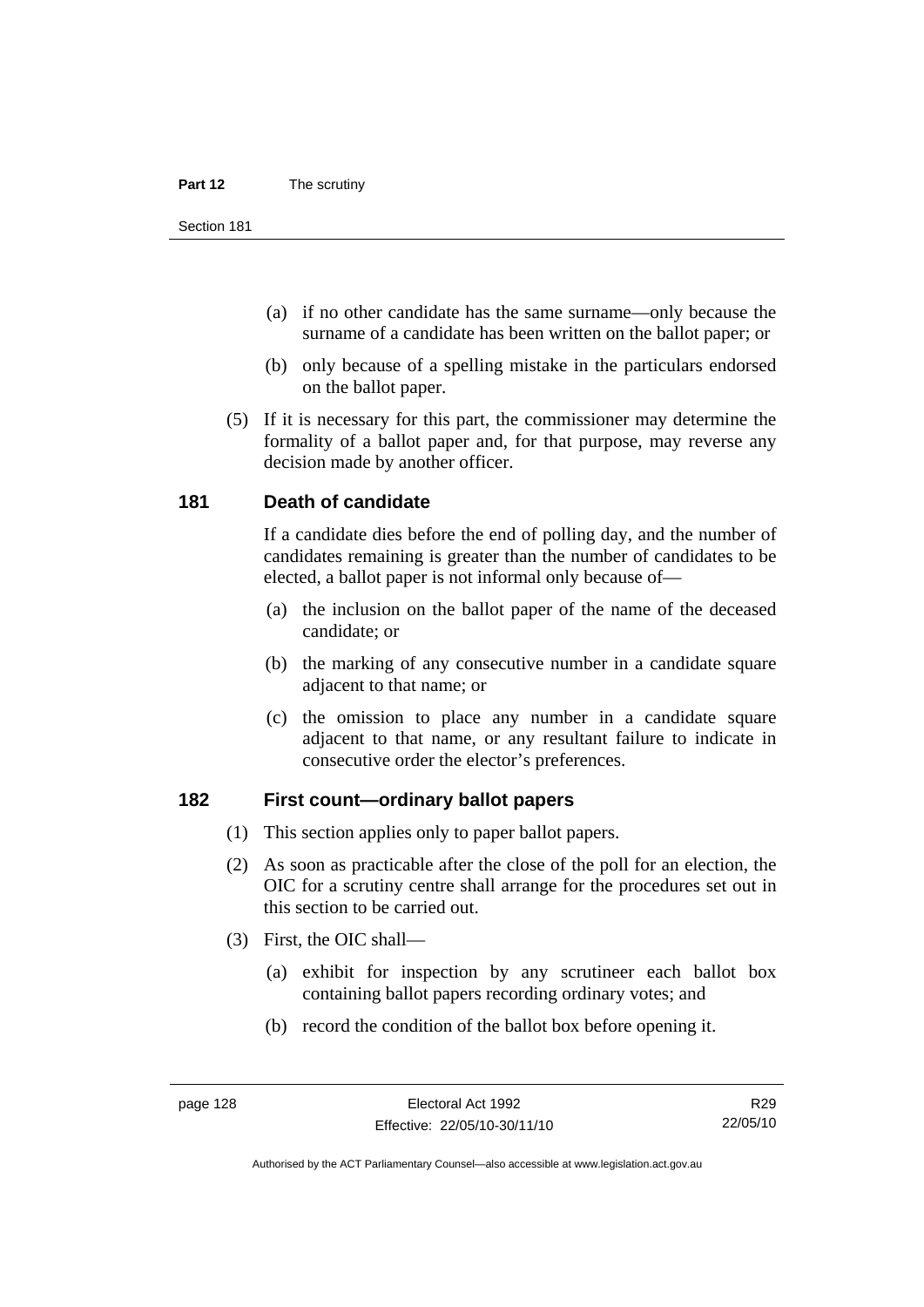(a) if no other candidate has the same surname—only because the surname of a candidate has been written on the ballot paper; or

(b) only because of a spelling mistake in the particulars endorsed on the ballot paper.

(5) If it is necessary for this part, the commissioner may determine the formality of a ballot paper and, for that purpose, may reverse any decision made by another officer.

## 181 Death of candidate

If a candidate dies before the end of polling day, and the number of candidates remaining is greater than the number of candidates to be elected, a ballot paper is not informal only because of—

(a) the inclusion on the ballot paper of the name of the deceased candidate; or

(b) the marking of any consecutive number in a candidate square adjacent to that name; or

(c) the omission to place any number in a candidate square adjacent to that name, or any resultant failure to indicate in consecutive order the elector's preferences.

## 182 First count—ordinary ballot papers

(1) This section applies only to paper ballot papers.

(2) As soon as practicable after the close of the poll for an election, the OIC for a scrutiny centre shall arrange for the procedures set out in this section to be carried out.

(3) First, the OIC shall—

(a) exhibit for inspection by any scrutineer each ballot box containing ballot papers recording ordinary votes; and

(b) record the condition of the ballot box before opening it.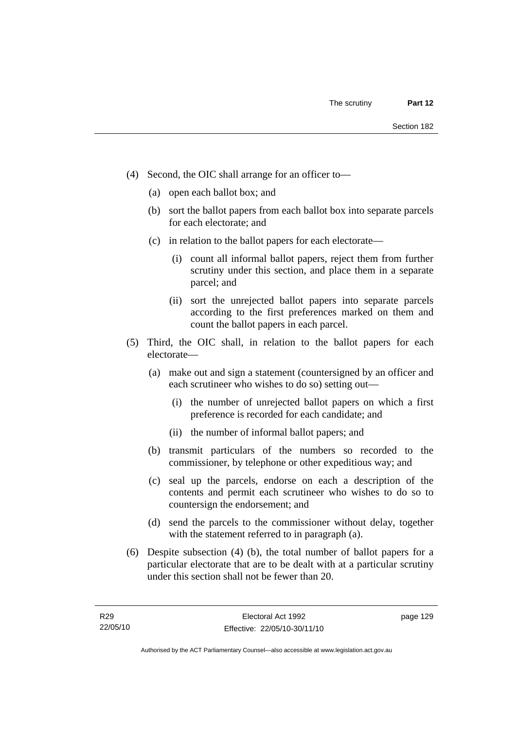(4) Second, the OIC shall arrange for an officer to—

(a) open each ballot box; and

(b) sort the ballot papers from each ballot box into separate parcels for each electorate; and

(c) in relation to the ballot papers for each electorate—

(i) count all informal ballot papers, reject them from further scrutiny under this section, and place them in a separate parcel; and

(ii) sort the unrejected ballot papers into separate parcels according to the first preferences marked on them and count the ballot papers in each parcel.

(5) Third, the OIC shall, in relation to the ballot papers for each electorate—

(a) make out and sign a statement (countersigned by an officer and each scrutineer who wishes to do so) setting out—

(i) the number of unrejected ballot papers on which a first preference is recorded for each candidate; and

(ii) the number of informal ballot papers; and

(b) transmit particulars of the numbers so recorded to the commissioner, by telephone or other expeditious way; and

(c) seal up the parcels, endorse on each a description of the contents and permit each scrutineer who wishes to do so to countersign the endorsement; and

(d) send the parcels to the commissioner without delay, together with the statement referred to in paragraph (a).

(6) Despite subsection (4) (b), the total number of ballot papers for a particular electorate that are to be dealt with at a particular scrutiny under this section shall not be fewer than 20.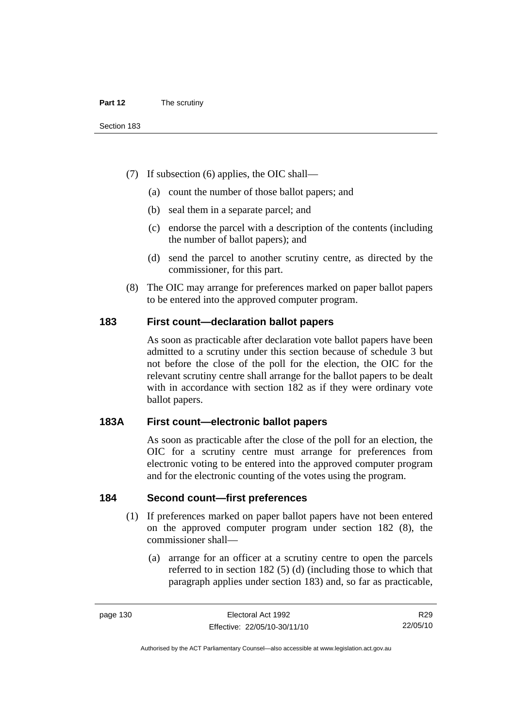(7) If subsection (6) applies, the OIC shall—

(a) count the number of those ballot papers; and

(b) seal them in a separate parcel; and

(c) endorse the parcel with a description of the contents (including the number of ballot papers); and

(d) send the parcel to another scrutiny centre, as directed by the commissioner, for this part.

(8) The OIC may arrange for preferences marked on paper ballot papers to be entered into the approved computer program.

### 183 First count—declaration ballot papers

As soon as practicable after declaration vote ballot papers have been admitted to a scrutiny under this section because of schedule 3 but not before the close of the poll for the election, the OIC for the relevant scrutiny centre shall arrange for the ballot papers to be dealt with in accordance with section 182 as if they were ordinary vote ballot papers.

### 183A First count—electronic ballot papers

As soon as practicable after the close of the poll for an election, the OIC for a scrutiny centre must arrange for preferences from electronic voting to be entered into the approved computer program and for the electronic counting of the votes using the program.

### 184 Second count—first preferences

(1) If preferences marked on paper ballot papers have not been entered on the approved computer program under section 182 (8), the commissioner shall—

(a) arrange for an officer at a scrutiny centre to open the parcels referred to in section 182 (5) (d) (including those to which that paragraph applies under section 183) and, so far as practicable,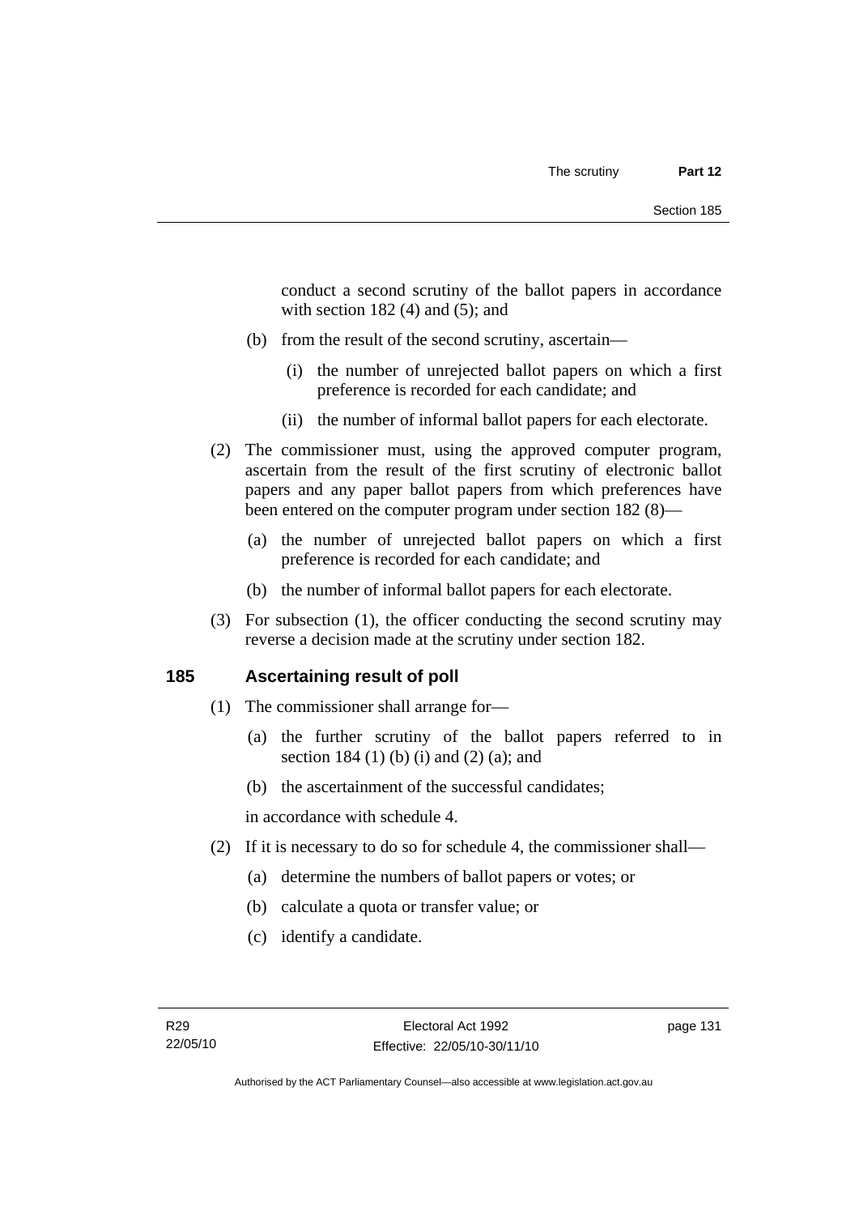conduct a second scrutiny of the ballot papers in accordance with section 182 (4) and (5); and

(b) from the result of the second scrutiny, ascertain—

(i) the number of unrejected ballot papers on which a first preference is recorded for each candidate; and

(ii) the number of informal ballot papers for each electorate.

(2) The commissioner must, using the approved computer program, ascertain from the result of the first scrutiny of electronic ballot papers and any paper ballot papers from which preferences have been entered on the computer program under section 182 (8)—

(a) the number of unrejected ballot papers on which a first preference is recorded for each candidate; and

(b) the number of informal ballot papers for each electorate.

(3) For subsection (1), the officer conducting the second scrutiny may reverse a decision made at the scrutiny under section 182.

## 185 Ascertaining result of poll

(1) The commissioner shall arrange for—

(a) the further scrutiny of the ballot papers referred to in section 184 (1) (b) (i) and (2) (a); and

(b) the ascertainment of the successful candidates;

in accordance with schedule 4.

(2) If it is necessary to do so for schedule 4, the commissioner shall—

(a) determine the numbers of ballot papers or votes; or

(b) calculate a quota or transfer value; or

(c) identify a candidate.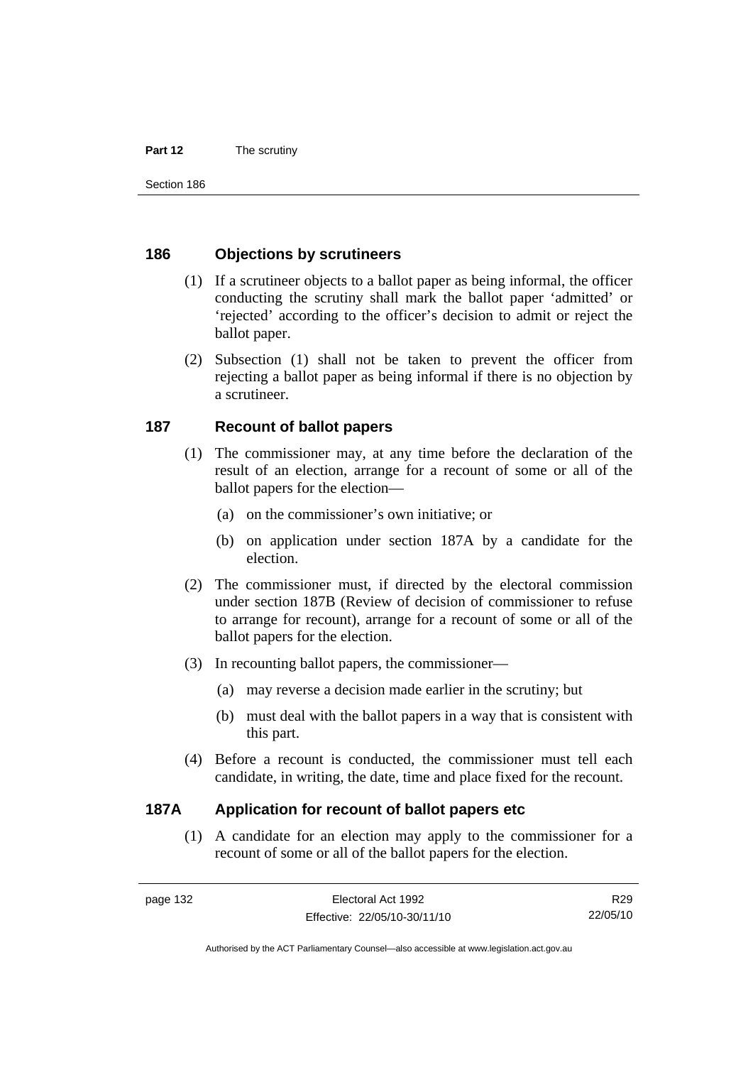## 186 Objections by scrutineers

(1) If a scrutineer objects to a ballot paper as being informal, the officer conducting the scrutiny shall mark the ballot paper 'admitted' or 'rejected' according to the officer's decision to admit or reject the ballot paper.

(2) Subsection (1) shall not be taken to prevent the officer from rejecting a ballot paper as being informal if there is no objection by a scrutineer.

## 187 Recount of ballot papers

(1) The commissioner may, at any time before the declaration of the result of an election, arrange for a recount of some or all of the ballot papers for the election—

(a) on the commissioner's own initiative; or

(b) on application under section 187A by a candidate for the election.

(2) The commissioner must, if directed by the electoral commission under section 187B (Review of decision of commissioner to refuse to arrange for recount), arrange for a recount of some or all of the ballot papers for the election.

(3) In recounting ballot papers, the commissioner—

(a) may reverse a decision made earlier in the scrutiny; but

(b) must deal with the ballot papers in a way that is consistent with this part.

(4) Before a recount is conducted, the commissioner must tell each candidate, in writing, the date, time and place fixed for the recount.

## 187A Application for recount of ballot papers etc

(1) A candidate for an election may apply to the commissioner for a recount of some or all of the ballot papers for the election.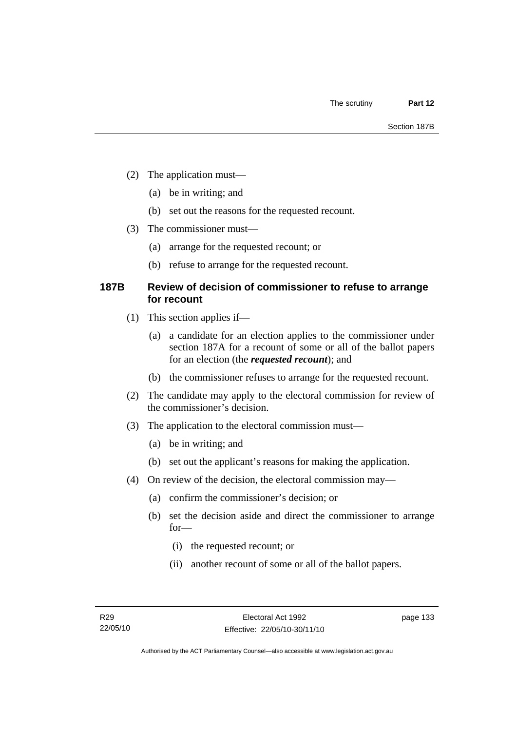(2) The application must—

(a) be in writing; and

(b) set out the reasons for the requested recount.

(3) The commissioner must—

(a) arrange for the requested recount; or

(b) refuse to arrange for the requested recount.

### 187B Review of decision of commissioner to refuse to arrange for recount

(1) This section applies if—

(a) a candidate for an election applies to the commissioner under section 187A for a recount of some or all of the ballot papers for an election (the ***requested recount***); and

(b) the commissioner refuses to arrange for the requested recount.

(2) The candidate may apply to the electoral commission for review of the commissioner's decision.

(3) The application to the electoral commission must—

(a) be in writing; and

(b) set out the applicant's reasons for making the application.

(4) On review of the decision, the electoral commission may—

(a) confirm the commissioner's decision; or

(b) set the decision aside and direct the commissioner to arrange for—

(i) the requested recount; or

(ii) another recount of some or all of the ballot papers.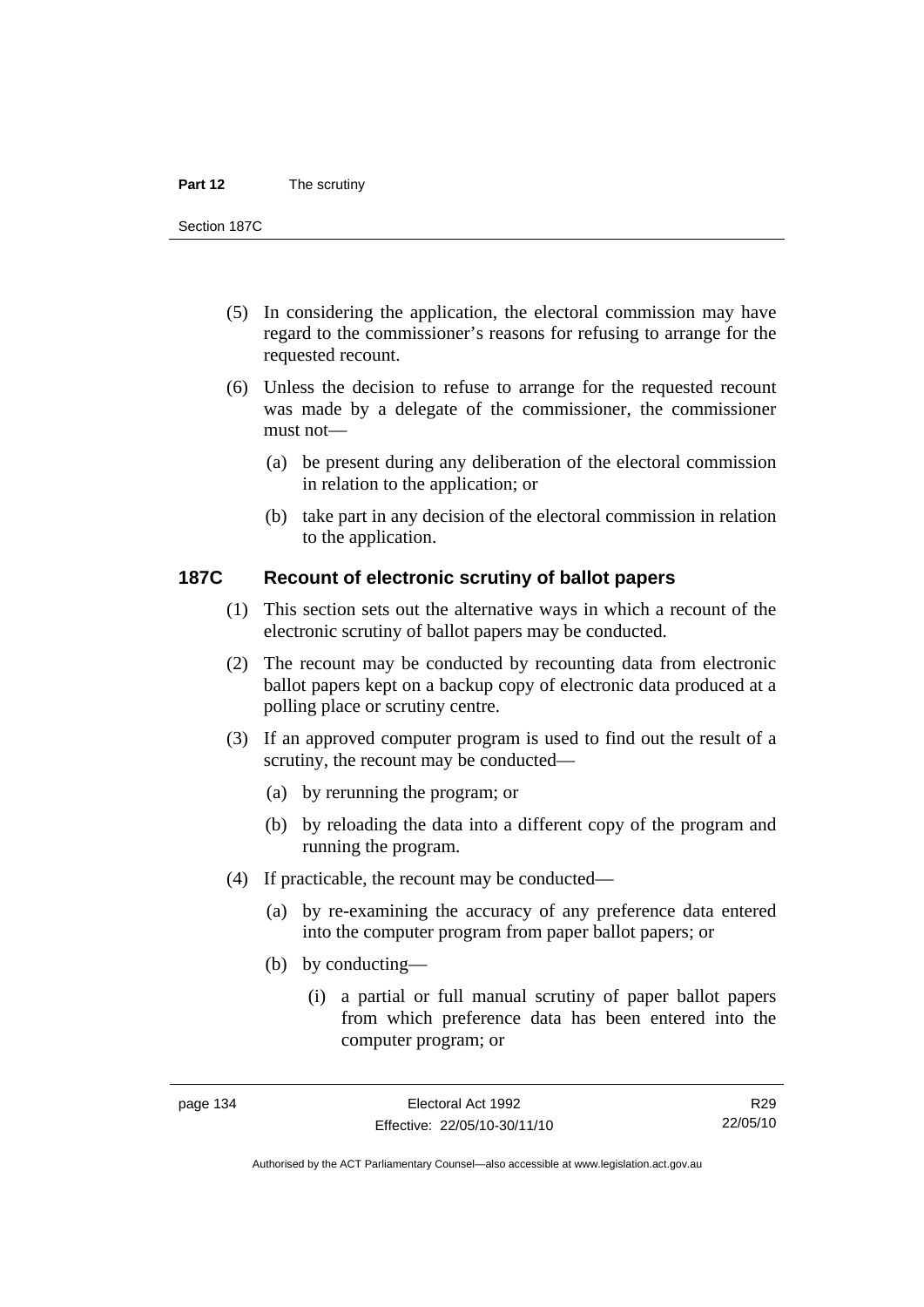(5) In considering the application, the electoral commission may have regard to the commissioner's reasons for refusing to arrange for the requested recount.

(6) Unless the decision to refuse to arrange for the requested recount was made by a delegate of the commissioner, the commissioner must not—

(a) be present during any deliberation of the electoral commission in relation to the application; or

(b) take part in any decision of the electoral commission in relation to the application.

### 187C Recount of electronic scrutiny of ballot papers

(1) This section sets out the alternative ways in which a recount of the electronic scrutiny of ballot papers may be conducted.

(2) The recount may be conducted by recounting data from electronic ballot papers kept on a backup copy of electronic data produced at a polling place or scrutiny centre.

(3) If an approved computer program is used to find out the result of a scrutiny, the recount may be conducted—

(a) by rerunning the program; or

(b) by reloading the data into a different copy of the program and running the program.

(4) If practicable, the recount may be conducted—

(a) by re-examining the accuracy of any preference data entered into the computer program from paper ballot papers; or

(b) by conducting—

(i) a partial or full manual scrutiny of paper ballot papers from which preference data has been entered into the computer program; or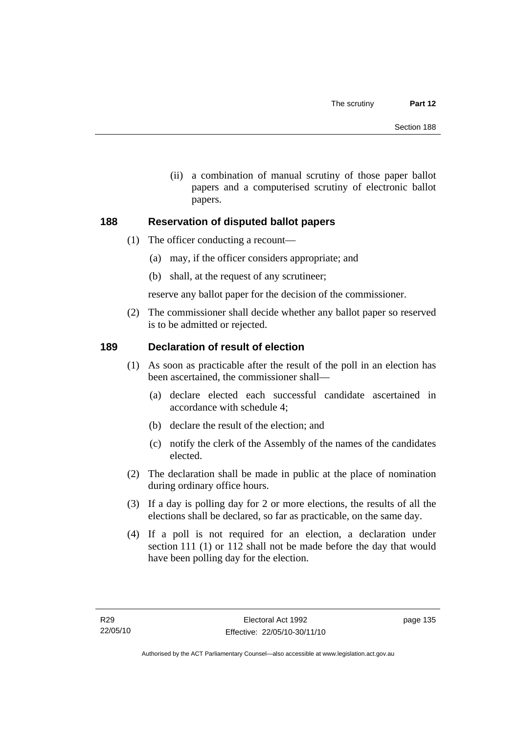(ii) a combination of manual scrutiny of those paper ballot papers and a computerised scrutiny of electronic ballot papers.

## 188 Reservation of disputed ballot papers

(1) The officer conducting a recount—

(a) may, if the officer considers appropriate; and

(b) shall, at the request of any scrutineer;

reserve any ballot paper for the decision of the commissioner.

(2) The commissioner shall decide whether any ballot paper so reserved is to be admitted or rejected.

## 189 Declaration of result of election

(1) As soon as practicable after the result of the poll in an election has been ascertained, the commissioner shall—

(a) declare elected each successful candidate ascertained in accordance with schedule 4;

(b) declare the result of the election; and

(c) notify the clerk of the Assembly of the names of the candidates elected.

(2) The declaration shall be made in public at the place of nomination during ordinary office hours.

(3) If a day is polling day for 2 or more elections, the results of all the elections shall be declared, so far as practicable, on the same day.

(4) If a poll is not required for an election, a declaration under section 111 (1) or 112 shall not be made before the day that would have been polling day for the election.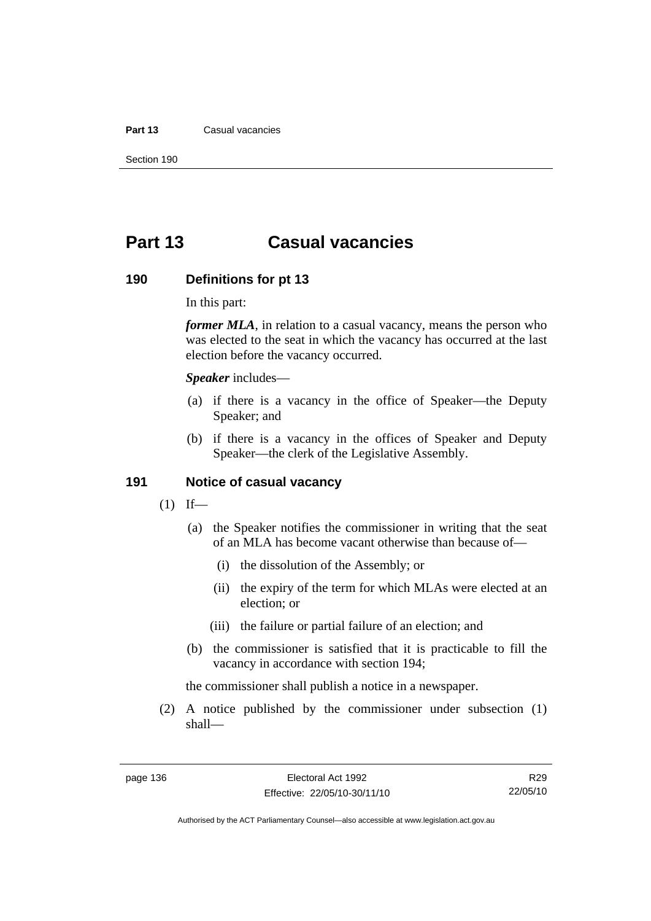# Part 13 Casual vacancies

## 190 Definitions for pt 13

In this part:

***former MLA***, in relation to a casual vacancy, means the person who was elected to the seat in which the vacancy has occurred at the last election before the vacancy occurred.

***Speaker*** includes—

(a) if there is a vacancy in the office of Speaker—the Deputy Speaker; and

(b) if there is a vacancy in the offices of Speaker and Deputy Speaker—the clerk of the Legislative Assembly.

## 191 Notice of casual vacancy

(1) If—

(a) the Speaker notifies the commissioner in writing that the seat of an MLA has become vacant otherwise than because of—

(i) the dissolution of the Assembly; or

(ii) the expiry of the term for which MLAs were elected at an election; or

(iii) the failure or partial failure of an election; and

(b) the commissioner is satisfied that it is practicable to fill the vacancy in accordance with section 194;

the commissioner shall publish a notice in a newspaper.

(2) A notice published by the commissioner under subsection (1) shall—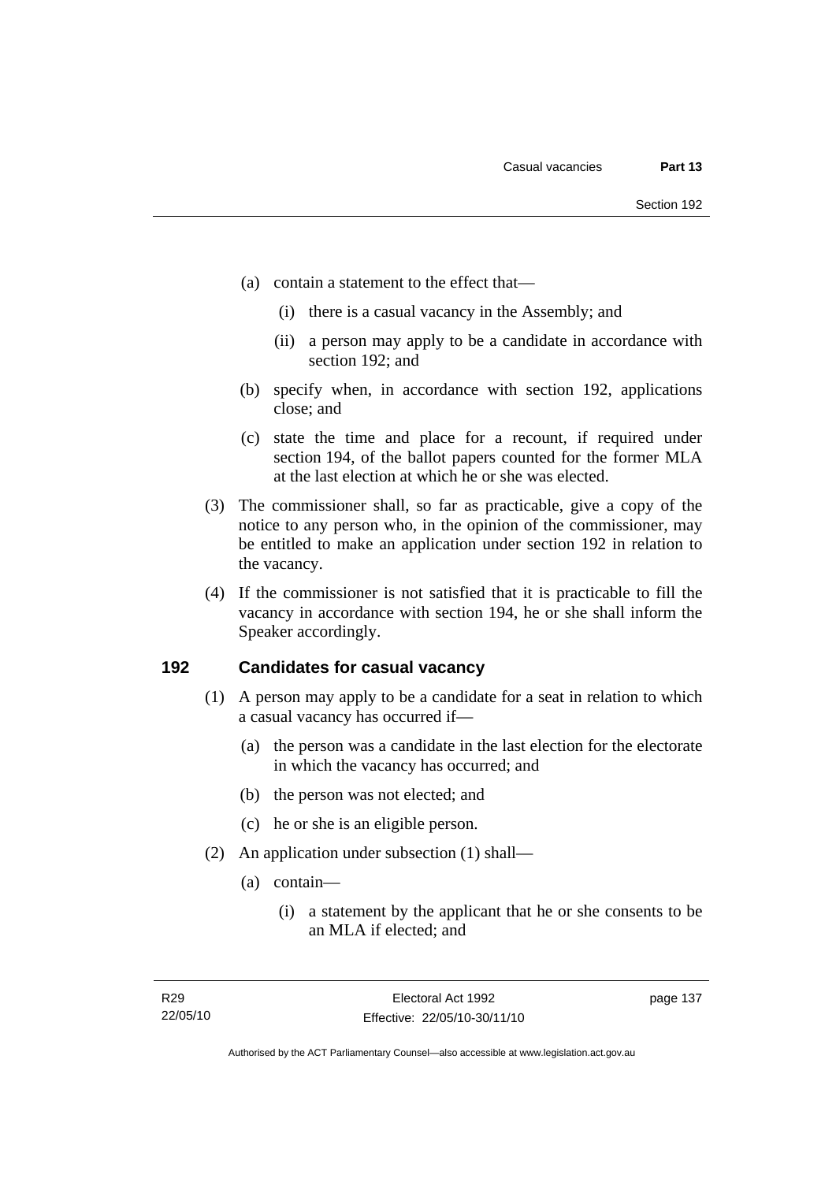(a) contain a statement to the effect that—

  (i) there is a casual vacancy in the Assembly; and

  (ii) a person may apply to be a candidate in accordance with section 192; and

(b) specify when, in accordance with section 192, applications close; and

(c) state the time and place for a recount, if required under section 194, of the ballot papers counted for the former MLA at the last election at which he or she was elected.

(3) The commissioner shall, so far as practicable, give a copy of the notice to any person who, in the opinion of the commissioner, may be entitled to make an application under section 192 in relation to the vacancy.

(4) If the commissioner is not satisfied that it is practicable to fill the vacancy in accordance with section 194, he or she shall inform the Speaker accordingly.

## 192 Candidates for casual vacancy

(1) A person may apply to be a candidate for a seat in relation to which a casual vacancy has occurred if—

  (a) the person was a candidate in the last election for the electorate in which the vacancy has occurred; and

  (b) the person was not elected; and

  (c) he or she is an eligible person.

(2) An application under subsection (1) shall—

  (a) contain—

    (i) a statement by the applicant that he or she consents to be an MLA if elected; and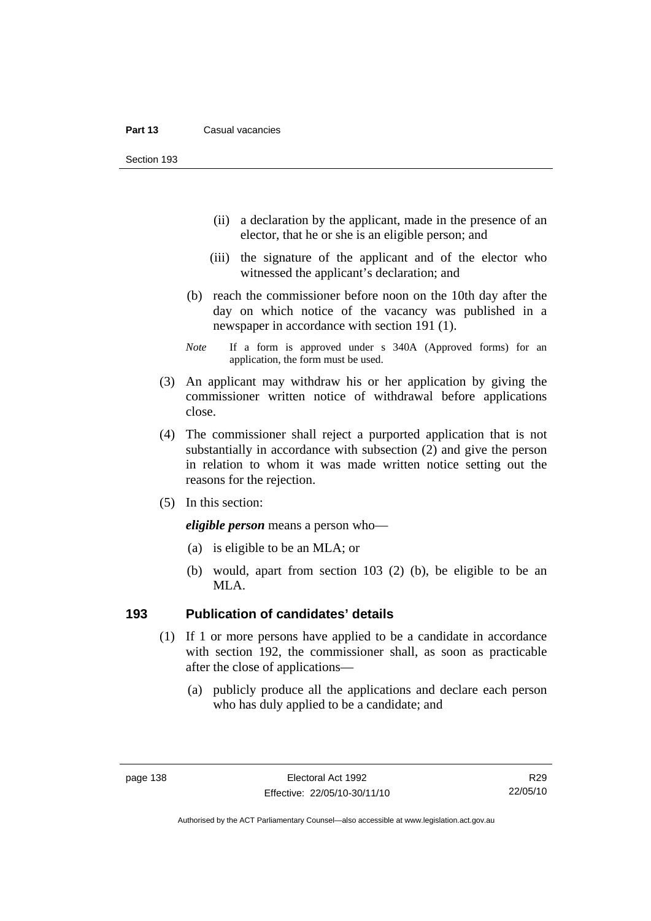(ii) a declaration by the applicant, made in the presence of an elector, that he or she is an eligible person; and

(iii) the signature of the applicant and of the elector who witnessed the applicant's declaration; and

(b) reach the commissioner before noon on the 10th day after the day on which notice of the vacancy was published in a newspaper in accordance with section 191 (1).

*Note* If a form is approved under s 340A (Approved forms) for an application, the form must be used.

(3) An applicant may withdraw his or her application by giving the commissioner written notice of withdrawal before applications close.

(4) The commissioner shall reject a purported application that is not substantially in accordance with subsection (2) and give the person in relation to whom it was made written notice setting out the reasons for the rejection.

(5) In this section:

***eligible person*** means a person who—

(a) is eligible to be an MLA; or

(b) would, apart from section 103 (2) (b), be eligible to be an MLA.

## 193 Publication of candidates' details

(1) If 1 or more persons have applied to be a candidate in accordance with section 192, the commissioner shall, as soon as practicable after the close of applications—

(a) publicly produce all the applications and declare each person who has duly applied to be a candidate; and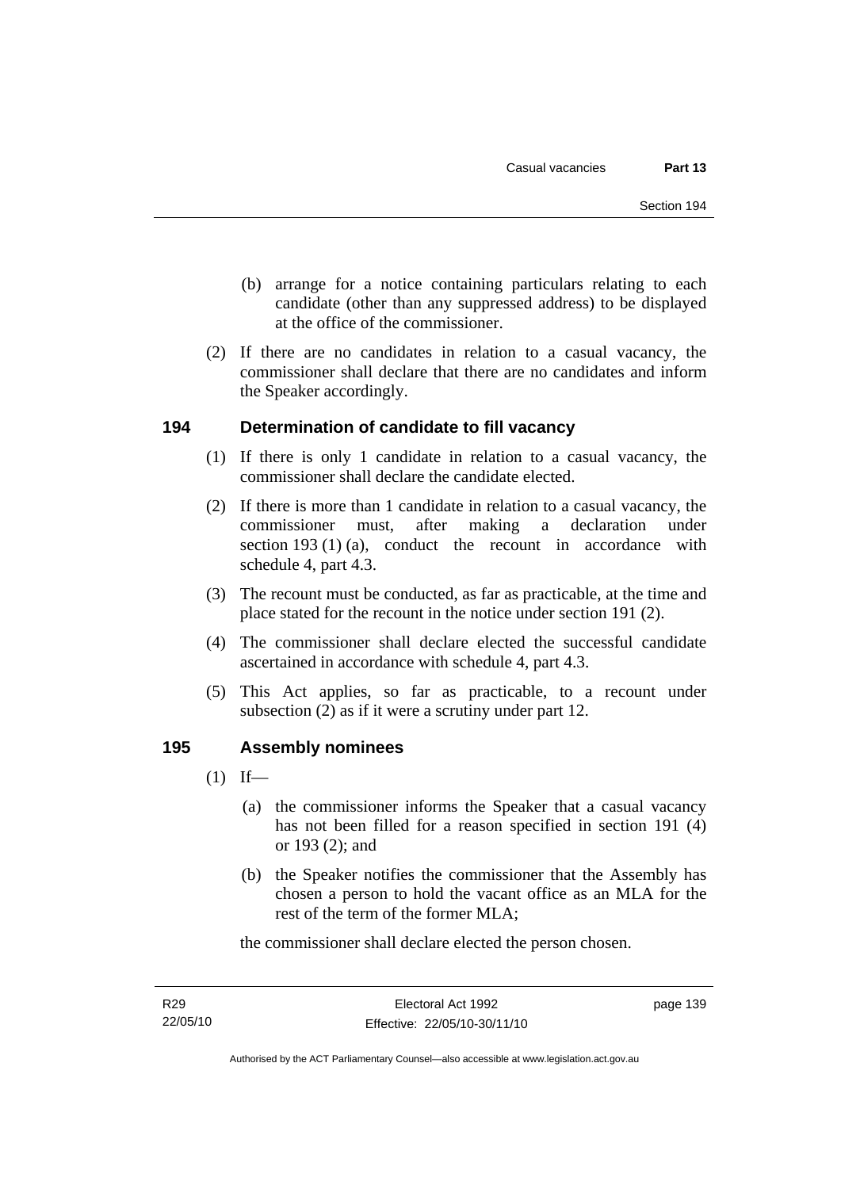(b) arrange for a notice containing particulars relating to each candidate (other than any suppressed address) to be displayed at the office of the commissioner.

(2) If there are no candidates in relation to a casual vacancy, the commissioner shall declare that there are no candidates and inform the Speaker accordingly.

## 194 Determination of candidate to fill vacancy

(1) If there is only 1 candidate in relation to a casual vacancy, the commissioner shall declare the candidate elected.

(2) If there is more than 1 candidate in relation to a casual vacancy, the commissioner must, after making a declaration under section 193 (1) (a), conduct the recount in accordance with schedule 4, part 4.3.

(3) The recount must be conducted, as far as practicable, at the time and place stated for the recount in the notice under section 191 (2).

(4) The commissioner shall declare elected the successful candidate ascertained in accordance with schedule 4, part 4.3.

(5) This Act applies, so far as practicable, to a recount under subsection (2) as if it were a scrutiny under part 12.

## 195 Assembly nominees

(1) If—

(a) the commissioner informs the Speaker that a casual vacancy has not been filled for a reason specified in section 191 (4) or 193 (2); and

(b) the Speaker notifies the commissioner that the Assembly has chosen a person to hold the vacant office as an MLA for the rest of the term of the former MLA;

the commissioner shall declare elected the person chosen.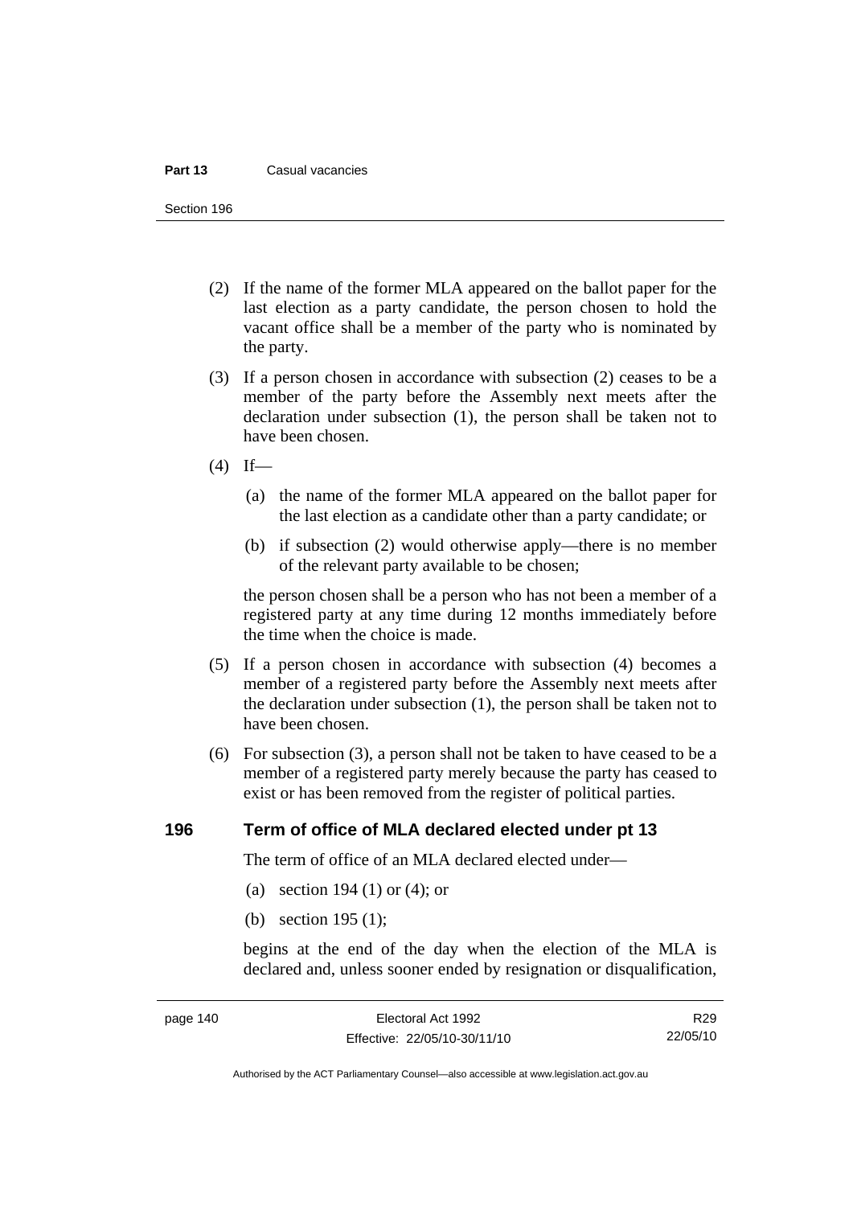(2) If the name of the former MLA appeared on the ballot paper for the last election as a party candidate, the person chosen to hold the vacant office shall be a member of the party who is nominated by the party.

(3) If a person chosen in accordance with subsection (2) ceases to be a member of the party before the Assembly next meets after the declaration under subsection (1), the person shall be taken not to have been chosen.

(4) If—

(a) the name of the former MLA appeared on the ballot paper for the last election as a candidate other than a party candidate; or

(b) if subsection (2) would otherwise apply—there is no member of the relevant party available to be chosen;

the person chosen shall be a person who has not been a member of a registered party at any time during 12 months immediately before the time when the choice is made.

(5) If a person chosen in accordance with subsection (4) becomes a member of a registered party before the Assembly next meets after the declaration under subsection (1), the person shall be taken not to have been chosen.

(6) For subsection (3), a person shall not be taken to have ceased to be a member of a registered party merely because the party has ceased to exist or has been removed from the register of political parties.

## 196 Term of office of MLA declared elected under pt 13

The term of office of an MLA declared elected under—

(a) section 194 (1) or (4); or

(b) section 195 (1);

begins at the end of the day when the election of the MLA is declared and, unless sooner ended by resignation or disqualification,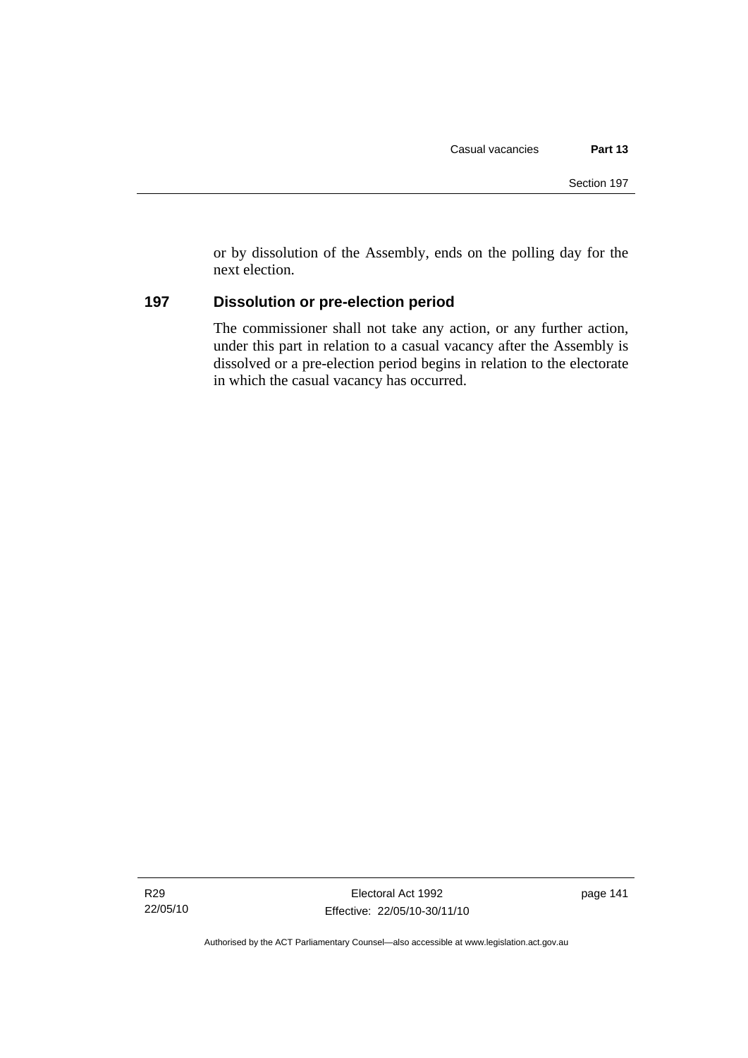or by dissolution of the Assembly, ends on the polling day for the next election.

## 197 Dissolution or pre-election period

The commissioner shall not take any action, or any further action, under this part in relation to a casual vacancy after the Assembly is dissolved or a pre-election period begins in relation to the electorate in which the casual vacancy has occurred.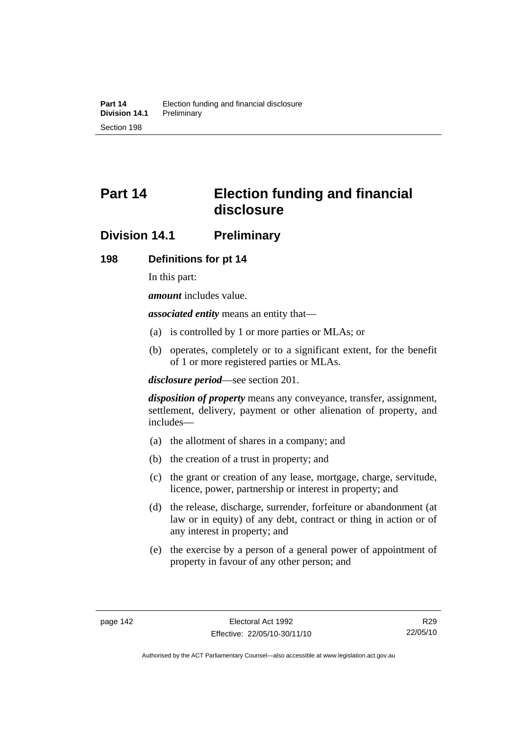# Part 14 Election funding and financial disclosure

## Division 14.1 Preliminary

### 198 Definitions for pt 14

In this part:

***amount*** includes value.

***associated entity*** means an entity that—

(a) is controlled by 1 or more parties or MLAs; or

(b) operates, completely or to a significant extent, for the benefit of 1 or more registered parties or MLAs.

***disclosure period***—see section 201.

***disposition of property*** means any conveyance, transfer, assignment, settlement, delivery, payment or other alienation of property, and includes—

(a) the allotment of shares in a company; and

(b) the creation of a trust in property; and

(c) the grant or creation of any lease, mortgage, charge, servitude, licence, power, partnership or interest in property; and

(d) the release, discharge, surrender, forfeiture or abandonment (at law or in equity) of any debt, contract or thing in action or of any interest in property; and

(e) the exercise by a person of a general power of appointment of property in favour of any other person; and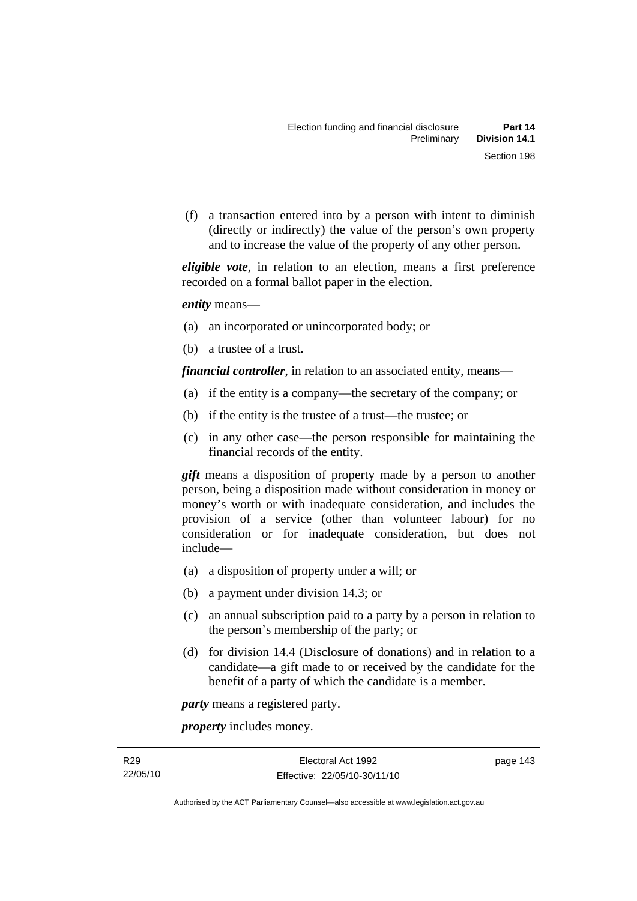(f) a transaction entered into by a person with intent to diminish (directly or indirectly) the value of the person's own property and to increase the value of the property of any other person.

***eligible vote***, in relation to an election, means a first preference recorded on a formal ballot paper in the election.

***entity*** means—

(a) an incorporated or unincorporated body; or

(b) a trustee of a trust.

***financial controller***, in relation to an associated entity, means—

(a) if the entity is a company—the secretary of the company; or

(b) if the entity is the trustee of a trust—the trustee; or

(c) in any other case—the person responsible for maintaining the financial records of the entity.

***gift*** means a disposition of property made by a person to another person, being a disposition made without consideration in money or money's worth or with inadequate consideration, and includes the provision of a service (other than volunteer labour) for no consideration or for inadequate consideration, but does not include—

(a) a disposition of property under a will; or

(b) a payment under division 14.3; or

(c) an annual subscription paid to a party by a person in relation to the person's membership of the party; or

(d) for division 14.4 (Disclosure of donations) and in relation to a candidate—a gift made to or received by the candidate for the benefit of a party of which the candidate is a member.

***party*** means a registered party.

***property*** includes money.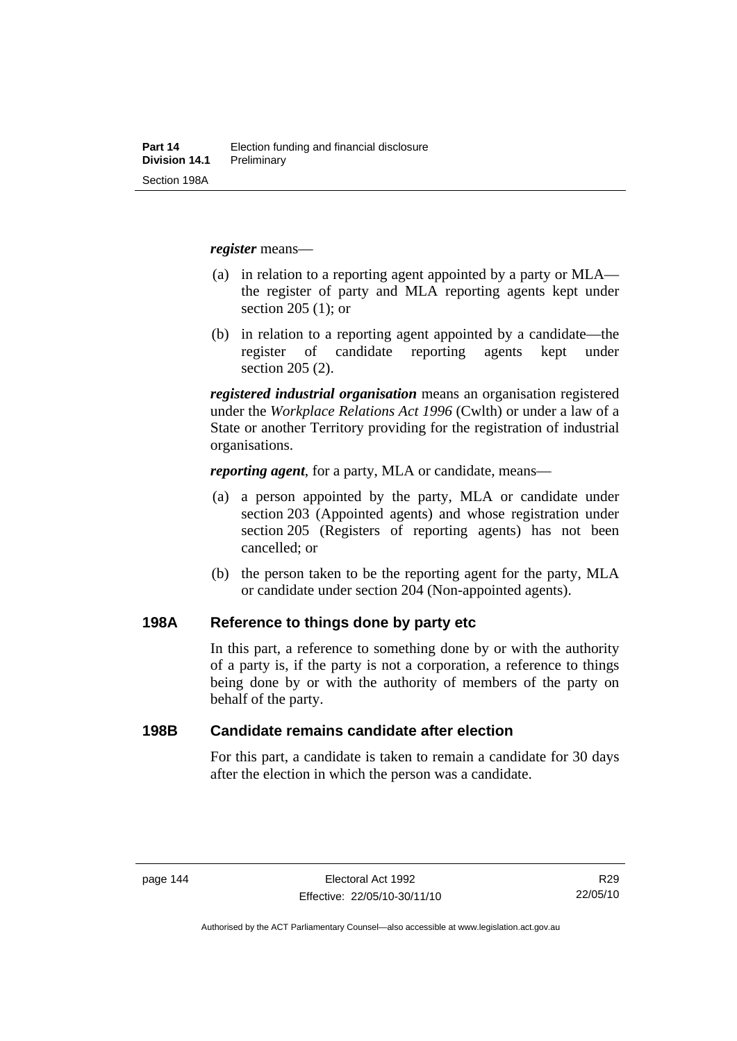***register*** means—

(a) in relation to a reporting agent appointed by a party or MLA—the register of party and MLA reporting agents kept under section 205 (1); or

(b) in relation to a reporting agent appointed by a candidate—the register of candidate reporting agents kept under section 205 (2).

***registered industrial organisation*** means an organisation registered under the *Workplace Relations Act 1996* (Cwlth) or under a law of a State or another Territory providing for the registration of industrial organisations.

***reporting agent***, for a party, MLA or candidate, means—

(a) a person appointed by the party, MLA or candidate under section 203 (Appointed agents) and whose registration under section 205 (Registers of reporting agents) has not been cancelled; or

(b) the person taken to be the reporting agent for the party, MLA or candidate under section 204 (Non-appointed agents).

## 198A Reference to things done by party etc

In this part, a reference to something done by or with the authority of a party is, if the party is not a corporation, a reference to things being done by or with the authority of members of the party on behalf of the party.

## 198B Candidate remains candidate after election

For this part, a candidate is taken to remain a candidate for 30 days after the election in which the person was a candidate.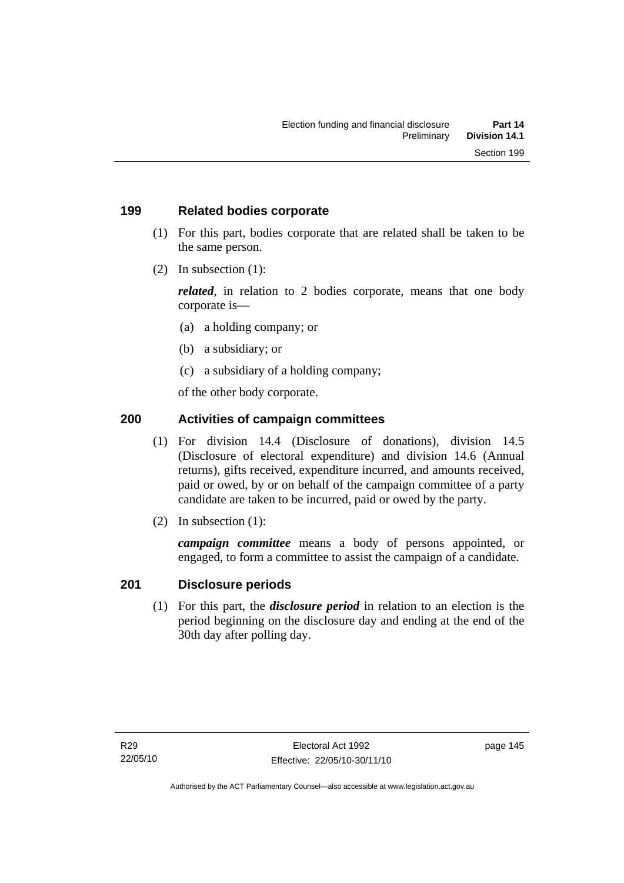## 199 Related bodies corporate

(1) For this part, bodies corporate that are related shall be taken to be the same person.

(2) In subsection (1):

***related***, in relation to 2 bodies corporate, means that one body corporate is—

(a) a holding company; or

(b) a subsidiary; or

(c) a subsidiary of a holding company;

of the other body corporate.

## 200 Activities of campaign committees

(1) For division 14.4 (Disclosure of donations), division 14.5 (Disclosure of electoral expenditure) and division 14.6 (Annual returns), gifts received, expenditure incurred, and amounts received, paid or owed, by or on behalf of the campaign committee of a party candidate are taken to be incurred, paid or owed by the party.

(2) In subsection (1):

***campaign committee*** means a body of persons appointed, or engaged, to form a committee to assist the campaign of a candidate.

## 201 Disclosure periods

(1) For this part, the ***disclosure period*** in relation to an election is the period beginning on the disclosure day and ending at the end of the 30th day after polling day.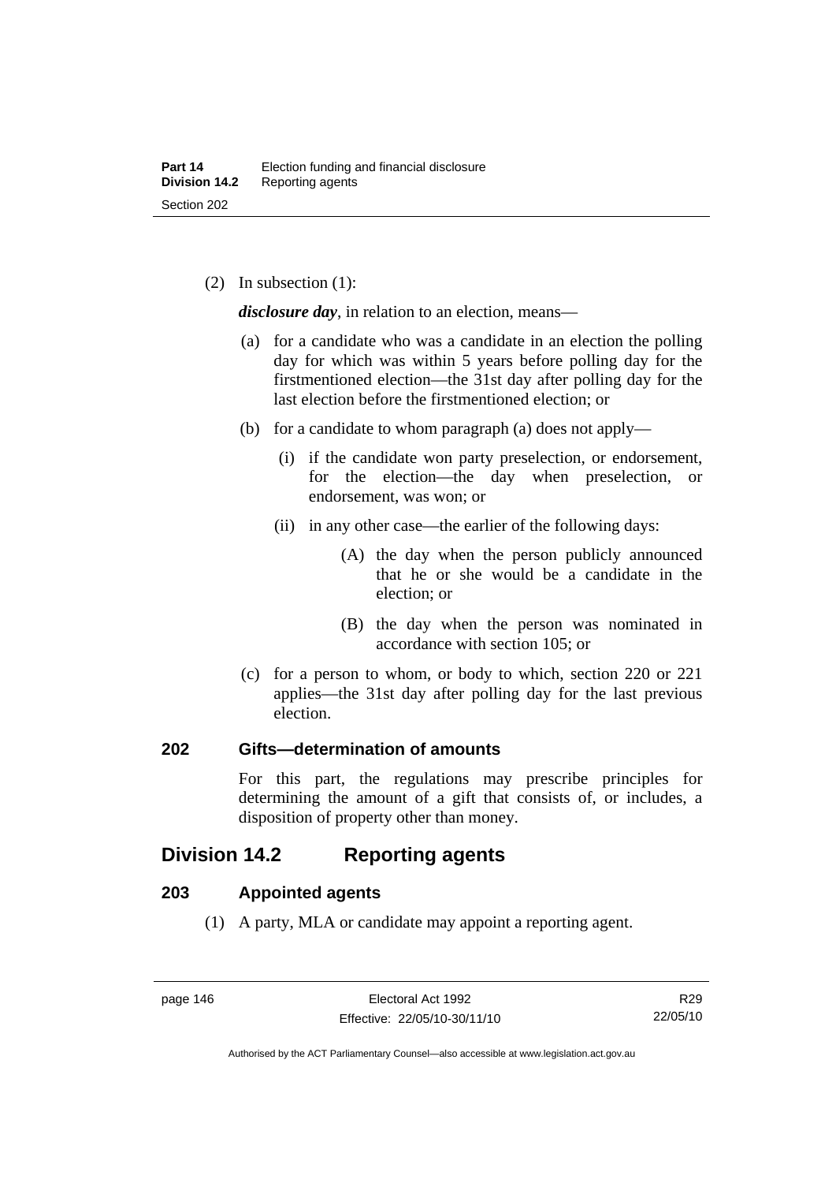(2) In subsection (1):

***disclosure day***, in relation to an election, means—

(a) for a candidate who was a candidate in an election the polling day for which was within 5 years before polling day for the firstmentioned election—the 31st day after polling day for the last election before the firstmentioned election; or

(b) for a candidate to whom paragraph (a) does not apply—

(i) if the candidate won party preselection, or endorsement, for the election—the day when preselection, or endorsement, was won; or

(ii) in any other case—the earlier of the following days:

(A) the day when the person publicly announced that he or she would be a candidate in the election; or

(B) the day when the person was nominated in accordance with section 105; or

(c) for a person to whom, or body to which, section 220 or 221 applies—the 31st day after polling day for the last previous election.

### 202 Gifts—determination of amounts

For this part, the regulations may prescribe principles for determining the amount of a gift that consists of, or includes, a disposition of property other than money.

## Division 14.2 Reporting agents

### 203 Appointed agents

(1) A party, MLA or candidate may appoint a reporting agent.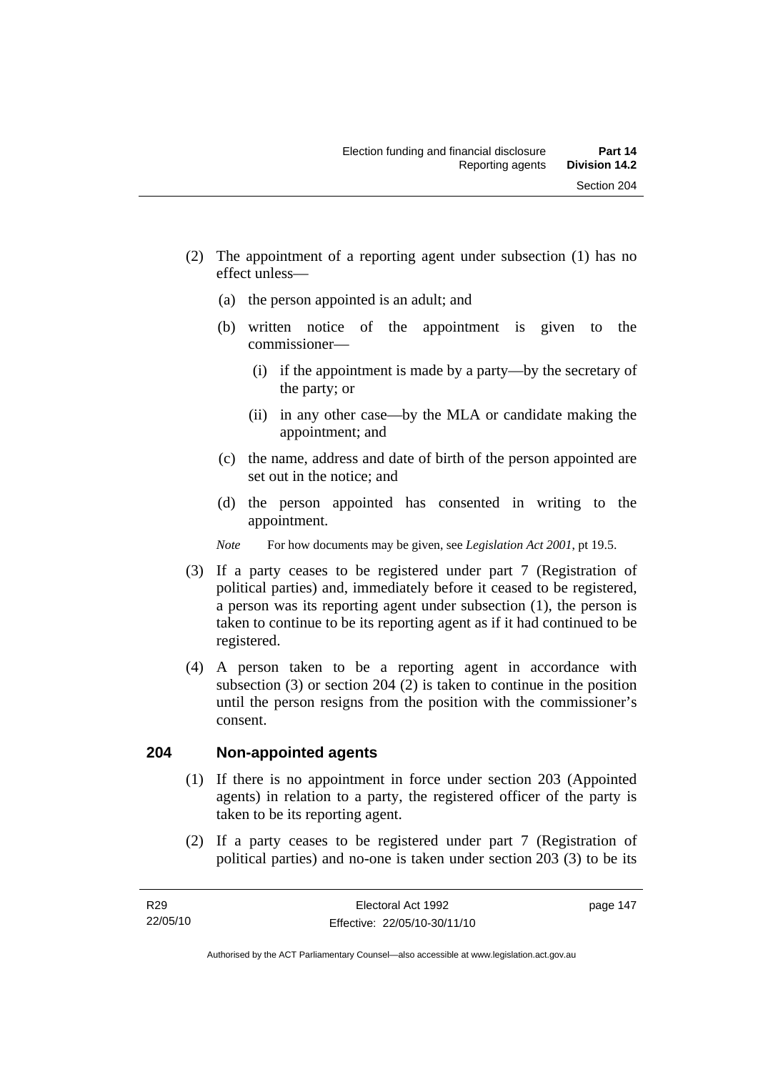(2) The appointment of a reporting agent under subsection (1) has no effect unless—

   (a) the person appointed is an adult; and

   (b) written notice of the appointment is given to the commissioner—

      (i) if the appointment is made by a party—by the secretary of the party; or

      (ii) in any other case—by the MLA or candidate making the appointment; and

   (c) the name, address and date of birth of the person appointed are set out in the notice; and

   (d) the person appointed has consented in writing to the appointment.

*Note* For how documents may be given, see *Legislation Act 2001*, pt 19.5.

(3) If a party ceases to be registered under part 7 (Registration of political parties) and, immediately before it ceased to be registered, a person was its reporting agent under subsection (1), the person is taken to continue to be its reporting agent as if it had continued to be registered.

(4) A person taken to be a reporting agent in accordance with subsection (3) or section 204 (2) is taken to continue in the position until the person resigns from the position with the commissioner's consent.

## 204 Non-appointed agents

(1) If there is no appointment in force under section 203 (Appointed agents) in relation to a party, the registered officer of the party is taken to be its reporting agent.

(2) If a party ceases to be registered under part 7 (Registration of political parties) and no-one is taken under section 203 (3) to be its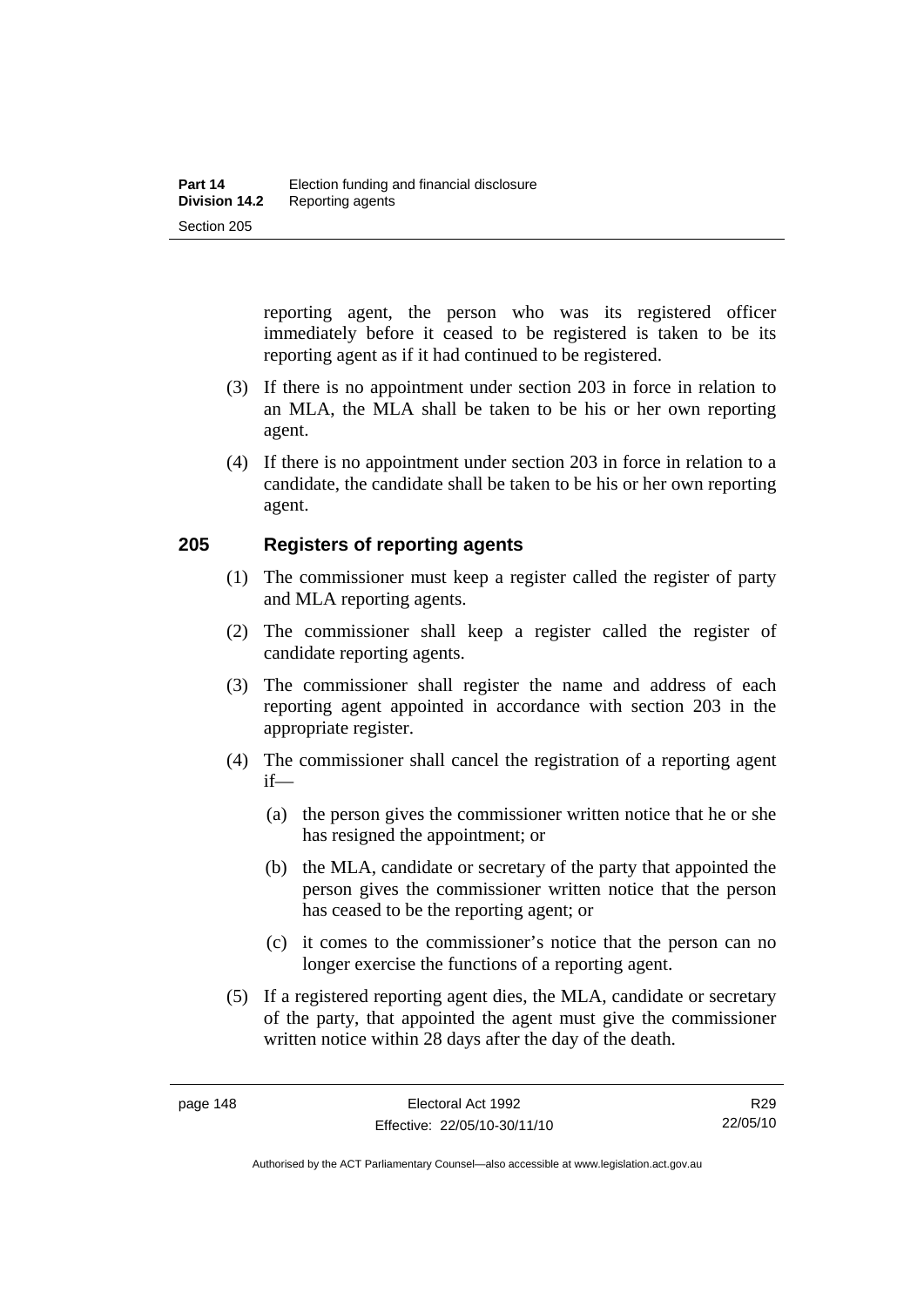reporting agent, the person who was its registered officer immediately before it ceased to be registered is taken to be its reporting agent as if it had continued to be registered.

(3) If there is no appointment under section 203 in force in relation to an MLA, the MLA shall be taken to be his or her own reporting agent.

(4) If there is no appointment under section 203 in force in relation to a candidate, the candidate shall be taken to be his or her own reporting agent.

## 205 Registers of reporting agents

(1) The commissioner must keep a register called the register of party and MLA reporting agents.

(2) The commissioner shall keep a register called the register of candidate reporting agents.

(3) The commissioner shall register the name and address of each reporting agent appointed in accordance with section 203 in the appropriate register.

(4) The commissioner shall cancel the registration of a reporting agent if—

(a) the person gives the commissioner written notice that he or she has resigned the appointment; or

(b) the MLA, candidate or secretary of the party that appointed the person gives the commissioner written notice that the person has ceased to be the reporting agent; or

(c) it comes to the commissioner's notice that the person can no longer exercise the functions of a reporting agent.

(5) If a registered reporting agent dies, the MLA, candidate or secretary of the party, that appointed the agent must give the commissioner written notice within 28 days after the day of the death.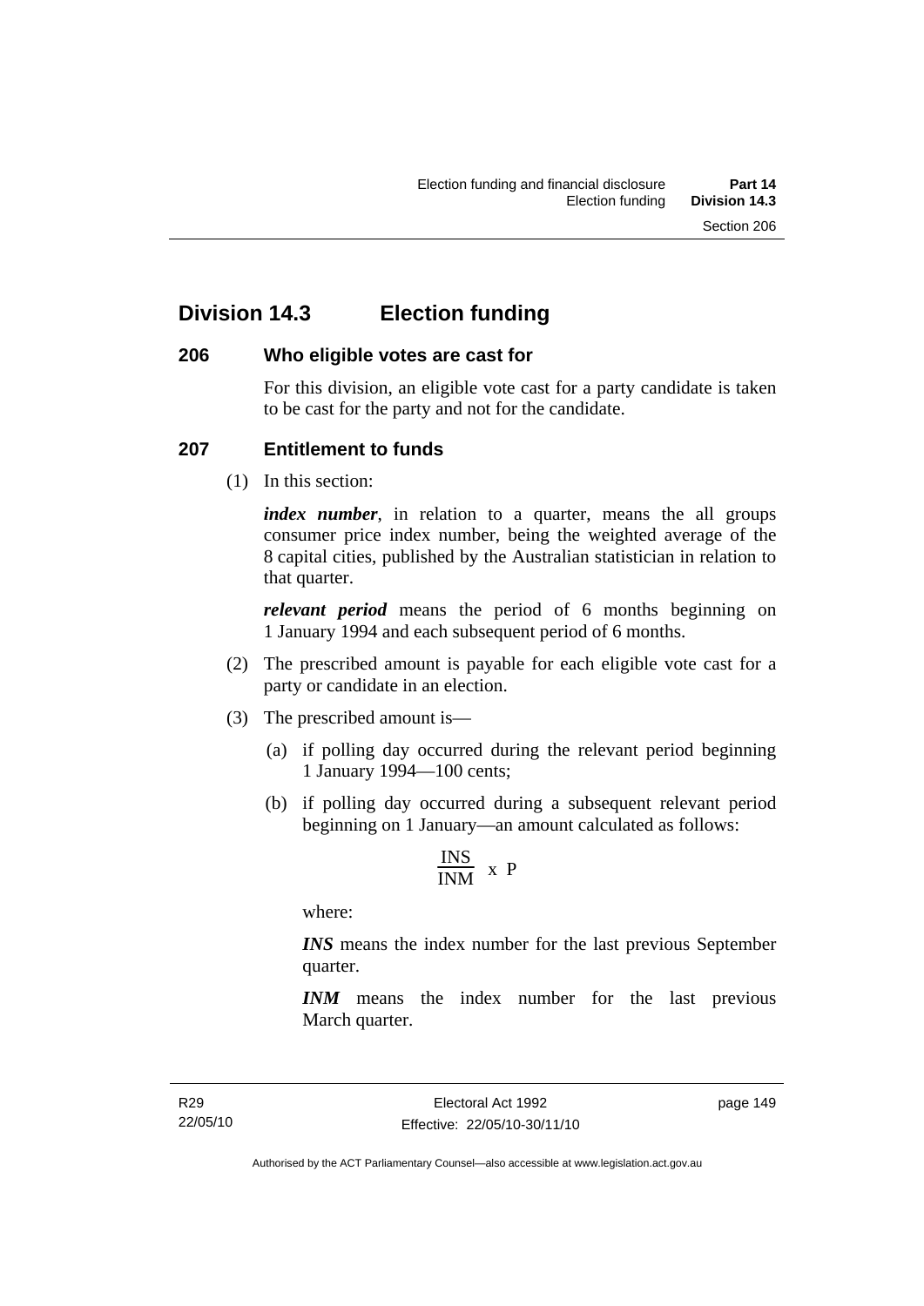## Division 14.3 Election funding

### 206 Who eligible votes are cast for

For this division, an eligible vote cast for a party candidate is taken to be cast for the party and not for the candidate.

### 207 Entitlement to funds

(1) In this section:

***index number***, in relation to a quarter, means the all groups consumer price index number, being the weighted average of the 8 capital cities, published by the Australian statistician in relation to that quarter.

***relevant period*** means the period of 6 months beginning on 1 January 1994 and each subsequent period of 6 months.

(2) The prescribed amount is payable for each eligible vote cast for a party or candidate in an election.

(3) The prescribed amount is—

(a) if polling day occurred during the relevant period beginning 1 January 1994—100 cents;

(b) if polling day occurred during a subsequent relevant period beginning on 1 January—an amount calculated as follows:

$$\frac{INS}{INM} \text{ x } P$$

where:

***INS*** means the index number for the last previous September quarter.

***INM*** means the index number for the last previous March quarter.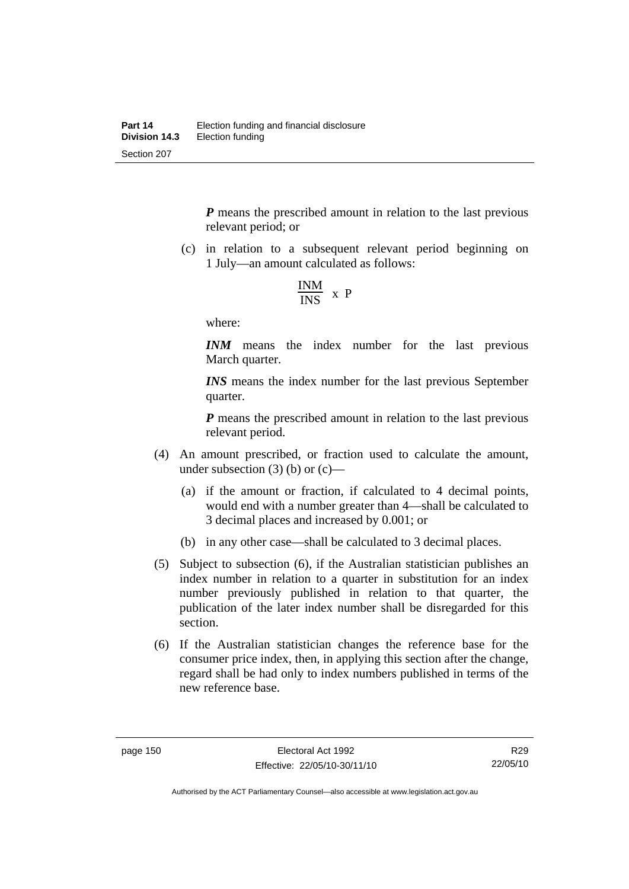***P*** means the prescribed amount in relation to the last previous relevant period; or

(c) in relation to a subsequent relevant period beginning on 1 July—an amount calculated as follows:

$$\frac{\text{INM}}{\text{INS}} \text{ x P}$$

where:

***INM*** means the index number for the last previous March quarter.

***INS*** means the index number for the last previous September quarter.

***P*** means the prescribed amount in relation to the last previous relevant period.

(4) An amount prescribed, or fraction used to calculate the amount, under subsection (3) (b) or (c)—

(a) if the amount or fraction, if calculated to 4 decimal points, would end with a number greater than 4—shall be calculated to 3 decimal places and increased by 0.001; or

(b) in any other case—shall be calculated to 3 decimal places.

(5) Subject to subsection (6), if the Australian statistician publishes an index number in relation to a quarter in substitution for an index number previously published in relation to that quarter, the publication of the later index number shall be disregarded for this section.

(6) If the Australian statistician changes the reference base for the consumer price index, then, in applying this section after the change, regard shall be had only to index numbers published in terms of the new reference base.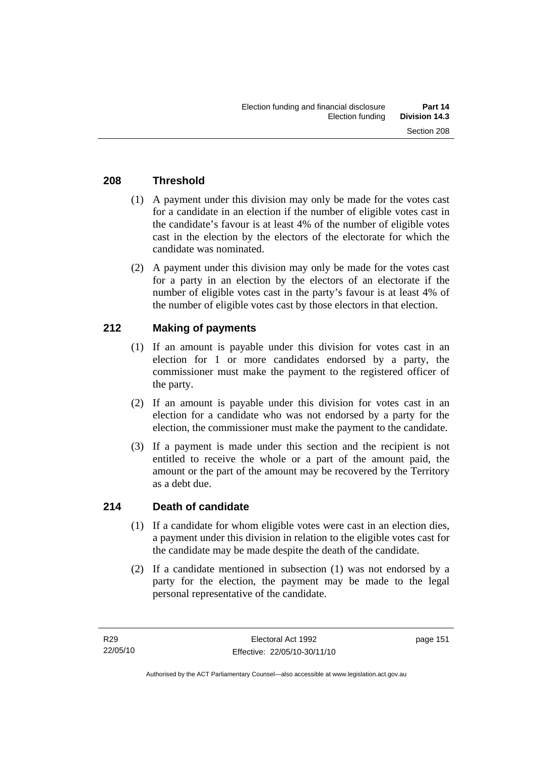## 208 Threshold

(1) A payment under this division may only be made for the votes cast for a candidate in an election if the number of eligible votes cast in the candidate's favour is at least 4% of the number of eligible votes cast in the election by the electors of the electorate for which the candidate was nominated.

(2) A payment under this division may only be made for the votes cast for a party in an election by the electors of an electorate if the number of eligible votes cast in the party's favour is at least 4% of the number of eligible votes cast by those electors in that election.

## 212 Making of payments

(1) If an amount is payable under this division for votes cast in an election for 1 or more candidates endorsed by a party, the commissioner must make the payment to the registered officer of the party.

(2) If an amount is payable under this division for votes cast in an election for a candidate who was not endorsed by a party for the election, the commissioner must make the payment to the candidate.

(3) If a payment is made under this section and the recipient is not entitled to receive the whole or a part of the amount paid, the amount or the part of the amount may be recovered by the Territory as a debt due.

## 214 Death of candidate

(1) If a candidate for whom eligible votes were cast in an election dies, a payment under this division in relation to the eligible votes cast for the candidate may be made despite the death of the candidate.

(2) If a candidate mentioned in subsection (1) was not endorsed by a party for the election, the payment may be made to the legal personal representative of the candidate.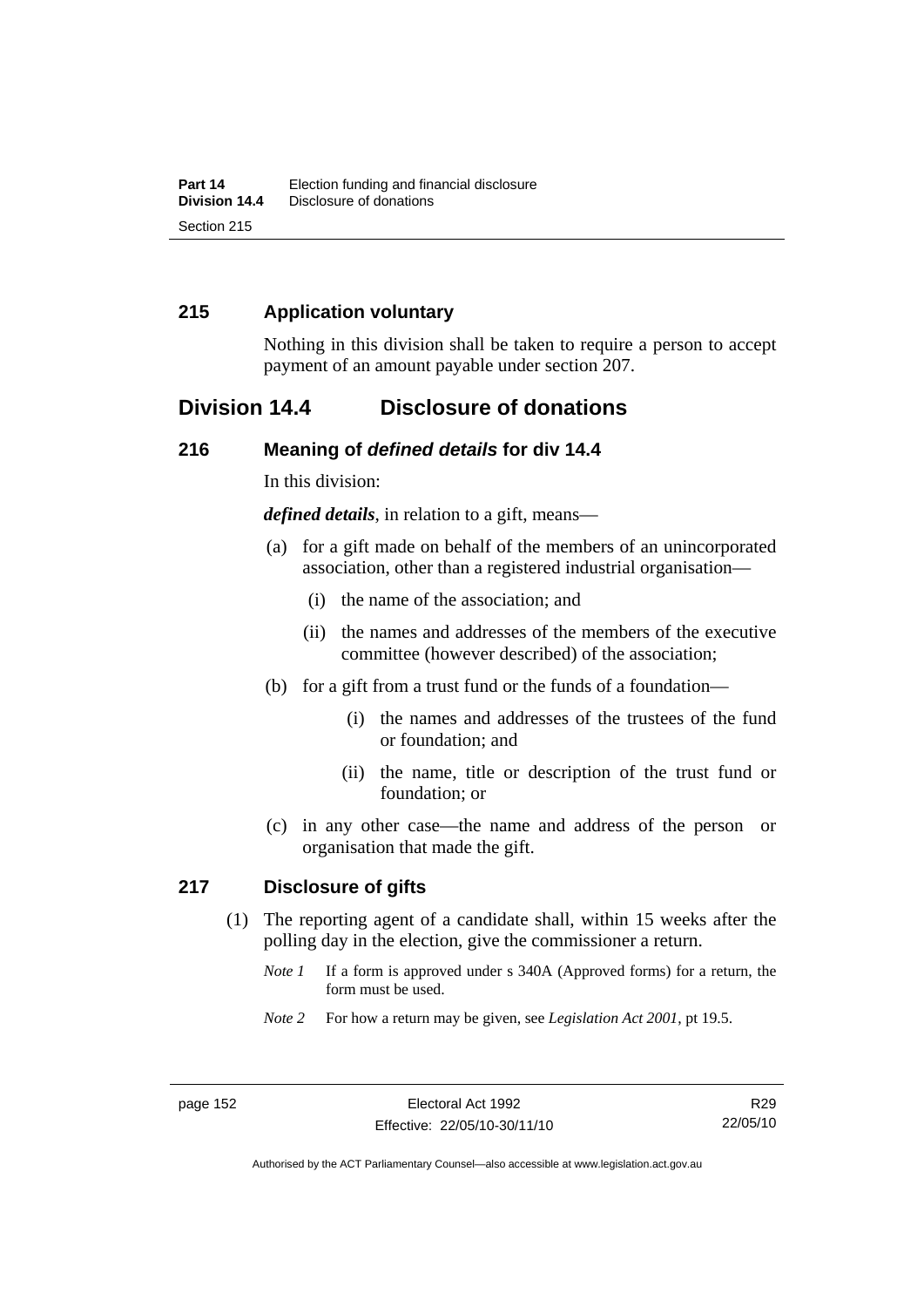### 215 Application voluntary

Nothing in this division shall be taken to require a person to accept payment of an amount payable under section 207.

## Division 14.4 Disclosure of donations

### 216 Meaning of *defined details* for div 14.4

In this division:

***defined details***, in relation to a gift, means—

(a) for a gift made on behalf of the members of an unincorporated association, other than a registered industrial organisation—

   (i) the name of the association; and

   (ii) the names and addresses of the members of the executive committee (however described) of the association;

(b) for a gift from a trust fund or the funds of a foundation—

   (i) the names and addresses of the trustees of the fund or foundation; and

   (ii) the name, title or description of the trust fund or foundation; or

(c) in any other case—the name and address of the person or organisation that made the gift.

### 217 Disclosure of gifts

(1) The reporting agent of a candidate shall, within 15 weeks after the polling day in the election, give the commissioner a return.

*Note 1* If a form is approved under s 340A (Approved forms) for a return, the form must be used.

*Note 2* For how a return may be given, see *Legislation Act 2001*, pt 19.5.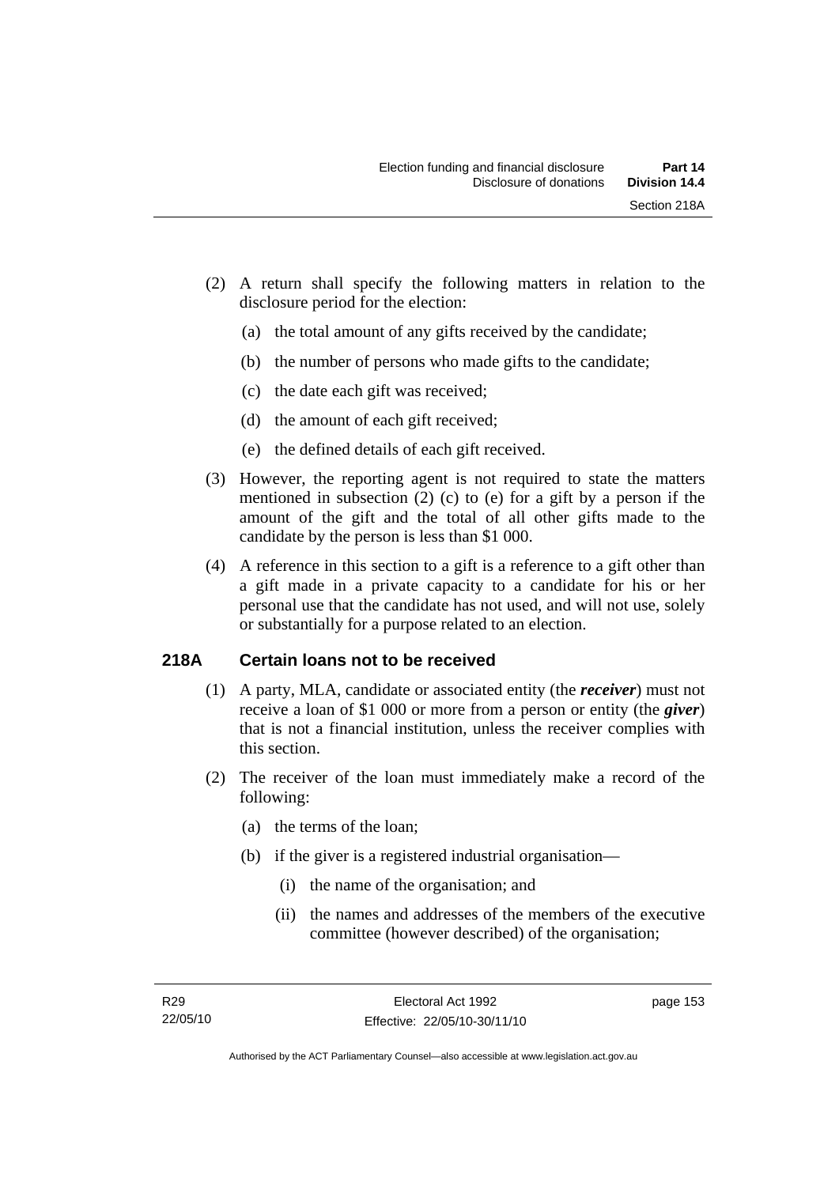(2) A return shall specify the following matters in relation to the disclosure period for the election:

(a) the total amount of any gifts received by the candidate;

(b) the number of persons who made gifts to the candidate;

(c) the date each gift was received;

(d) the amount of each gift received;

(e) the defined details of each gift received.

(3) However, the reporting agent is not required to state the matters mentioned in subsection (2) (c) to (e) for a gift by a person if the amount of the gift and the total of all other gifts made to the candidate by the person is less than \$1 000.

(4) A reference in this section to a gift is a reference to a gift other than a gift made in a private capacity to a candidate for his or her personal use that the candidate has not used, and will not use, solely or substantially for a purpose related to an election.

## 218A Certain loans not to be received

(1) A party, MLA, candidate or associated entity (the ***receiver***) must not receive a loan of \$1 000 or more from a person or entity (the ***giver***) that is not a financial institution, unless the receiver complies with this section.

(2) The receiver of the loan must immediately make a record of the following:

(a) the terms of the loan;

(b) if the giver is a registered industrial organisation—

(i) the name of the organisation; and

(ii) the names and addresses of the members of the executive committee (however described) of the organisation;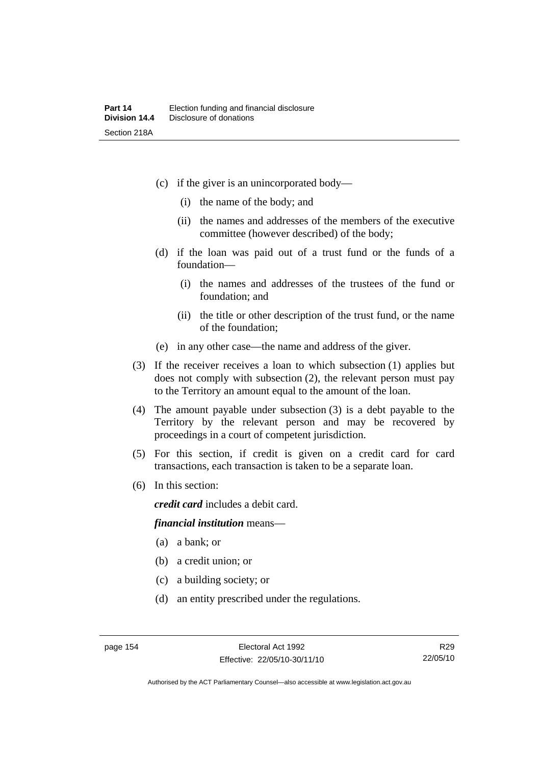(c) if the giver is an unincorporated body—

  (i) the name of the body; and

  (ii) the names and addresses of the members of the executive committee (however described) of the body;

(d) if the loan was paid out of a trust fund or the funds of a foundation—

  (i) the names and addresses of the trustees of the fund or foundation; and

  (ii) the title or other description of the trust fund, or the name of the foundation;

(e) in any other case—the name and address of the giver.

(3) If the receiver receives a loan to which subsection (1) applies but does not comply with subsection (2), the relevant person must pay to the Territory an amount equal to the amount of the loan.

(4) The amount payable under subsection (3) is a debt payable to the Territory by the relevant person and may be recovered by proceedings in a court of competent jurisdiction.

(5) For this section, if credit is given on a credit card for card transactions, each transaction is taken to be a separate loan.

(6) In this section:

***credit card*** includes a debit card.

***financial institution*** means—

(a) a bank; or

(b) a credit union; or

(c) a building society; or

(d) an entity prescribed under the regulations.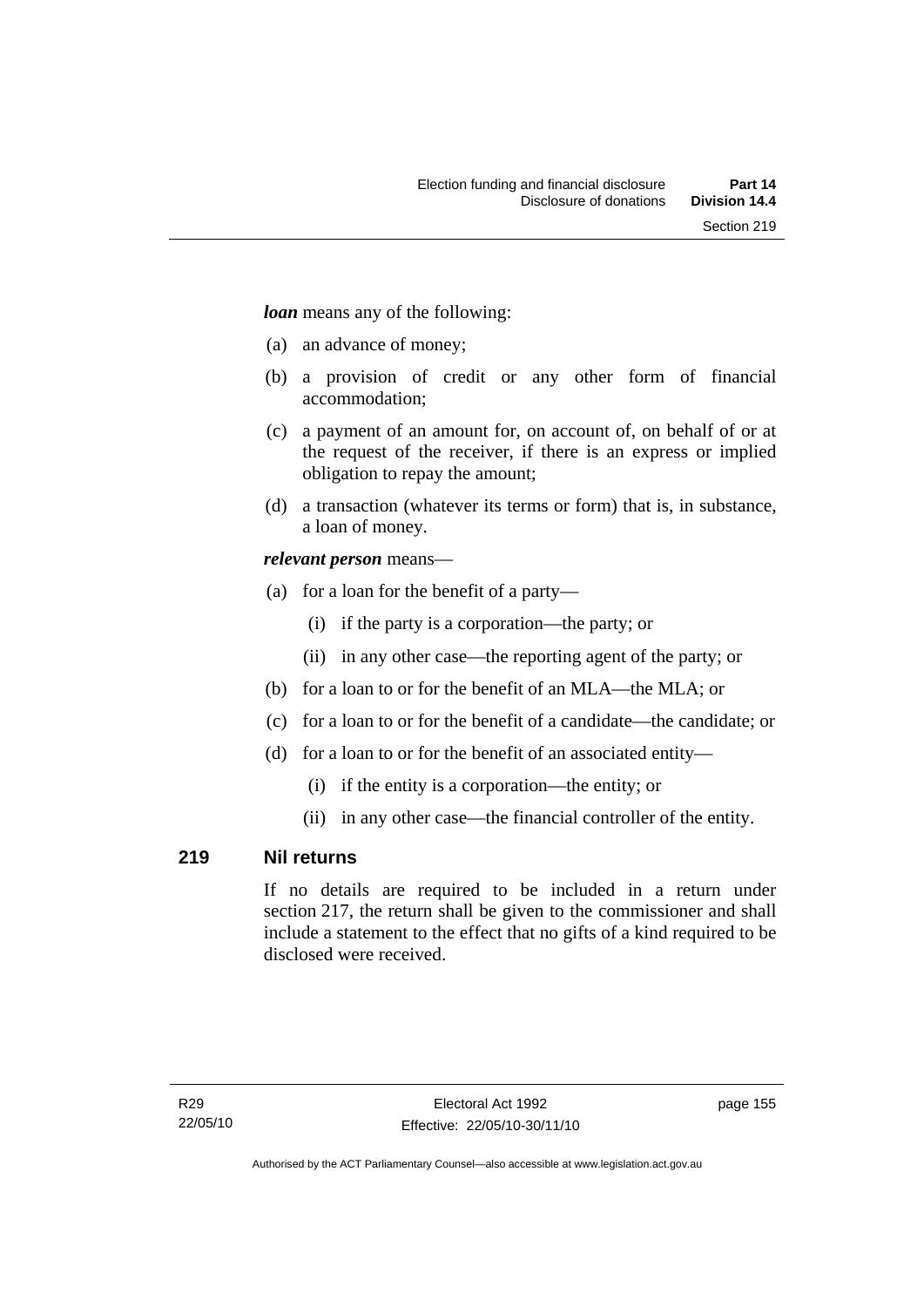***loan*** means any of the following:

(a) an advance of money;

(b) a provision of credit or any other form of financial accommodation;

(c) a payment of an amount for, on account of, on behalf of or at the request of the receiver, if there is an express or implied obligation to repay the amount;

(d) a transaction (whatever its terms or form) that is, in substance, a loan of money.

***relevant person*** means—

(a) for a loan for the benefit of a party—

  (i) if the party is a corporation—the party; or

  (ii) in any other case—the reporting agent of the party; or

(b) for a loan to or for the benefit of an MLA—the MLA; or

(c) for a loan to or for the benefit of a candidate—the candidate; or

(d) for a loan to or for the benefit of an associated entity—

  (i) if the entity is a corporation—the entity; or

  (ii) in any other case—the financial controller of the entity.

## 219 Nil returns

If no details are required to be included in a return under section 217, the return shall be given to the commissioner and shall include a statement to the effect that no gifts of a kind required to be disclosed were received.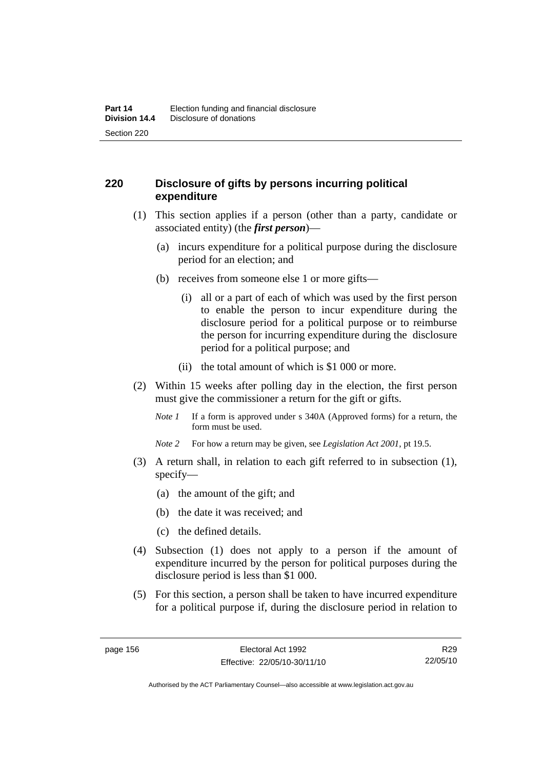## 220 Disclosure of gifts by persons incurring political expenditure

(1) This section applies if a person (other than a party, candidate or associated entity) (the ***first person***)—

   (a) incurs expenditure for a political purpose during the disclosure period for an election; and

   (b) receives from someone else 1 or more gifts—

      (i) all or a part of each of which was used by the first person to enable the person to incur expenditure during the disclosure period for a political purpose or to reimburse the person for incurring expenditure during the disclosure period for a political purpose; and

      (ii) the total amount of which is $1 000 or more.

(2) Within 15 weeks after polling day in the election, the first person must give the commissioner a return for the gift or gifts.

*Note 1* If a form is approved under s 340A (Approved forms) for a return, the form must be used.

*Note 2* For how a return may be given, see *Legislation Act 2001*, pt 19.5.

(3) A return shall, in relation to each gift referred to in subsection (1), specify—

   (a) the amount of the gift; and

   (b) the date it was received; and

   (c) the defined details.

(4) Subsection (1) does not apply to a person if the amount of expenditure incurred by the person for political purposes during the disclosure period is less than $1 000.

(5) For this section, a person shall be taken to have incurred expenditure for a political purpose if, during the disclosure period in relation to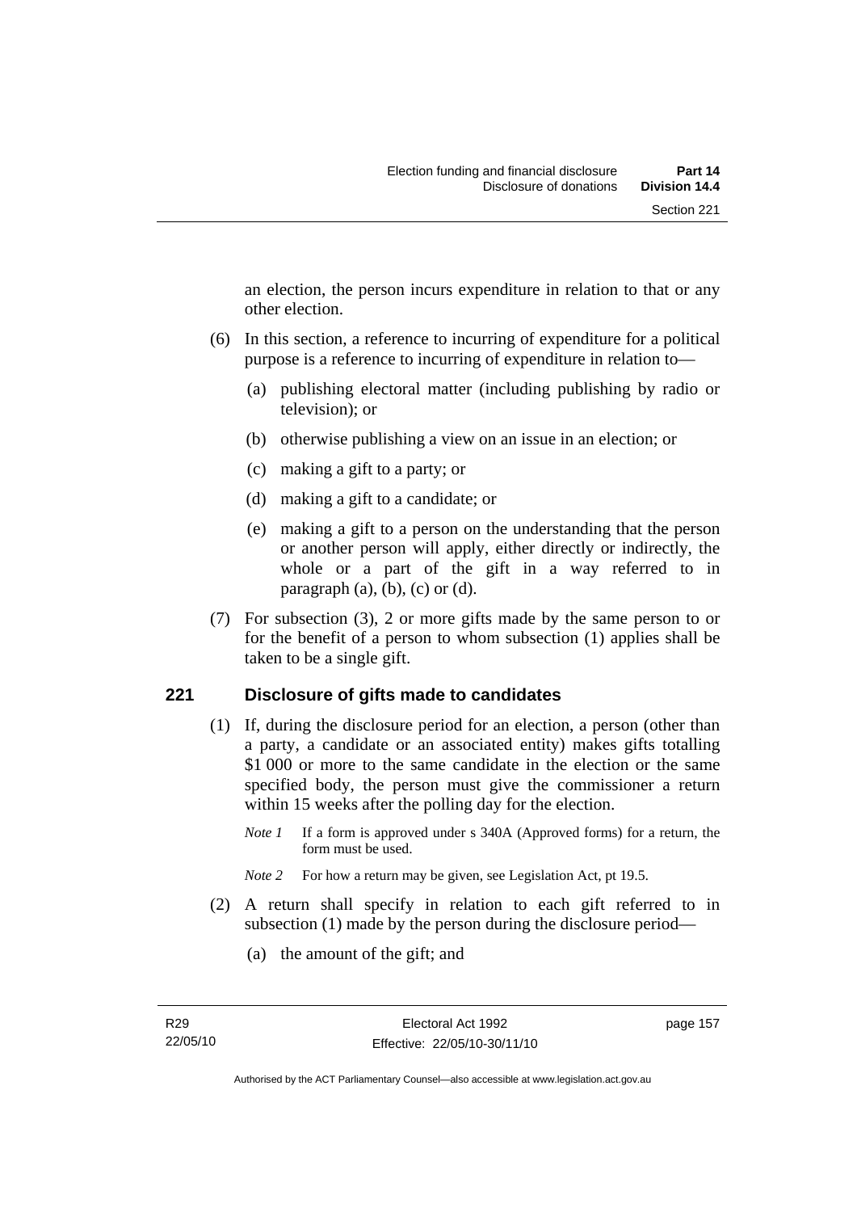an election, the person incurs expenditure in relation to that or any other election.

(6) In this section, a reference to incurring of expenditure for a political purpose is a reference to incurring of expenditure in relation to—

(a) publishing electoral matter (including publishing by radio or television); or

(b) otherwise publishing a view on an issue in an election; or

(c) making a gift to a party; or

(d) making a gift to a candidate; or

(e) making a gift to a person on the understanding that the person or another person will apply, either directly or indirectly, the whole or a part of the gift in a way referred to in paragraph (a), (b), (c) or (d).

(7) For subsection (3), 2 or more gifts made by the same person to or for the benefit of a person to whom subsection (1) applies shall be taken to be a single gift.

## 221 Disclosure of gifts made to candidates

(1) If, during the disclosure period for an election, a person (other than a party, a candidate or an associated entity) makes gifts totalling \$1 000 or more to the same candidate in the election or the same specified body, the person must give the commissioner a return within 15 weeks after the polling day for the election.

*Note 1* If a form is approved under s 340A (Approved forms) for a return, the form must be used.

*Note 2* For how a return may be given, see Legislation Act, pt 19.5.

(2) A return shall specify in relation to each gift referred to in subsection (1) made by the person during the disclosure period—

(a) the amount of the gift; and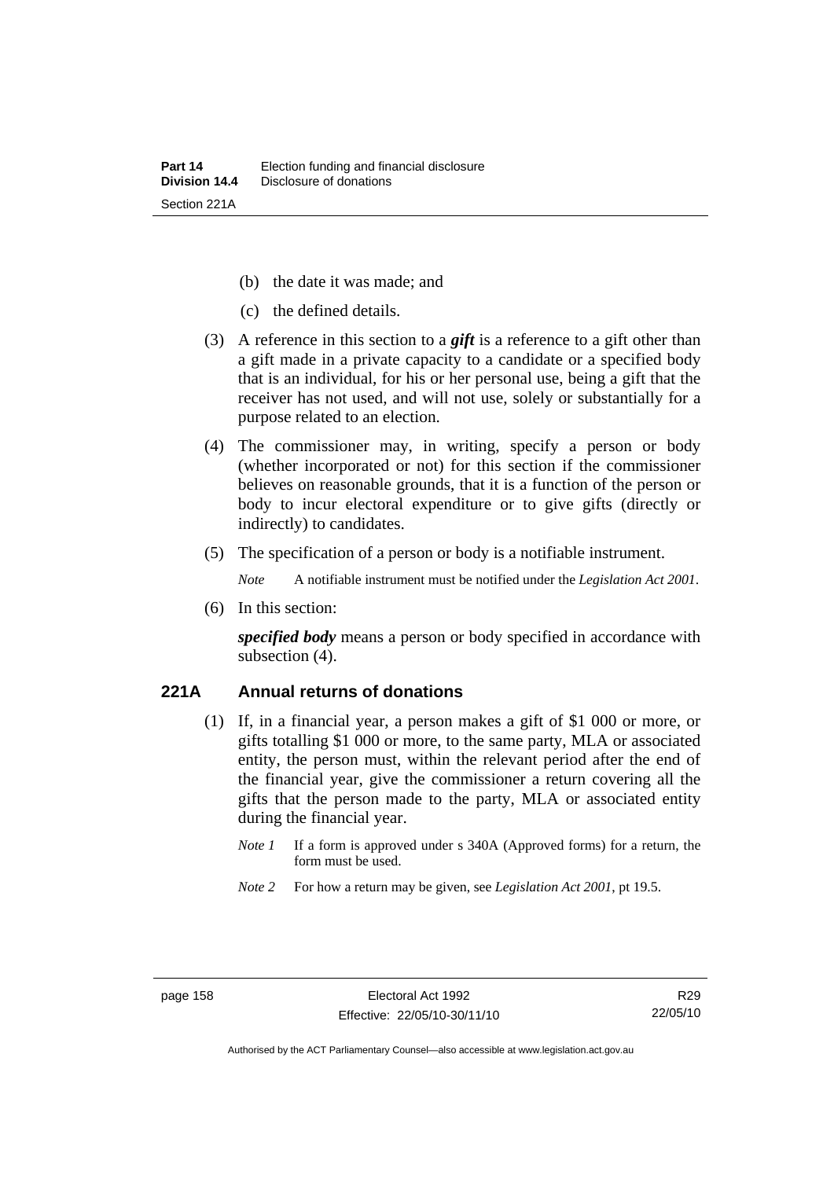- (b) the date it was made; and
- (c) the defined details.

(3) A reference in this section to a ***gift*** is a reference to a gift other than a gift made in a private capacity to a candidate or a specified body that is an individual, for his or her personal use, being a gift that the receiver has not used, and will not use, solely or substantially for a purpose related to an election.

(4) The commissioner may, in writing, specify a person or body (whether incorporated or not) for this section if the commissioner believes on reasonable grounds, that it is a function of the person or body to incur electoral expenditure or to give gifts (directly or indirectly) to candidates.

(5) The specification of a person or body is a notifiable instrument.

*Note* A notifiable instrument must be notified under the *Legislation Act 2001*.

(6) In this section:

***specified body*** means a person or body specified in accordance with subsection (4).

### 221A Annual returns of donations

(1) If, in a financial year, a person makes a gift of $1 000 or more, or gifts totalling $1 000 or more, to the same party, MLA or associated entity, the person must, within the relevant period after the end of the financial year, give the commissioner a return covering all the gifts that the person made to the party, MLA or associated entity during the financial year.

*Note 1* If a form is approved under s 340A (Approved forms) for a return, the form must be used.

*Note 2* For how a return may be given, see *Legislation Act 2001*, pt 19.5.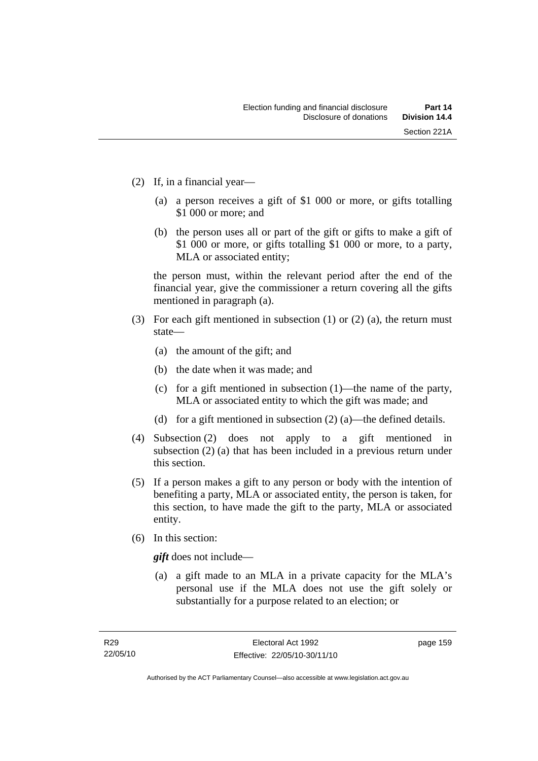(2) If, in a financial year—

   (a) a person receives a gift of $1 000 or more, or gifts totalling $1 000 or more; and

   (b) the person uses all or part of the gift or gifts to make a gift of $1 000 or more, or gifts totalling $1 000 or more, to a party, MLA or associated entity;

   the person must, within the relevant period after the end of the financial year, give the commissioner a return covering all the gifts mentioned in paragraph (a).

(3) For each gift mentioned in subsection (1) or (2) (a), the return must state—

   (a) the amount of the gift; and

   (b) the date when it was made; and

   (c) for a gift mentioned in subsection (1)—the name of the party, MLA or associated entity to which the gift was made; and

   (d) for a gift mentioned in subsection (2) (a)—the defined details.

(4) Subsection (2) does not apply to a gift mentioned in subsection (2) (a) that has been included in a previous return under this section.

(5) If a person makes a gift to any person or body with the intention of benefiting a party, MLA or associated entity, the person is taken, for this section, to have made the gift to the party, MLA or associated entity.

(6) In this section:

   ***gift*** does not include—

   (a) a gift made to an MLA in a private capacity for the MLA's personal use if the MLA does not use the gift solely or substantially for a purpose related to an election; or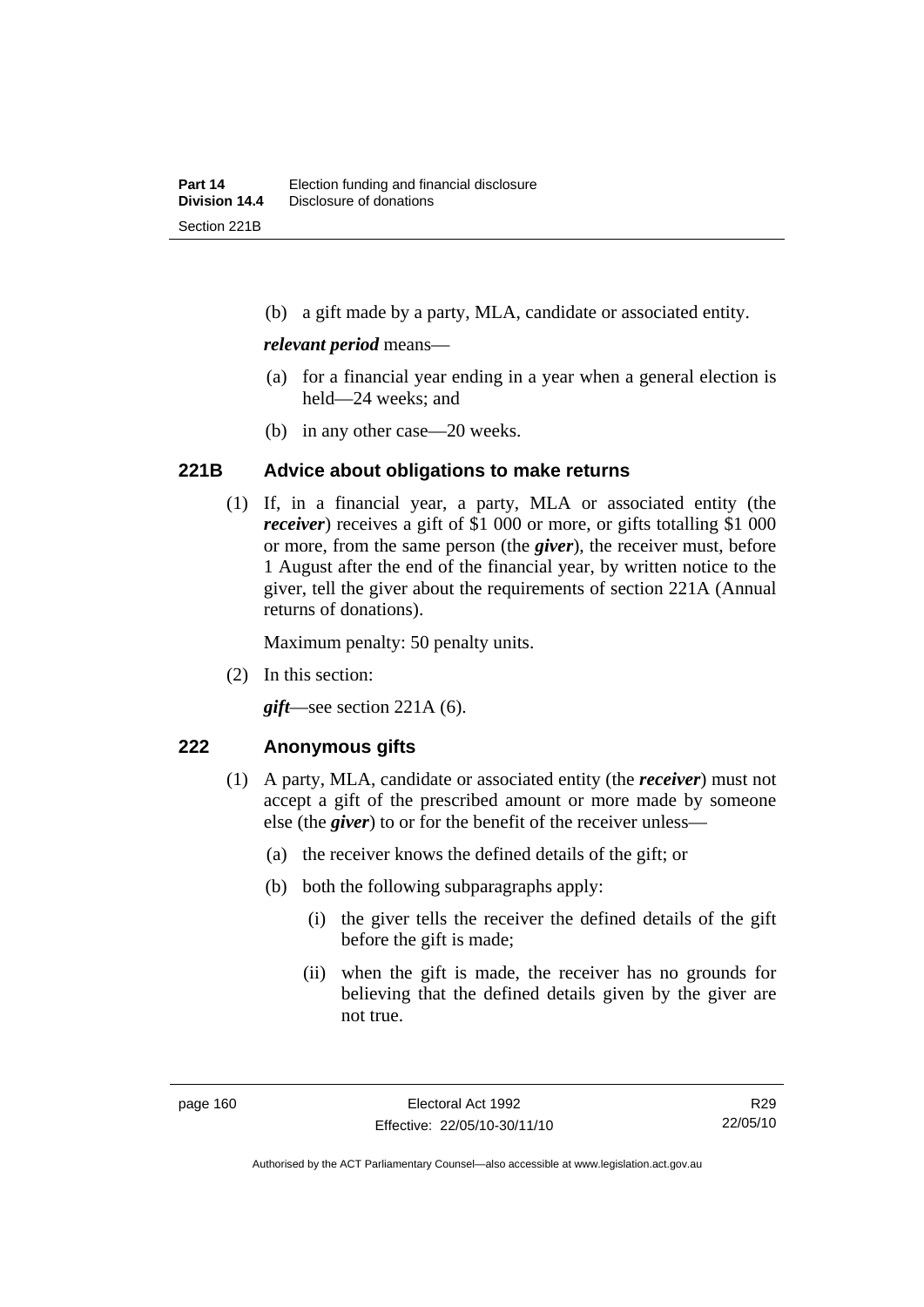(b) a gift made by a party, MLA, candidate or associated entity.

***relevant period*** means—

(a) for a financial year ending in a year when a general election is held—24 weeks; and

(b) in any other case—20 weeks.

### 221B Advice about obligations to make returns

(1) If, in a financial year, a party, MLA or associated entity (the ***receiver***) receives a gift of $1 000 or more, or gifts totalling $1 000 or more, from the same person (the ***giver***), the receiver must, before 1 August after the end of the financial year, by written notice to the giver, tell the giver about the requirements of section 221A (Annual returns of donations).

Maximum penalty: 50 penalty units.

(2) In this section:

***gift***—see section 221A (6).

### 222 Anonymous gifts

(1) A party, MLA, candidate or associated entity (the ***receiver***) must not accept a gift of the prescribed amount or more made by someone else (the ***giver***) to or for the benefit of the receiver unless—

(a) the receiver knows the defined details of the gift; or

(b) both the following subparagraphs apply:

(i) the giver tells the receiver the defined details of the gift before the gift is made;

(ii) when the gift is made, the receiver has no grounds for believing that the defined details given by the giver are not true.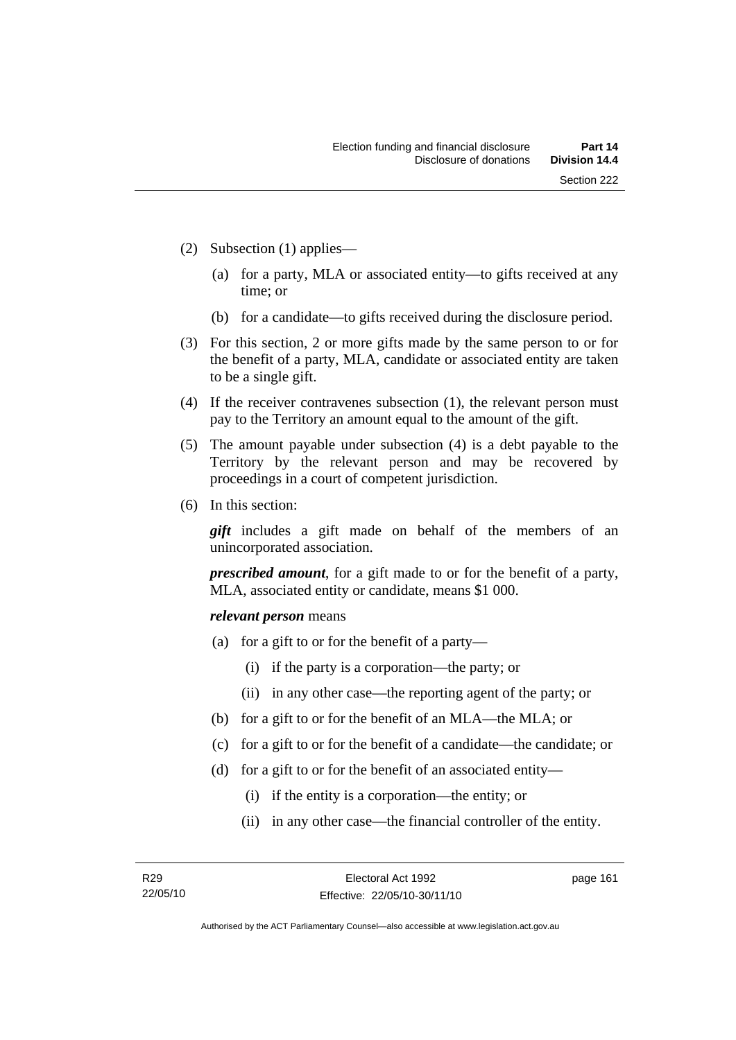(2) Subsection (1) applies—

   (a) for a party, MLA or associated entity—to gifts received at any time; or

   (b) for a candidate—to gifts received during the disclosure period.

(3) For this section, 2 or more gifts made by the same person to or for the benefit of a party, MLA, candidate or associated entity are taken to be a single gift.

(4) If the receiver contravenes subsection (1), the relevant person must pay to the Territory an amount equal to the amount of the gift.

(5) The amount payable under subsection (4) is a debt payable to the Territory by the relevant person and may be recovered by proceedings in a court of competent jurisdiction.

(6) In this section:

***gift*** includes a gift made on behalf of the members of an unincorporated association.

***prescribed amount***, for a gift made to or for the benefit of a party, MLA, associated entity or candidate, means $1 000.

***relevant person*** means

   (a) for a gift to or for the benefit of a party—

      (i) if the party is a corporation—the party; or

      (ii) in any other case—the reporting agent of the party; or

   (b) for a gift to or for the benefit of an MLA—the MLA; or

   (c) for a gift to or for the benefit of a candidate—the candidate; or

   (d) for a gift to or for the benefit of an associated entity—

      (i) if the entity is a corporation—the entity; or

      (ii) in any other case—the financial controller of the entity.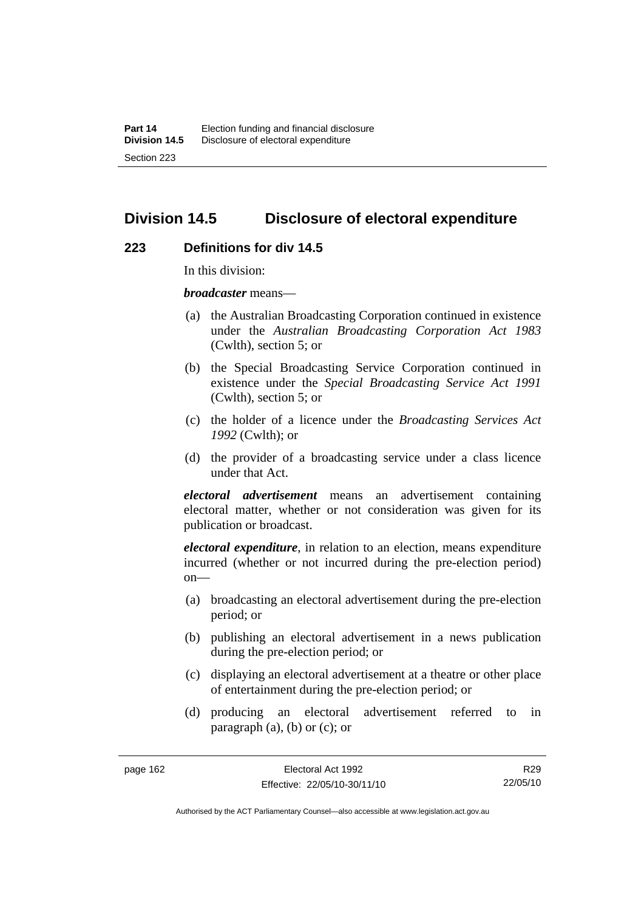## Division 14.5 Disclosure of electoral expenditure

### 223 Definitions for div 14.5

In this division:

***broadcaster*** means—

(a) the Australian Broadcasting Corporation continued in existence under the *Australian Broadcasting Corporation Act 1983* (Cwlth), section 5; or

(b) the Special Broadcasting Service Corporation continued in existence under the *Special Broadcasting Service Act 1991* (Cwlth), section 5; or

(c) the holder of a licence under the *Broadcasting Services Act 1992* (Cwlth); or

(d) the provider of a broadcasting service under a class licence under that Act.

***electoral advertisement*** means an advertisement containing electoral matter, whether or not consideration was given for its publication or broadcast.

***electoral expenditure***, in relation to an election, means expenditure incurred (whether or not incurred during the pre-election period) on—

(a) broadcasting an electoral advertisement during the pre-election period; or

(b) publishing an electoral advertisement in a news publication during the pre-election period; or

(c) displaying an electoral advertisement at a theatre or other place of entertainment during the pre-election period; or

(d) producing an electoral advertisement referred to in paragraph (a), (b) or (c); or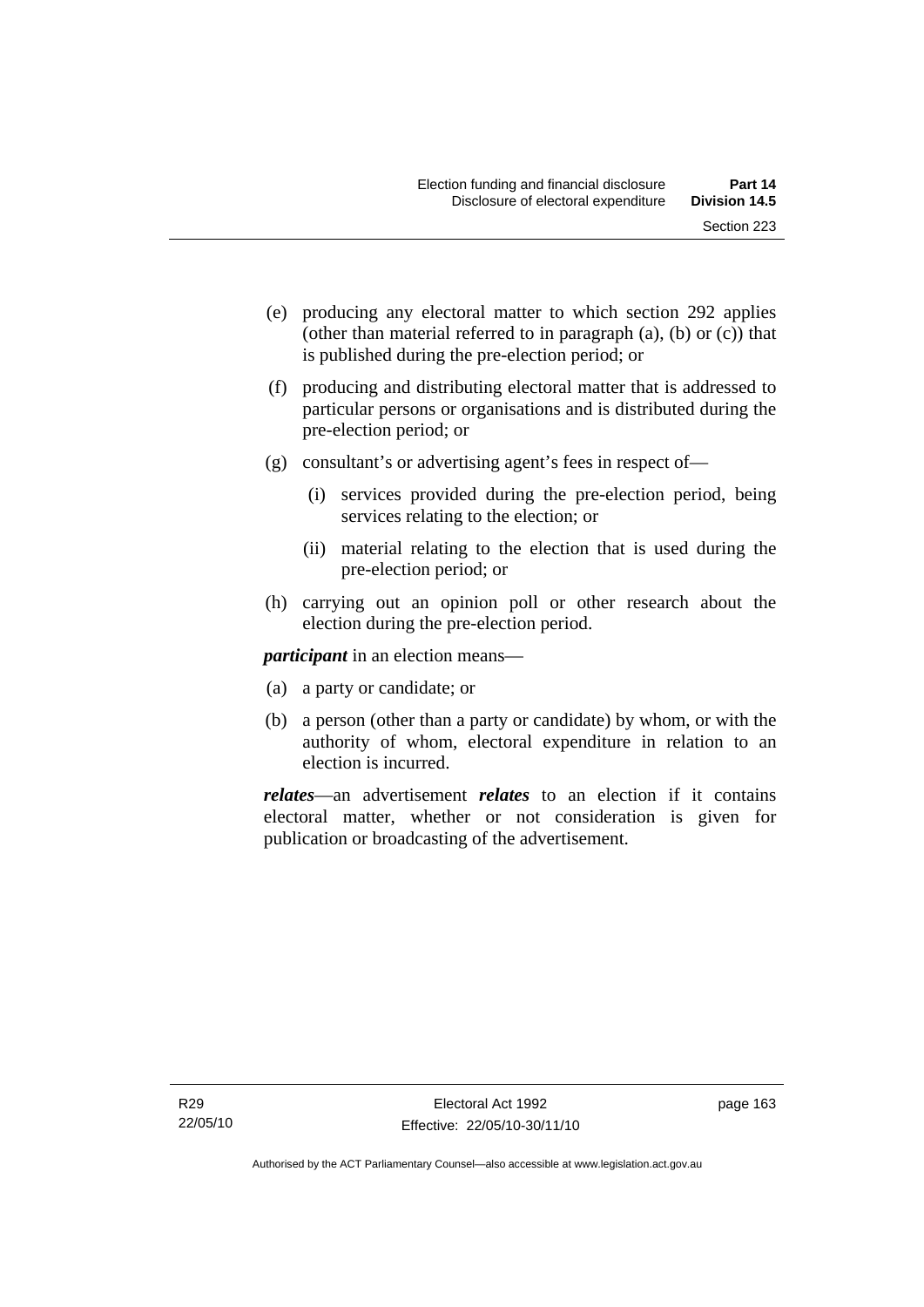(e) producing any electoral matter to which section 292 applies (other than material referred to in paragraph (a), (b) or (c)) that is published during the pre-election period; or

(f) producing and distributing electoral matter that is addressed to particular persons or organisations and is distributed during the pre-election period; or

(g) consultant's or advertising agent's fees in respect of—

  (i) services provided during the pre-election period, being services relating to the election; or

  (ii) material relating to the election that is used during the pre-election period; or

(h) carrying out an opinion poll or other research about the election during the pre-election period.

***participant*** in an election means—

(a) a party or candidate; or

(b) a person (other than a party or candidate) by whom, or with the authority of whom, electoral expenditure in relation to an election is incurred.

***relates***—an advertisement ***relates*** to an election if it contains electoral matter, whether or not consideration is given for publication or broadcasting of the advertisement.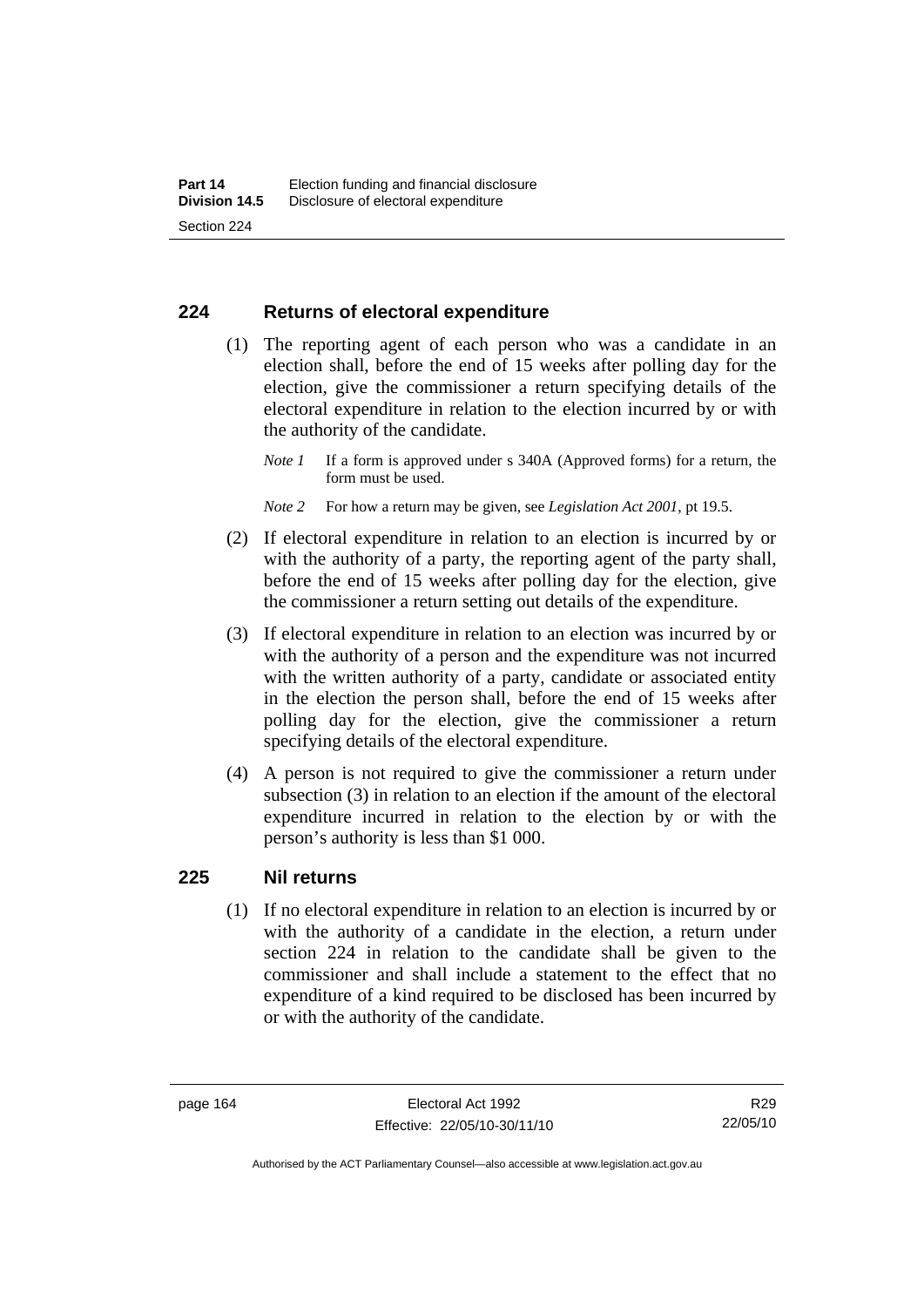## 224 Returns of electoral expenditure

(1) The reporting agent of each person who was a candidate in an election shall, before the end of 15 weeks after polling day for the election, give the commissioner a return specifying details of the electoral expenditure in relation to the election incurred by or with the authority of the candidate.

*Note 1* If a form is approved under s 340A (Approved forms) for a return, the form must be used.

*Note 2* For how a return may be given, see *Legislation Act 2001*, pt 19.5.

(2) If electoral expenditure in relation to an election is incurred by or with the authority of a party, the reporting agent of the party shall, before the end of 15 weeks after polling day for the election, give the commissioner a return setting out details of the expenditure.

(3) If electoral expenditure in relation to an election was incurred by or with the authority of a person and the expenditure was not incurred with the written authority of a party, candidate or associated entity in the election the person shall, before the end of 15 weeks after polling day for the election, give the commissioner a return specifying details of the electoral expenditure.

(4) A person is not required to give the commissioner a return under subsection (3) in relation to an election if the amount of the electoral expenditure incurred in relation to the election by or with the person's authority is less than $1 000.

## 225 Nil returns

(1) If no electoral expenditure in relation to an election is incurred by or with the authority of a candidate in the election, a return under section 224 in relation to the candidate shall be given to the commissioner and shall include a statement to the effect that no expenditure of a kind required to be disclosed has been incurred by or with the authority of the candidate.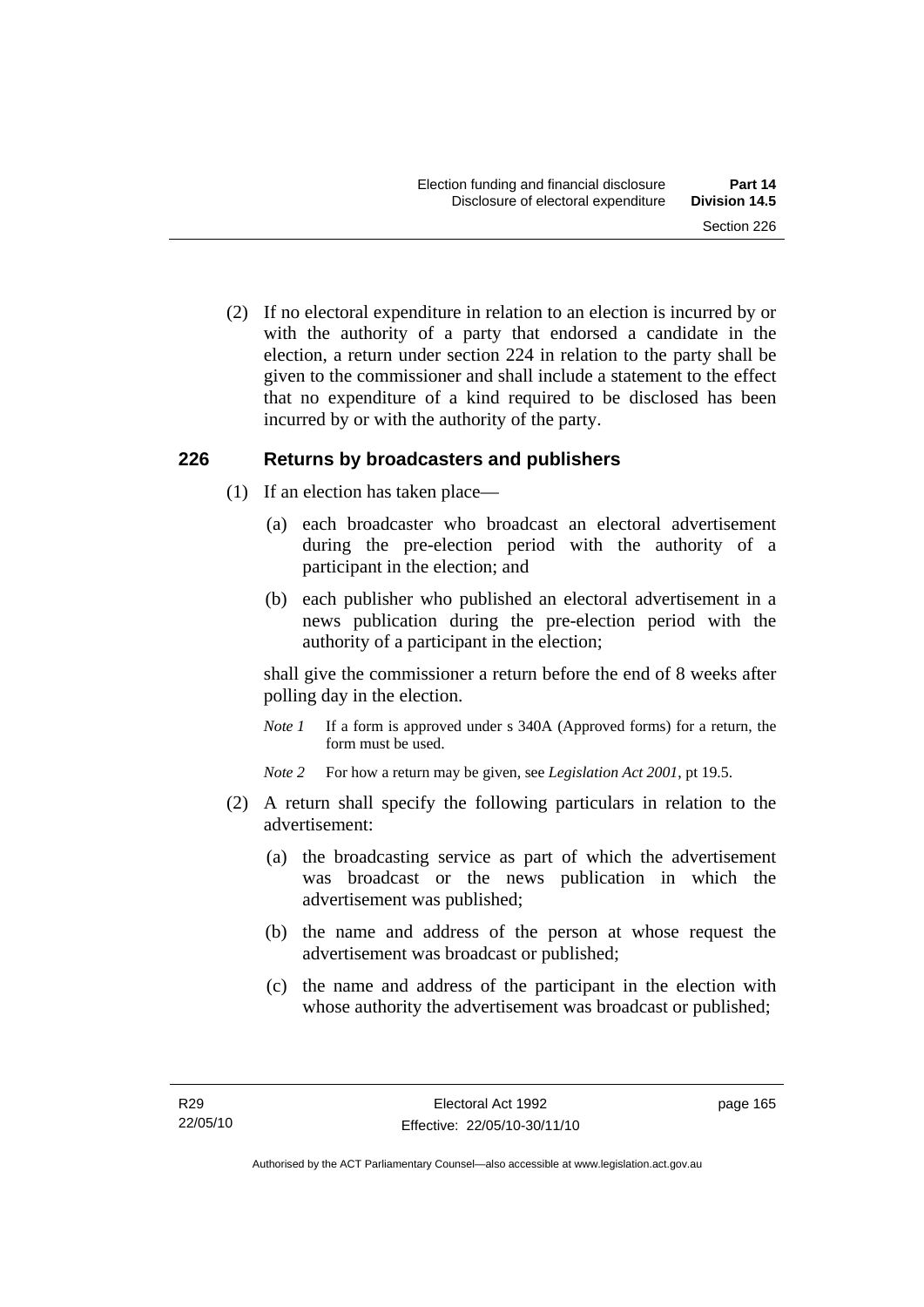(2) If no electoral expenditure in relation to an election is incurred by or with the authority of a party that endorsed a candidate in the election, a return under section 224 in relation to the party shall be given to the commissioner and shall include a statement to the effect that no expenditure of a kind required to be disclosed has been incurred by or with the authority of the party.

## 226 Returns by broadcasters and publishers

(1) If an election has taken place—

(a) each broadcaster who broadcast an electoral advertisement during the pre-election period with the authority of a participant in the election; and

(b) each publisher who published an electoral advertisement in a news publication during the pre-election period with the authority of a participant in the election;

shall give the commissioner a return before the end of 8 weeks after polling day in the election.

*Note 1* If a form is approved under s 340A (Approved forms) for a return, the form must be used.

*Note 2* For how a return may be given, see *Legislation Act 2001*, pt 19.5.

(2) A return shall specify the following particulars in relation to the advertisement:

(a) the broadcasting service as part of which the advertisement was broadcast or the news publication in which the advertisement was published;

(b) the name and address of the person at whose request the advertisement was broadcast or published;

(c) the name and address of the participant in the election with whose authority the advertisement was broadcast or published;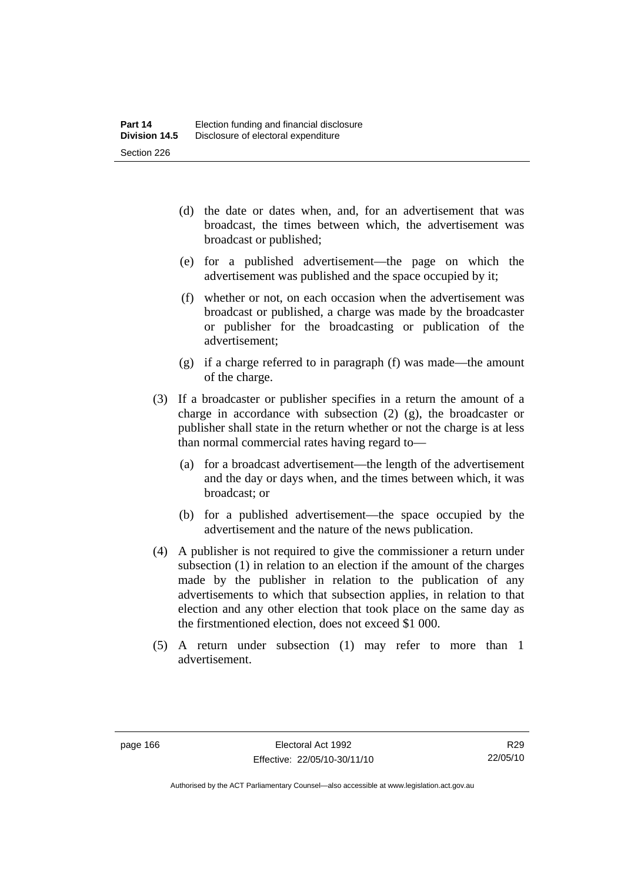(d) the date or dates when, and, for an advertisement that was broadcast, the times between which, the advertisement was broadcast or published;

(e) for a published advertisement—the page on which the advertisement was published and the space occupied by it;

(f) whether or not, on each occasion when the advertisement was broadcast or published, a charge was made by the broadcaster or publisher for the broadcasting or publication of the advertisement;

(g) if a charge referred to in paragraph (f) was made—the amount of the charge.

(3) If a broadcaster or publisher specifies in a return the amount of a charge in accordance with subsection (2) (g), the broadcaster or publisher shall state in the return whether or not the charge is at less than normal commercial rates having regard to—

(a) for a broadcast advertisement—the length of the advertisement and the day or days when, and the times between which, it was broadcast; or

(b) for a published advertisement—the space occupied by the advertisement and the nature of the news publication.

(4) A publisher is not required to give the commissioner a return under subsection (1) in relation to an election if the amount of the charges made by the publisher in relation to the publication of any advertisements to which that subsection applies, in relation to that election and any other election that took place on the same day as the firstmentioned election, does not exceed $1 000.

(5) A return under subsection (1) may refer to more than 1 advertisement.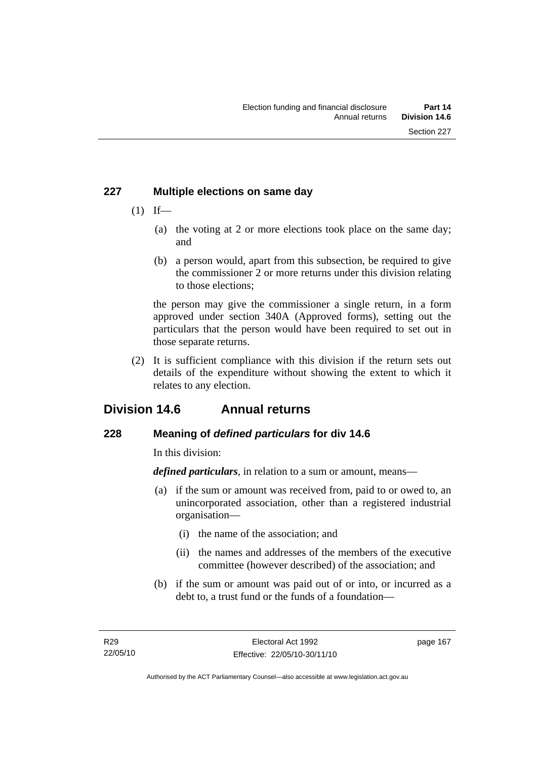### 227 Multiple elections on same day

(1) If—

(a) the voting at 2 or more elections took place on the same day; and

(b) a person would, apart from this subsection, be required to give the commissioner 2 or more returns under this division relating to those elections;

the person may give the commissioner a single return, in a form approved under section 340A (Approved forms), setting out the particulars that the person would have been required to set out in those separate returns.

(2) It is sufficient compliance with this division if the return sets out details of the expenditure without showing the extent to which it relates to any election.

## Division 14.6 Annual returns

### 228 Meaning of *defined particulars* for div 14.6

In this division:

***defined particulars***, in relation to a sum or amount, means—

(a) if the sum or amount was received from, paid to or owed to, an unincorporated association, other than a registered industrial organisation—

(i) the name of the association; and

(ii) the names and addresses of the members of the executive committee (however described) of the association; and

(b) if the sum or amount was paid out of or into, or incurred as a debt to, a trust fund or the funds of a foundation—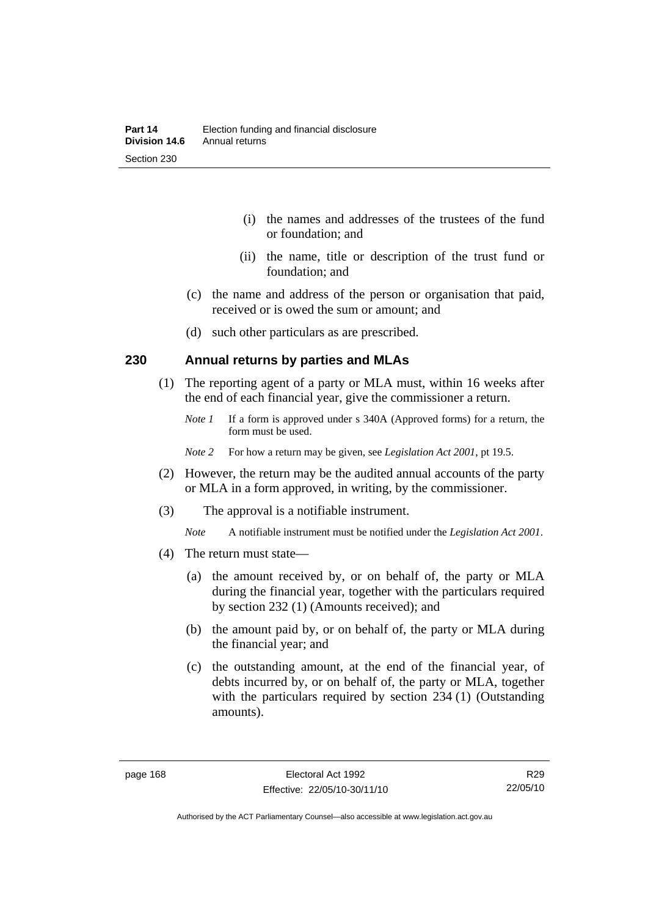(i) the names and addresses of the trustees of the fund or foundation; and

(ii) the name, title or description of the trust fund or foundation; and

(c) the name and address of the person or organisation that paid, received or is owed the sum or amount; and

(d) such other particulars as are prescribed.

### 230 Annual returns by parties and MLAs

(1) The reporting agent of a party or MLA must, within 16 weeks after the end of each financial year, give the commissioner a return.

*Note 1* If a form is approved under s 340A (Approved forms) for a return, the form must be used.

*Note 2* For how a return may be given, see *Legislation Act 2001*, pt 19.5.

(2) However, the return may be the audited annual accounts of the party or MLA in a form approved, in writing, by the commissioner.

(3) The approval is a notifiable instrument.

*Note* A notifiable instrument must be notified under the *Legislation Act 2001*.

(4) The return must state—

(a) the amount received by, or on behalf of, the party or MLA during the financial year, together with the particulars required by section 232 (1) (Amounts received); and

(b) the amount paid by, or on behalf of, the party or MLA during the financial year; and

(c) the outstanding amount, at the end of the financial year, of debts incurred by, or on behalf of, the party or MLA, together with the particulars required by section 234 (1) (Outstanding amounts).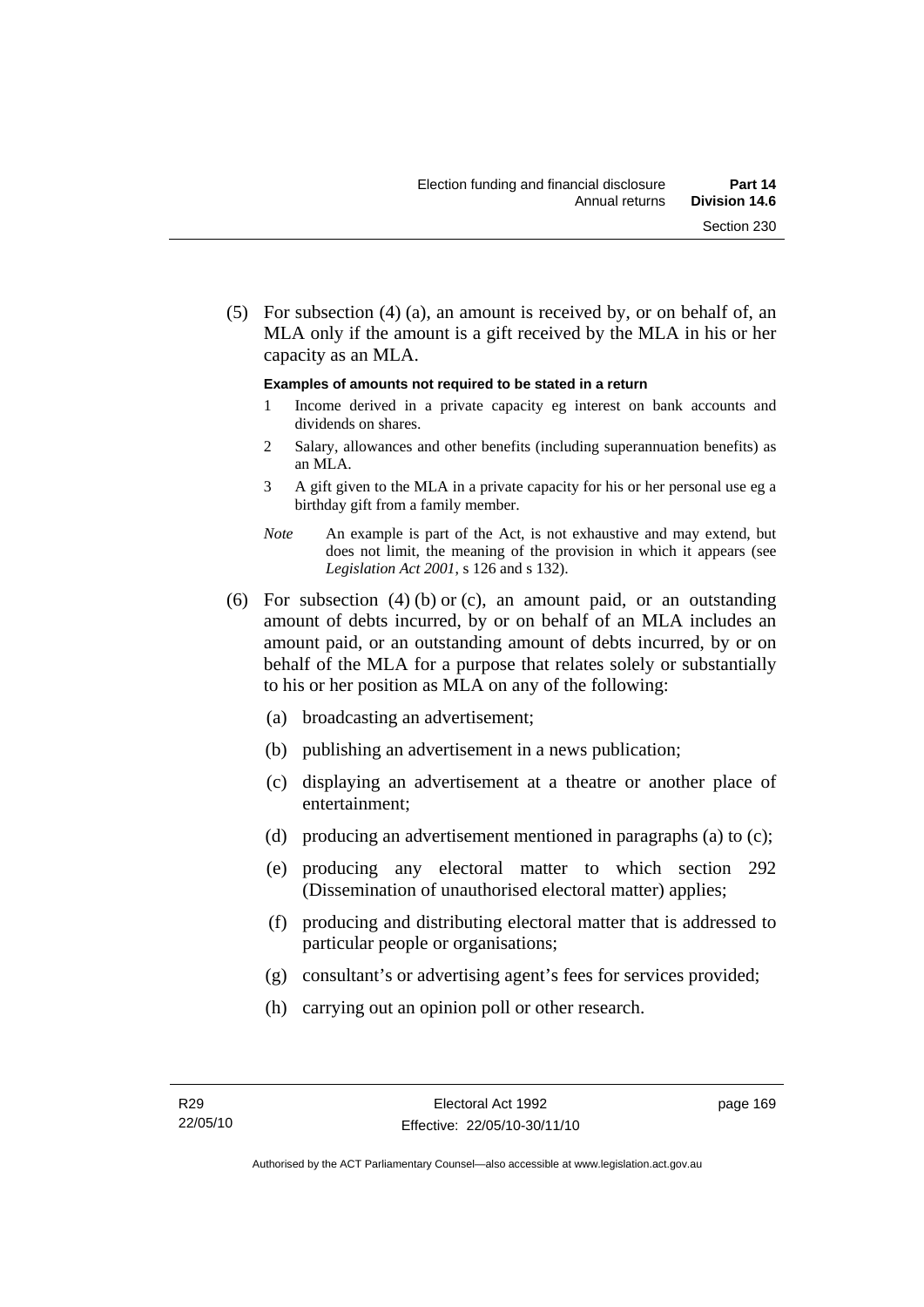(5) For subsection (4) (a), an amount is received by, or on behalf of, an MLA only if the amount is a gift received by the MLA in his or her capacity as an MLA.

**Examples of amounts not required to be stated in a return**

1 Income derived in a private capacity eg interest on bank accounts and dividends on shares.

2 Salary, allowances and other benefits (including superannuation benefits) as an MLA.

3 A gift given to the MLA in a private capacity for his or her personal use eg a birthday gift from a family member.

*Note* An example is part of the Act, is not exhaustive and may extend, but does not limit, the meaning of the provision in which it appears (see *Legislation Act 2001*, s 126 and s 132).

(6) For subsection (4) (b) or (c), an amount paid, or an outstanding amount of debts incurred, by or on behalf of an MLA includes an amount paid, or an outstanding amount of debts incurred, by or on behalf of the MLA for a purpose that relates solely or substantially to his or her position as MLA on any of the following:

(a) broadcasting an advertisement;

(b) publishing an advertisement in a news publication;

(c) displaying an advertisement at a theatre or another place of entertainment;

(d) producing an advertisement mentioned in paragraphs (a) to (c);

(e) producing any electoral matter to which section 292 (Dissemination of unauthorised electoral matter) applies;

(f) producing and distributing electoral matter that is addressed to particular people or organisations;

(g) consultant's or advertising agent's fees for services provided;

(h) carrying out an opinion poll or other research.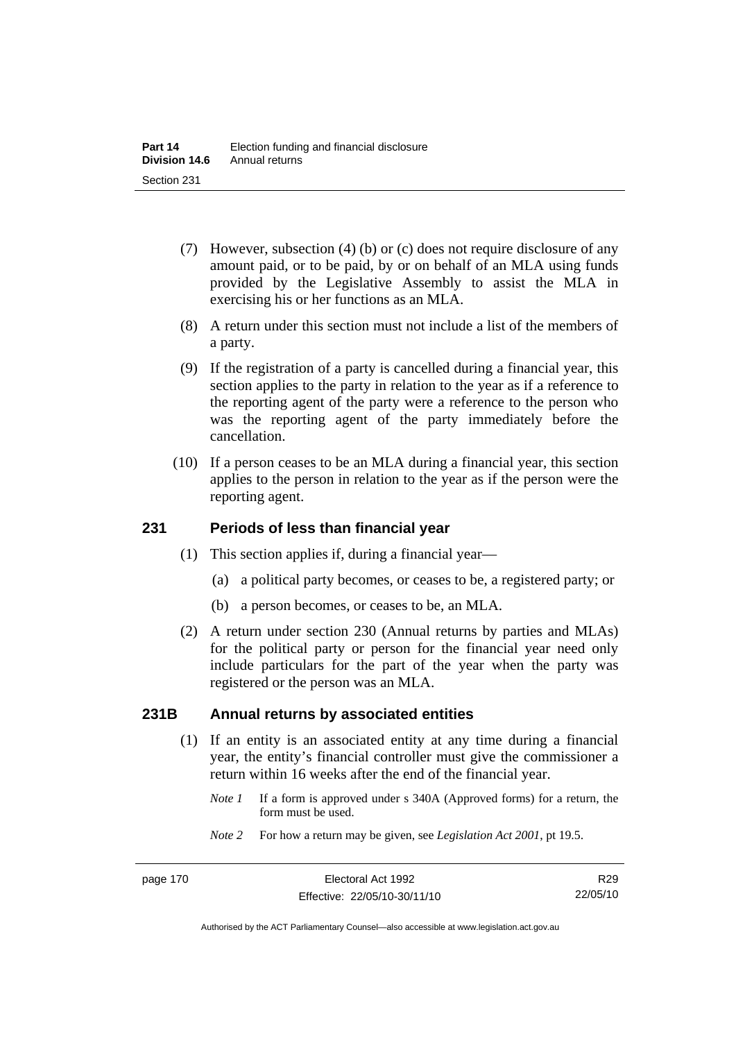(7) However, subsection (4) (b) or (c) does not require disclosure of any amount paid, or to be paid, by or on behalf of an MLA using funds provided by the Legislative Assembly to assist the MLA in exercising his or her functions as an MLA.

(8) A return under this section must not include a list of the members of a party.

(9) If the registration of a party is cancelled during a financial year, this section applies to the party in relation to the year as if a reference to the reporting agent of the party were a reference to the person who was the reporting agent of the party immediately before the cancellation.

(10) If a person ceases to be an MLA during a financial year, this section applies to the person in relation to the year as if the person were the reporting agent.

## 231 Periods of less than financial year

(1) This section applies if, during a financial year—

(a) a political party becomes, or ceases to be, a registered party; or

(b) a person becomes, or ceases to be, an MLA.

(2) A return under section 230 (Annual returns by parties and MLAs) for the political party or person for the financial year need only include particulars for the part of the year when the party was registered or the person was an MLA.

## 231B Annual returns by associated entities

(1) If an entity is an associated entity at any time during a financial year, the entity's financial controller must give the commissioner a return within 16 weeks after the end of the financial year.

*Note 1* If a form is approved under s 340A (Approved forms) for a return, the form must be used.

*Note 2* For how a return may be given, see *Legislation Act 2001*, pt 19.5.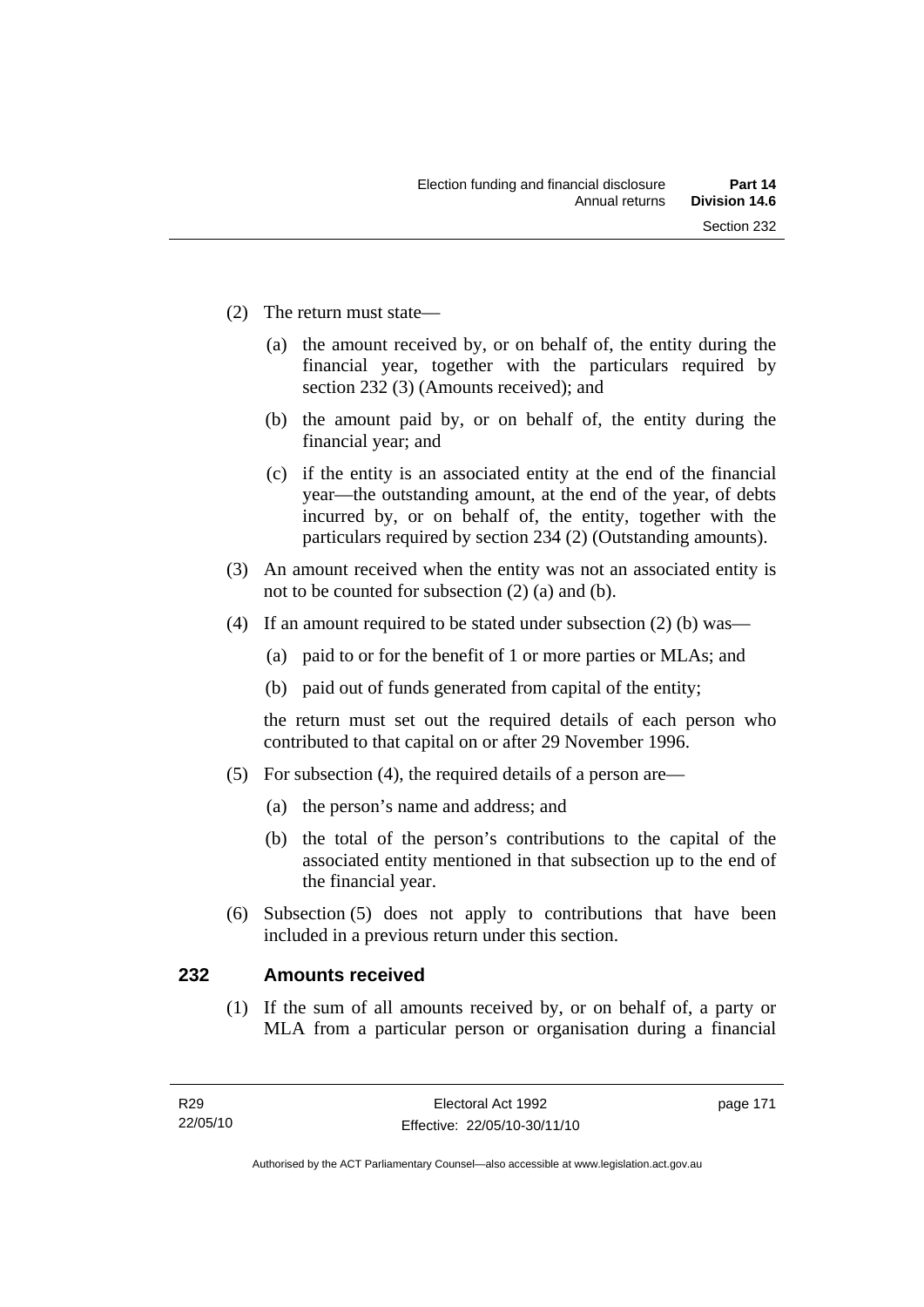(2) The return must state—

(a) the amount received by, or on behalf of, the entity during the financial year, together with the particulars required by section 232 (3) (Amounts received); and

(b) the amount paid by, or on behalf of, the entity during the financial year; and

(c) if the entity is an associated entity at the end of the financial year—the outstanding amount, at the end of the year, of debts incurred by, or on behalf of, the entity, together with the particulars required by section 234 (2) (Outstanding amounts).

(3) An amount received when the entity was not an associated entity is not to be counted for subsection (2) (a) and (b).

(4) If an amount required to be stated under subsection (2) (b) was—

(a) paid to or for the benefit of 1 or more parties or MLAs; and

(b) paid out of funds generated from capital of the entity;

the return must set out the required details of each person who contributed to that capital on or after 29 November 1996.

(5) For subsection (4), the required details of a person are—

(a) the person's name and address; and

(b) the total of the person's contributions to the capital of the associated entity mentioned in that subsection up to the end of the financial year.

(6) Subsection (5) does not apply to contributions that have been included in a previous return under this section.

## 232 Amounts received

(1) If the sum of all amounts received by, or on behalf of, a party or MLA from a particular person or organisation during a financial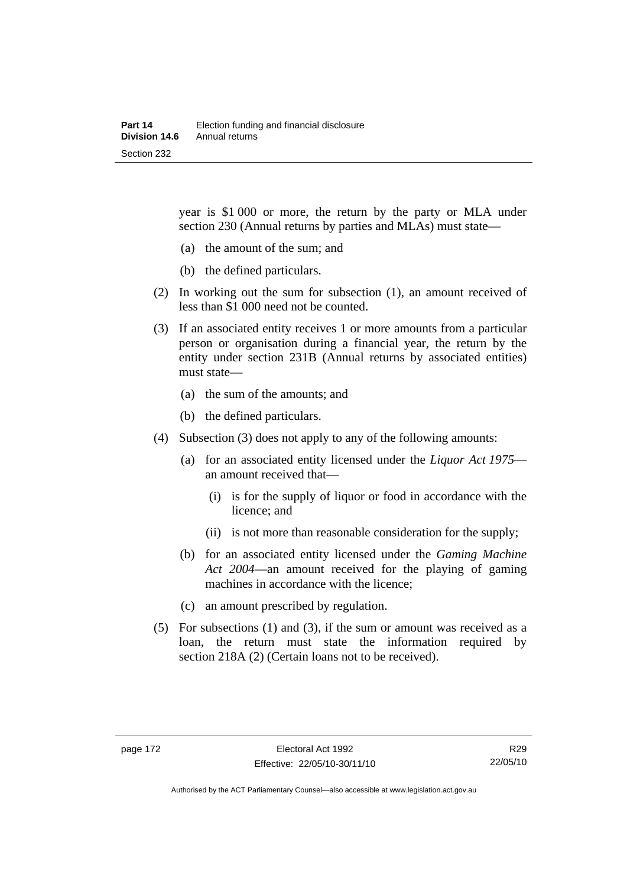year is \$1 000 or more, the return by the party or MLA under section 230 (Annual returns by parties and MLAs) must state—

(a) the amount of the sum; and

(b) the defined particulars.

(2) In working out the sum for subsection (1), an amount received of less than \$1 000 need not be counted.

(3) If an associated entity receives 1 or more amounts from a particular person or organisation during a financial year, the return by the entity under section 231B (Annual returns by associated entities) must state—

(a) the sum of the amounts; and

(b) the defined particulars.

(4) Subsection (3) does not apply to any of the following amounts:

(a) for an associated entity licensed under the *Liquor Act 1975*—an amount received that—

(i) is for the supply of liquor or food in accordance with the licence; and

(ii) is not more than reasonable consideration for the supply;

(b) for an associated entity licensed under the *Gaming Machine Act 2004*—an amount received for the playing of gaming machines in accordance with the licence;

(c) an amount prescribed by regulation.

(5) For subsections (1) and (3), if the sum or amount was received as a loan, the return must state the information required by section 218A (2) (Certain loans not to be received).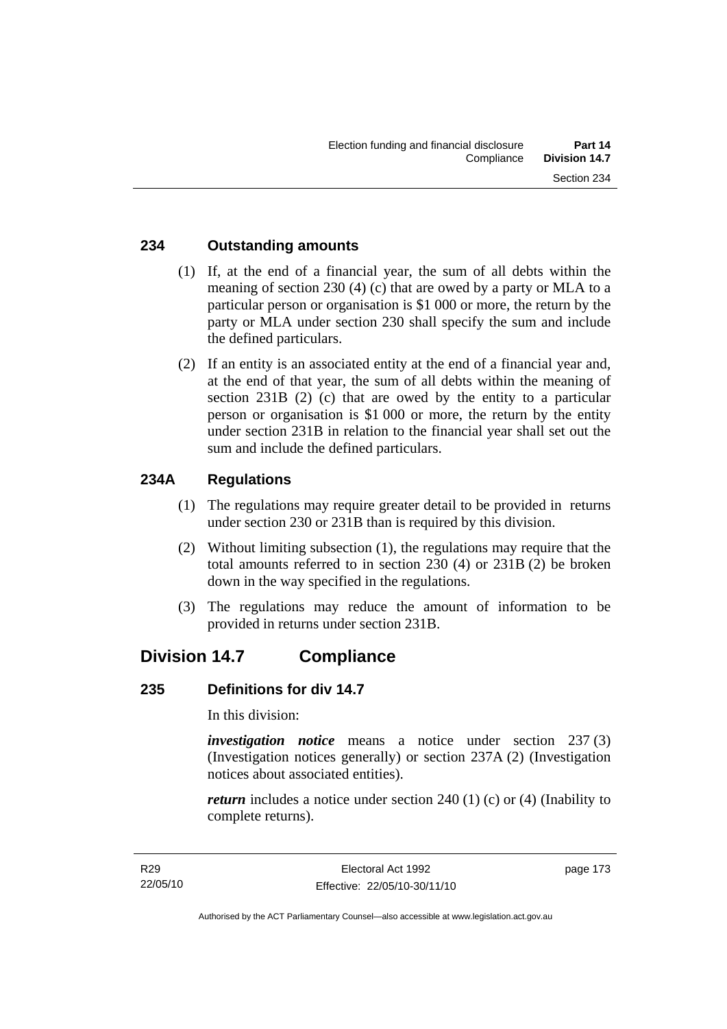### 234 Outstanding amounts

(1) If, at the end of a financial year, the sum of all debts within the meaning of section 230 (4) (c) that are owed by a party or MLA to a particular person or organisation is $1 000 or more, the return by the party or MLA under section 230 shall specify the sum and include the defined particulars.

(2) If an entity is an associated entity at the end of a financial year and, at the end of that year, the sum of all debts within the meaning of section 231B (2) (c) that are owed by the entity to a particular person or organisation is $1 000 or more, the return by the entity under section 231B in relation to the financial year shall set out the sum and include the defined particulars.

### 234A Regulations

(1) The regulations may require greater detail to be provided in returns under section 230 or 231B than is required by this division.

(2) Without limiting subsection (1), the regulations may require that the total amounts referred to in section 230 (4) or 231B (2) be broken down in the way specified in the regulations.

(3) The regulations may reduce the amount of information to be provided in returns under section 231B.

## Division 14.7 Compliance

### 235 Definitions for div 14.7

In this division:

***investigation notice*** means a notice under section 237 (3) (Investigation notices generally) or section 237A (2) (Investigation notices about associated entities).

***return*** includes a notice under section 240 (1) (c) or (4) (Inability to complete returns).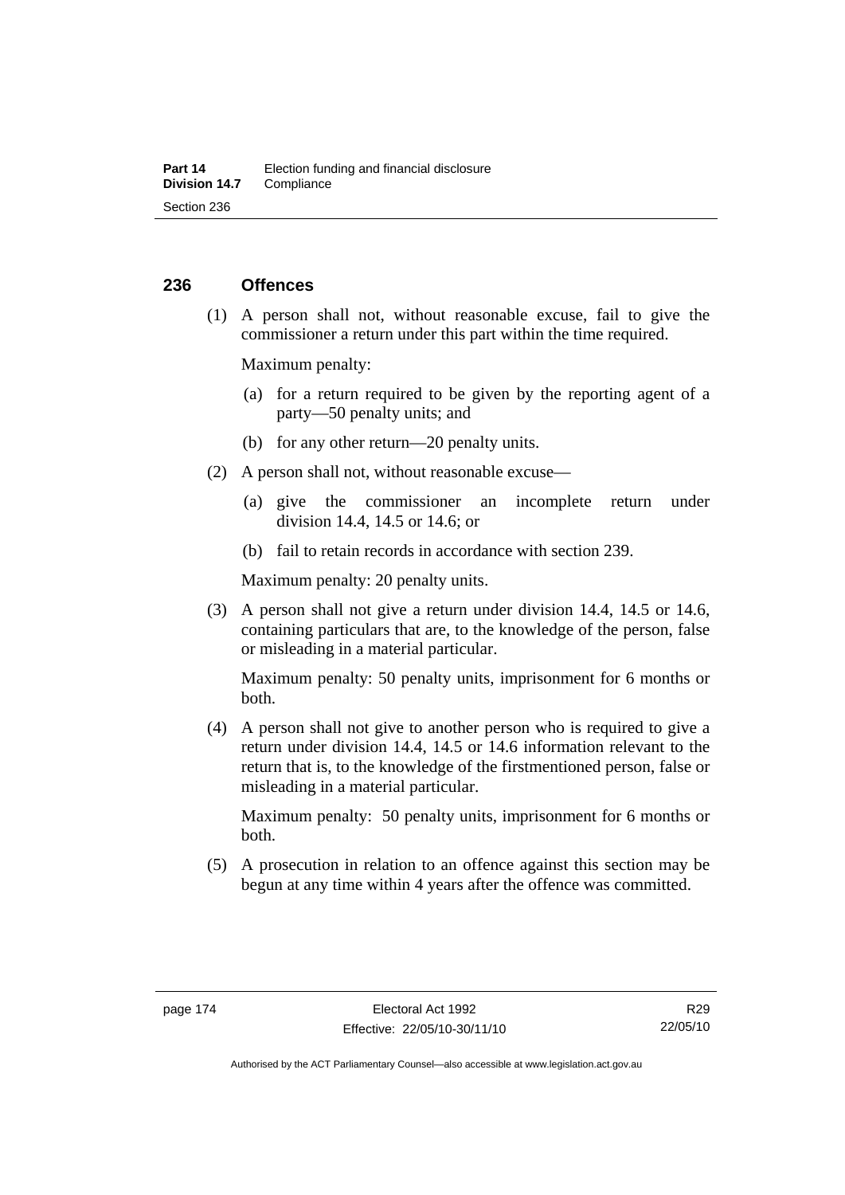## 236 Offences

(1) A person shall not, without reasonable excuse, fail to give the commissioner a return under this part within the time required.

Maximum penalty:

- (a) for a return required to be given by the reporting agent of a party—50 penalty units; and
- (b) for any other return—20 penalty units.

(2) A person shall not, without reasonable excuse—

- (a) give the commissioner an incomplete return under division 14.4, 14.5 or 14.6; or
- (b) fail to retain records in accordance with section 239.

Maximum penalty: 20 penalty units.

(3) A person shall not give a return under division 14.4, 14.5 or 14.6, containing particulars that are, to the knowledge of the person, false or misleading in a material particular.

Maximum penalty: 50 penalty units, imprisonment for 6 months or both.

(4) A person shall not give to another person who is required to give a return under division 14.4, 14.5 or 14.6 information relevant to the return that is, to the knowledge of the firstmentioned person, false or misleading in a material particular.

Maximum penalty: 50 penalty units, imprisonment for 6 months or both.

(5) A prosecution in relation to an offence against this section may be begun at any time within 4 years after the offence was committed.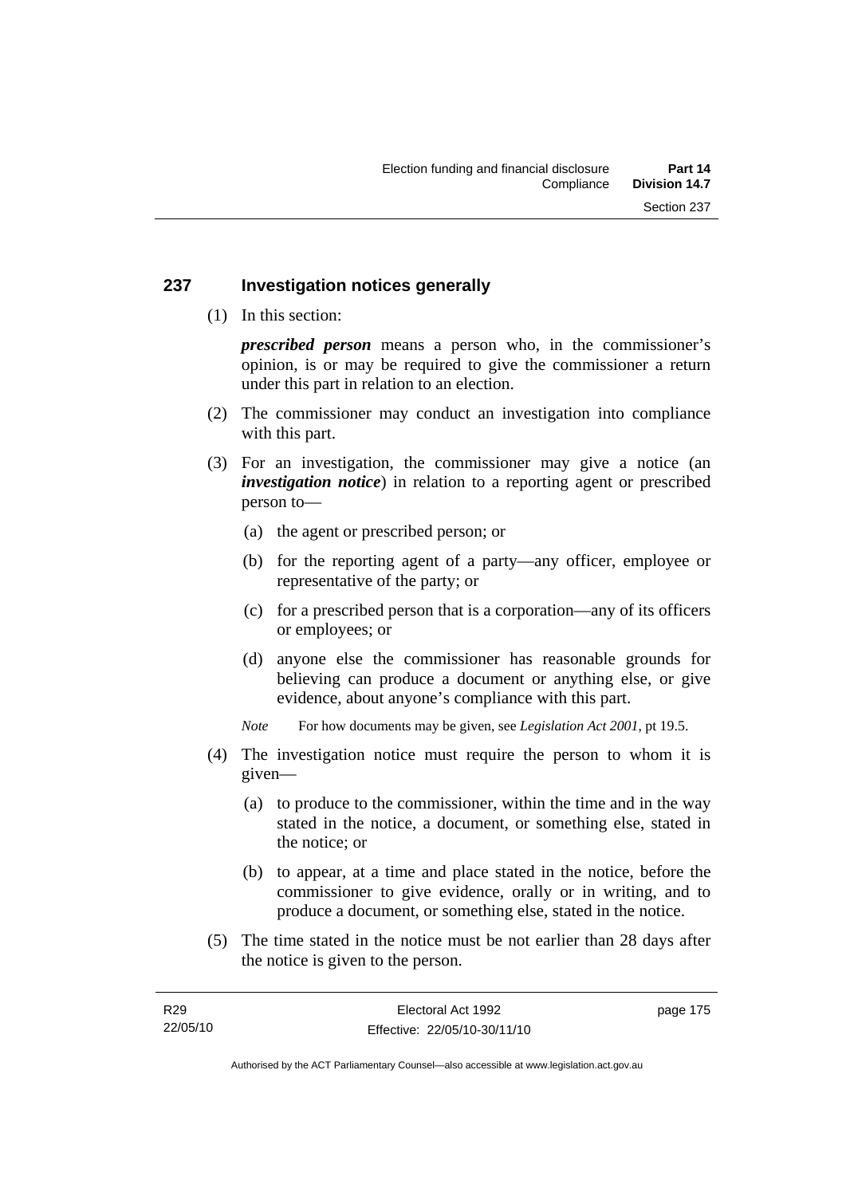## 237 Investigation notices generally

(1) In this section:

***prescribed person*** means a person who, in the commissioner's opinion, is or may be required to give the commissioner a return under this part in relation to an election.

(2) The commissioner may conduct an investigation into compliance with this part.

(3) For an investigation, the commissioner may give a notice (an ***investigation notice***) in relation to a reporting agent or prescribed person to—

(a) the agent or prescribed person; or

(b) for the reporting agent of a party—any officer, employee or representative of the party; or

(c) for a prescribed person that is a corporation—any of its officers or employees; or

(d) anyone else the commissioner has reasonable grounds for believing can produce a document or anything else, or give evidence, about anyone's compliance with this part.

*Note* For how documents may be given, see *Legislation Act 2001*, pt 19.5.

(4) The investigation notice must require the person to whom it is given—

(a) to produce to the commissioner, within the time and in the way stated in the notice, a document, or something else, stated in the notice; or

(b) to appear, at a time and place stated in the notice, before the commissioner to give evidence, orally or in writing, and to produce a document, or something else, stated in the notice.

(5) The time stated in the notice must be not earlier than 28 days after the notice is given to the person.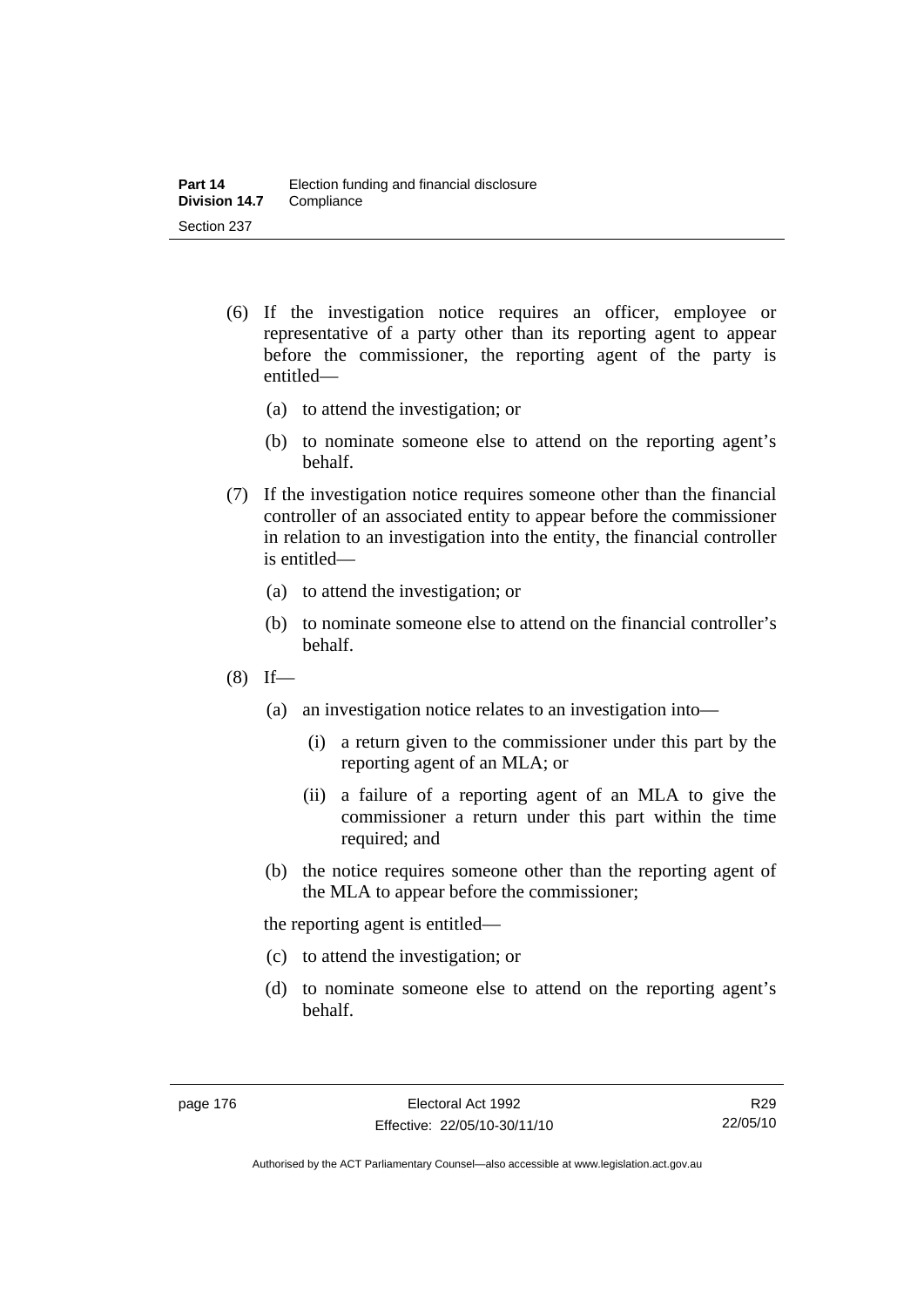(6) If the investigation notice requires an officer, employee or representative of a party other than its reporting agent to appear before the commissioner, the reporting agent of the party is entitled—

(a) to attend the investigation; or

(b) to nominate someone else to attend on the reporting agent's behalf.

(7) If the investigation notice requires someone other than the financial controller of an associated entity to appear before the commissioner in relation to an investigation into the entity, the financial controller is entitled—

(a) to attend the investigation; or

(b) to nominate someone else to attend on the financial controller's behalf.

(8) If—

(a) an investigation notice relates to an investigation into—

(i) a return given to the commissioner under this part by the reporting agent of an MLA; or

(ii) a failure of a reporting agent of an MLA to give the commissioner a return under this part within the time required; and

(b) the notice requires someone other than the reporting agent of the MLA to appear before the commissioner;

the reporting agent is entitled—

(c) to attend the investigation; or

(d) to nominate someone else to attend on the reporting agent's behalf.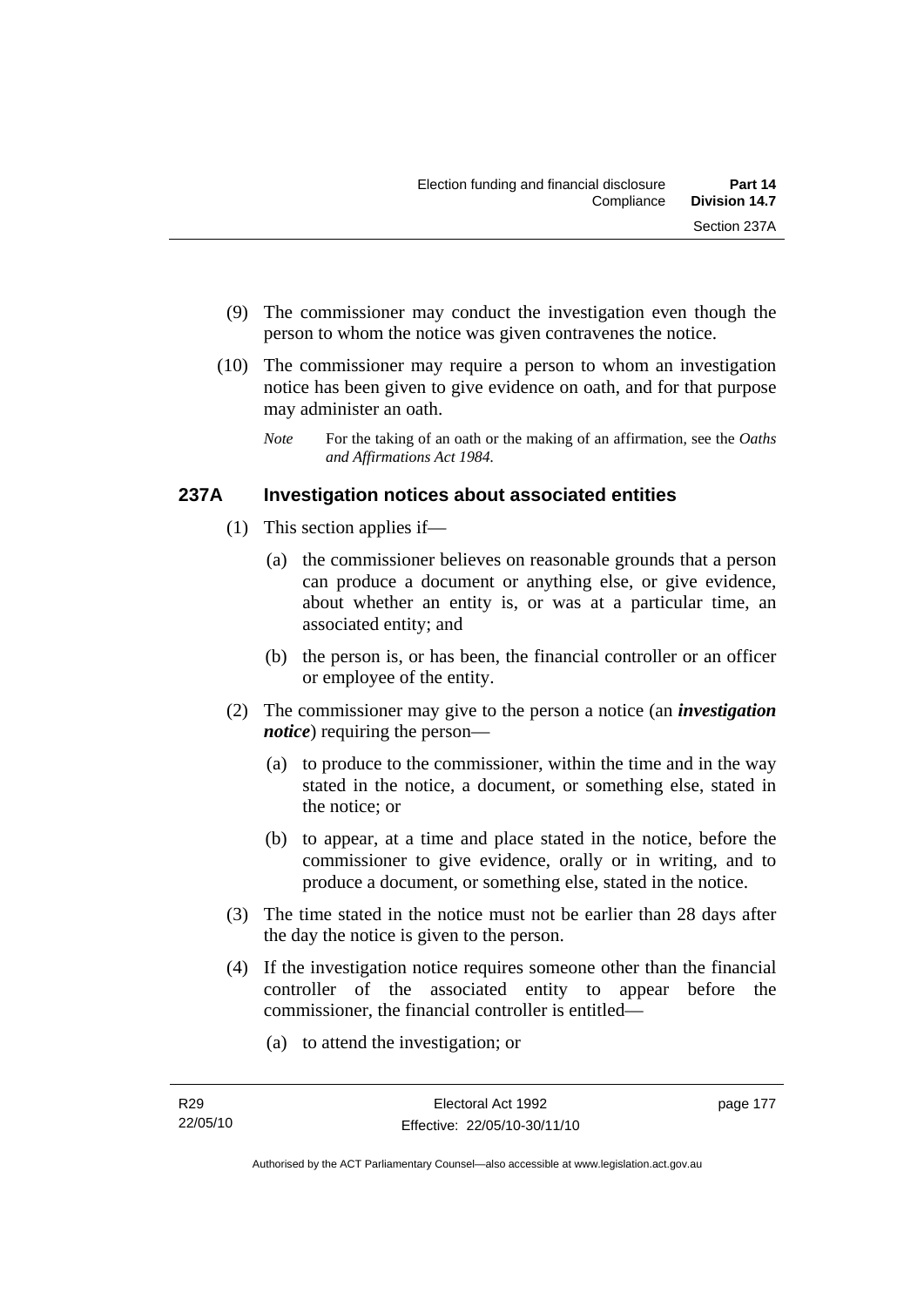(9) The commissioner may conduct the investigation even though the person to whom the notice was given contravenes the notice.

(10) The commissioner may require a person to whom an investigation notice has been given to give evidence on oath, and for that purpose may administer an oath.

*Note* For the taking of an oath or the making of an affirmation, see the *Oaths and Affirmations Act 1984*.

## 237A Investigation notices about associated entities

(1) This section applies if—

(a) the commissioner believes on reasonable grounds that a person can produce a document or anything else, or give evidence, about whether an entity is, or was at a particular time, an associated entity; and

(b) the person is, or has been, the financial controller or an officer or employee of the entity.

(2) The commissioner may give to the person a notice (an ***investigation notice***) requiring the person—

(a) to produce to the commissioner, within the time and in the way stated in the notice, a document, or something else, stated in the notice; or

(b) to appear, at a time and place stated in the notice, before the commissioner to give evidence, orally or in writing, and to produce a document, or something else, stated in the notice.

(3) The time stated in the notice must not be earlier than 28 days after the day the notice is given to the person.

(4) If the investigation notice requires someone other than the financial controller of the associated entity to appear before the commissioner, the financial controller is entitled—

(a) to attend the investigation; or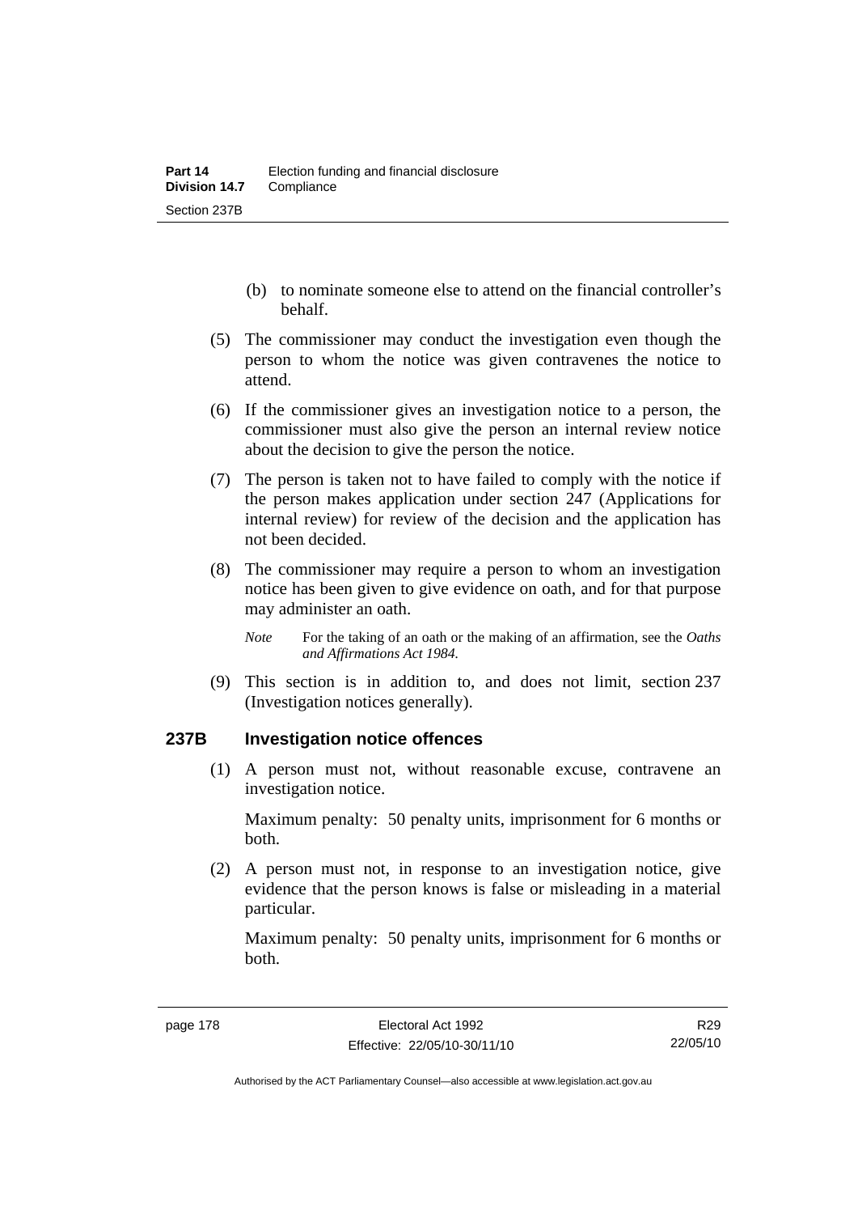(b) to nominate someone else to attend on the financial controller's behalf.

(5) The commissioner may conduct the investigation even though the person to whom the notice was given contravenes the notice to attend.

(6) If the commissioner gives an investigation notice to a person, the commissioner must also give the person an internal review notice about the decision to give the person the notice.

(7) The person is taken not to have failed to comply with the notice if the person makes application under section 247 (Applications for internal review) for review of the decision and the application has not been decided.

(8) The commissioner may require a person to whom an investigation notice has been given to give evidence on oath, and for that purpose may administer an oath.

*Note* For the taking of an oath or the making of an affirmation, see the *Oaths and Affirmations Act 1984.*

(9) This section is in addition to, and does not limit, section 237 (Investigation notices generally).

### 237B Investigation notice offences

(1) A person must not, without reasonable excuse, contravene an investigation notice.

Maximum penalty: 50 penalty units, imprisonment for 6 months or both.

(2) A person must not, in response to an investigation notice, give evidence that the person knows is false or misleading in a material particular.

Maximum penalty: 50 penalty units, imprisonment for 6 months or both.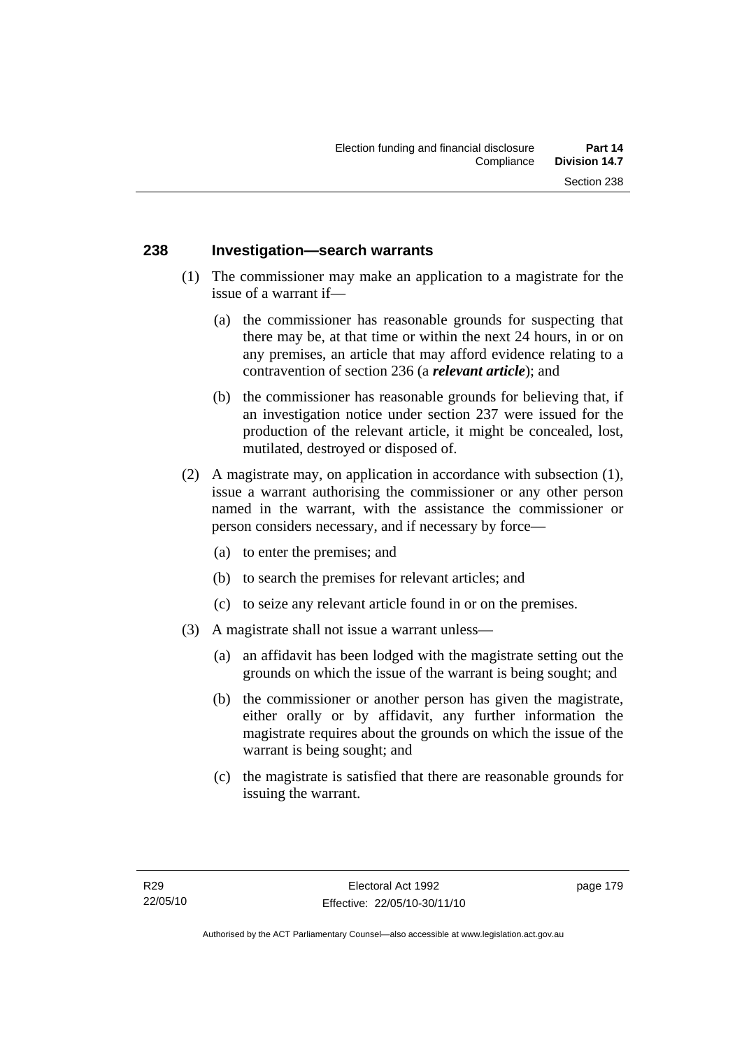## 238 Investigation—search warrants

(1) The commissioner may make an application to a magistrate for the issue of a warrant if—

(a) the commissioner has reasonable grounds for suspecting that there may be, at that time or within the next 24 hours, in or on any premises, an article that may afford evidence relating to a contravention of section 236 (a ***relevant article***); and

(b) the commissioner has reasonable grounds for believing that, if an investigation notice under section 237 were issued for the production of the relevant article, it might be concealed, lost, mutilated, destroyed or disposed of.

(2) A magistrate may, on application in accordance with subsection (1), issue a warrant authorising the commissioner or any other person named in the warrant, with the assistance the commissioner or person considers necessary, and if necessary by force—

(a) to enter the premises; and

(b) to search the premises for relevant articles; and

(c) to seize any relevant article found in or on the premises.

(3) A magistrate shall not issue a warrant unless—

(a) an affidavit has been lodged with the magistrate setting out the grounds on which the issue of the warrant is being sought; and

(b) the commissioner or another person has given the magistrate, either orally or by affidavit, any further information the magistrate requires about the grounds on which the issue of the warrant is being sought; and

(c) the magistrate is satisfied that there are reasonable grounds for issuing the warrant.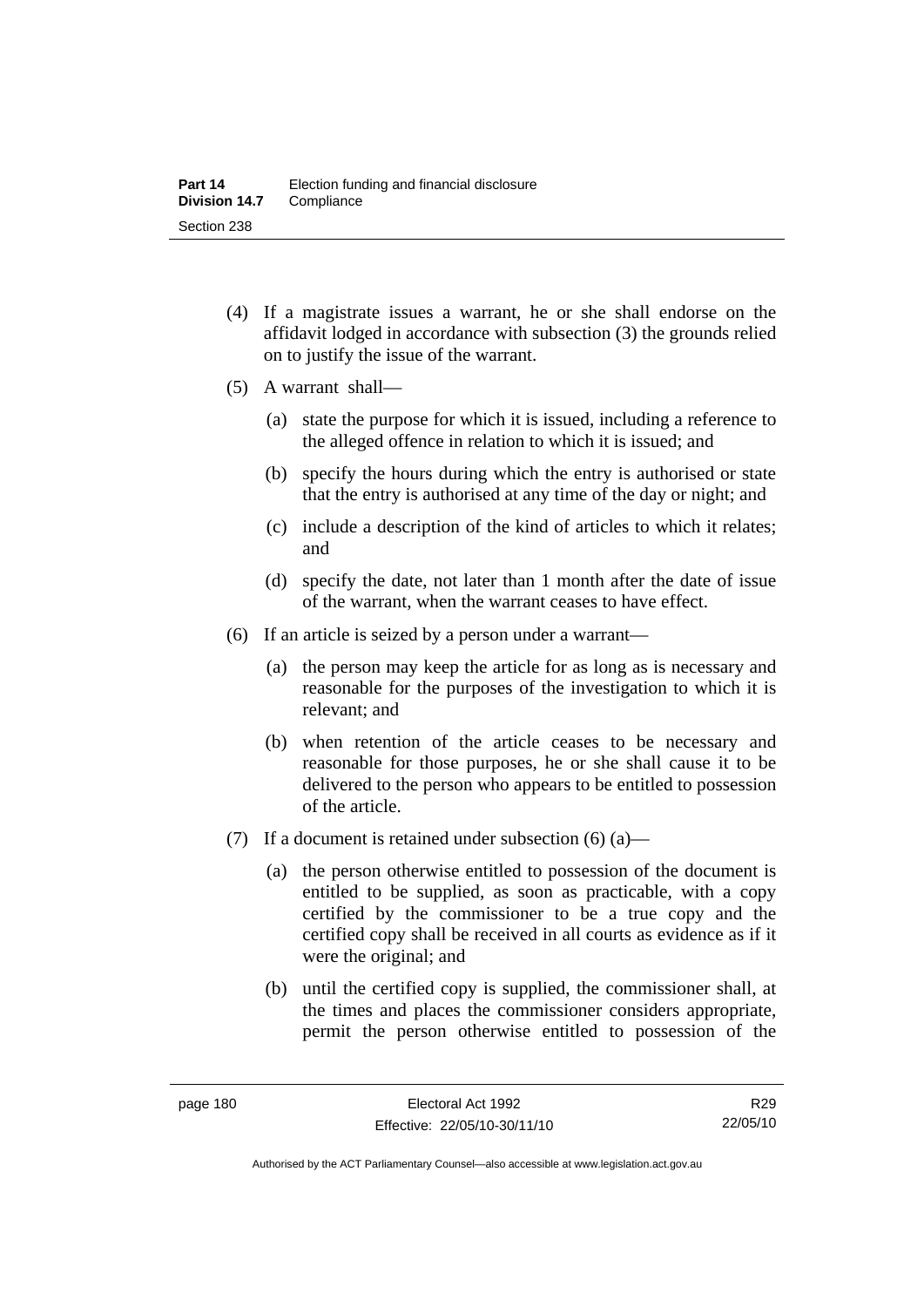(4) If a magistrate issues a warrant, he or she shall endorse on the affidavit lodged in accordance with subsection (3) the grounds relied on to justify the issue of the warrant.

(5) A warrant shall—

(a) state the purpose for which it is issued, including a reference to the alleged offence in relation to which it is issued; and

(b) specify the hours during which the entry is authorised or state that the entry is authorised at any time of the day or night; and

(c) include a description of the kind of articles to which it relates; and

(d) specify the date, not later than 1 month after the date of issue of the warrant, when the warrant ceases to have effect.

(6) If an article is seized by a person under a warrant—

(a) the person may keep the article for as long as is necessary and reasonable for the purposes of the investigation to which it is relevant; and

(b) when retention of the article ceases to be necessary and reasonable for those purposes, he or she shall cause it to be delivered to the person who appears to be entitled to possession of the article.

(7) If a document is retained under subsection (6) (a)—

(a) the person otherwise entitled to possession of the document is entitled to be supplied, as soon as practicable, with a copy certified by the commissioner to be a true copy and the certified copy shall be received in all courts as evidence as if it were the original; and

(b) until the certified copy is supplied, the commissioner shall, at the times and places the commissioner considers appropriate, permit the person otherwise entitled to possession of the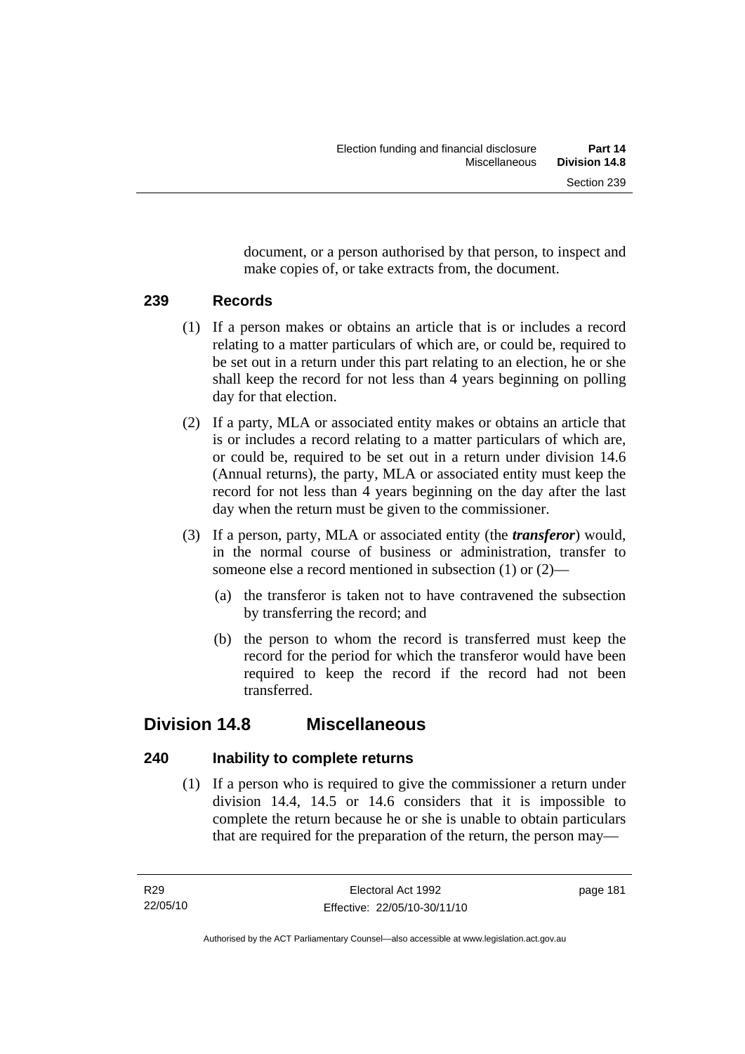document, or a person authorised by that person, to inspect and make copies of, or take extracts from, the document.

## 239 Records

(1) If a person makes or obtains an article that is or includes a record relating to a matter particulars of which are, or could be, required to be set out in a return under this part relating to an election, he or she shall keep the record for not less than 4 years beginning on polling day for that election.

(2) If a party, MLA or associated entity makes or obtains an article that is or includes a record relating to a matter particulars of which are, or could be, required to be set out in a return under division 14.6 (Annual returns), the party, MLA or associated entity must keep the record for not less than 4 years beginning on the day after the last day when the return must be given to the commissioner.

(3) If a person, party, MLA or associated entity (the ***transferor***) would, in the normal course of business or administration, transfer to someone else a record mentioned in subsection (1) or (2)—

(a) the transferor is taken not to have contravened the subsection by transferring the record; and

(b) the person to whom the record is transferred must keep the record for the period for which the transferor would have been required to keep the record if the record had not been transferred.

# Division 14.8 Miscellaneous

## 240 Inability to complete returns

(1) If a person who is required to give the commissioner a return under division 14.4, 14.5 or 14.6 considers that it is impossible to complete the return because he or she is unable to obtain particulars that are required for the preparation of the return, the person may—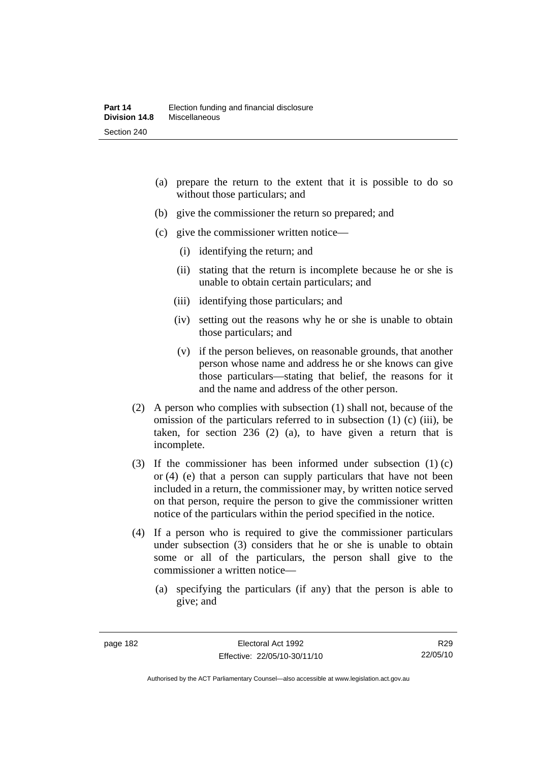(a) prepare the return to the extent that it is possible to do so without those particulars; and

(b) give the commissioner the return so prepared; and

(c) give the commissioner written notice—

   (i) identifying the return; and

   (ii) stating that the return is incomplete because he or she is unable to obtain certain particulars; and

   (iii) identifying those particulars; and

   (iv) setting out the reasons why he or she is unable to obtain those particulars; and

   (v) if the person believes, on reasonable grounds, that another person whose name and address he or she knows can give those particulars—stating that belief, the reasons for it and the name and address of the other person.

(2) A person who complies with subsection (1) shall not, because of the omission of the particulars referred to in subsection (1) (c) (iii), be taken, for section 236 (2) (a), to have given a return that is incomplete.

(3) If the commissioner has been informed under subsection (1) (c) or (4) (e) that a person can supply particulars that have not been included in a return, the commissioner may, by written notice served on that person, require the person to give the commissioner written notice of the particulars within the period specified in the notice.

(4) If a person who is required to give the commissioner particulars under subsection (3) considers that he or she is unable to obtain some or all of the particulars, the person shall give to the commissioner a written notice—

(a) specifying the particulars (if any) that the person is able to give; and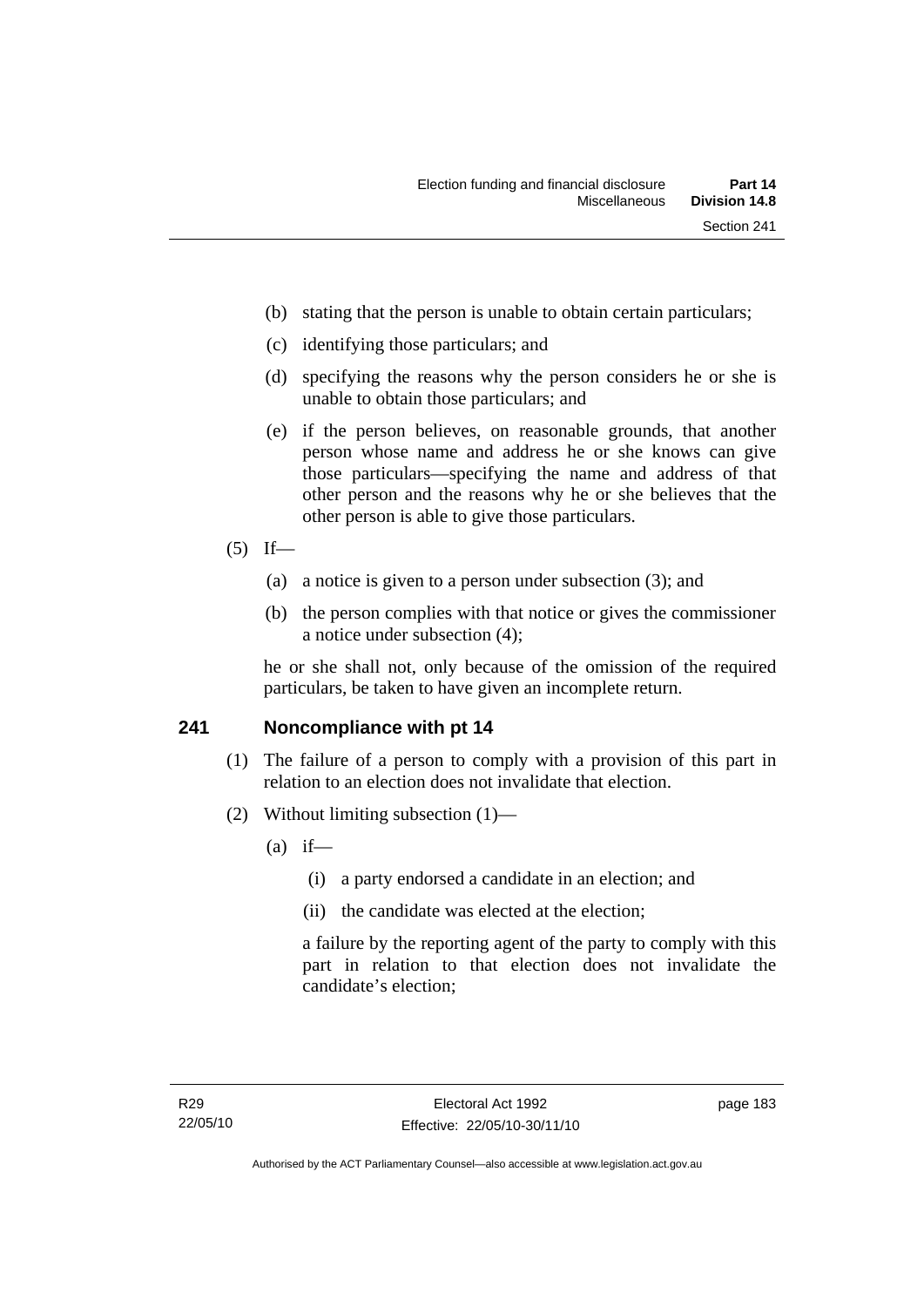(b) stating that the person is unable to obtain certain particulars;

(c) identifying those particulars; and

(d) specifying the reasons why the person considers he or she is unable to obtain those particulars; and

(e) if the person believes, on reasonable grounds, that another person whose name and address he or she knows can give those particulars—specifying the name and address of that other person and the reasons why he or she believes that the other person is able to give those particulars.

(5) If—

(a) a notice is given to a person under subsection (3); and

(b) the person complies with that notice or gives the commissioner a notice under subsection (4);

he or she shall not, only because of the omission of the required particulars, be taken to have given an incomplete return.

## 241 Noncompliance with pt 14

(1) The failure of a person to comply with a provision of this part in relation to an election does not invalidate that election.

(2) Without limiting subsection (1)—

(a) if—

(i) a party endorsed a candidate in an election; and

(ii) the candidate was elected at the election;

a failure by the reporting agent of the party to comply with this part in relation to that election does not invalidate the candidate's election;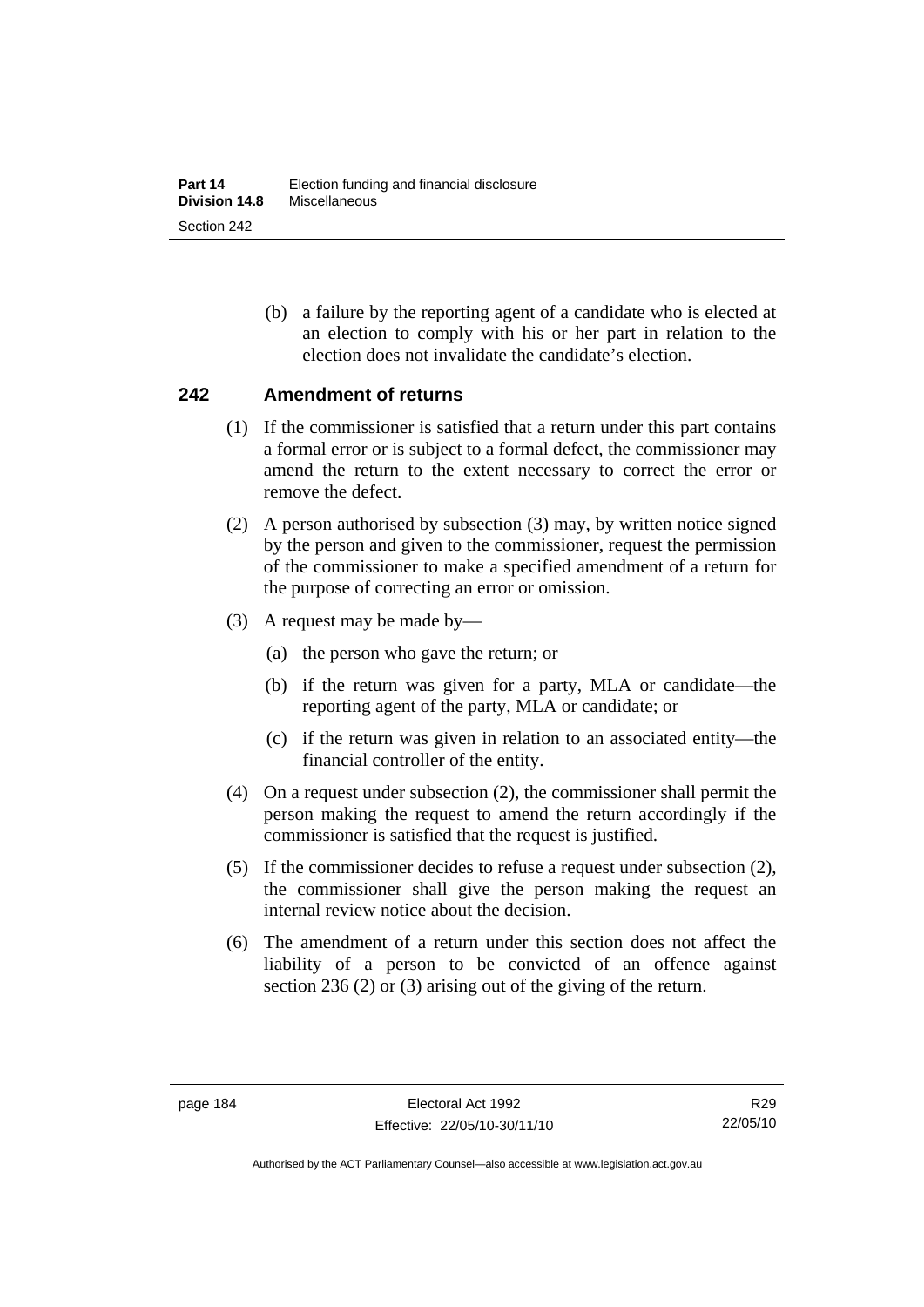(b) a failure by the reporting agent of a candidate who is elected at an election to comply with his or her part in relation to the election does not invalidate the candidate's election.

## 242 Amendment of returns

(1) If the commissioner is satisfied that a return under this part contains a formal error or is subject to a formal defect, the commissioner may amend the return to the extent necessary to correct the error or remove the defect.

(2) A person authorised by subsection (3) may, by written notice signed by the person and given to the commissioner, request the permission of the commissioner to make a specified amendment of a return for the purpose of correcting an error or omission.

(3) A request may be made by—

(a) the person who gave the return; or

(b) if the return was given for a party, MLA or candidate—the reporting agent of the party, MLA or candidate; or

(c) if the return was given in relation to an associated entity—the financial controller of the entity.

(4) On a request under subsection (2), the commissioner shall permit the person making the request to amend the return accordingly if the commissioner is satisfied that the request is justified.

(5) If the commissioner decides to refuse a request under subsection (2), the commissioner shall give the person making the request an internal review notice about the decision.

(6) The amendment of a return under this section does not affect the liability of a person to be convicted of an offence against section 236 (2) or (3) arising out of the giving of the return.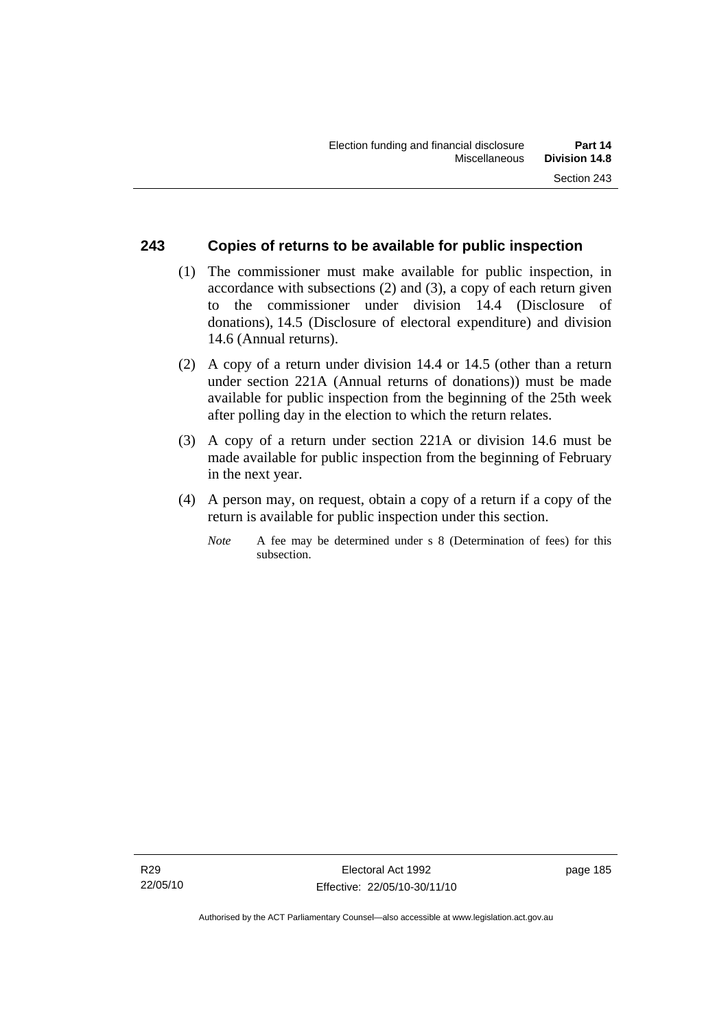### 243 Copies of returns to be available for public inspection

(1) The commissioner must make available for public inspection, in accordance with subsections (2) and (3), a copy of each return given to the commissioner under division 14.4 (Disclosure of donations), 14.5 (Disclosure of electoral expenditure) and division 14.6 (Annual returns).

(2) A copy of a return under division 14.4 or 14.5 (other than a return under section 221A (Annual returns of donations)) must be made available for public inspection from the beginning of the 25th week after polling day in the election to which the return relates.

(3) A copy of a return under section 221A or division 14.6 must be made available for public inspection from the beginning of February in the next year.

(4) A person may, on request, obtain a copy of a return if a copy of the return is available for public inspection under this section.

*Note* A fee may be determined under s 8 (Determination of fees) for this subsection.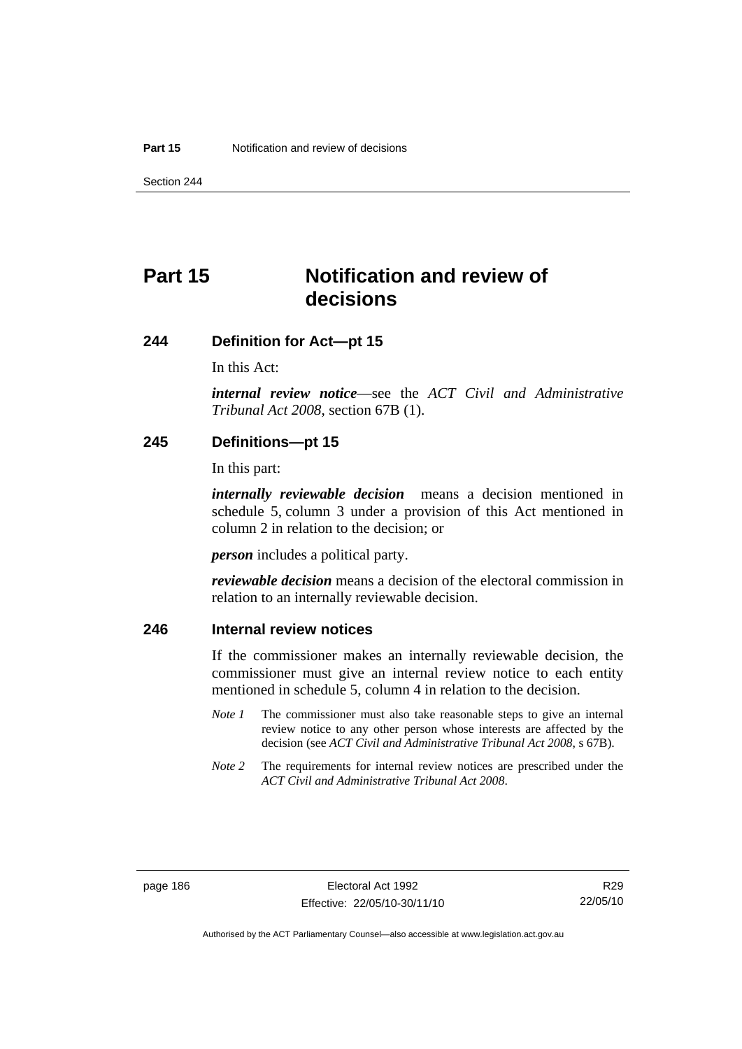# Part 15 Notification and review of decisions

## 244 Definition for Act—pt 15

In this Act:

***internal review notice***—see the *ACT Civil and Administrative Tribunal Act 2008*, section 67B (1).

## 245 Definitions—pt 15

In this part:

***internally reviewable decision*** means a decision mentioned in schedule 5, column 3 under a provision of this Act mentioned in column 2 in relation to the decision; or

***person*** includes a political party.

***reviewable decision*** means a decision of the electoral commission in relation to an internally reviewable decision.

## 246 Internal review notices

If the commissioner makes an internally reviewable decision, the commissioner must give an internal review notice to each entity mentioned in schedule 5, column 4 in relation to the decision.

*Note 1* The commissioner must also take reasonable steps to give an internal review notice to any other person whose interests are affected by the decision (see *ACT Civil and Administrative Tribunal Act 2008*, s 67B).

*Note 2* The requirements for internal review notices are prescribed under the *ACT Civil and Administrative Tribunal Act 2008*.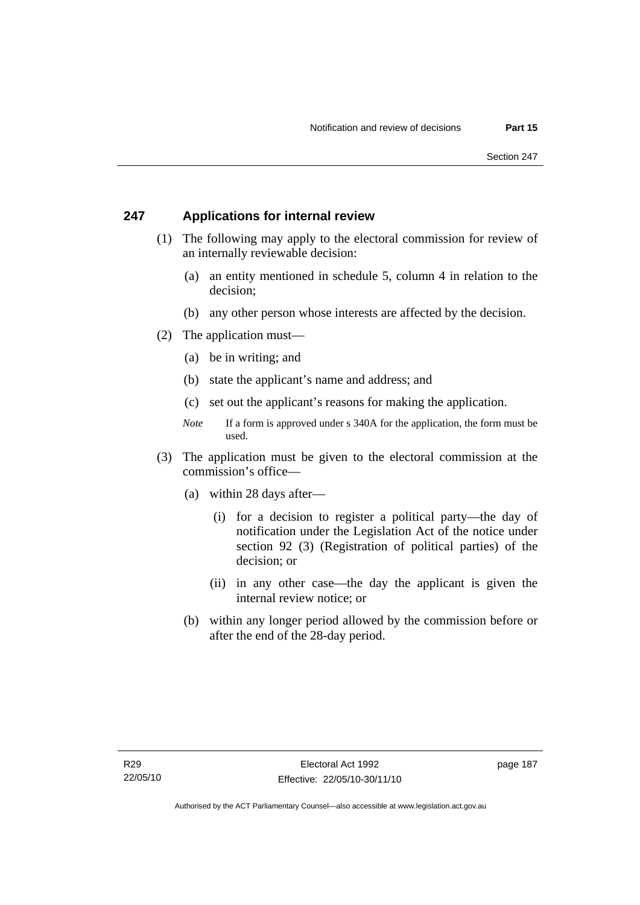## 247 Applications for internal review

(1) The following may apply to the electoral commission for review of an internally reviewable decision:

(a) an entity mentioned in schedule 5, column 4 in relation to the decision;

(b) any other person whose interests are affected by the decision.

(2) The application must—

(a) be in writing; and

(b) state the applicant's name and address; and

(c) set out the applicant's reasons for making the application.

*Note* If a form is approved under s 340A for the application, the form must be used.

(3) The application must be given to the electoral commission at the commission's office—

(a) within 28 days after—

(i) for a decision to register a political party—the day of notification under the Legislation Act of the notice under section 92 (3) (Registration of political parties) of the decision; or

(ii) in any other case—the day the applicant is given the internal review notice; or

(b) within any longer period allowed by the commission before or after the end of the 28-day period.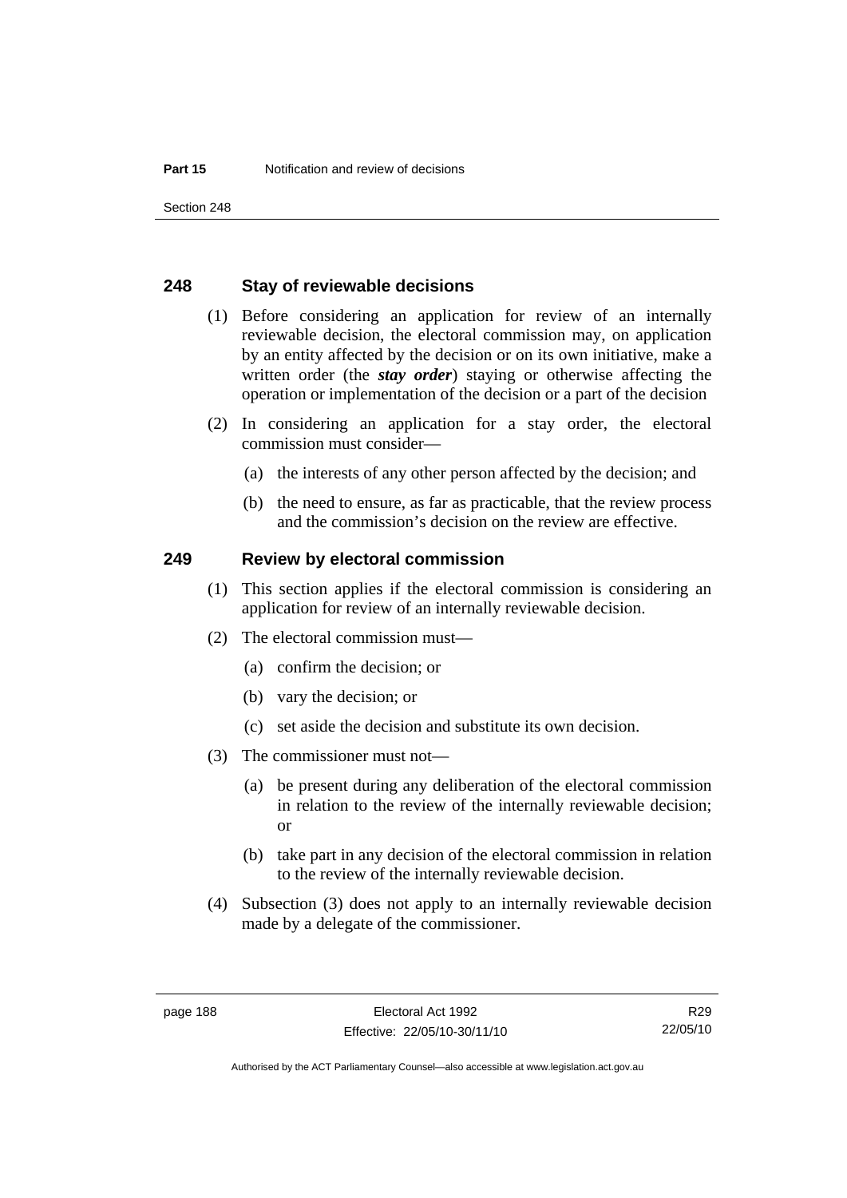## 248 Stay of reviewable decisions

(1) Before considering an application for review of an internally reviewable decision, the electoral commission may, on application by an entity affected by the decision or on its own initiative, make a written order (the ***stay order***) staying or otherwise affecting the operation or implementation of the decision or a part of the decision

(2) In considering an application for a stay order, the electoral commission must consider—

(a) the interests of any other person affected by the decision; and

(b) the need to ensure, as far as practicable, that the review process and the commission's decision on the review are effective.

## 249 Review by electoral commission

(1) This section applies if the electoral commission is considering an application for review of an internally reviewable decision.

(2) The electoral commission must—

(a) confirm the decision; or

(b) vary the decision; or

(c) set aside the decision and substitute its own decision.

(3) The commissioner must not—

(a) be present during any deliberation of the electoral commission in relation to the review of the internally reviewable decision; or

(b) take part in any decision of the electoral commission in relation to the review of the internally reviewable decision.

(4) Subsection (3) does not apply to an internally reviewable decision made by a delegate of the commissioner.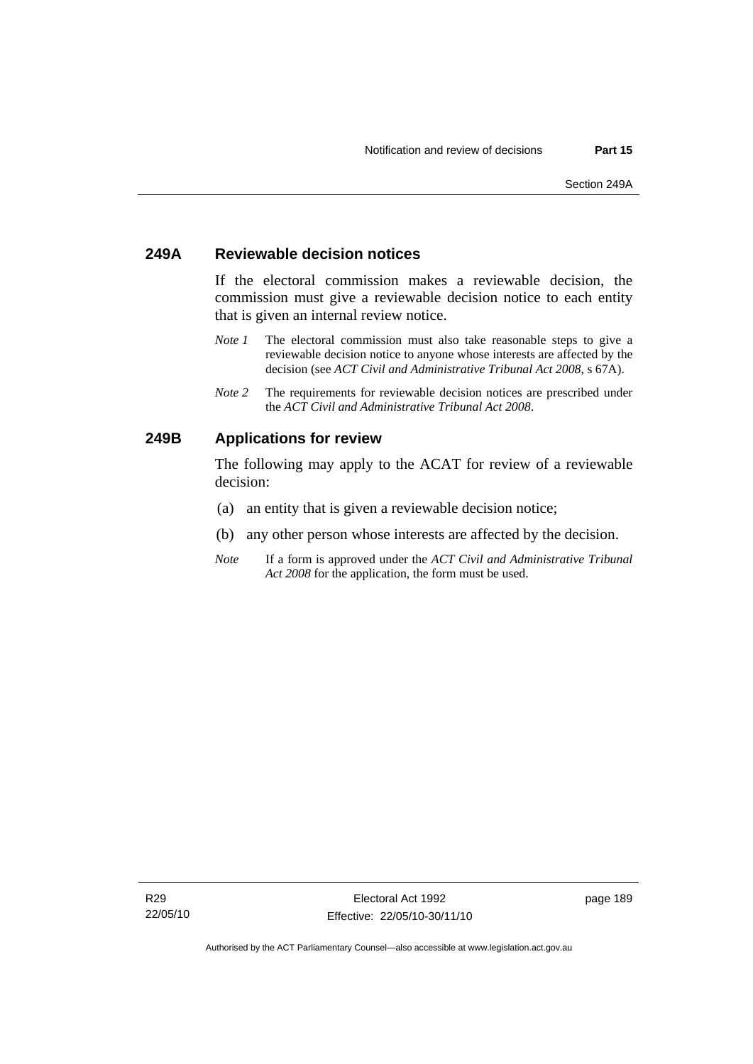### 249A Reviewable decision notices

If the electoral commission makes a reviewable decision, the commission must give a reviewable decision notice to each entity that is given an internal review notice.

*Note 1* The electoral commission must also take reasonable steps to give a reviewable decision notice to anyone whose interests are affected by the decision (see *ACT Civil and Administrative Tribunal Act 2008*, s 67A).

*Note 2* The requirements for reviewable decision notices are prescribed under the *ACT Civil and Administrative Tribunal Act 2008*.

### 249B Applications for review

The following may apply to the ACAT for review of a reviewable decision:

(a) an entity that is given a reviewable decision notice;

(b) any other person whose interests are affected by the decision.

*Note* If a form is approved under the *ACT Civil and Administrative Tribunal Act 2008* for the application, the form must be used.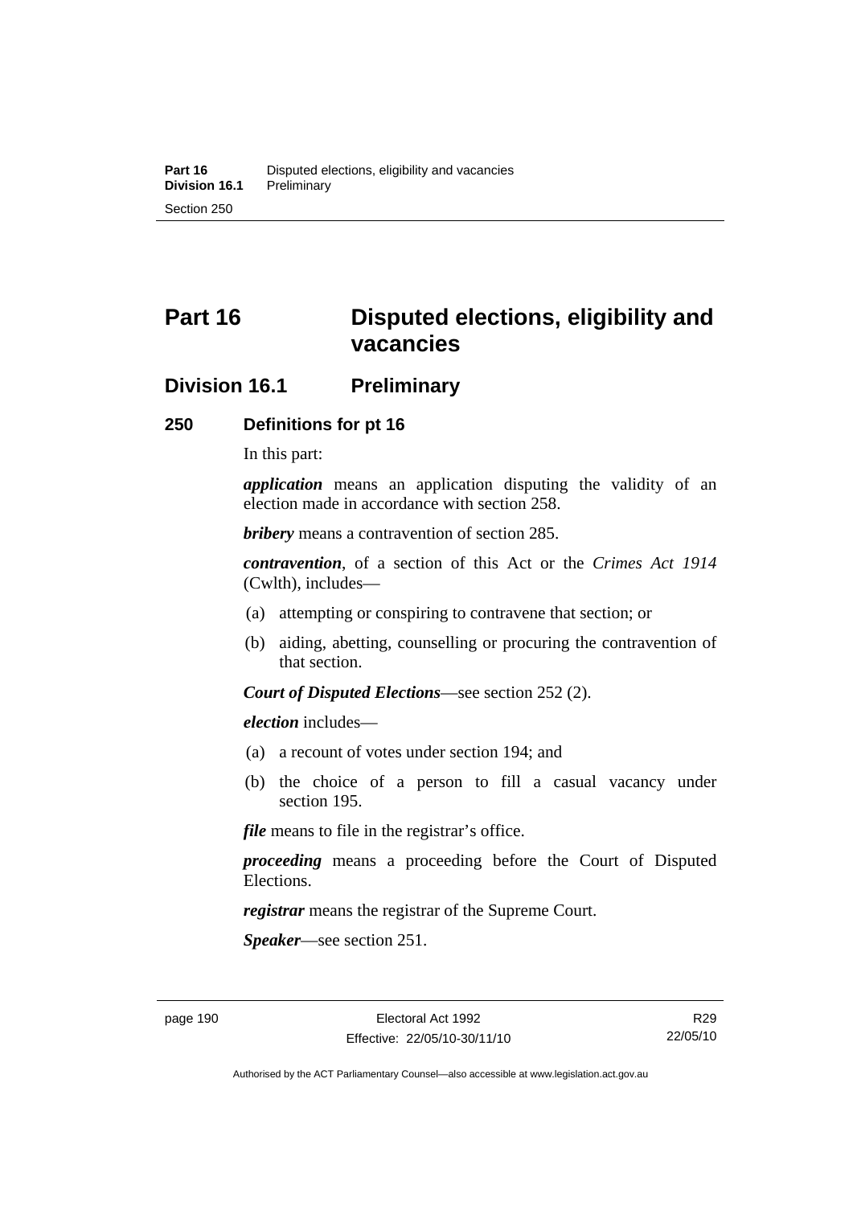# Part 16 Disputed elections, eligibility and vacancies

## Division 16.1 Preliminary

### 250 Definitions for pt 16

In this part:

***application*** means an application disputing the validity of an election made in accordance with section 258.

***bribery*** means a contravention of section 285.

***contravention***, of a section of this Act or the *Crimes Act 1914* (Cwlth), includes—

(a) attempting or conspiring to contravene that section; or

(b) aiding, abetting, counselling or procuring the contravention of that section.

***Court of Disputed Elections***—see section 252 (2).

***election*** includes—

(a) a recount of votes under section 194; and

(b) the choice of a person to fill a casual vacancy under section 195.

***file*** means to file in the registrar's office.

***proceeding*** means a proceeding before the Court of Disputed Elections.

***registrar*** means the registrar of the Supreme Court.

***Speaker***—see section 251.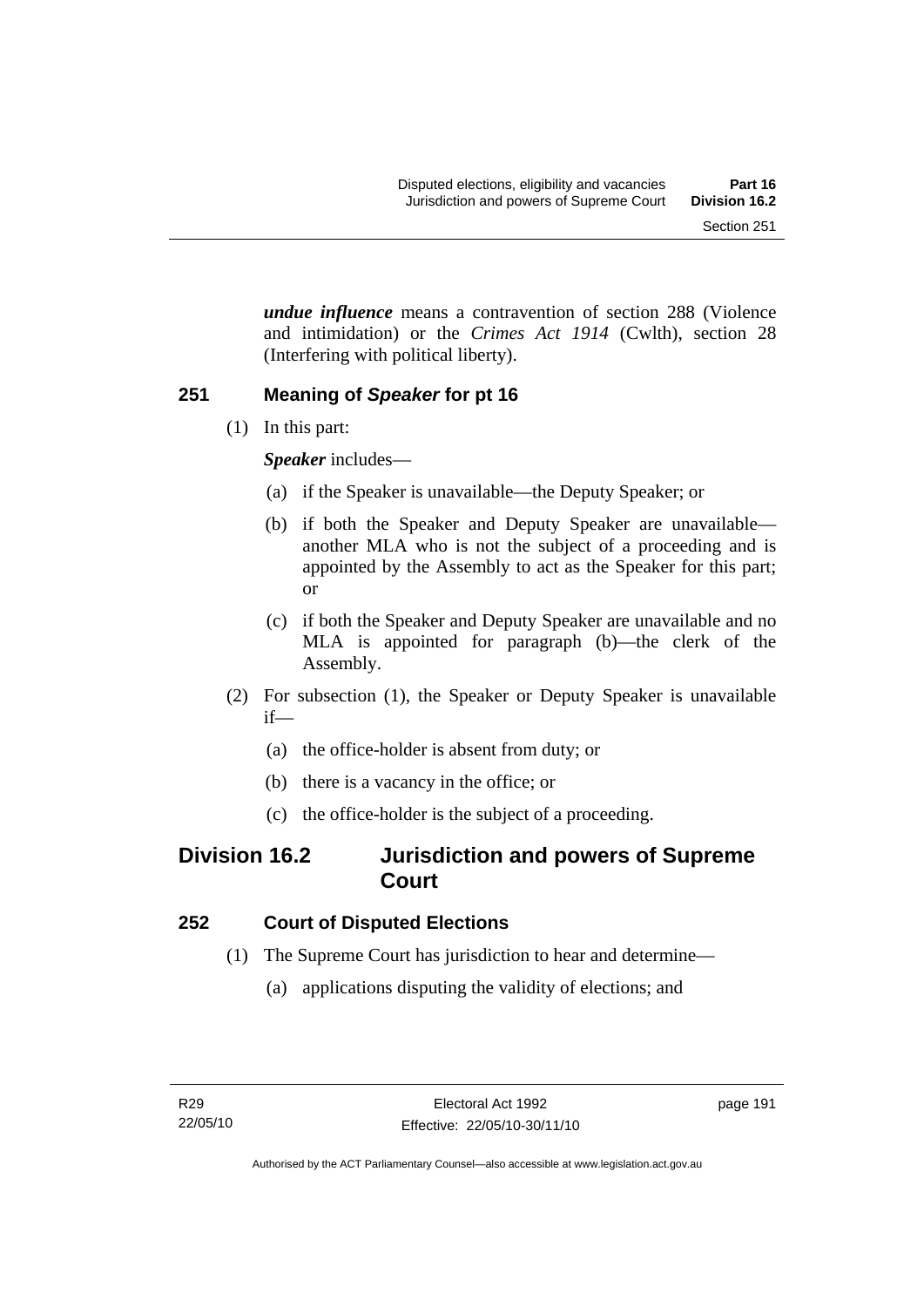***undue influence*** means a contravention of section 288 (Violence and intimidation) or the *Crimes Act 1914* (Cwlth), section 28 (Interfering with political liberty).

### 251 Meaning of *Speaker* for pt 16

(1) In this part:

***Speaker*** includes—

(a) if the Speaker is unavailable—the Deputy Speaker; or

(b) if both the Speaker and Deputy Speaker are unavailable—another MLA who is not the subject of a proceeding and is appointed by the Assembly to act as the Speaker for this part; or

(c) if both the Speaker and Deputy Speaker are unavailable and no MLA is appointed for paragraph (b)—the clerk of the Assembly.

(2) For subsection (1), the Speaker or Deputy Speaker is unavailable if—

(a) the office-holder is absent from duty; or

(b) there is a vacancy in the office; or

(c) the office-holder is the subject of a proceeding.

## Division 16.2 Jurisdiction and powers of Supreme Court

### 252 Court of Disputed Elections

(1) The Supreme Court has jurisdiction to hear and determine—

(a) applications disputing the validity of elections; and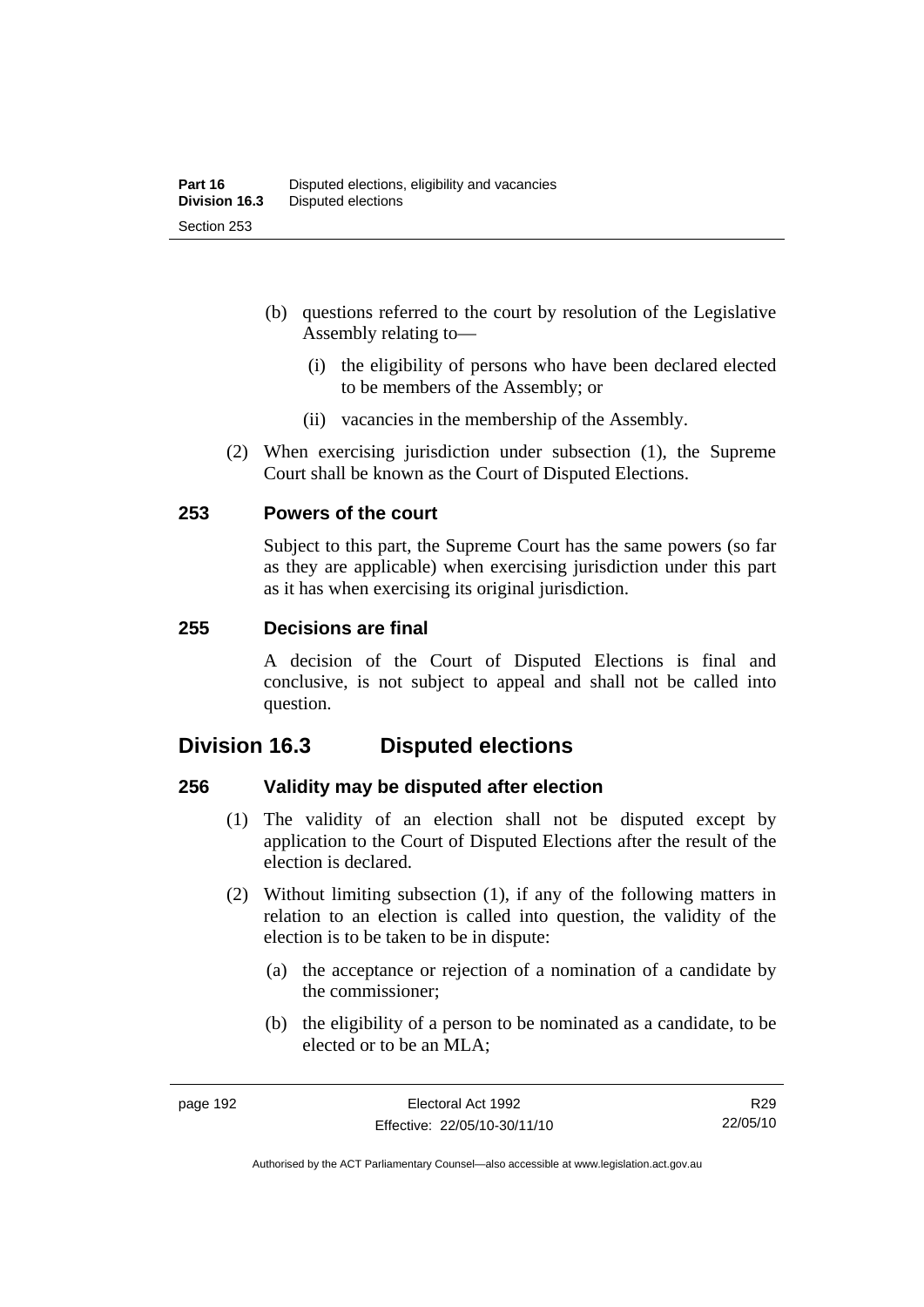(b) questions referred to the court by resolution of the Legislative Assembly relating to—

   (i) the eligibility of persons who have been declared elected to be members of the Assembly; or

   (ii) vacancies in the membership of the Assembly.

(2) When exercising jurisdiction under subsection (1), the Supreme Court shall be known as the Court of Disputed Elections.

### 253 Powers of the court

Subject to this part, the Supreme Court has the same powers (so far as they are applicable) when exercising jurisdiction under this part as it has when exercising its original jurisdiction.

### 255 Decisions are final

A decision of the Court of Disputed Elections is final and conclusive, is not subject to appeal and shall not be called into question.

## Division 16.3 Disputed elections

### 256 Validity may be disputed after election

(1) The validity of an election shall not be disputed except by application to the Court of Disputed Elections after the result of the election is declared.

(2) Without limiting subsection (1), if any of the following matters in relation to an election is called into question, the validity of the election is to be taken to be in dispute:

   (a) the acceptance or rejection of a nomination of a candidate by the commissioner;

   (b) the eligibility of a person to be nominated as a candidate, to be elected or to be an MLA;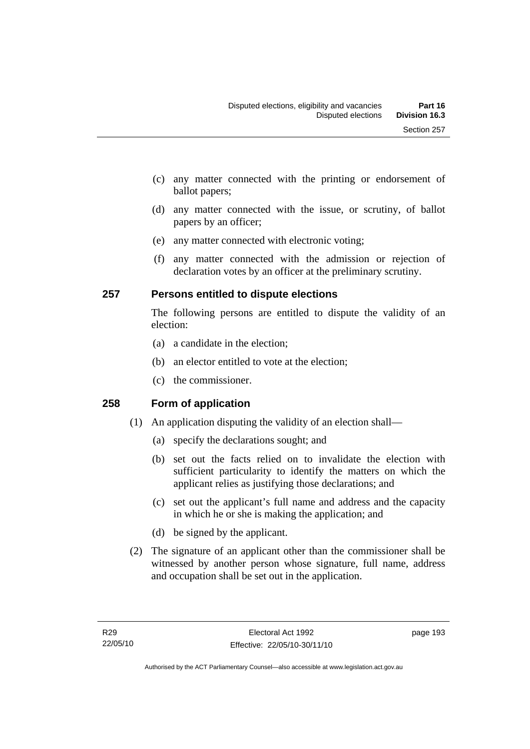(c) any matter connected with the printing or endorsement of ballot papers;

(d) any matter connected with the issue, or scrutiny, of ballot papers by an officer;

(e) any matter connected with electronic voting;

(f) any matter connected with the admission or rejection of declaration votes by an officer at the preliminary scrutiny.

## 257 Persons entitled to dispute elections

The following persons are entitled to dispute the validity of an election:

(a) a candidate in the election;

(b) an elector entitled to vote at the election;

(c) the commissioner.

## 258 Form of application

(1) An application disputing the validity of an election shall—

(a) specify the declarations sought; and

(b) set out the facts relied on to invalidate the election with sufficient particularity to identify the matters on which the applicant relies as justifying those declarations; and

(c) set out the applicant's full name and address and the capacity in which he or she is making the application; and

(d) be signed by the applicant.

(2) The signature of an applicant other than the commissioner shall be witnessed by another person whose signature, full name, address and occupation shall be set out in the application.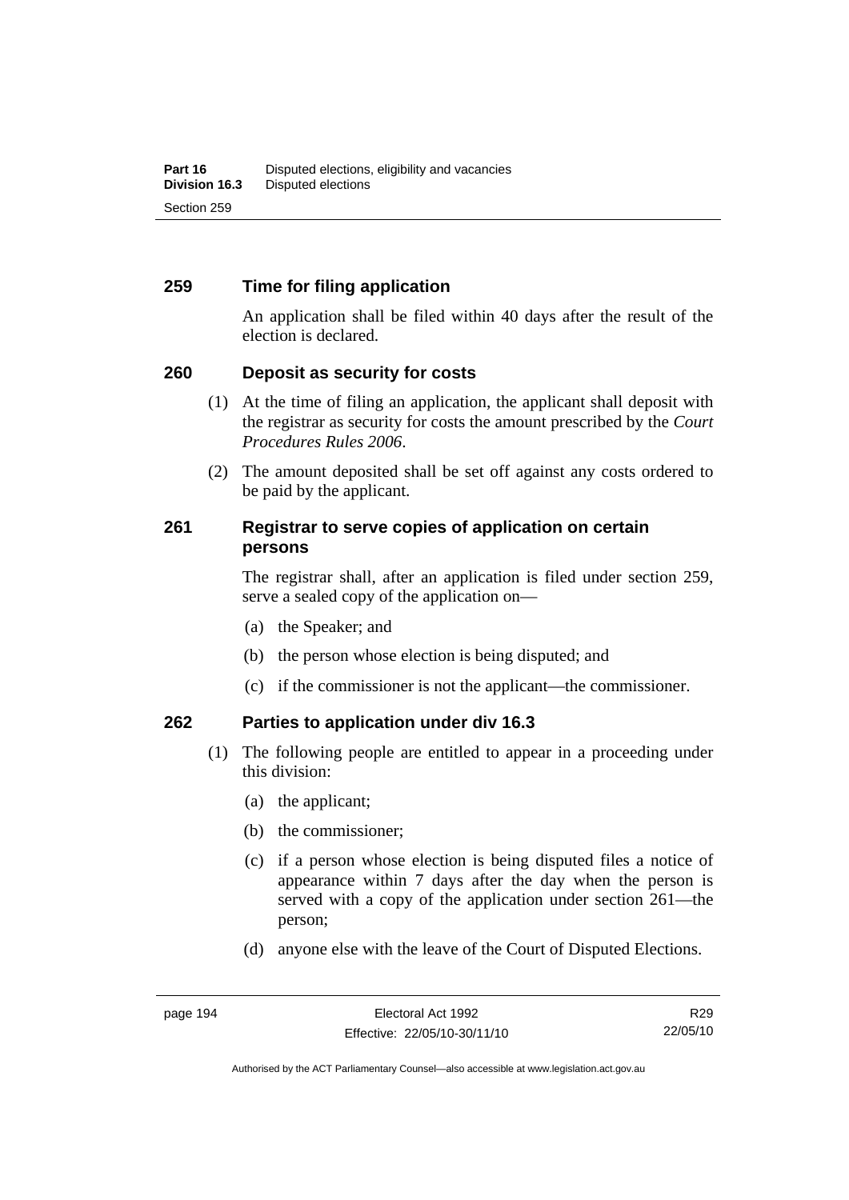## 259 Time for filing application

An application shall be filed within 40 days after the result of the election is declared.

## 260 Deposit as security for costs

(1) At the time of filing an application, the applicant shall deposit with the registrar as security for costs the amount prescribed by the *Court Procedures Rules 2006*.

(2) The amount deposited shall be set off against any costs ordered to be paid by the applicant.

## 261 Registrar to serve copies of application on certain persons

The registrar shall, after an application is filed under section 259, serve a sealed copy of the application on—

(a) the Speaker; and

(b) the person whose election is being disputed; and

(c) if the commissioner is not the applicant—the commissioner.

## 262 Parties to application under div 16.3

(1) The following people are entitled to appear in a proceeding under this division:

(a) the applicant;

(b) the commissioner;

(c) if a person whose election is being disputed files a notice of appearance within 7 days after the day when the person is served with a copy of the application under section 261—the person;

(d) anyone else with the leave of the Court of Disputed Elections.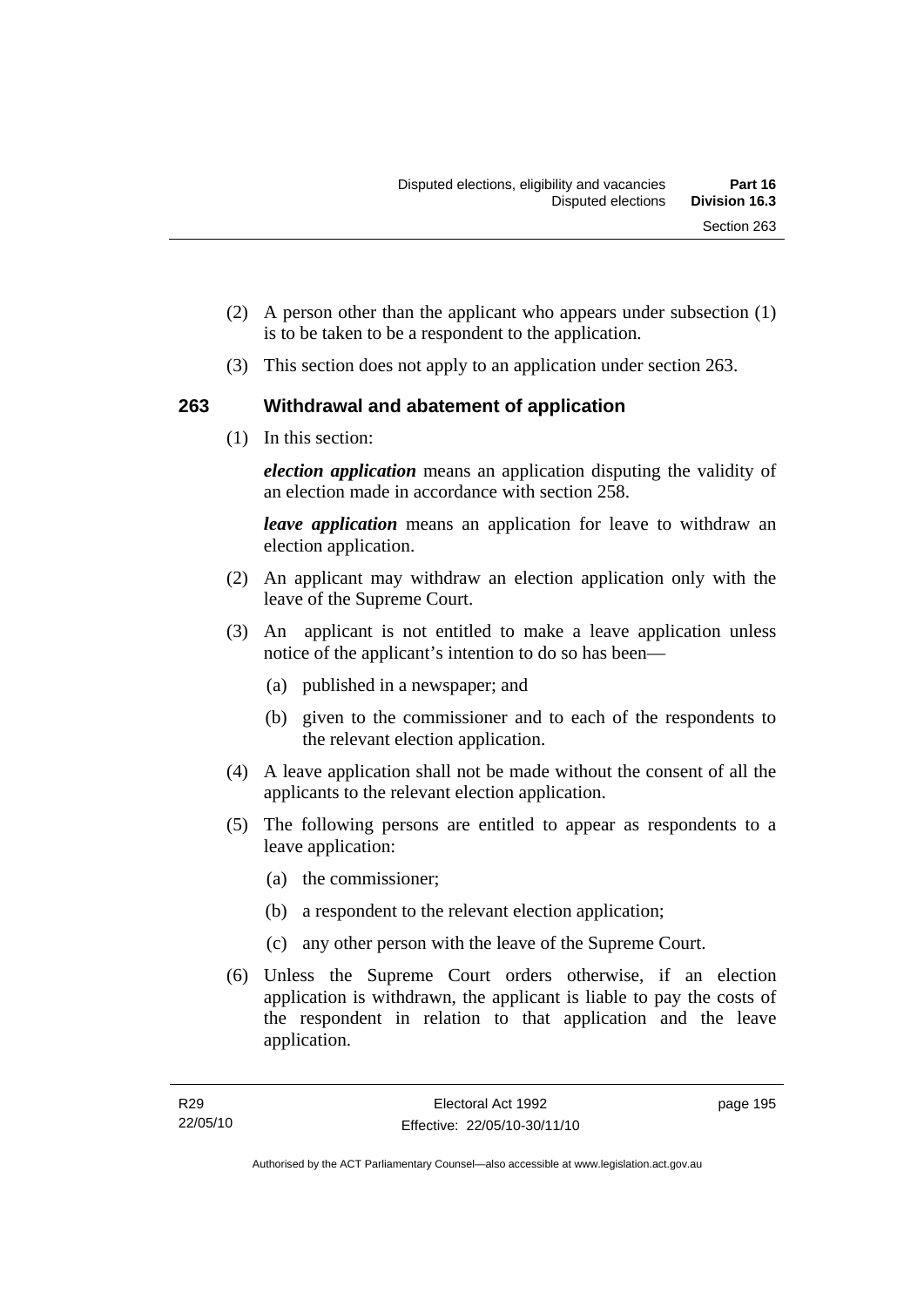(2) A person other than the applicant who appears under subsection (1) is to be taken to be a respondent to the application.

(3) This section does not apply to an application under section 263.

## 263 Withdrawal and abatement of application

(1) In this section:

***election application*** means an application disputing the validity of an election made in accordance with section 258.

***leave application*** means an application for leave to withdraw an election application.

(2) An applicant may withdraw an election application only with the leave of the Supreme Court.

(3) An applicant is not entitled to make a leave application unless notice of the applicant's intention to do so has been—

(a) published in a newspaper; and

(b) given to the commissioner and to each of the respondents to the relevant election application.

(4) A leave application shall not be made without the consent of all the applicants to the relevant election application.

(5) The following persons are entitled to appear as respondents to a leave application:

(a) the commissioner;

(b) a respondent to the relevant election application;

(c) any other person with the leave of the Supreme Court.

(6) Unless the Supreme Court orders otherwise, if an election application is withdrawn, the applicant is liable to pay the costs of the respondent in relation to that application and the leave application.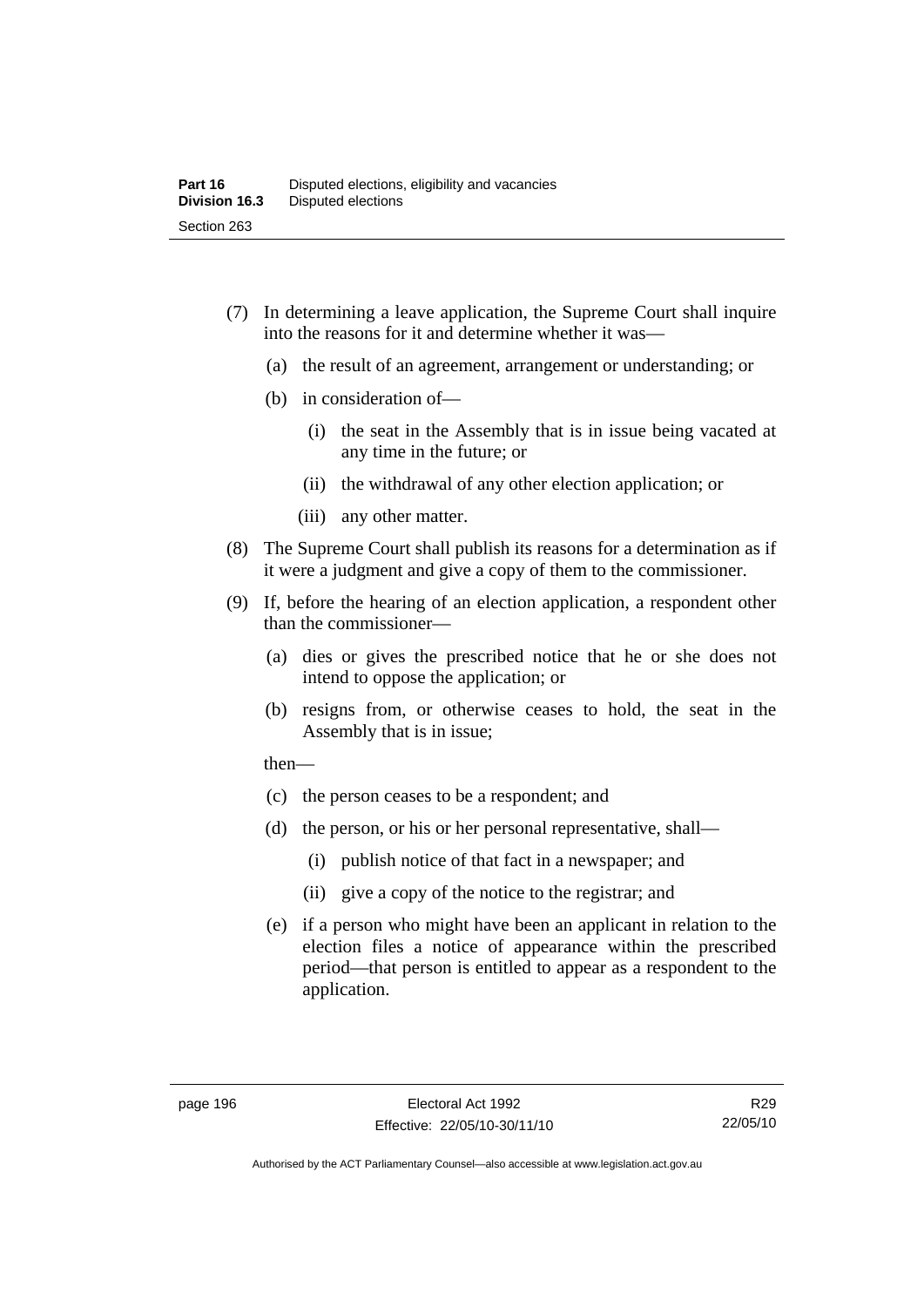(7) In determining a leave application, the Supreme Court shall inquire into the reasons for it and determine whether it was—

  (a) the result of an agreement, arrangement or understanding; or

  (b) in consideration of—

    (i) the seat in the Assembly that is in issue being vacated at any time in the future; or

    (ii) the withdrawal of any other election application; or

    (iii) any other matter.

(8) The Supreme Court shall publish its reasons for a determination as if it were a judgment and give a copy of them to the commissioner.

(9) If, before the hearing of an election application, a respondent other than the commissioner—

  (a) dies or gives the prescribed notice that he or she does not intend to oppose the application; or

  (b) resigns from, or otherwise ceases to hold, the seat in the Assembly that is in issue;

  then—

  (c) the person ceases to be a respondent; and

  (d) the person, or his or her personal representative, shall—

    (i) publish notice of that fact in a newspaper; and

    (ii) give a copy of the notice to the registrar; and

  (e) if a person who might have been an applicant in relation to the election files a notice of appearance within the prescribed period—that person is entitled to appear as a respondent to the application.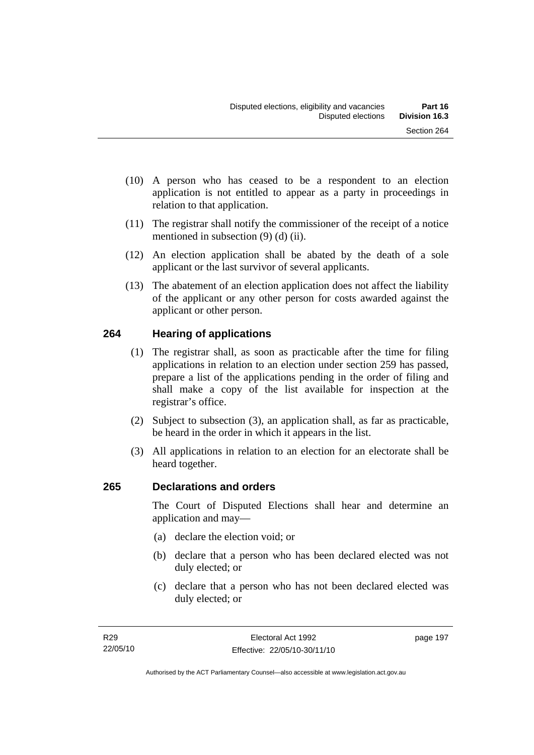(10) A person who has ceased to be a respondent to an election application is not entitled to appear as a party in proceedings in relation to that application.

(11) The registrar shall notify the commissioner of the receipt of a notice mentioned in subsection (9) (d) (ii).

(12) An election application shall be abated by the death of a sole applicant or the last survivor of several applicants.

(13) The abatement of an election application does not affect the liability of the applicant or any other person for costs awarded against the applicant or other person.

## 264 Hearing of applications

(1) The registrar shall, as soon as practicable after the time for filing applications in relation to an election under section 259 has passed, prepare a list of the applications pending in the order of filing and shall make a copy of the list available for inspection at the registrar's office.

(2) Subject to subsection (3), an application shall, as far as practicable, be heard in the order in which it appears in the list.

(3) All applications in relation to an election for an electorate shall be heard together.

## 265 Declarations and orders

The Court of Disputed Elections shall hear and determine an application and may—

(a) declare the election void; or

(b) declare that a person who has been declared elected was not duly elected; or

(c) declare that a person who has not been declared elected was duly elected; or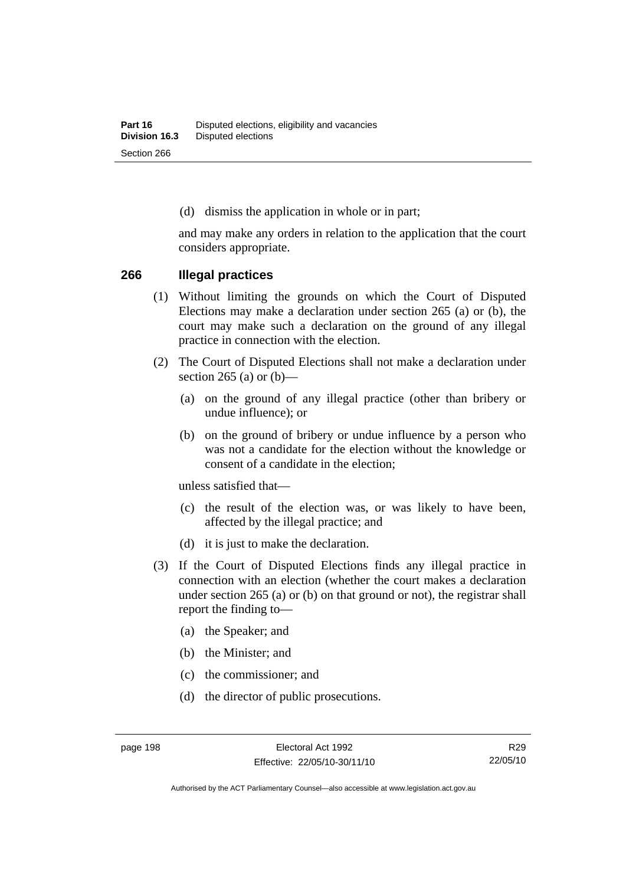(d) dismiss the application in whole or in part;

and may make any orders in relation to the application that the court considers appropriate.

### 266 Illegal practices

(1) Without limiting the grounds on which the Court of Disputed Elections may make a declaration under section 265 (a) or (b), the court may make such a declaration on the ground of any illegal practice in connection with the election.

(2) The Court of Disputed Elections shall not make a declaration under section 265 (a) or (b)—

(a) on the ground of any illegal practice (other than bribery or undue influence); or

(b) on the ground of bribery or undue influence by a person who was not a candidate for the election without the knowledge or consent of a candidate in the election;

unless satisfied that—

(c) the result of the election was, or was likely to have been, affected by the illegal practice; and

(d) it is just to make the declaration.

(3) If the Court of Disputed Elections finds any illegal practice in connection with an election (whether the court makes a declaration under section 265 (a) or (b) on that ground or not), the registrar shall report the finding to—

(a) the Speaker; and

(b) the Minister; and

(c) the commissioner; and

(d) the director of public prosecutions.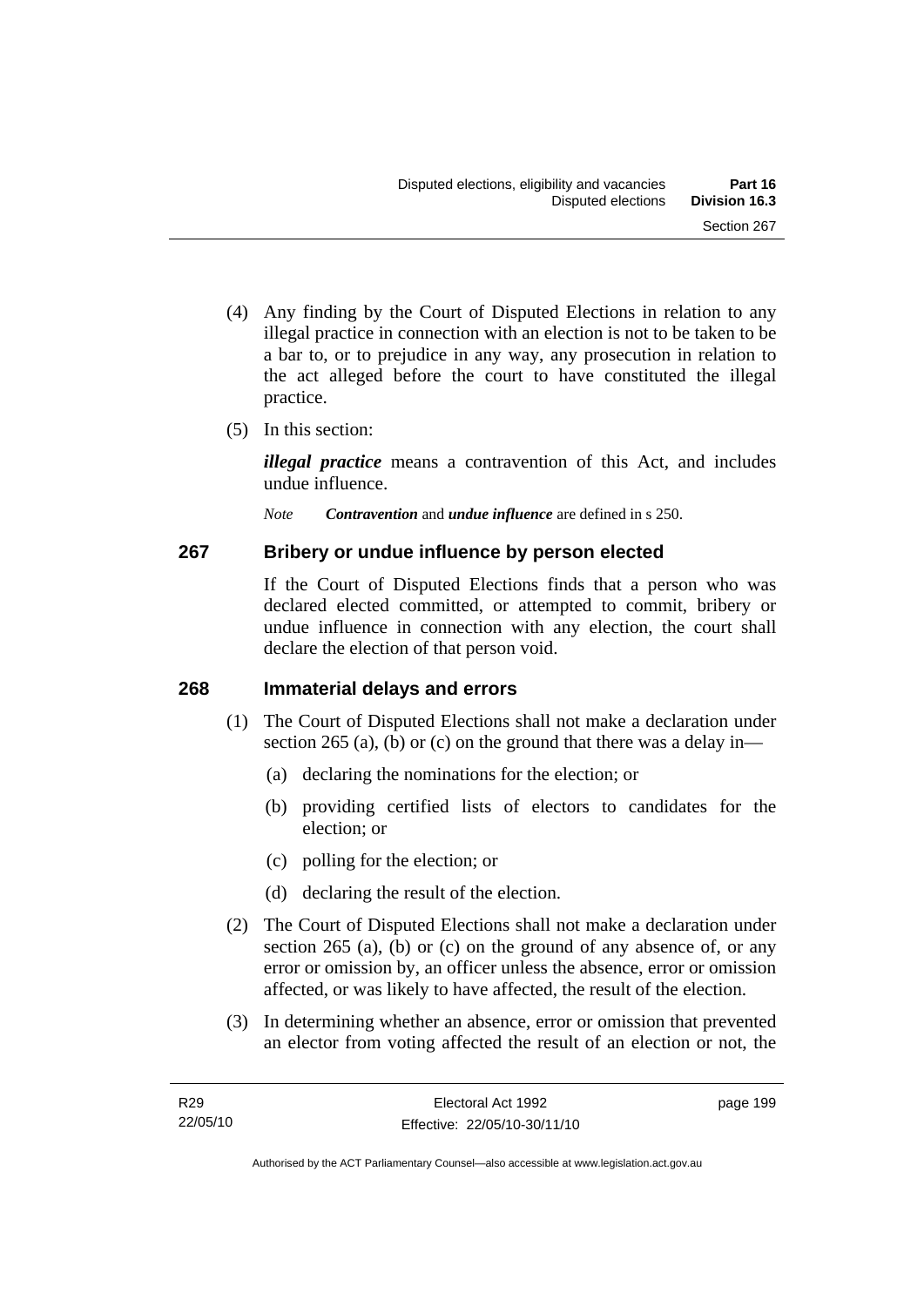(4) Any finding by the Court of Disputed Elections in relation to any illegal practice in connection with an election is not to be taken to be a bar to, or to prejudice in any way, any prosecution in relation to the act alleged before the court to have constituted the illegal practice.

(5) In this section:

***illegal practice*** means a contravention of this Act, and includes undue influence.

*Note* ***Contravention*** and ***undue influence*** are defined in s 250.

## 267 Bribery or undue influence by person elected

If the Court of Disputed Elections finds that a person who was declared elected committed, or attempted to commit, bribery or undue influence in connection with any election, the court shall declare the election of that person void.

## 268 Immaterial delays and errors

(1) The Court of Disputed Elections shall not make a declaration under section 265 (a), (b) or (c) on the ground that there was a delay in—

- (a) declaring the nominations for the election; or
- (b) providing certified lists of electors to candidates for the election; or
- (c) polling for the election; or
- (d) declaring the result of the election.

(2) The Court of Disputed Elections shall not make a declaration under section 265 (a), (b) or (c) on the ground of any absence of, or any error or omission by, an officer unless the absence, error or omission affected, or was likely to have affected, the result of the election.

(3) In determining whether an absence, error or omission that prevented an elector from voting affected the result of an election or not, the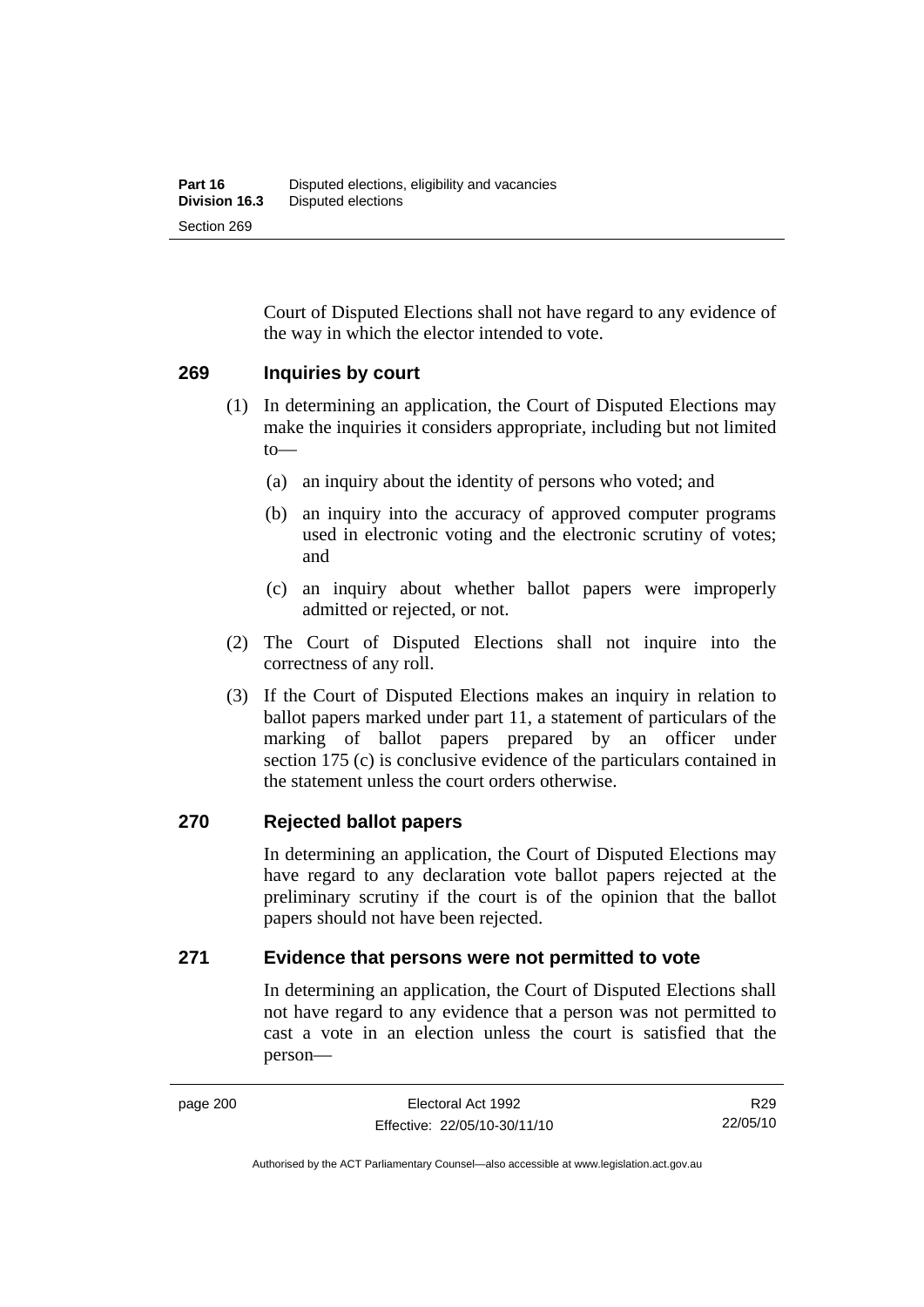Court of Disputed Elections shall not have regard to any evidence of the way in which the elector intended to vote.

## 269 Inquiries by court

(1) In determining an application, the Court of Disputed Elections may make the inquiries it considers appropriate, including but not limited to—

(a) an inquiry about the identity of persons who voted; and

(b) an inquiry into the accuracy of approved computer programs used in electronic voting and the electronic scrutiny of votes; and

(c) an inquiry about whether ballot papers were improperly admitted or rejected, or not.

(2) The Court of Disputed Elections shall not inquire into the correctness of any roll.

(3) If the Court of Disputed Elections makes an inquiry in relation to ballot papers marked under part 11, a statement of particulars of the marking of ballot papers prepared by an officer under section 175 (c) is conclusive evidence of the particulars contained in the statement unless the court orders otherwise.

## 270 Rejected ballot papers

In determining an application, the Court of Disputed Elections may have regard to any declaration vote ballot papers rejected at the preliminary scrutiny if the court is of the opinion that the ballot papers should not have been rejected.

## 271 Evidence that persons were not permitted to vote

In determining an application, the Court of Disputed Elections shall not have regard to any evidence that a person was not permitted to cast a vote in an election unless the court is satisfied that the person—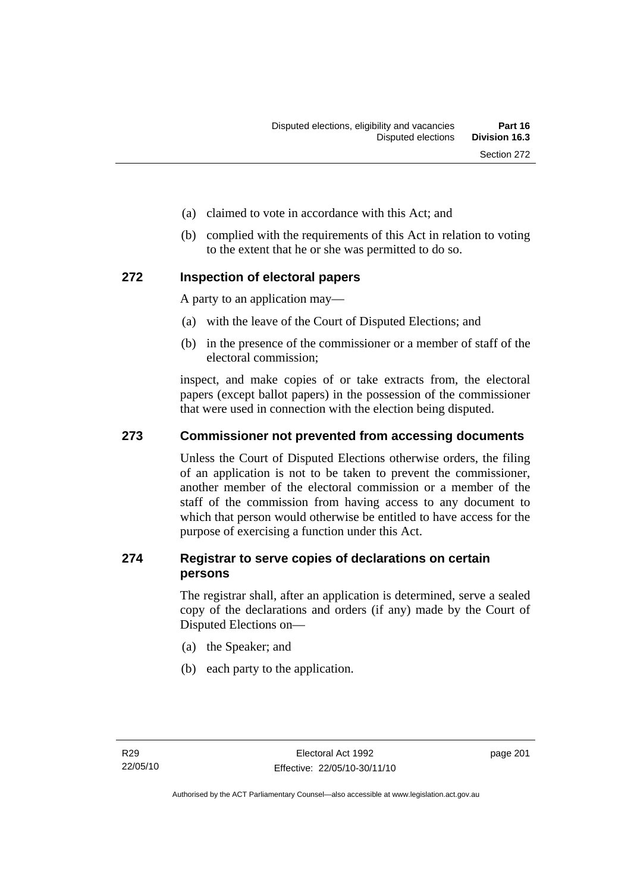(a) claimed to vote in accordance with this Act; and

(b) complied with the requirements of this Act in relation to voting to the extent that he or she was permitted to do so.

## 272 Inspection of electoral papers

A party to an application may—

(a) with the leave of the Court of Disputed Elections; and

(b) in the presence of the commissioner or a member of staff of the electoral commission;

inspect, and make copies of or take extracts from, the electoral papers (except ballot papers) in the possession of the commissioner that were used in connection with the election being disputed.

## 273 Commissioner not prevented from accessing documents

Unless the Court of Disputed Elections otherwise orders, the filing of an application is not to be taken to prevent the commissioner, another member of the electoral commission or a member of the staff of the commission from having access to any document to which that person would otherwise be entitled to have access for the purpose of exercising a function under this Act.

## 274 Registrar to serve copies of declarations on certain persons

The registrar shall, after an application is determined, serve a sealed copy of the declarations and orders (if any) made by the Court of Disputed Elections on—

(a) the Speaker; and

(b) each party to the application.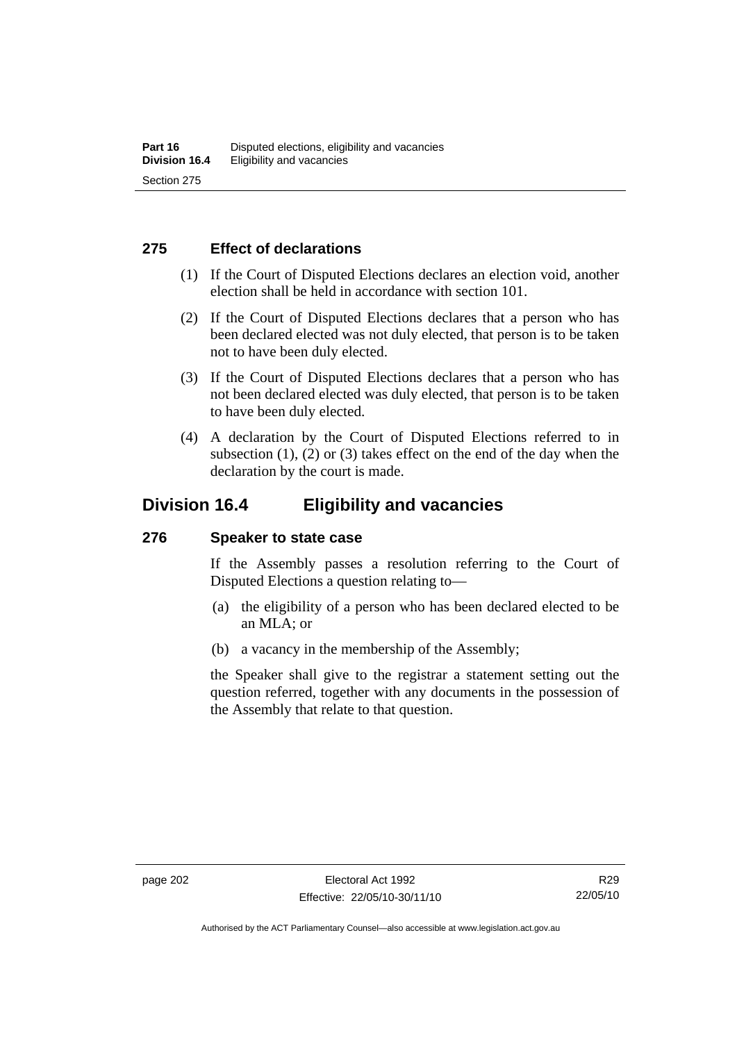### 275 Effect of declarations

(1) If the Court of Disputed Elections declares an election void, another election shall be held in accordance with section 101.

(2) If the Court of Disputed Elections declares that a person who has been declared elected was not duly elected, that person is to be taken not to have been duly elected.

(3) If the Court of Disputed Elections declares that a person who has not been declared elected was duly elected, that person is to be taken to have been duly elected.

(4) A declaration by the Court of Disputed Elections referred to in subsection (1), (2) or (3) takes effect on the end of the day when the declaration by the court is made.

## Division 16.4 Eligibility and vacancies

### 276 Speaker to state case

If the Assembly passes a resolution referring to the Court of Disputed Elections a question relating to—

(a) the eligibility of a person who has been declared elected to be an MLA; or

(b) a vacancy in the membership of the Assembly;

the Speaker shall give to the registrar a statement setting out the question referred, together with any documents in the possession of the Assembly that relate to that question.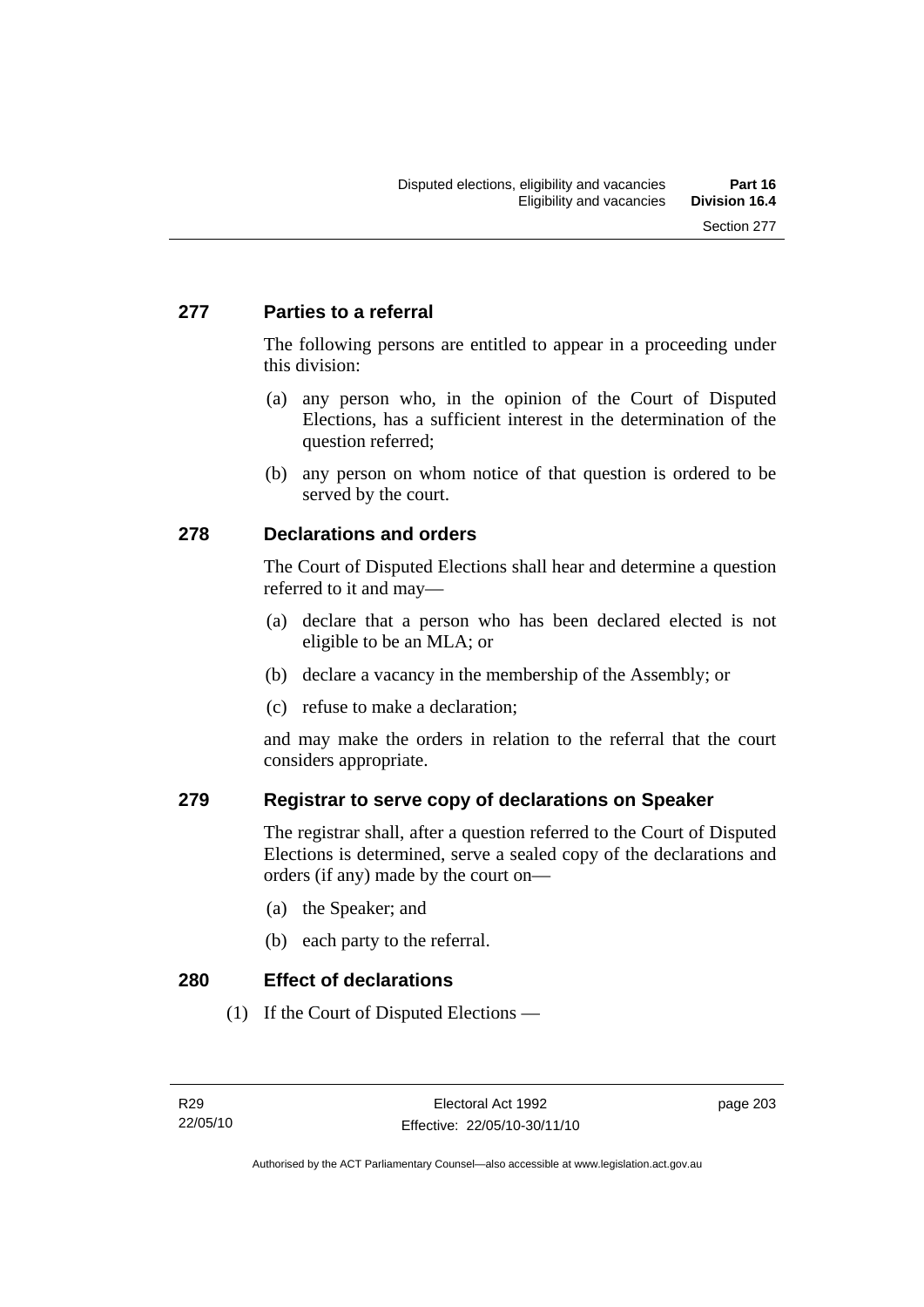### 277 Parties to a referral

The following persons are entitled to appear in a proceeding under this division:

(a) any person who, in the opinion of the Court of Disputed Elections, has a sufficient interest in the determination of the question referred;

(b) any person on whom notice of that question is ordered to be served by the court.

### 278 Declarations and orders

The Court of Disputed Elections shall hear and determine a question referred to it and may—

(a) declare that a person who has been declared elected is not eligible to be an MLA; or

(b) declare a vacancy in the membership of the Assembly; or

(c) refuse to make a declaration;

and may make the orders in relation to the referral that the court considers appropriate.

### 279 Registrar to serve copy of declarations on Speaker

The registrar shall, after a question referred to the Court of Disputed Elections is determined, serve a sealed copy of the declarations and orders (if any) made by the court on—

(a) the Speaker; and

(b) each party to the referral.

### 280 Effect of declarations

(1) If the Court of Disputed Elections —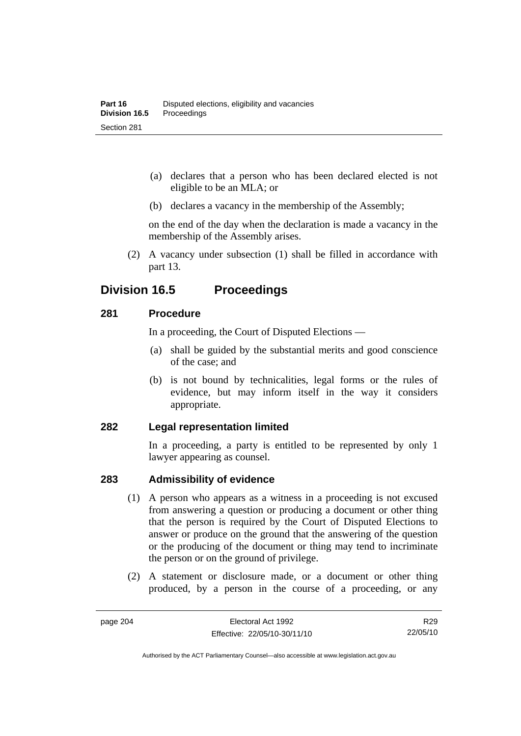(a) declares that a person who has been declared elected is not eligible to be an MLA; or

(b) declares a vacancy in the membership of the Assembly;

on the end of the day when the declaration is made a vacancy in the membership of the Assembly arises.

(2) A vacancy under subsection (1) shall be filled in accordance with part 13.

## Division 16.5 Proceedings

### 281 Procedure

In a proceeding, the Court of Disputed Elections —

(a) shall be guided by the substantial merits and good conscience of the case; and

(b) is not bound by technicalities, legal forms or the rules of evidence, but may inform itself in the way it considers appropriate.

### 282 Legal representation limited

In a proceeding, a party is entitled to be represented by only 1 lawyer appearing as counsel.

### 283 Admissibility of evidence

(1) A person who appears as a witness in a proceeding is not excused from answering a question or producing a document or other thing that the person is required by the Court of Disputed Elections to answer or produce on the ground that the answering of the question or the producing of the document or thing may tend to incriminate the person or on the ground of privilege.

(2) A statement or disclosure made, or a document or other thing produced, by a person in the course of a proceeding, or any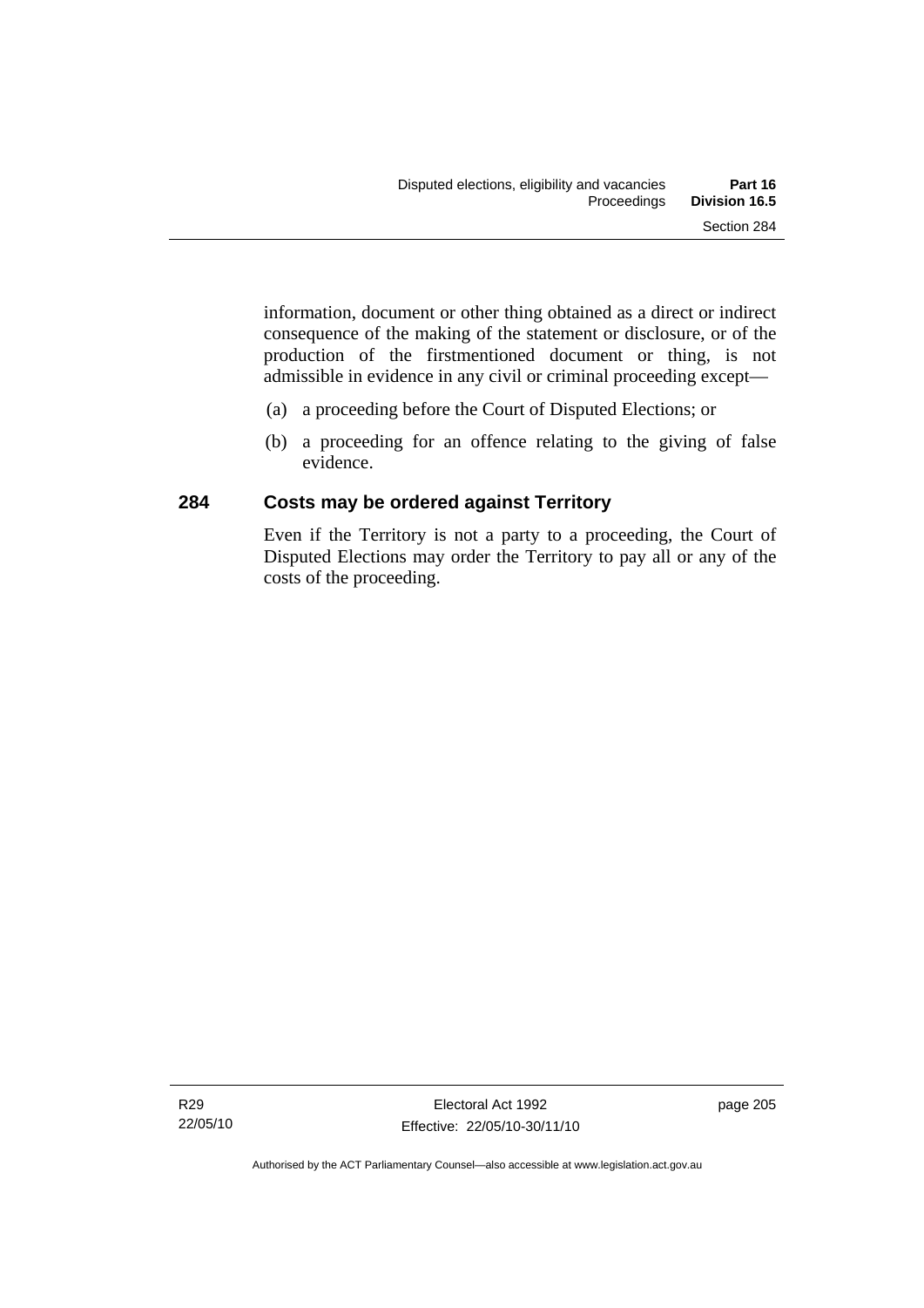information, document or other thing obtained as a direct or indirect consequence of the making of the statement or disclosure, or of the production of the firstmentioned document or thing, is not admissible in evidence in any civil or criminal proceeding except—

(a) a proceeding before the Court of Disputed Elections; or

(b) a proceeding for an offence relating to the giving of false evidence.

### 284 Costs may be ordered against Territory

Even if the Territory is not a party to a proceeding, the Court of Disputed Elections may order the Territory to pay all or any of the costs of the proceeding.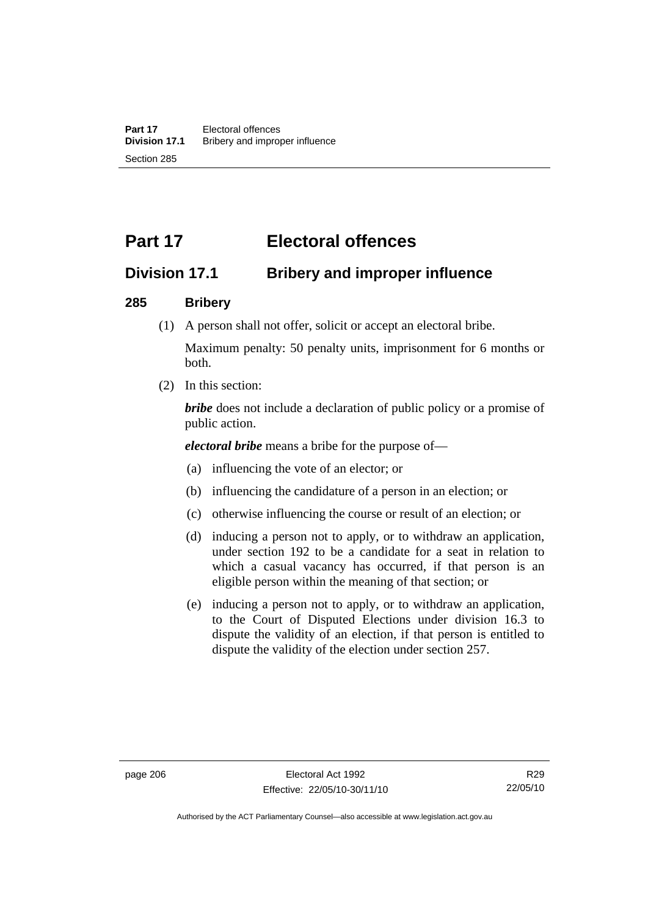# Part 17 Electoral offences

## Division 17.1 Bribery and improper influence

### 285 Bribery

(1) A person shall not offer, solicit or accept an electoral bribe.

Maximum penalty: 50 penalty units, imprisonment for 6 months or both.

(2) In this section:

***bribe*** does not include a declaration of public policy or a promise of public action.

***electoral bribe*** means a bribe for the purpose of—

(a) influencing the vote of an elector; or

(b) influencing the candidature of a person in an election; or

(c) otherwise influencing the course or result of an election; or

(d) inducing a person not to apply, or to withdraw an application, under section 192 to be a candidate for a seat in relation to which a casual vacancy has occurred, if that person is an eligible person within the meaning of that section; or

(e) inducing a person not to apply, or to withdraw an application, to the Court of Disputed Elections under division 16.3 to dispute the validity of an election, if that person is entitled to dispute the validity of the election under section 257.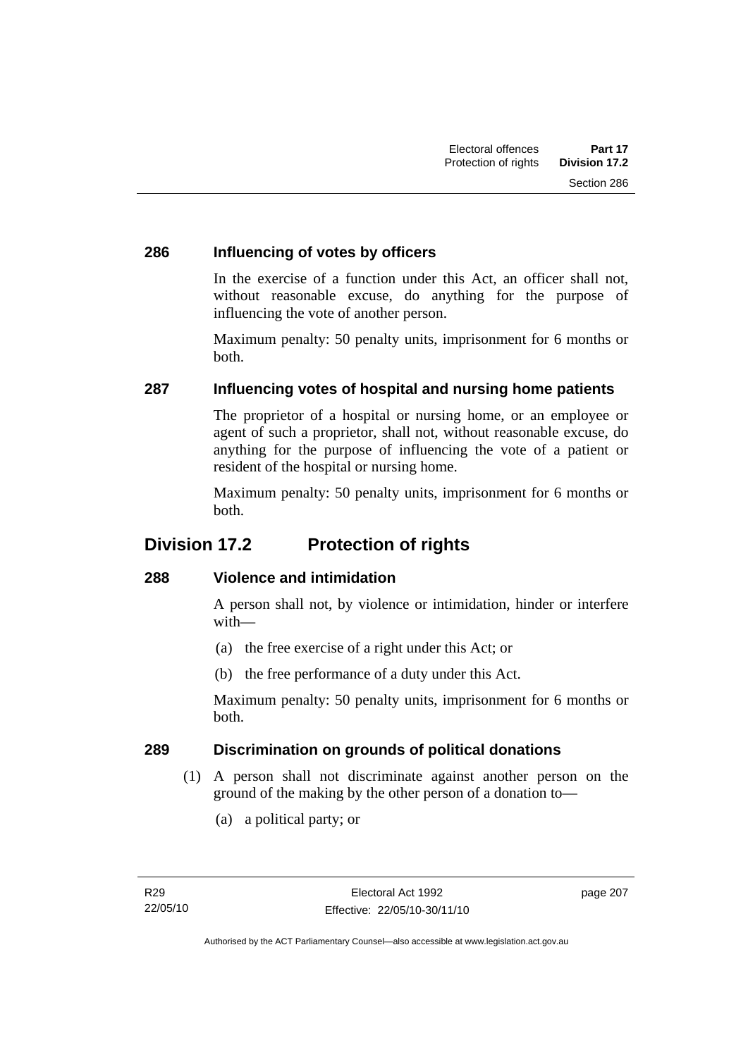### 286 Influencing of votes by officers

In the exercise of a function under this Act, an officer shall not, without reasonable excuse, do anything for the purpose of influencing the vote of another person.

Maximum penalty: 50 penalty units, imprisonment for 6 months or both.

### 287 Influencing votes of hospital and nursing home patients

The proprietor of a hospital or nursing home, or an employee or agent of such a proprietor, shall not, without reasonable excuse, do anything for the purpose of influencing the vote of a patient or resident of the hospital or nursing home.

Maximum penalty: 50 penalty units, imprisonment for 6 months or both.

## Division 17.2 Protection of rights

### 288 Violence and intimidation

A person shall not, by violence or intimidation, hinder or interfere with—

(a) the free exercise of a right under this Act; or

(b) the free performance of a duty under this Act.

Maximum penalty: 50 penalty units, imprisonment for 6 months or both.

### 289 Discrimination on grounds of political donations

(1) A person shall not discriminate against another person on the ground of the making by the other person of a donation to—

(a) a political party; or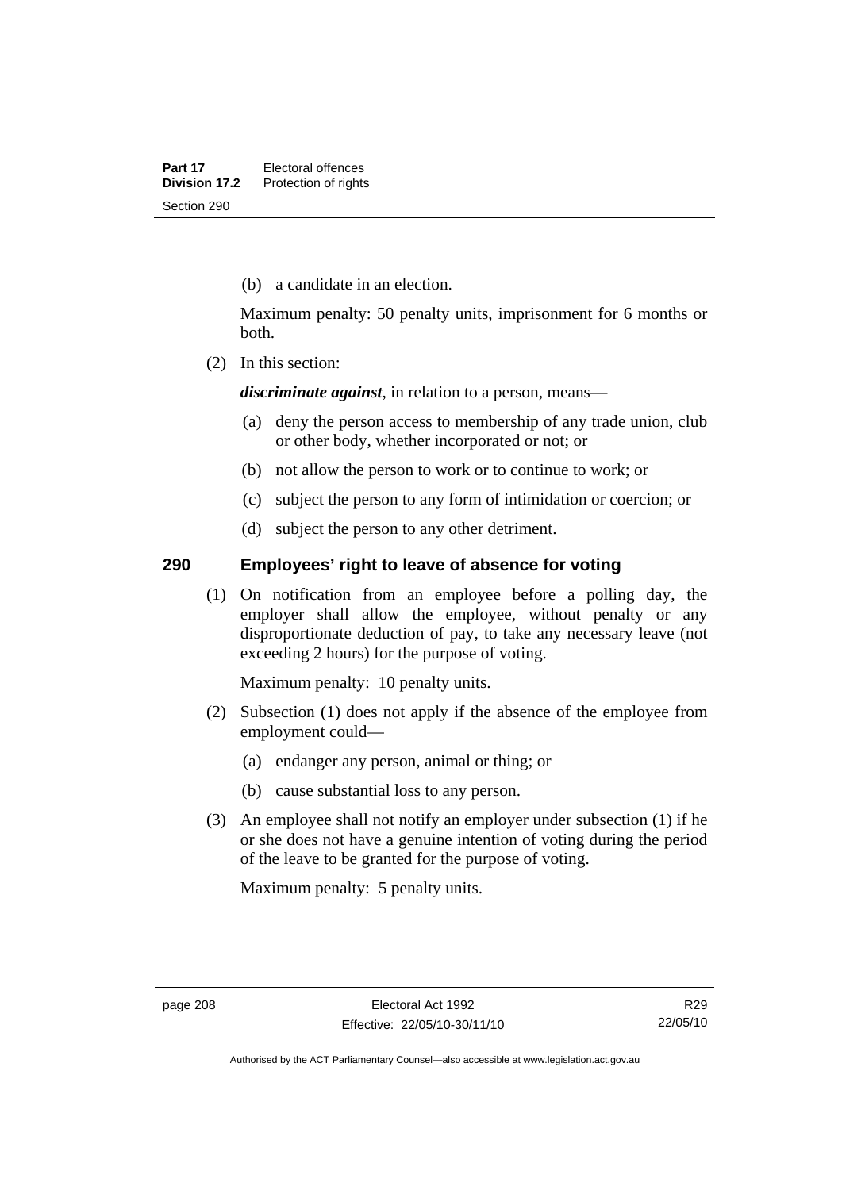(b) a candidate in an election.

Maximum penalty: 50 penalty units, imprisonment for 6 months or both.

(2) In this section:

***discriminate against***, in relation to a person, means—

(a) deny the person access to membership of any trade union, club or other body, whether incorporated or not; or

(b) not allow the person to work or to continue to work; or

(c) subject the person to any form of intimidation or coercion; or

(d) subject the person to any other detriment.

## 290 Employees' right to leave of absence for voting

(1) On notification from an employee before a polling day, the employer shall allow the employee, without penalty or any disproportionate deduction of pay, to take any necessary leave (not exceeding 2 hours) for the purpose of voting.

Maximum penalty: 10 penalty units.

(2) Subsection (1) does not apply if the absence of the employee from employment could—

(a) endanger any person, animal or thing; or

(b) cause substantial loss to any person.

(3) An employee shall not notify an employer under subsection (1) if he or she does not have a genuine intention of voting during the period of the leave to be granted for the purpose of voting.

Maximum penalty: 5 penalty units.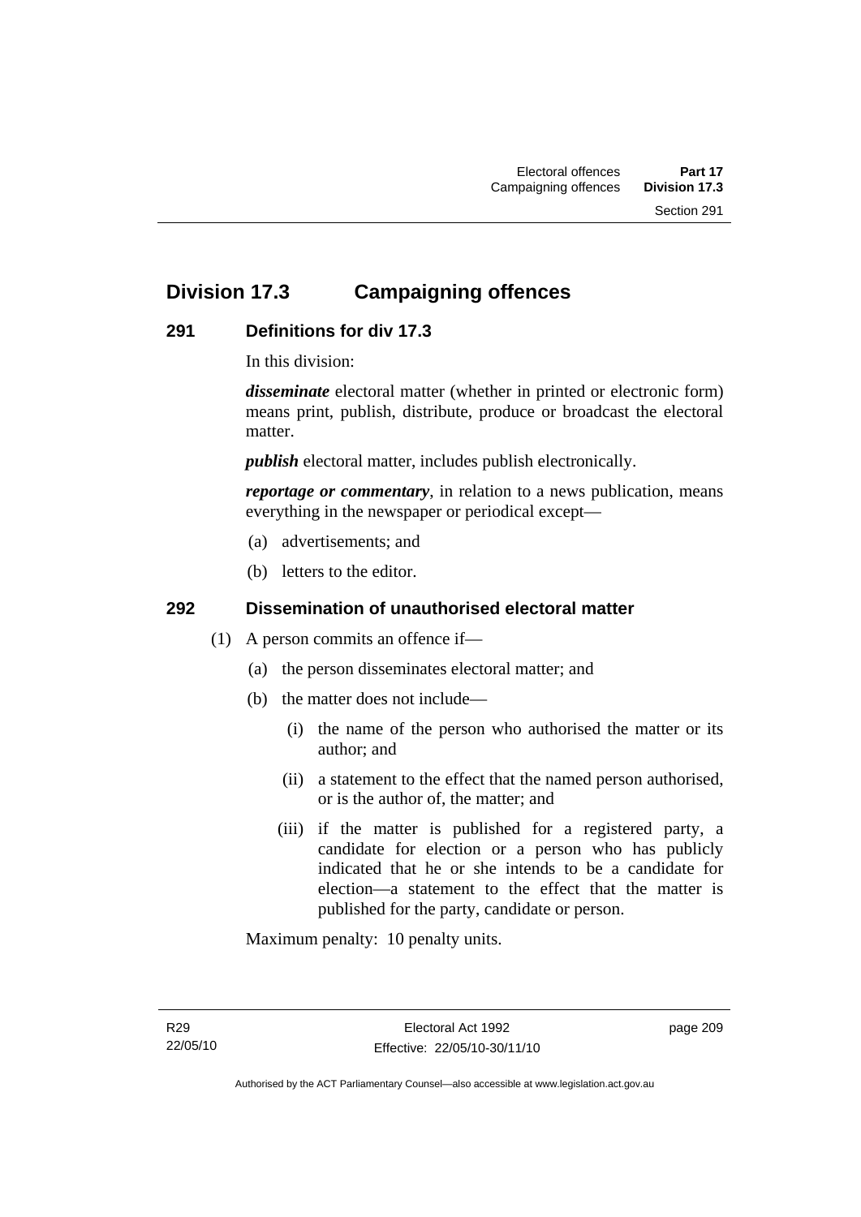## Division 17.3 Campaigning offences

### 291 Definitions for div 17.3

In this division:

***disseminate*** electoral matter (whether in printed or electronic form) means print, publish, distribute, produce or broadcast the electoral matter.

***publish*** electoral matter, includes publish electronically.

***reportage or commentary***, in relation to a news publication, means everything in the newspaper or periodical except—

(a) advertisements; and

(b) letters to the editor.

### 292 Dissemination of unauthorised electoral matter

(1) A person commits an offence if—

(a) the person disseminates electoral matter; and

(b) the matter does not include—

(i) the name of the person who authorised the matter or its author; and

(ii) a statement to the effect that the named person authorised, or is the author of, the matter; and

(iii) if the matter is published for a registered party, a candidate for election or a person who has publicly indicated that he or she intends to be a candidate for election—a statement to the effect that the matter is published for the party, candidate or person.

Maximum penalty: 10 penalty units.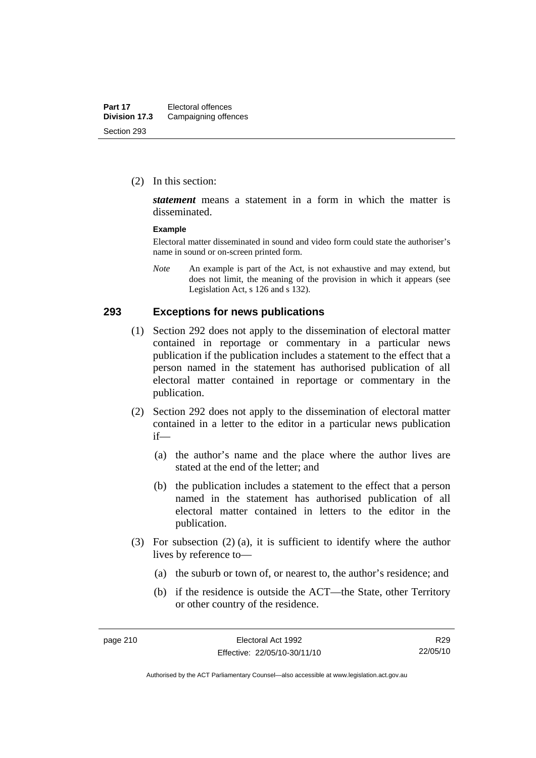(2) In this section:

***statement*** means a statement in a form in which the matter is disseminated.

**Example**

Electoral matter disseminated in sound and video form could state the authoriser's name in sound or on-screen printed form.

*Note* An example is part of the Act, is not exhaustive and may extend, but does not limit, the meaning of the provision in which it appears (see Legislation Act, s 126 and s 132).

## 293 Exceptions for news publications

(1) Section 292 does not apply to the dissemination of electoral matter contained in reportage or commentary in a particular news publication if the publication includes a statement to the effect that a person named in the statement has authorised publication of all electoral matter contained in reportage or commentary in the publication.

(2) Section 292 does not apply to the dissemination of electoral matter contained in a letter to the editor in a particular news publication if—

(a) the author's name and the place where the author lives are stated at the end of the letter; and

(b) the publication includes a statement to the effect that a person named in the statement has authorised publication of all electoral matter contained in letters to the editor in the publication.

(3) For subsection (2) (a), it is sufficient to identify where the author lives by reference to—

(a) the suburb or town of, or nearest to, the author's residence; and

(b) if the residence is outside the ACT—the State, other Territory or other country of the residence.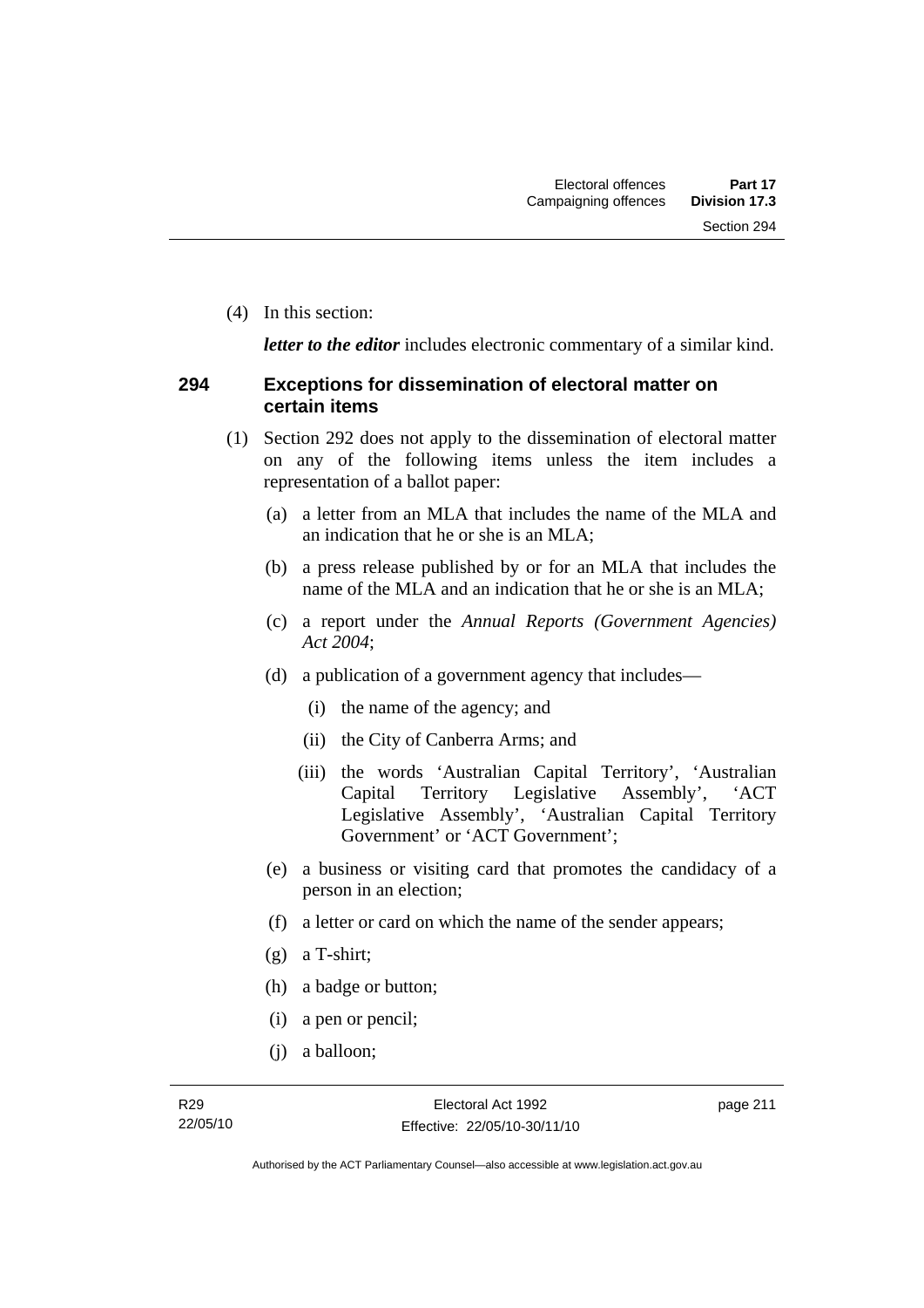(4) In this section:

***letter to the editor*** includes electronic commentary of a similar kind.

### 294 Exceptions for dissemination of electoral matter on certain items

(1) Section 292 does not apply to the dissemination of electoral matter on any of the following items unless the item includes a representation of a ballot paper:

- (a) a letter from an MLA that includes the name of the MLA and an indication that he or she is an MLA;
- (b) a press release published by or for an MLA that includes the name of the MLA and an indication that he or she is an MLA;
- (c) a report under the *Annual Reports (Government Agencies) Act 2004*;
- (d) a publication of a government agency that includes—
  - (i) the name of the agency; and
  - (ii) the City of Canberra Arms; and
  - (iii) the words 'Australian Capital Territory', 'Australian Capital Territory Legislative Assembly', 'ACT Legislative Assembly', 'Australian Capital Territory Government' or 'ACT Government';
- (e) a business or visiting card that promotes the candidacy of a person in an election;
- (f) a letter or card on which the name of the sender appears;
- (g) a T-shirt;
- (h) a badge or button;
- (i) a pen or pencil;
- (j) a balloon;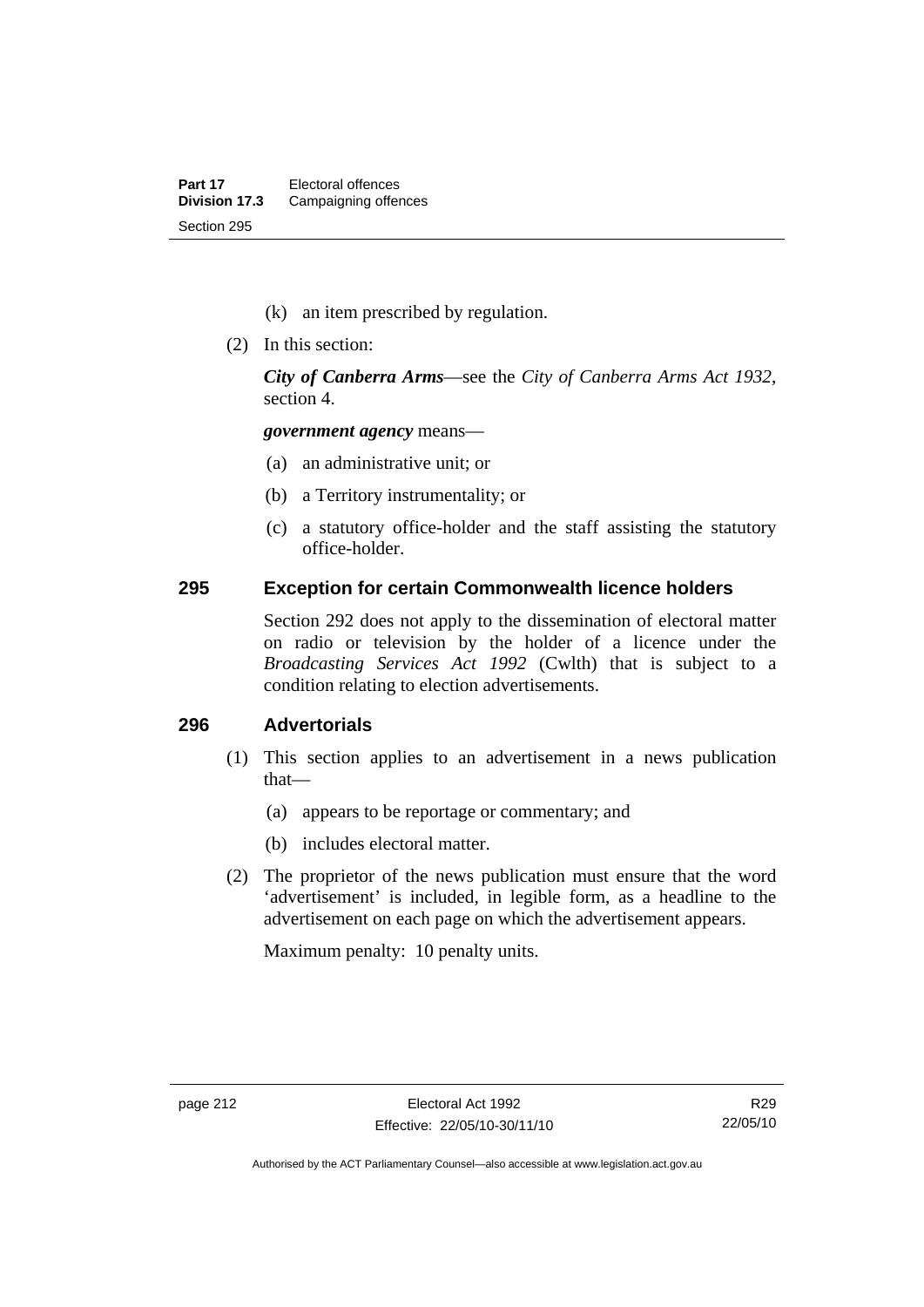(k) an item prescribed by regulation.

(2) In this section:

***City of Canberra Arms***—see the *City of Canberra Arms Act 1932*, section 4.

***government agency*** means—

(a) an administrative unit; or

(b) a Territory instrumentality; or

(c) a statutory office-holder and the staff assisting the statutory office-holder.

### 295 Exception for certain Commonwealth licence holders

Section 292 does not apply to the dissemination of electoral matter on radio or television by the holder of a licence under the *Broadcasting Services Act 1992* (Cwlth) that is subject to a condition relating to election advertisements.

### 296 Advertorials

(1) This section applies to an advertisement in a news publication that—

(a) appears to be reportage or commentary; and

(b) includes electoral matter.

(2) The proprietor of the news publication must ensure that the word 'advertisement' is included, in legible form, as a headline to the advertisement on each page on which the advertisement appears.

Maximum penalty: 10 penalty units.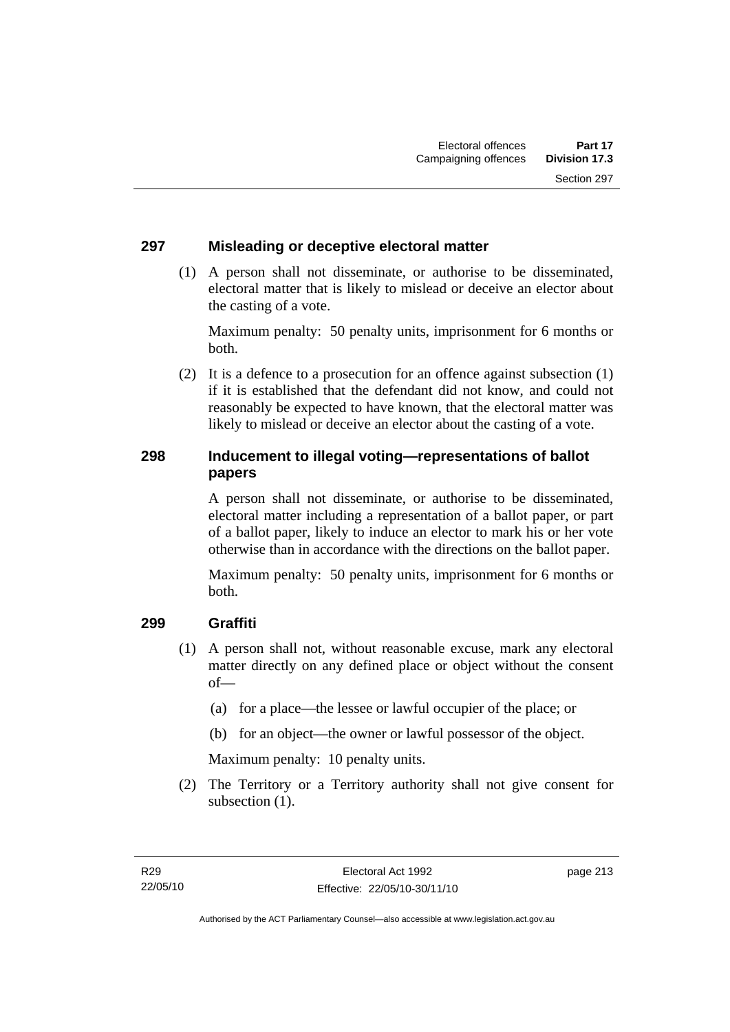### 297 Misleading or deceptive electoral matter

(1) A person shall not disseminate, or authorise to be disseminated, electoral matter that is likely to mislead or deceive an elector about the casting of a vote.

Maximum penalty: 50 penalty units, imprisonment for 6 months or both.

(2) It is a defence to a prosecution for an offence against subsection (1) if it is established that the defendant did not know, and could not reasonably be expected to have known, that the electoral matter was likely to mislead or deceive an elector about the casting of a vote.

### 298 Inducement to illegal voting—representations of ballot papers

A person shall not disseminate, or authorise to be disseminated, electoral matter including a representation of a ballot paper, or part of a ballot paper, likely to induce an elector to mark his or her vote otherwise than in accordance with the directions on the ballot paper.

Maximum penalty: 50 penalty units, imprisonment for 6 months or both.

### 299 Graffiti

(1) A person shall not, without reasonable excuse, mark any electoral matter directly on any defined place or object without the consent of—

(a) for a place—the lessee or lawful occupier of the place; or

(b) for an object—the owner or lawful possessor of the object.

Maximum penalty: 10 penalty units.

(2) The Territory or a Territory authority shall not give consent for subsection (1).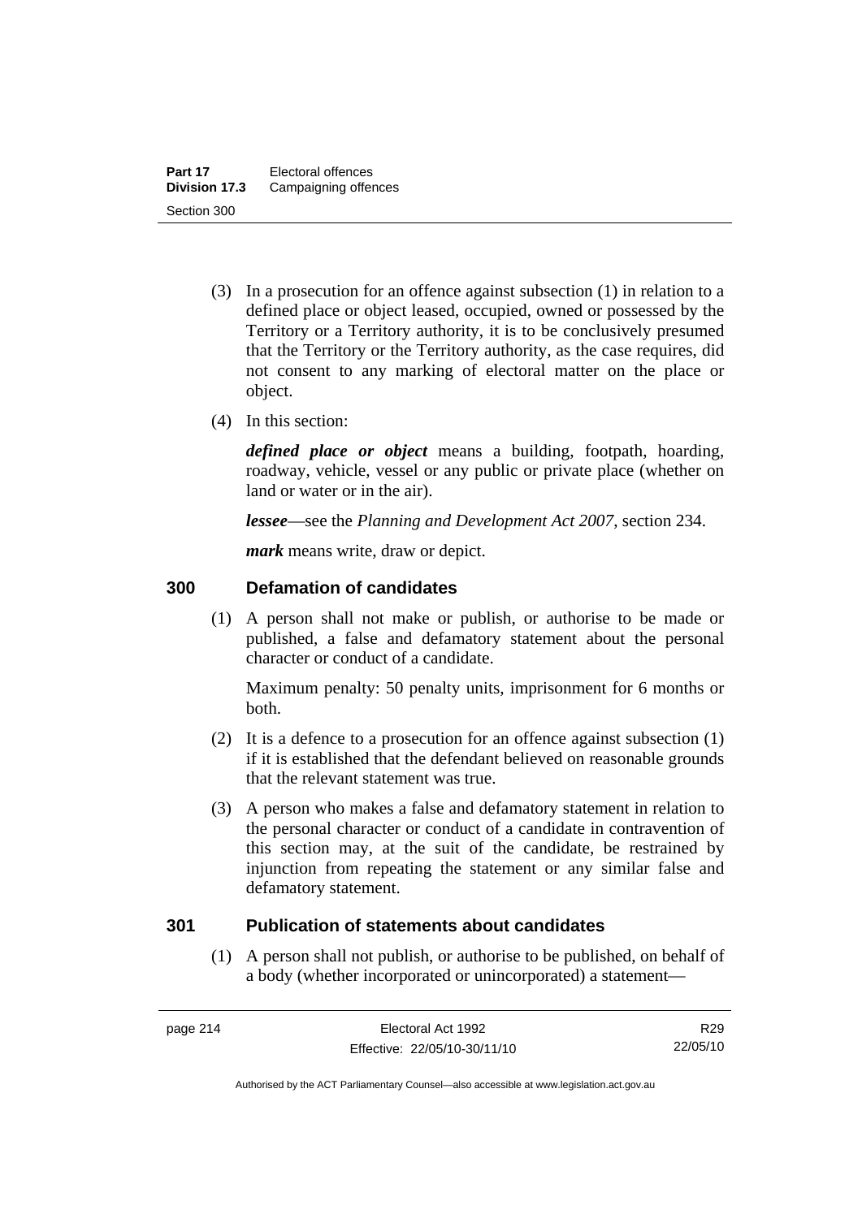(3) In a prosecution for an offence against subsection (1) in relation to a defined place or object leased, occupied, owned or possessed by the Territory or a Territory authority, it is to be conclusively presumed that the Territory or the Territory authority, as the case requires, did not consent to any marking of electoral matter on the place or object.

(4) In this section:

***defined place or object*** means a building, footpath, hoarding, roadway, vehicle, vessel or any public or private place (whether on land or water or in the air).

***lessee***—see the *Planning and Development Act 2007*, section 234.

***mark*** means write, draw or depict.

## 300 Defamation of candidates

(1) A person shall not make or publish, or authorise to be made or published, a false and defamatory statement about the personal character or conduct of a candidate.

Maximum penalty: 50 penalty units, imprisonment for 6 months or both.

(2) It is a defence to a prosecution for an offence against subsection (1) if it is established that the defendant believed on reasonable grounds that the relevant statement was true.

(3) A person who makes a false and defamatory statement in relation to the personal character or conduct of a candidate in contravention of this section may, at the suit of the candidate, be restrained by injunction from repeating the statement or any similar false and defamatory statement.

## 301 Publication of statements about candidates

(1) A person shall not publish, or authorise to be published, on behalf of a body (whether incorporated or unincorporated) a statement—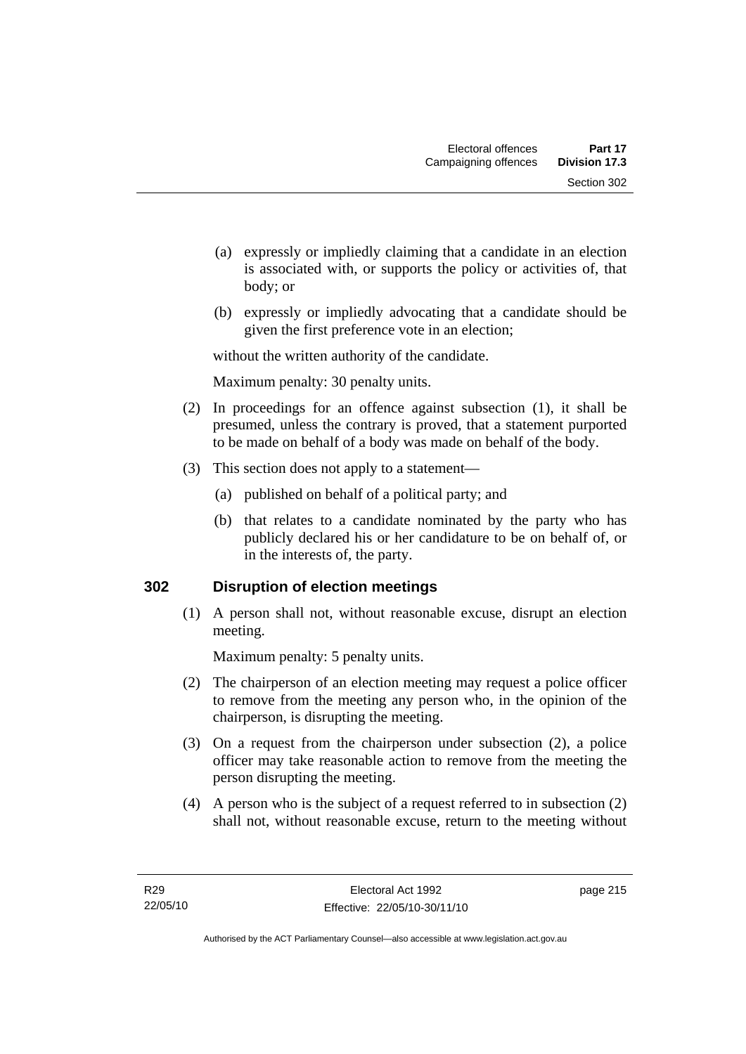(a) expressly or impliedly claiming that a candidate in an election is associated with, or supports the policy or activities of, that body; or

(b) expressly or impliedly advocating that a candidate should be given the first preference vote in an election;

without the written authority of the candidate.

Maximum penalty: 30 penalty units.

(2) In proceedings for an offence against subsection (1), it shall be presumed, unless the contrary is proved, that a statement purported to be made on behalf of a body was made on behalf of the body.

(3) This section does not apply to a statement—

(a) published on behalf of a political party; and

(b) that relates to a candidate nominated by the party who has publicly declared his or her candidature to be on behalf of, or in the interests of, the party.

## 302 Disruption of election meetings

(1) A person shall not, without reasonable excuse, disrupt an election meeting.

Maximum penalty: 5 penalty units.

(2) The chairperson of an election meeting may request a police officer to remove from the meeting any person who, in the opinion of the chairperson, is disrupting the meeting.

(3) On a request from the chairperson under subsection (2), a police officer may take reasonable action to remove from the meeting the person disrupting the meeting.

(4) A person who is the subject of a request referred to in subsection (2) shall not, without reasonable excuse, return to the meeting without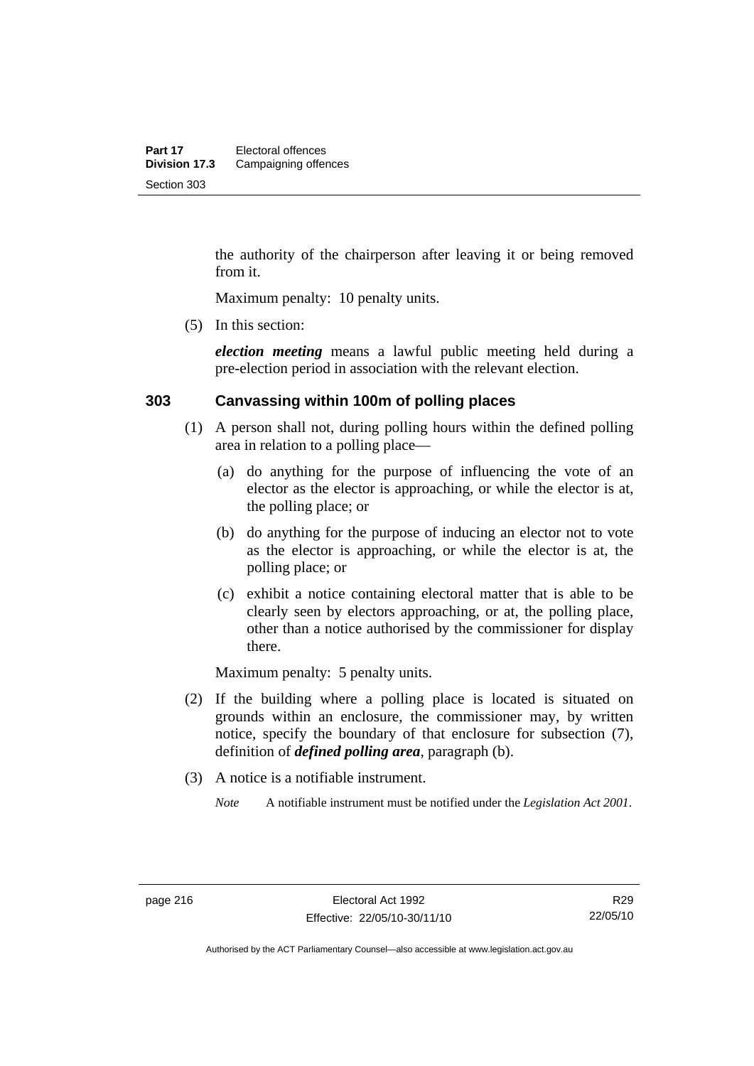the authority of the chairperson after leaving it or being removed from it.

Maximum penalty: 10 penalty units.

(5) In this section:

***election meeting*** means a lawful public meeting held during a pre-election period in association with the relevant election.

### 303 Canvassing within 100m of polling places

(1) A person shall not, during polling hours within the defined polling area in relation to a polling place—

(a) do anything for the purpose of influencing the vote of an elector as the elector is approaching, or while the elector is at, the polling place; or

(b) do anything for the purpose of inducing an elector not to vote as the elector is approaching, or while the elector is at, the polling place; or

(c) exhibit a notice containing electoral matter that is able to be clearly seen by electors approaching, or at, the polling place, other than a notice authorised by the commissioner for display there.

Maximum penalty: 5 penalty units.

(2) If the building where a polling place is located is situated on grounds within an enclosure, the commissioner may, by written notice, specify the boundary of that enclosure for subsection (7), definition of ***defined polling area***, paragraph (b).

(3) A notice is a notifiable instrument.

*Note* A notifiable instrument must be notified under the *Legislation Act 2001*.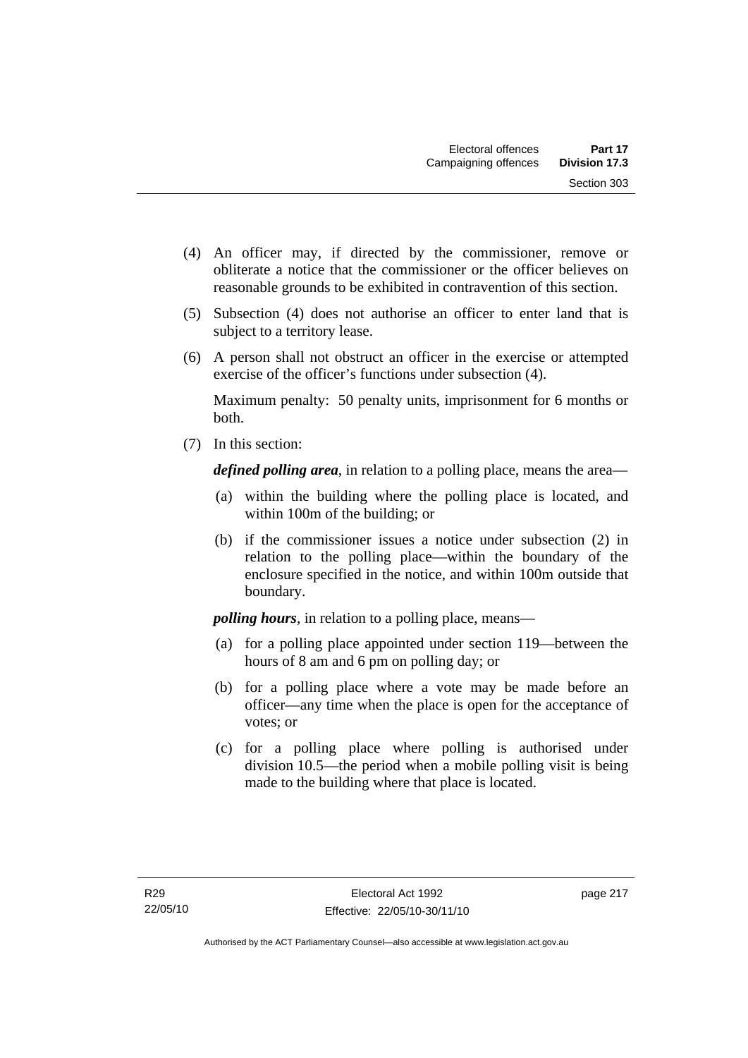(4) An officer may, if directed by the commissioner, remove or obliterate a notice that the commissioner or the officer believes on reasonable grounds to be exhibited in contravention of this section.

(5) Subsection (4) does not authorise an officer to enter land that is subject to a territory lease.

(6) A person shall not obstruct an officer in the exercise or attempted exercise of the officer's functions under subsection (4).

Maximum penalty: 50 penalty units, imprisonment for 6 months or both.

(7) In this section:

***defined polling area***, in relation to a polling place, means the area—

(a) within the building where the polling place is located, and within 100m of the building; or

(b) if the commissioner issues a notice under subsection (2) in relation to the polling place—within the boundary of the enclosure specified in the notice, and within 100m outside that boundary.

***polling hours***, in relation to a polling place, means—

(a) for a polling place appointed under section 119—between the hours of 8 am and 6 pm on polling day; or

(b) for a polling place where a vote may be made before an officer—any time when the place is open for the acceptance of votes; or

(c) for a polling place where polling is authorised under division 10.5—the period when a mobile polling visit is being made to the building where that place is located.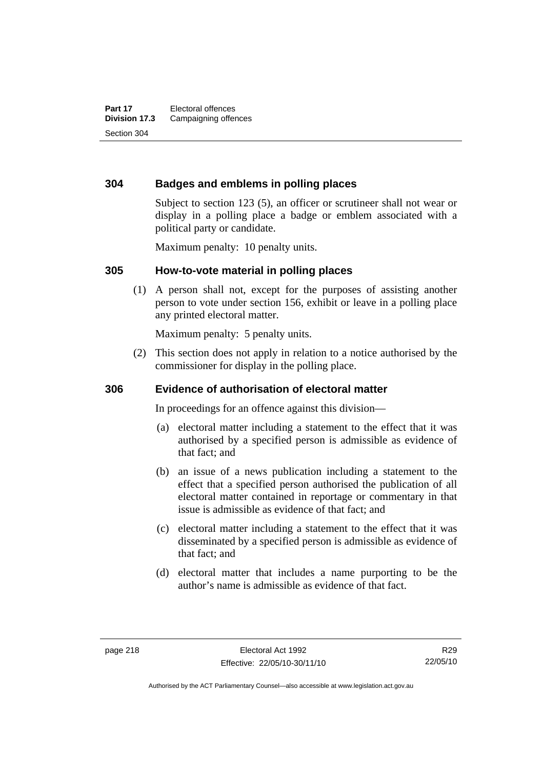### 304 Badges and emblems in polling places

Subject to section 123 (5), an officer or scrutineer shall not wear or display in a polling place a badge or emblem associated with a political party or candidate.

Maximum penalty: 10 penalty units.

### 305 How-to-vote material in polling places

(1) A person shall not, except for the purposes of assisting another person to vote under section 156, exhibit or leave in a polling place any printed electoral matter.

Maximum penalty: 5 penalty units.

(2) This section does not apply in relation to a notice authorised by the commissioner for display in the polling place.

### 306 Evidence of authorisation of electoral matter

In proceedings for an offence against this division—

(a) electoral matter including a statement to the effect that it was authorised by a specified person is admissible as evidence of that fact; and

(b) an issue of a news publication including a statement to the effect that a specified person authorised the publication of all electoral matter contained in reportage or commentary in that issue is admissible as evidence of that fact; and

(c) electoral matter including a statement to the effect that it was disseminated by a specified person is admissible as evidence of that fact; and

(d) electoral matter that includes a name purporting to be the author's name is admissible as evidence of that fact.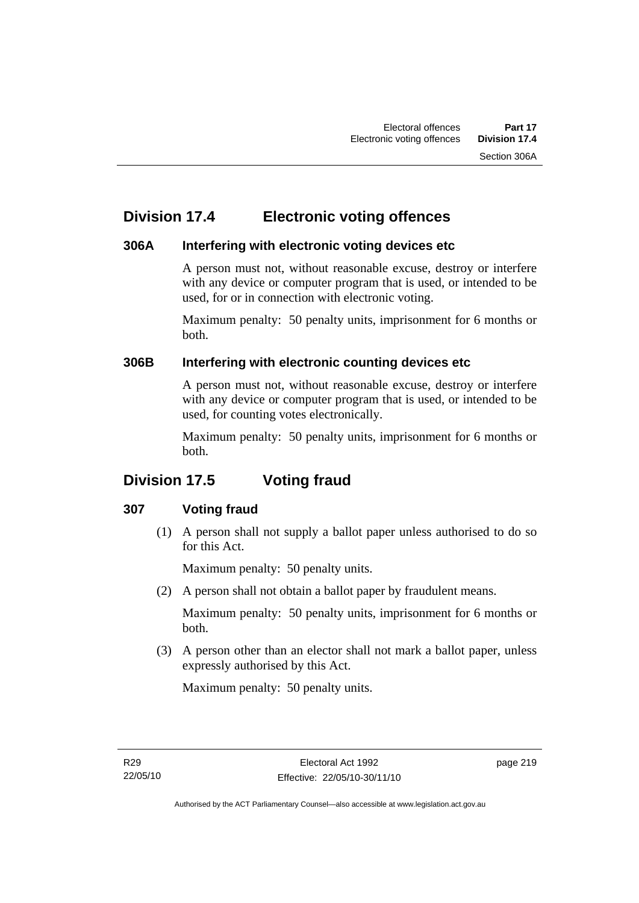## Division 17.4 Electronic voting offences

### 306A Interfering with electronic voting devices etc

A person must not, without reasonable excuse, destroy or interfere with any device or computer program that is used, or intended to be used, for or in connection with electronic voting.

Maximum penalty: 50 penalty units, imprisonment for 6 months or both.

### 306B Interfering with electronic counting devices etc

A person must not, without reasonable excuse, destroy or interfere with any device or computer program that is used, or intended to be used, for counting votes electronically.

Maximum penalty: 50 penalty units, imprisonment for 6 months or both.

## Division 17.5 Voting fraud

### 307 Voting fraud

(1) A person shall not supply a ballot paper unless authorised to do so for this Act.

Maximum penalty: 50 penalty units.

(2) A person shall not obtain a ballot paper by fraudulent means.

Maximum penalty: 50 penalty units, imprisonment for 6 months or both.

(3) A person other than an elector shall not mark a ballot paper, unless expressly authorised by this Act.

Maximum penalty: 50 penalty units.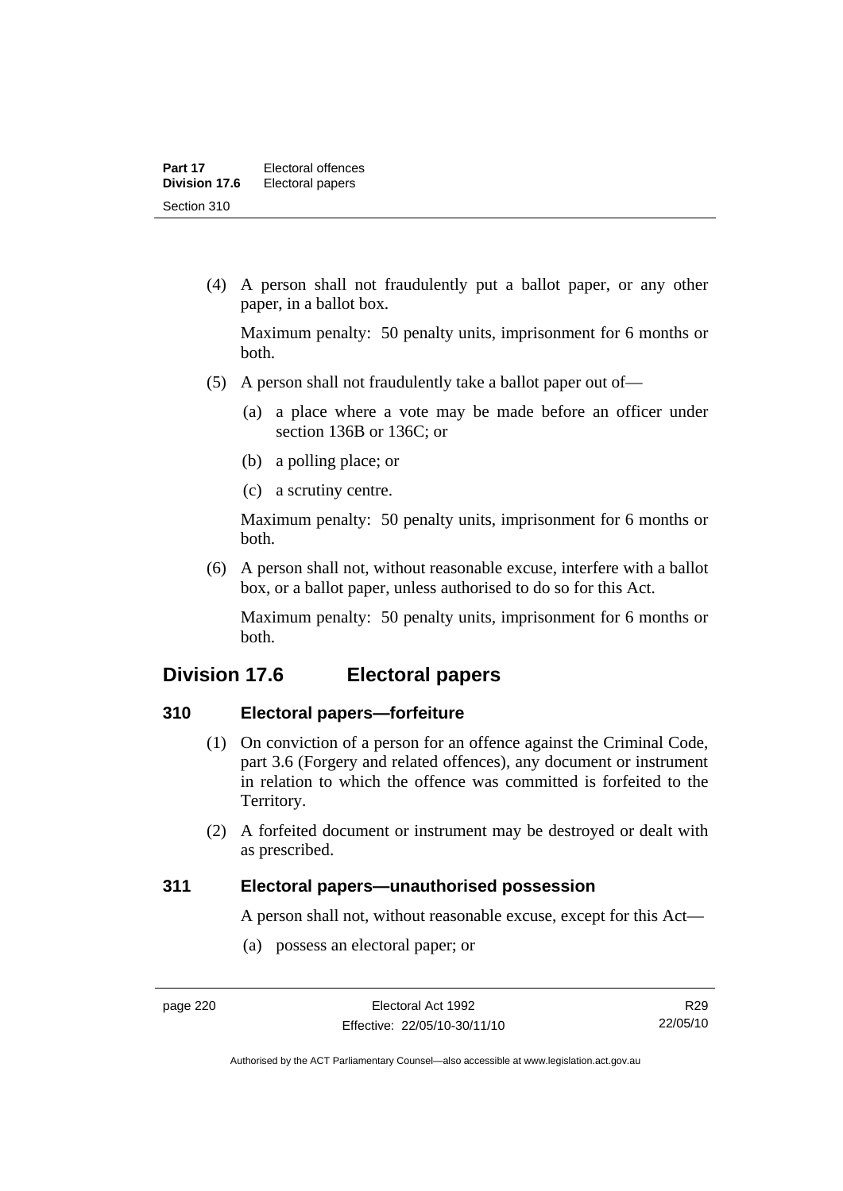(4) A person shall not fraudulently put a ballot paper, or any other paper, in a ballot box.

Maximum penalty: 50 penalty units, imprisonment for 6 months or both.

(5) A person shall not fraudulently take a ballot paper out of—

(a) a place where a vote may be made before an officer under section 136B or 136C; or

(b) a polling place; or

(c) a scrutiny centre.

Maximum penalty: 50 penalty units, imprisonment for 6 months or both.

(6) A person shall not, without reasonable excuse, interfere with a ballot box, or a ballot paper, unless authorised to do so for this Act.

Maximum penalty: 50 penalty units, imprisonment for 6 months or both.

## Division 17.6 Electoral papers

### 310 Electoral papers—forfeiture

(1) On conviction of a person for an offence against the Criminal Code, part 3.6 (Forgery and related offences), any document or instrument in relation to which the offence was committed is forfeited to the Territory.

(2) A forfeited document or instrument may be destroyed or dealt with as prescribed.

### 311 Electoral papers—unauthorised possession

A person shall not, without reasonable excuse, except for this Act—

(a) possess an electoral paper; or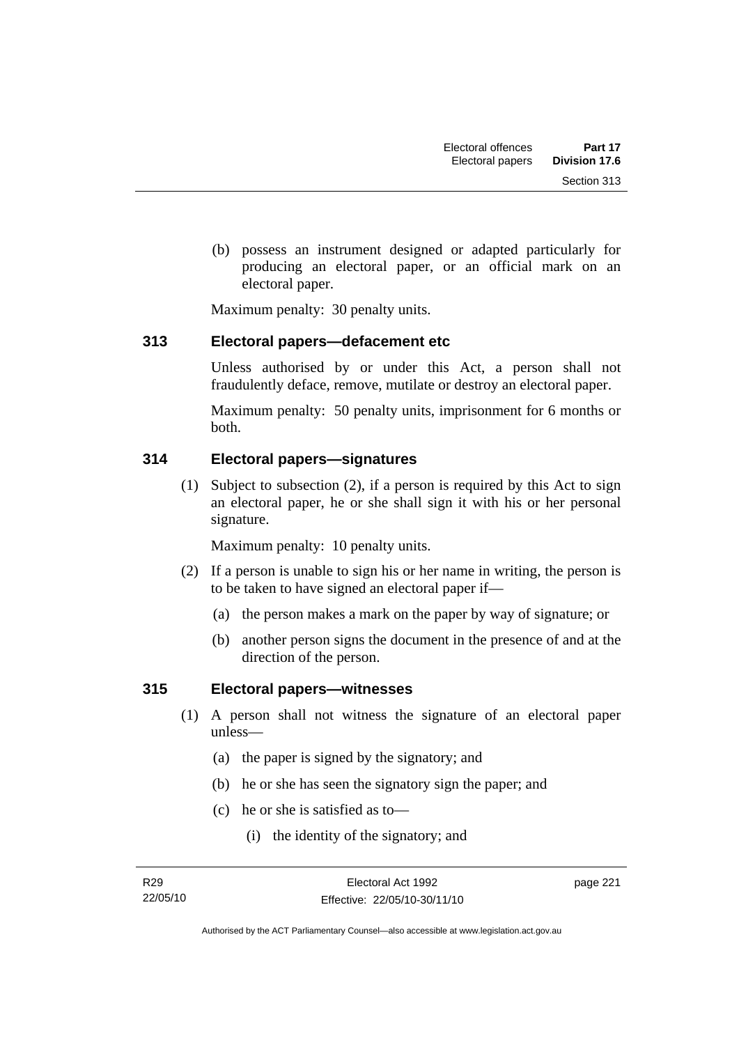(b) possess an instrument designed or adapted particularly for producing an electoral paper, or an official mark on an electoral paper.

Maximum penalty: 30 penalty units.

### 313 Electoral papers—defacement etc

Unless authorised by or under this Act, a person shall not fraudulently deface, remove, mutilate or destroy an electoral paper.

Maximum penalty: 50 penalty units, imprisonment for 6 months or both.

### 314 Electoral papers—signatures

(1) Subject to subsection (2), if a person is required by this Act to sign an electoral paper, he or she shall sign it with his or her personal signature.

Maximum penalty: 10 penalty units.

(2) If a person is unable to sign his or her name in writing, the person is to be taken to have signed an electoral paper if—

(a) the person makes a mark on the paper by way of signature; or

(b) another person signs the document in the presence of and at the direction of the person.

### 315 Electoral papers—witnesses

(1) A person shall not witness the signature of an electoral paper unless—

(a) the paper is signed by the signatory; and

(b) he or she has seen the signatory sign the paper; and

(c) he or she is satisfied as to—

(i) the identity of the signatory; and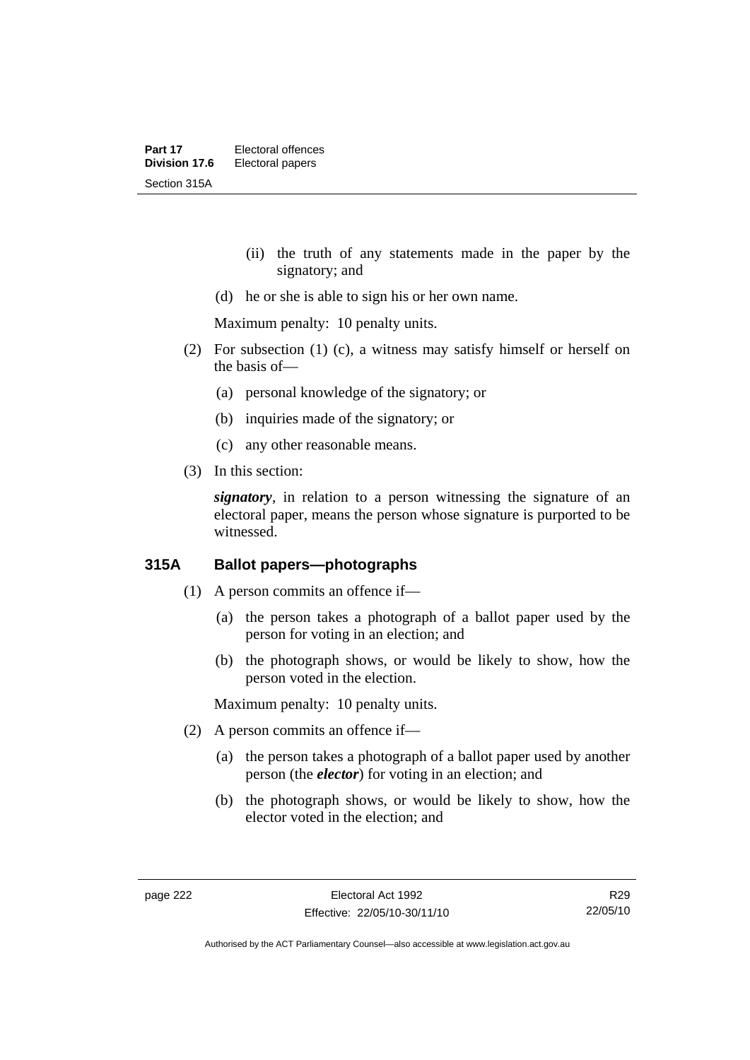(ii) the truth of any statements made in the paper by the signatory; and

(d) he or she is able to sign his or her own name.

Maximum penalty: 10 penalty units.

(2) For subsection (1) (c), a witness may satisfy himself or herself on the basis of—

(a) personal knowledge of the signatory; or

(b) inquiries made of the signatory; or

(c) any other reasonable means.

(3) In this section:

***signatory***, in relation to a person witnessing the signature of an electoral paper, means the person whose signature is purported to be witnessed.

### 315A Ballot papers—photographs

(1) A person commits an offence if—

(a) the person takes a photograph of a ballot paper used by the person for voting in an election; and

(b) the photograph shows, or would be likely to show, how the person voted in the election.

Maximum penalty: 10 penalty units.

(2) A person commits an offence if—

(a) the person takes a photograph of a ballot paper used by another person (the ***elector***) for voting in an election; and

(b) the photograph shows, or would be likely to show, how the elector voted in the election; and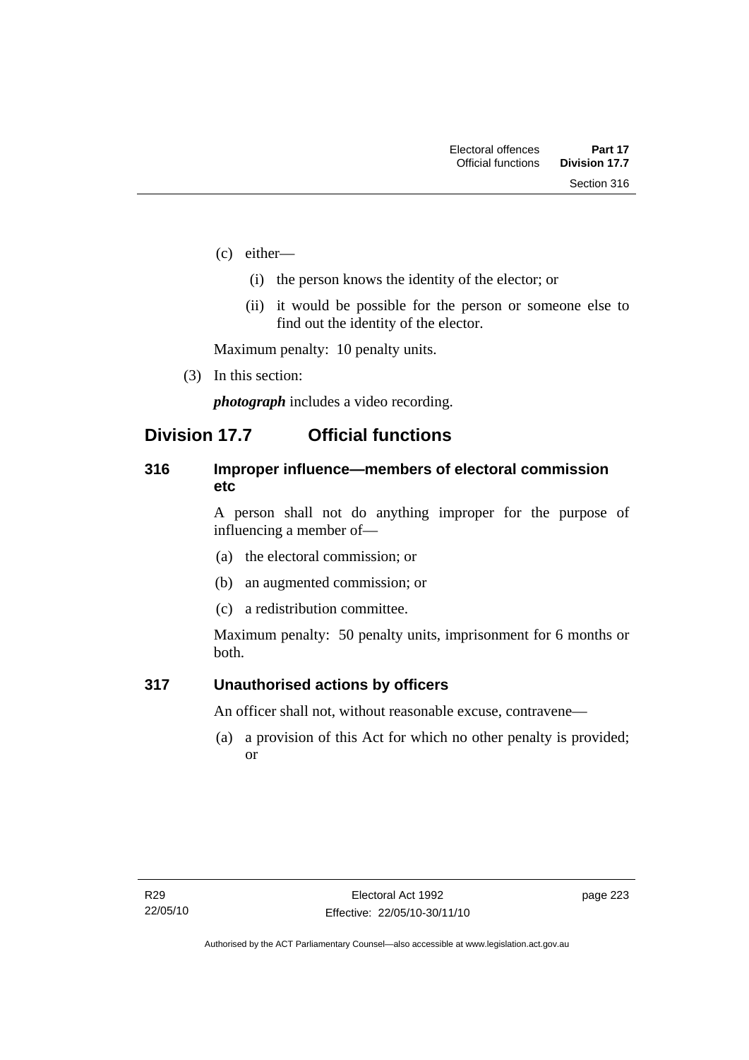(c) either—

   (i) the person knows the identity of the elector; or

   (ii) it would be possible for the person or someone else to find out the identity of the elector.

Maximum penalty: 10 penalty units.

(3) In this section:

***photograph*** includes a video recording.

## Division 17.7 Official functions

### 316 Improper influence—members of electoral commission etc

A person shall not do anything improper for the purpose of influencing a member of—

(a) the electoral commission; or

(b) an augmented commission; or

(c) a redistribution committee.

Maximum penalty: 50 penalty units, imprisonment for 6 months or both.

### 317 Unauthorised actions by officers

An officer shall not, without reasonable excuse, contravene—

(a) a provision of this Act for which no other penalty is provided; or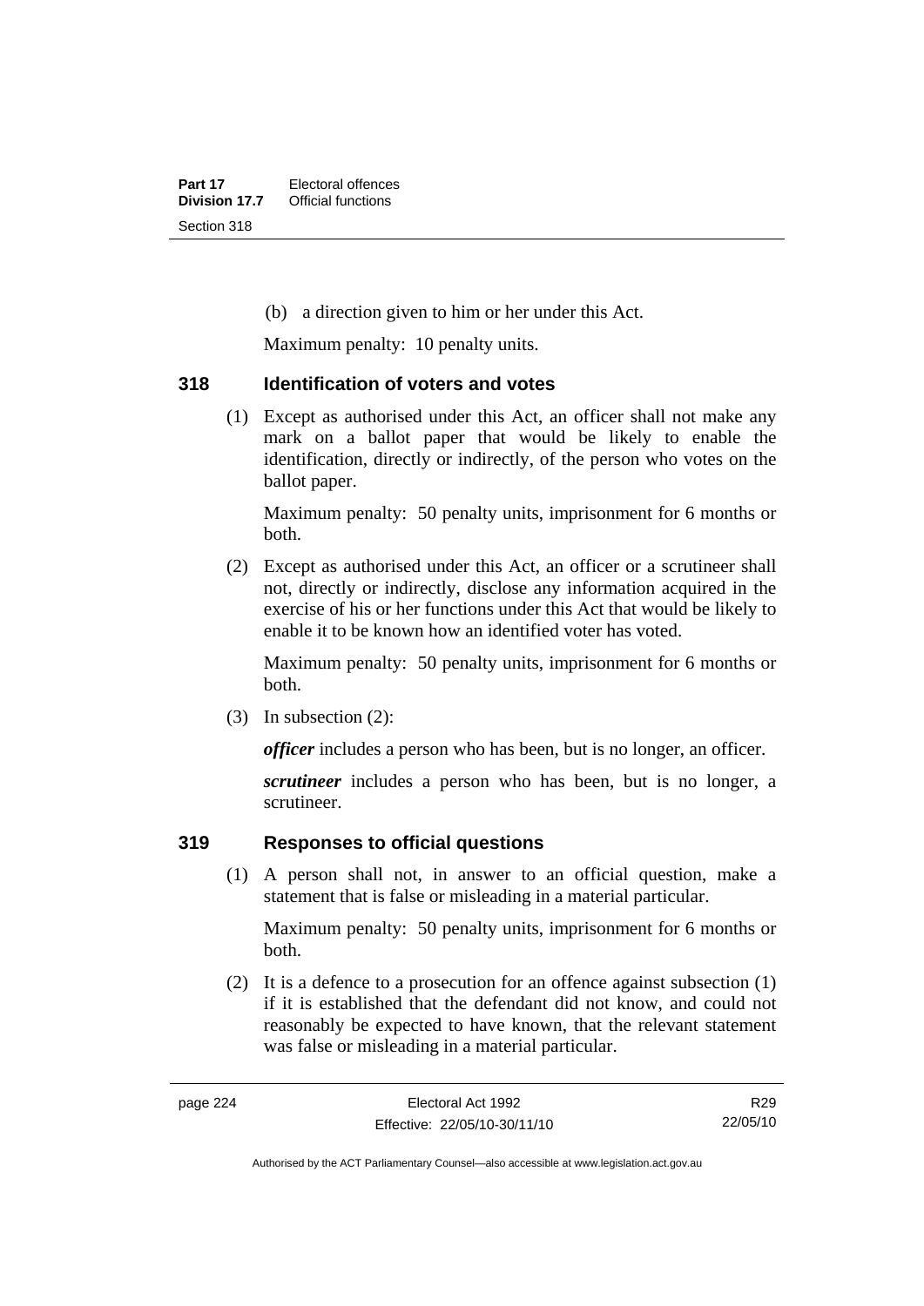(b) a direction given to him or her under this Act.

Maximum penalty: 10 penalty units.

### 318 Identification of voters and votes

(1) Except as authorised under this Act, an officer shall not make any mark on a ballot paper that would be likely to enable the identification, directly or indirectly, of the person who votes on the ballot paper.

Maximum penalty: 50 penalty units, imprisonment for 6 months or both.

(2) Except as authorised under this Act, an officer or a scrutineer shall not, directly or indirectly, disclose any information acquired in the exercise of his or her functions under this Act that would be likely to enable it to be known how an identified voter has voted.

Maximum penalty: 50 penalty units, imprisonment for 6 months or both.

(3) In subsection (2):

***officer*** includes a person who has been, but is no longer, an officer.

***scrutineer*** includes a person who has been, but is no longer, a scrutineer.

### 319 Responses to official questions

(1) A person shall not, in answer to an official question, make a statement that is false or misleading in a material particular.

Maximum penalty: 50 penalty units, imprisonment for 6 months or both.

(2) It is a defence to a prosecution for an offence against subsection (1) if it is established that the defendant did not know, and could not reasonably be expected to have known, that the relevant statement was false or misleading in a material particular.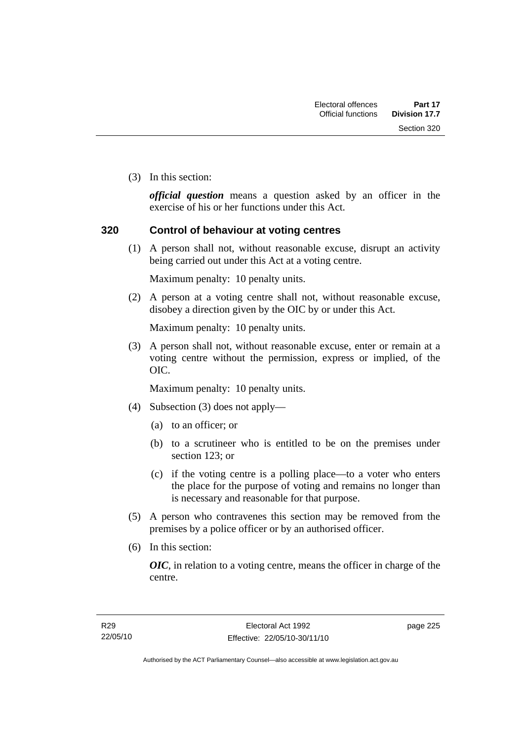(3) In this section:

***official question*** means a question asked by an officer in the exercise of his or her functions under this Act.

### 320 Control of behaviour at voting centres

(1) A person shall not, without reasonable excuse, disrupt an activity being carried out under this Act at a voting centre.

Maximum penalty: 10 penalty units.

(2) A person at a voting centre shall not, without reasonable excuse, disobey a direction given by the OIC by or under this Act.

Maximum penalty: 10 penalty units.

(3) A person shall not, without reasonable excuse, enter or remain at a voting centre without the permission, express or implied, of the OIC.

Maximum penalty: 10 penalty units.

(4) Subsection (3) does not apply—

(a) to an officer; or

(b) to a scrutineer who is entitled to be on the premises under section 123; or

(c) if the voting centre is a polling place—to a voter who enters the place for the purpose of voting and remains no longer than is necessary and reasonable for that purpose.

(5) A person who contravenes this section may be removed from the premises by a police officer or by an authorised officer.

(6) In this section:

***OIC***, in relation to a voting centre, means the officer in charge of the centre.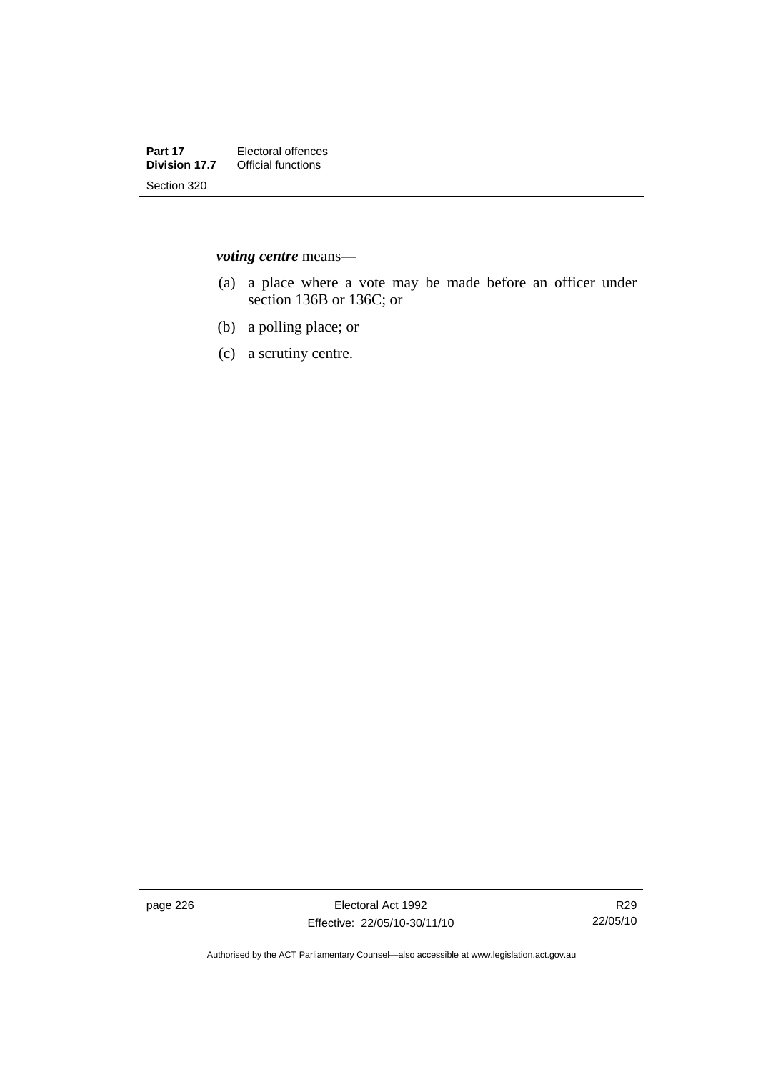***voting centre*** means—

(a) a place where a vote may be made before an officer under section 136B or 136C; or

(b) a polling place; or

(c) a scrutiny centre.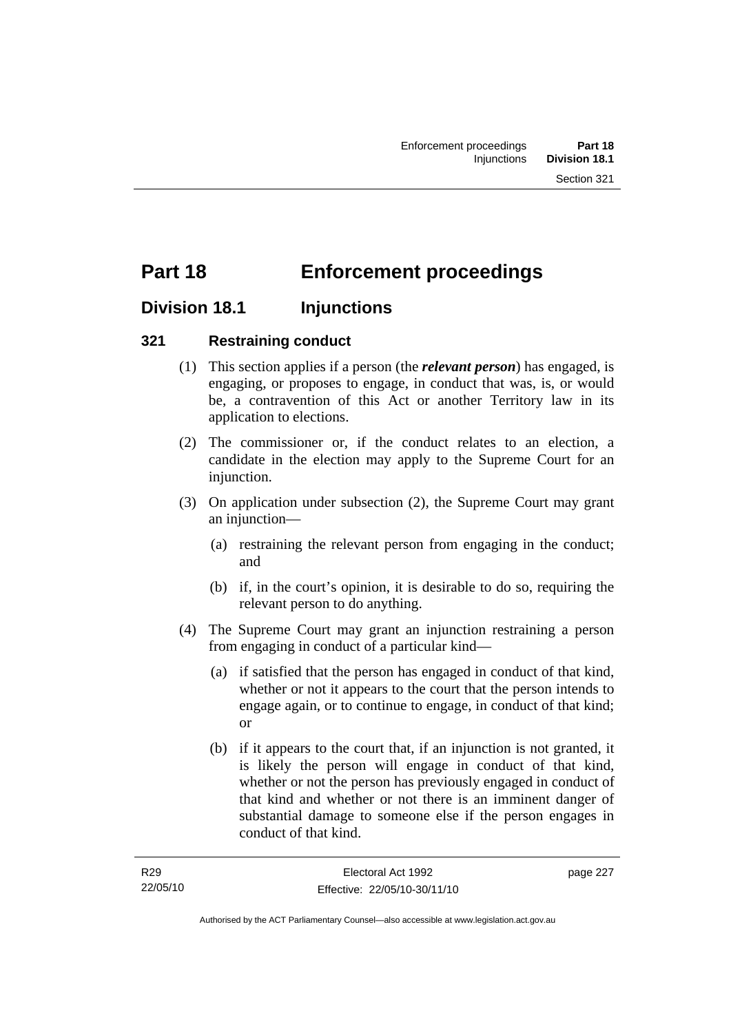# Part 18 Enforcement proceedings

## Division 18.1 Injunctions

### 321 Restraining conduct

(1) This section applies if a person (the ***relevant person***) has engaged, is engaging, or proposes to engage, in conduct that was, is, or would be, a contravention of this Act or another Territory law in its application to elections.

(2) The commissioner or, if the conduct relates to an election, a candidate in the election may apply to the Supreme Court for an injunction.

(3) On application under subsection (2), the Supreme Court may grant an injunction—

(a) restraining the relevant person from engaging in the conduct; and

(b) if, in the court's opinion, it is desirable to do so, requiring the relevant person to do anything.

(4) The Supreme Court may grant an injunction restraining a person from engaging in conduct of a particular kind—

(a) if satisfied that the person has engaged in conduct of that kind, whether or not it appears to the court that the person intends to engage again, or to continue to engage, in conduct of that kind; or

(b) if it appears to the court that, if an injunction is not granted, it is likely the person will engage in conduct of that kind, whether or not the person has previously engaged in conduct of that kind and whether or not there is an imminent danger of substantial damage to someone else if the person engages in conduct of that kind.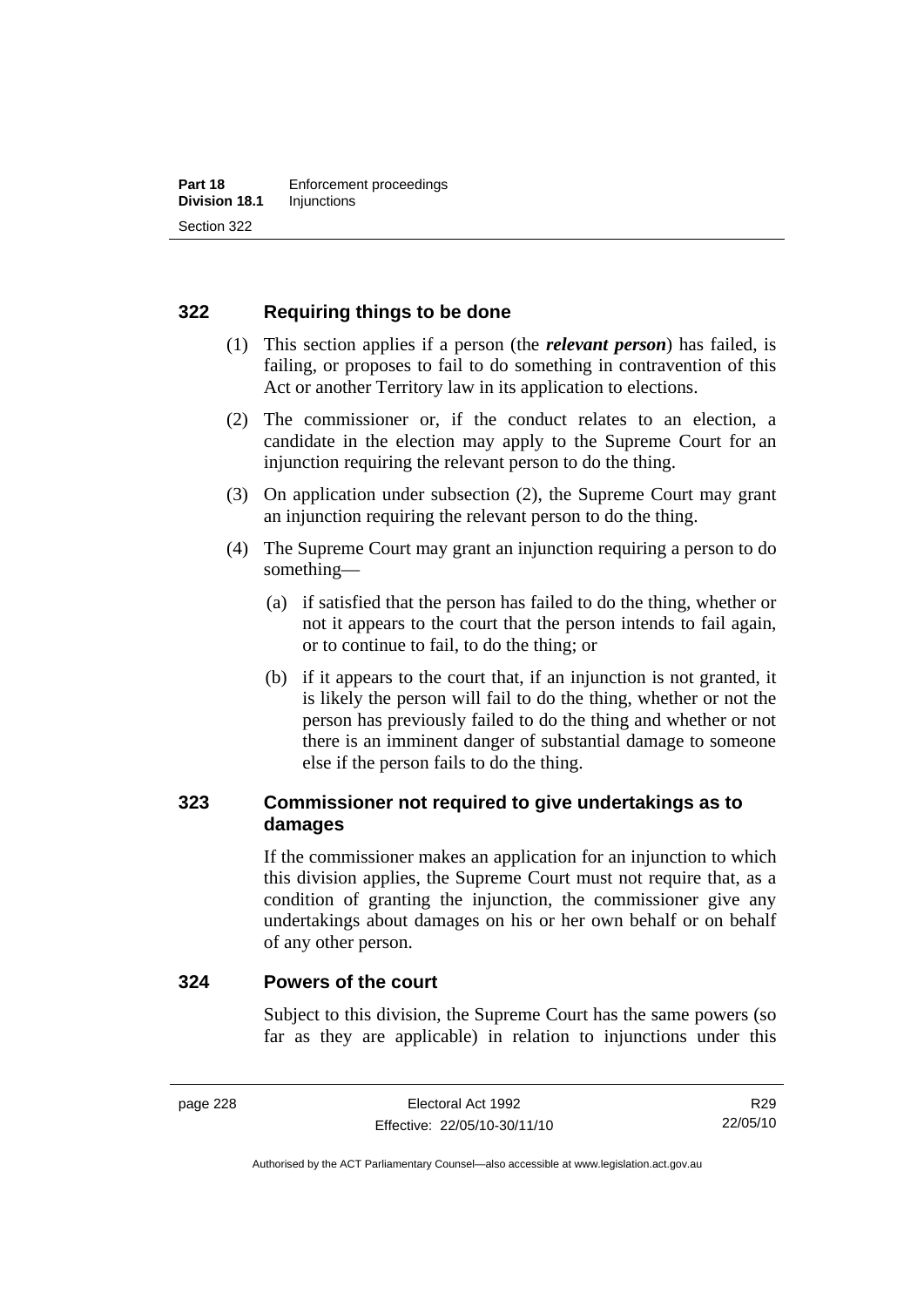## 322 Requiring things to be done

(1) This section applies if a person (the ***relevant person***) has failed, is failing, or proposes to fail to do something in contravention of this Act or another Territory law in its application to elections.

(2) The commissioner or, if the conduct relates to an election, a candidate in the election may apply to the Supreme Court for an injunction requiring the relevant person to do the thing.

(3) On application under subsection (2), the Supreme Court may grant an injunction requiring the relevant person to do the thing.

(4) The Supreme Court may grant an injunction requiring a person to do something—

(a) if satisfied that the person has failed to do the thing, whether or not it appears to the court that the person intends to fail again, or to continue to fail, to do the thing; or

(b) if it appears to the court that, if an injunction is not granted, it is likely the person will fail to do the thing, whether or not the person has previously failed to do the thing and whether or not there is an imminent danger of substantial damage to someone else if the person fails to do the thing.

## 323 Commissioner not required to give undertakings as to damages

If the commissioner makes an application for an injunction to which this division applies, the Supreme Court must not require that, as a condition of granting the injunction, the commissioner give any undertakings about damages on his or her own behalf or on behalf of any other person.

## 324 Powers of the court

Subject to this division, the Supreme Court has the same powers (so far as they are applicable) in relation to injunctions under this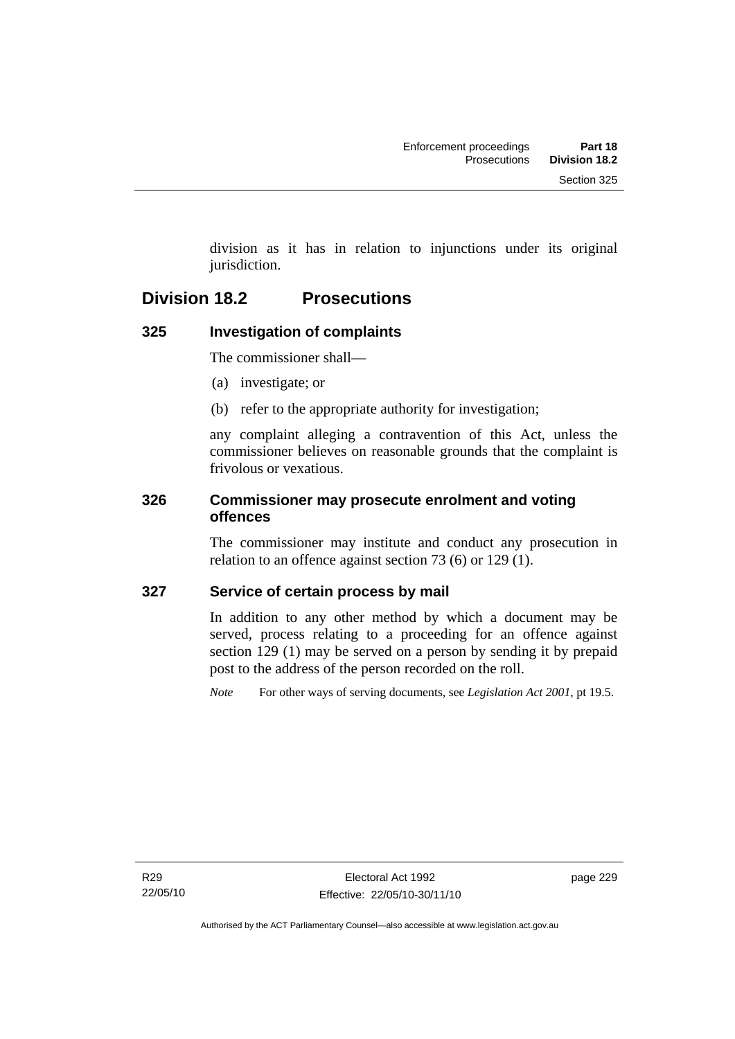division as it has in relation to injunctions under its original jurisdiction.

## Division 18.2 Prosecutions

### 325 Investigation of complaints

The commissioner shall—

(a) investigate; or

(b) refer to the appropriate authority for investigation;

any complaint alleging a contravention of this Act, unless the commissioner believes on reasonable grounds that the complaint is frivolous or vexatious.

### 326 Commissioner may prosecute enrolment and voting offences

The commissioner may institute and conduct any prosecution in relation to an offence against section 73 (6) or 129 (1).

### 327 Service of certain process by mail

In addition to any other method by which a document may be served, process relating to a proceeding for an offence against section 129 (1) may be served on a person by sending it by prepaid post to the address of the person recorded on the roll.

*Note* For other ways of serving documents, see *Legislation Act 2001*, pt 19.5.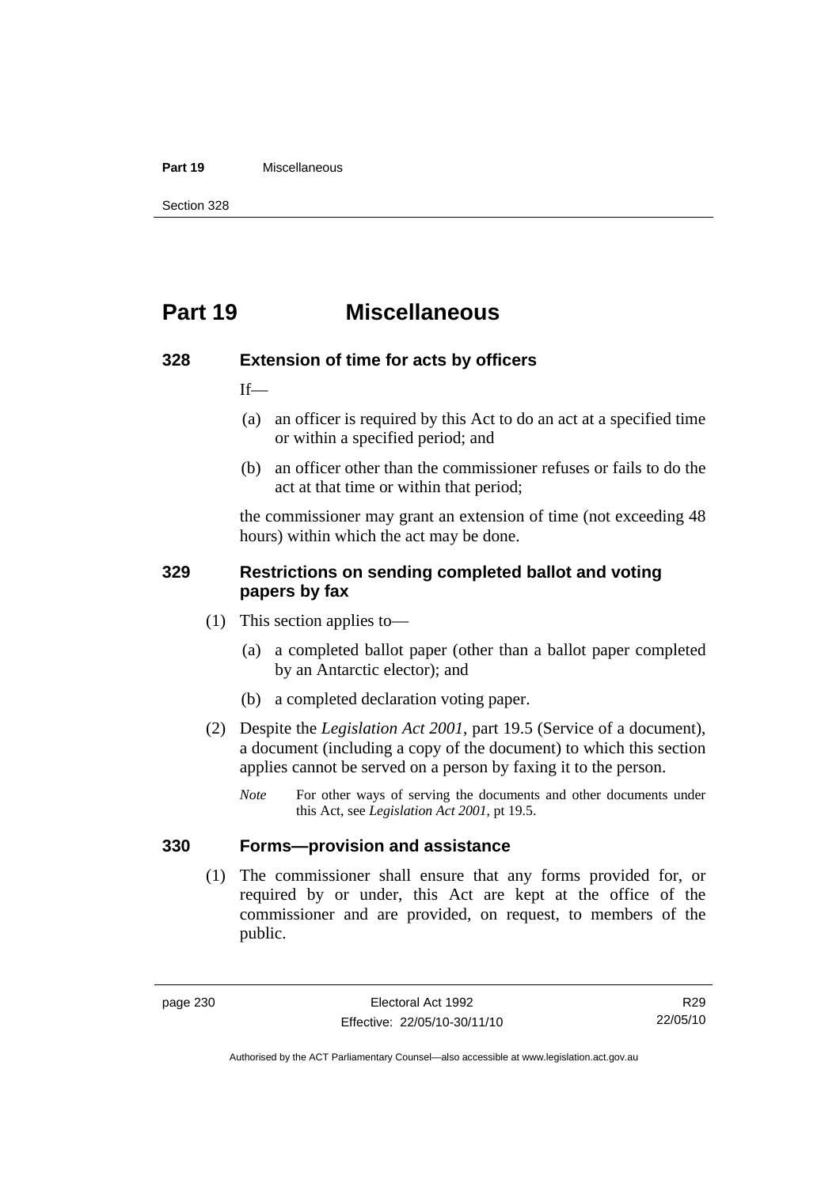# Part 19 Miscellaneous

## 328 Extension of time for acts by officers

If—

(a) an officer is required by this Act to do an act at a specified time or within a specified period; and

(b) an officer other than the commissioner refuses or fails to do the act at that time or within that period;

the commissioner may grant an extension of time (not exceeding 48 hours) within which the act may be done.

## 329 Restrictions on sending completed ballot and voting papers by fax

(1) This section applies to—

(a) a completed ballot paper (other than a ballot paper completed by an Antarctic elector); and

(b) a completed declaration voting paper.

(2) Despite the *Legislation Act 2001*, part 19.5 (Service of a document), a document (including a copy of the document) to which this section applies cannot be served on a person by faxing it to the person.

*Note* For other ways of serving the documents and other documents under this Act, see *Legislation Act 2001*, pt 19.5.

## 330 Forms—provision and assistance

(1) The commissioner shall ensure that any forms provided for, or required by or under, this Act are kept at the office of the commissioner and are provided, on request, to members of the public.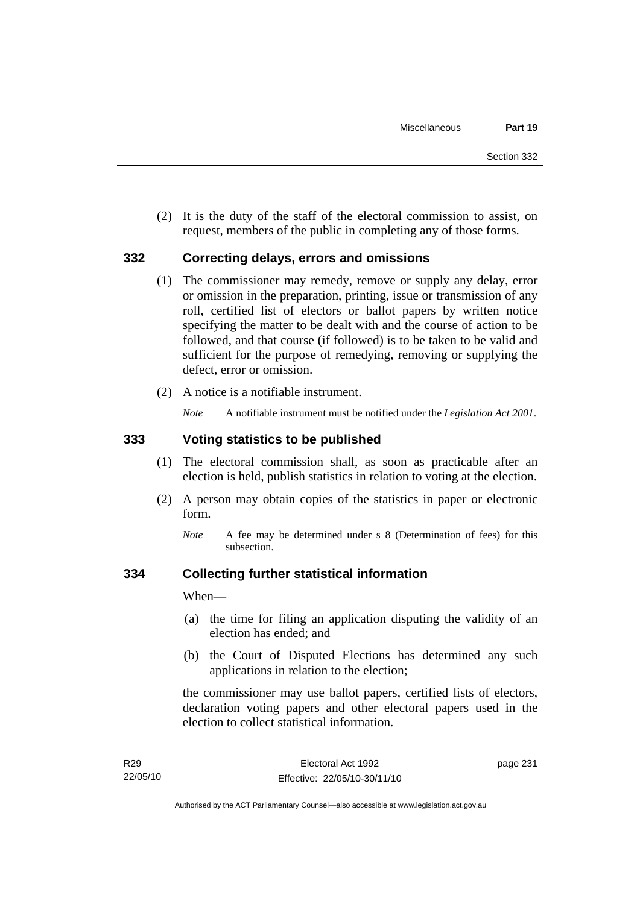(2) It is the duty of the staff of the electoral commission to assist, on request, members of the public in completing any of those forms.

### 332 Correcting delays, errors and omissions

(1) The commissioner may remedy, remove or supply any delay, error or omission in the preparation, printing, issue or transmission of any roll, certified list of electors or ballot papers by written notice specifying the matter to be dealt with and the course of action to be followed, and that course (if followed) is to be taken to be valid and sufficient for the purpose of remedying, removing or supplying the defect, error or omission.

(2) A notice is a notifiable instrument.

*Note* A notifiable instrument must be notified under the *Legislation Act 2001*.

### 333 Voting statistics to be published

(1) The electoral commission shall, as soon as practicable after an election is held, publish statistics in relation to voting at the election.

(2) A person may obtain copies of the statistics in paper or electronic form.

*Note* A fee may be determined under s 8 (Determination of fees) for this subsection.

### 334 Collecting further statistical information

When—

(a) the time for filing an application disputing the validity of an election has ended; and

(b) the Court of Disputed Elections has determined any such applications in relation to the election;

the commissioner may use ballot papers, certified lists of electors, declaration voting papers and other electoral papers used in the election to collect statistical information.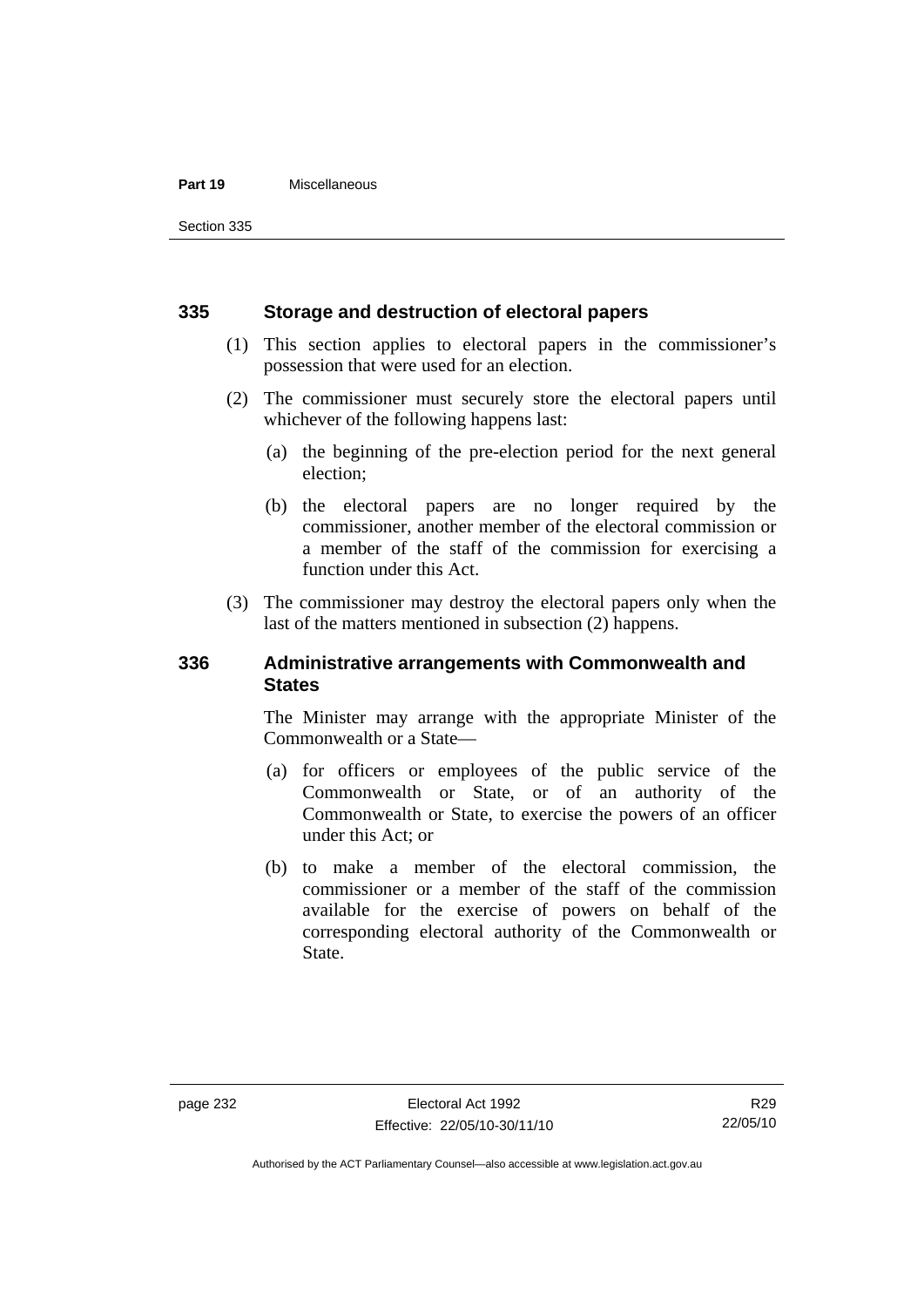### 335 Storage and destruction of electoral papers

(1) This section applies to electoral papers in the commissioner's possession that were used for an election.

(2) The commissioner must securely store the electoral papers until whichever of the following happens last:

(a) the beginning of the pre-election period for the next general election;

(b) the electoral papers are no longer required by the commissioner, another member of the electoral commission or a member of the staff of the commission for exercising a function under this Act.

(3) The commissioner may destroy the electoral papers only when the last of the matters mentioned in subsection (2) happens.

### 336 Administrative arrangements with Commonwealth and States

The Minister may arrange with the appropriate Minister of the Commonwealth or a State—

(a) for officers or employees of the public service of the Commonwealth or State, or of an authority of the Commonwealth or State, to exercise the powers of an officer under this Act; or

(b) to make a member of the electoral commission, the commissioner or a member of the staff of the commission available for the exercise of powers on behalf of the corresponding electoral authority of the Commonwealth or State.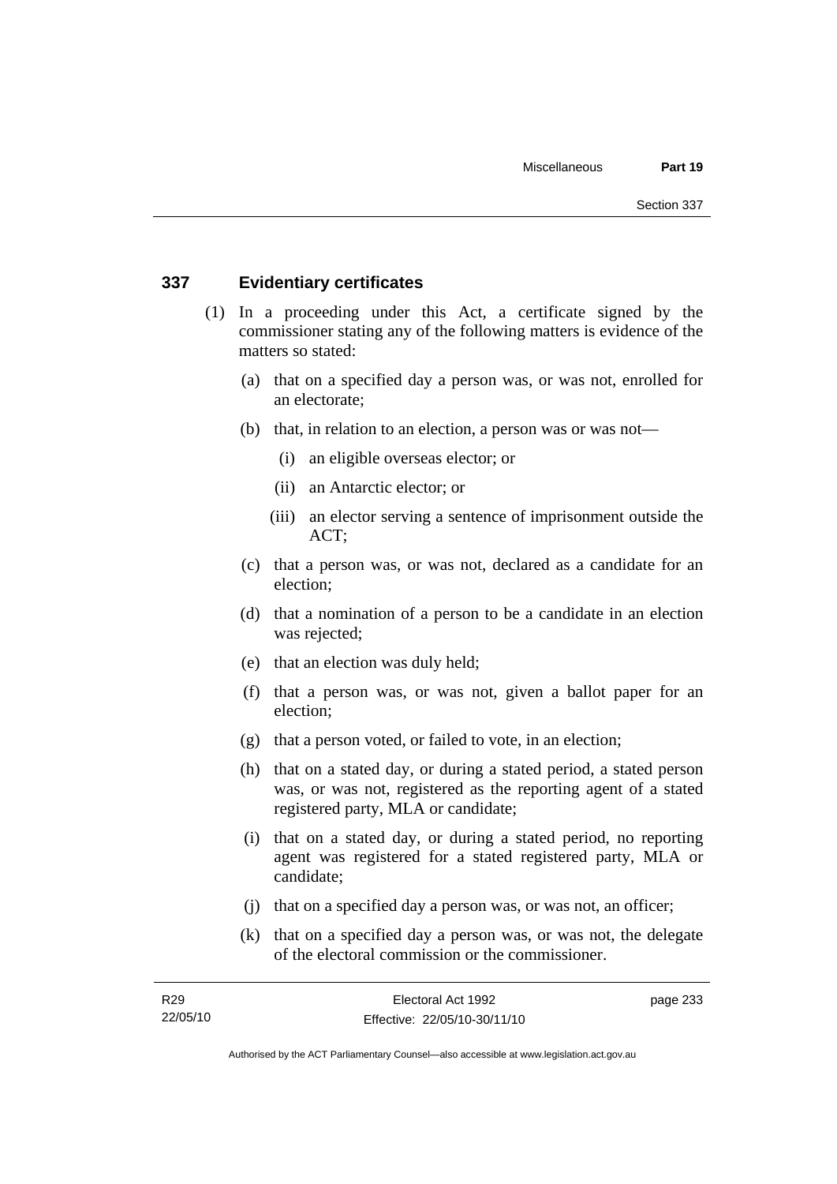### 337 Evidentiary certificates

(1) In a proceeding under this Act, a certificate signed by the commissioner stating any of the following matters is evidence of the matters so stated:

(a) that on a specified day a person was, or was not, enrolled for an electorate;

(b) that, in relation to an election, a person was or was not—

(i) an eligible overseas elector; or

(ii) an Antarctic elector; or

(iii) an elector serving a sentence of imprisonment outside the ACT;

(c) that a person was, or was not, declared as a candidate for an election;

(d) that a nomination of a person to be a candidate in an election was rejected;

(e) that an election was duly held;

(f) that a person was, or was not, given a ballot paper for an election;

(g) that a person voted, or failed to vote, in an election;

(h) that on a stated day, or during a stated period, a stated person was, or was not, registered as the reporting agent of a stated registered party, MLA or candidate;

(i) that on a stated day, or during a stated period, no reporting agent was registered for a stated registered party, MLA or candidate;

(j) that on a specified day a person was, or was not, an officer;

(k) that on a specified day a person was, or was not, the delegate of the electoral commission or the commissioner.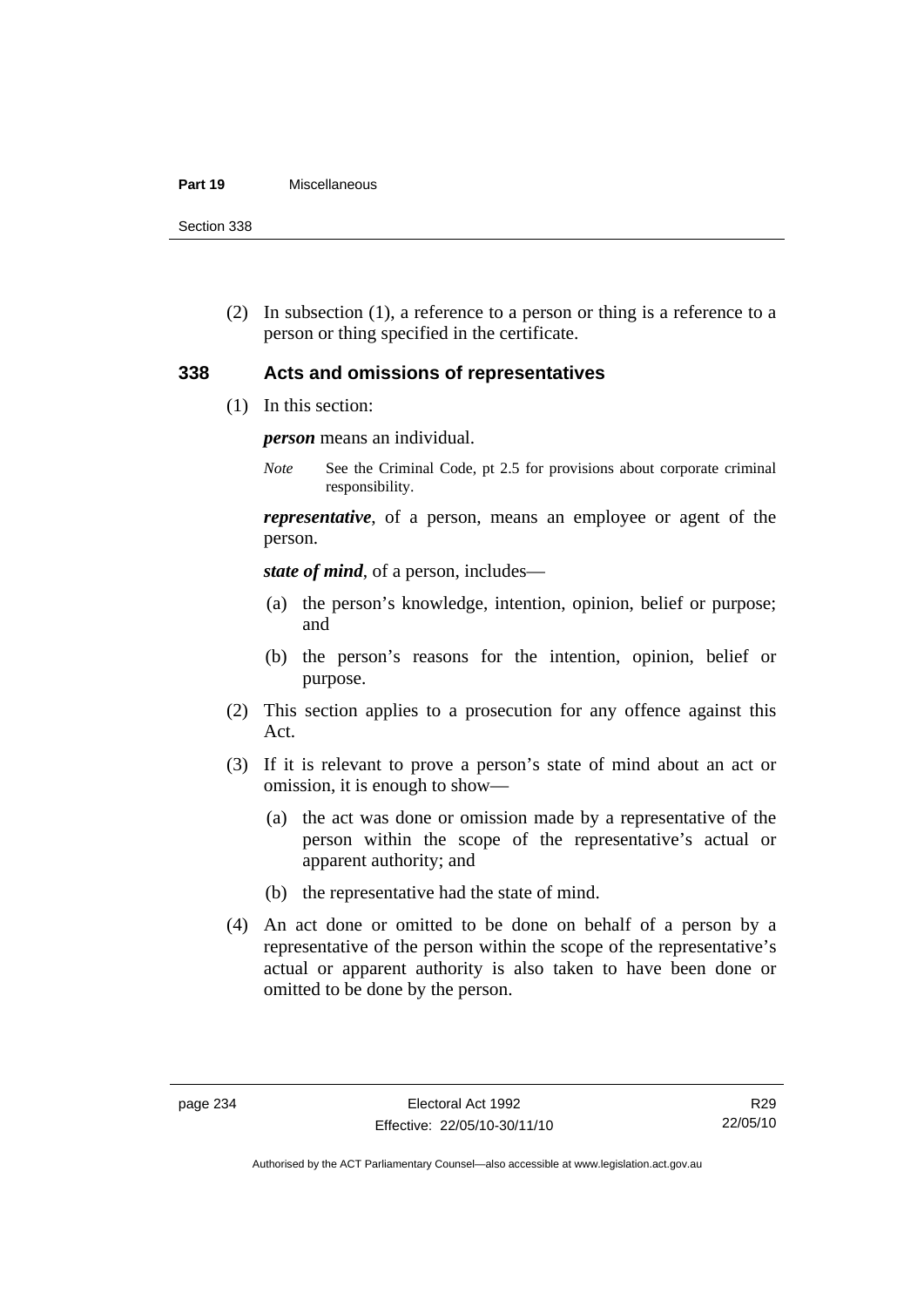(2) In subsection (1), a reference to a person or thing is a reference to a person or thing specified in the certificate.

### 338 Acts and omissions of representatives

(1) In this section:

***person*** means an individual.

*Note* See the Criminal Code, pt 2.5 for provisions about corporate criminal responsibility.

***representative***, of a person, means an employee or agent of the person.

***state of mind***, of a person, includes—

(a) the person's knowledge, intention, opinion, belief or purpose; and

(b) the person's reasons for the intention, opinion, belief or purpose.

(2) This section applies to a prosecution for any offence against this Act.

(3) If it is relevant to prove a person's state of mind about an act or omission, it is enough to show—

(a) the act was done or omission made by a representative of the person within the scope of the representative's actual or apparent authority; and

(b) the representative had the state of mind.

(4) An act done or omitted to be done on behalf of a person by a representative of the person within the scope of the representative's actual or apparent authority is also taken to have been done or omitted to be done by the person.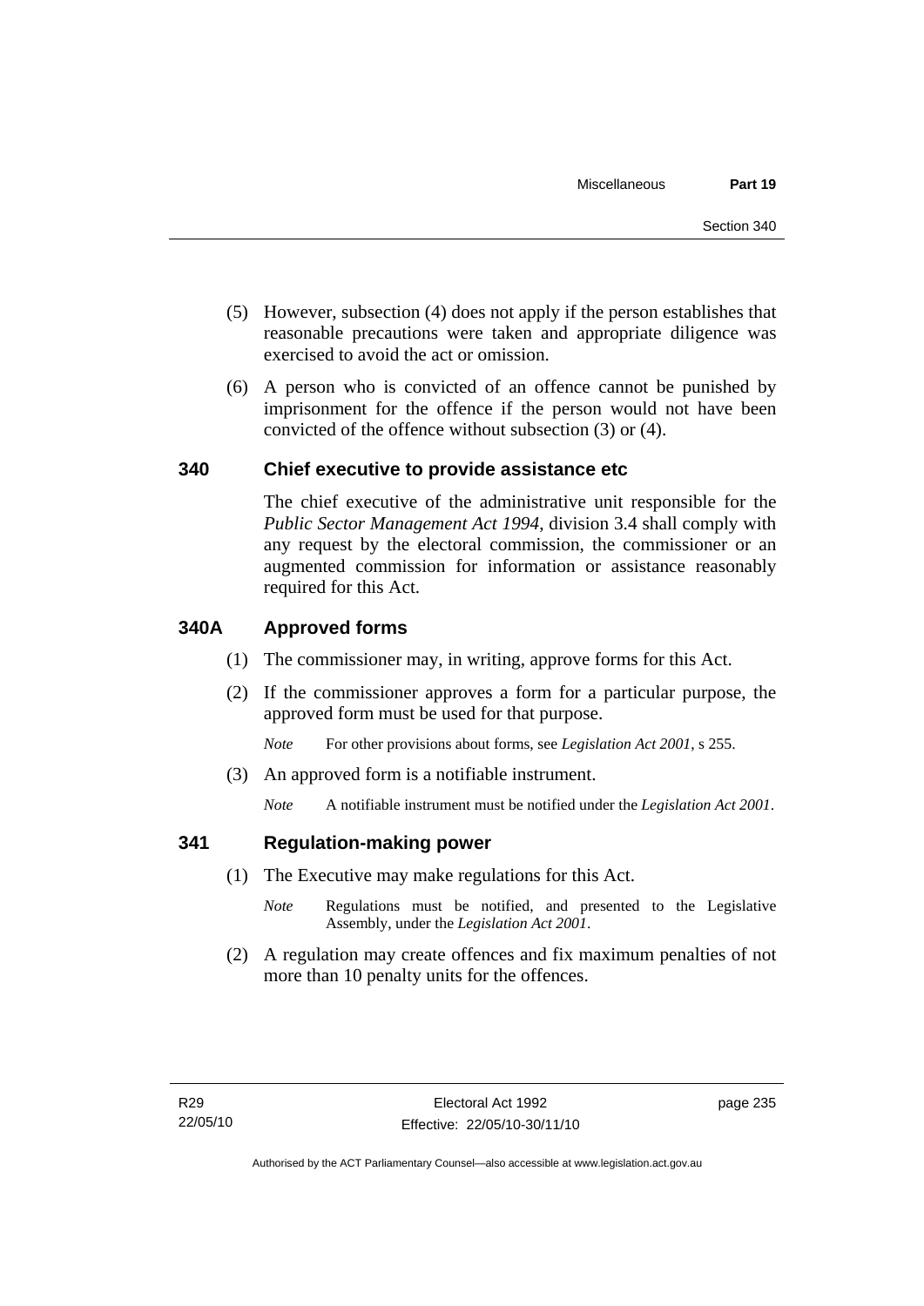(5) However, subsection (4) does not apply if the person establishes that reasonable precautions were taken and appropriate diligence was exercised to avoid the act or omission.

(6) A person who is convicted of an offence cannot be punished by imprisonment for the offence if the person would not have been convicted of the offence without subsection (3) or (4).

## 340 Chief executive to provide assistance etc

The chief executive of the administrative unit responsible for the *Public Sector Management Act 1994*, division 3.4 shall comply with any request by the electoral commission, the commissioner or an augmented commission for information or assistance reasonably required for this Act.

## 340A Approved forms

(1) The commissioner may, in writing, approve forms for this Act.

(2) If the commissioner approves a form for a particular purpose, the approved form must be used for that purpose.

*Note* For other provisions about forms, see *Legislation Act 2001*, s 255.

(3) An approved form is a notifiable instrument.

*Note* A notifiable instrument must be notified under the *Legislation Act 2001*.

## 341 Regulation-making power

(1) The Executive may make regulations for this Act.

*Note* Regulations must be notified, and presented to the Legislative Assembly, under the *Legislation Act 2001*.

(2) A regulation may create offences and fix maximum penalties of not more than 10 penalty units for the offences.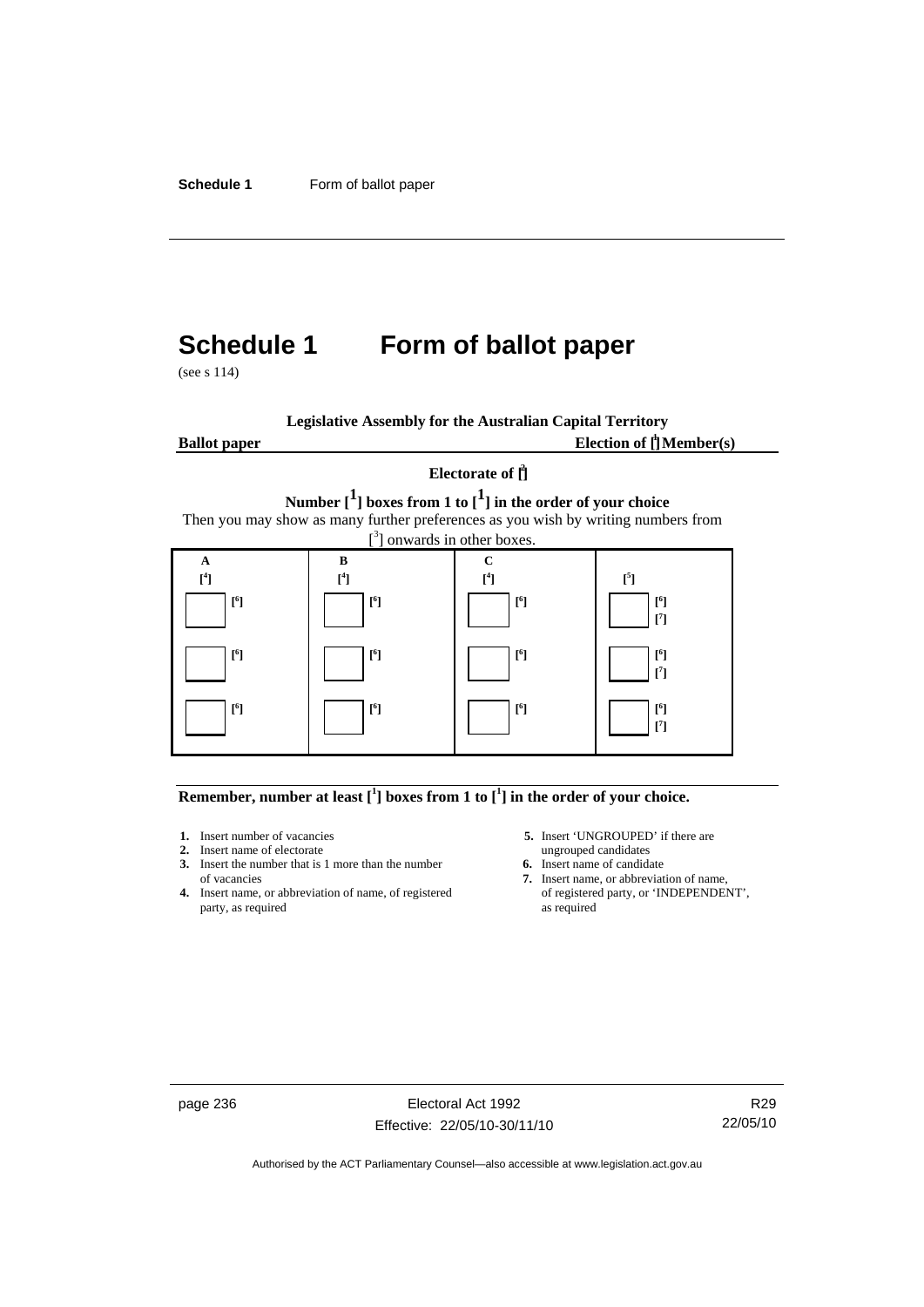# Schedule 1 Form of ballot paper

(see s 114)

**Legislative Assembly for the Australian Capital Territory**

**Ballot paper** **Election of [1] Member(s)**

**Electorate of [2]**

**Number [1] boxes from 1 to [1] in the order of your choice**

Then you may show as many further preferences as you wish by writing numbers from [3] onwards in other boxes.

| A [4] | B [4] | C [4] | [5] |
|---|---|---|---|
| ☐ [6] | ☐ [6] | ☐ [6] | ☐ [6] [7] |
| ☐ [6] | ☐ [6] | ☐ [6] | ☐ [6] [7] |
| ☐ [6] | ☐ [6] | ☐ [6] | ☐ [6] [7] |

**Remember, number at least [1] boxes from 1 to [1] in the order of your choice.**

1. Insert number of vacancies
2. Insert name of electorate
3. Insert the number that is 1 more than the number of vacancies
4. Insert name, or abbreviation of name, of registered party, as required
5. Insert 'UNGROUPED' if there are ungrouped candidates
6. Insert name of candidate
7. Insert name, or abbreviation of name, of registered party, or 'INDEPENDENT', as required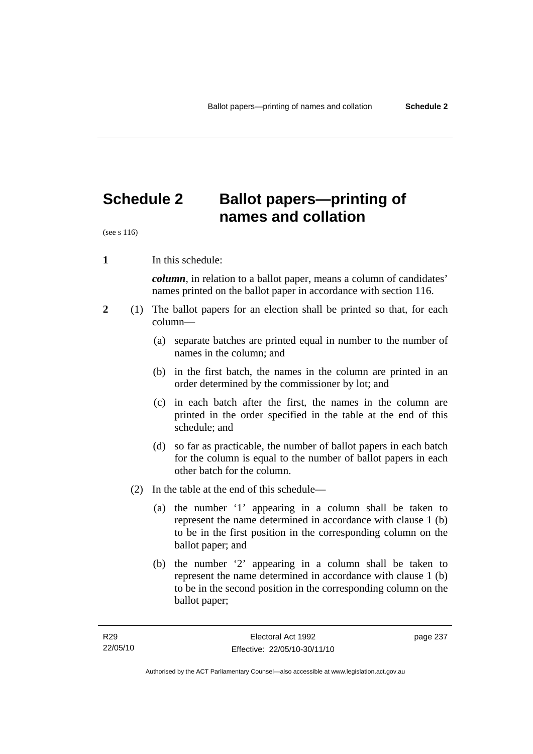# Schedule 2 Ballot papers—printing of names and collation

(see s 116)

**1** In this schedule:

***column***, in relation to a ballot paper, means a column of candidates' names printed on the ballot paper in accordance with section 116.

**2** (1) The ballot papers for an election shall be printed so that, for each column—

(a) separate batches are printed equal in number to the number of names in the column; and

(b) in the first batch, the names in the column are printed in an order determined by the commissioner by lot; and

(c) in each batch after the first, the names in the column are printed in the order specified in the table at the end of this schedule; and

(d) so far as practicable, the number of ballot papers in each batch for the column is equal to the number of ballot papers in each other batch for the column.

(2) In the table at the end of this schedule—

(a) the number '1' appearing in a column shall be taken to represent the name determined in accordance with clause 1 (b) to be in the first position in the corresponding column on the ballot paper; and

(b) the number '2' appearing in a column shall be taken to represent the name determined in accordance with clause 1 (b) to be in the second position in the corresponding column on the ballot paper;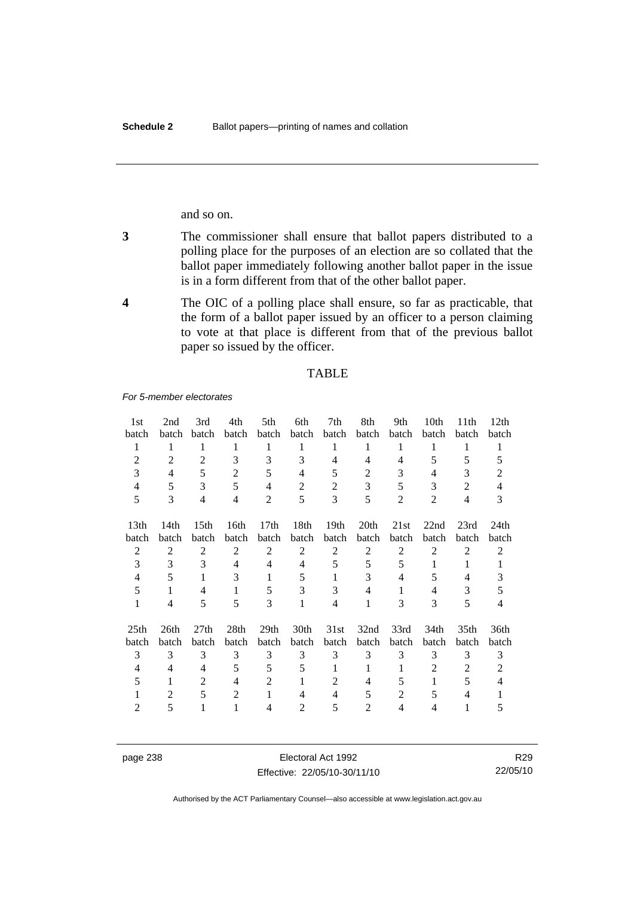and so on.

**3** The commissioner shall ensure that ballot papers distributed to a polling place for the purposes of an election are so collated that the ballot paper immediately following another ballot paper in the issue is in a form different from that of the other ballot paper.

**4** The OIC of a polling place shall ensure, so far as practicable, that the form of a ballot paper issued by an officer to a person claiming to vote at that place is different from that of the previous ballot paper so issued by the officer.

TABLE

*For 5-member electorates*

| 1st batch | 2nd batch | 3rd batch | 4th batch | 5th batch | 6th batch | 7th batch | 8th batch | 9th batch | 10th batch | 11th batch | 12th batch |
|---|---|---|---|---|---|---|---|---|---|---|---|
| 1 | 1 | 1 | 1 | 1 | 1 | 1 | 1 | 1 | 1 | 1 | 1 |
| 2 | 2 | 2 | 3 | 3 | 3 | 4 | 4 | 4 | 5 | 5 | 5 |
| 3 | 4 | 5 | 2 | 5 | 4 | 5 | 2 | 3 | 4 | 3 | 2 |
| 4 | 5 | 3 | 5 | 4 | 2 | 2 | 3 | 5 | 3 | 2 | 4 |
| 5 | 3 | 4 | 4 | 2 | 5 | 3 | 5 | 2 | 2 | 4 | 3 |

| 13th batch | 14th batch | 15th batch | 16th batch | 17th batch | 18th batch | 19th batch | 20th batch | 21st batch | 22nd batch | 23rd batch | 24th batch |
|---|---|---|---|---|---|---|---|---|---|---|---|
| 2 | 2 | 2 | 2 | 2 | 2 | 2 | 2 | 2 | 2 | 2 | 2 |
| 3 | 3 | 3 | 4 | 4 | 4 | 5 | 5 | 5 | 1 | 1 | 1 |
| 4 | 5 | 1 | 3 | 1 | 5 | 1 | 3 | 4 | 5 | 4 | 3 |
| 5 | 1 | 4 | 1 | 5 | 3 | 3 | 4 | 1 | 4 | 3 | 5 |
| 1 | 4 | 5 | 5 | 3 | 1 | 4 | 1 | 3 | 3 | 5 | 4 |

| 25th batch | 26th batch | 27th batch | 28th batch | 29th batch | 30th batch | 31st batch | 32nd batch | 33rd batch | 34th batch | 35th batch | 36th batch |
|---|---|---|---|---|---|---|---|---|---|---|---|
| 3 | 3 | 3 | 3 | 3 | 3 | 3 | 3 | 3 | 3 | 3 | 3 |
| 4 | 4 | 4 | 5 | 5 | 5 | 1 | 1 | 1 | 2 | 2 | 2 |
| 5 | 1 | 2 | 4 | 2 | 1 | 2 | 4 | 5 | 1 | 5 | 4 |
| 1 | 2 | 5 | 2 | 1 | 4 | 4 | 5 | 2 | 5 | 4 | 1 |
| 2 | 5 | 1 | 1 | 4 | 2 | 5 | 2 | 4 | 4 | 1 | 5 |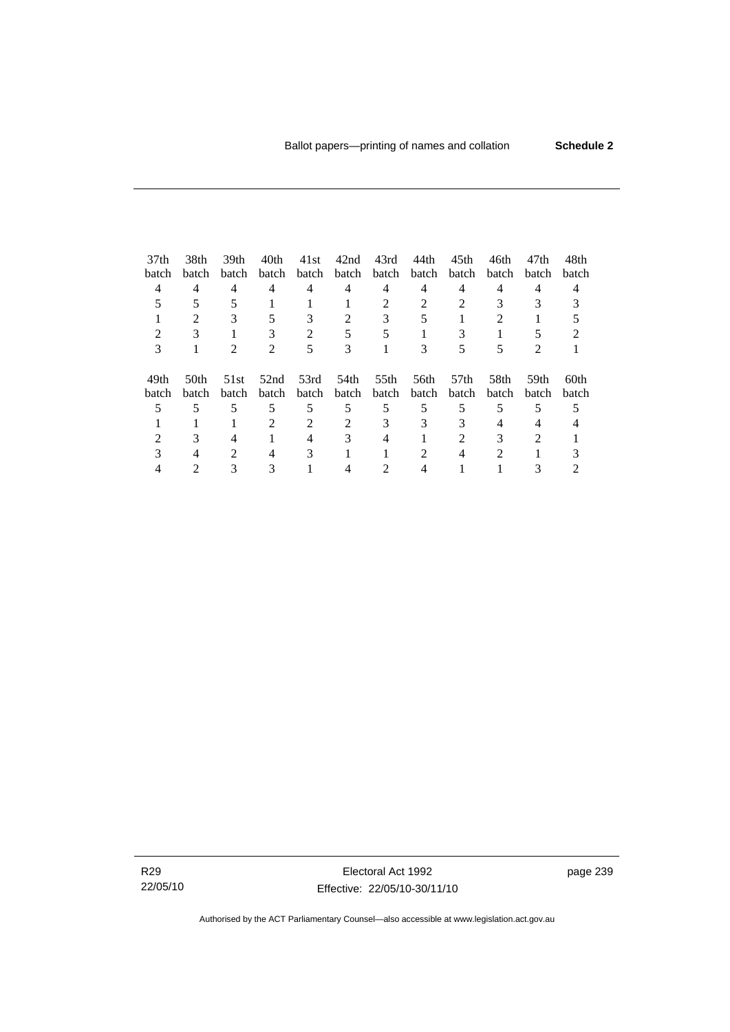| 37th batch | 38th batch | 39th batch | 40th batch | 41st batch | 42nd batch | 43rd batch | 44th batch | 45th batch | 46th batch | 47th batch | 48th batch |
|---|---|---|---|---|---|---|---|---|---|---|---|
| 4 | 4 | 4 | 4 | 4 | 4 | 4 | 4 | 4 | 4 | 4 | 4 |
| 5 | 5 | 5 | 1 | 1 | 1 | 2 | 2 | 2 | 3 | 3 | 3 |
| 1 | 2 | 3 | 5 | 3 | 2 | 3 | 5 | 1 | 2 | 1 | 5 |
| 2 | 3 | 1 | 3 | 2 | 5 | 5 | 1 | 3 | 1 | 5 | 2 |
| 3 | 1 | 2 | 2 | 5 | 3 | 1 | 3 | 5 | 5 | 2 | 1 |

| 49th batch | 50th batch | 51st batch | 52nd batch | 53rd batch | 54th batch | 55th batch | 56th batch | 57th batch | 58th batch | 59th batch | 60th batch |
|---|---|---|---|---|---|---|---|---|---|---|---|
| 5 | 5 | 5 | 5 | 5 | 5 | 5 | 5 | 5 | 5 | 5 | 5 |
| 1 | 1 | 1 | 2 | 2 | 2 | 3 | 3 | 3 | 4 | 4 | 4 |
| 2 | 3 | 4 | 1 | 4 | 3 | 4 | 1 | 2 | 3 | 2 | 1 |
| 3 | 4 | 2 | 4 | 3 | 1 | 1 | 2 | 4 | 2 | 1 | 3 |
| 4 | 2 | 3 | 3 | 1 | 4 | 2 | 4 | 1 | 1 | 3 | 2 |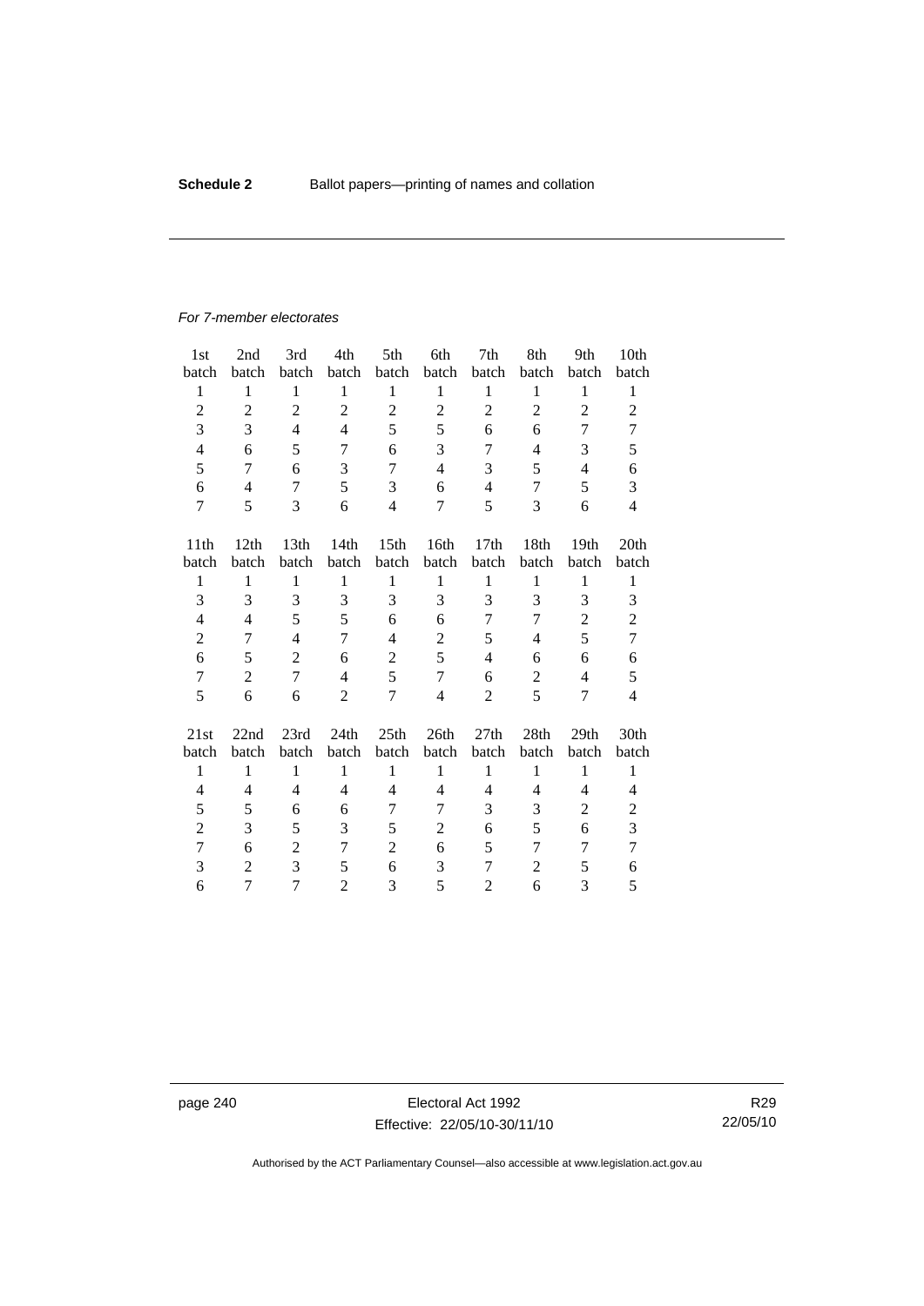*For 7-member electorates*

| 1st batch | 2nd batch | 3rd batch | 4th batch | 5th batch | 6th batch | 7th batch | 8th batch | 9th batch | 10th batch |
|---|---|---|---|---|---|---|---|---|---|
| 1 | 1 | 1 | 1 | 1 | 1 | 1 | 1 | 1 | 1 |
| 2 | 2 | 2 | 2 | 2 | 2 | 2 | 2 | 2 | 2 |
| 3 | 3 | 4 | 4 | 5 | 5 | 6 | 6 | 7 | 7 |
| 4 | 6 | 5 | 7 | 6 | 3 | 7 | 4 | 3 | 5 |
| 5 | 7 | 6 | 3 | 7 | 4 | 3 | 5 | 4 | 6 |
| 6 | 4 | 7 | 5 | 3 | 6 | 4 | 7 | 5 | 3 |
| 7 | 5 | 3 | 6 | 4 | 7 | 5 | 3 | 6 | 4 |

| 11th batch | 12th batch | 13th batch | 14th batch | 15th batch | 16th batch | 17th batch | 18th batch | 19th batch | 20th batch |
|---|---|---|---|---|---|---|---|---|---|
| 1 | 1 | 1 | 1 | 1 | 1 | 1 | 1 | 1 | 1 |
| 3 | 3 | 3 | 3 | 3 | 3 | 3 | 3 | 3 | 3 |
| 4 | 4 | 5 | 5 | 6 | 6 | 7 | 7 | 2 | 2 |
| 2 | 7 | 4 | 7 | 4 | 2 | 5 | 4 | 5 | 7 |
| 6 | 5 | 2 | 6 | 2 | 5 | 4 | 6 | 6 | 6 |
| 7 | 2 | 7 | 4 | 5 | 7 | 6 | 2 | 4 | 5 |
| 5 | 6 | 6 | 2 | 7 | 4 | 2 | 5 | 7 | 4 |

| 21st batch | 22nd batch | 23rd batch | 24th batch | 25th batch | 26th batch | 27th batch | 28th batch | 29th batch | 30th batch |
|---|---|---|---|---|---|---|---|---|---|
| 1 | 1 | 1 | 1 | 1 | 1 | 1 | 1 | 1 | 1 |
| 4 | 4 | 4 | 4 | 4 | 4 | 4 | 4 | 4 | 4 |
| 5 | 5 | 6 | 6 | 7 | 7 | 3 | 3 | 2 | 2 |
| 2 | 3 | 5 | 3 | 5 | 2 | 6 | 5 | 6 | 3 |
| 7 | 6 | 2 | 7 | 2 | 6 | 5 | 7 | 7 | 7 |
| 3 | 2 | 3 | 5 | 6 | 3 | 7 | 2 | 5 | 6 |
| 6 | 7 | 7 | 2 | 3 | 5 | 2 | 6 | 3 | 5 |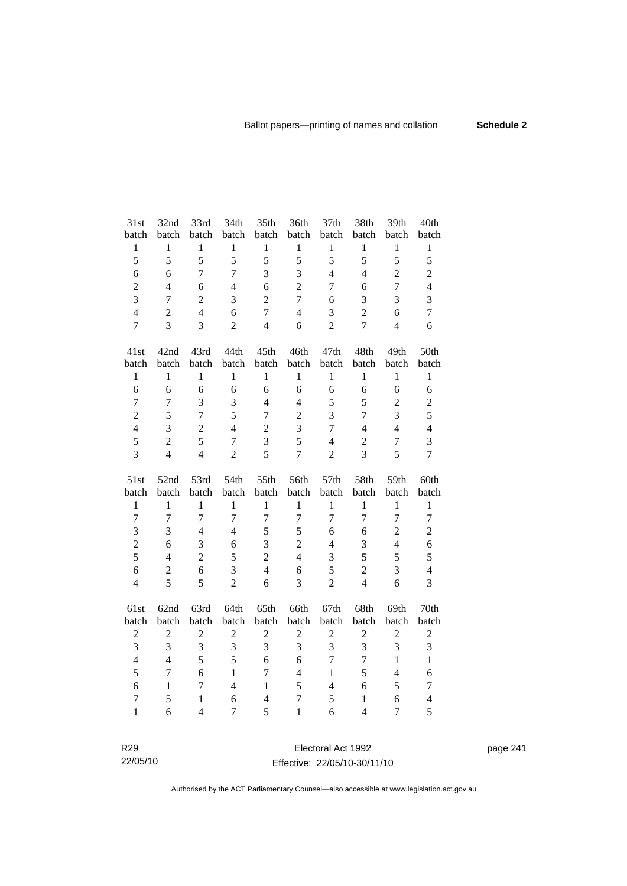| 31st batch | 32nd batch | 33rd batch | 34th batch | 35th batch | 36th batch | 37th batch | 38th batch | 39th batch | 40th batch |
|---|---|---|---|---|---|---|---|---|---|
| 1 | 1 | 1 | 1 | 1 | 1 | 1 | 1 | 1 | 1 |
| 5 | 5 | 5 | 5 | 5 | 5 | 5 | 5 | 5 | 5 |
| 6 | 6 | 7 | 7 | 3 | 3 | 4 | 4 | 2 | 2 |
| 2 | 4 | 6 | 4 | 6 | 2 | 7 | 6 | 7 | 4 |
| 3 | 7 | 2 | 3 | 2 | 7 | 6 | 3 | 3 | 3 |
| 4 | 2 | 4 | 6 | 7 | 4 | 3 | 2 | 6 | 7 |
| 7 | 3 | 3 | 2 | 4 | 6 | 2 | 7 | 4 | 6 |

| 41st batch | 42nd batch | 43rd batch | 44th batch | 45th batch | 46th batch | 47th batch | 48th batch | 49th batch | 50th batch |
|---|---|---|---|---|---|---|---|---|---|
| 1 | 1 | 1 | 1 | 1 | 1 | 1 | 1 | 1 | 1 |
| 6 | 6 | 6 | 6 | 6 | 6 | 6 | 6 | 6 | 6 |
| 7 | 7 | 3 | 3 | 4 | 4 | 5 | 5 | 2 | 2 |
| 2 | 5 | 7 | 5 | 7 | 2 | 3 | 7 | 3 | 5 |
| 4 | 3 | 2 | 4 | 2 | 3 | 7 | 4 | 4 | 4 |
| 5 | 2 | 5 | 7 | 3 | 5 | 4 | 2 | 7 | 3 |
| 3 | 4 | 4 | 2 | 5 | 7 | 2 | 3 | 5 | 7 |

| 51st batch | 52nd batch | 53rd batch | 54th batch | 55th batch | 56th batch | 57th batch | 58th batch | 59th batch | 60th batch |
|---|---|---|---|---|---|---|---|---|---|
| 1 | 1 | 1 | 1 | 1 | 1 | 1 | 1 | 1 | 1 |
| 7 | 7 | 7 | 7 | 7 | 7 | 7 | 7 | 7 | 7 |
| 3 | 3 | 4 | 4 | 5 | 5 | 6 | 6 | 2 | 2 |
| 2 | 6 | 3 | 6 | 3 | 2 | 4 | 3 | 4 | 6 |
| 5 | 4 | 2 | 5 | 2 | 4 | 3 | 5 | 5 | 5 |
| 6 | 2 | 6 | 3 | 4 | 6 | 5 | 2 | 3 | 4 |
| 4 | 5 | 5 | 2 | 6 | 3 | 2 | 4 | 6 | 3 |

| 61st batch | 62nd batch | 63rd batch | 64th batch | 65th batch | 66th batch | 67th batch | 68th batch | 69th batch | 70th batch |
|---|---|---|---|---|---|---|---|---|---|
| 2 | 2 | 2 | 2 | 2 | 2 | 2 | 2 | 2 | 2 |
| 3 | 3 | 3 | 3 | 3 | 3 | 3 | 3 | 3 | 3 |
| 4 | 4 | 5 | 5 | 6 | 6 | 7 | 7 | 1 | 1 |
| 5 | 7 | 6 | 1 | 7 | 4 | 1 | 5 | 4 | 6 |
| 6 | 1 | 7 | 4 | 1 | 5 | 4 | 6 | 5 | 7 |
| 7 | 5 | 1 | 6 | 4 | 7 | 5 | 1 | 6 | 4 |
| 1 | 6 | 4 | 7 | 5 | 1 | 6 | 4 | 7 | 5 |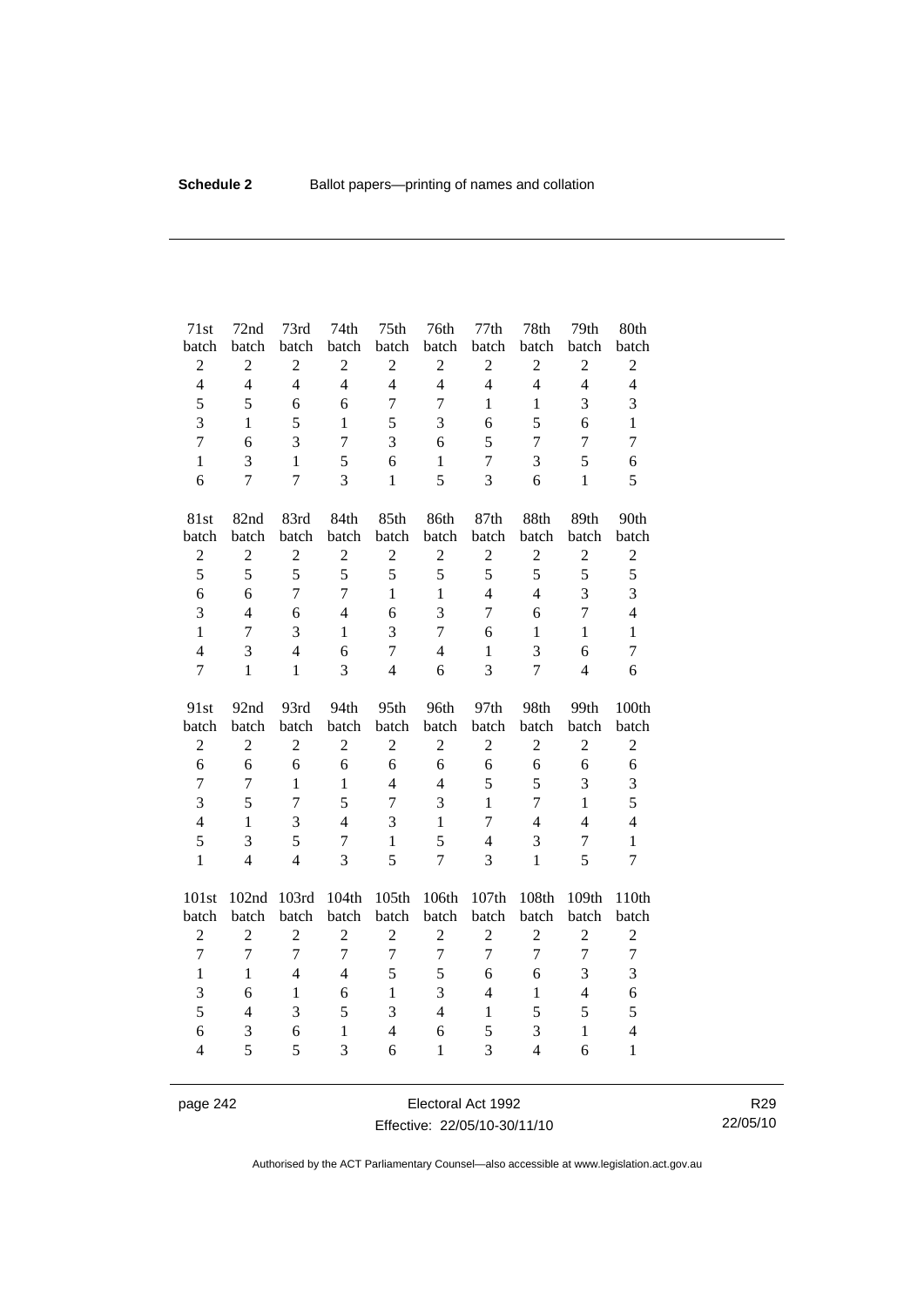| 71st batch | 72nd batch | 73rd batch | 74th batch | 75th batch | 76th batch | 77th batch | 78th batch | 79th batch | 80th batch |
|---|---|---|---|---|---|---|---|---|---|
| 2 | 2 | 2 | 2 | 2 | 2 | 2 | 2 | 2 | 2 |
| 4 | 4 | 4 | 4 | 4 | 4 | 4 | 4 | 4 | 4 |
| 5 | 5 | 6 | 6 | 7 | 7 | 1 | 1 | 3 | 3 |
| 3 | 1 | 5 | 1 | 5 | 3 | 6 | 5 | 6 | 1 |
| 7 | 6 | 3 | 7 | 3 | 6 | 5 | 7 | 7 | 7 |
| 1 | 3 | 1 | 5 | 6 | 1 | 7 | 3 | 5 | 6 |
| 6 | 7 | 7 | 3 | 1 | 5 | 3 | 6 | 1 | 5 |

| 81st batch | 82nd batch | 83rd batch | 84th batch | 85th batch | 86th batch | 87th batch | 88th batch | 89th batch | 90th batch |
|---|---|---|---|---|---|---|---|---|---|
| 2 | 2 | 2 | 2 | 2 | 2 | 2 | 2 | 2 | 2 |
| 5 | 5 | 5 | 5 | 5 | 5 | 5 | 5 | 5 | 5 |
| 6 | 6 | 7 | 7 | 1 | 1 | 4 | 4 | 3 | 3 |
| 3 | 4 | 6 | 4 | 6 | 3 | 7 | 6 | 7 | 4 |
| 1 | 7 | 3 | 1 | 3 | 7 | 6 | 1 | 1 | 1 |
| 4 | 3 | 4 | 6 | 7 | 4 | 1 | 3 | 6 | 7 |
| 7 | 1 | 1 | 3 | 4 | 6 | 3 | 7 | 4 | 6 |

| 91st batch | 92nd batch | 93rd batch | 94th batch | 95th batch | 96th batch | 97th batch | 98th batch | 99th batch | 100th batch |
|---|---|---|---|---|---|---|---|---|---|
| 2 | 2 | 2 | 2 | 2 | 2 | 2 | 2 | 2 | 2 |
| 6 | 6 | 6 | 6 | 6 | 6 | 6 | 6 | 6 | 6 |
| 7 | 7 | 1 | 1 | 4 | 4 | 5 | 5 | 3 | 3 |
| 3 | 5 | 7 | 5 | 7 | 3 | 1 | 7 | 1 | 5 |
| 4 | 1 | 3 | 4 | 3 | 1 | 7 | 4 | 4 | 4 |
| 5 | 3 | 5 | 7 | 1 | 5 | 4 | 3 | 7 | 1 |
| 1 | 4 | 4 | 3 | 5 | 7 | 3 | 1 | 5 | 7 |

| 101st batch | 102nd batch | 103rd batch | 104th batch | 105th batch | 106th batch | 107th batch | 108th batch | 109th batch | 110th batch |
|---|---|---|---|---|---|---|---|---|---|
| 2 | 2 | 2 | 2 | 2 | 2 | 2 | 2 | 2 | 2 |
| 7 | 7 | 7 | 7 | 7 | 7 | 7 | 7 | 7 | 7 |
| 1 | 1 | 4 | 4 | 5 | 5 | 6 | 6 | 3 | 3 |
| 3 | 6 | 1 | 6 | 1 | 3 | 4 | 1 | 4 | 6 |
| 5 | 4 | 3 | 5 | 3 | 4 | 1 | 5 | 5 | 5 |
| 6 | 3 | 6 | 1 | 4 | 6 | 5 | 3 | 1 | 4 |
| 4 | 5 | 5 | 3 | 6 | 1 | 3 | 4 | 6 | 1 |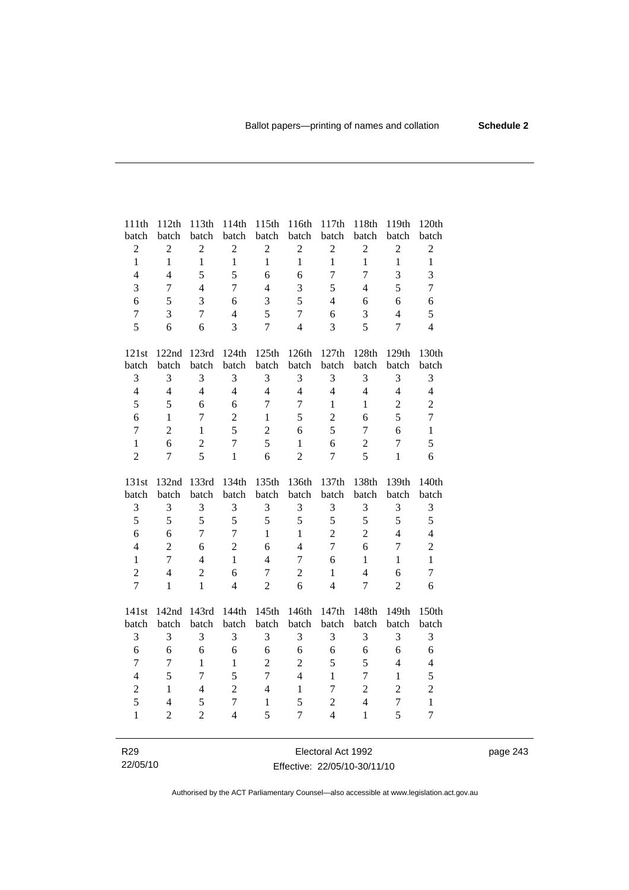| 111th batch | 112th batch | 113th batch | 114th batch | 115th batch | 116th batch | 117th batch | 118th batch | 119th batch | 120th batch |
|---|---|---|---|---|---|---|---|---|---|
| 2 | 2 | 2 | 2 | 2 | 2 | 2 | 2 | 2 | 2 |
| 1 | 1 | 1 | 1 | 1 | 1 | 1 | 1 | 1 | 1 |
| 4 | 4 | 5 | 5 | 6 | 6 | 7 | 7 | 3 | 3 |
| 3 | 7 | 4 | 7 | 4 | 3 | 5 | 4 | 5 | 7 |
| 6 | 5 | 3 | 6 | 3 | 5 | 4 | 6 | 6 | 6 |
| 7 | 3 | 7 | 4 | 5 | 7 | 6 | 3 | 4 | 5 |
| 5 | 6 | 6 | 3 | 7 | 4 | 3 | 5 | 7 | 4 |

| 121st batch | 122nd batch | 123rd batch | 124th batch | 125th batch | 126th batch | 127th batch | 128th batch | 129th batch | 130th batch |
|---|---|---|---|---|---|---|---|---|---|
| 3 | 3 | 3 | 3 | 3 | 3 | 3 | 3 | 3 | 3 |
| 4 | 4 | 4 | 4 | 4 | 4 | 4 | 4 | 4 | 4 |
| 5 | 5 | 6 | 6 | 7 | 7 | 1 | 1 | 2 | 2 |
| 6 | 1 | 7 | 2 | 1 | 5 | 2 | 6 | 5 | 7 |
| 7 | 2 | 1 | 5 | 2 | 6 | 5 | 7 | 6 | 1 |
| 1 | 6 | 2 | 7 | 5 | 1 | 6 | 2 | 7 | 5 |
| 2 | 7 | 5 | 1 | 6 | 2 | 7 | 5 | 1 | 6 |

| 131st batch | 132nd batch | 133rd batch | 134th batch | 135th batch | 136th batch | 137th batch | 138th batch | 139th batch | 140th batch |
|---|---|---|---|---|---|---|---|---|---|
| 3 | 3 | 3 | 3 | 3 | 3 | 3 | 3 | 3 | 3 |
| 5 | 5 | 5 | 5 | 5 | 5 | 5 | 5 | 5 | 5 |
| 6 | 6 | 7 | 7 | 1 | 1 | 2 | 2 | 4 | 4 |
| 4 | 2 | 6 | 2 | 6 | 4 | 7 | 6 | 7 | 2 |
| 1 | 7 | 4 | 1 | 4 | 7 | 6 | 1 | 1 | 1 |
| 2 | 4 | 2 | 6 | 7 | 2 | 1 | 4 | 6 | 7 |
| 7 | 1 | 1 | 4 | 2 | 6 | 4 | 7 | 2 | 6 |

| 141st batch | 142nd batch | 143rd batch | 144th batch | 145th batch | 146th batch | 147th batch | 148th batch | 149th batch | 150th batch |
|---|---|---|---|---|---|---|---|---|---|
| 3 | 3 | 3 | 3 | 3 | 3 | 3 | 3 | 3 | 3 |
| 6 | 6 | 6 | 6 | 6 | 6 | 6 | 6 | 6 | 6 |
| 7 | 7 | 1 | 1 | 2 | 2 | 5 | 5 | 4 | 4 |
| 4 | 5 | 7 | 5 | 7 | 4 | 1 | 7 | 1 | 5 |
| 2 | 1 | 4 | 2 | 4 | 1 | 7 | 2 | 2 | 2 |
| 5 | 4 | 5 | 7 | 1 | 5 | 2 | 4 | 7 | 1 |
| 1 | 2 | 2 | 4 | 5 | 7 | 4 | 1 | 5 | 7 |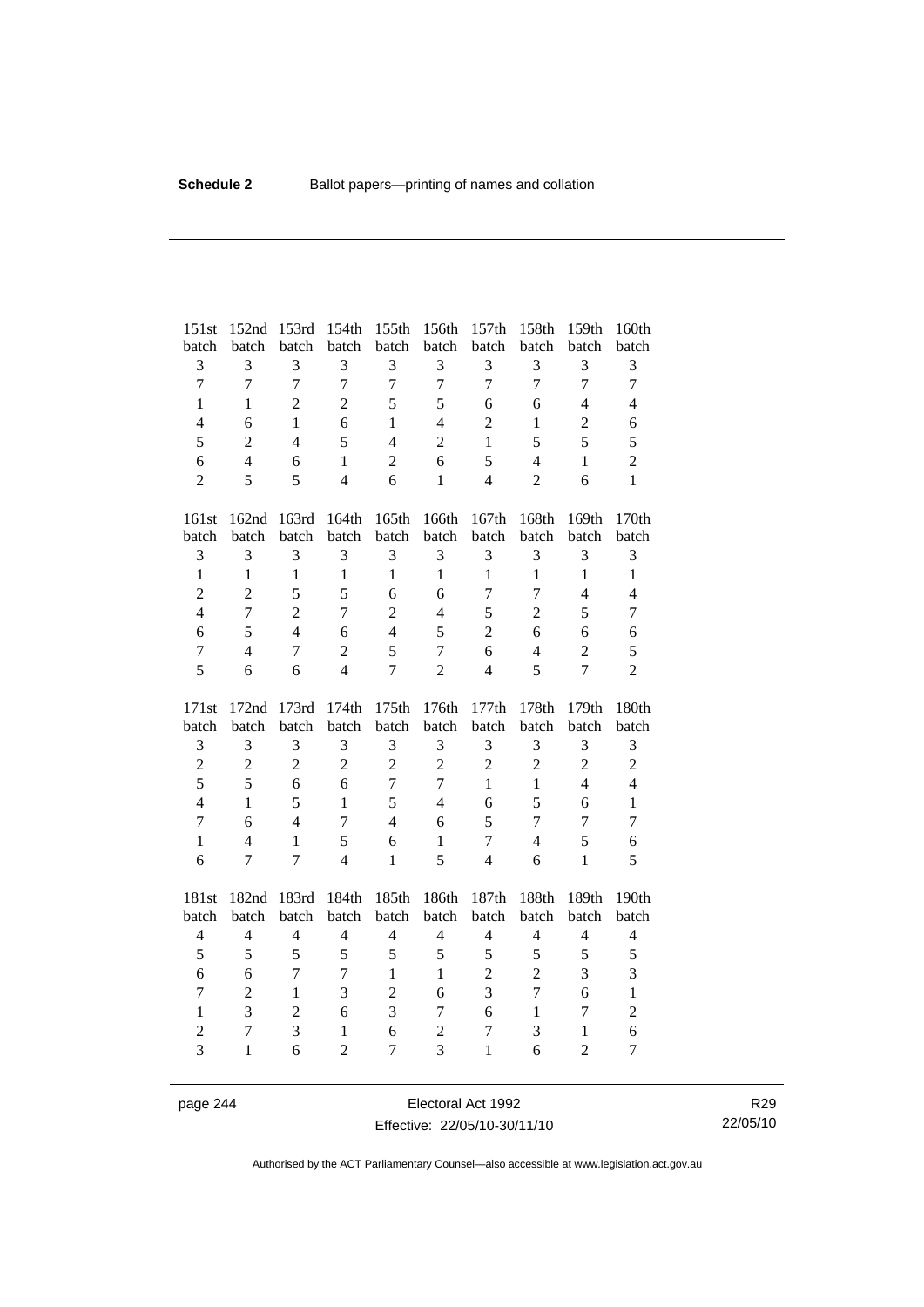| 151st batch | 152nd batch | 153rd batch | 154th batch | 155th batch | 156th batch | 157th batch | 158th batch | 159th batch | 160th batch |
|---|---|---|---|---|---|---|---|---|---|
| 3 | 3 | 3 | 3 | 3 | 3 | 3 | 3 | 3 | 3 |
| 7 | 7 | 7 | 7 | 7 | 7 | 7 | 7 | 7 | 7 |
| 1 | 1 | 2 | 2 | 5 | 5 | 6 | 6 | 4 | 4 |
| 4 | 6 | 1 | 6 | 1 | 4 | 2 | 1 | 2 | 6 |
| 5 | 2 | 4 | 5 | 4 | 2 | 1 | 5 | 5 | 5 |
| 6 | 4 | 6 | 1 | 2 | 6 | 5 | 4 | 1 | 2 |
| 2 | 5 | 5 | 4 | 6 | 1 | 4 | 2 | 6 | 1 |

| 161st batch | 162nd batch | 163rd batch | 164th batch | 165th batch | 166th batch | 167th batch | 168th batch | 169th batch | 170th batch |
|---|---|---|---|---|---|---|---|---|---|
| 3 | 3 | 3 | 3 | 3 | 3 | 3 | 3 | 3 | 3 |
| 1 | 1 | 1 | 1 | 1 | 1 | 1 | 1 | 1 | 1 |
| 2 | 2 | 5 | 5 | 6 | 6 | 7 | 7 | 4 | 4 |
| 4 | 7 | 2 | 7 | 2 | 4 | 5 | 2 | 5 | 7 |
| 6 | 5 | 4 | 6 | 4 | 5 | 2 | 6 | 6 | 6 |
| 7 | 4 | 7 | 2 | 5 | 7 | 6 | 4 | 2 | 5 |
| 5 | 6 | 6 | 4 | 7 | 2 | 4 | 5 | 7 | 2 |

| 171st batch | 172nd batch | 173rd batch | 174th batch | 175th batch | 176th batch | 177th batch | 178th batch | 179th batch | 180th batch |
|---|---|---|---|---|---|---|---|---|---|
| 3 | 3 | 3 | 3 | 3 | 3 | 3 | 3 | 3 | 3 |
| 2 | 2 | 2 | 2 | 2 | 2 | 2 | 2 | 2 | 2 |
| 5 | 5 | 6 | 6 | 7 | 7 | 1 | 1 | 4 | 4 |
| 4 | 1 | 5 | 1 | 5 | 4 | 6 | 5 | 6 | 1 |
| 7 | 6 | 4 | 7 | 4 | 6 | 5 | 7 | 7 | 7 |
| 1 | 4 | 1 | 5 | 6 | 1 | 7 | 4 | 5 | 6 |
| 6 | 7 | 7 | 4 | 1 | 5 | 4 | 6 | 1 | 5 |

| 181st batch | 182nd batch | 183rd batch | 184th batch | 185th batch | 186th batch | 187th batch | 188th batch | 189th batch | 190th batch |
|---|---|---|---|---|---|---|---|---|---|
| 4 | 4 | 4 | 4 | 4 | 4 | 4 | 4 | 4 | 4 |
| 5 | 5 | 5 | 5 | 5 | 5 | 5 | 5 | 5 | 5 |
| 6 | 6 | 7 | 7 | 1 | 1 | 2 | 2 | 3 | 3 |
| 7 | 2 | 1 | 3 | 2 | 6 | 3 | 7 | 6 | 1 |
| 1 | 3 | 2 | 6 | 3 | 7 | 6 | 1 | 7 | 2 |
| 2 | 7 | 3 | 1 | 6 | 2 | 7 | 3 | 1 | 6 |
| 3 | 1 | 6 | 2 | 7 | 3 | 1 | 6 | 2 | 7 |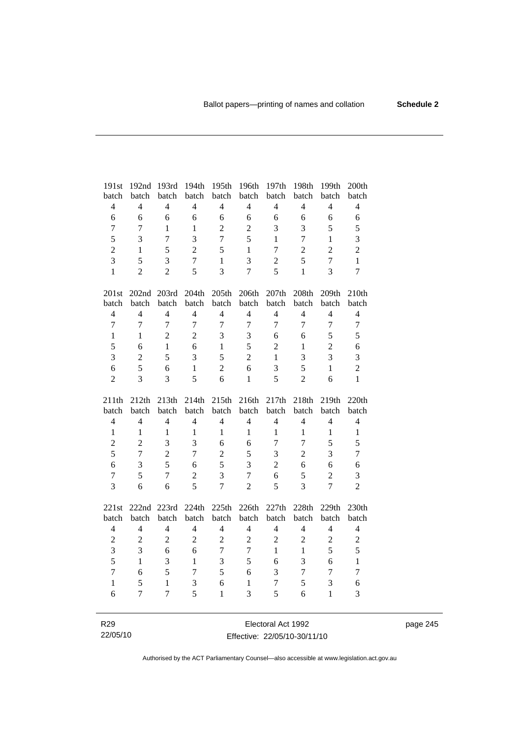| 191st batch | 192nd batch | 193rd batch | 194th batch | 195th batch | 196th batch | 197th batch | 198th batch | 199th batch | 200th batch |
|---|---|---|---|---|---|---|---|---|---|
| 4 | 4 | 4 | 4 | 4 | 4 | 4 | 4 | 4 | 4 |
| 6 | 6 | 6 | 6 | 6 | 6 | 6 | 6 | 6 | 6 |
| 7 | 7 | 1 | 1 | 2 | 2 | 3 | 3 | 5 | 5 |
| 5 | 3 | 7 | 3 | 7 | 5 | 1 | 7 | 1 | 3 |
| 2 | 1 | 5 | 2 | 5 | 1 | 7 | 2 | 2 | 2 |
| 3 | 5 | 3 | 7 | 1 | 3 | 2 | 5 | 7 | 1 |
| 1 | 2 | 2 | 5 | 3 | 7 | 5 | 1 | 3 | 7 |

| 201st batch | 202nd batch | 203rd batch | 204th batch | 205th batch | 206th batch | 207th batch | 208th batch | 209th batch | 210th batch |
|---|---|---|---|---|---|---|---|---|---|
| 4 | 4 | 4 | 4 | 4 | 4 | 4 | 4 | 4 | 4 |
| 7 | 7 | 7 | 7 | 7 | 7 | 7 | 7 | 7 | 7 |
| 1 | 1 | 2 | 2 | 3 | 3 | 6 | 6 | 5 | 5 |
| 5 | 6 | 1 | 6 | 1 | 5 | 2 | 1 | 2 | 6 |
| 3 | 2 | 5 | 3 | 5 | 2 | 1 | 3 | 3 | 3 |
| 6 | 5 | 6 | 1 | 2 | 6 | 3 | 5 | 1 | 2 |
| 2 | 3 | 3 | 5 | 6 | 1 | 5 | 2 | 6 | 1 |

| 211th batch | 212th batch | 213th batch | 214th batch | 215th batch | 216th batch | 217th batch | 218th batch | 219th batch | 220th batch |
|---|---|---|---|---|---|---|---|---|---|
| 4 | 4 | 4 | 4 | 4 | 4 | 4 | 4 | 4 | 4 |
| 1 | 1 | 1 | 1 | 1 | 1 | 1 | 1 | 1 | 1 |
| 2 | 2 | 3 | 3 | 6 | 6 | 7 | 7 | 5 | 5 |
| 5 | 7 | 2 | 7 | 2 | 5 | 3 | 2 | 3 | 7 |
| 6 | 3 | 5 | 6 | 5 | 3 | 2 | 6 | 6 | 6 |
| 7 | 5 | 7 | 2 | 3 | 7 | 6 | 5 | 2 | 3 |
| 3 | 6 | 6 | 5 | 7 | 2 | 5 | 3 | 7 | 2 |

| 221st batch | 222nd batch | 223rd batch | 224th batch | 225th batch | 226th batch | 227th batch | 228th batch | 229th batch | 230th batch |
|---|---|---|---|---|---|---|---|---|---|
| 4 | 4 | 4 | 4 | 4 | 4 | 4 | 4 | 4 | 4 |
| 2 | 2 | 2 | 2 | 2 | 2 | 2 | 2 | 2 | 2 |
| 3 | 3 | 6 | 6 | 7 | 7 | 1 | 1 | 5 | 5 |
| 5 | 1 | 3 | 1 | 3 | 5 | 6 | 3 | 6 | 1 |
| 7 | 6 | 5 | 7 | 5 | 6 | 3 | 7 | 7 | 7 |
| 1 | 5 | 1 | 3 | 6 | 1 | 7 | 5 | 3 | 6 |
| 6 | 7 | 7 | 5 | 1 | 3 | 5 | 6 | 1 | 3 |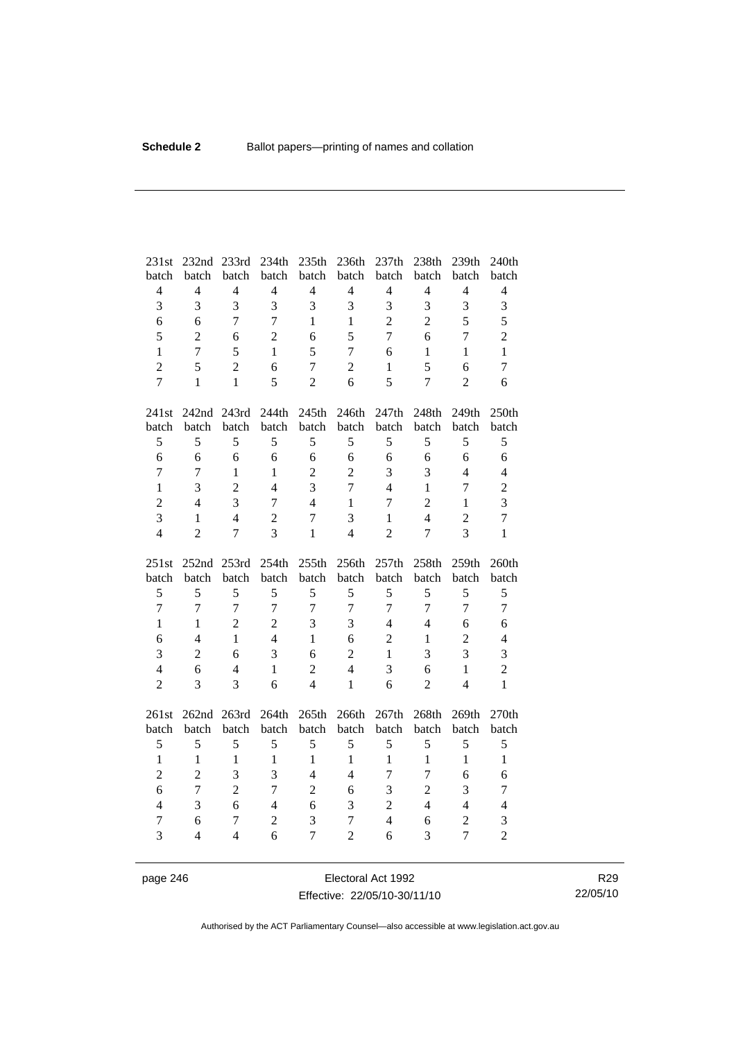| 231st batch | 232nd batch | 233rd batch | 234th batch | 235th batch | 236th batch | 237th batch | 238th batch | 239th batch | 240th batch |
|---|---|---|---|---|---|---|---|---|---|
| 4 | 4 | 4 | 4 | 4 | 4 | 4 | 4 | 4 | 4 |
| 3 | 3 | 3 | 3 | 3 | 3 | 3 | 3 | 3 | 3 |
| 6 | 6 | 7 | 7 | 1 | 1 | 2 | 2 | 5 | 5 |
| 5 | 2 | 6 | 2 | 6 | 5 | 7 | 6 | 7 | 2 |
| 1 | 7 | 5 | 1 | 5 | 7 | 6 | 1 | 1 | 1 |
| 2 | 5 | 2 | 6 | 7 | 2 | 1 | 5 | 6 | 7 |
| 7 | 1 | 1 | 5 | 2 | 6 | 5 | 7 | 2 | 6 |

| 241st batch | 242nd batch | 243rd batch | 244th batch | 245th batch | 246th batch | 247th batch | 248th batch | 249th batch | 250th batch |
|---|---|---|---|---|---|---|---|---|---|
| 5 | 5 | 5 | 5 | 5 | 5 | 5 | 5 | 5 | 5 |
| 6 | 6 | 6 | 6 | 6 | 6 | 6 | 6 | 6 | 6 |
| 7 | 7 | 1 | 1 | 2 | 2 | 3 | 3 | 4 | 4 |
| 1 | 3 | 2 | 4 | 3 | 7 | 4 | 1 | 7 | 2 |
| 2 | 4 | 3 | 7 | 4 | 1 | 7 | 2 | 1 | 3 |
| 3 | 1 | 4 | 2 | 7 | 3 | 1 | 4 | 2 | 7 |
| 4 | 2 | 7 | 3 | 1 | 4 | 2 | 7 | 3 | 1 |

| 251st batch | 252nd batch | 253rd batch | 254th batch | 255th batch | 256th batch | 257th batch | 258th batch | 259th batch | 260th batch |
|---|---|---|---|---|---|---|---|---|---|
| 5 | 5 | 5 | 5 | 5 | 5 | 5 | 5 | 5 | 5 |
| 7 | 7 | 7 | 7 | 7 | 7 | 7 | 7 | 7 | 7 |
| 1 | 1 | 2 | 2 | 3 | 3 | 4 | 4 | 6 | 6 |
| 6 | 4 | 1 | 4 | 1 | 6 | 2 | 1 | 2 | 4 |
| 3 | 2 | 6 | 3 | 6 | 2 | 1 | 3 | 3 | 3 |
| 4 | 6 | 4 | 1 | 2 | 4 | 3 | 6 | 1 | 2 |
| 2 | 3 | 3 | 6 | 4 | 1 | 6 | 2 | 4 | 1 |

| 261st batch | 262nd batch | 263rd batch | 264th batch | 265th batch | 266th batch | 267th batch | 268th batch | 269th batch | 270th batch |
|---|---|---|---|---|---|---|---|---|---|
| 5 | 5 | 5 | 5 | 5 | 5 | 5 | 5 | 5 | 5 |
| 1 | 1 | 1 | 1 | 1 | 1 | 1 | 1 | 1 | 1 |
| 2 | 2 | 3 | 3 | 4 | 4 | 7 | 7 | 6 | 6 |
| 6 | 7 | 2 | 7 | 2 | 6 | 3 | 2 | 3 | 7 |
| 4 | 3 | 6 | 4 | 6 | 3 | 2 | 4 | 4 | 4 |
| 7 | 6 | 7 | 2 | 3 | 7 | 4 | 6 | 2 | 3 |
| 3 | 4 | 4 | 6 | 7 | 2 | 6 | 3 | 7 | 2 |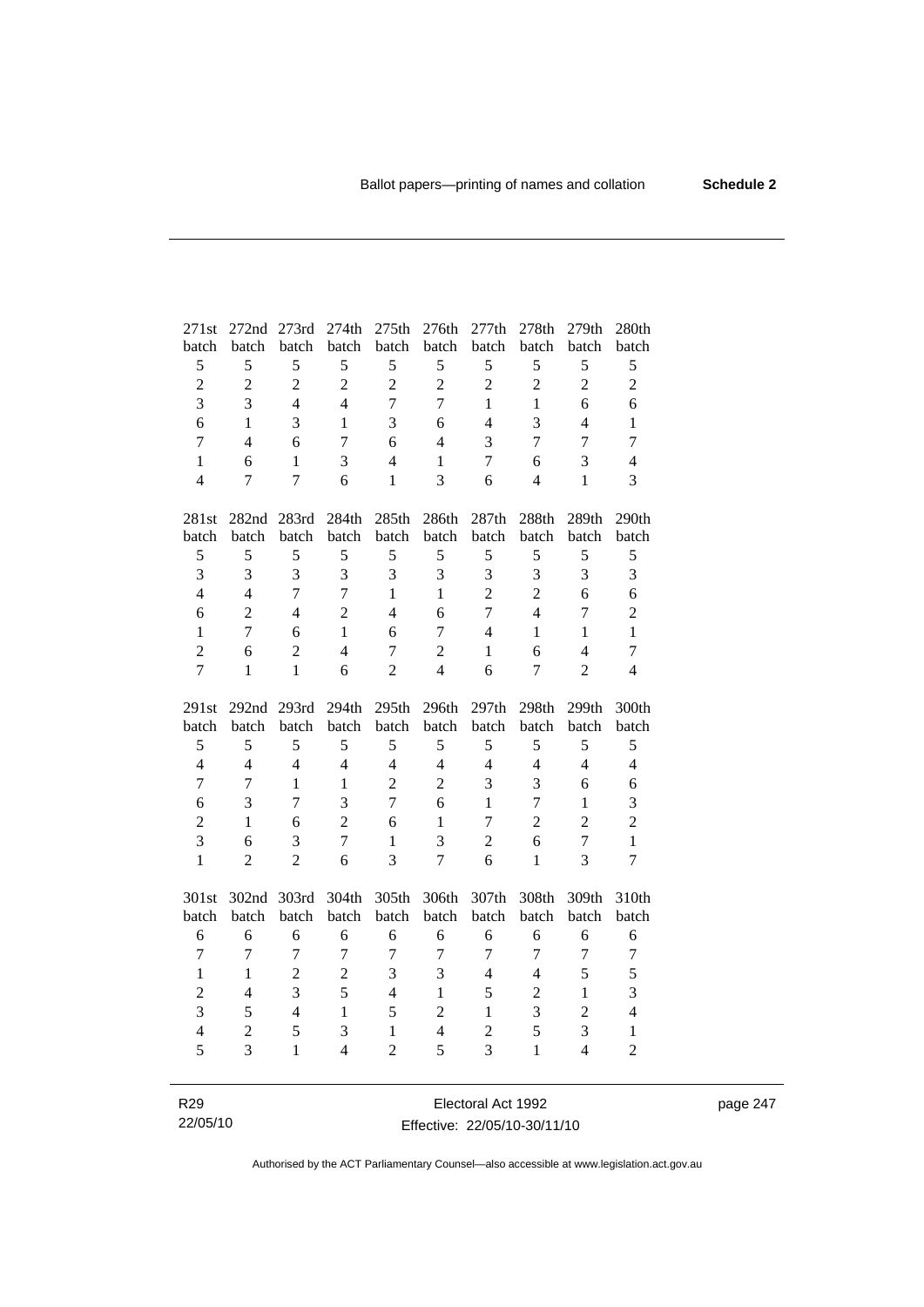| 271st batch | 272nd batch | 273rd batch | 274th batch | 275th batch | 276th batch | 277th batch | 278th batch | 279th batch | 280th batch |
|---|---|---|---|---|---|---|---|---|---|
| 5 | 5 | 5 | 5 | 5 | 5 | 5 | 5 | 5 | 5 |
| 2 | 2 | 2 | 2 | 2 | 2 | 2 | 2 | 2 | 2 |
| 3 | 3 | 4 | 4 | 7 | 7 | 1 | 1 | 6 | 6 |
| 6 | 1 | 3 | 1 | 3 | 6 | 4 | 3 | 4 | 1 |
| 7 | 4 | 6 | 7 | 6 | 4 | 3 | 7 | 7 | 7 |
| 1 | 6 | 1 | 3 | 4 | 1 | 7 | 6 | 3 | 4 |
| 4 | 7 | 7 | 6 | 1 | 3 | 6 | 4 | 1 | 3 |

| 281st batch | 282nd batch | 283rd batch | 284th batch | 285th batch | 286th batch | 287th batch | 288th batch | 289th batch | 290th batch |
|---|---|---|---|---|---|---|---|---|---|
| 5 | 5 | 5 | 5 | 5 | 5 | 5 | 5 | 5 | 5 |
| 3 | 3 | 3 | 3 | 3 | 3 | 3 | 3 | 3 | 3 |
| 4 | 4 | 7 | 7 | 1 | 1 | 2 | 2 | 6 | 6 |
| 6 | 2 | 4 | 2 | 4 | 6 | 7 | 4 | 7 | 2 |
| 1 | 7 | 6 | 1 | 6 | 7 | 4 | 1 | 1 | 1 |
| 2 | 6 | 2 | 4 | 7 | 2 | 1 | 6 | 4 | 7 |
| 7 | 1 | 1 | 6 | 2 | 4 | 6 | 7 | 2 | 4 |

| 291st batch | 292nd batch | 293rd batch | 294th batch | 295th batch | 296th batch | 297th batch | 298th batch | 299th batch | 300th batch |
|---|---|---|---|---|---|---|---|---|---|
| 5 | 5 | 5 | 5 | 5 | 5 | 5 | 5 | 5 | 5 |
| 4 | 4 | 4 | 4 | 4 | 4 | 4 | 4 | 4 | 4 |
| 7 | 7 | 1 | 1 | 2 | 2 | 3 | 3 | 6 | 6 |
| 6 | 3 | 7 | 3 | 7 | 6 | 1 | 7 | 1 | 3 |
| 2 | 1 | 6 | 2 | 6 | 1 | 7 | 2 | 2 | 2 |
| 3 | 6 | 3 | 7 | 1 | 3 | 2 | 6 | 7 | 1 |
| 1 | 2 | 2 | 6 | 3 | 7 | 6 | 1 | 3 | 7 |

| 301st batch | 302nd batch | 303rd batch | 304th batch | 305th batch | 306th batch | 307th batch | 308th batch | 309th batch | 310th batch |
|---|---|---|---|---|---|---|---|---|---|
| 6 | 6 | 6 | 6 | 6 | 6 | 6 | 6 | 6 | 6 |
| 7 | 7 | 7 | 7 | 7 | 7 | 7 | 7 | 7 | 7 |
| 1 | 1 | 2 | 2 | 3 | 3 | 4 | 4 | 5 | 5 |
| 2 | 4 | 3 | 5 | 4 | 1 | 5 | 2 | 1 | 3 |
| 3 | 5 | 4 | 1 | 5 | 2 | 1 | 3 | 2 | 4 |
| 4 | 2 | 5 | 3 | 1 | 4 | 2 | 5 | 3 | 1 |
| 5 | 3 | 1 | 4 | 2 | 5 | 3 | 1 | 4 | 2 |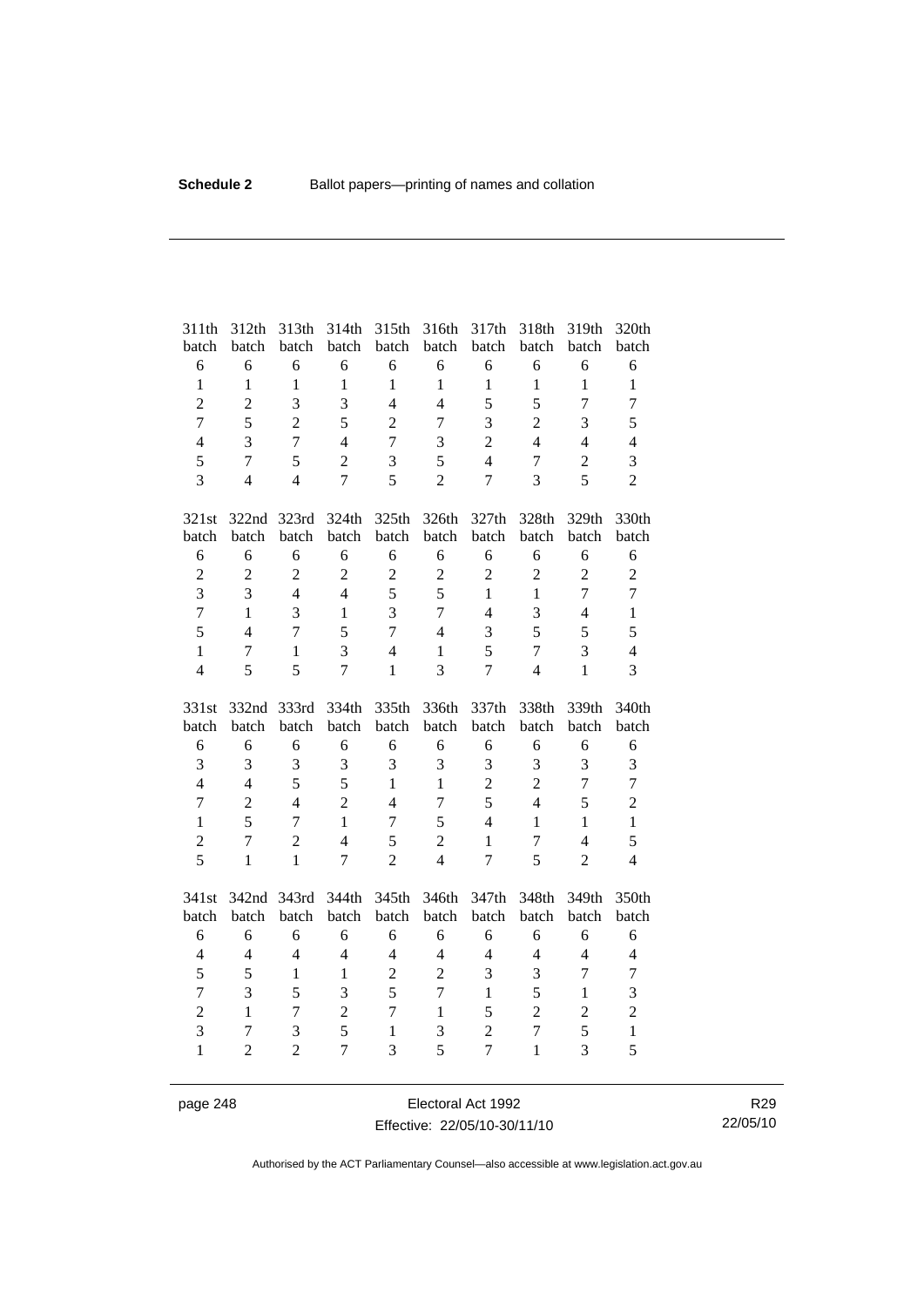| 311th batch | 312th batch | 313th batch | 314th batch | 315th batch | 316th batch | 317th batch | 318th batch | 319th batch | 320th batch |
|---|---|---|---|---|---|---|---|---|---|
| 6 | 6 | 6 | 6 | 6 | 6 | 6 | 6 | 6 | 6 |
| 1 | 1 | 1 | 1 | 1 | 1 | 1 | 1 | 1 | 1 |
| 2 | 2 | 3 | 3 | 4 | 4 | 5 | 5 | 7 | 7 |
| 7 | 5 | 2 | 5 | 2 | 7 | 3 | 2 | 3 | 5 |
| 4 | 3 | 7 | 4 | 7 | 3 | 2 | 4 | 4 | 4 |
| 5 | 7 | 5 | 2 | 3 | 5 | 4 | 7 | 2 | 3 |
| 3 | 4 | 4 | 7 | 5 | 2 | 7 | 3 | 5 | 2 |

| 321st batch | 322nd batch | 323rd batch | 324th batch | 325th batch | 326th batch | 327th batch | 328th batch | 329th batch | 330th batch |
|---|---|---|---|---|---|---|---|---|---|
| 6 | 6 | 6 | 6 | 6 | 6 | 6 | 6 | 6 | 6 |
| 2 | 2 | 2 | 2 | 2 | 2 | 2 | 2 | 2 | 2 |
| 3 | 3 | 4 | 4 | 5 | 5 | 1 | 1 | 7 | 7 |
| 7 | 1 | 3 | 1 | 3 | 7 | 4 | 3 | 4 | 1 |
| 5 | 4 | 7 | 5 | 7 | 4 | 3 | 5 | 5 | 5 |
| 1 | 7 | 1 | 3 | 4 | 1 | 5 | 7 | 3 | 4 |
| 4 | 5 | 5 | 7 | 1 | 3 | 7 | 4 | 1 | 3 |

| 331st batch | 332nd batch | 333rd batch | 334th batch | 335th batch | 336th batch | 337th batch | 338th batch | 339th batch | 340th batch |
|---|---|---|---|---|---|---|---|---|---|
| 6 | 6 | 6 | 6 | 6 | 6 | 6 | 6 | 6 | 6 |
| 3 | 3 | 3 | 3 | 3 | 3 | 3 | 3 | 3 | 3 |
| 4 | 4 | 5 | 5 | 1 | 1 | 2 | 2 | 7 | 7 |
| 7 | 2 | 4 | 2 | 4 | 7 | 5 | 4 | 5 | 2 |
| 1 | 5 | 7 | 1 | 7 | 5 | 4 | 1 | 1 | 1 |
| 2 | 7 | 2 | 4 | 5 | 2 | 1 | 7 | 4 | 5 |
| 5 | 1 | 1 | 7 | 2 | 4 | 7 | 5 | 2 | 4 |

| 341st batch | 342nd batch | 343rd batch | 344th batch | 345th batch | 346th batch | 347th batch | 348th batch | 349th batch | 350th batch |
|---|---|---|---|---|---|---|---|---|---|
| 6 | 6 | 6 | 6 | 6 | 6 | 6 | 6 | 6 | 6 |
| 4 | 4 | 4 | 4 | 4 | 4 | 4 | 4 | 4 | 4 |
| 5 | 5 | 1 | 1 | 2 | 2 | 3 | 3 | 7 | 7 |
| 7 | 3 | 5 | 3 | 5 | 7 | 1 | 5 | 1 | 3 |
| 2 | 1 | 7 | 2 | 7 | 1 | 5 | 2 | 2 | 2 |
| 3 | 7 | 3 | 5 | 1 | 3 | 2 | 7 | 5 | 1 |
| 1 | 2 | 2 | 7 | 3 | 5 | 7 | 1 | 3 | 5 |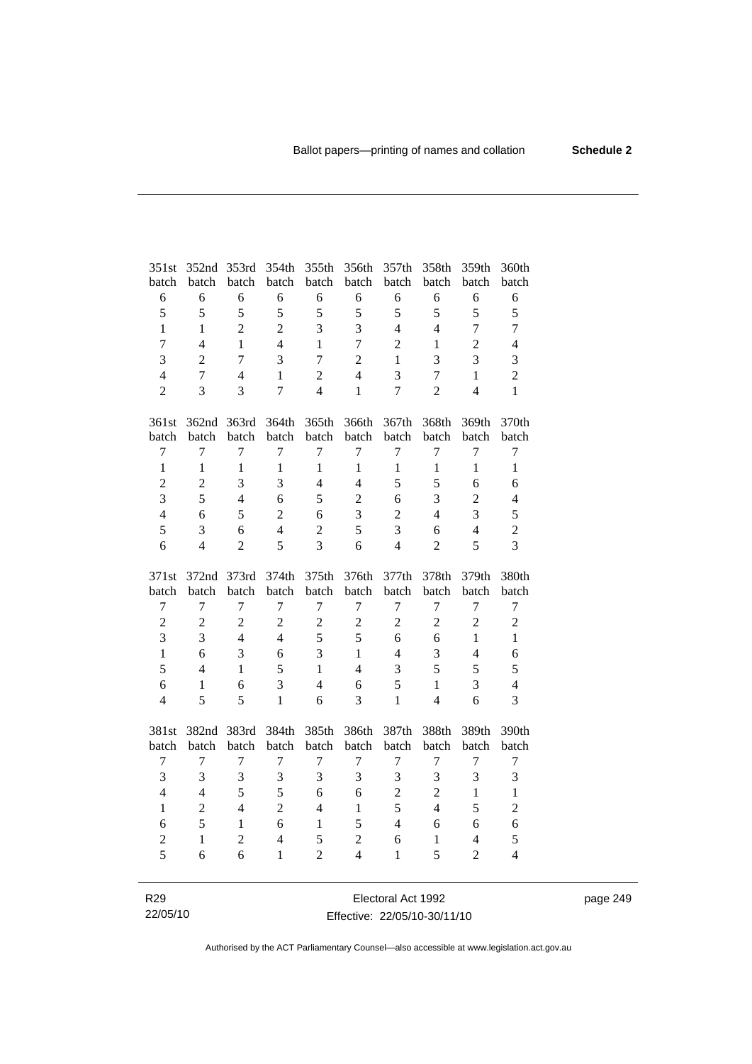| 351st batch | 352nd batch | 353rd batch | 354th batch | 355th batch | 356th batch | 357th batch | 358th batch | 359th batch | 360th batch |
|---|---|---|---|---|---|---|---|---|---|
| 6 | 6 | 6 | 6 | 6 | 6 | 6 | 6 | 6 | 6 |
| 5 | 5 | 5 | 5 | 5 | 5 | 5 | 5 | 5 | 5 |
| 1 | 1 | 2 | 2 | 3 | 3 | 4 | 4 | 7 | 7 |
| 7 | 4 | 1 | 4 | 1 | 7 | 2 | 1 | 2 | 4 |
| 3 | 2 | 7 | 3 | 7 | 2 | 1 | 3 | 3 | 3 |
| 4 | 7 | 4 | 1 | 2 | 4 | 3 | 7 | 1 | 2 |
| 2 | 3 | 3 | 7 | 4 | 1 | 7 | 2 | 4 | 1 |

| 361st batch | 362nd batch | 363rd batch | 364th batch | 365th batch | 366th batch | 367th batch | 368th batch | 369th batch | 370th batch |
|---|---|---|---|---|---|---|---|---|---|
| 7 | 7 | 7 | 7 | 7 | 7 | 7 | 7 | 7 | 7 |
| 1 | 1 | 1 | 1 | 1 | 1 | 1 | 1 | 1 | 1 |
| 2 | 2 | 3 | 3 | 4 | 4 | 5 | 5 | 6 | 6 |
| 3 | 5 | 4 | 6 | 5 | 2 | 6 | 3 | 2 | 4 |
| 4 | 6 | 5 | 2 | 6 | 3 | 2 | 4 | 3 | 5 |
| 5 | 3 | 6 | 4 | 2 | 5 | 3 | 6 | 4 | 2 |
| 6 | 4 | 2 | 5 | 3 | 6 | 4 | 2 | 5 | 3 |

| 371st batch | 372nd batch | 373rd batch | 374th batch | 375th batch | 376th batch | 377th batch | 378th batch | 379th batch | 380th batch |
|---|---|---|---|---|---|---|---|---|---|
| 7 | 7 | 7 | 7 | 7 | 7 | 7 | 7 | 7 | 7 |
| 2 | 2 | 2 | 2 | 2 | 2 | 2 | 2 | 2 | 2 |
| 3 | 3 | 4 | 4 | 5 | 5 | 6 | 6 | 1 | 1 |
| 1 | 6 | 3 | 6 | 3 | 1 | 4 | 3 | 4 | 6 |
| 5 | 4 | 1 | 5 | 1 | 4 | 3 | 5 | 5 | 5 |
| 6 | 1 | 6 | 3 | 4 | 6 | 5 | 1 | 3 | 4 |
| 4 | 5 | 5 | 1 | 6 | 3 | 1 | 4 | 6 | 3 |

| 381st batch | 382nd batch | 383rd batch | 384th batch | 385th batch | 386th batch | 387th batch | 388th batch | 389th batch | 390th batch |
|---|---|---|---|---|---|---|---|---|---|
| 7 | 7 | 7 | 7 | 7 | 7 | 7 | 7 | 7 | 7 |
| 3 | 3 | 3 | 3 | 3 | 3 | 3 | 3 | 3 | 3 |
| 4 | 4 | 5 | 5 | 6 | 6 | 2 | 2 | 1 | 1 |
| 1 | 2 | 4 | 2 | 4 | 1 | 5 | 4 | 5 | 2 |
| 6 | 5 | 1 | 6 | 1 | 5 | 4 | 6 | 6 | 6 |
| 2 | 1 | 2 | 4 | 5 | 2 | 6 | 1 | 4 | 5 |
| 5 | 6 | 6 | 1 | 2 | 4 | 1 | 5 | 2 | 4 |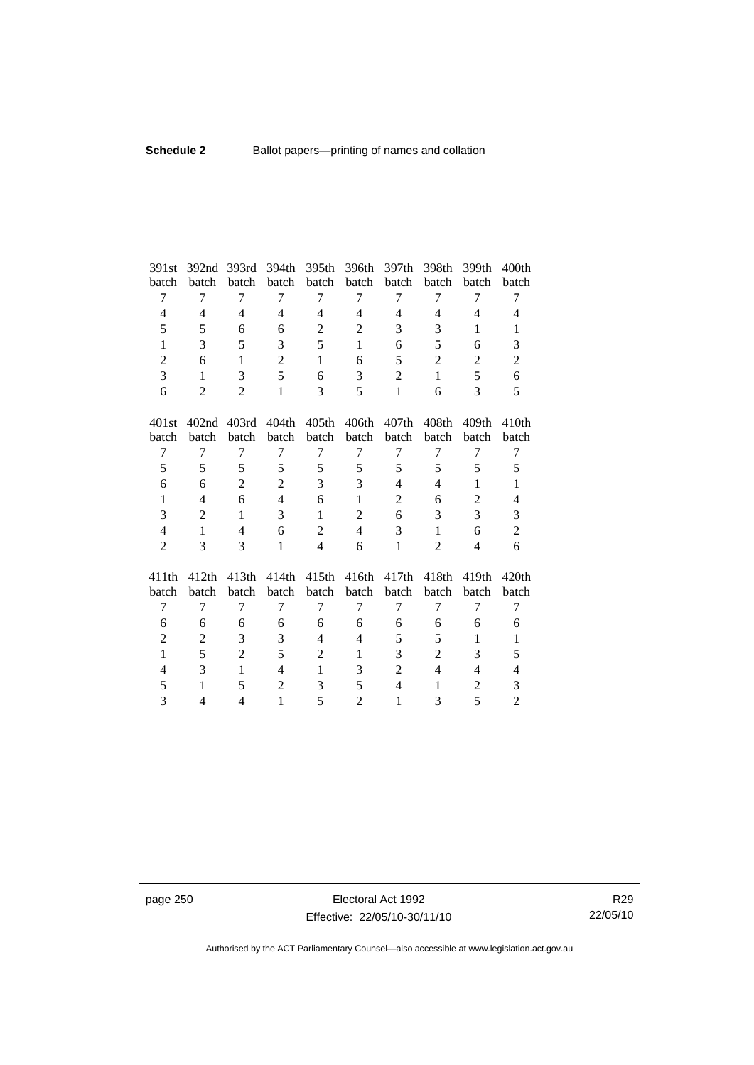| 391st batch | 392nd batch | 393rd batch | 394th batch | 395th batch | 396th batch | 397th batch | 398th batch | 399th batch | 400th batch |
|---|---|---|---|---|---|---|---|---|---|
| 7 | 7 | 7 | 7 | 7 | 7 | 7 | 7 | 7 | 7 |
| 4 | 4 | 4 | 4 | 4 | 4 | 4 | 4 | 4 | 4 |
| 5 | 5 | 6 | 6 | 2 | 2 | 3 | 3 | 1 | 1 |
| 1 | 3 | 5 | 3 | 5 | 1 | 6 | 5 | 6 | 3 |
| 2 | 6 | 1 | 2 | 1 | 6 | 5 | 2 | 2 | 2 |
| 3 | 1 | 3 | 5 | 6 | 3 | 2 | 1 | 5 | 6 |
| 6 | 2 | 2 | 1 | 3 | 5 | 1 | 6 | 3 | 5 |

| 401st batch | 402nd batch | 403rd batch | 404th batch | 405th batch | 406th batch | 407th batch | 408th batch | 409th batch | 410th batch |
|---|---|---|---|---|---|---|---|---|---|
| 7 | 7 | 7 | 7 | 7 | 7 | 7 | 7 | 7 | 7 |
| 5 | 5 | 5 | 5 | 5 | 5 | 5 | 5 | 5 | 5 |
| 6 | 6 | 2 | 2 | 3 | 3 | 4 | 4 | 1 | 1 |
| 1 | 4 | 6 | 4 | 6 | 1 | 2 | 6 | 2 | 4 |
| 3 | 2 | 1 | 3 | 1 | 2 | 6 | 3 | 3 | 3 |
| 4 | 1 | 4 | 6 | 2 | 4 | 3 | 1 | 6 | 2 |
| 2 | 3 | 3 | 1 | 4 | 6 | 1 | 2 | 4 | 6 |

| 411th batch | 412th batch | 413th batch | 414th batch | 415th batch | 416th batch | 417th batch | 418th batch | 419th batch | 420th batch |
|---|---|---|---|---|---|---|---|---|---|
| 7 | 7 | 7 | 7 | 7 | 7 | 7 | 7 | 7 | 7 |
| 6 | 6 | 6 | 6 | 6 | 6 | 6 | 6 | 6 | 6 |
| 2 | 2 | 3 | 3 | 4 | 4 | 5 | 5 | 1 | 1 |
| 1 | 5 | 2 | 5 | 2 | 1 | 3 | 2 | 3 | 5 |
| 4 | 3 | 1 | 4 | 1 | 3 | 2 | 4 | 4 | 4 |
| 5 | 1 | 5 | 2 | 3 | 5 | 4 | 1 | 2 | 3 |
| 3 | 4 | 4 | 1 | 5 | 2 | 1 | 3 | 5 | 2 |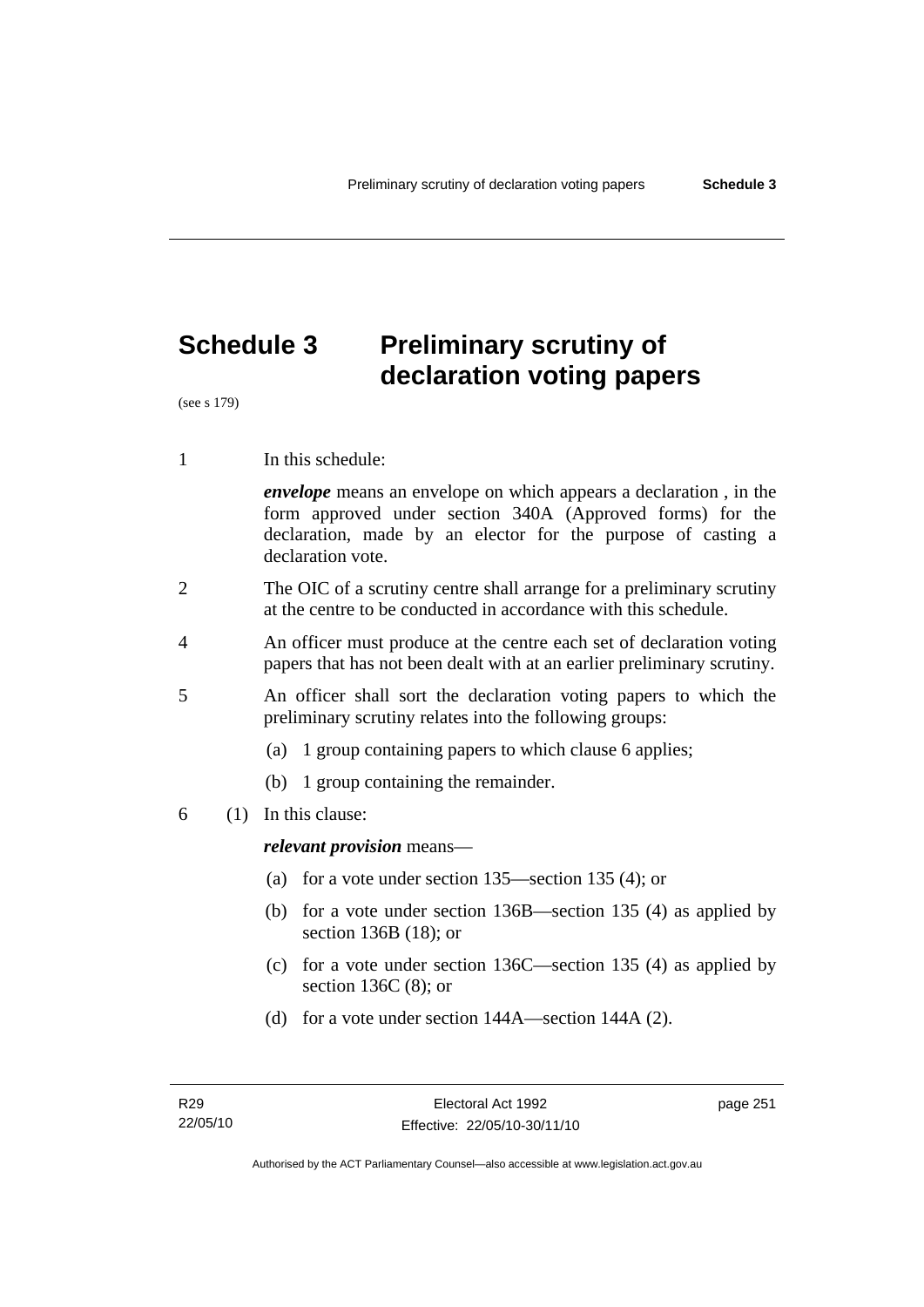# Schedule 3 Preliminary scrutiny of declaration voting papers

(see s 179)

1 In this schedule:

*envelope* means an envelope on which appears a declaration , in the form approved under section 340A (Approved forms) for the declaration, made by an elector for the purpose of casting a declaration vote.

2 The OIC of a scrutiny centre shall arrange for a preliminary scrutiny at the centre to be conducted in accordance with this schedule.

4 An officer must produce at the centre each set of declaration voting papers that has not been dealt with at an earlier preliminary scrutiny.

5 An officer shall sort the declaration voting papers to which the preliminary scrutiny relates into the following groups:

(a) 1 group containing papers to which clause 6 applies;

(b) 1 group containing the remainder.

6 (1) In this clause:

*relevant provision* means—

(a) for a vote under section 135—section 135 (4); or

(b) for a vote under section 136B—section 135 (4) as applied by section 136B (18); or

(c) for a vote under section 136C—section 135 (4) as applied by section 136C (8); or

(d) for a vote under section 144A—section 144A (2).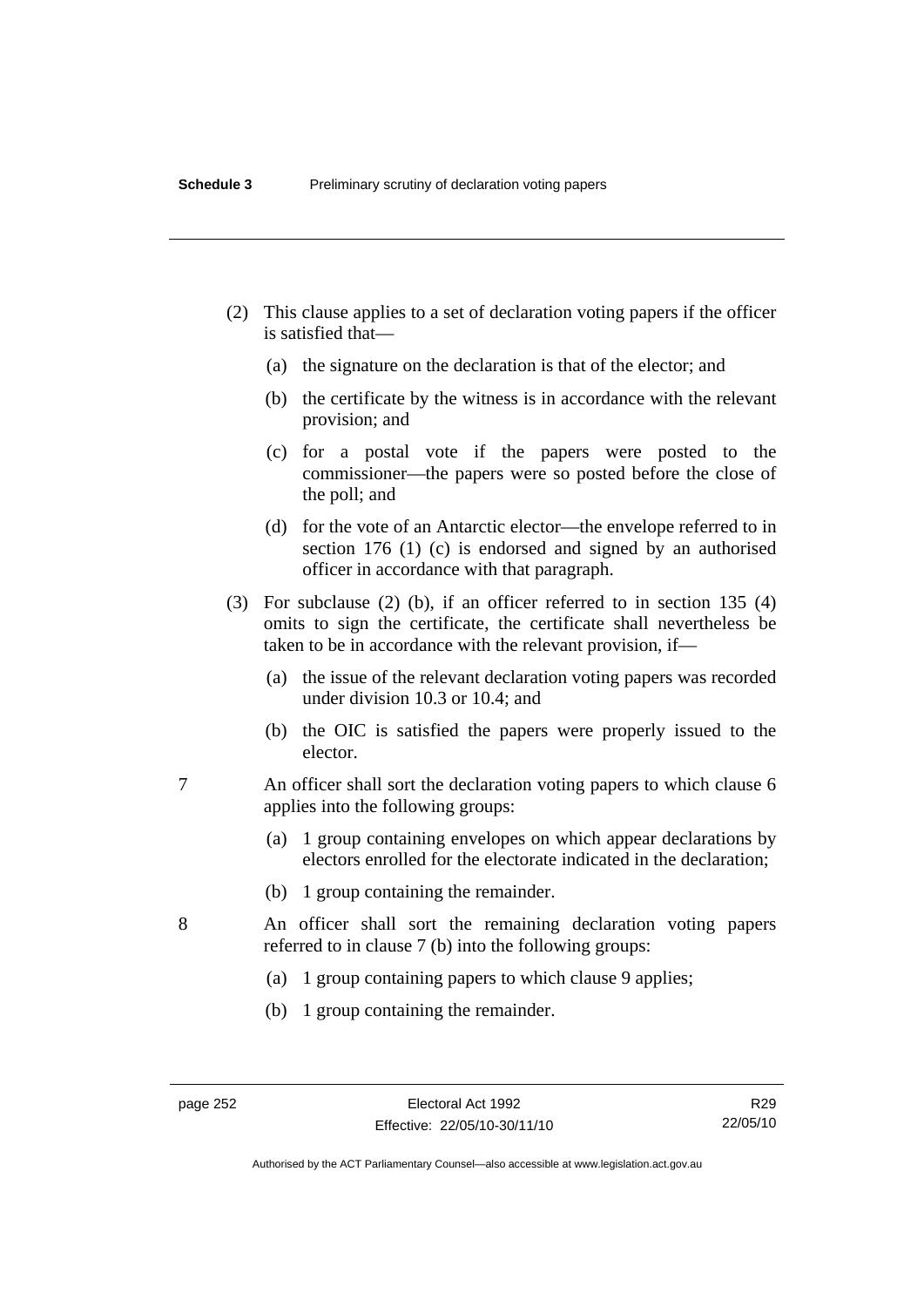(2) This clause applies to a set of declaration voting papers if the officer is satisfied that—

(a) the signature on the declaration is that of the elector; and

(b) the certificate by the witness is in accordance with the relevant provision; and

(c) for a postal vote if the papers were posted to the commissioner—the papers were so posted before the close of the poll; and

(d) for the vote of an Antarctic elector—the envelope referred to in section 176 (1) (c) is endorsed and signed by an authorised officer in accordance with that paragraph.

(3) For subclause (2) (b), if an officer referred to in section 135 (4) omits to sign the certificate, the certificate shall nevertheless be taken to be in accordance with the relevant provision, if—

(a) the issue of the relevant declaration voting papers was recorded under division 10.3 or 10.4; and

(b) the OIC is satisfied the papers were properly issued to the elector.

7 An officer shall sort the declaration voting papers to which clause 6 applies into the following groups:

(a) 1 group containing envelopes on which appear declarations by electors enrolled for the electorate indicated in the declaration;

(b) 1 group containing the remainder.

8 An officer shall sort the remaining declaration voting papers referred to in clause 7 (b) into the following groups:

(a) 1 group containing papers to which clause 9 applies;

(b) 1 group containing the remainder.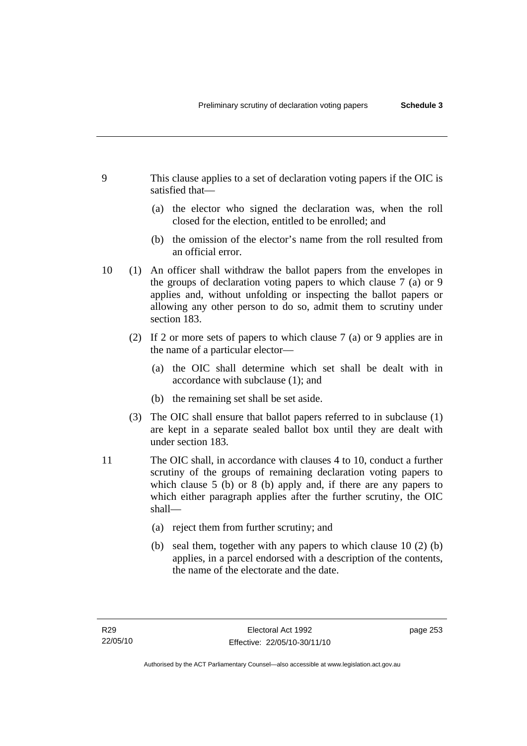9 This clause applies to a set of declaration voting papers if the OIC is satisfied that—

(a) the elector who signed the declaration was, when the roll closed for the election, entitled to be enrolled; and

(b) the omission of the elector's name from the roll resulted from an official error.

10 (1) An officer shall withdraw the ballot papers from the envelopes in the groups of declaration voting papers to which clause 7 (a) or 9 applies and, without unfolding or inspecting the ballot papers or allowing any other person to do so, admit them to scrutiny under section 183.

(2) If 2 or more sets of papers to which clause 7 (a) or 9 applies are in the name of a particular elector—

(a) the OIC shall determine which set shall be dealt with in accordance with subclause (1); and

(b) the remaining set shall be set aside.

(3) The OIC shall ensure that ballot papers referred to in subclause (1) are kept in a separate sealed ballot box until they are dealt with under section 183.

11 The OIC shall, in accordance with clauses 4 to 10, conduct a further scrutiny of the groups of remaining declaration voting papers to which clause 5 (b) or 8 (b) apply and, if there are any papers to which either paragraph applies after the further scrutiny, the OIC shall—

(a) reject them from further scrutiny; and

(b) seal them, together with any papers to which clause 10 (2) (b) applies, in a parcel endorsed with a description of the contents, the name of the electorate and the date.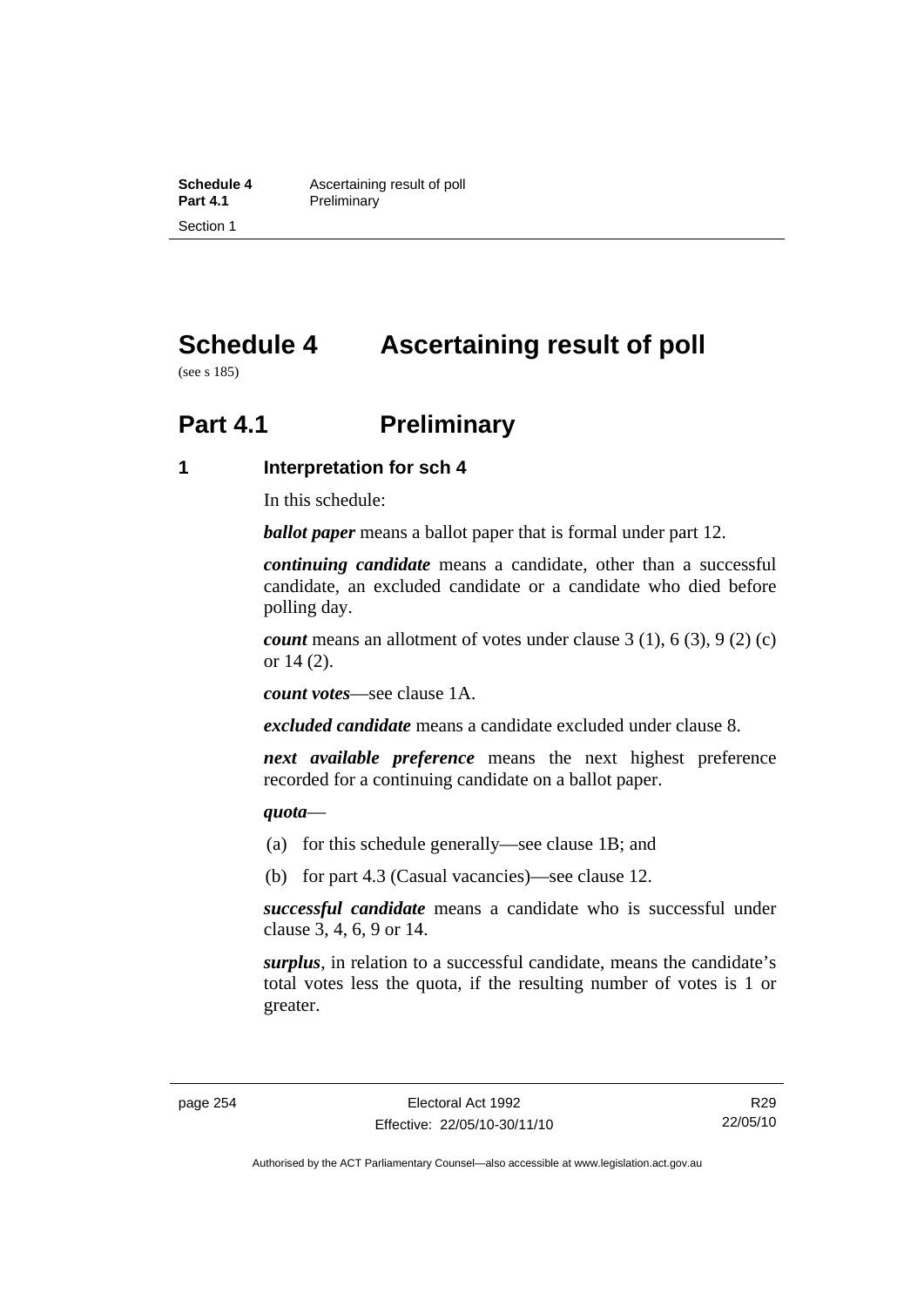# Schedule 4 Ascertaining result of poll

(see s 185)

## Part 4.1 Preliminary

### 1 Interpretation for sch 4

In this schedule:

***ballot paper*** means a ballot paper that is formal under part 12.

***continuing candidate*** means a candidate, other than a successful candidate, an excluded candidate or a candidate who died before polling day.

***count*** means an allotment of votes under clause 3 (1), 6 (3), 9 (2) (c) or 14 (2).

***count votes***—see clause 1A.

***excluded candidate*** means a candidate excluded under clause 8.

***next available preference*** means the next highest preference recorded for a continuing candidate on a ballot paper.

***quota***—

(a) for this schedule generally—see clause 1B; and

(b) for part 4.3 (Casual vacancies)—see clause 12.

***successful candidate*** means a candidate who is successful under clause 3, 4, 6, 9 or 14.

***surplus***, in relation to a successful candidate, means the candidate's total votes less the quota, if the resulting number of votes is 1 or greater.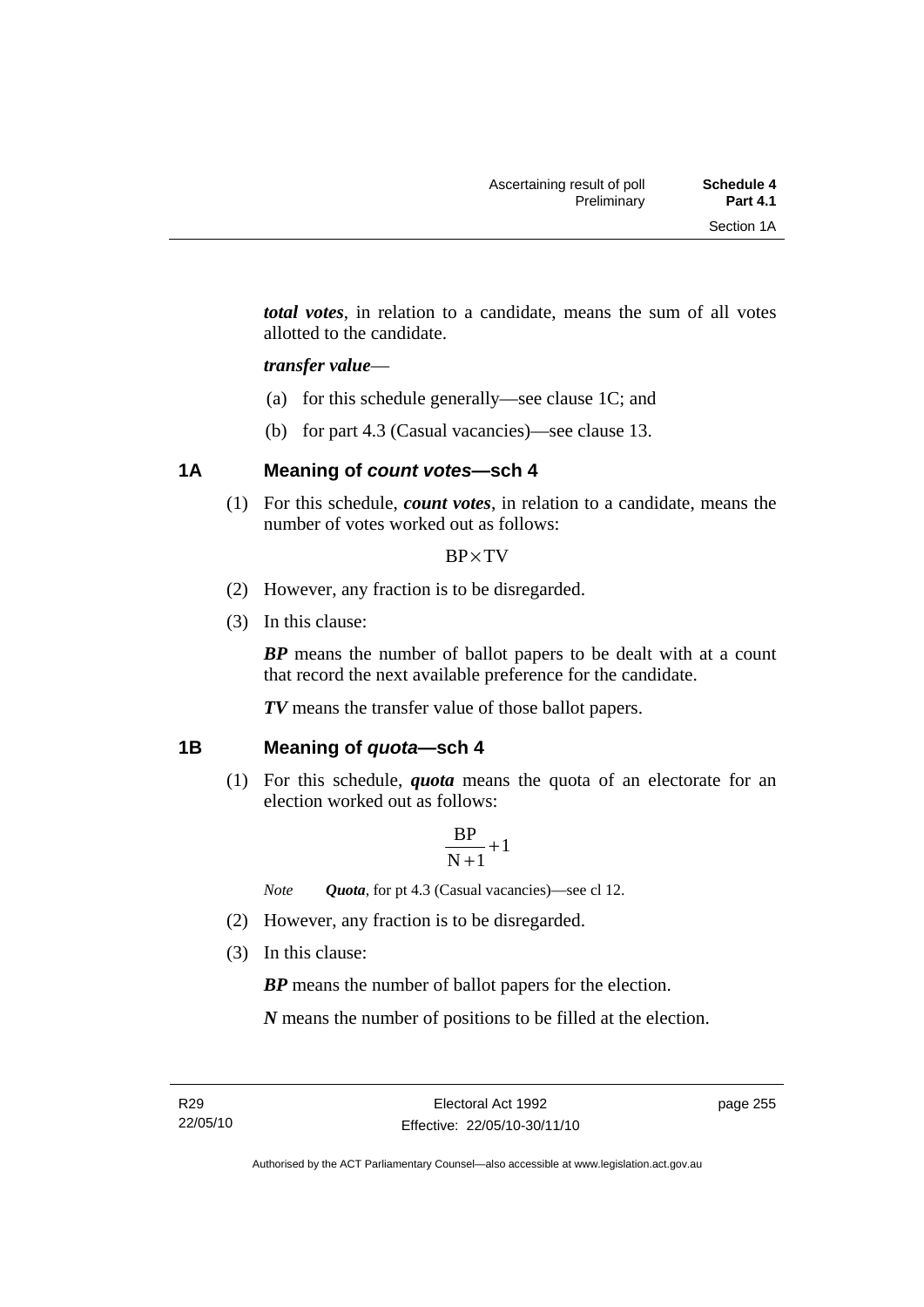***total votes***, in relation to a candidate, means the sum of all votes allotted to the candidate.

***transfer value***—

(a) for this schedule generally—see clause 1C; and

(b) for part 4.3 (Casual vacancies)—see clause 13.

## 1A Meaning of *count votes*—sch 4

(1) For this schedule, ***count votes***, in relation to a candidate, means the number of votes worked out as follows:

$$BP \times TV$$

(2) However, any fraction is to be disregarded.

(3) In this clause:

***BP*** means the number of ballot papers to be dealt with at a count that record the next available preference for the candidate.

***TV*** means the transfer value of those ballot papers.

## 1B Meaning of *quota*—sch 4

(1) For this schedule, ***quota*** means the quota of an electorate for an election worked out as follows:

$$\frac{BP}{N+1}+1$$

*Note* ***Quota***, for pt 4.3 (Casual vacancies)—see cl 12.

(2) However, any fraction is to be disregarded.

(3) In this clause:

***BP*** means the number of ballot papers for the election.

***N*** means the number of positions to be filled at the election.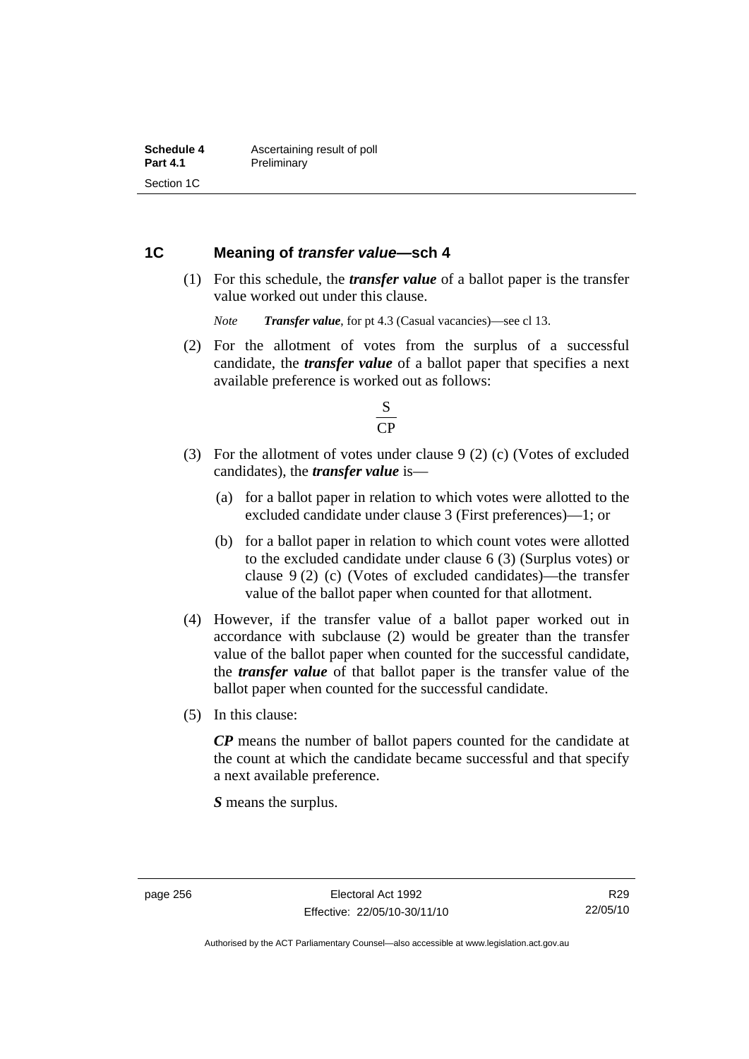## 1C Meaning of *transfer value*—sch 4

(1) For this schedule, the ***transfer value*** of a ballot paper is the transfer value worked out under this clause.

*Note* ***Transfer value***, for pt 4.3 (Casual vacancies)—see cl 13.

(2) For the allotment of votes from the surplus of a successful candidate, the ***transfer value*** of a ballot paper that specifies a next available preference is worked out as follows:

$$\frac{S}{CP}$$

(3) For the allotment of votes under clause 9 (2) (c) (Votes of excluded candidates), the ***transfer value*** is—

(a) for a ballot paper in relation to which votes were allotted to the excluded candidate under clause 3 (First preferences)—1; or

(b) for a ballot paper in relation to which count votes were allotted to the excluded candidate under clause 6 (3) (Surplus votes) or clause 9 (2) (c) (Votes of excluded candidates)—the transfer value of the ballot paper when counted for that allotment.

(4) However, if the transfer value of a ballot paper worked out in accordance with subclause (2) would be greater than the transfer value of the ballot paper when counted for the successful candidate, the ***transfer value*** of that ballot paper is the transfer value of the ballot paper when counted for the successful candidate.

(5) In this clause:

***CP*** means the number of ballot papers counted for the candidate at the count at which the candidate became successful and that specify a next available preference.

***S*** means the surplus.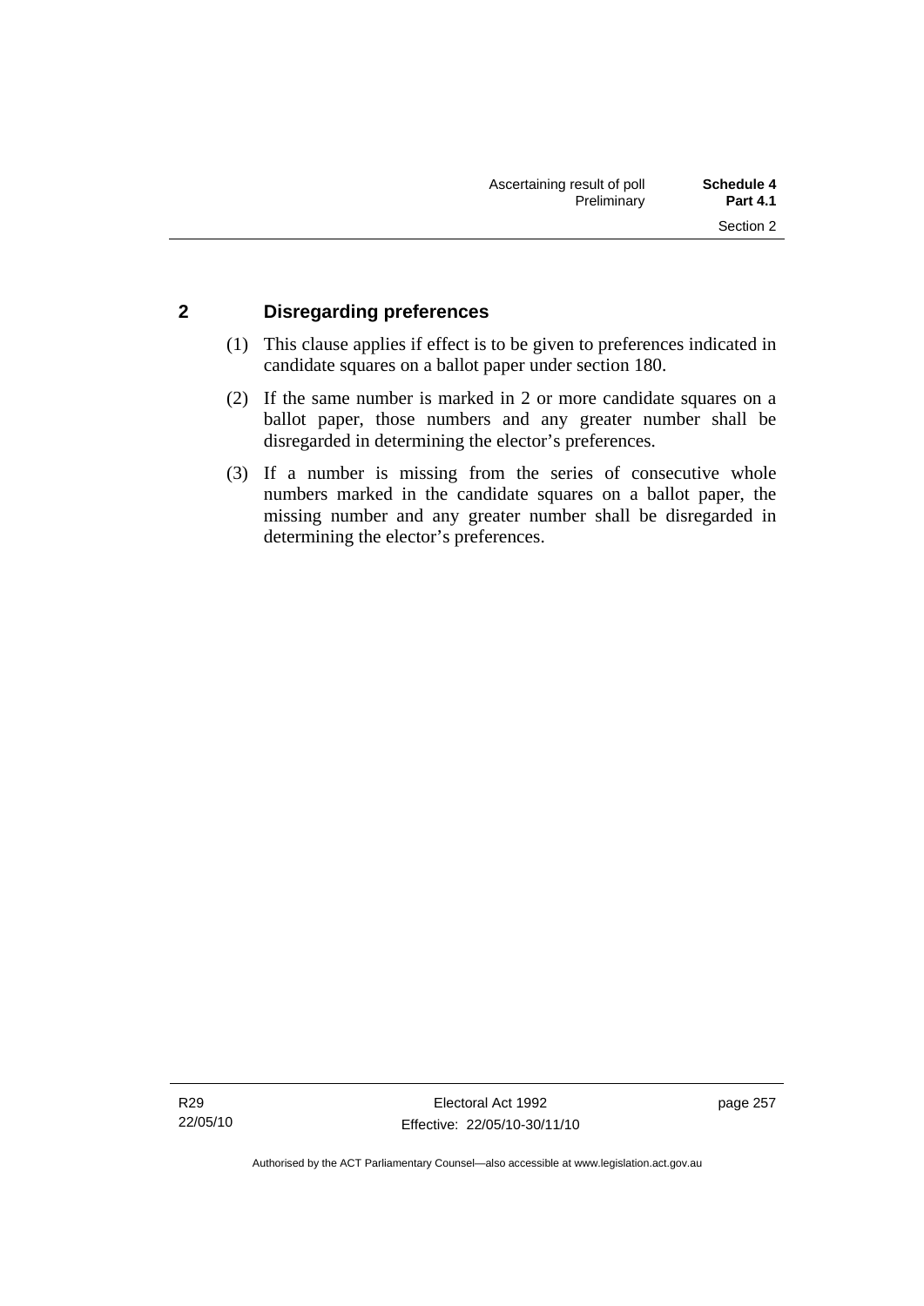## 2 Disregarding preferences

(1) This clause applies if effect is to be given to preferences indicated in candidate squares on a ballot paper under section 180.

(2) If the same number is marked in 2 or more candidate squares on a ballot paper, those numbers and any greater number shall be disregarded in determining the elector's preferences.

(3) If a number is missing from the series of consecutive whole numbers marked in the candidate squares on a ballot paper, the missing number and any greater number shall be disregarded in determining the elector's preferences.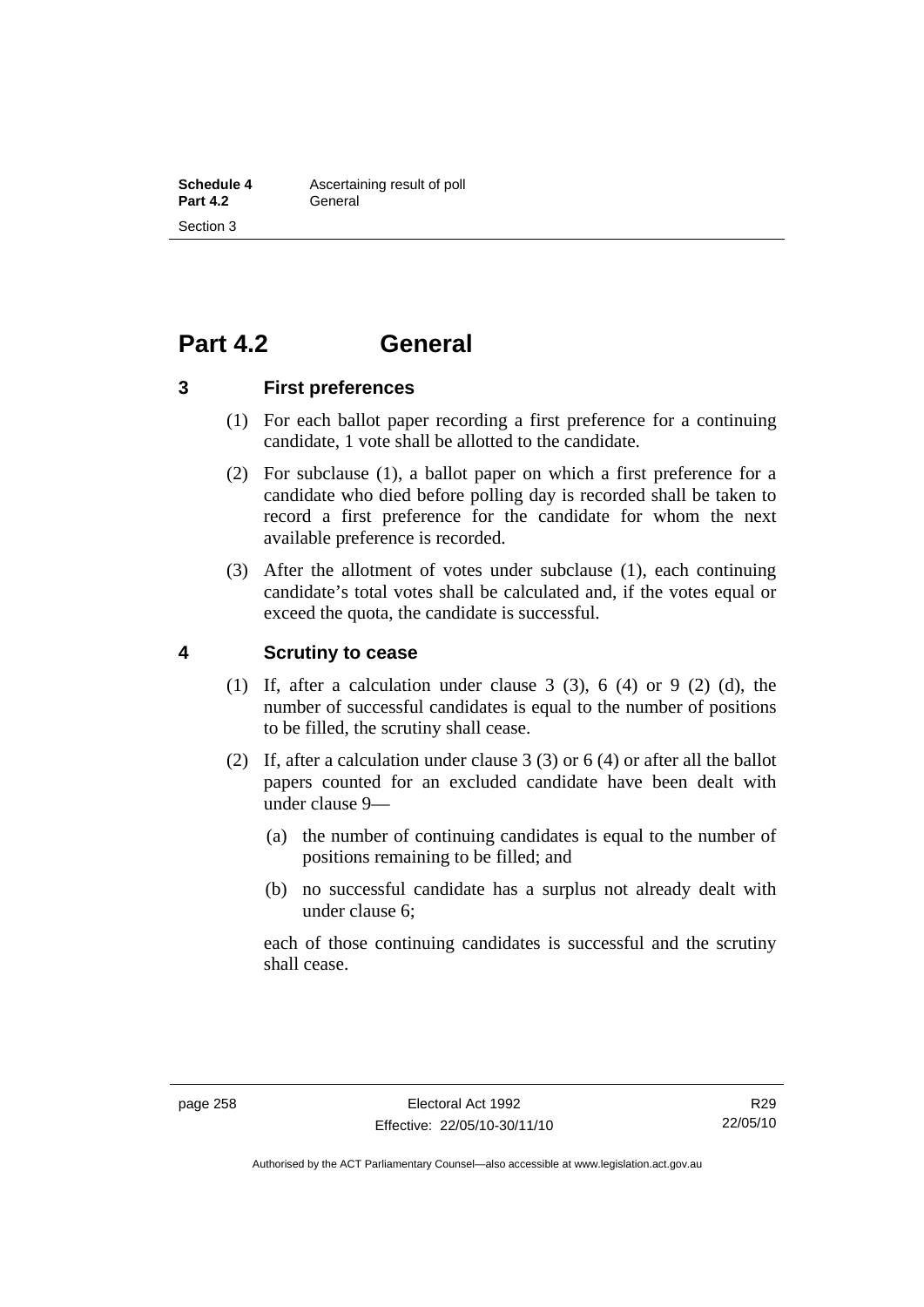# Part 4.2 General

## 3 First preferences

(1) For each ballot paper recording a first preference for a continuing candidate, 1 vote shall be allotted to the candidate.

(2) For subclause (1), a ballot paper on which a first preference for a candidate who died before polling day is recorded shall be taken to record a first preference for the candidate for whom the next available preference is recorded.

(3) After the allotment of votes under subclause (1), each continuing candidate's total votes shall be calculated and, if the votes equal or exceed the quota, the candidate is successful.

## 4 Scrutiny to cease

(1) If, after a calculation under clause 3 (3), 6 (4) or 9 (2) (d), the number of successful candidates is equal to the number of positions to be filled, the scrutiny shall cease.

(2) If, after a calculation under clause 3 (3) or 6 (4) or after all the ballot papers counted for an excluded candidate have been dealt with under clause 9—

(a) the number of continuing candidates is equal to the number of positions remaining to be filled; and

(b) no successful candidate has a surplus not already dealt with under clause 6;

each of those continuing candidates is successful and the scrutiny shall cease.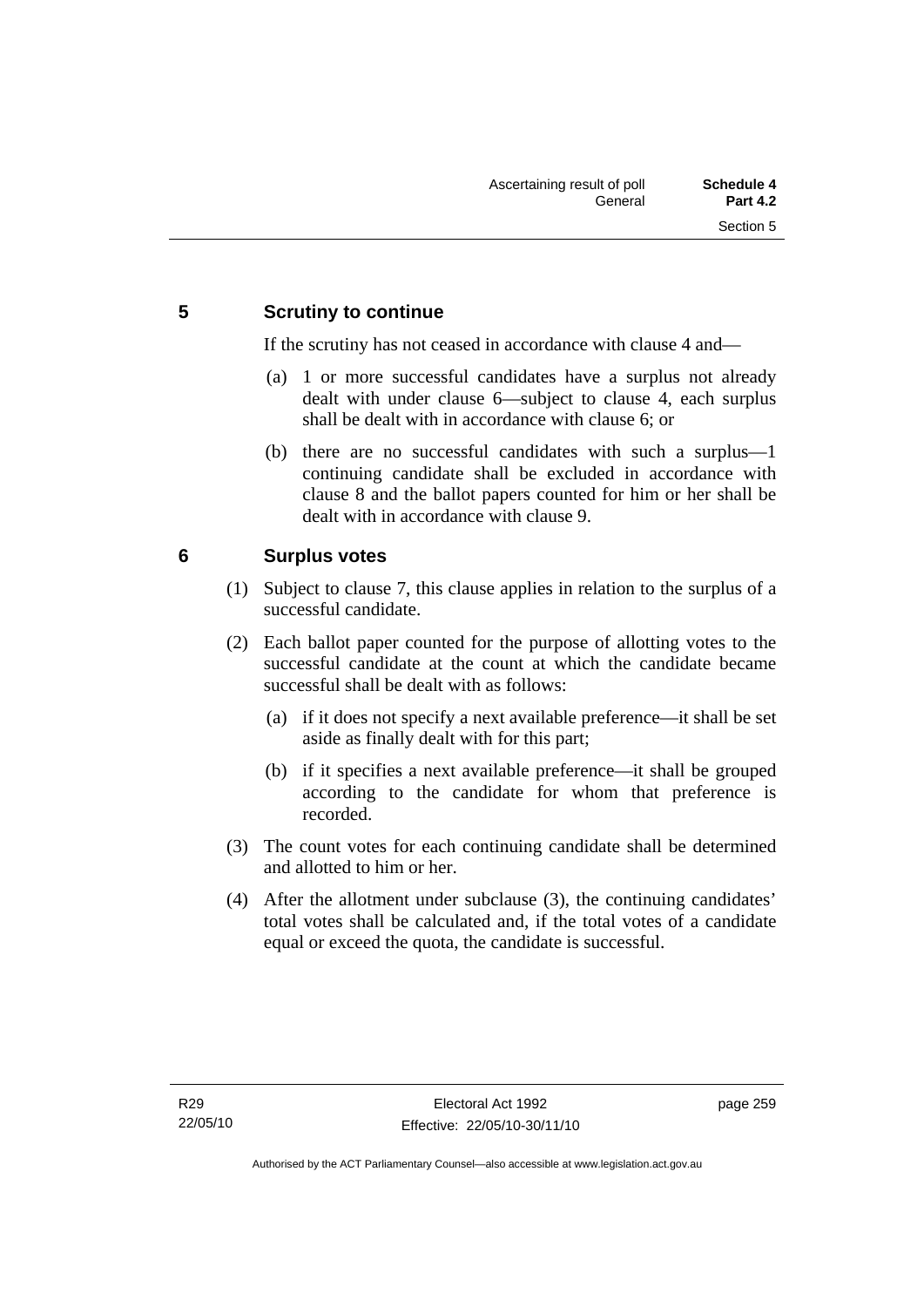## 5 Scrutiny to continue

If the scrutiny has not ceased in accordance with clause 4 and—

(a) 1 or more successful candidates have a surplus not already dealt with under clause 6—subject to clause 4, each surplus shall be dealt with in accordance with clause 6; or

(b) there are no successful candidates with such a surplus—1 continuing candidate shall be excluded in accordance with clause 8 and the ballot papers counted for him or her shall be dealt with in accordance with clause 9.

## 6 Surplus votes

(1) Subject to clause 7, this clause applies in relation to the surplus of a successful candidate.

(2) Each ballot paper counted for the purpose of allotting votes to the successful candidate at the count at which the candidate became successful shall be dealt with as follows:

(a) if it does not specify a next available preference—it shall be set aside as finally dealt with for this part;

(b) if it specifies a next available preference—it shall be grouped according to the candidate for whom that preference is recorded.

(3) The count votes for each continuing candidate shall be determined and allotted to him or her.

(4) After the allotment under subclause (3), the continuing candidates' total votes shall be calculated and, if the total votes of a candidate equal or exceed the quota, the candidate is successful.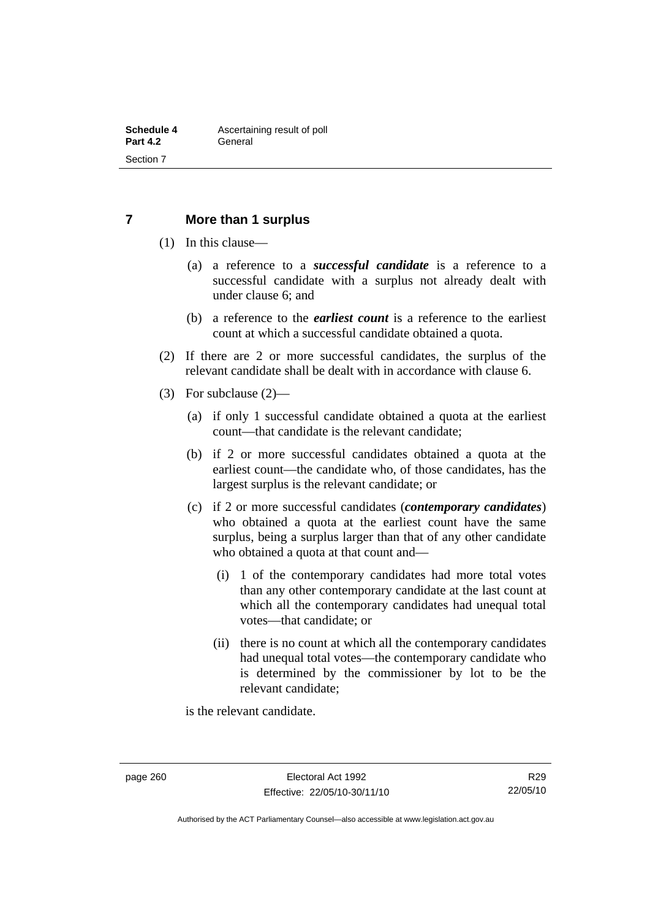## 7 More than 1 surplus

(1) In this clause—

(a) a reference to a ***successful candidate*** is a reference to a successful candidate with a surplus not already dealt with under clause 6; and

(b) a reference to the ***earliest count*** is a reference to the earliest count at which a successful candidate obtained a quota.

(2) If there are 2 or more successful candidates, the surplus of the relevant candidate shall be dealt with in accordance with clause 6.

(3) For subclause (2)—

(a) if only 1 successful candidate obtained a quota at the earliest count—that candidate is the relevant candidate;

(b) if 2 or more successful candidates obtained a quota at the earliest count—the candidate who, of those candidates, has the largest surplus is the relevant candidate; or

(c) if 2 or more successful candidates (***contemporary candidates***) who obtained a quota at the earliest count have the same surplus, being a surplus larger than that of any other candidate who obtained a quota at that count and—

(i) 1 of the contemporary candidates had more total votes than any other contemporary candidate at the last count at which all the contemporary candidates had unequal total votes—that candidate; or

(ii) there is no count at which all the contemporary candidates had unequal total votes—the contemporary candidate who is determined by the commissioner by lot to be the relevant candidate;

is the relevant candidate.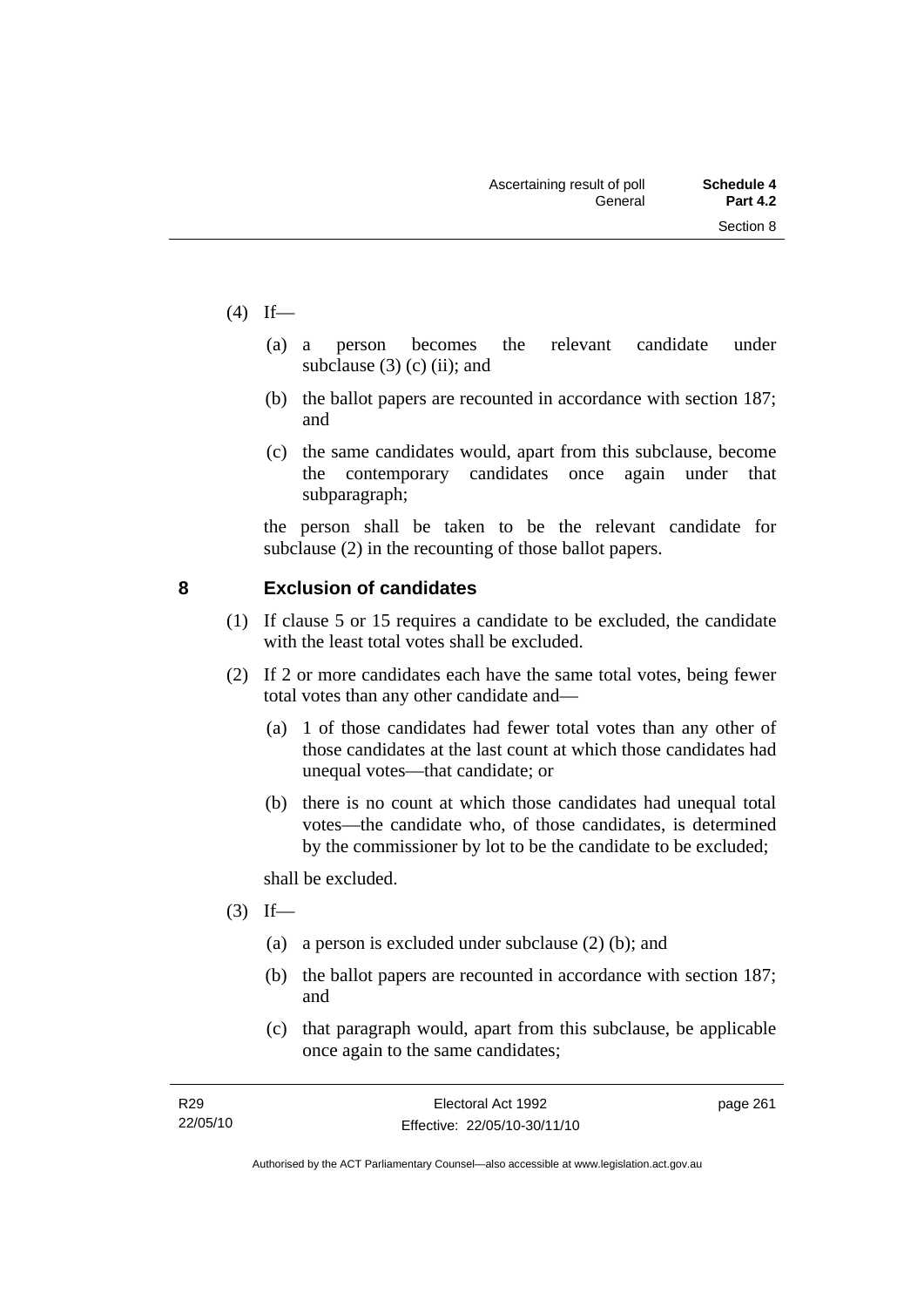(4) If—

   (a) a person becomes the relevant candidate under subclause (3) (c) (ii); and

   (b) the ballot papers are recounted in accordance with section 187; and

   (c) the same candidates would, apart from this subclause, become the contemporary candidates once again under that subparagraph;

   the person shall be taken to be the relevant candidate for subclause (2) in the recounting of those ballot papers.

## 8 Exclusion of candidates

(1) If clause 5 or 15 requires a candidate to be excluded, the candidate with the least total votes shall be excluded.

(2) If 2 or more candidates each have the same total votes, being fewer total votes than any other candidate and—

   (a) 1 of those candidates had fewer total votes than any other of those candidates at the last count at which those candidates had unequal votes—that candidate; or

   (b) there is no count at which those candidates had unequal total votes—the candidate who, of those candidates, is determined by the commissioner by lot to be the candidate to be excluded;

   shall be excluded.

(3) If—

   (a) a person is excluded under subclause (2) (b); and

   (b) the ballot papers are recounted in accordance with section 187; and

   (c) that paragraph would, apart from this subclause, be applicable once again to the same candidates;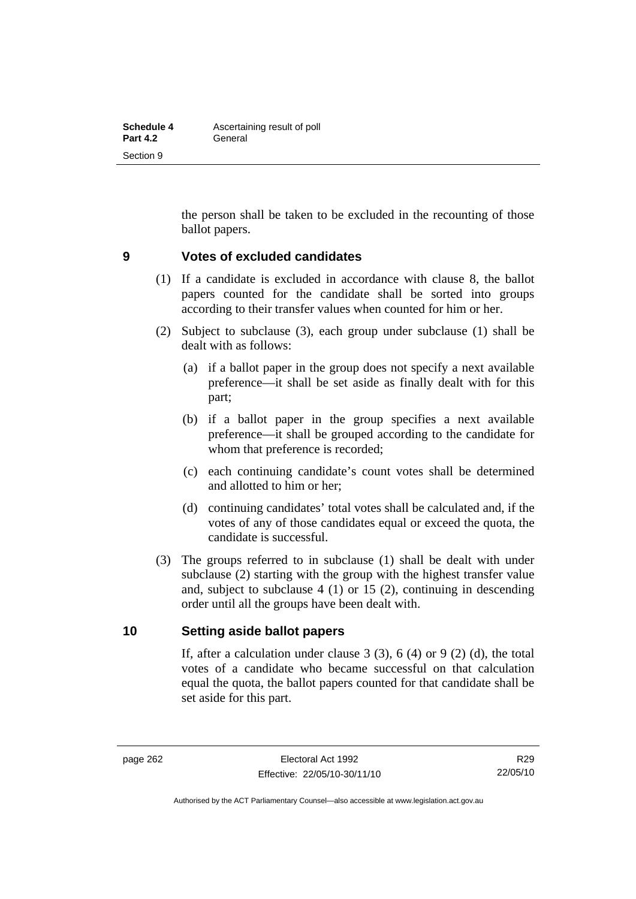the person shall be taken to be excluded in the recounting of those ballot papers.

## 9 Votes of excluded candidates

(1) If a candidate is excluded in accordance with clause 8, the ballot papers counted for the candidate shall be sorted into groups according to their transfer values when counted for him or her.

(2) Subject to subclause (3), each group under subclause (1) shall be dealt with as follows:

- (a) if a ballot paper in the group does not specify a next available preference—it shall be set aside as finally dealt with for this part;
- (b) if a ballot paper in the group specifies a next available preference—it shall be grouped according to the candidate for whom that preference is recorded;
- (c) each continuing candidate's count votes shall be determined and allotted to him or her;
- (d) continuing candidates' total votes shall be calculated and, if the votes of any of those candidates equal or exceed the quota, the candidate is successful.

(3) The groups referred to in subclause (1) shall be dealt with under subclause (2) starting with the group with the highest transfer value and, subject to subclause 4 (1) or 15 (2), continuing in descending order until all the groups have been dealt with.

## 10 Setting aside ballot papers

If, after a calculation under clause 3 (3), 6 (4) or 9 (2) (d), the total votes of a candidate who became successful on that calculation equal the quota, the ballot papers counted for that candidate shall be set aside for this part.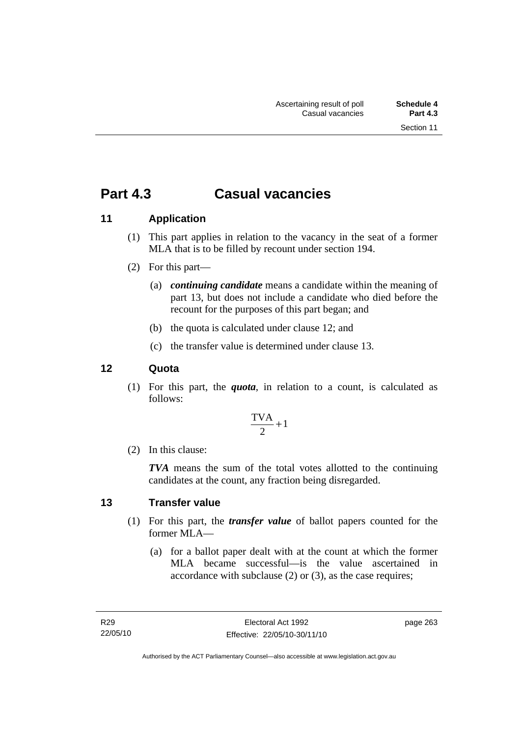# Part 4.3 Casual vacancies

## 11 Application

(1) This part applies in relation to the vacancy in the seat of a former MLA that is to be filled by recount under section 194.

(2) For this part—

(a) ***continuing candidate*** means a candidate within the meaning of part 13, but does not include a candidate who died before the recount for the purposes of this part began; and

(b) the quota is calculated under clause 12; and

(c) the transfer value is determined under clause 13.

## 12 Quota

(1) For this part, the ***quota***, in relation to a count, is calculated as follows:

$$\frac{\text{TVA}}{2}+1$$

(2) In this clause:

***TVA*** means the sum of the total votes allotted to the continuing candidates at the count, any fraction being disregarded.

## 13 Transfer value

(1) For this part, the ***transfer value*** of ballot papers counted for the former MLA—

(a) for a ballot paper dealt with at the count at which the former MLA became successful—is the value ascertained in accordance with subclause (2) or (3), as the case requires;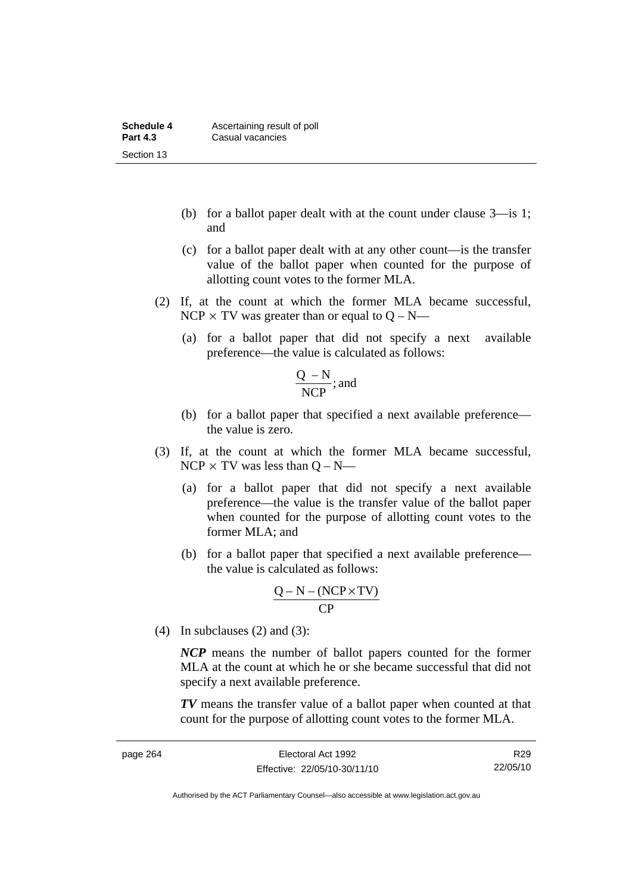(b) for a ballot paper dealt with at the count under clause 3—is 1; and

(c) for a ballot paper dealt with at any other count—is the transfer value of the ballot paper when counted for the purpose of allotting count votes to the former MLA.

(2) If, at the count at which the former MLA became successful, $NCP \times TV$ was greater than or equal to $Q - N$—

(a) for a ballot paper that did not specify a next available preference—the value is calculated as follows:

$$\frac{Q - N}{NCP}; \text{ and}$$

(b) for a ballot paper that specified a next available preference—the value is zero.

(3) If, at the count at which the former MLA became successful, $NCP \times TV$ was less than $Q - N$—

(a) for a ballot paper that did not specify a next available preference—the value is the transfer value of the ballot paper when counted for the purpose of allotting count votes to the former MLA; and

(b) for a ballot paper that specified a next available preference—the value is calculated as follows:

$$\frac{Q - N - (NCP \times TV)}{CP}$$

(4) In subclauses (2) and (3):

***NCP*** means the number of ballot papers counted for the former MLA at the count at which he or she became successful that did not specify a next available preference.

***TV*** means the transfer value of a ballot paper when counted at that count for the purpose of allotting count votes to the former MLA.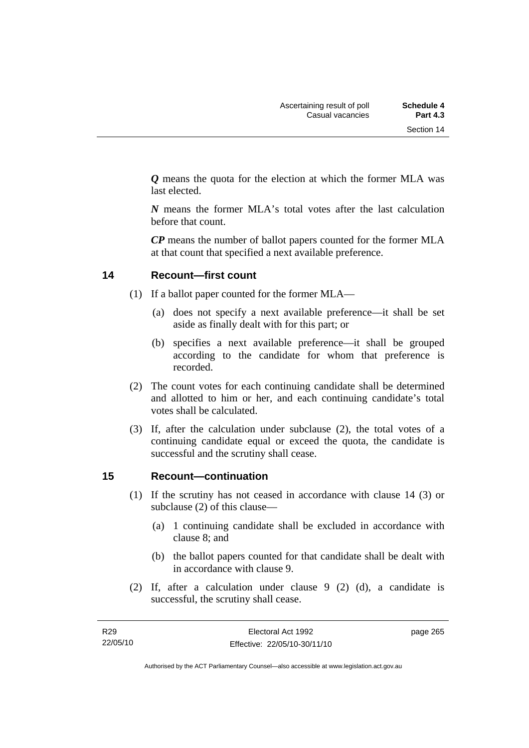***Q*** means the quota for the election at which the former MLA was last elected.

***N*** means the former MLA's total votes after the last calculation before that count.

***CP*** means the number of ballot papers counted for the former MLA at that count that specified a next available preference.

## 14 Recount—first count

(1) If a ballot paper counted for the former MLA—

(a) does not specify a next available preference—it shall be set aside as finally dealt with for this part; or

(b) specifies a next available preference—it shall be grouped according to the candidate for whom that preference is recorded.

(2) The count votes for each continuing candidate shall be determined and allotted to him or her, and each continuing candidate's total votes shall be calculated.

(3) If, after the calculation under subclause (2), the total votes of a continuing candidate equal or exceed the quota, the candidate is successful and the scrutiny shall cease.

## 15 Recount—continuation

(1) If the scrutiny has not ceased in accordance with clause 14 (3) or subclause (2) of this clause—

(a) 1 continuing candidate shall be excluded in accordance with clause 8; and

(b) the ballot papers counted for that candidate shall be dealt with in accordance with clause 9.

(2) If, after a calculation under clause 9 (2) (d), a candidate is successful, the scrutiny shall cease.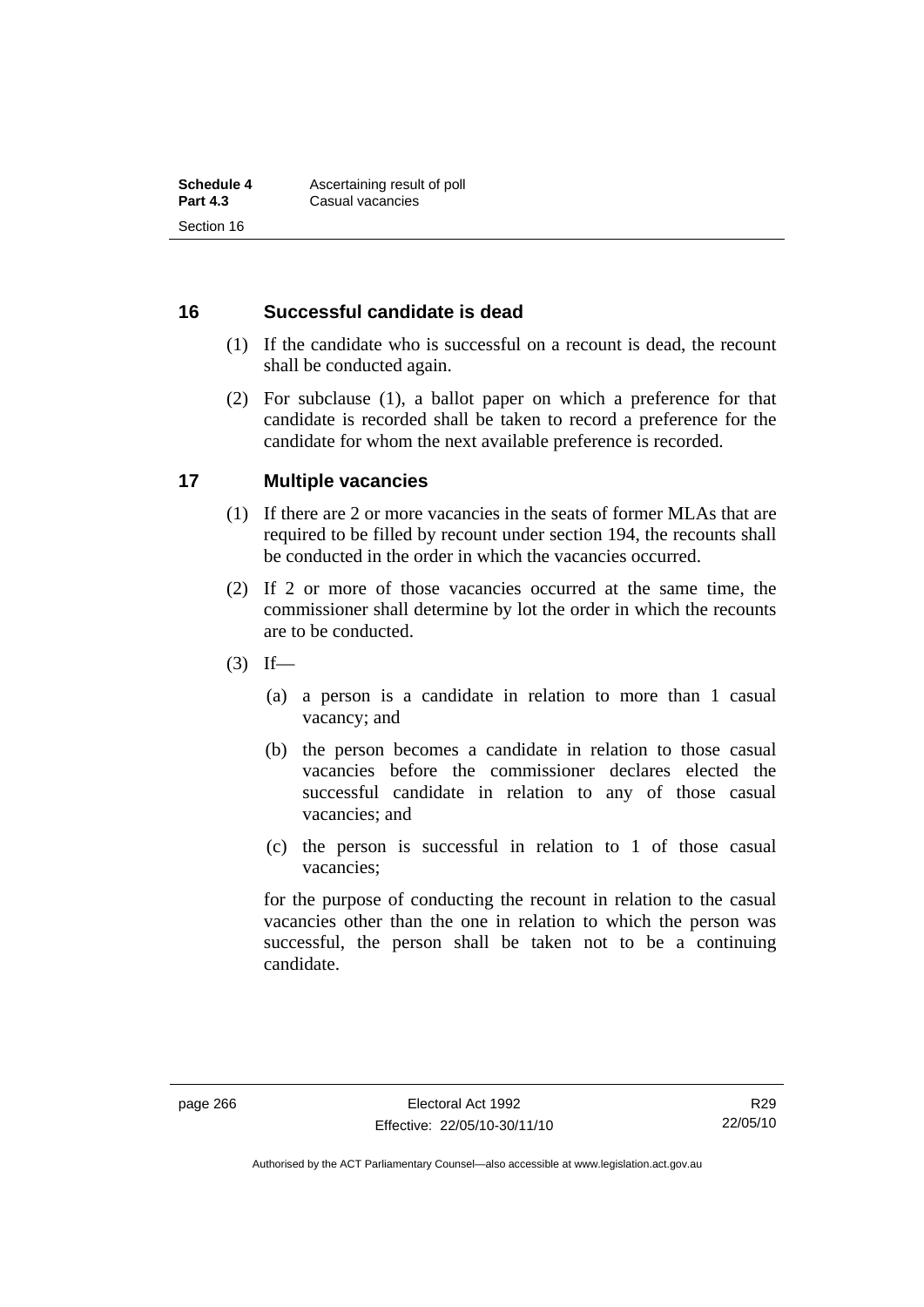## 16 Successful candidate is dead

(1) If the candidate who is successful on a recount is dead, the recount shall be conducted again.

(2) For subclause (1), a ballot paper on which a preference for that candidate is recorded shall be taken to record a preference for the candidate for whom the next available preference is recorded.

## 17 Multiple vacancies

(1) If there are 2 or more vacancies in the seats of former MLAs that are required to be filled by recount under section 194, the recounts shall be conducted in the order in which the vacancies occurred.

(2) If 2 or more of those vacancies occurred at the same time, the commissioner shall determine by lot the order in which the recounts are to be conducted.

(3) If—

(a) a person is a candidate in relation to more than 1 casual vacancy; and

(b) the person becomes a candidate in relation to those casual vacancies before the commissioner declares elected the successful candidate in relation to any of those casual vacancies; and

(c) the person is successful in relation to 1 of those casual vacancies;

for the purpose of conducting the recount in relation to the casual vacancies other than the one in relation to which the person was successful, the person shall be taken not to be a continuing candidate.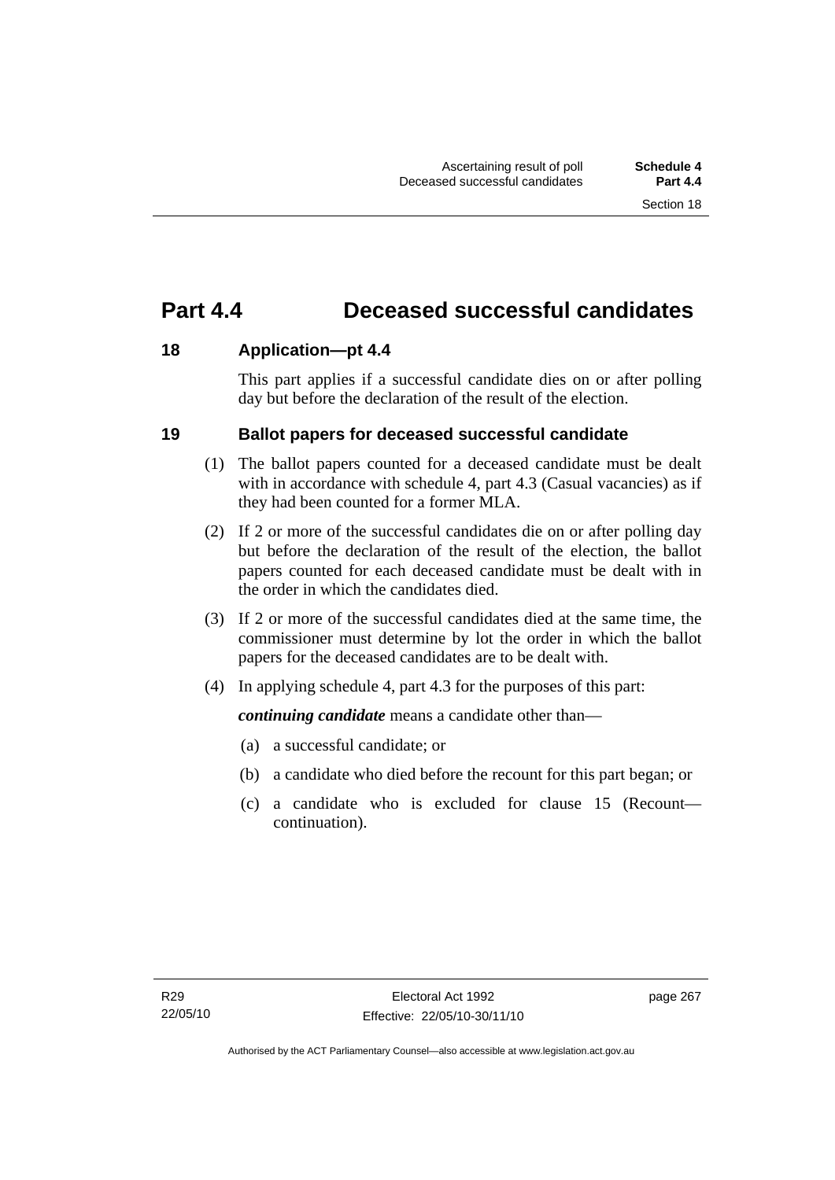# Part 4.4 Deceased successful candidates

## 18 Application—pt 4.4

This part applies if a successful candidate dies on or after polling day but before the declaration of the result of the election.

## 19 Ballot papers for deceased successful candidate

(1) The ballot papers counted for a deceased candidate must be dealt with in accordance with schedule 4, part 4.3 (Casual vacancies) as if they had been counted for a former MLA.

(2) If 2 or more of the successful candidates die on or after polling day but before the declaration of the result of the election, the ballot papers counted for each deceased candidate must be dealt with in the order in which the candidates died.

(3) If 2 or more of the successful candidates died at the same time, the commissioner must determine by lot the order in which the ballot papers for the deceased candidates are to be dealt with.

(4) In applying schedule 4, part 4.3 for the purposes of this part:

***continuing candidate*** means a candidate other than—

(a) a successful candidate; or

(b) a candidate who died before the recount for this part began; or

(c) a candidate who is excluded for clause 15 (Recount—continuation).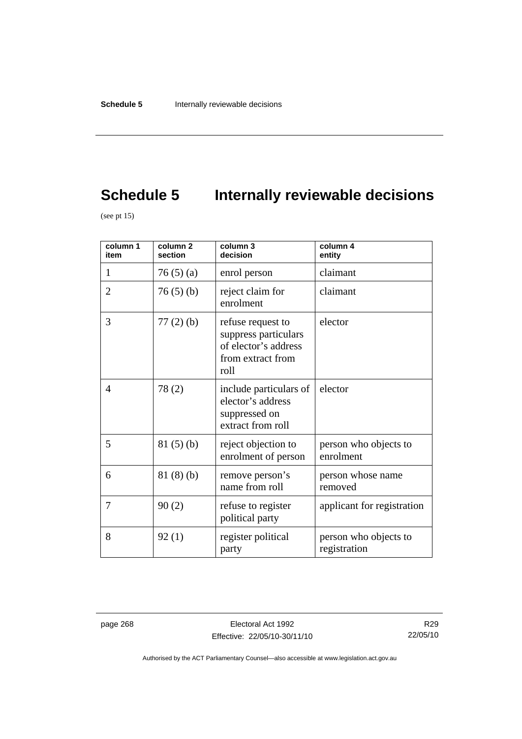# Schedule 5 Internally reviewable decisions

(see pt 15)

| column 1 item | column 2 section | column 3 decision | column 4 entity |
| --- | --- | --- | --- |
| 1 | 76 (5) (a) | enrol person | claimant |
| 2 | 76 (5) (b) | reject claim for enrolment | claimant |
| 3 | 77 (2) (b) | refuse request to suppress particulars of elector's address from extract from roll | elector |
| 4 | 78 (2) | include particulars of elector's address suppressed on extract from roll | elector |
| 5 | 81 (5) (b) | reject objection to enrolment of person | person who objects to enrolment |
| 6 | 81 (8) (b) | remove person's name from roll | person whose name removed |
| 7 | 90 (2) | refuse to register political party | applicant for registration |
| 8 | 92 (1) | register political party | person who objects to registration |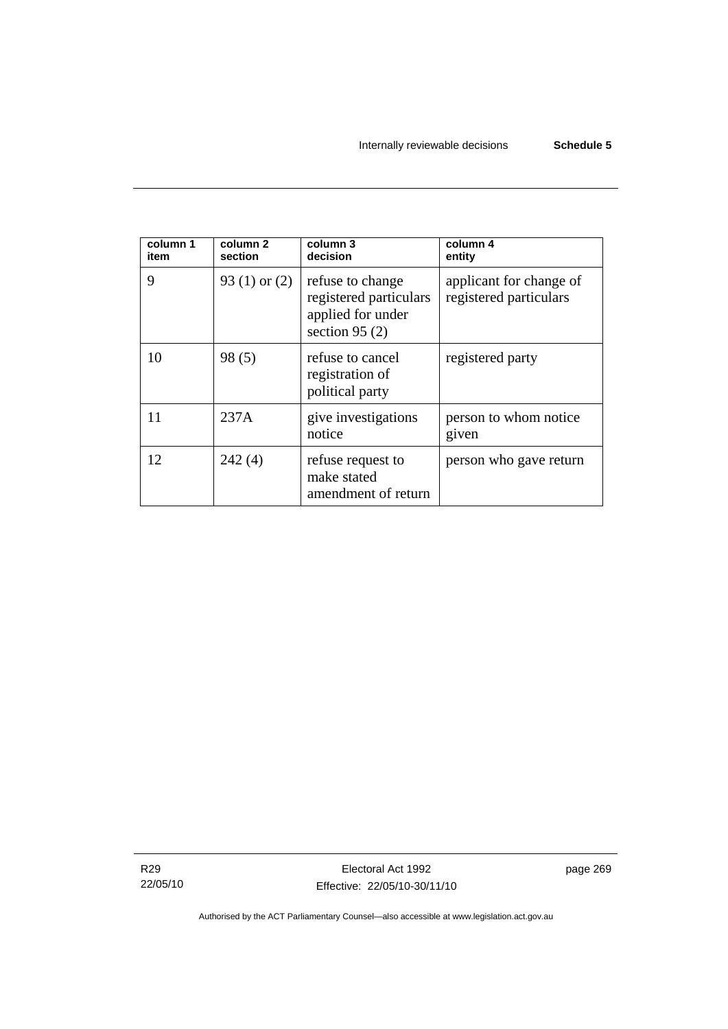| column 1 item | column 2 section | column 3 decision | column 4 entity |
|---|---|---|---|
| 9 | 93 (1) or (2) | refuse to change registered particulars applied for under section 95 (2) | applicant for change of registered particulars |
| 10 | 98 (5) | refuse to cancel registration of political party | registered party |
| 11 | 237A | give investigations notice | person to whom notice given |
| 12 | 242 (4) | refuse request to make stated amendment of return | person who gave return |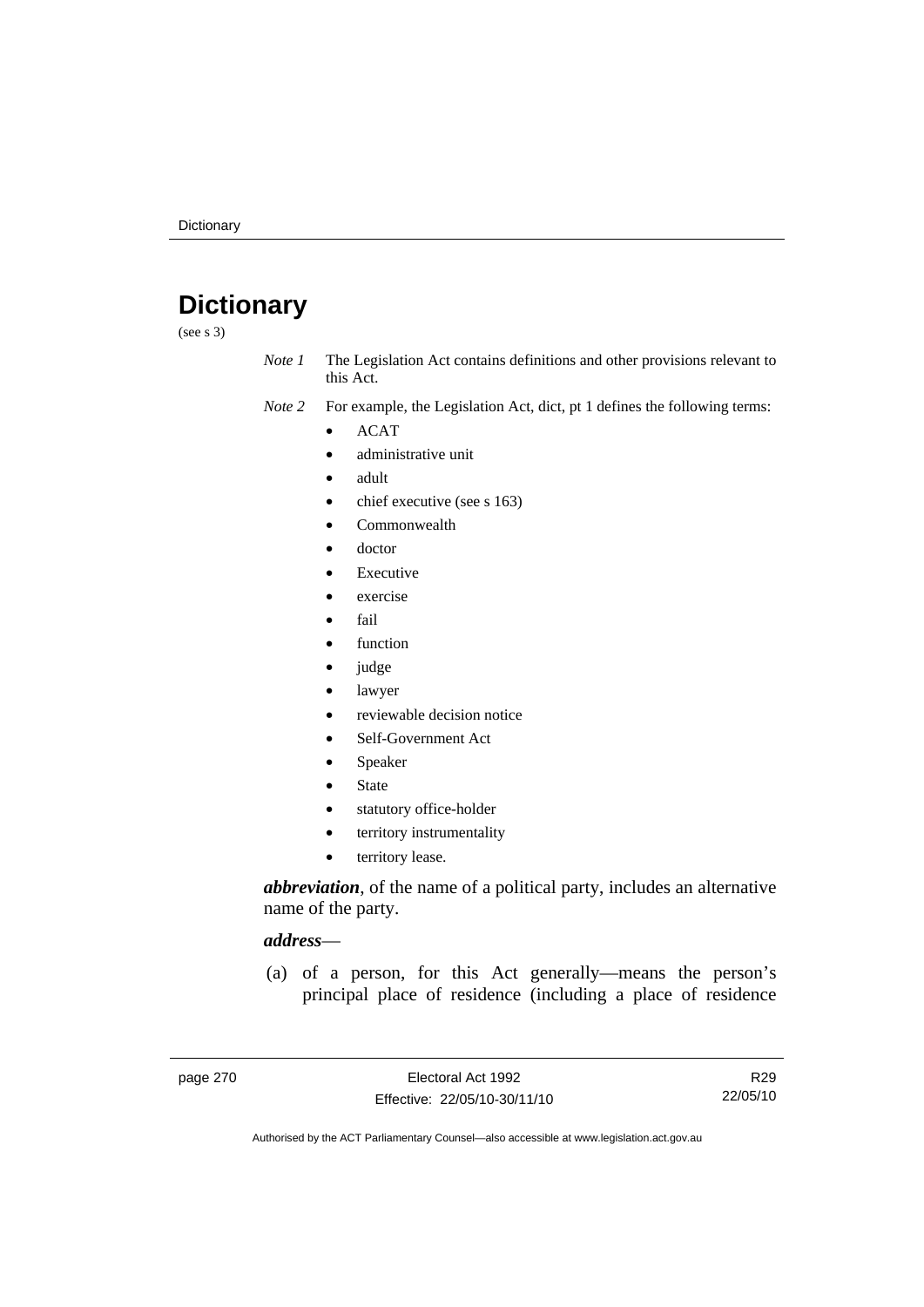# Dictionary

(see s 3)

*Note 1* The Legislation Act contains definitions and other provisions relevant to this Act.

*Note 2* For example, the Legislation Act, dict, pt 1 defines the following terms:

- ACAT
- administrative unit
- adult
- chief executive (see s 163)
- Commonwealth
- doctor
- Executive
- exercise
- fail
- function
- judge
- lawyer
- reviewable decision notice
- Self-Government Act
- Speaker
- State
- statutory office-holder
- territory instrumentality
- territory lease.

***abbreviation***, of the name of a political party, includes an alternative name of the party.

***address***—

(a) of a person, for this Act generally—means the person's principal place of residence (including a place of residence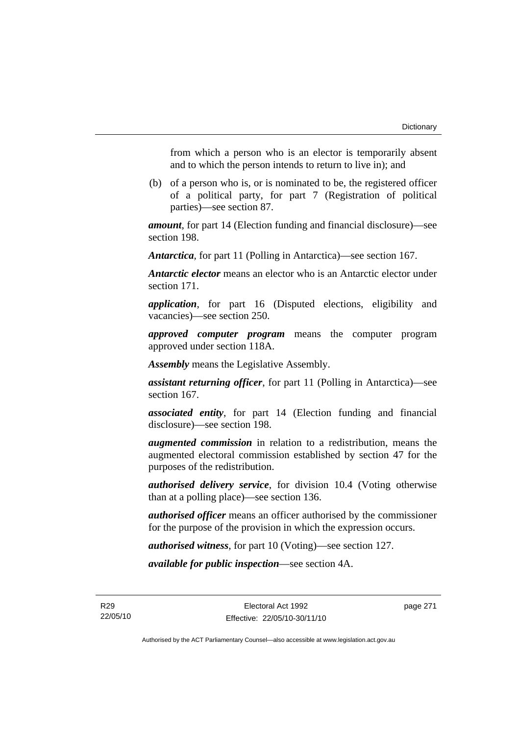from which a person who is an elector is temporarily absent and to which the person intends to return to live in); and

(b) of a person who is, or is nominated to be, the registered officer of a political party, for part 7 (Registration of political parties)—see section 87.

***amount***, for part 14 (Election funding and financial disclosure)—see section 198.

***Antarctica***, for part 11 (Polling in Antarctica)—see section 167.

***Antarctic elector*** means an elector who is an Antarctic elector under section 171.

***application***, for part 16 (Disputed elections, eligibility and vacancies)—see section 250.

***approved computer program*** means the computer program approved under section 118A.

***Assembly*** means the Legislative Assembly.

***assistant returning officer***, for part 11 (Polling in Antarctica)—see section 167.

***associated entity***, for part 14 (Election funding and financial disclosure)—see section 198.

***augmented commission*** in relation to a redistribution, means the augmented electoral commission established by section 47 for the purposes of the redistribution.

***authorised delivery service***, for division 10.4 (Voting otherwise than at a polling place)—see section 136.

***authorised officer*** means an officer authorised by the commissioner for the purpose of the provision in which the expression occurs.

***authorised witness***, for part 10 (Voting)—see section 127.

***available for public inspection***—see section 4A.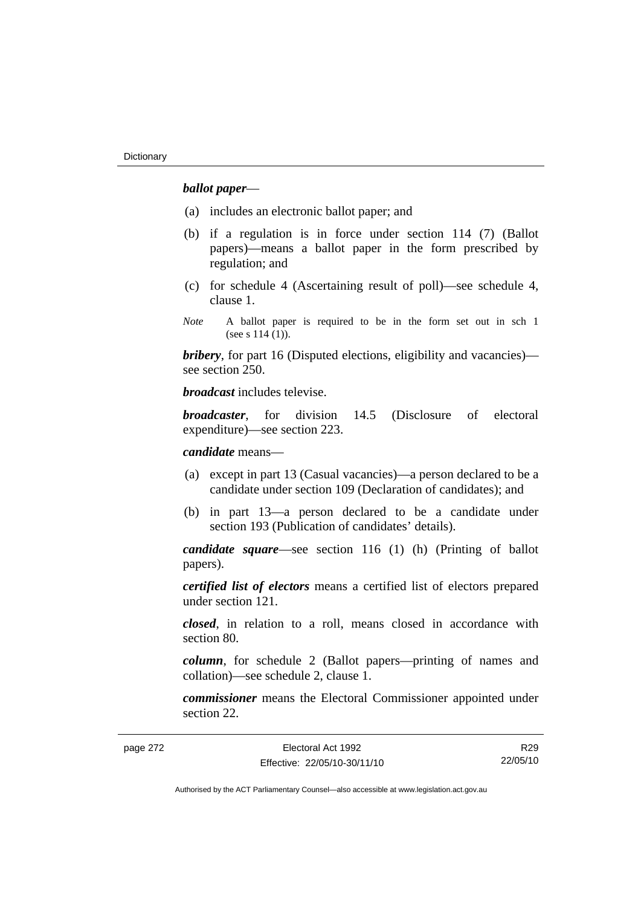***ballot paper***—

(a) includes an electronic ballot paper; and

(b) if a regulation is in force under section 114 (7) (Ballot papers)—means a ballot paper in the form prescribed by regulation; and

(c) for schedule 4 (Ascertaining result of poll)—see schedule 4, clause 1.

*Note* A ballot paper is required to be in the form set out in sch 1 (see s 114 (1)).

***bribery***, for part 16 (Disputed elections, eligibility and vacancies)—see section 250.

***broadcast*** includes televise.

***broadcaster***, for division 14.5 (Disclosure of electoral expenditure)—see section 223.

***candidate*** means—

(a) except in part 13 (Casual vacancies)—a person declared to be a candidate under section 109 (Declaration of candidates); and

(b) in part 13—a person declared to be a candidate under section 193 (Publication of candidates' details).

***candidate square***—see section 116 (1) (h) (Printing of ballot papers).

***certified list of electors*** means a certified list of electors prepared under section 121.

***closed***, in relation to a roll, means closed in accordance with section 80.

***column***, for schedule 2 (Ballot papers—printing of names and collation)—see schedule 2, clause 1.

***commissioner*** means the Electoral Commissioner appointed under section 22.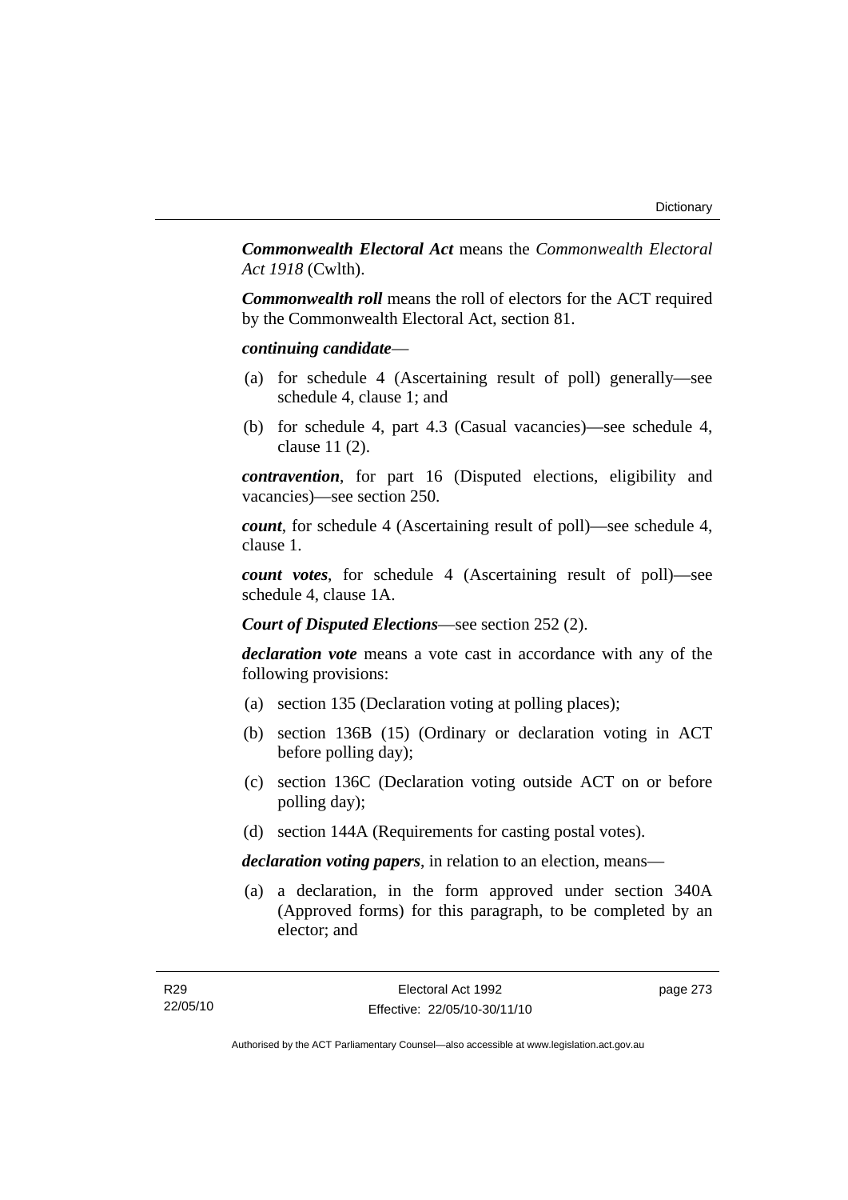***Commonwealth Electoral Act*** means the *Commonwealth Electoral Act 1918* (Cwlth).

***Commonwealth roll*** means the roll of electors for the ACT required by the Commonwealth Electoral Act, section 81.

***continuing candidate***—

(a) for schedule 4 (Ascertaining result of poll) generally—see schedule 4, clause 1; and

(b) for schedule 4, part 4.3 (Casual vacancies)—see schedule 4, clause 11 (2).

***contravention***, for part 16 (Disputed elections, eligibility and vacancies)—see section 250.

***count***, for schedule 4 (Ascertaining result of poll)—see schedule 4, clause 1.

***count votes***, for schedule 4 (Ascertaining result of poll)—see schedule 4, clause 1A.

***Court of Disputed Elections***—see section 252 (2).

***declaration vote*** means a vote cast in accordance with any of the following provisions:

(a) section 135 (Declaration voting at polling places);

(b) section 136B (15) (Ordinary or declaration voting in ACT before polling day);

(c) section 136C (Declaration voting outside ACT on or before polling day);

(d) section 144A (Requirements for casting postal votes).

***declaration voting papers***, in relation to an election, means—

(a) a declaration, in the form approved under section 340A (Approved forms) for this paragraph, to be completed by an elector; and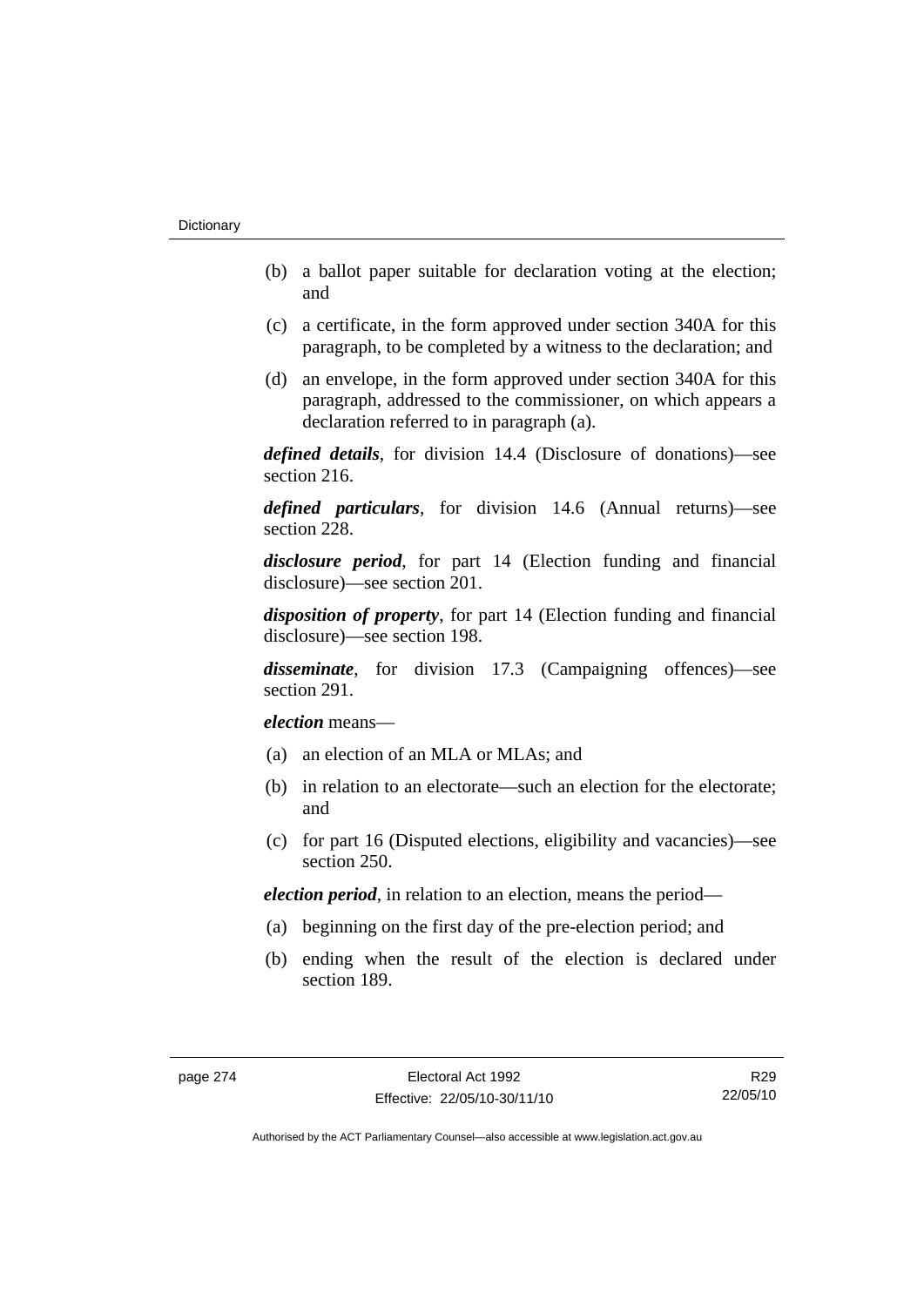(b) a ballot paper suitable for declaration voting at the election; and

(c) a certificate, in the form approved under section 340A for this paragraph, to be completed by a witness to the declaration; and

(d) an envelope, in the form approved under section 340A for this paragraph, addressed to the commissioner, on which appears a declaration referred to in paragraph (a).

***defined details***, for division 14.4 (Disclosure of donations)—see section 216.

***defined particulars***, for division 14.6 (Annual returns)—see section 228.

***disclosure period***, for part 14 (Election funding and financial disclosure)—see section 201.

***disposition of property***, for part 14 (Election funding and financial disclosure)—see section 198.

***disseminate***, for division 17.3 (Campaigning offences)—see section 291.

***election*** means—

(a) an election of an MLA or MLAs; and

(b) in relation to an electorate—such an election for the electorate; and

(c) for part 16 (Disputed elections, eligibility and vacancies)—see section 250.

***election period***, in relation to an election, means the period—

(a) beginning on the first day of the pre-election period; and

(b) ending when the result of the election is declared under section 189.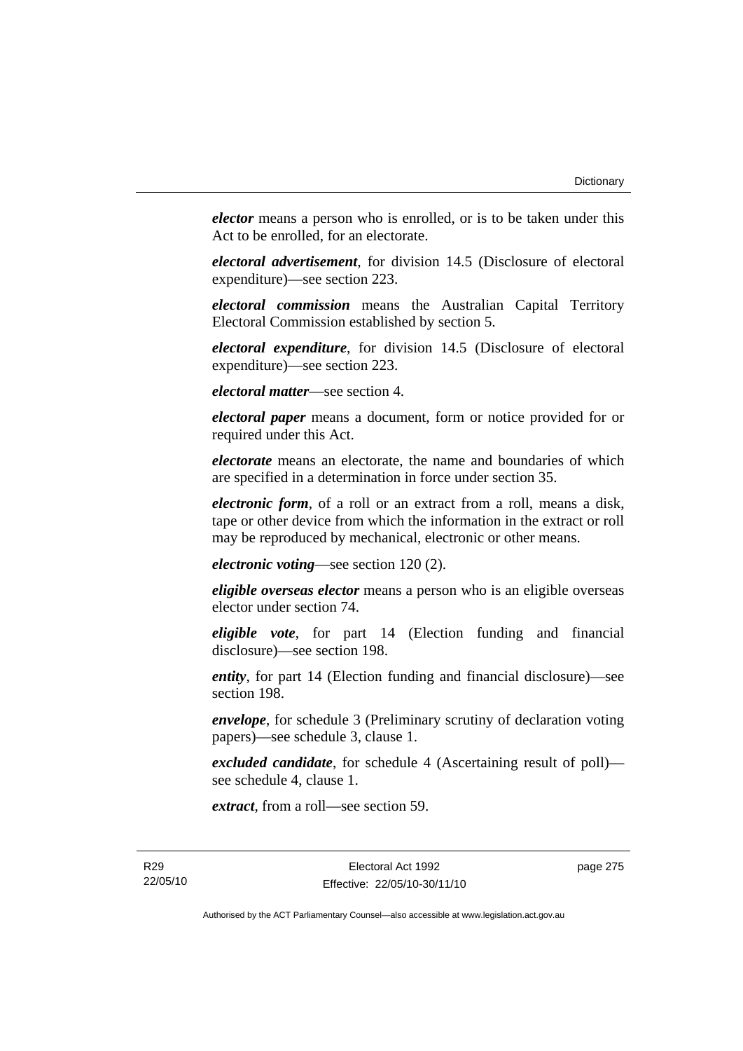***elector*** means a person who is enrolled, or is to be taken under this Act to be enrolled, for an electorate.

***electoral advertisement***, for division 14.5 (Disclosure of electoral expenditure)—see section 223.

***electoral commission*** means the Australian Capital Territory Electoral Commission established by section 5.

***electoral expenditure***, for division 14.5 (Disclosure of electoral expenditure)—see section 223.

***electoral matter***—see section 4.

***electoral paper*** means a document, form or notice provided for or required under this Act.

***electorate*** means an electorate, the name and boundaries of which are specified in a determination in force under section 35.

***electronic form***, of a roll or an extract from a roll, means a disk, tape or other device from which the information in the extract or roll may be reproduced by mechanical, electronic or other means.

***electronic voting***—see section 120 (2).

***eligible overseas elector*** means a person who is an eligible overseas elector under section 74.

***eligible vote***, for part 14 (Election funding and financial disclosure)—see section 198.

***entity***, for part 14 (Election funding and financial disclosure)—see section 198.

***envelope***, for schedule 3 (Preliminary scrutiny of declaration voting papers)—see schedule 3, clause 1.

***excluded candidate***, for schedule 4 (Ascertaining result of poll)—see schedule 4, clause 1.

***extract***, from a roll—see section 59.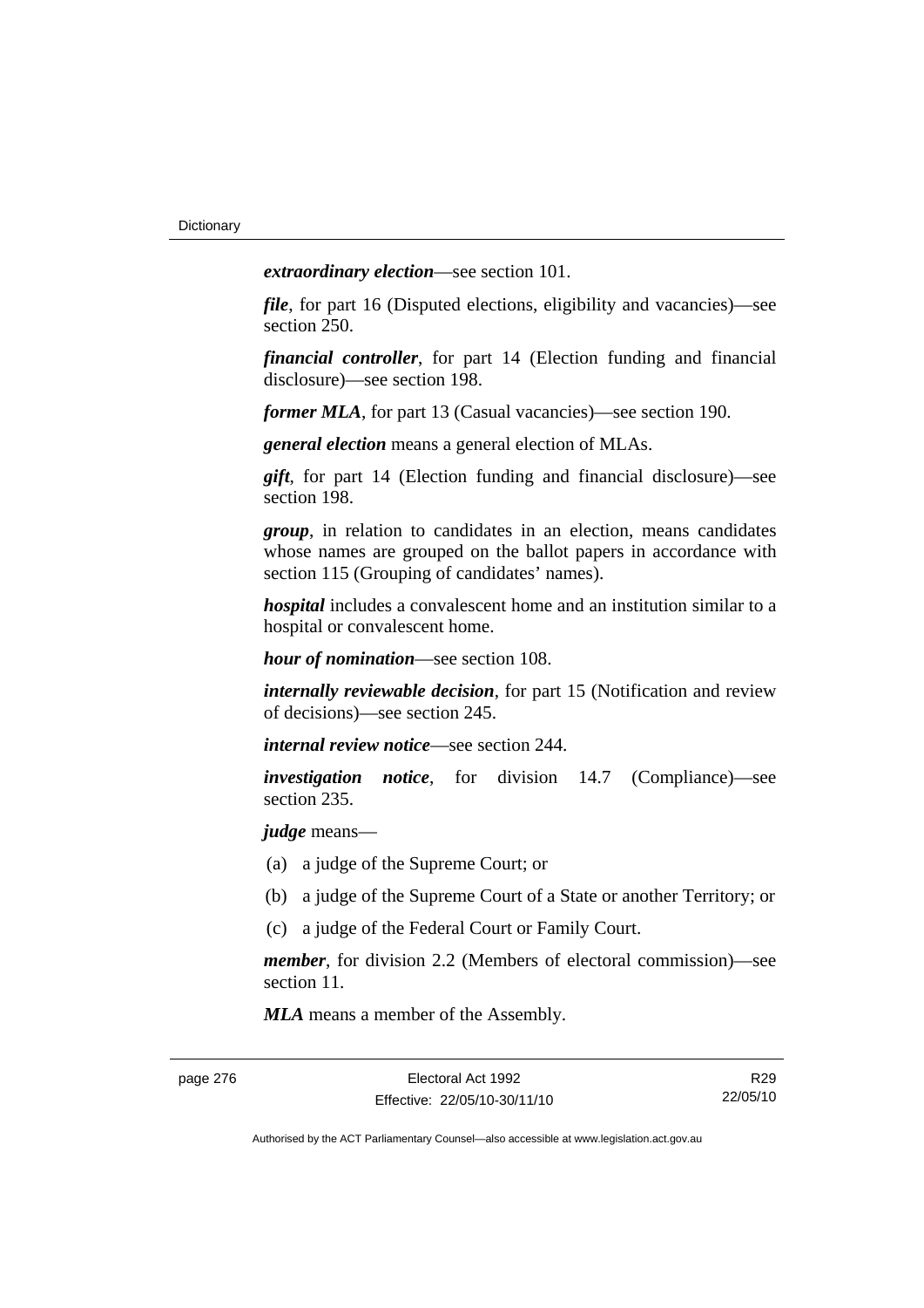***extraordinary election***—see section 101.

***file***, for part 16 (Disputed elections, eligibility and vacancies)—see section 250.

***financial controller***, for part 14 (Election funding and financial disclosure)—see section 198.

***former MLA***, for part 13 (Casual vacancies)—see section 190.

***general election*** means a general election of MLAs.

***gift***, for part 14 (Election funding and financial disclosure)—see section 198.

***group***, in relation to candidates in an election, means candidates whose names are grouped on the ballot papers in accordance with section 115 (Grouping of candidates' names).

***hospital*** includes a convalescent home and an institution similar to a hospital or convalescent home.

***hour of nomination***—see section 108.

***internally reviewable decision***, for part 15 (Notification and review of decisions)—see section 245.

***internal review notice***—see section 244.

***investigation notice***, for division 14.7 (Compliance)—see section 235.

***judge*** means—

(a) a judge of the Supreme Court; or

(b) a judge of the Supreme Court of a State or another Territory; or

(c) a judge of the Federal Court or Family Court.

***member***, for division 2.2 (Members of electoral commission)—see section 11.

***MLA*** means a member of the Assembly.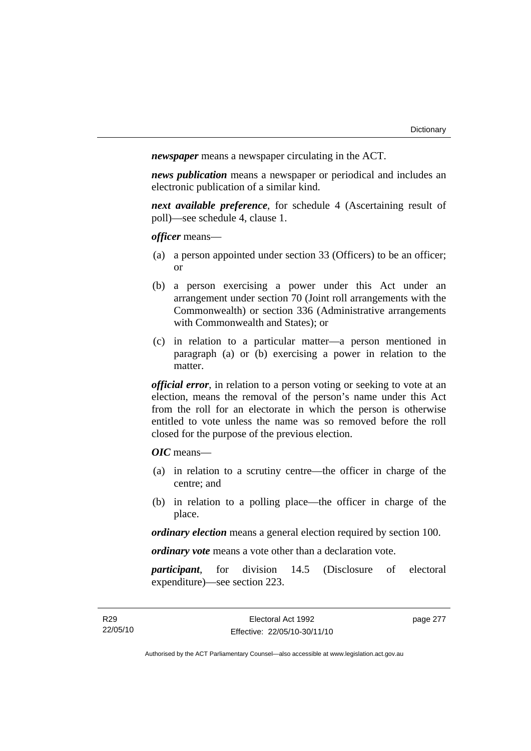***newspaper*** means a newspaper circulating in the ACT.

***news publication*** means a newspaper or periodical and includes an electronic publication of a similar kind.

***next available preference***, for schedule 4 (Ascertaining result of poll)—see schedule 4, clause 1.

***officer*** means—

(a) a person appointed under section 33 (Officers) to be an officer; or

(b) a person exercising a power under this Act under an arrangement under section 70 (Joint roll arrangements with the Commonwealth) or section 336 (Administrative arrangements with Commonwealth and States); or

(c) in relation to a particular matter—a person mentioned in paragraph (a) or (b) exercising a power in relation to the matter.

***official error***, in relation to a person voting or seeking to vote at an election, means the removal of the person's name under this Act from the roll for an electorate in which the person is otherwise entitled to vote unless the name was so removed before the roll closed for the purpose of the previous election.

***OIC*** means—

(a) in relation to a scrutiny centre—the officer in charge of the centre; and

(b) in relation to a polling place—the officer in charge of the place.

***ordinary election*** means a general election required by section 100.

***ordinary vote*** means a vote other than a declaration vote.

***participant***, for division 14.5 (Disclosure of electoral expenditure)—see section 223.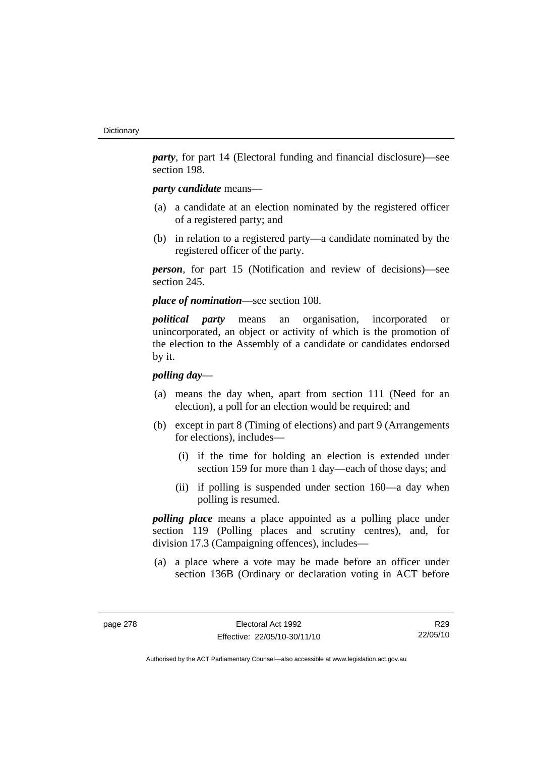***party***, for part 14 (Electoral funding and financial disclosure)—see section 198.

***party candidate*** means—

(a) a candidate at an election nominated by the registered officer of a registered party; and

(b) in relation to a registered party—a candidate nominated by the registered officer of the party.

***person***, for part 15 (Notification and review of decisions)—see section 245.

***place of nomination***—see section 108.

***political party*** means an organisation, incorporated or unincorporated, an object or activity of which is the promotion of the election to the Assembly of a candidate or candidates endorsed by it.

***polling day***—

(a) means the day when, apart from section 111 (Need for an election), a poll for an election would be required; and

(b) except in part 8 (Timing of elections) and part 9 (Arrangements for elections), includes—

  (i) if the time for holding an election is extended under section 159 for more than 1 day—each of those days; and

  (ii) if polling is suspended under section 160—a day when polling is resumed.

***polling place*** means a place appointed as a polling place under section 119 (Polling places and scrutiny centres), and, for division 17.3 (Campaigning offences), includes—

(a) a place where a vote may be made before an officer under section 136B (Ordinary or declaration voting in ACT before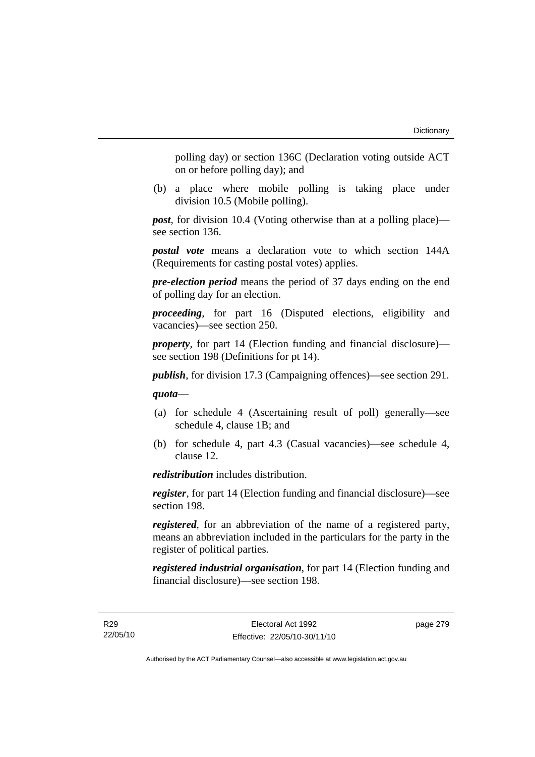polling day) or section 136C (Declaration voting outside ACT on or before polling day); and

(b) a place where mobile polling is taking place under division 10.5 (Mobile polling).

***post***, for division 10.4 (Voting otherwise than at a polling place)—see section 136.

***postal vote*** means a declaration vote to which section 144A (Requirements for casting postal votes) applies.

***pre-election period*** means the period of 37 days ending on the end of polling day for an election.

***proceeding***, for part 16 (Disputed elections, eligibility and vacancies)—see section 250.

***property***, for part 14 (Election funding and financial disclosure)—see section 198 (Definitions for pt 14).

***publish***, for division 17.3 (Campaigning offences)—see section 291.

***quota***—

(a) for schedule 4 (Ascertaining result of poll) generally—see schedule 4, clause 1B; and

(b) for schedule 4, part 4.3 (Casual vacancies)—see schedule 4, clause 12.

***redistribution*** includes distribution.

***register***, for part 14 (Election funding and financial disclosure)—see section 198.

***registered***, for an abbreviation of the name of a registered party, means an abbreviation included in the particulars for the party in the register of political parties.

***registered industrial organisation***, for part 14 (Election funding and financial disclosure)—see section 198.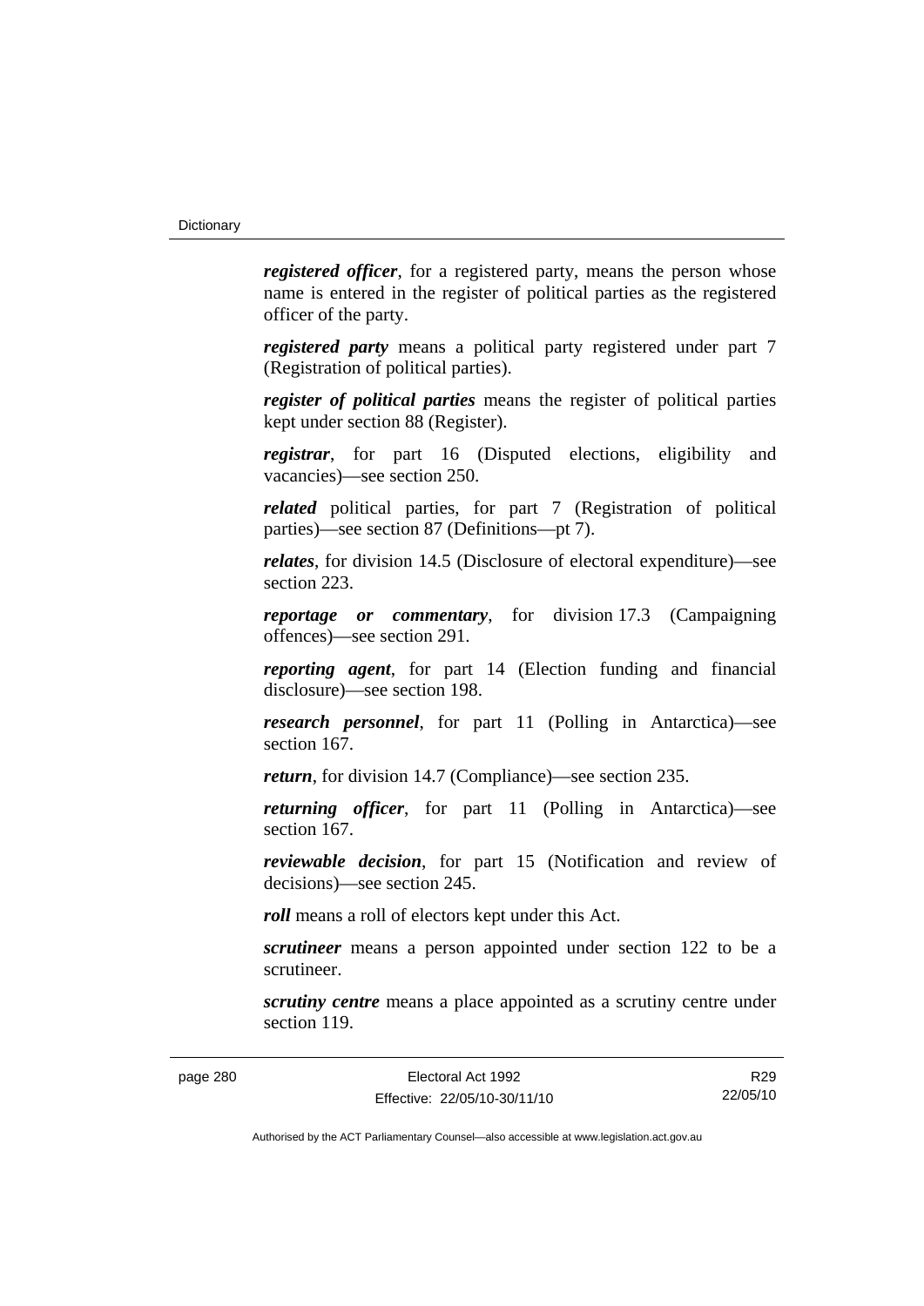***registered officer***, for a registered party, means the person whose name is entered in the register of political parties as the registered officer of the party.

***registered party*** means a political party registered under part 7 (Registration of political parties).

***register of political parties*** means the register of political parties kept under section 88 (Register).

***registrar***, for part 16 (Disputed elections, eligibility and vacancies)—see section 250.

***related*** political parties, for part 7 (Registration of political parties)—see section 87 (Definitions—pt 7).

***relates***, for division 14.5 (Disclosure of electoral expenditure)—see section 223.

***reportage or commentary***, for division 17.3 (Campaigning offences)—see section 291.

***reporting agent***, for part 14 (Election funding and financial disclosure)—see section 198.

***research personnel***, for part 11 (Polling in Antarctica)—see section 167.

***return***, for division 14.7 (Compliance)—see section 235.

***returning officer***, for part 11 (Polling in Antarctica)—see section 167.

***reviewable decision***, for part 15 (Notification and review of decisions)—see section 245.

***roll*** means a roll of electors kept under this Act.

***scrutineer*** means a person appointed under section 122 to be a scrutineer.

***scrutiny centre*** means a place appointed as a scrutiny centre under section 119.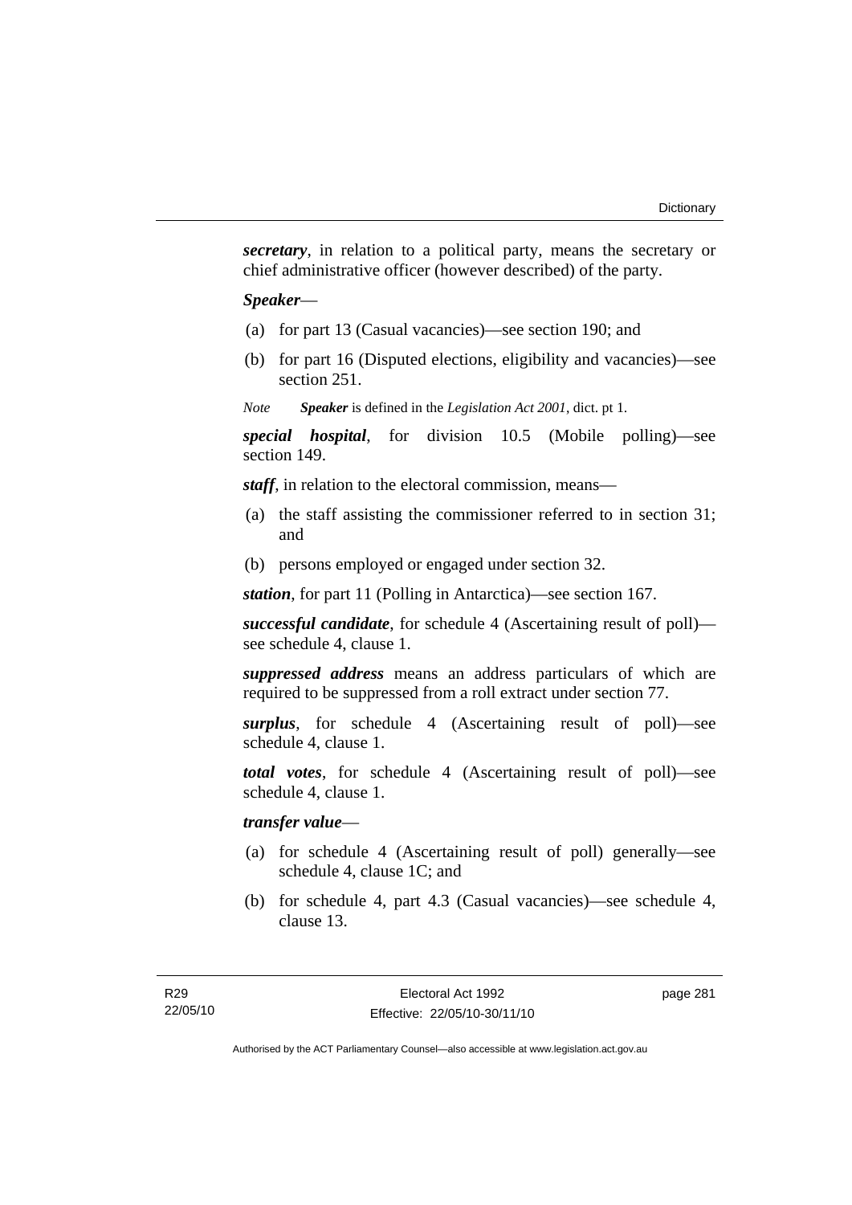***secretary***, in relation to a political party, means the secretary or chief administrative officer (however described) of the party.

***Speaker***—

(a) for part 13 (Casual vacancies)—see section 190; and

(b) for part 16 (Disputed elections, eligibility and vacancies)—see section 251.

*Note* ***Speaker*** is defined in the *Legislation Act 2001*, dict. pt 1.

***special hospital***, for division 10.5 (Mobile polling)—see section 149.

***staff***, in relation to the electoral commission, means—

(a) the staff assisting the commissioner referred to in section 31; and

(b) persons employed or engaged under section 32.

***station***, for part 11 (Polling in Antarctica)—see section 167.

***successful candidate***, for schedule 4 (Ascertaining result of poll)—see schedule 4, clause 1.

***suppressed address*** means an address particulars of which are required to be suppressed from a roll extract under section 77.

***surplus***, for schedule 4 (Ascertaining result of poll)—see schedule 4, clause 1.

***total votes***, for schedule 4 (Ascertaining result of poll)—see schedule 4, clause 1.

***transfer value***—

(a) for schedule 4 (Ascertaining result of poll) generally—see schedule 4, clause 1C; and

(b) for schedule 4, part 4.3 (Casual vacancies)—see schedule 4, clause 13.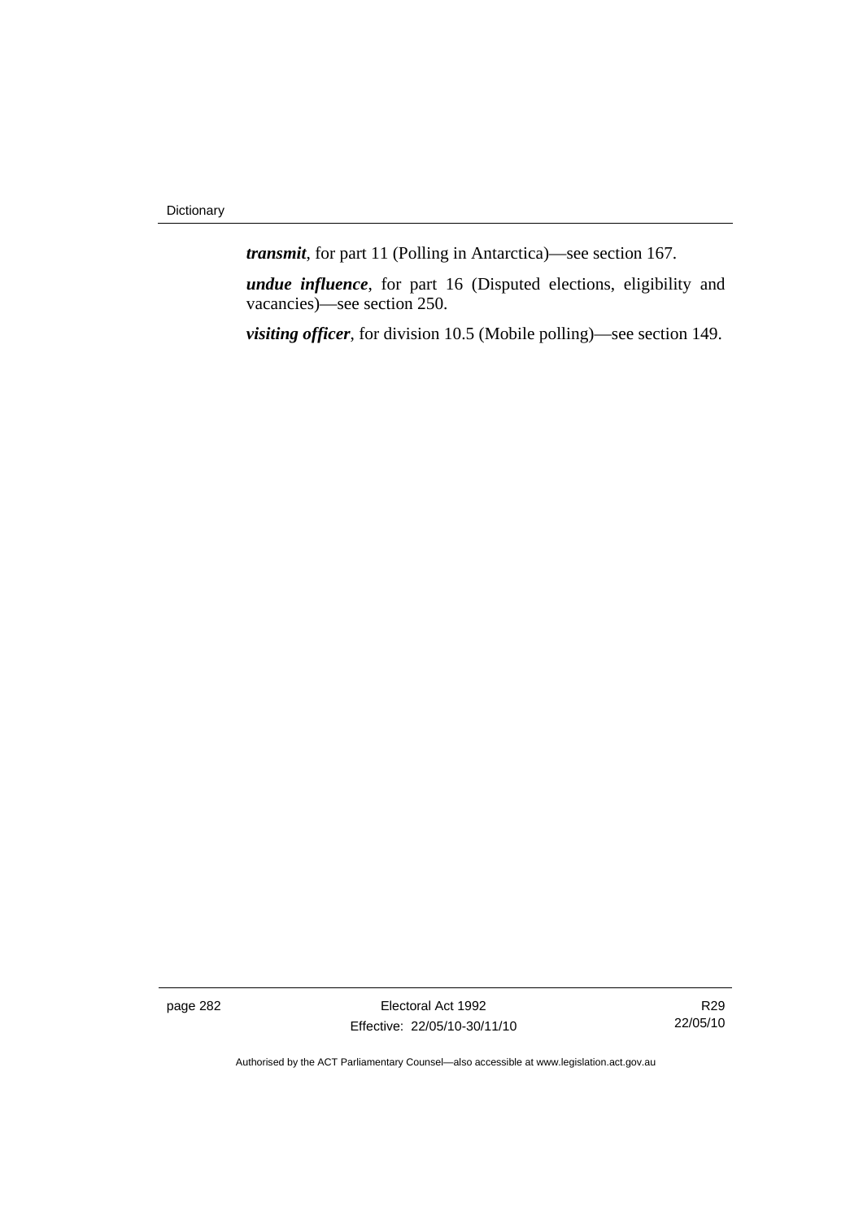***transmit***, for part 11 (Polling in Antarctica)—see section 167.

***undue influence***, for part 16 (Disputed elections, eligibility and vacancies)—see section 250.

***visiting officer***, for division 10.5 (Mobile polling)—see section 149.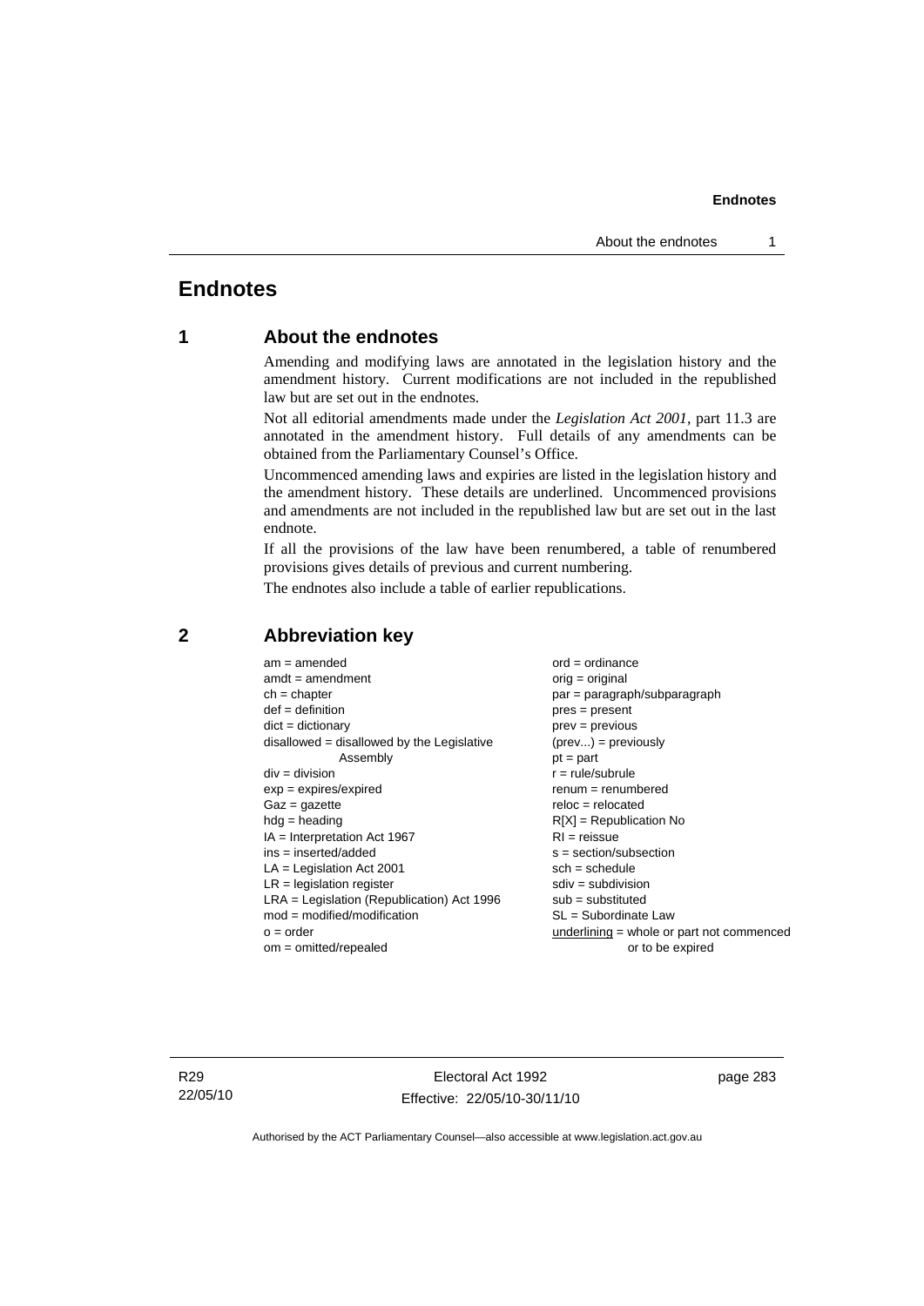# Endnotes

## 1 About the endnotes

Amending and modifying laws are annotated in the legislation history and the amendment history. Current modifications are not included in the republished law but are set out in the endnotes.

Not all editorial amendments made under the *Legislation Act 2001*, part 11.3 are annotated in the amendment history. Full details of any amendments can be obtained from the Parliamentary Counsel's Office.

Uncommenced amending laws and expiries are listed in the legislation history and the amendment history. These details are underlined. Uncommenced provisions and amendments are not included in the republished law but are set out in the last endnote.

If all the provisions of the law have been renumbered, a table of renumbered provisions gives details of previous and current numbering.

The endnotes also include a table of earlier republications.

## 2 Abbreviation key

am = amended
amdt = amendment
ch = chapter
def = definition
dict = dictionary
disallowed = disallowed by the Legislative Assembly
div = division
exp = expires/expired
Gaz = gazette
hdg = heading
IA = Interpretation Act 1967
ins = inserted/added
LA = Legislation Act 2001
LR = legislation register
LRA = Legislation (Republication) Act 1996
mod = modified/modification
o = order
om = omitted/repealed
ord = ordinance
orig = original
par = paragraph/subparagraph
pres = present
prev = previous
(prev...) = previously
pt = part
r = rule/subrule
renum = renumbered
reloc = relocated
R[X] = Republication No
RI = reissue
s = section/subsection
sch = schedule
sdiv = subdivision
sub = substituted
SL = Subordinate Law
underlining = whole or part not commenced or to be expired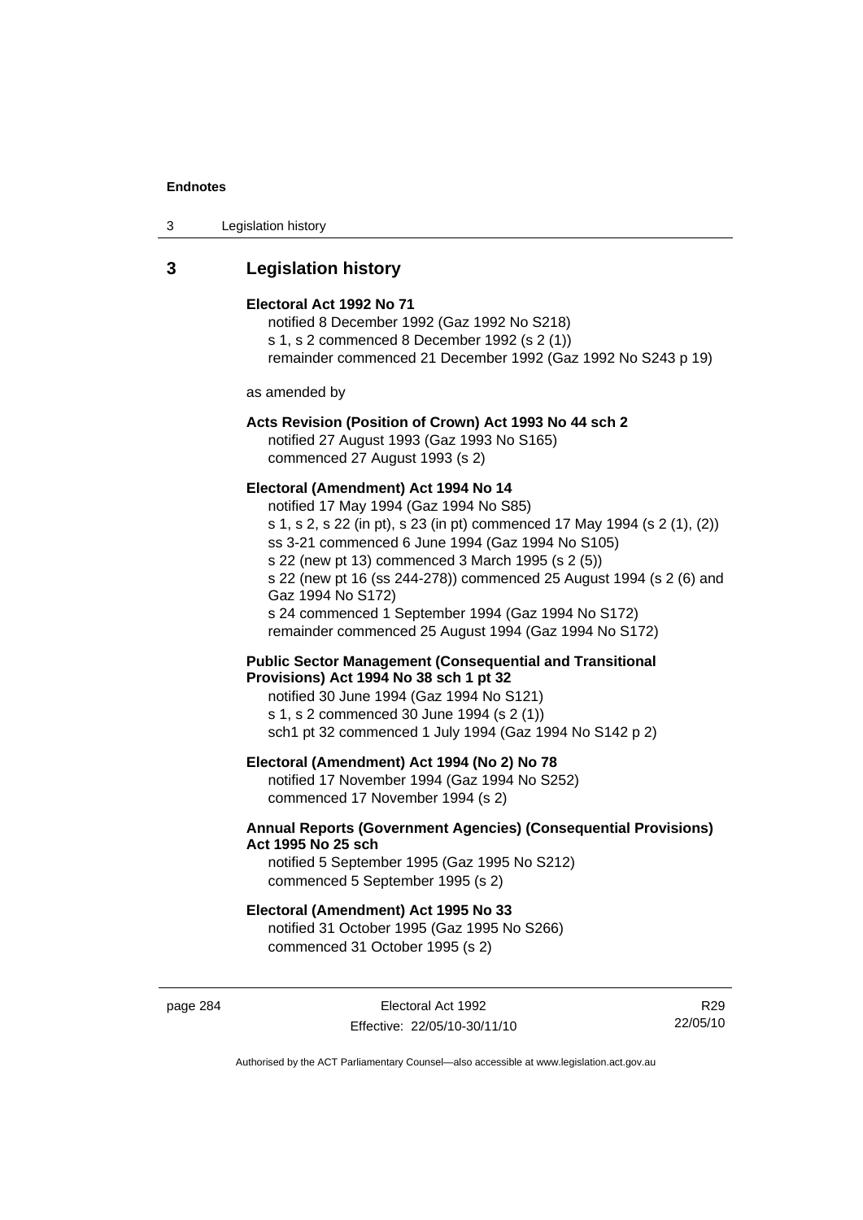## 3 Legislation history

**Electoral Act 1992 No 71**

notified 8 December 1992 (Gaz 1992 No S218)
s 1, s 2 commenced 8 December 1992 (s 2 (1))
remainder commenced 21 December 1992 (Gaz 1992 No S243 p 19)

as amended by

**Acts Revision (Position of Crown) Act 1993 No 44 sch 2**

notified 27 August 1993 (Gaz 1993 No S165)
commenced 27 August 1993 (s 2)

**Electoral (Amendment) Act 1994 No 14**

notified 17 May 1994 (Gaz 1994 No S85)
s 1, s 2, s 22 (in pt), s 23 (in pt) commenced 17 May 1994 (s 2 (1), (2))
ss 3-21 commenced 6 June 1994 (Gaz 1994 No S105)
s 22 (new pt 13) commenced 3 March 1995 (s 2 (5))
s 22 (new pt 16 (ss 244-278)) commenced 25 August 1994 (s 2 (6) and Gaz 1994 No S172)
s 24 commenced 1 September 1994 (Gaz 1994 No S172)
remainder commenced 25 August 1994 (Gaz 1994 No S172)

**Public Sector Management (Consequential and Transitional Provisions) Act 1994 No 38 sch 1 pt 32**

notified 30 June 1994 (Gaz 1994 No S121)
s 1, s 2 commenced 30 June 1994 (s 2 (1))
sch1 pt 32 commenced 1 July 1994 (Gaz 1994 No S142 p 2)

**Electoral (Amendment) Act 1994 (No 2) No 78**

notified 17 November 1994 (Gaz 1994 No S252)
commenced 17 November 1994 (s 2)

**Annual Reports (Government Agencies) (Consequential Provisions) Act 1995 No 25 sch**

notified 5 September 1995 (Gaz 1995 No S212)
commenced 5 September 1995 (s 2)

**Electoral (Amendment) Act 1995 No 33**

notified 31 October 1995 (Gaz 1995 No S266)
commenced 31 October 1995 (s 2)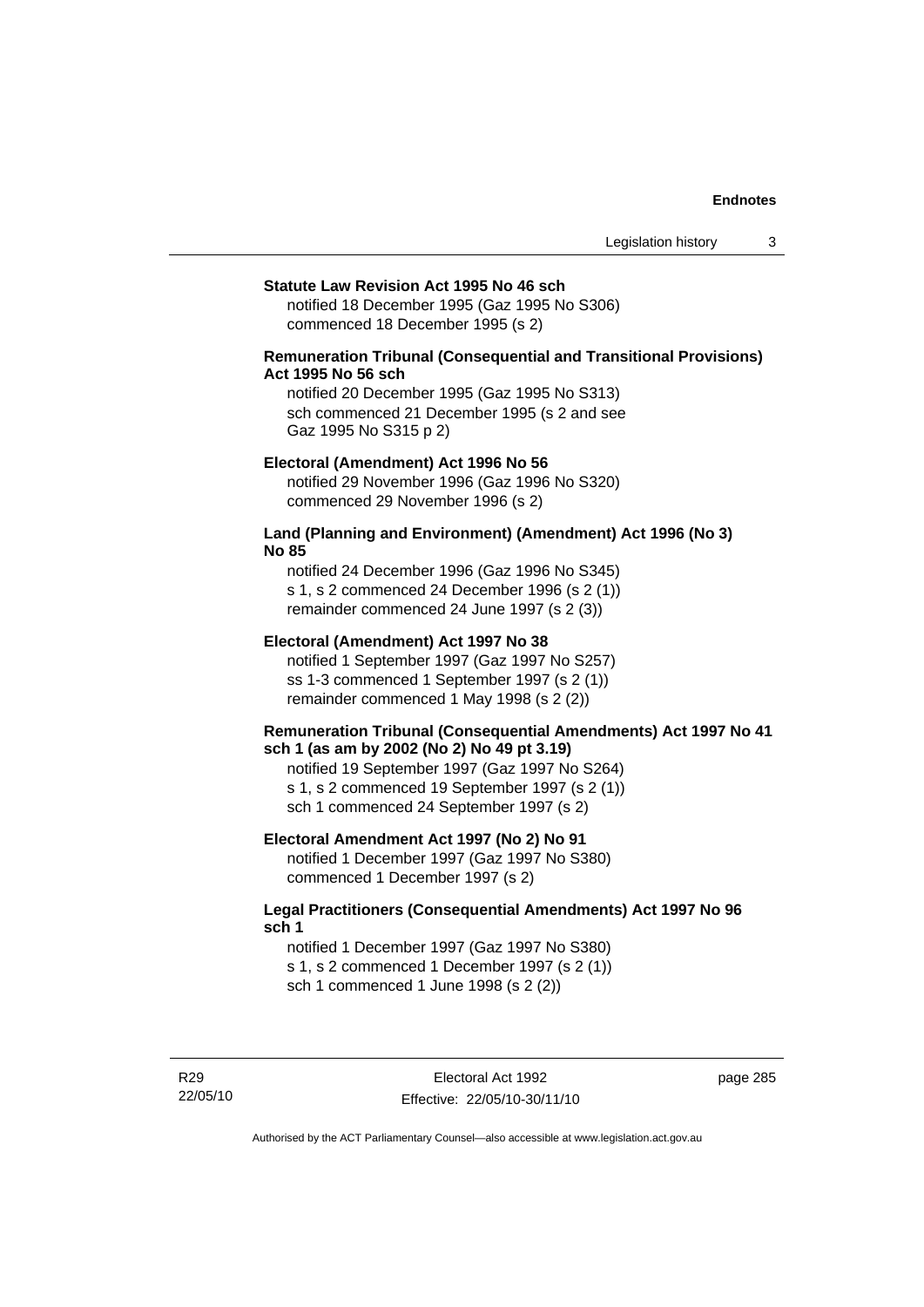**Statute Law Revision Act 1995 No 46 sch**

notified 18 December 1995 (Gaz 1995 No S306)
commenced 18 December 1995 (s 2)

**Remuneration Tribunal (Consequential and Transitional Provisions) Act 1995 No 56 sch**

notified 20 December 1995 (Gaz 1995 No S313)
sch commenced 21 December 1995 (s 2 and see Gaz 1995 No S315 p 2)

**Electoral (Amendment) Act 1996 No 56**

notified 29 November 1996 (Gaz 1996 No S320)
commenced 29 November 1996 (s 2)

**Land (Planning and Environment) (Amendment) Act 1996 (No 3) No 85**

notified 24 December 1996 (Gaz 1996 No S345)
s 1, s 2 commenced 24 December 1996 (s 2 (1))
remainder commenced 24 June 1997 (s 2 (3))

**Electoral (Amendment) Act 1997 No 38**

notified 1 September 1997 (Gaz 1997 No S257)
ss 1-3 commenced 1 September 1997 (s 2 (1))
remainder commenced 1 May 1998 (s 2 (2))

**Remuneration Tribunal (Consequential Amendments) Act 1997 No 41 sch 1 (as am by 2002 (No 2) No 49 pt 3.19)**

notified 19 September 1997 (Gaz 1997 No S264)
s 1, s 2 commenced 19 September 1997 (s 2 (1))
sch 1 commenced 24 September 1997 (s 2)

**Electoral Amendment Act 1997 (No 2) No 91**

notified 1 December 1997 (Gaz 1997 No S380)
commenced 1 December 1997 (s 2)

**Legal Practitioners (Consequential Amendments) Act 1997 No 96 sch 1**

notified 1 December 1997 (Gaz 1997 No S380)
s 1, s 2 commenced 1 December 1997 (s 2 (1))
sch 1 commenced 1 June 1998 (s 2 (2))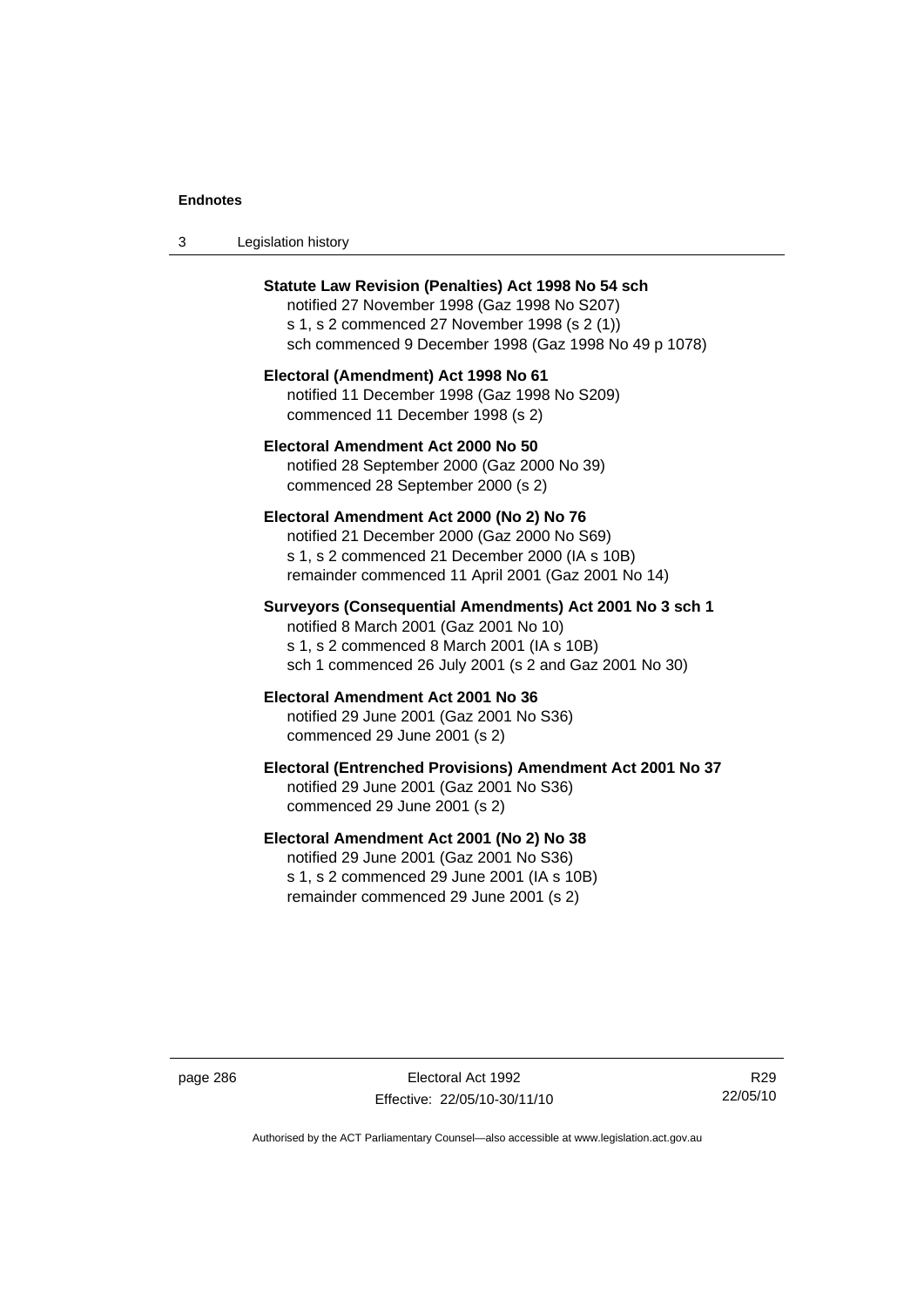**Statute Law Revision (Penalties) Act 1998 No 54 sch**
notified 27 November 1998 (Gaz 1998 No S207)
s 1, s 2 commenced 27 November 1998 (s 2 (1))
sch commenced 9 December 1998 (Gaz 1998 No 49 p 1078)

**Electoral (Amendment) Act 1998 No 61**
notified 11 December 1998 (Gaz 1998 No S209)
commenced 11 December 1998 (s 2)

**Electoral Amendment Act 2000 No 50**
notified 28 September 2000 (Gaz 2000 No 39)
commenced 28 September 2000 (s 2)

**Electoral Amendment Act 2000 (No 2) No 76**
notified 21 December 2000 (Gaz 2000 No S69)
s 1, s 2 commenced 21 December 2000 (IA s 10B)
remainder commenced 11 April 2001 (Gaz 2001 No 14)

**Surveyors (Consequential Amendments) Act 2001 No 3 sch 1**
notified 8 March 2001 (Gaz 2001 No 10)
s 1, s 2 commenced 8 March 2001 (IA s 10B)
sch 1 commenced 26 July 2001 (s 2 and Gaz 2001 No 30)

**Electoral Amendment Act 2001 No 36**
notified 29 June 2001 (Gaz 2001 No S36)
commenced 29 June 2001 (s 2)

**Electoral (Entrenched Provisions) Amendment Act 2001 No 37**
notified 29 June 2001 (Gaz 2001 No S36)
commenced 29 June 2001 (s 2)

**Electoral Amendment Act 2001 (No 2) No 38**
notified 29 June 2001 (Gaz 2001 No S36)
s 1, s 2 commenced 29 June 2001 (IA s 10B)
remainder commenced 29 June 2001 (s 2)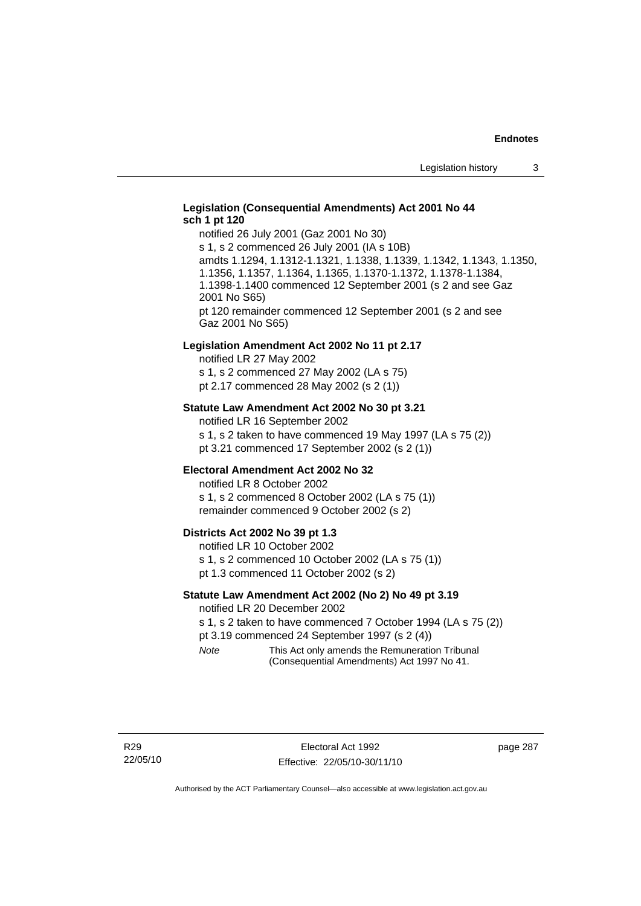**Legislation (Consequential Amendments) Act 2001 No 44 sch 1 pt 120**

notified 26 July 2001 (Gaz 2001 No 30)
s 1, s 2 commenced 26 July 2001 (IA s 10B)
amdts 1.1294, 1.1312-1.1321, 1.1338, 1.1339, 1.1342, 1.1343, 1.1350, 1.1356, 1.1357, 1.1364, 1.1365, 1.1370-1.1372, 1.1378-1.1384, 1.1398-1.1400 commenced 12 September 2001 (s 2 and see Gaz 2001 No S65)
pt 120 remainder commenced 12 September 2001 (s 2 and see Gaz 2001 No S65)

**Legislation Amendment Act 2002 No 11 pt 2.17**

notified LR 27 May 2002
s 1, s 2 commenced 27 May 2002 (LA s 75)
pt 2.17 commenced 28 May 2002 (s 2 (1))

**Statute Law Amendment Act 2002 No 30 pt 3.21**

notified LR 16 September 2002
s 1, s 2 taken to have commenced 19 May 1997 (LA s 75 (2))
pt 3.21 commenced 17 September 2002 (s 2 (1))

**Electoral Amendment Act 2002 No 32**

notified LR 8 October 2002
s 1, s 2 commenced 8 October 2002 (LA s 75 (1))
remainder commenced 9 October 2002 (s 2)

**Districts Act 2002 No 39 pt 1.3**

notified LR 10 October 2002
s 1, s 2 commenced 10 October 2002 (LA s 75 (1))
pt 1.3 commenced 11 October 2002 (s 2)

**Statute Law Amendment Act 2002 (No 2) No 49 pt 3.19**

notified LR 20 December 2002
s 1, s 2 taken to have commenced 7 October 1994 (LA s 75 (2))
pt 3.19 commenced 24 September 1997 (s 2 (4))

*Note* This Act only amends the Remuneration Tribunal (Consequential Amendments) Act 1997 No 41.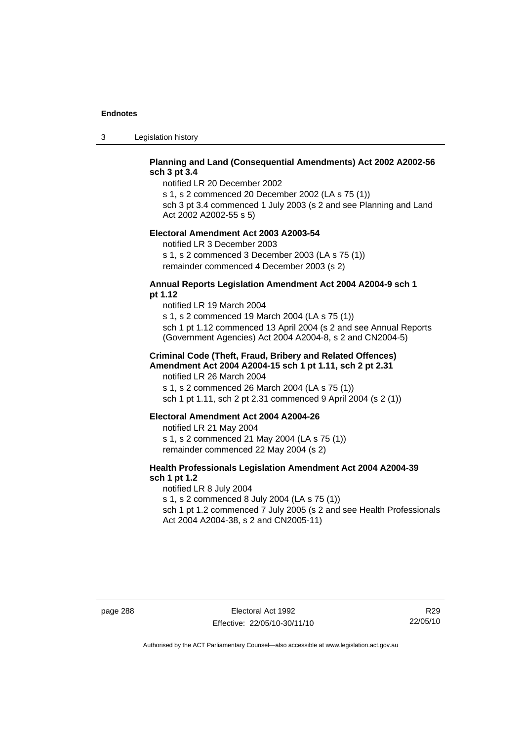**Planning and Land (Consequential Amendments) Act 2002 A2002-56 sch 3 pt 3.4**

notified LR 20 December 2002

s 1, s 2 commenced 20 December 2002 (LA s 75 (1))

sch 3 pt 3.4 commenced 1 July 2003 (s 2 and see Planning and Land Act 2002 A2002-55 s 5)

**Electoral Amendment Act 2003 A2003-54**

notified LR 3 December 2003

s 1, s 2 commenced 3 December 2003 (LA s 75 (1))

remainder commenced 4 December 2003 (s 2)

**Annual Reports Legislation Amendment Act 2004 A2004-9 sch 1 pt 1.12**

notified LR 19 March 2004

s 1, s 2 commenced 19 March 2004 (LA s 75 (1))

sch 1 pt 1.12 commenced 13 April 2004 (s 2 and see Annual Reports (Government Agencies) Act 2004 A2004-8, s 2 and CN2004-5)

**Criminal Code (Theft, Fraud, Bribery and Related Offences) Amendment Act 2004 A2004-15 sch 1 pt 1.11, sch 2 pt 2.31**

notified LR 26 March 2004

s 1, s 2 commenced 26 March 2004 (LA s 75 (1))

sch 1 pt 1.11, sch 2 pt 2.31 commenced 9 April 2004 (s 2 (1))

**Electoral Amendment Act 2004 A2004-26**

notified LR 21 May 2004

s 1, s 2 commenced 21 May 2004 (LA s 75 (1))

remainder commenced 22 May 2004 (s 2)

**Health Professionals Legislation Amendment Act 2004 A2004-39 sch 1 pt 1.2**

notified LR 8 July 2004

s 1, s 2 commenced 8 July 2004 (LA s 75 (1))

sch 1 pt 1.2 commenced 7 July 2005 (s 2 and see Health Professionals Act 2004 A2004-38, s 2 and CN2005-11)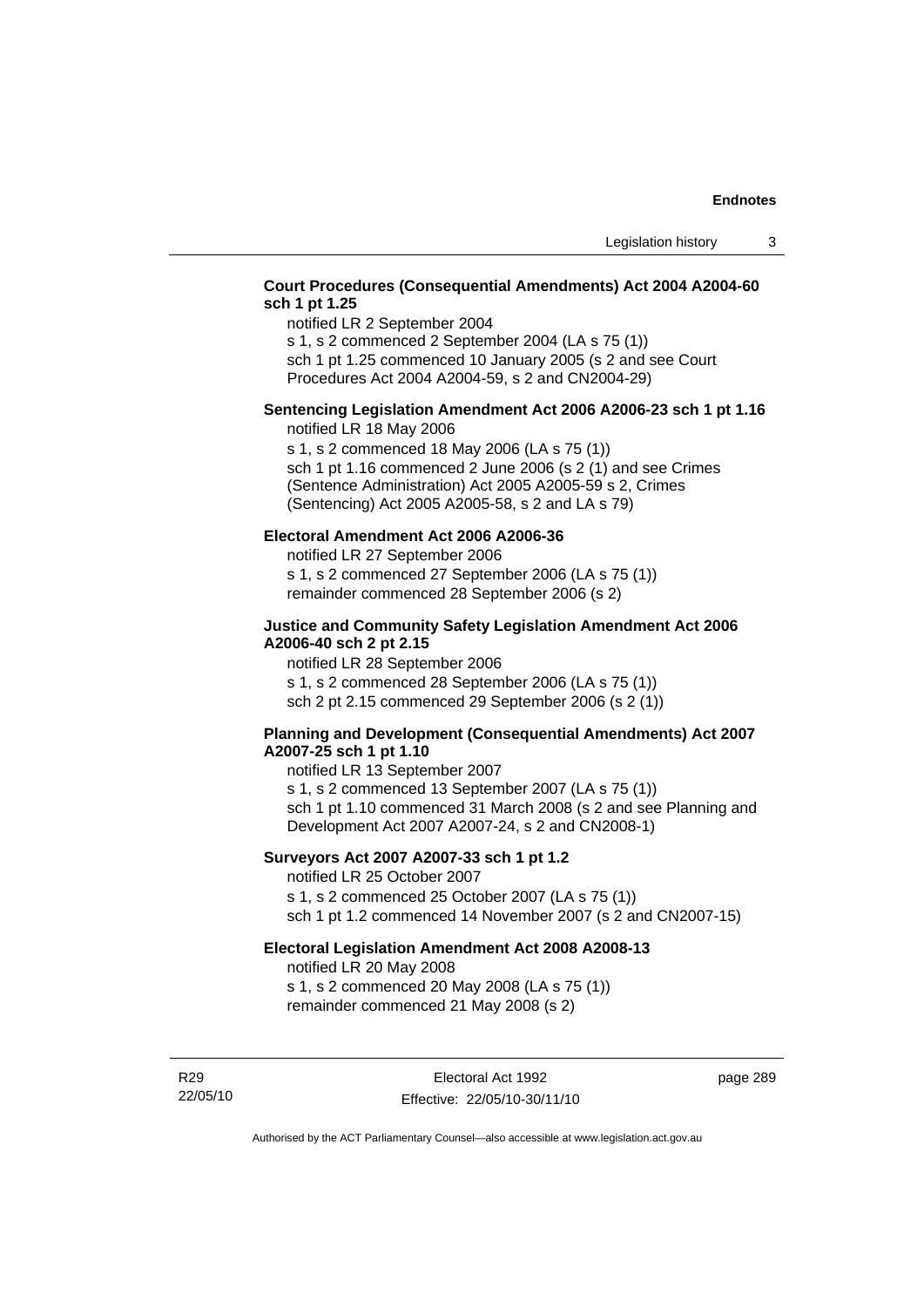**Court Procedures (Consequential Amendments) Act 2004 A2004-60 sch 1 pt 1.25**

notified LR 2 September 2004

s 1, s 2 commenced 2 September 2004 (LA s 75 (1))

sch 1 pt 1.25 commenced 10 January 2005 (s 2 and see Court Procedures Act 2004 A2004-59, s 2 and CN2004-29)

**Sentencing Legislation Amendment Act 2006 A2006-23 sch 1 pt 1.16**

notified LR 18 May 2006

s 1, s 2 commenced 18 May 2006 (LA s 75 (1))

sch 1 pt 1.16 commenced 2 June 2006 (s 2 (1) and see Crimes (Sentence Administration) Act 2005 A2005-59 s 2, Crimes (Sentencing) Act 2005 A2005-58, s 2 and LA s 79)

**Electoral Amendment Act 2006 A2006-36**

notified LR 27 September 2006

s 1, s 2 commenced 27 September 2006 (LA s 75 (1))

remainder commenced 28 September 2006 (s 2)

**Justice and Community Safety Legislation Amendment Act 2006 A2006-40 sch 2 pt 2.15**

notified LR 28 September 2006

s 1, s 2 commenced 28 September 2006 (LA s 75 (1))

sch 2 pt 2.15 commenced 29 September 2006 (s 2 (1))

**Planning and Development (Consequential Amendments) Act 2007 A2007-25 sch 1 pt 1.10**

notified LR 13 September 2007

s 1, s 2 commenced 13 September 2007 (LA s 75 (1))

sch 1 pt 1.10 commenced 31 March 2008 (s 2 and see Planning and Development Act 2007 A2007-24, s 2 and CN2008-1)

**Surveyors Act 2007 A2007-33 sch 1 pt 1.2**

notified LR 25 October 2007

s 1, s 2 commenced 25 October 2007 (LA s 75 (1))

sch 1 pt 1.2 commenced 14 November 2007 (s 2 and CN2007-15)

**Electoral Legislation Amendment Act 2008 A2008-13**

notified LR 20 May 2008

s 1, s 2 commenced 20 May 2008 (LA s 75 (1))

remainder commenced 21 May 2008 (s 2)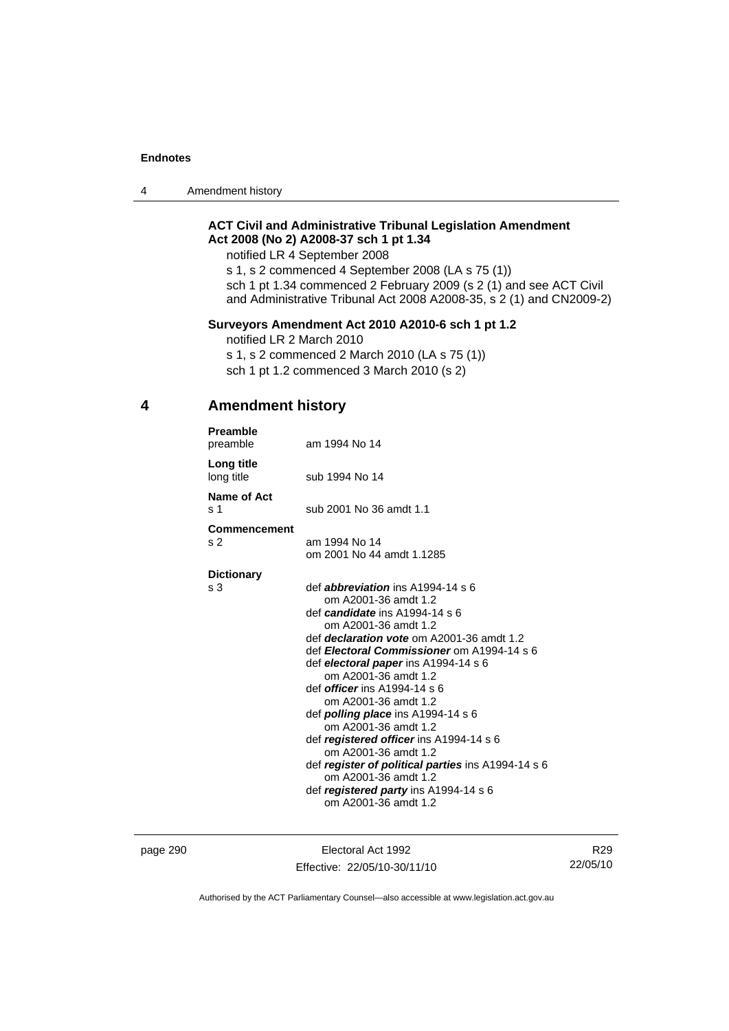**ACT Civil and Administrative Tribunal Legislation Amendment Act 2008 (No 2) A2008-37 sch 1 pt 1.34**

notified LR 4 September 2008

s 1, s 2 commenced 4 September 2008 (LA s 75 (1))

sch 1 pt 1.34 commenced 2 February 2009 (s 2 (1) and see ACT Civil and Administrative Tribunal Act 2008 A2008-35, s 2 (1) and CN2009-2)

**Surveyors Amendment Act 2010 A2010-6 sch 1 pt 1.2**

notified LR 2 March 2010

s 1, s 2 commenced 2 March 2010 (LA s 75 (1))

sch 1 pt 1.2 commenced 3 March 2010 (s 2)

## 4 Amendment history

**Preamble**

preamble — am 1994 No 14

**Long title**

long title — sub 1994 No 14

**Name of Act**

s 1 — sub 2001 No 36 amdt 1.1

**Commencement**

s 2 — am 1994 No 14
om 2001 No 44 amdt 1.1285

**Dictionary**

s 3
- def ***abbreviation*** ins A1994-14 s 6
  om A2001-36 amdt 1.2
- def ***candidate*** ins A1994-14 s 6
  om A2001-36 amdt 1.2
- def ***declaration vote*** om A2001-36 amdt 1.2
- def ***Electoral Commissioner*** om A1994-14 s 6
- def ***electoral paper*** ins A1994-14 s 6
  om A2001-36 amdt 1.2
- def ***officer*** ins A1994-14 s 6
  om A2001-36 amdt 1.2
- def ***polling place*** ins A1994-14 s 6
  om A2001-36 amdt 1.2
- def ***registered officer*** ins A1994-14 s 6
  om A2001-36 amdt 1.2
- def ***register of political parties*** ins A1994-14 s 6
  om A2001-36 amdt 1.2
- def ***registered party*** ins A1994-14 s 6
  om A2001-36 amdt 1.2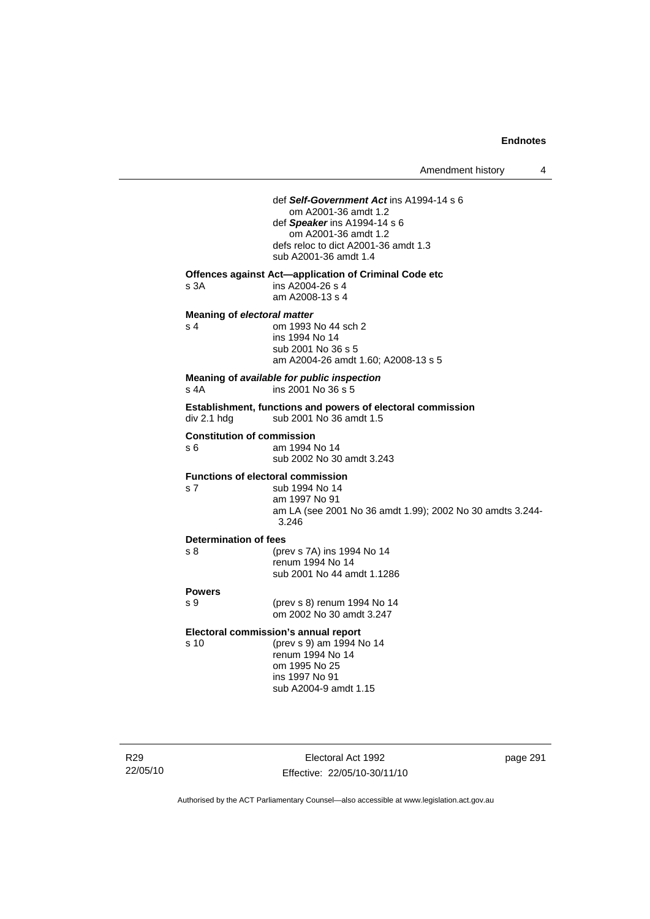def ***Self-Government Act*** ins A1994-14 s 6
om A2001-36 amdt 1.2
def ***Speaker*** ins A1994-14 s 6
om A2001-36 amdt 1.2
defs reloc to dict A2001-36 amdt 1.3
sub A2001-36 amdt 1.4

**Offences against Act—application of Criminal Code etc**

s 3A ins A2004-26 s 4
am A2008-13 s 4

**Meaning of *electoral matter***

s 4 om 1993 No 44 sch 2
ins 1994 No 14
sub 2001 No 36 s 5
am A2004-26 amdt 1.60; A2008-13 s 5

**Meaning of *available for public inspection***

s 4A ins 2001 No 36 s 5

**Establishment, functions and powers of electoral commission**

div 2.1 hdg sub 2001 No 36 amdt 1.5

**Constitution of commission**

s 6 am 1994 No 14
sub 2002 No 30 amdt 3.243

**Functions of electoral commission**

s 7 sub 1994 No 14
am 1997 No 91
am LA (see 2001 No 36 amdt 1.99); 2002 No 30 amdts 3.244-3.246

**Determination of fees**

s 8 (prev s 7A) ins 1994 No 14
renum 1994 No 14
sub 2001 No 44 amdt 1.1286

**Powers**

s 9 (prev s 8) renum 1994 No 14
om 2002 No 30 amdt 3.247

**Electoral commission's annual report**

s 10 (prev s 9) am 1994 No 14
renum 1994 No 14
om 1995 No 25
ins 1997 No 91
sub A2004-9 amdt 1.15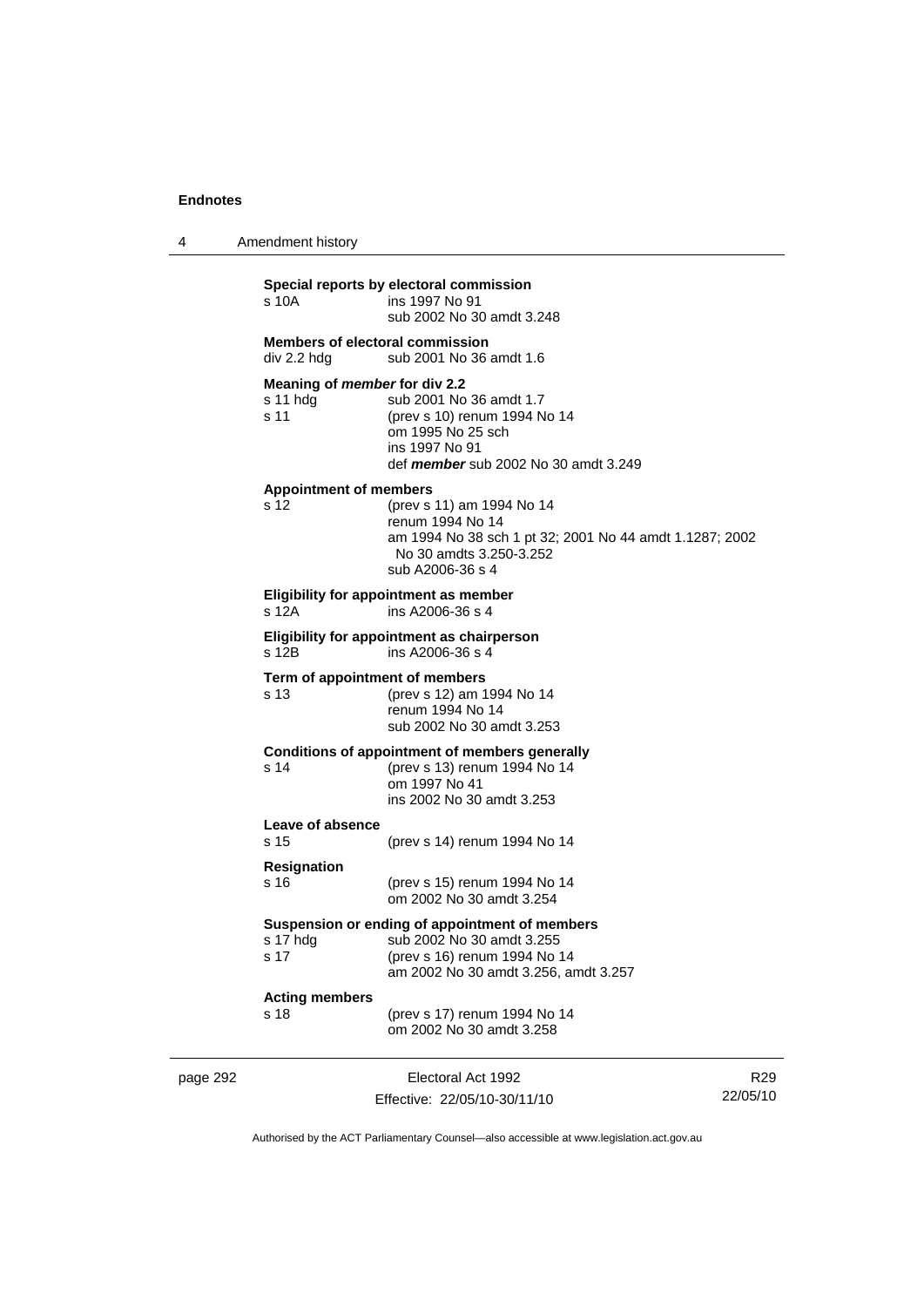**Special reports by electoral commission**

| | |
|---|---|
| s 10A | ins 1997 No 91<br>sub 2002 No 30 amdt 3.248 |

**Members of electoral commission**

| | |
|---|---|
| div 2.2 hdg | sub 2001 No 36 amdt 1.6 |

**Meaning of *member* for div 2.2**

| | |
|---|---|
| s 11 hdg | sub 2001 No 36 amdt 1.7 |
| s 11 | (prev s 10) renum 1994 No 14<br>om 1995 No 25 sch<br>ins 1997 No 91<br>def ***member*** sub 2002 No 30 amdt 3.249 |

**Appointment of members**

| | |
|---|---|
| s 12 | (prev s 11) am 1994 No 14<br>renum 1994 No 14<br>am 1994 No 38 sch 1 pt 32; 2001 No 44 amdt 1.1287; 2002 No 30 amdts 3.250-3.252<br>sub A2006-36 s 4 |

**Eligibility for appointment as member**

| | |
|---|---|
| s 12A | ins A2006-36 s 4 |

**Eligibility for appointment as chairperson**

| | |
|---|---|
| s 12B | ins A2006-36 s 4 |

**Term of appointment of members**

| | |
|---|---|
| s 13 | (prev s 12) am 1994 No 14<br>renum 1994 No 14<br>sub 2002 No 30 amdt 3.253 |

**Conditions of appointment of members generally**

| | |
|---|---|
| s 14 | (prev s 13) renum 1994 No 14<br>om 1997 No 41<br>ins 2002 No 30 amdt 3.253 |

**Leave of absence**

| | |
|---|---|
| s 15 | (prev s 14) renum 1994 No 14 |

**Resignation**

| | |
|---|---|
| s 16 | (prev s 15) renum 1994 No 14<br>om 2002 No 30 amdt 3.254 |

**Suspension or ending of appointment of members**

| | |
|---|---|
| s 17 hdg | sub 2002 No 30 amdt 3.255 |
| s 17 | (prev s 16) renum 1994 No 14<br>am 2002 No 30 amdt 3.256, amdt 3.257 |

**Acting members**

| | |
|---|---|
| s 18 | (prev s 17) renum 1994 No 14<br>om 2002 No 30 amdt 3.258 |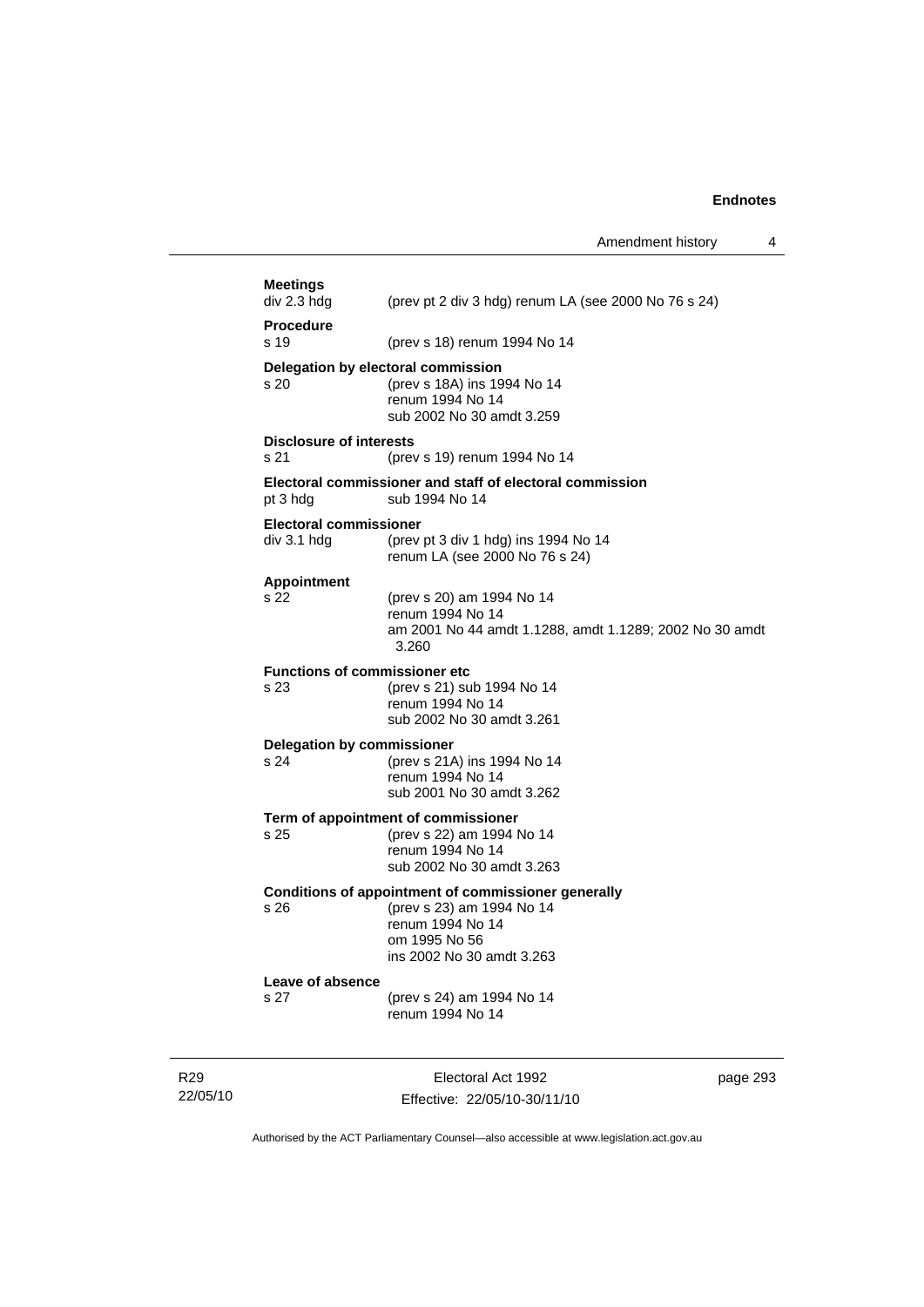**Meetings**
div 2.3 hdg (prev pt 2 div 3 hdg) renum LA (see 2000 No 76 s 24)

**Procedure**
s 19 (prev s 18) renum 1994 No 14

**Delegation by electoral commission**
s 20 (prev s 18A) ins 1994 No 14
renum 1994 No 14
sub 2002 No 30 amdt 3.259

**Disclosure of interests**
s 21 (prev s 19) renum 1994 No 14

**Electoral commissioner and staff of electoral commission**
pt 3 hdg sub 1994 No 14

**Electoral commissioner**
div 3.1 hdg (prev pt 3 div 1 hdg) ins 1994 No 14
renum LA (see 2000 No 76 s 24)

**Appointment**
s 22 (prev s 20) am 1994 No 14
renum 1994 No 14
am 2001 No 44 amdt 1.1288, amdt 1.1289; 2002 No 30 amdt 3.260

**Functions of commissioner etc**
s 23 (prev s 21) sub 1994 No 14
renum 1994 No 14
sub 2002 No 30 amdt 3.261

**Delegation by commissioner**
s 24 (prev s 21A) ins 1994 No 14
renum 1994 No 14
sub 2001 No 30 amdt 3.262

**Term of appointment of commissioner**
s 25 (prev s 22) am 1994 No 14
renum 1994 No 14
sub 2002 No 30 amdt 3.263

**Conditions of appointment of commissioner generally**
s 26 (prev s 23) am 1994 No 14
renum 1994 No 14
om 1995 No 56
ins 2002 No 30 amdt 3.263

**Leave of absence**
s 27 (prev s 24) am 1994 No 14
renum 1994 No 14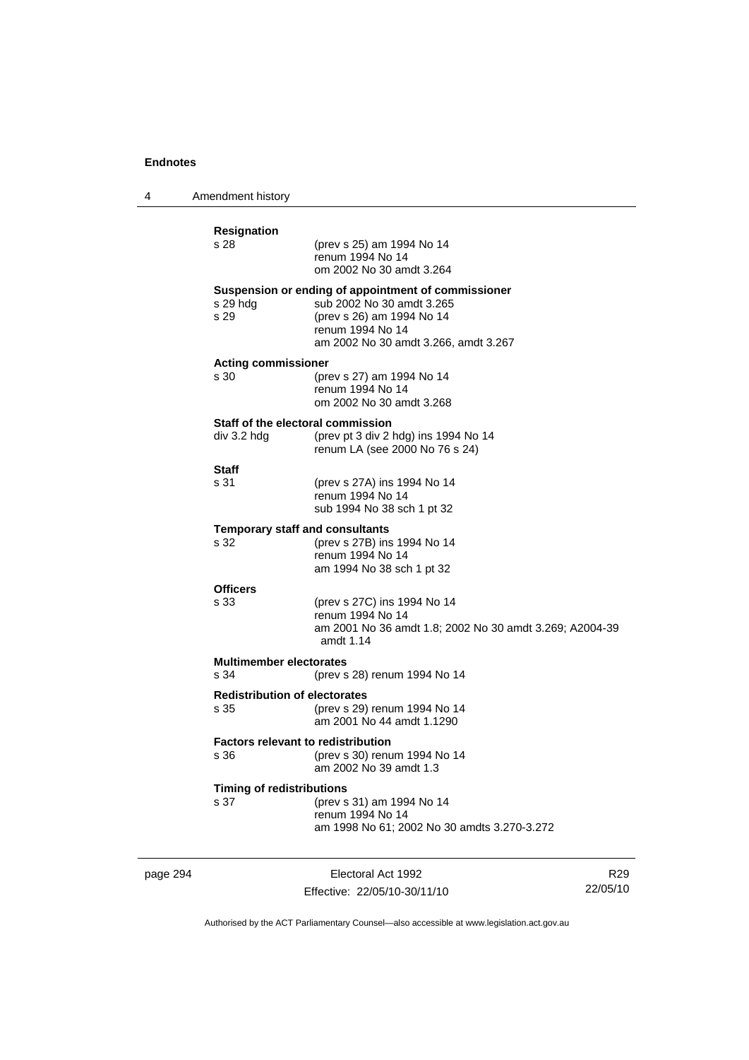**Resignation**

s 28 (prev s 25) am 1994 No 14
renum 1994 No 14
om 2002 No 30 amdt 3.264

**Suspension or ending of appointment of commissioner**

s 29 hdg sub 2002 No 30 amdt 3.265
s 29 (prev s 26) am 1994 No 14
renum 1994 No 14
am 2002 No 30 amdt 3.266, amdt 3.267

**Acting commissioner**

s 30 (prev s 27) am 1994 No 14
renum 1994 No 14
om 2002 No 30 amdt 3.268

**Staff of the electoral commission**

div 3.2 hdg (prev pt 3 div 2 hdg) ins 1994 No 14
renum LA (see 2000 No 76 s 24)

**Staff**

s 31 (prev s 27A) ins 1994 No 14
renum 1994 No 14
sub 1994 No 38 sch 1 pt 32

**Temporary staff and consultants**

s 32 (prev s 27B) ins 1994 No 14
renum 1994 No 14
am 1994 No 38 sch 1 pt 32

**Officers**

s 33 (prev s 27C) ins 1994 No 14
renum 1994 No 14
am 2001 No 36 amdt 1.8; 2002 No 30 amdt 3.269; A2004-39 amdt 1.14

**Multimember electorates**

s 34 (prev s 28) renum 1994 No 14

**Redistribution of electorates**

s 35 (prev s 29) renum 1994 No 14
am 2001 No 44 amdt 1.1290

**Factors relevant to redistribution**

s 36 (prev s 30) renum 1994 No 14
am 2002 No 39 amdt 1.3

**Timing of redistributions**

s 37 (prev s 31) am 1994 No 14
renum 1994 No 14
am 1998 No 61; 2002 No 30 amdts 3.270-3.272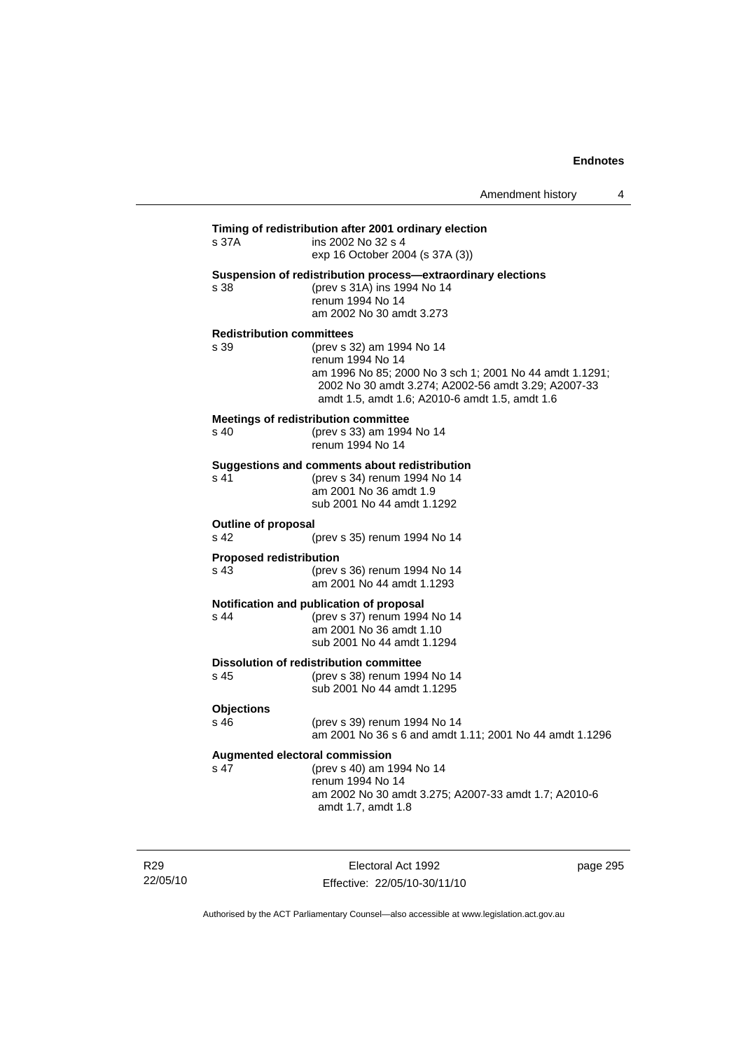**Timing of redistribution after 2001 ordinary election**
s 37A ins 2002 No 32 s 4
exp 16 October 2004 (s 37A (3))

**Suspension of redistribution process—extraordinary elections**
s 38 (prev s 31A) ins 1994 No 14
renum 1994 No 14
am 2002 No 30 amdt 3.273

**Redistribution committees**
s 39 (prev s 32) am 1994 No 14
renum 1994 No 14
am 1996 No 85; 2000 No 3 sch 1; 2001 No 44 amdt 1.1291; 2002 No 30 amdt 3.274; A2002-56 amdt 3.29; A2007-33 amdt 1.5, amdt 1.6; A2010-6 amdt 1.5, amdt 1.6

**Meetings of redistribution committee**
s 40 (prev s 33) am 1994 No 14
renum 1994 No 14

**Suggestions and comments about redistribution**
s 41 (prev s 34) renum 1994 No 14
am 2001 No 36 amdt 1.9
sub 2001 No 44 amdt 1.1292

**Outline of proposal**
s 42 (prev s 35) renum 1994 No 14

**Proposed redistribution**
s 43 (prev s 36) renum 1994 No 14
am 2001 No 44 amdt 1.1293

**Notification and publication of proposal**
s 44 (prev s 37) renum 1994 No 14
am 2001 No 36 amdt 1.10
sub 2001 No 44 amdt 1.1294

**Dissolution of redistribution committee**
s 45 (prev s 38) renum 1994 No 14
sub 2001 No 44 amdt 1.1295

**Objections**
s 46 (prev s 39) renum 1994 No 14
am 2001 No 36 s 6 and amdt 1.11; 2001 No 44 amdt 1.1296

**Augmented electoral commission**
s 47 (prev s 40) am 1994 No 14
renum 1994 No 14
am 2002 No 30 amdt 3.275; A2007-33 amdt 1.7; A2010-6 amdt 1.7, amdt 1.8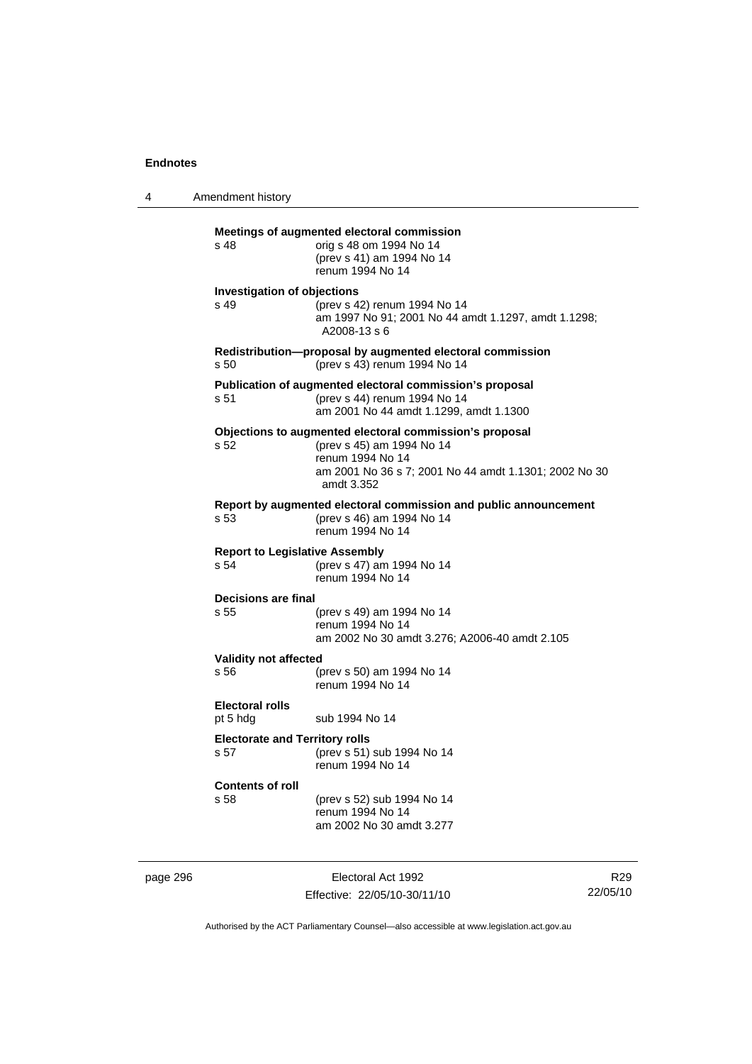**Meetings of augmented electoral commission**

s 48 — orig s 48 om 1994 No 14
(prev s 41) am 1994 No 14
renum 1994 No 14

**Investigation of objections**

s 49 — (prev s 42) renum 1994 No 14
am 1997 No 91; 2001 No 44 amdt 1.1297, amdt 1.1298; A2008-13 s 6

**Redistribution—proposal by augmented electoral commission**

s 50 — (prev s 43) renum 1994 No 14

**Publication of augmented electoral commission's proposal**

s 51 — (prev s 44) renum 1994 No 14
am 2001 No 44 amdt 1.1299, amdt 1.1300

**Objections to augmented electoral commission's proposal**

s 52 — (prev s 45) am 1994 No 14
renum 1994 No 14
am 2001 No 36 s 7; 2001 No 44 amdt 1.1301; 2002 No 30 amdt 3.352

**Report by augmented electoral commission and public announcement**

s 53 — (prev s 46) am 1994 No 14
renum 1994 No 14

**Report to Legislative Assembly**

s 54 — (prev s 47) am 1994 No 14
renum 1994 No 14

**Decisions are final**

s 55 — (prev s 49) am 1994 No 14
renum 1994 No 14
am 2002 No 30 amdt 3.276; A2006-40 amdt 2.105

**Validity not affected**

s 56 — (prev s 50) am 1994 No 14
renum 1994 No 14

**Electoral rolls**

pt 5 hdg — sub 1994 No 14

**Electorate and Territory rolls**

s 57 — (prev s 51) sub 1994 No 14
renum 1994 No 14

**Contents of roll**

s 58 — (prev s 52) sub 1994 No 14
renum 1994 No 14
am 2002 No 30 amdt 3.277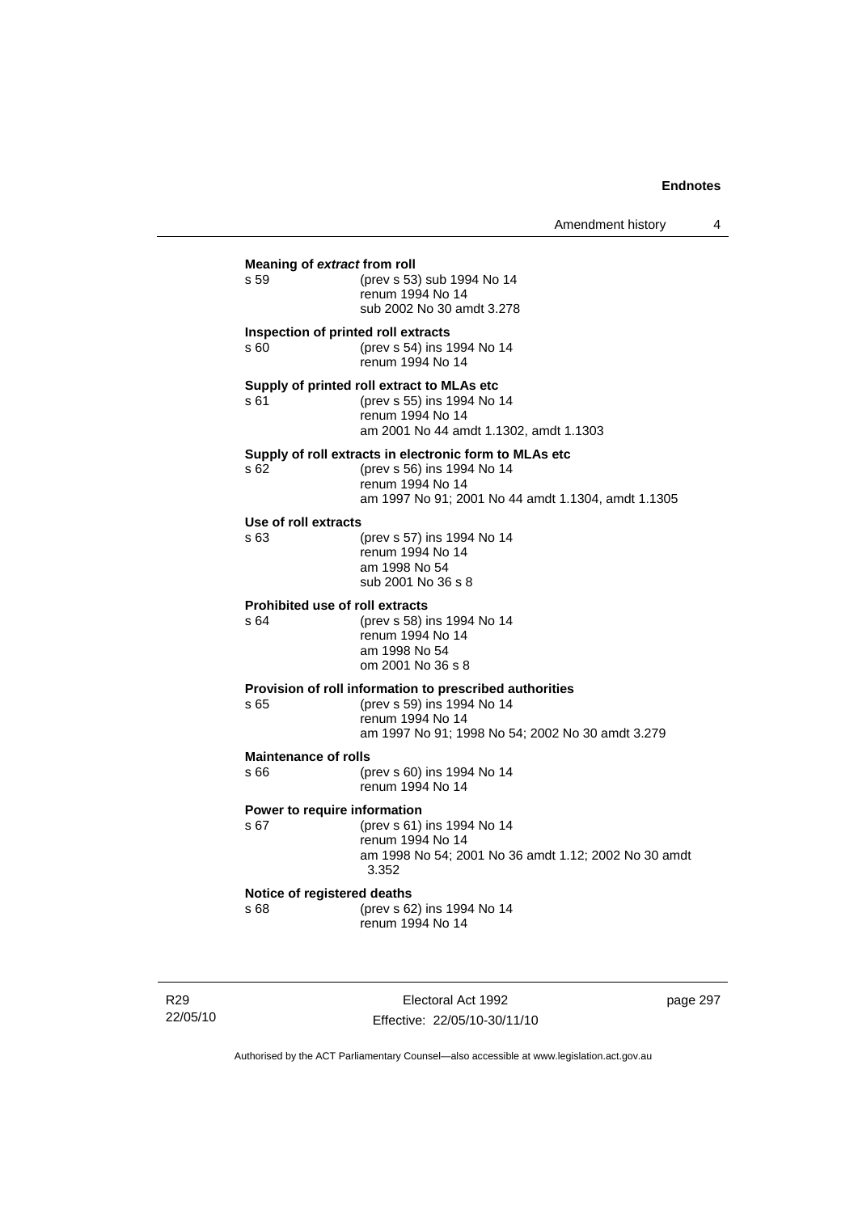**Meaning of *extract* from roll**

s 59 (prev s 53) sub 1994 No 14
renum 1994 No 14
sub 2002 No 30 amdt 3.278

**Inspection of printed roll extracts**

s 60 (prev s 54) ins 1994 No 14
renum 1994 No 14

**Supply of printed roll extract to MLAs etc**

s 61 (prev s 55) ins 1994 No 14
renum 1994 No 14
am 2001 No 44 amdt 1.1302, amdt 1.1303

**Supply of roll extracts in electronic form to MLAs etc**

s 62 (prev s 56) ins 1994 No 14
renum 1994 No 14
am 1997 No 91; 2001 No 44 amdt 1.1304, amdt 1.1305

**Use of roll extracts**

s 63 (prev s 57) ins 1994 No 14
renum 1994 No 14
am 1998 No 54
sub 2001 No 36 s 8

**Prohibited use of roll extracts**

s 64 (prev s 58) ins 1994 No 14
renum 1994 No 14
am 1998 No 54
om 2001 No 36 s 8

**Provision of roll information to prescribed authorities**

s 65 (prev s 59) ins 1994 No 14
renum 1994 No 14
am 1997 No 91; 1998 No 54; 2002 No 30 amdt 3.279

**Maintenance of rolls**

s 66 (prev s 60) ins 1994 No 14
renum 1994 No 14

**Power to require information**

s 67 (prev s 61) ins 1994 No 14
renum 1994 No 14
am 1998 No 54; 2001 No 36 amdt 1.12; 2002 No 30 amdt 3.352

**Notice of registered deaths**

s 68 (prev s 62) ins 1994 No 14
renum 1994 No 14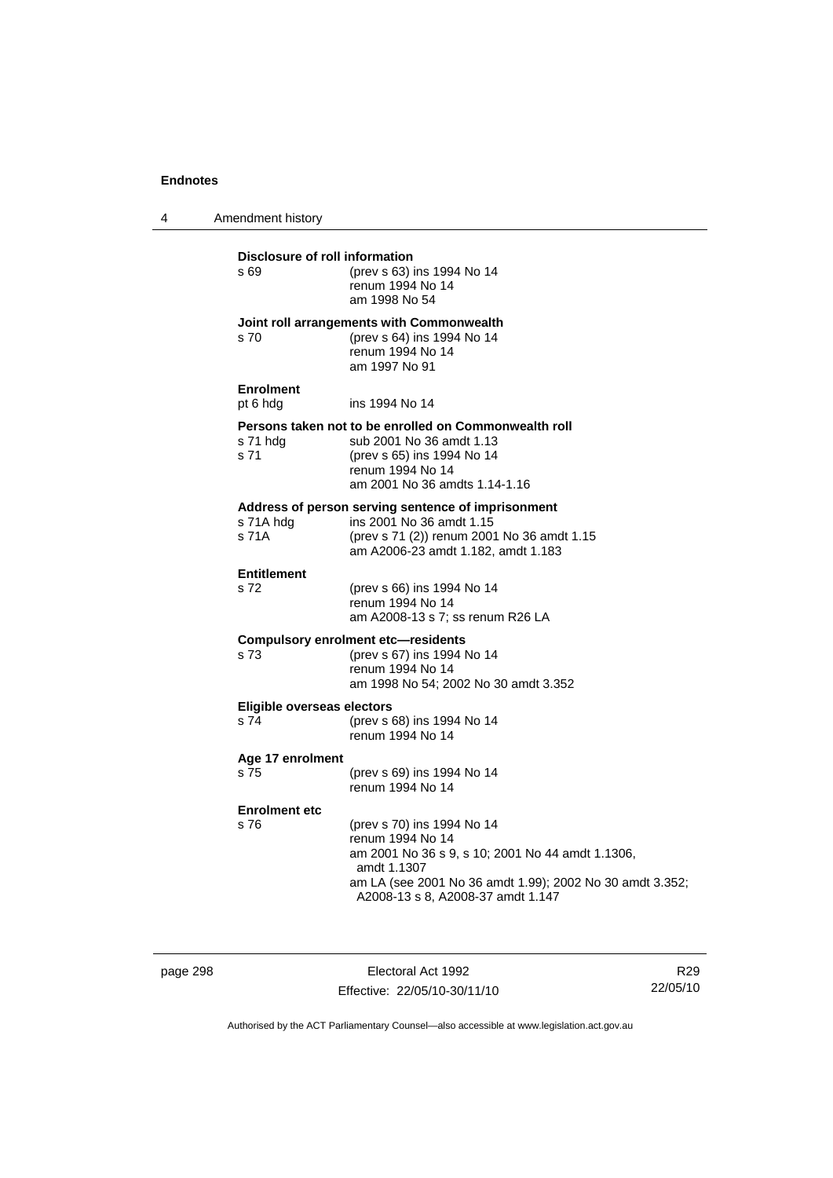**Disclosure of roll information**

| | |
|---|---|
| s 69 | (prev s 63) ins 1994 No 14<br>renum 1994 No 14<br>am 1998 No 54 |

**Joint roll arrangements with Commonwealth**

| | |
|---|---|
| s 70 | (prev s 64) ins 1994 No 14<br>renum 1994 No 14<br>am 1997 No 91 |

**Enrolment**

| | |
|---|---|
| pt 6 hdg | ins 1994 No 14 |

**Persons taken not to be enrolled on Commonwealth roll**

| | |
|---|---|
| s 71 hdg | sub 2001 No 36 amdt 1.13 |
| s 71 | (prev s 65) ins 1994 No 14<br>renum 1994 No 14<br>am 2001 No 36 amdts 1.14-1.16 |

**Address of person serving sentence of imprisonment**

| | |
|---|---|
| s 71A hdg | ins 2001 No 36 amdt 1.15 |
| s 71A | (prev s 71 (2)) renum 2001 No 36 amdt 1.15<br>am A2006-23 amdt 1.182, amdt 1.183 |

**Entitlement**

| | |
|---|---|
| s 72 | (prev s 66) ins 1994 No 14<br>renum 1994 No 14<br>am A2008-13 s 7; ss renum R26 LA |

**Compulsory enrolment etc—residents**

| | |
|---|---|
| s 73 | (prev s 67) ins 1994 No 14<br>renum 1994 No 14<br>am 1998 No 54; 2002 No 30 amdt 3.352 |

**Eligible overseas electors**

| | |
|---|---|
| s 74 | (prev s 68) ins 1994 No 14<br>renum 1994 No 14 |

**Age 17 enrolment**

| | |
|---|---|
| s 75 | (prev s 69) ins 1994 No 14<br>renum 1994 No 14 |

**Enrolment etc**

| | |
|---|---|
| s 76 | (prev s 70) ins 1994 No 14<br>renum 1994 No 14<br>am 2001 No 36 s 9, s 10; 2001 No 44 amdt 1.1306, amdt 1.1307<br>am LA (see 2001 No 36 amdt 1.99); 2002 No 30 amdt 3.352; A2008-13 s 8, A2008-37 amdt 1.147 |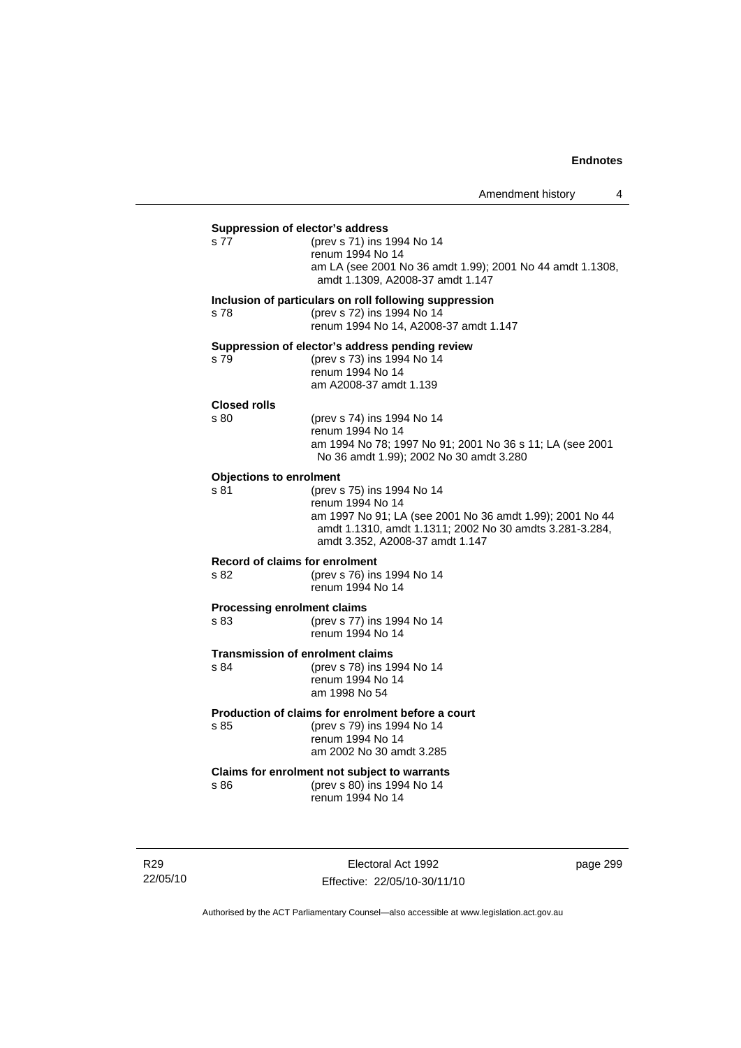**Suppression of elector's address**

s 77 (prev s 71) ins 1994 No 14
renum 1994 No 14
am LA (see 2001 No 36 amdt 1.99); 2001 No 44 amdt 1.1308, amdt 1.1309, A2008-37 amdt 1.147

**Inclusion of particulars on roll following suppression**

s 78 (prev s 72) ins 1994 No 14
renum 1994 No 14, A2008-37 amdt 1.147

**Suppression of elector's address pending review**

s 79 (prev s 73) ins 1994 No 14
renum 1994 No 14
am A2008-37 amdt 1.139

**Closed rolls**

s 80 (prev s 74) ins 1994 No 14
renum 1994 No 14
am 1994 No 78; 1997 No 91; 2001 No 36 s 11; LA (see 2001 No 36 amdt 1.99); 2002 No 30 amdt 3.280

**Objections to enrolment**

s 81 (prev s 75) ins 1994 No 14
renum 1994 No 14
am 1997 No 91; LA (see 2001 No 36 amdt 1.99); 2001 No 44 amdt 1.1310, amdt 1.1311; 2002 No 30 amdts 3.281-3.284, amdt 3.352, A2008-37 amdt 1.147

**Record of claims for enrolment**

s 82 (prev s 76) ins 1994 No 14
renum 1994 No 14

**Processing enrolment claims**

s 83 (prev s 77) ins 1994 No 14
renum 1994 No 14

**Transmission of enrolment claims**

s 84 (prev s 78) ins 1994 No 14
renum 1994 No 14
am 1998 No 54

**Production of claims for enrolment before a court**

s 85 (prev s 79) ins 1994 No 14
renum 1994 No 14
am 2002 No 30 amdt 3.285

**Claims for enrolment not subject to warrants**

s 86 (prev s 80) ins 1994 No 14
renum 1994 No 14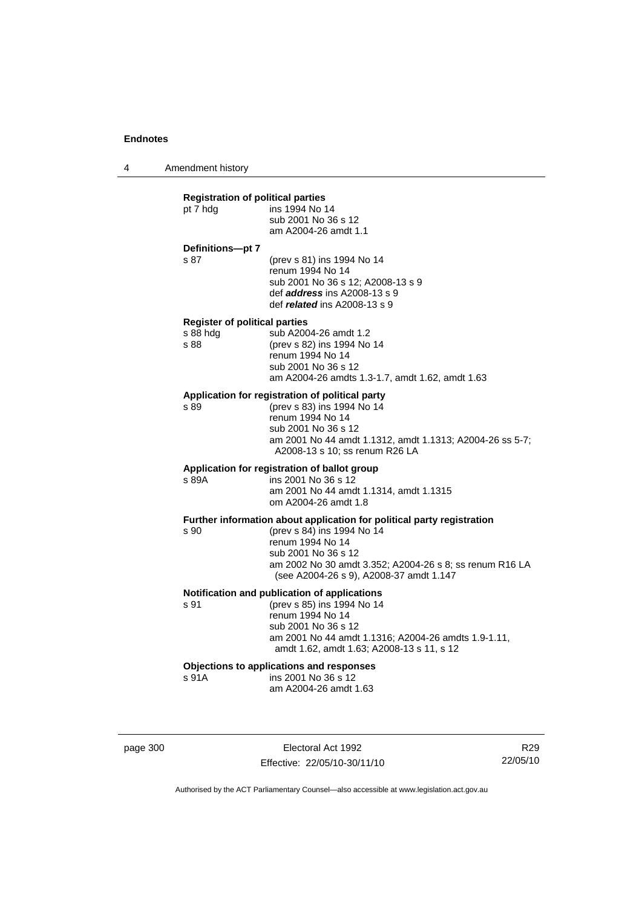**Registration of political parties**

| | |
|---|---|
| pt 7 hdg | ins 1994 No 14<br>sub 2001 No 36 s 12<br>am A2004-26 amdt 1.1 |

**Definitions—pt 7**

| | |
|---|---|
| s 87 | (prev s 81) ins 1994 No 14<br>renum 1994 No 14<br>sub 2001 No 36 s 12; A2008-13 s 9<br>def ***address*** ins A2008-13 s 9<br>def ***related*** ins A2008-13 s 9 |

**Register of political parties**

| | |
|---|---|
| s 88 hdg | sub A2004-26 amdt 1.2 |
| s 88 | (prev s 82) ins 1994 No 14<br>renum 1994 No 14<br>sub 2001 No 36 s 12<br>am A2004-26 amdts 1.3-1.7, amdt 1.62, amdt 1.63 |

**Application for registration of political party**

| | |
|---|---|
| s 89 | (prev s 83) ins 1994 No 14<br>renum 1994 No 14<br>sub 2001 No 36 s 12<br>am 2001 No 44 amdt 1.1312, amdt 1.1313; A2004-26 ss 5-7; A2008-13 s 10; ss renum R26 LA |

**Application for registration of ballot group**

| | |
|---|---|
| s 89A | ins 2001 No 36 s 12<br>am 2001 No 44 amdt 1.1314, amdt 1.1315<br>om A2004-26 amdt 1.8 |

**Further information about application for political party registration**

| | |
|---|---|
| s 90 | (prev s 84) ins 1994 No 14<br>renum 1994 No 14<br>sub 2001 No 36 s 12<br>am 2002 No 30 amdt 3.352; A2004-26 s 8; ss renum R16 LA (see A2004-26 s 9), A2008-37 amdt 1.147 |

**Notification and publication of applications**

| | |
|---|---|
| s 91 | (prev s 85) ins 1994 No 14<br>renum 1994 No 14<br>sub 2001 No 36 s 12<br>am 2001 No 44 amdt 1.1316; A2004-26 amdts 1.9-1.11, amdt 1.62, amdt 1.63; A2008-13 s 11, s 12 |

**Objections to applications and responses**

| | |
|---|---|
| s 91A | ins 2001 No 36 s 12<br>am A2004-26 amdt 1.63 |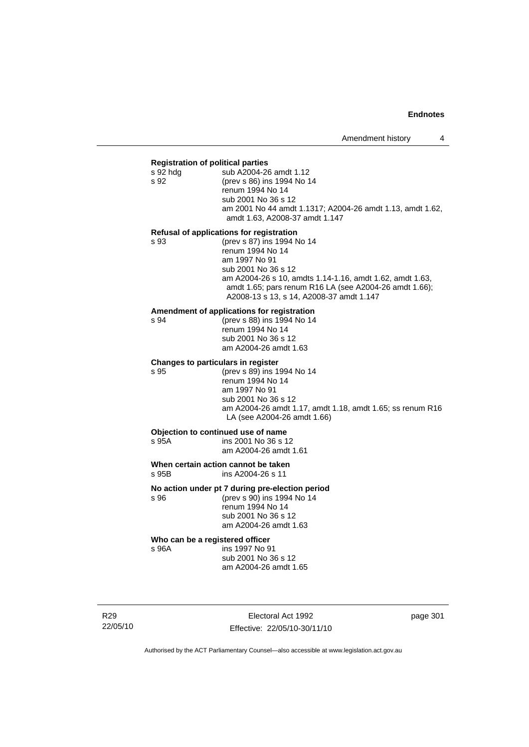**Registration of political parties**

s 92 hdg sub A2004-26 amdt 1.12

s 92 (prev s 86) ins 1994 No 14
renum 1994 No 14
sub 2001 No 36 s 12
am 2001 No 44 amdt 1.1317; A2004-26 amdt 1.13, amdt 1.62, amdt 1.63, A2008-37 amdt 1.147

**Refusal of applications for registration**

s 93 (prev s 87) ins 1994 No 14
renum 1994 No 14
am 1997 No 91
sub 2001 No 36 s 12
am A2004-26 s 10, amdts 1.14-1.16, amdt 1.62, amdt 1.63, amdt 1.65; pars renum R16 LA (see A2004-26 amdt 1.66); A2008-13 s 13, s 14, A2008-37 amdt 1.147

**Amendment of applications for registration**

s 94 (prev s 88) ins 1994 No 14
renum 1994 No 14
sub 2001 No 36 s 12
am A2004-26 amdt 1.63

**Changes to particulars in register**

s 95 (prev s 89) ins 1994 No 14
renum 1994 No 14
am 1997 No 91
sub 2001 No 36 s 12
am A2004-26 amdt 1.17, amdt 1.18, amdt 1.65; ss renum R16 LA (see A2004-26 amdt 1.66)

**Objection to continued use of name**

s 95A ins 2001 No 36 s 12
am A2004-26 amdt 1.61

**When certain action cannot be taken**

s 95B ins A2004-26 s 11

**No action under pt 7 during pre-election period**

s 96 (prev s 90) ins 1994 No 14
renum 1994 No 14
sub 2001 No 36 s 12
am A2004-26 amdt 1.63

**Who can be a registered officer**

s 96A ins 1997 No 91
sub 2001 No 36 s 12
am A2004-26 amdt 1.65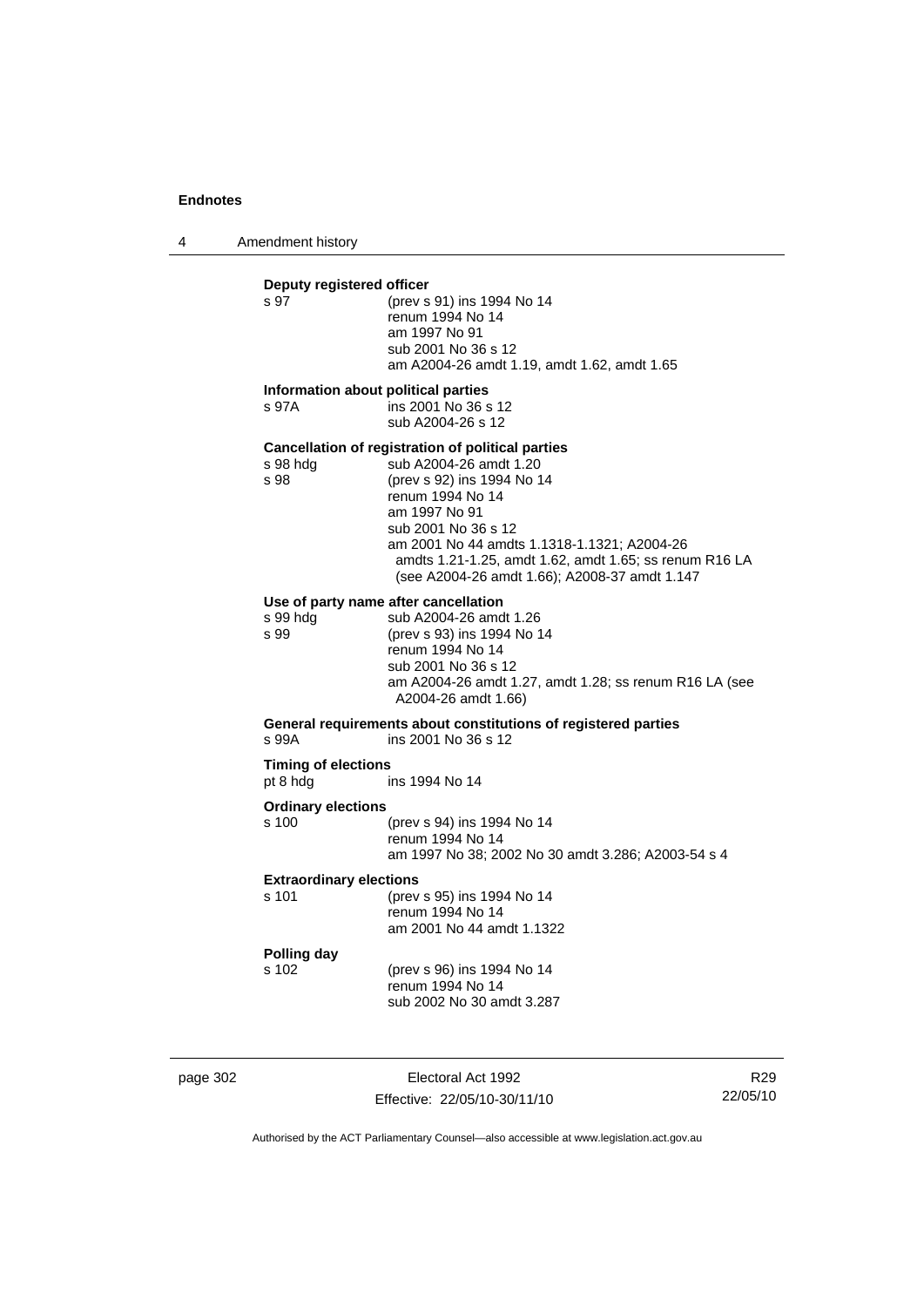**Deputy registered officer**

s 97 (prev s 91) ins 1994 No 14
renum 1994 No 14
am 1997 No 91
sub 2001 No 36 s 12
am A2004-26 amdt 1.19, amdt 1.62, amdt 1.65

**Information about political parties**

s 97A ins 2001 No 36 s 12
sub A2004-26 s 12

**Cancellation of registration of political parties**

s 98 hdg sub A2004-26 amdt 1.20

s 98 (prev s 92) ins 1994 No 14
renum 1994 No 14
am 1997 No 91
sub 2001 No 36 s 12
am 2001 No 44 amdts 1.1318-1.1321; A2004-26 amdts 1.21-1.25, amdt 1.62, amdt 1.65; ss renum R16 LA (see A2004-26 amdt 1.66); A2008-37 amdt 1.147

**Use of party name after cancellation**

s 99 hdg sub A2004-26 amdt 1.26

s 99 (prev s 93) ins 1994 No 14
renum 1994 No 14
sub 2001 No 36 s 12
am A2004-26 amdt 1.27, amdt 1.28; ss renum R16 LA (see A2004-26 amdt 1.66)

**General requirements about constitutions of registered parties**

s 99A ins 2001 No 36 s 12

**Timing of elections**

pt 8 hdg ins 1994 No 14

**Ordinary elections**

s 100 (prev s 94) ins 1994 No 14
renum 1994 No 14
am 1997 No 38; 2002 No 30 amdt 3.286; A2003-54 s 4

**Extraordinary elections**

s 101 (prev s 95) ins 1994 No 14
renum 1994 No 14
am 2001 No 44 amdt 1.1322

**Polling day**

s 102 (prev s 96) ins 1994 No 14
renum 1994 No 14
sub 2002 No 30 amdt 3.287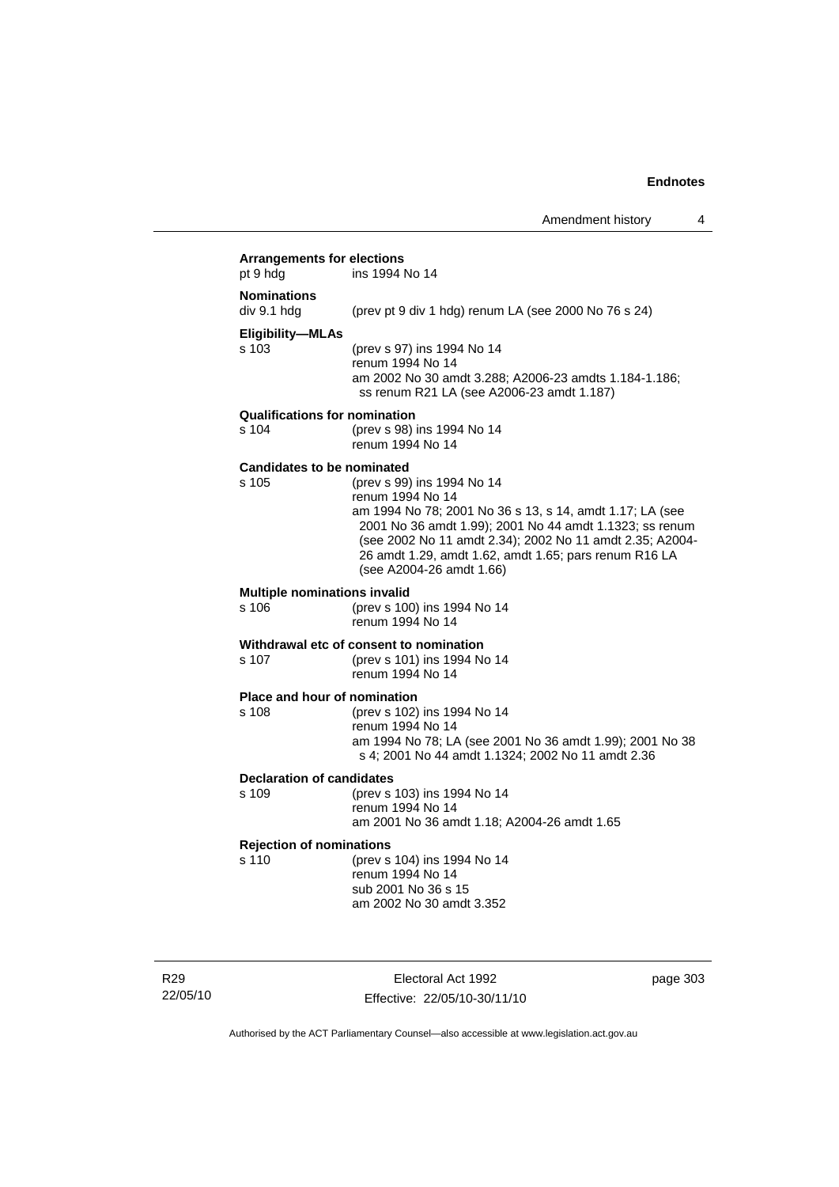**Arrangements for elections**
pt 9 hdg ins 1994 No 14

**Nominations**
div 9.1 hdg (prev pt 9 div 1 hdg) renum LA (see 2000 No 76 s 24)

**Eligibility—MLAs**
s 103 (prev s 97) ins 1994 No 14
renum 1994 No 14
am 2002 No 30 amdt 3.288; A2006-23 amdts 1.184-1.186; ss renum R21 LA (see A2006-23 amdt 1.187)

**Qualifications for nomination**
s 104 (prev s 98) ins 1994 No 14
renum 1994 No 14

**Candidates to be nominated**
s 105 (prev s 99) ins 1994 No 14
renum 1994 No 14
am 1994 No 78; 2001 No 36 s 13, s 14, amdt 1.17; LA (see 2001 No 36 amdt 1.99); 2001 No 44 amdt 1.1323; ss renum (see 2002 No 11 amdt 2.34); 2002 No 11 amdt 2.35; A2004-26 amdt 1.29, amdt 1.62, amdt 1.65; pars renum R16 LA (see A2004-26 amdt 1.66)

**Multiple nominations invalid**
s 106 (prev s 100) ins 1994 No 14
renum 1994 No 14

**Withdrawal etc of consent to nomination**
s 107 (prev s 101) ins 1994 No 14
renum 1994 No 14

**Place and hour of nomination**
s 108 (prev s 102) ins 1994 No 14
renum 1994 No 14
am 1994 No 78; LA (see 2001 No 36 amdt 1.99); 2001 No 38 s 4; 2001 No 44 amdt 1.1324; 2002 No 11 amdt 2.36

**Declaration of candidates**
s 109 (prev s 103) ins 1994 No 14
renum 1994 No 14
am 2001 No 36 amdt 1.18; A2004-26 amdt 1.65

**Rejection of nominations**
s 110 (prev s 104) ins 1994 No 14
renum 1994 No 14
sub 2001 No 36 s 15
am 2002 No 30 amdt 3.352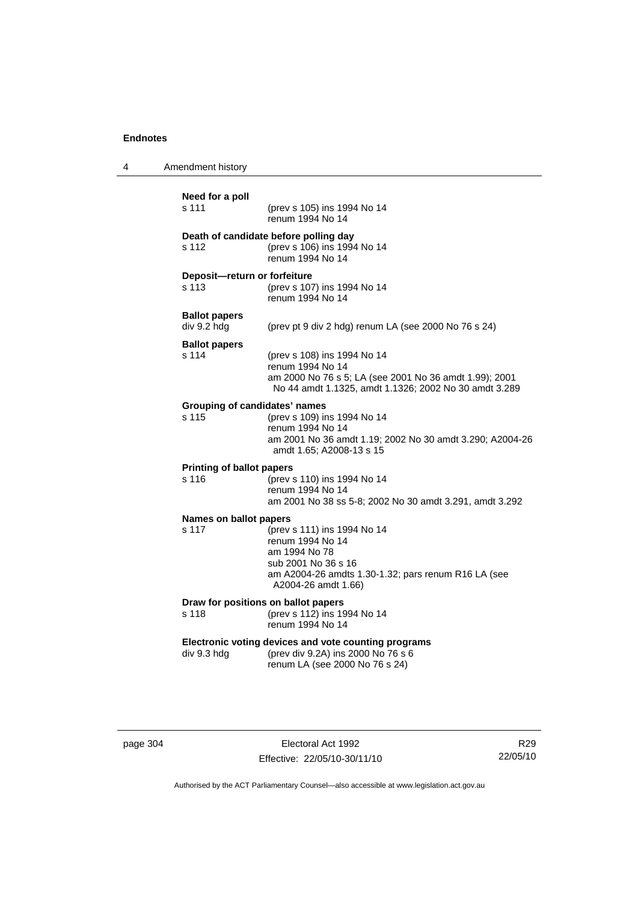**Need for a poll**

s 111 (prev s 105) ins 1994 No 14
renum 1994 No 14

**Death of candidate before polling day**

s 112 (prev s 106) ins 1994 No 14
renum 1994 No 14

**Deposit—return or forfeiture**

s 113 (prev s 107) ins 1994 No 14
renum 1994 No 14

**Ballot papers**

div 9.2 hdg (prev pt 9 div 2 hdg) renum LA (see 2000 No 76 s 24)

**Ballot papers**

s 114 (prev s 108) ins 1994 No 14
renum 1994 No 14
am 2000 No 76 s 5; LA (see 2001 No 36 amdt 1.99); 2001 No 44 amdt 1.1325, amdt 1.1326; 2002 No 30 amdt 3.289

**Grouping of candidates' names**

s 115 (prev s 109) ins 1994 No 14
renum 1994 No 14
am 2001 No 36 amdt 1.19; 2002 No 30 amdt 3.290; A2004-26 amdt 1.65; A2008-13 s 15

**Printing of ballot papers**

s 116 (prev s 110) ins 1994 No 14
renum 1994 No 14
am 2001 No 38 ss 5-8; 2002 No 30 amdt 3.291, amdt 3.292

**Names on ballot papers**

s 117 (prev s 111) ins 1994 No 14
renum 1994 No 14
am 1994 No 78
sub 2001 No 36 s 16
am A2004-26 amdts 1.30-1.32; pars renum R16 LA (see A2004-26 amdt 1.66)

**Draw for positions on ballot papers**

s 118 (prev s 112) ins 1994 No 14
renum 1994 No 14

**Electronic voting devices and vote counting programs**

div 9.3 hdg (prev div 9.2A) ins 2000 No 76 s 6
renum LA (see 2000 No 76 s 24)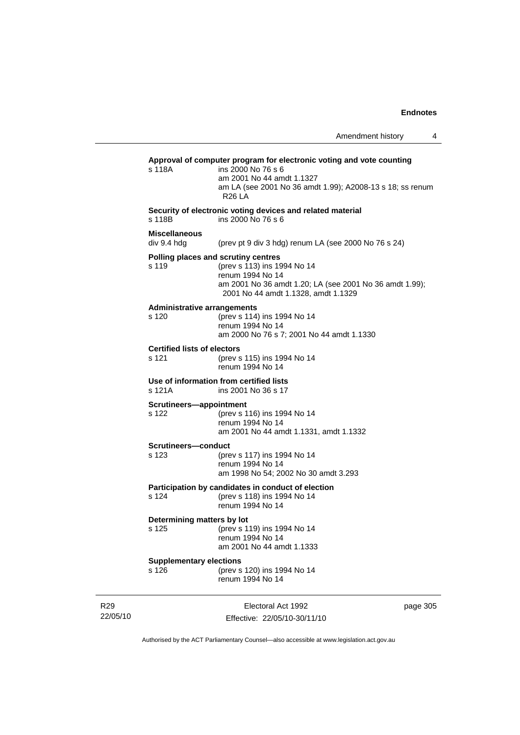**Approval of computer program for electronic voting and vote counting**

s 118A ins 2000 No 76 s 6
am 2001 No 44 amdt 1.1327
am LA (see 2001 No 36 amdt 1.99); A2008-13 s 18; ss renum R26 LA

**Security of electronic voting devices and related material**

s 118B ins 2000 No 76 s 6

**Miscellaneous**

div 9.4 hdg (prev pt 9 div 3 hdg) renum LA (see 2000 No 76 s 24)

**Polling places and scrutiny centres**

s 119 (prev s 113) ins 1994 No 14
renum 1994 No 14
am 2001 No 36 amdt 1.20; LA (see 2001 No 36 amdt 1.99); 2001 No 44 amdt 1.1328, amdt 1.1329

**Administrative arrangements**

s 120 (prev s 114) ins 1994 No 14
renum 1994 No 14
am 2000 No 76 s 7; 2001 No 44 amdt 1.1330

**Certified lists of electors**

s 121 (prev s 115) ins 1994 No 14
renum 1994 No 14

**Use of information from certified lists**

s 121A ins 2001 No 36 s 17

**Scrutineers—appointment**

s 122 (prev s 116) ins 1994 No 14
renum 1994 No 14
am 2001 No 44 amdt 1.1331, amdt 1.1332

**Scrutineers—conduct**

s 123 (prev s 117) ins 1994 No 14
renum 1994 No 14
am 1998 No 54; 2002 No 30 amdt 3.293

**Participation by candidates in conduct of election**

s 124 (prev s 118) ins 1994 No 14
renum 1994 No 14

**Determining matters by lot**

s 125 (prev s 119) ins 1994 No 14
renum 1994 No 14
am 2001 No 44 amdt 1.1333

**Supplementary elections**

s 126 (prev s 120) ins 1994 No 14
renum 1994 No 14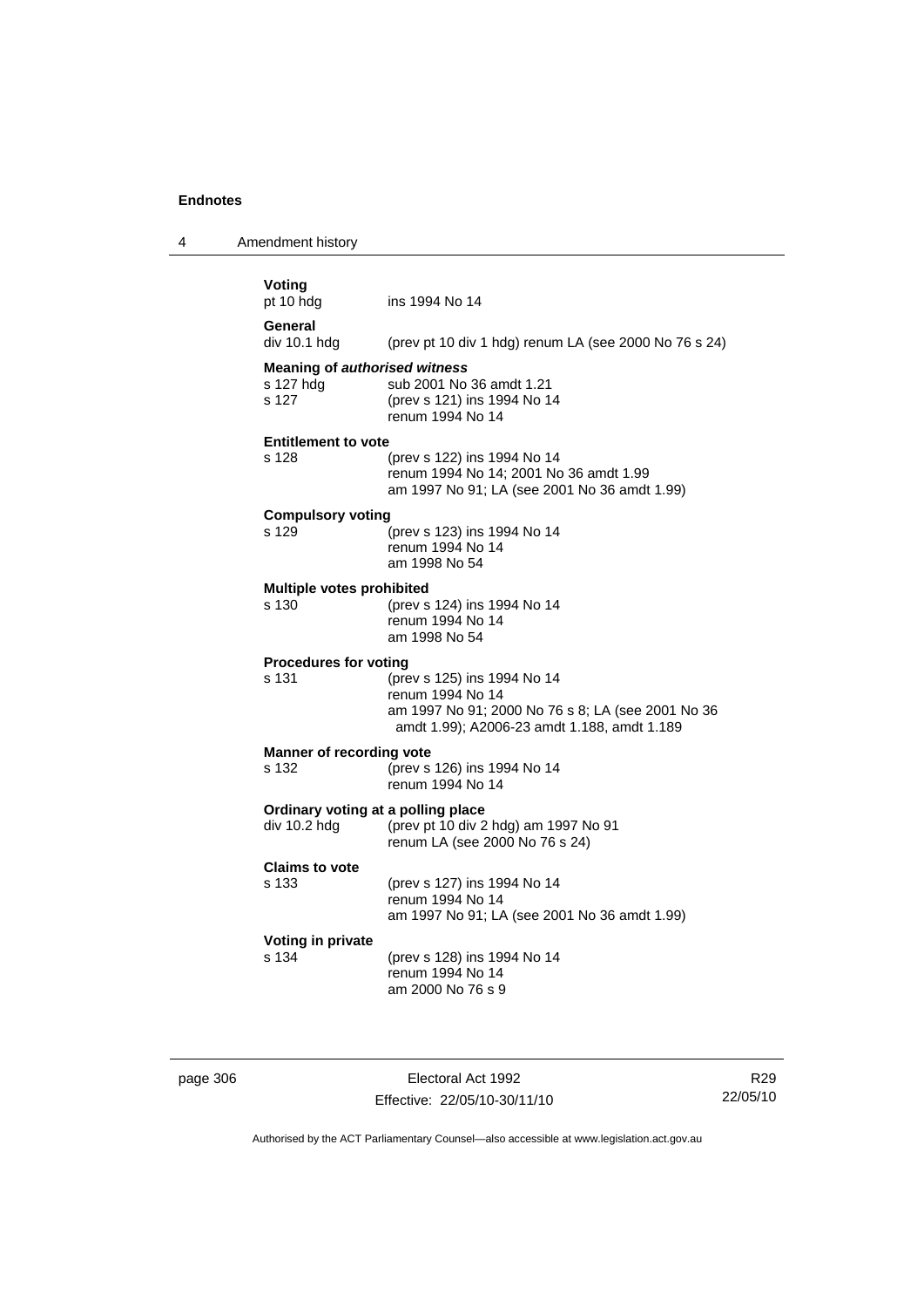**Voting**

pt 10 hdg ins 1994 No 14

**General**

div 10.1 hdg (prev pt 10 div 1 hdg) renum LA (see 2000 No 76 s 24)

**Meaning of *authorised witness***

s 127 hdg sub 2001 No 36 amdt 1.21

s 127 (prev s 121) ins 1994 No 14
renum 1994 No 14

**Entitlement to vote**

s 128 (prev s 122) ins 1994 No 14
renum 1994 No 14; 2001 No 36 amdt 1.99
am 1997 No 91; LA (see 2001 No 36 amdt 1.99)

**Compulsory voting**

s 129 (prev s 123) ins 1994 No 14
renum 1994 No 14
am 1998 No 54

**Multiple votes prohibited**

s 130 (prev s 124) ins 1994 No 14
renum 1994 No 14
am 1998 No 54

**Procedures for voting**

s 131 (prev s 125) ins 1994 No 14
renum 1994 No 14
am 1997 No 91; 2000 No 76 s 8; LA (see 2001 No 36 amdt 1.99); A2006-23 amdt 1.188, amdt 1.189

**Manner of recording vote**

s 132 (prev s 126) ins 1994 No 14
renum 1994 No 14

**Ordinary voting at a polling place**

div 10.2 hdg (prev pt 10 div 2 hdg) am 1997 No 91
renum LA (see 2000 No 76 s 24)

**Claims to vote**

s 133 (prev s 127) ins 1994 No 14
renum 1994 No 14
am 1997 No 91; LA (see 2001 No 36 amdt 1.99)

**Voting in private**

s 134 (prev s 128) ins 1994 No 14
renum 1994 No 14
am 2000 No 76 s 9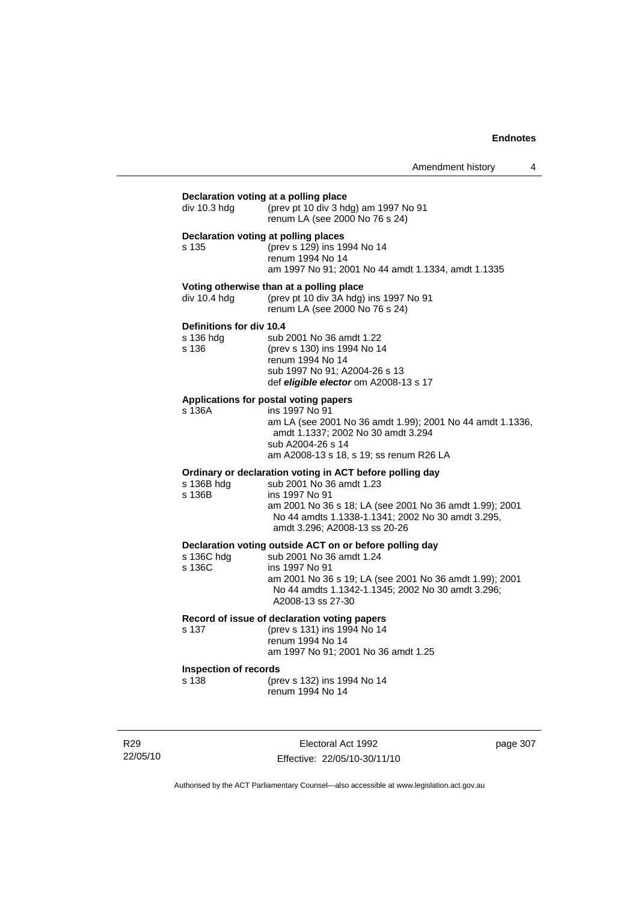**Declaration voting at a polling place**

| | |
|---|---|
| div 10.3 hdg | (prev pt 10 div 3 hdg) am 1997 No 91<br>renum LA (see 2000 No 76 s 24) |

**Declaration voting at polling places**

| | |
|---|---|
| s 135 | (prev s 129) ins 1994 No 14<br>renum 1994 No 14<br>am 1997 No 91; 2001 No 44 amdt 1.1334, amdt 1.1335 |

**Voting otherwise than at a polling place**

| | |
|---|---|
| div 10.4 hdg | (prev pt 10 div 3A hdg) ins 1997 No 91<br>renum LA (see 2000 No 76 s 24) |

**Definitions for div 10.4**

| | |
|---|---|
| s 136 hdg | sub 2001 No 36 amdt 1.22 |
| s 136 | (prev s 130) ins 1994 No 14<br>renum 1994 No 14<br>sub 1997 No 91; A2004-26 s 13<br>def ***eligible elector*** om A2008-13 s 17 |

**Applications for postal voting papers**

| | |
|---|---|
| s 136A | ins 1997 No 91<br>am LA (see 2001 No 36 amdt 1.99); 2001 No 44 amdt 1.1336, amdt 1.1337; 2002 No 30 amdt 3.294<br>sub A2004-26 s 14<br>am A2008-13 s 18, s 19; ss renum R26 LA |

**Ordinary or declaration voting in ACT before polling day**

| | |
|---|---|
| s 136B hdg | sub 2001 No 36 amdt 1.23 |
| s 136B | ins 1997 No 91<br>am 2001 No 36 s 18; LA (see 2001 No 36 amdt 1.99); 2001 No 44 amdts 1.1338-1.1341; 2002 No 30 amdt 3.295, amdt 3.296; A2008-13 ss 20-26 |

**Declaration voting outside ACT on or before polling day**

| | |
|---|---|
| s 136C hdg | sub 2001 No 36 amdt 1.24 |
| s 136C | ins 1997 No 91<br>am 2001 No 36 s 19; LA (see 2001 No 36 amdt 1.99); 2001 No 44 amdts 1.1342-1.1345; 2002 No 30 amdt 3.296; A2008-13 ss 27-30 |

**Record of issue of declaration voting papers**

| | |
|---|---|
| s 137 | (prev s 131) ins 1994 No 14<br>renum 1994 No 14<br>am 1997 No 91; 2001 No 36 amdt 1.25 |

**Inspection of records**

| | |
|---|---|
| s 138 | (prev s 132) ins 1994 No 14<br>renum 1994 No 14 |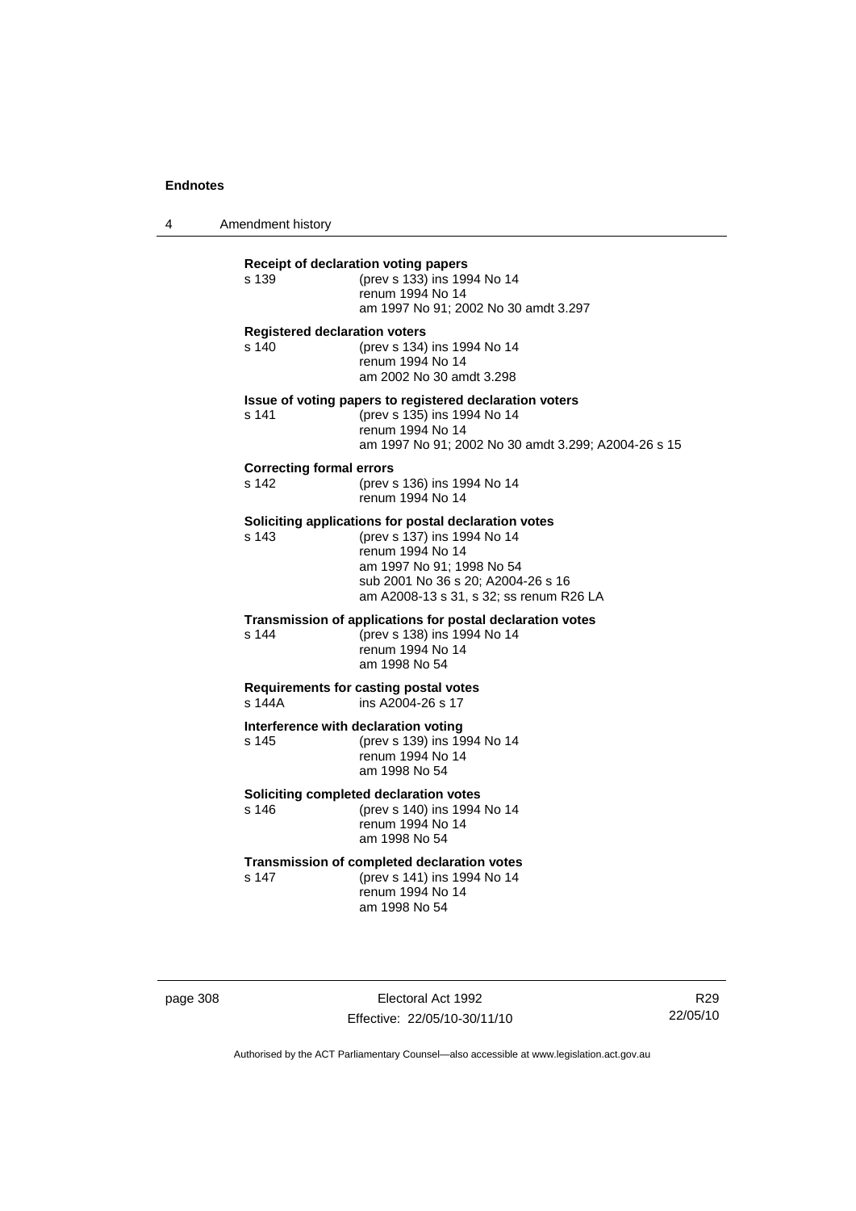**Receipt of declaration voting papers**
s 139 (prev s 133) ins 1994 No 14
renum 1994 No 14
am 1997 No 91; 2002 No 30 amdt 3.297

**Registered declaration voters**
s 140 (prev s 134) ins 1994 No 14
renum 1994 No 14
am 2002 No 30 amdt 3.298

**Issue of voting papers to registered declaration voters**
s 141 (prev s 135) ins 1994 No 14
renum 1994 No 14
am 1997 No 91; 2002 No 30 amdt 3.299; A2004-26 s 15

**Correcting formal errors**
s 142 (prev s 136) ins 1994 No 14
renum 1994 No 14

**Soliciting applications for postal declaration votes**
s 143 (prev s 137) ins 1994 No 14
renum 1994 No 14
am 1997 No 91; 1998 No 54
sub 2001 No 36 s 20; A2004-26 s 16
am A2008-13 s 31, s 32; ss renum R26 LA

**Transmission of applications for postal declaration votes**
s 144 (prev s 138) ins 1994 No 14
renum 1994 No 14
am 1998 No 54

**Requirements for casting postal votes**
s 144A ins A2004-26 s 17

**Interference with declaration voting**
s 145 (prev s 139) ins 1994 No 14
renum 1994 No 14
am 1998 No 54

**Soliciting completed declaration votes**
s 146 (prev s 140) ins 1994 No 14
renum 1994 No 14
am 1998 No 54

**Transmission of completed declaration votes**
s 147 (prev s 141) ins 1994 No 14
renum 1994 No 14
am 1998 No 54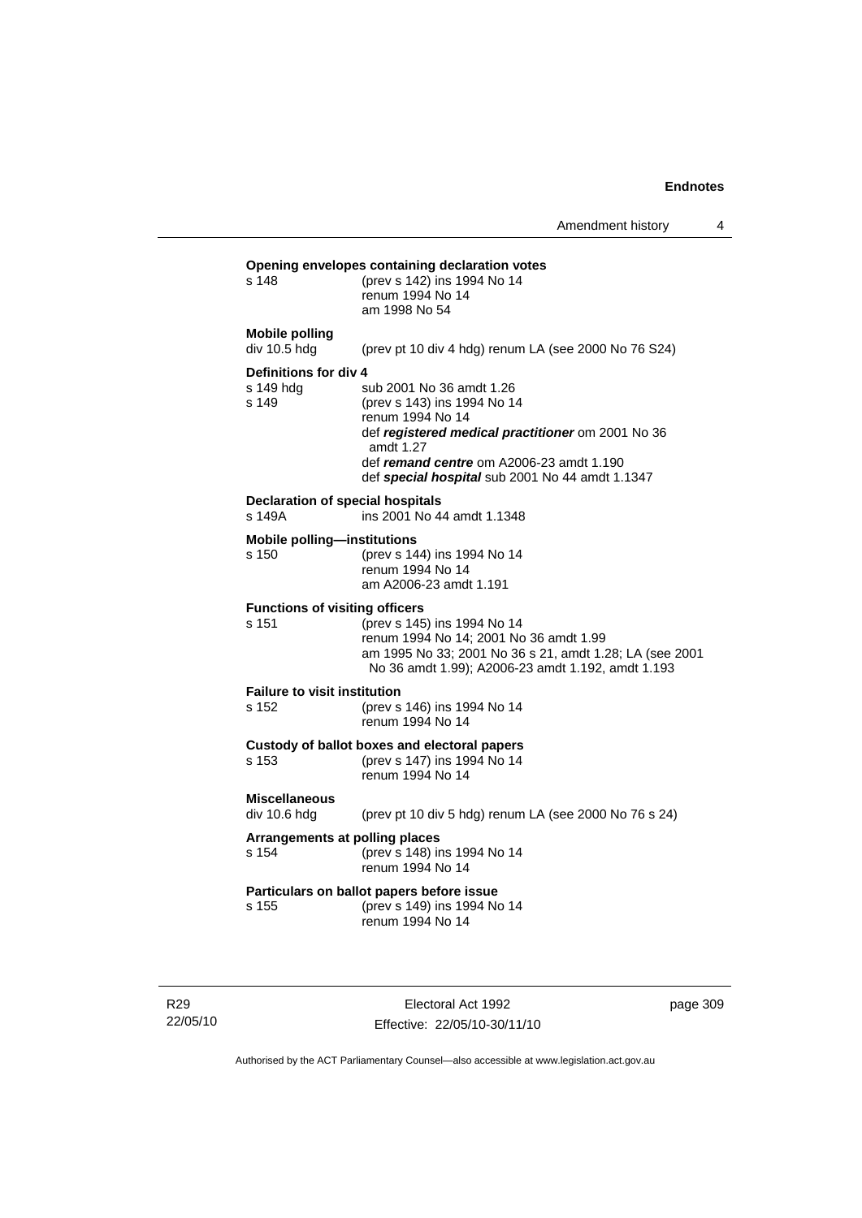**Opening envelopes containing declaration votes**

s 148 (prev s 142) ins 1994 No 14
renum 1994 No 14
am 1998 No 54

**Mobile polling**

div 10.5 hdg (prev pt 10 div 4 hdg) renum LA (see 2000 No 76 S24)

**Definitions for div 4**

s 149 hdg sub 2001 No 36 amdt 1.26
s 149 (prev s 143) ins 1994 No 14
renum 1994 No 14
def ***registered medical practitioner*** om 2001 No 36 amdt 1.27
def ***remand centre*** om A2006-23 amdt 1.190
def ***special hospital*** sub 2001 No 44 amdt 1.1347

**Declaration of special hospitals**

s 149A ins 2001 No 44 amdt 1.1348

**Mobile polling—institutions**

s 150 (prev s 144) ins 1994 No 14
renum 1994 No 14
am A2006-23 amdt 1.191

**Functions of visiting officers**

s 151 (prev s 145) ins 1994 No 14
renum 1994 No 14; 2001 No 36 amdt 1.99
am 1995 No 33; 2001 No 36 s 21, amdt 1.28; LA (see 2001 No 36 amdt 1.99); A2006-23 amdt 1.192, amdt 1.193

**Failure to visit institution**

s 152 (prev s 146) ins 1994 No 14
renum 1994 No 14

**Custody of ballot boxes and electoral papers**

s 153 (prev s 147) ins 1994 No 14
renum 1994 No 14

**Miscellaneous**

div 10.6 hdg (prev pt 10 div 5 hdg) renum LA (see 2000 No 76 s 24)

**Arrangements at polling places**

s 154 (prev s 148) ins 1994 No 14
renum 1994 No 14

**Particulars on ballot papers before issue**

s 155 (prev s 149) ins 1994 No 14
renum 1994 No 14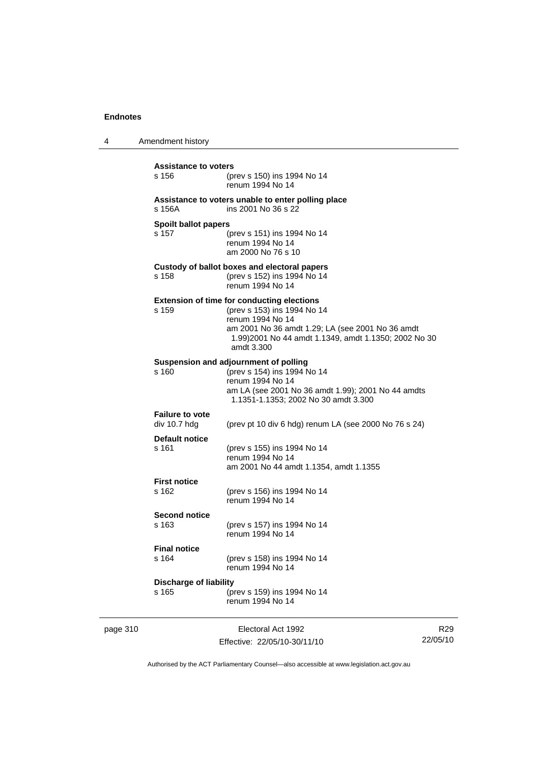**Assistance to voters**

| | |
|---|---|
| s 156 | (prev s 150) ins 1994 No 14<br>renum 1994 No 14 |

**Assistance to voters unable to enter polling place**

| | |
|---|---|
| s 156A | ins 2001 No 36 s 22 |

**Spoilt ballot papers**

| | |
|---|---|
| s 157 | (prev s 151) ins 1994 No 14<br>renum 1994 No 14<br>am 2000 No 76 s 10 |

**Custody of ballot boxes and electoral papers**

| | |
|---|---|
| s 158 | (prev s 152) ins 1994 No 14<br>renum 1994 No 14 |

**Extension of time for conducting elections**

| | |
|---|---|
| s 159 | (prev s 153) ins 1994 No 14<br>renum 1994 No 14<br>am 2001 No 36 amdt 1.29; LA (see 2001 No 36 amdt 1.99)2001 No 44 amdt 1.1349, amdt 1.1350; 2002 No 30 amdt 3.300 |

**Suspension and adjournment of polling**

| | |
|---|---|
| s 160 | (prev s 154) ins 1994 No 14<br>renum 1994 No 14<br>am LA (see 2001 No 36 amdt 1.99); 2001 No 44 amdts 1.1351-1.1353; 2002 No 30 amdt 3.300 |

**Failure to vote**

| | |
|---|---|
| div 10.7 hdg | (prev pt 10 div 6 hdg) renum LA (see 2000 No 76 s 24) |

**Default notice**

| | |
|---|---|
| s 161 | (prev s 155) ins 1994 No 14<br>renum 1994 No 14<br>am 2001 No 44 amdt 1.1354, amdt 1.1355 |

**First notice**

| | |
|---|---|
| s 162 | (prev s 156) ins 1994 No 14<br>renum 1994 No 14 |

**Second notice**

| | |
|---|---|
| s 163 | (prev s 157) ins 1994 No 14<br>renum 1994 No 14 |

**Final notice**

| | |
|---|---|
| s 164 | (prev s 158) ins 1994 No 14<br>renum 1994 No 14 |

**Discharge of liability**

| | |
|---|---|
| s 165 | (prev s 159) ins 1994 No 14<br>renum 1994 No 14 |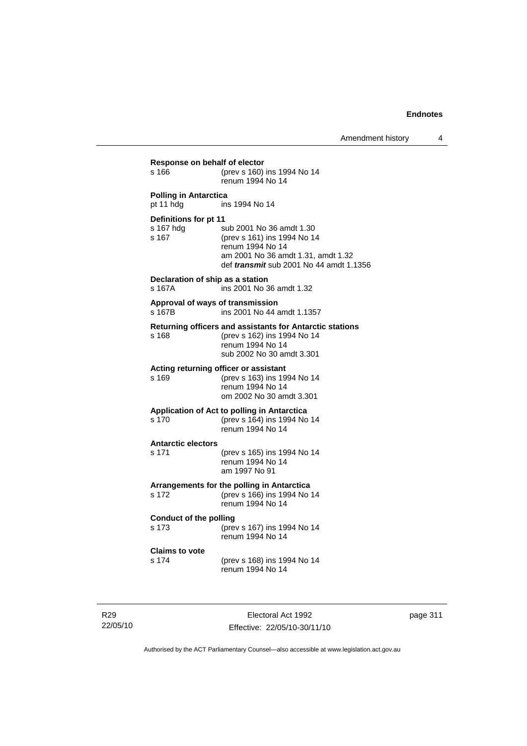**Response on behalf of elector**

s 166 (prev s 160) ins 1994 No 14
renum 1994 No 14

**Polling in Antarctica**

pt 11 hdg ins 1994 No 14

**Definitions for pt 11**

s 167 hdg sub 2001 No 36 amdt 1.30
s 167 (prev s 161) ins 1994 No 14
renum 1994 No 14
am 2001 No 36 amdt 1.31, amdt 1.32
def ***transmit*** sub 2001 No 44 amdt 1.1356

**Declaration of ship as a station**

s 167A ins 2001 No 36 amdt 1.32

**Approval of ways of transmission**

s 167B ins 2001 No 44 amdt 1.1357

**Returning officers and assistants for Antarctic stations**

s 168 (prev s 162) ins 1994 No 14
renum 1994 No 14
sub 2002 No 30 amdt 3.301

**Acting returning officer or assistant**

s 169 (prev s 163) ins 1994 No 14
renum 1994 No 14
om 2002 No 30 amdt 3.301

**Application of Act to polling in Antarctica**

s 170 (prev s 164) ins 1994 No 14
renum 1994 No 14

**Antarctic electors**

s 171 (prev s 165) ins 1994 No 14
renum 1994 No 14
am 1997 No 91

**Arrangements for the polling in Antarctica**

s 172 (prev s 166) ins 1994 No 14
renum 1994 No 14

**Conduct of the polling**

s 173 (prev s 167) ins 1994 No 14
renum 1994 No 14

**Claims to vote**

s 174 (prev s 168) ins 1994 No 14
renum 1994 No 14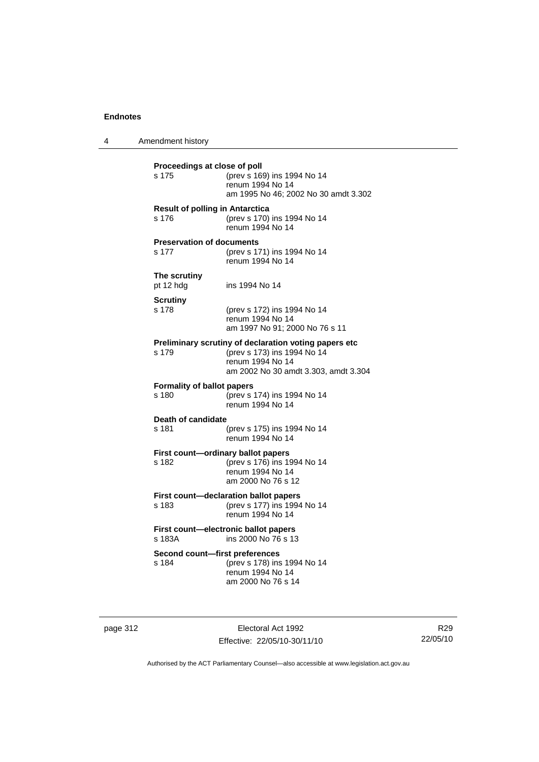**Proceedings at close of poll**

s 175 (prev s 169) ins 1994 No 14
renum 1994 No 14
am 1995 No 46; 2002 No 30 amdt 3.302

**Result of polling in Antarctica**

s 176 (prev s 170) ins 1994 No 14
renum 1994 No 14

**Preservation of documents**

s 177 (prev s 171) ins 1994 No 14
renum 1994 No 14

**The scrutiny**

pt 12 hdg ins 1994 No 14

**Scrutiny**

s 178 (prev s 172) ins 1994 No 14
renum 1994 No 14
am 1997 No 91; 2000 No 76 s 11

**Preliminary scrutiny of declaration voting papers etc**

s 179 (prev s 173) ins 1994 No 14
renum 1994 No 14
am 2002 No 30 amdt 3.303, amdt 3.304

**Formality of ballot papers**

s 180 (prev s 174) ins 1994 No 14
renum 1994 No 14

**Death of candidate**

s 181 (prev s 175) ins 1994 No 14
renum 1994 No 14

**First count—ordinary ballot papers**

s 182 (prev s 176) ins 1994 No 14
renum 1994 No 14
am 2000 No 76 s 12

**First count—declaration ballot papers**

s 183 (prev s 177) ins 1994 No 14
renum 1994 No 14

**First count—electronic ballot papers**

s 183A ins 2000 No 76 s 13

**Second count—first preferences**

s 184 (prev s 178) ins 1994 No 14
renum 1994 No 14
am 2000 No 76 s 14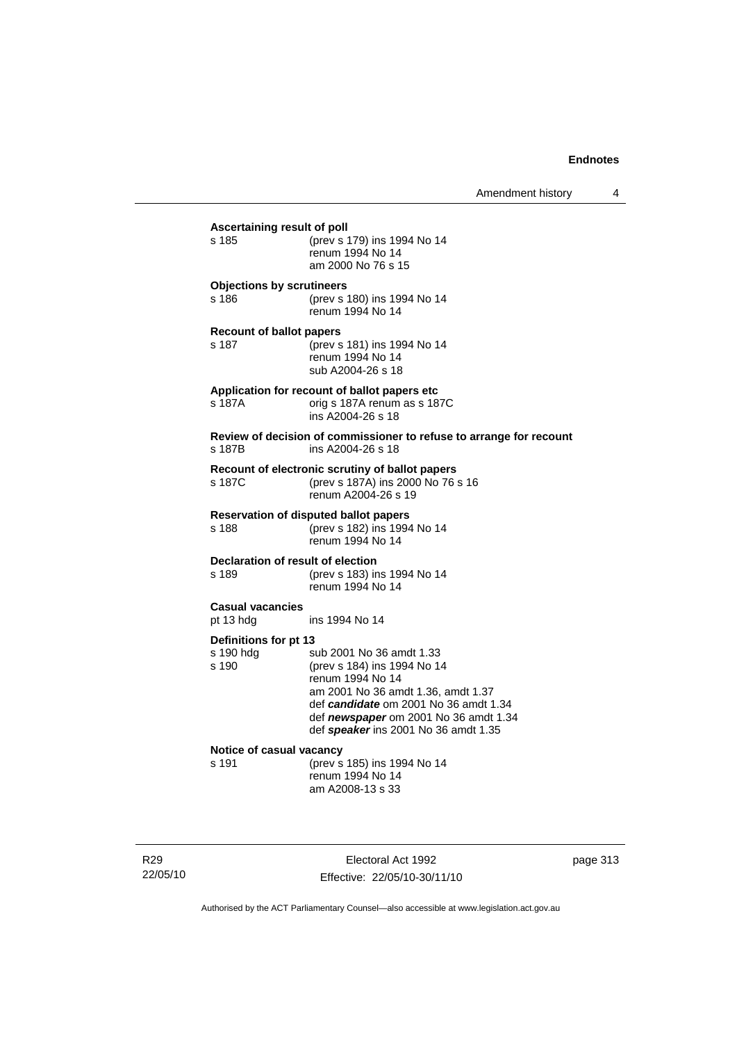**Ascertaining result of poll**

s 185 (prev s 179) ins 1994 No 14
renum 1994 No 14
am 2000 No 76 s 15

**Objections by scrutineers**

s 186 (prev s 180) ins 1994 No 14
renum 1994 No 14

**Recount of ballot papers**

s 187 (prev s 181) ins 1994 No 14
renum 1994 No 14
sub A2004-26 s 18

**Application for recount of ballot papers etc**

s 187A orig s 187A renum as s 187C
ins A2004-26 s 18

**Review of decision of commissioner to refuse to arrange for recount**

s 187B ins A2004-26 s 18

**Recount of electronic scrutiny of ballot papers**

s 187C (prev s 187A) ins 2000 No 76 s 16
renum A2004-26 s 19

**Reservation of disputed ballot papers**

s 188 (prev s 182) ins 1994 No 14
renum 1994 No 14

**Declaration of result of election**

s 189 (prev s 183) ins 1994 No 14
renum 1994 No 14

**Casual vacancies**

pt 13 hdg ins 1994 No 14

**Definitions for pt 13**

s 190 hdg sub 2001 No 36 amdt 1.33
s 190 (prev s 184) ins 1994 No 14
renum 1994 No 14
am 2001 No 36 amdt 1.36, amdt 1.37
def ***candidate*** om 2001 No 36 amdt 1.34
def ***newspaper*** om 2001 No 36 amdt 1.34
def ***speaker*** ins 2001 No 36 amdt 1.35

**Notice of casual vacancy**

s 191 (prev s 185) ins 1994 No 14
renum 1994 No 14
am A2008-13 s 33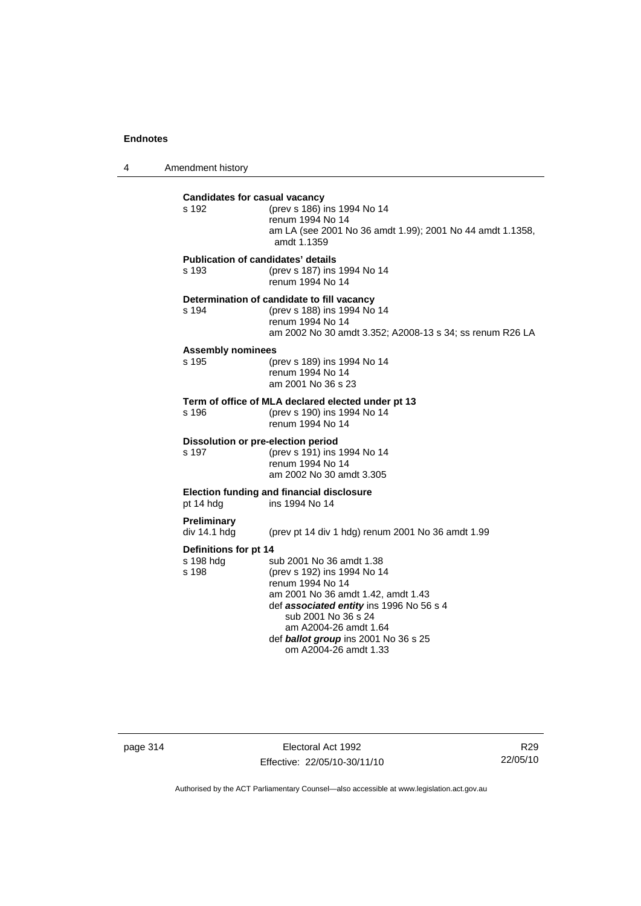**Candidates for casual vacancy**

s 192 (prev s 186) ins 1994 No 14
renum 1994 No 14
am LA (see 2001 No 36 amdt 1.99); 2001 No 44 amdt 1.1358, amdt 1.1359

**Publication of candidates' details**

s 193 (prev s 187) ins 1994 No 14
renum 1994 No 14

**Determination of candidate to fill vacancy**

s 194 (prev s 188) ins 1994 No 14
renum 1994 No 14
am 2002 No 30 amdt 3.352; A2008-13 s 34; ss renum R26 LA

**Assembly nominees**

s 195 (prev s 189) ins 1994 No 14
renum 1994 No 14
am 2001 No 36 s 23

**Term of office of MLA declared elected under pt 13**

s 196 (prev s 190) ins 1994 No 14
renum 1994 No 14

**Dissolution or pre-election period**

s 197 (prev s 191) ins 1994 No 14
renum 1994 No 14
am 2002 No 30 amdt 3.305

**Election funding and financial disclosure**

pt 14 hdg ins 1994 No 14

**Preliminary**

div 14.1 hdg (prev pt 14 div 1 hdg) renum 2001 No 36 amdt 1.99

**Definitions for pt 14**

s 198 hdg sub 2001 No 36 amdt 1.38

s 198 (prev s 192) ins 1994 No 14
renum 1994 No 14
am 2001 No 36 amdt 1.42, amdt 1.43
def ***associated entity*** ins 1996 No 56 s 4
  sub 2001 No 36 s 24
  am A2004-26 amdt 1.64
def ***ballot group*** ins 2001 No 36 s 25
  om A2004-26 amdt 1.33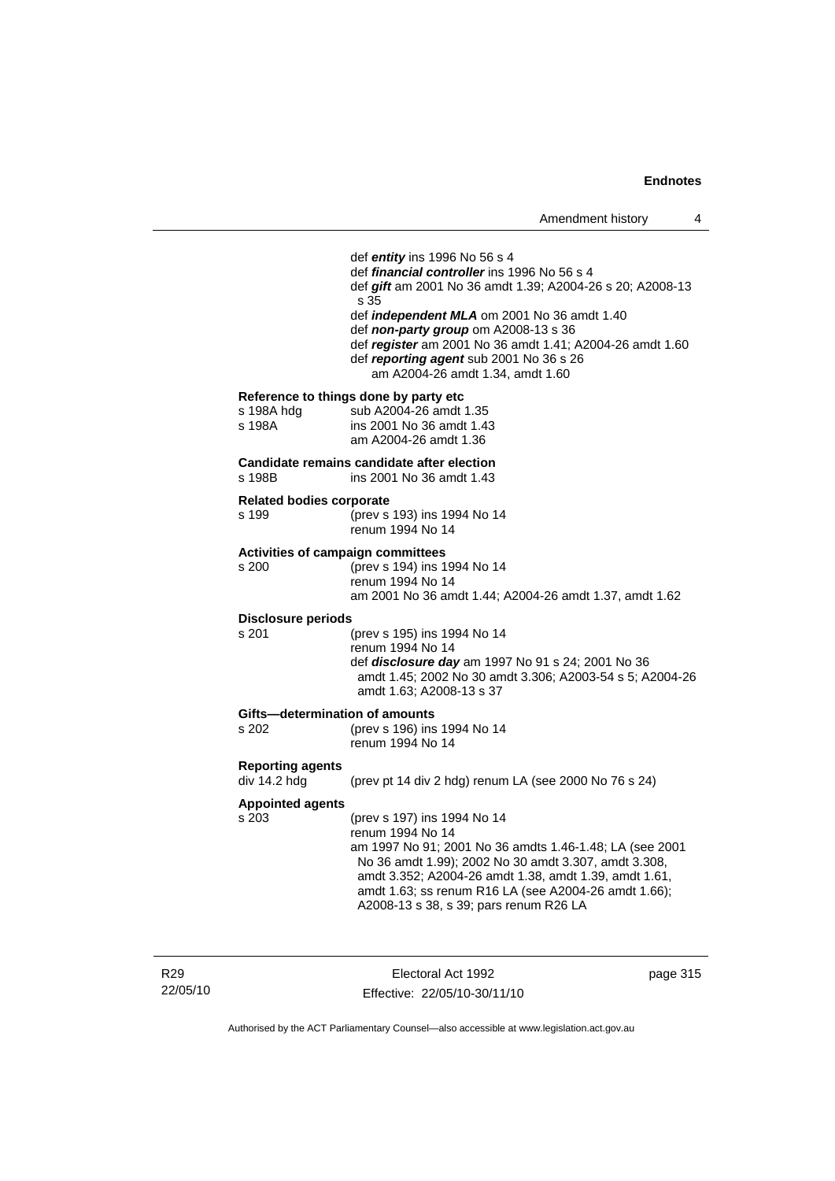def ***entity*** ins 1996 No 56 s 4
def ***financial controller*** ins 1996 No 56 s 4
def ***gift*** am 2001 No 36 amdt 1.39; A2004-26 s 20; A2008-13 s 35
def ***independent MLA*** om 2001 No 36 amdt 1.40
def ***non-party group*** om A2008-13 s 36
def ***register*** am 2001 No 36 amdt 1.41; A2004-26 amdt 1.60
def ***reporting agent*** sub 2001 No 36 s 26
am A2004-26 amdt 1.34, amdt 1.60

**Reference to things done by party etc**

| | |
|---|---|
| s 198A hdg | sub A2004-26 amdt 1.35 |
| s 198A | ins 2001 No 36 amdt 1.43<br>am A2004-26 amdt 1.36 |

**Candidate remains candidate after election**

| | |
|---|---|
| s 198B | ins 2001 No 36 amdt 1.43 |

**Related bodies corporate**

| | |
|---|---|
| s 199 | (prev s 193) ins 1994 No 14<br>renum 1994 No 14 |

**Activities of campaign committees**

| | |
|---|---|
| s 200 | (prev s 194) ins 1994 No 14<br>renum 1994 No 14<br>am 2001 No 36 amdt 1.44; A2004-26 amdt 1.37, amdt 1.62 |

**Disclosure periods**

| | |
|---|---|
| s 201 | (prev s 195) ins 1994 No 14<br>renum 1994 No 14<br>def ***disclosure day*** am 1997 No 91 s 24; 2001 No 36 amdt 1.45; 2002 No 30 amdt 3.306; A2003-54 s 5; A2004-26 amdt 1.63; A2008-13 s 37 |

**Gifts—determination of amounts**

| | |
|---|---|
| s 202 | (prev s 196) ins 1994 No 14<br>renum 1994 No 14 |

**Reporting agents**

| | |
|---|---|
| div 14.2 hdg | (prev pt 14 div 2 hdg) renum LA (see 2000 No 76 s 24) |

**Appointed agents**

| | |
|---|---|
| s 203 | (prev s 197) ins 1994 No 14<br>renum 1994 No 14<br>am 1997 No 91; 2001 No 36 amdts 1.46-1.48; LA (see 2001 No 36 amdt 1.99); 2002 No 30 amdt 3.307, amdt 3.308, amdt 3.352; A2004-26 amdt 1.38, amdt 1.39, amdt 1.61, amdt 1.63; ss renum R16 LA (see A2004-26 amdt 1.66); A2008-13 s 38, s 39; pars renum R26 LA |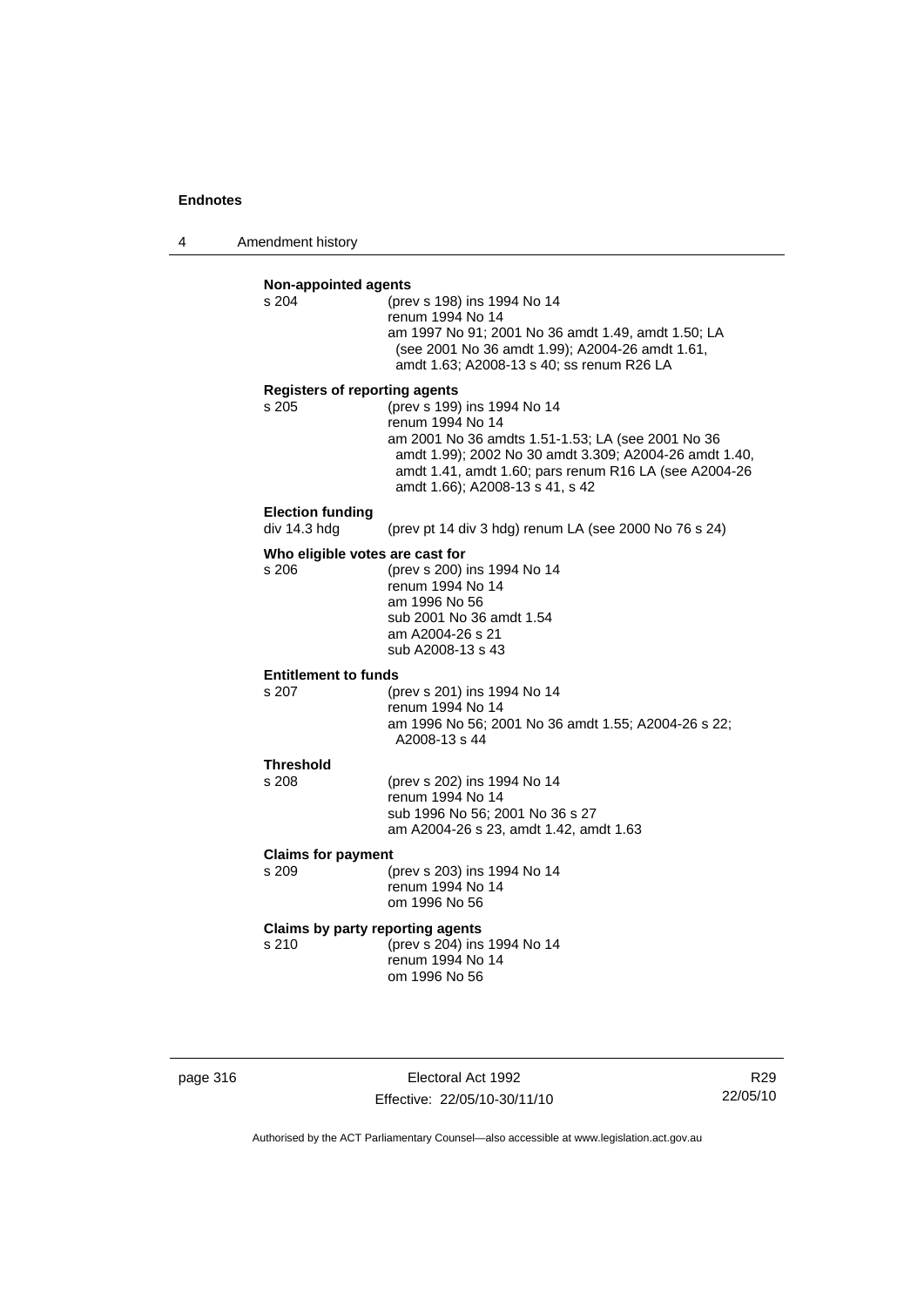**Non-appointed agents**

s 204 (prev s 198) ins 1994 No 14
renum 1994 No 14
am 1997 No 91; 2001 No 36 amdt 1.49, amdt 1.50; LA (see 2001 No 36 amdt 1.99); A2004-26 amdt 1.61, amdt 1.63; A2008-13 s 40; ss renum R26 LA

**Registers of reporting agents**

s 205 (prev s 199) ins 1994 No 14
renum 1994 No 14
am 2001 No 36 amdts 1.51-1.53; LA (see 2001 No 36 amdt 1.99); 2002 No 30 amdt 3.309; A2004-26 amdt 1.40, amdt 1.41, amdt 1.60; pars renum R16 LA (see A2004-26 amdt 1.66); A2008-13 s 41, s 42

**Election funding**

div 14.3 hdg (prev pt 14 div 3 hdg) renum LA (see 2000 No 76 s 24)

**Who eligible votes are cast for**

s 206 (prev s 200) ins 1994 No 14
renum 1994 No 14
am 1996 No 56
sub 2001 No 36 amdt 1.54
am A2004-26 s 21
sub A2008-13 s 43

**Entitlement to funds**

s 207 (prev s 201) ins 1994 No 14
renum 1994 No 14
am 1996 No 56; 2001 No 36 amdt 1.55; A2004-26 s 22; A2008-13 s 44

**Threshold**

s 208 (prev s 202) ins 1994 No 14
renum 1994 No 14
sub 1996 No 56; 2001 No 36 s 27
am A2004-26 s 23, amdt 1.42, amdt 1.63

**Claims for payment**

s 209 (prev s 203) ins 1994 No 14
renum 1994 No 14
om 1996 No 56

**Claims by party reporting agents**

s 210 (prev s 204) ins 1994 No 14
renum 1994 No 14
om 1996 No 56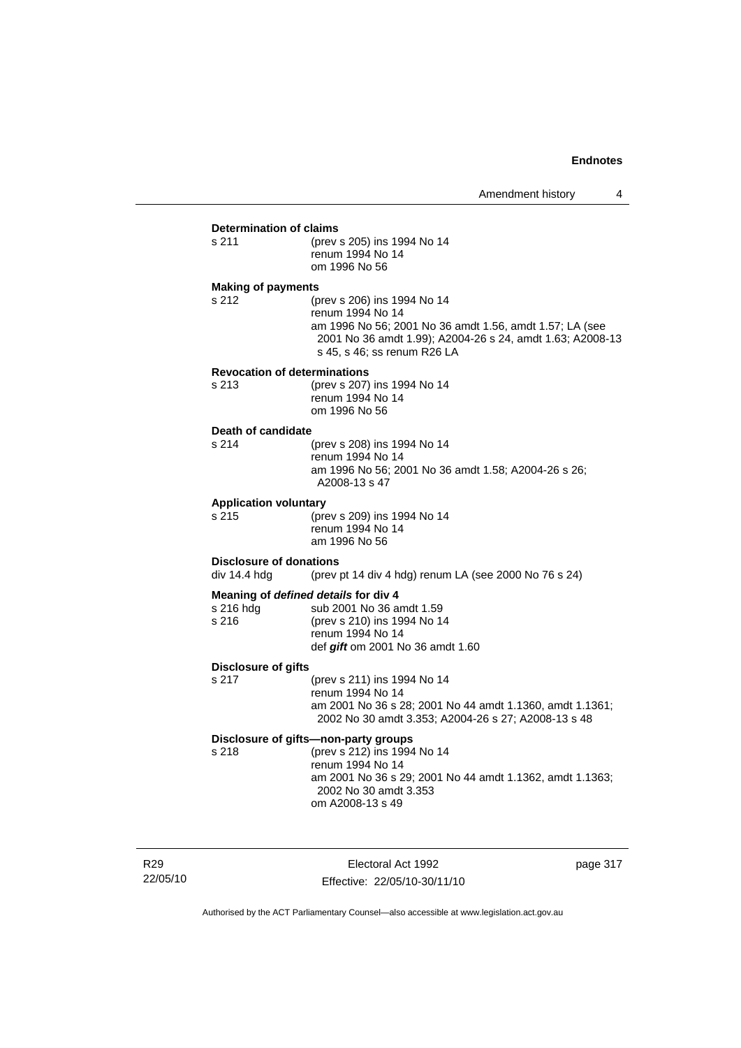**Determination of claims**

s 211 (prev s 205) ins 1994 No 14
renum 1994 No 14
om 1996 No 56

**Making of payments**

s 212 (prev s 206) ins 1994 No 14
renum 1994 No 14
am 1996 No 56; 2001 No 36 amdt 1.56, amdt 1.57; LA (see 2001 No 36 amdt 1.99); A2004-26 s 24, amdt 1.63; A2008-13 s 45, s 46; ss renum R26 LA

**Revocation of determinations**

s 213 (prev s 207) ins 1994 No 14
renum 1994 No 14
om 1996 No 56

**Death of candidate**

s 214 (prev s 208) ins 1994 No 14
renum 1994 No 14
am 1996 No 56; 2001 No 36 amdt 1.58; A2004-26 s 26; A2008-13 s 47

**Application voluntary**

s 215 (prev s 209) ins 1994 No 14
renum 1994 No 14
am 1996 No 56

**Disclosure of donations**

div 14.4 hdg (prev pt 14 div 4 hdg) renum LA (see 2000 No 76 s 24)

**Meaning of *defined details* for div 4**

s 216 hdg sub 2001 No 36 amdt 1.59
s 216 (prev s 210) ins 1994 No 14
renum 1994 No 14
def ***gift*** om 2001 No 36 amdt 1.60

**Disclosure of gifts**

s 217 (prev s 211) ins 1994 No 14
renum 1994 No 14
am 2001 No 36 s 28; 2001 No 44 amdt 1.1360, amdt 1.1361; 2002 No 30 amdt 3.353; A2004-26 s 27; A2008-13 s 48

**Disclosure of gifts—non-party groups**

s 218 (prev s 212) ins 1994 No 14
renum 1994 No 14
am 2001 No 36 s 29; 2001 No 44 amdt 1.1362, amdt 1.1363; 2002 No 30 amdt 3.353
om A2008-13 s 49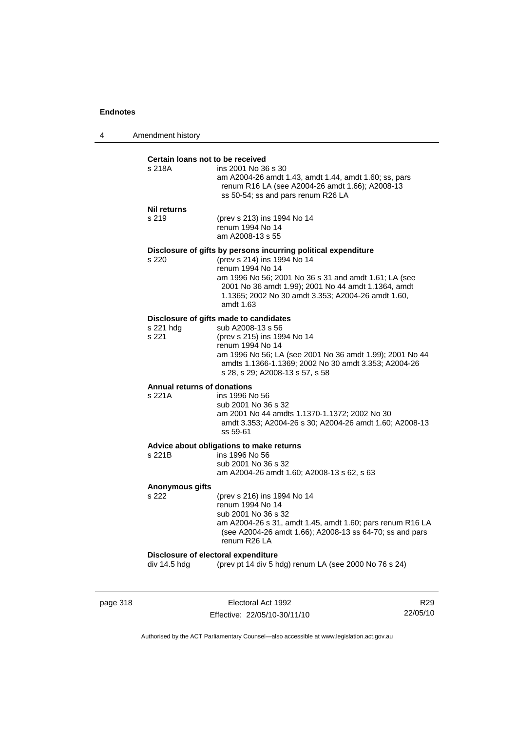**Certain loans not to be received**

s 218A
ins 2001 No 36 s 30
am A2004-26 amdt 1.43, amdt 1.44, amdt 1.60; ss, pars renum R16 LA (see A2004-26 amdt 1.66); A2008-13 ss 50-54; ss and pars renum R26 LA

**Nil returns**

s 219
(prev s 213) ins 1994 No 14
renum 1994 No 14
am A2008-13 s 55

**Disclosure of gifts by persons incurring political expenditure**

s 220
(prev s 214) ins 1994 No 14
renum 1994 No 14
am 1996 No 56; 2001 No 36 s 31 and amdt 1.61; LA (see 2001 No 36 amdt 1.99); 2001 No 44 amdt 1.1364, amdt 1.1365; 2002 No 30 amdt 3.353; A2004-26 amdt 1.60, amdt 1.63

**Disclosure of gifts made to candidates**

s 221 hdg
sub A2008-13 s 56

s 221
(prev s 215) ins 1994 No 14
renum 1994 No 14
am 1996 No 56; LA (see 2001 No 36 amdt 1.99); 2001 No 44 amdts 1.1366-1.1369; 2002 No 30 amdt 3.353; A2004-26 s 28, s 29; A2008-13 s 57, s 58

**Annual returns of donations**

s 221A
ins 1996 No 56
sub 2001 No 36 s 32
am 2001 No 44 amdts 1.1370-1.1372; 2002 No 30 amdt 3.353; A2004-26 s 30; A2004-26 amdt 1.60; A2008-13 ss 59-61

**Advice about obligations to make returns**

s 221B
ins 1996 No 56
sub 2001 No 36 s 32
am A2004-26 amdt 1.60; A2008-13 s 62, s 63

**Anonymous gifts**

s 222
(prev s 216) ins 1994 No 14
renum 1994 No 14
sub 2001 No 36 s 32
am A2004-26 s 31, amdt 1.45, amdt 1.60; pars renum R16 LA (see A2004-26 amdt 1.66); A2008-13 ss 64-70; ss and pars renum R26 LA

**Disclosure of electoral expenditure**

div 14.5 hdg
(prev pt 14 div 5 hdg) renum LA (see 2000 No 76 s 24)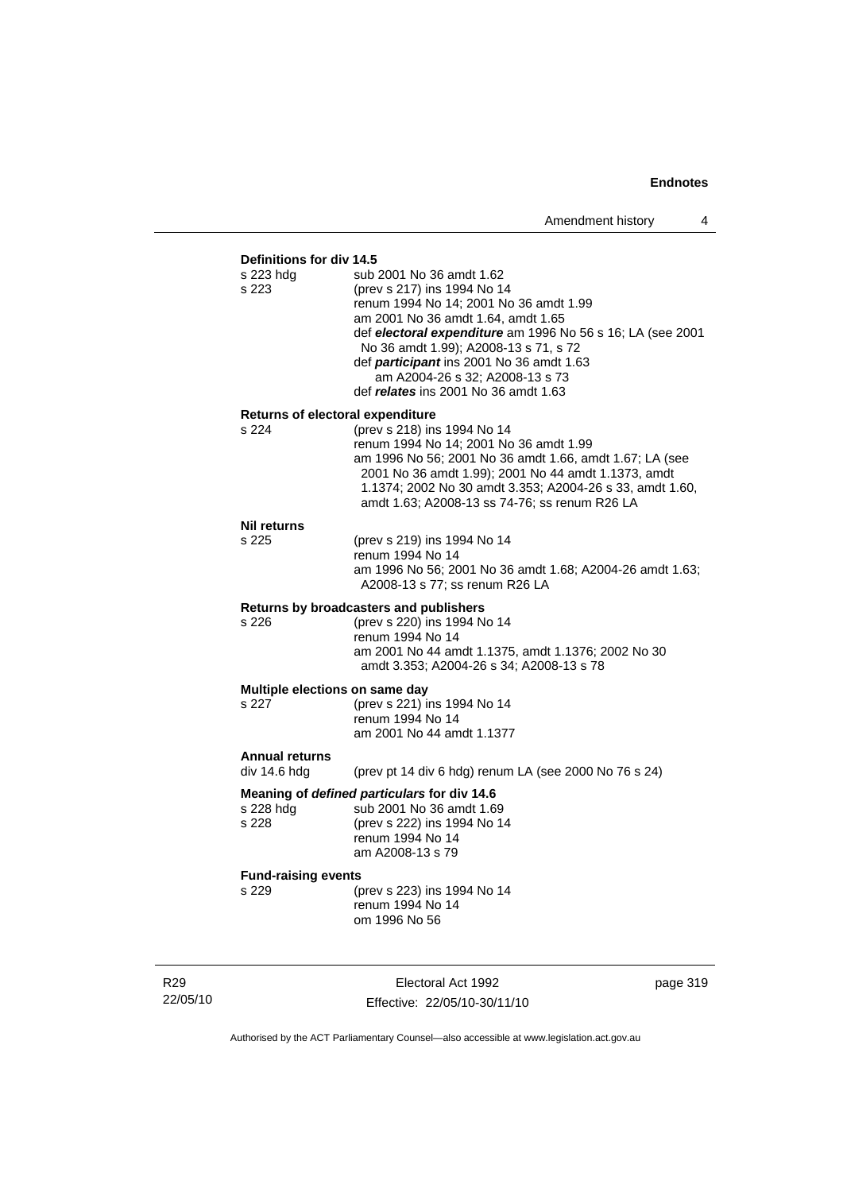**Definitions for div 14.5**

s 223 hdg — sub 2001 No 36 amdt 1.62

s 223 — (prev s 217) ins 1994 No 14
renum 1994 No 14; 2001 No 36 amdt 1.99
am 2001 No 36 amdt 1.64, amdt 1.65
def ***electoral expenditure*** am 1996 No 56 s 16; LA (see 2001 No 36 amdt 1.99); A2008-13 s 71, s 72
def ***participant*** ins 2001 No 36 amdt 1.63
am A2004-26 s 32; A2008-13 s 73
def ***relates*** ins 2001 No 36 amdt 1.63

**Returns of electoral expenditure**

s 224 — (prev s 218) ins 1994 No 14
renum 1994 No 14; 2001 No 36 amdt 1.99
am 1996 No 56; 2001 No 36 amdt 1.66, amdt 1.67; LA (see 2001 No 36 amdt 1.99); 2001 No 44 amdt 1.1373, amdt 1.1374; 2002 No 30 amdt 3.353; A2004-26 s 33, amdt 1.60, amdt 1.63; A2008-13 ss 74-76; ss renum R26 LA

**Nil returns**

s 225 — (prev s 219) ins 1994 No 14
renum 1994 No 14
am 1996 No 56; 2001 No 36 amdt 1.68; A2004-26 amdt 1.63; A2008-13 s 77; ss renum R26 LA

**Returns by broadcasters and publishers**

s 226 — (prev s 220) ins 1994 No 14
renum 1994 No 14
am 2001 No 44 amdt 1.1375, amdt 1.1376; 2002 No 30 amdt 3.353; A2004-26 s 34; A2008-13 s 78

**Multiple elections on same day**

s 227 — (prev s 221) ins 1994 No 14
renum 1994 No 14
am 2001 No 44 amdt 1.1377

**Annual returns**

div 14.6 hdg — (prev pt 14 div 6 hdg) renum LA (see 2000 No 76 s 24)

**Meaning of *defined particulars* for div 14.6**

s 228 hdg — sub 2001 No 36 amdt 1.69

s 228 — (prev s 222) ins 1994 No 14
renum 1994 No 14
am A2008-13 s 79

**Fund-raising events**

s 229 — (prev s 223) ins 1994 No 14
renum 1994 No 14
om 1996 No 56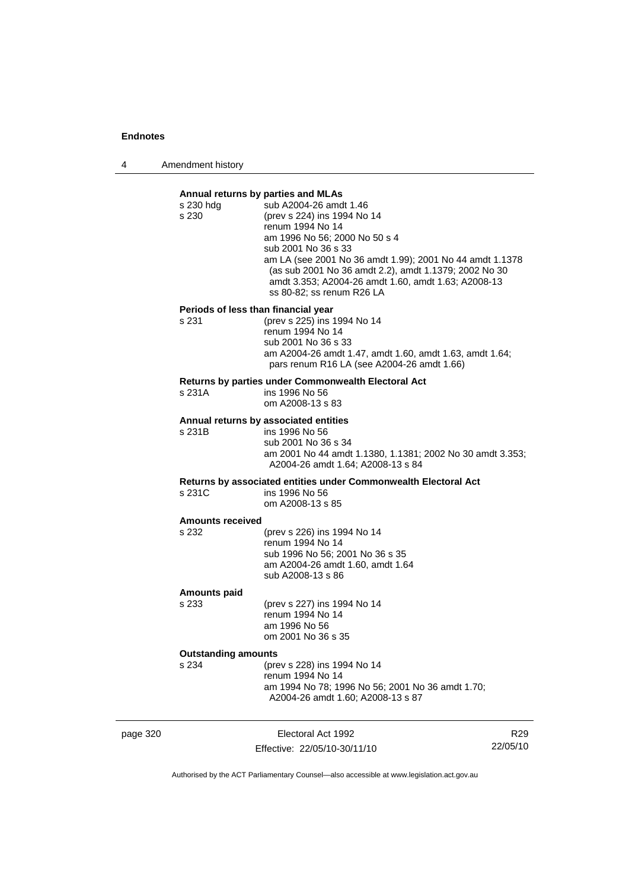**Annual returns by parties and MLAs**

s 230 hdg sub A2004-26 amdt 1.46

s 230 (prev s 224) ins 1994 No 14
renum 1994 No 14
am 1996 No 56; 2000 No 50 s 4
sub 2001 No 36 s 33
am LA (see 2001 No 36 amdt 1.99); 2001 No 44 amdt 1.1378 (as sub 2001 No 36 amdt 2.2), amdt 1.1379; 2002 No 30 amdt 3.353; A2004-26 amdt 1.60, amdt 1.63; A2008-13 ss 80-82; ss renum R26 LA

**Periods of less than financial year**

s 231 (prev s 225) ins 1994 No 14
renum 1994 No 14
sub 2001 No 36 s 33
am A2004-26 amdt 1.47, amdt 1.60, amdt 1.63, amdt 1.64; pars renum R16 LA (see A2004-26 amdt 1.66)

**Returns by parties under Commonwealth Electoral Act**

s 231A ins 1996 No 56
om A2008-13 s 83

**Annual returns by associated entities**

s 231B ins 1996 No 56
sub 2001 No 36 s 34
am 2001 No 44 amdt 1.1380, 1.1381; 2002 No 30 amdt 3.353; A2004-26 amdt 1.64; A2008-13 s 84

**Returns by associated entities under Commonwealth Electoral Act**

s 231C ins 1996 No 56
om A2008-13 s 85

**Amounts received**

s 232 (prev s 226) ins 1994 No 14
renum 1994 No 14
sub 1996 No 56; 2001 No 36 s 35
am A2004-26 amdt 1.60, amdt 1.64
sub A2008-13 s 86

**Amounts paid**

s 233 (prev s 227) ins 1994 No 14
renum 1994 No 14
am 1996 No 56
om 2001 No 36 s 35

**Outstanding amounts**

s 234 (prev s 228) ins 1994 No 14
renum 1994 No 14
am 1994 No 78; 1996 No 56; 2001 No 36 amdt 1.70; A2004-26 amdt 1.60; A2008-13 s 87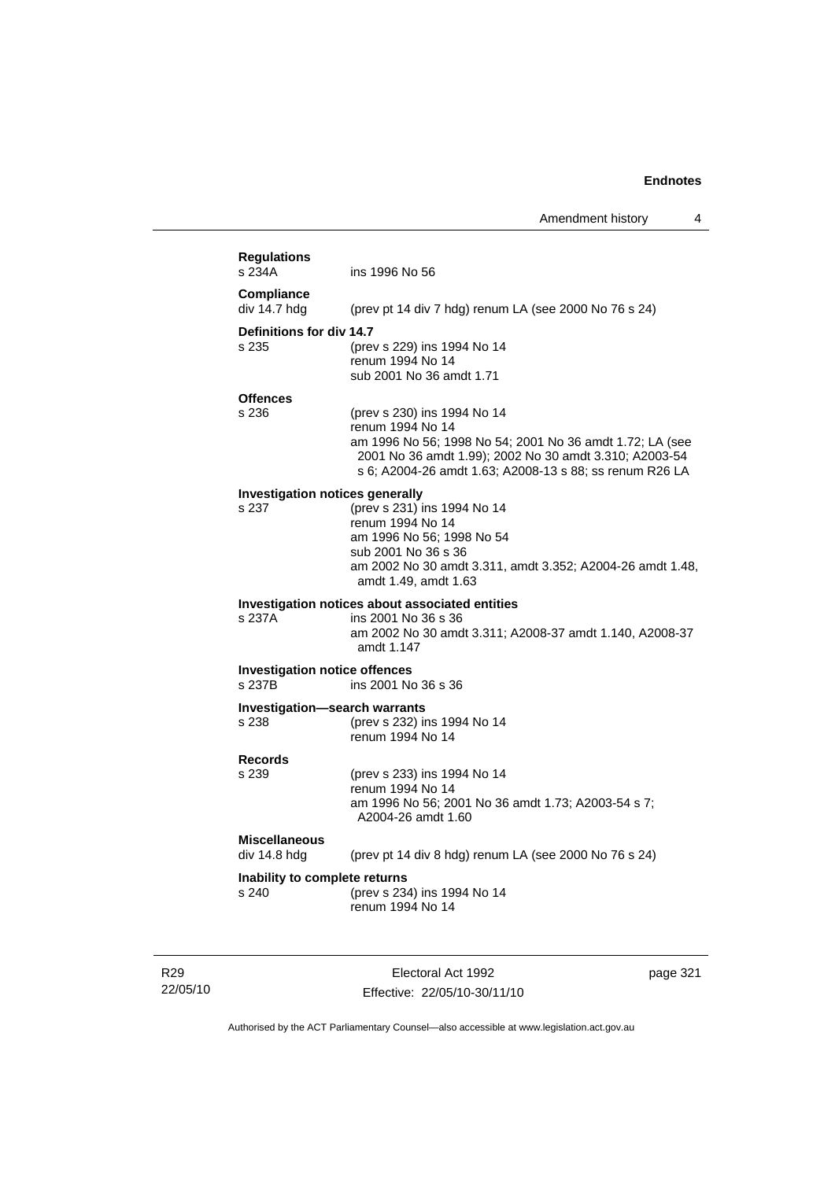**Regulations**
s 234A ins 1996 No 56

**Compliance**
div 14.7 hdg (prev pt 14 div 7 hdg) renum LA (see 2000 No 76 s 24)

**Definitions for div 14.7**
s 235 (prev s 229) ins 1994 No 14
renum 1994 No 14
sub 2001 No 36 amdt 1.71

**Offences**
s 236 (prev s 230) ins 1994 No 14
renum 1994 No 14
am 1996 No 56; 1998 No 54; 2001 No 36 amdt 1.72; LA (see 2001 No 36 amdt 1.99); 2002 No 30 amdt 3.310; A2003-54 s 6; A2004-26 amdt 1.63; A2008-13 s 88; ss renum R26 LA

**Investigation notices generally**
s 237 (prev s 231) ins 1994 No 14
renum 1994 No 14
am 1996 No 56; 1998 No 54
sub 2001 No 36 s 36
am 2002 No 30 amdt 3.311, amdt 3.352; A2004-26 amdt 1.48, amdt 1.49, amdt 1.63

**Investigation notices about associated entities**
s 237A ins 2001 No 36 s 36
am 2002 No 30 amdt 3.311; A2008-37 amdt 1.140, A2008-37 amdt 1.147

**Investigation notice offences**
s 237B ins 2001 No 36 s 36

**Investigation—search warrants**
s 238 (prev s 232) ins 1994 No 14
renum 1994 No 14

**Records**
s 239 (prev s 233) ins 1994 No 14
renum 1994 No 14
am 1996 No 56; 2001 No 36 amdt 1.73; A2003-54 s 7; A2004-26 amdt 1.60

**Miscellaneous**
div 14.8 hdg (prev pt 14 div 8 hdg) renum LA (see 2000 No 76 s 24)

**Inability to complete returns**
s 240 (prev s 234) ins 1994 No 14
renum 1994 No 14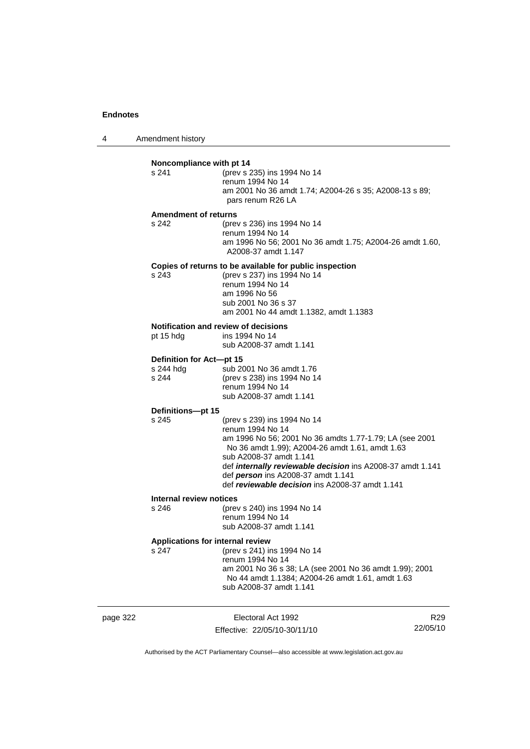**Noncompliance with pt 14**

s 241 (prev s 235) ins 1994 No 14
renum 1994 No 14
am 2001 No 36 amdt 1.74; A2004-26 s 35; A2008-13 s 89; pars renum R26 LA

**Amendment of returns**

s 242 (prev s 236) ins 1994 No 14
renum 1994 No 14
am 1996 No 56; 2001 No 36 amdt 1.75; A2004-26 amdt 1.60, A2008-37 amdt 1.147

**Copies of returns to be available for public inspection**

s 243 (prev s 237) ins 1994 No 14
renum 1994 No 14
am 1996 No 56
sub 2001 No 36 s 37
am 2001 No 44 amdt 1.1382, amdt 1.1383

**Notification and review of decisions**

pt 15 hdg ins 1994 No 14
sub A2008-37 amdt 1.141

**Definition for Act—pt 15**

s 244 hdg sub 2001 No 36 amdt 1.76
s 244 (prev s 238) ins 1994 No 14
renum 1994 No 14
sub A2008-37 amdt 1.141

**Definitions—pt 15**

s 245 (prev s 239) ins 1994 No 14
renum 1994 No 14
am 1996 No 56; 2001 No 36 amdts 1.77-1.79; LA (see 2001 No 36 amdt 1.99); A2004-26 amdt 1.61, amdt 1.63
sub A2008-37 amdt 1.141
def ***internally reviewable decision*** ins A2008-37 amdt 1.141
def ***person*** ins A2008-37 amdt 1.141
def ***reviewable decision*** ins A2008-37 amdt 1.141

**Internal review notices**

s 246 (prev s 240) ins 1994 No 14
renum 1994 No 14
sub A2008-37 amdt 1.141

**Applications for internal review**

s 247 (prev s 241) ins 1994 No 14
renum 1994 No 14
am 2001 No 36 s 38; LA (see 2001 No 36 amdt 1.99); 2001 No 44 amdt 1.1384; A2004-26 amdt 1.61, amdt 1.63
sub A2008-37 amdt 1.141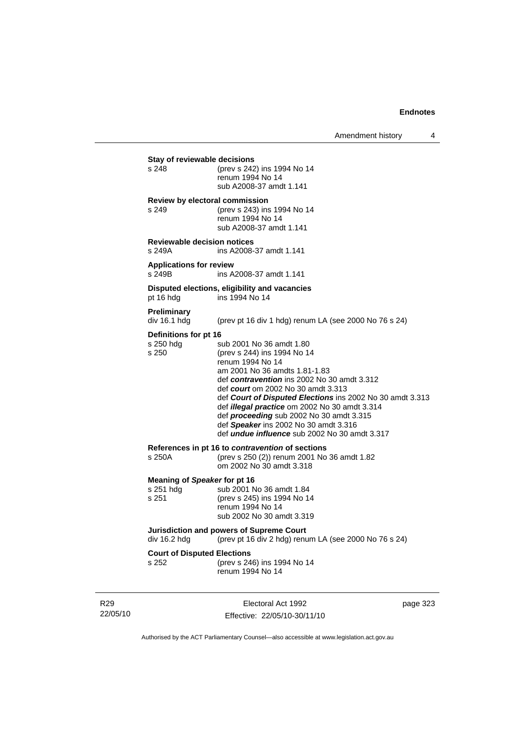**Stay of reviewable decisions**

| | |
|---|---|
| s 248 | (prev s 242) ins 1994 No 14<br>renum 1994 No 14<br>sub A2008-37 amdt 1.141 |

**Review by electoral commission**

| | |
|---|---|
| s 249 | (prev s 243) ins 1994 No 14<br>renum 1994 No 14<br>sub A2008-37 amdt 1.141 |

**Reviewable decision notices**

| | |
|---|---|
| s 249A | ins A2008-37 amdt 1.141 |

**Applications for review**

| | |
|---|---|
| s 249B | ins A2008-37 amdt 1.141 |

**Disputed elections, eligibility and vacancies**

| | |
|---|---|
| pt 16 hdg | ins 1994 No 14 |

**Preliminary**

| | |
|---|---|
| div 16.1 hdg | (prev pt 16 div 1 hdg) renum LA (see 2000 No 76 s 24) |

**Definitions for pt 16**

| | |
|---|---|
| s 250 hdg | sub 2001 No 36 amdt 1.80 |
| s 250 | (prev s 244) ins 1994 No 14<br>renum 1994 No 14<br>am 2001 No 36 amdts 1.81-1.83<br>def ***contravention*** ins 2002 No 30 amdt 3.312<br>def ***court*** om 2002 No 30 amdt 3.313<br>def ***Court of Disputed Elections*** ins 2002 No 30 amdt 3.313<br>def ***illegal practice*** om 2002 No 30 amdt 3.314<br>def ***proceeding*** sub 2002 No 30 amdt 3.315<br>def ***Speaker*** ins 2002 No 30 amdt 3.316<br>def ***undue influence*** sub 2002 No 30 amdt 3.317 |

**References in pt 16 to *contravention* of sections**

| | |
|---|---|
| s 250A | (prev s 250 (2)) renum 2001 No 36 amdt 1.82<br>om 2002 No 30 amdt 3.318 |

**Meaning of *Speaker* for pt 16**

| | |
|---|---|
| s 251 hdg | sub 2001 No 36 amdt 1.84 |
| s 251 | (prev s 245) ins 1994 No 14<br>renum 1994 No 14<br>sub 2002 No 30 amdt 3.319 |

**Jurisdiction and powers of Supreme Court**

| | |
|---|---|
| div 16.2 hdg | (prev pt 16 div 2 hdg) renum LA (see 2000 No 76 s 24) |

**Court of Disputed Elections**

| | |
|---|---|
| s 252 | (prev s 246) ins 1994 No 14<br>renum 1994 No 14 |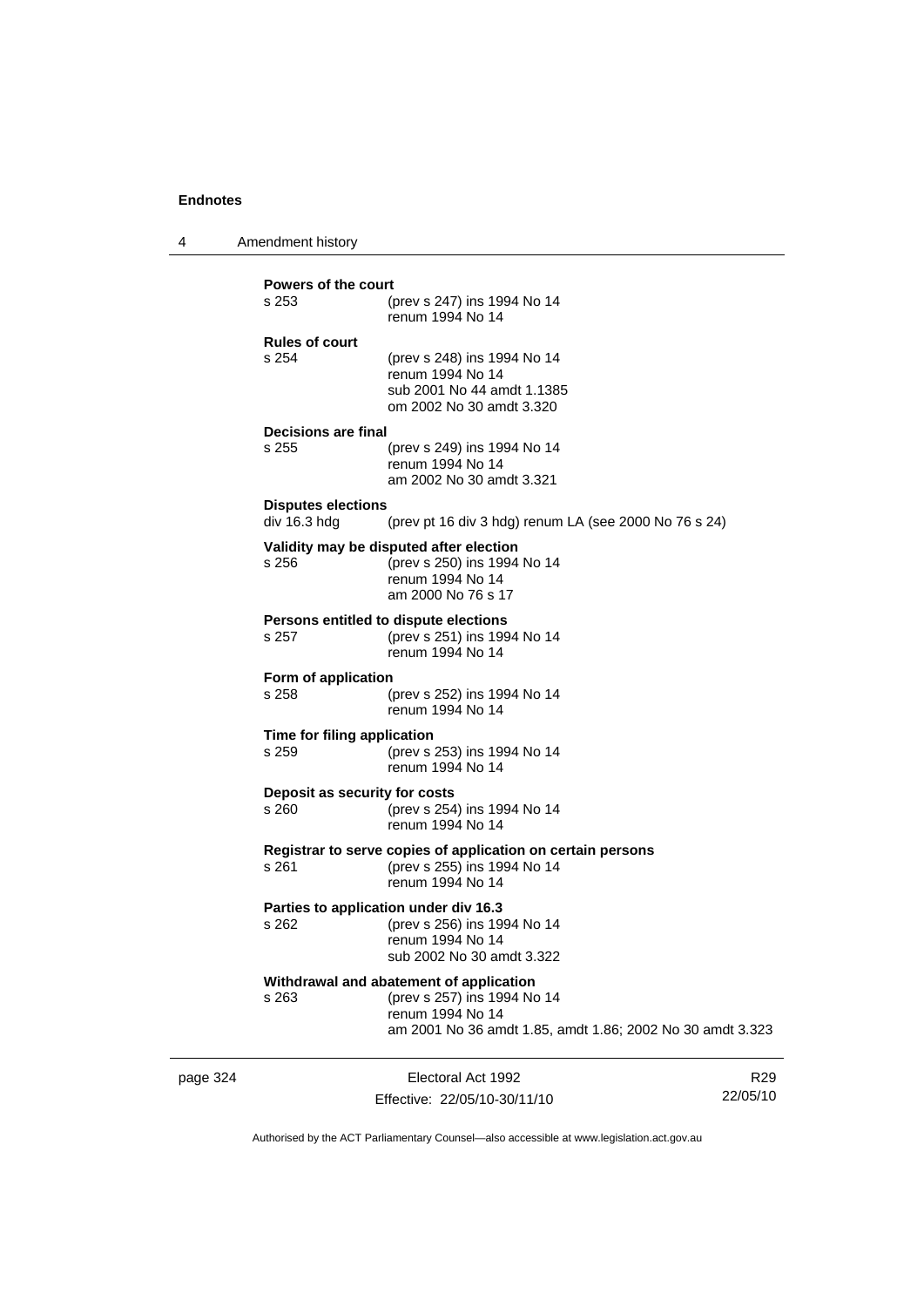**Powers of the court**

s 253 (prev s 247) ins 1994 No 14
renum 1994 No 14

**Rules of court**

s 254 (prev s 248) ins 1994 No 14
renum 1994 No 14
sub 2001 No 44 amdt 1.1385
om 2002 No 30 amdt 3.320

**Decisions are final**

s 255 (prev s 249) ins 1994 No 14
renum 1994 No 14
am 2002 No 30 amdt 3.321

**Disputes elections**

div 16.3 hdg (prev pt 16 div 3 hdg) renum LA (see 2000 No 76 s 24)

**Validity may be disputed after election**

s 256 (prev s 250) ins 1994 No 14
renum 1994 No 14
am 2000 No 76 s 17

**Persons entitled to dispute elections**

s 257 (prev s 251) ins 1994 No 14
renum 1994 No 14

**Form of application**

s 258 (prev s 252) ins 1994 No 14
renum 1994 No 14

**Time for filing application**

s 259 (prev s 253) ins 1994 No 14
renum 1994 No 14

**Deposit as security for costs**

s 260 (prev s 254) ins 1994 No 14
renum 1994 No 14

**Registrar to serve copies of application on certain persons**

s 261 (prev s 255) ins 1994 No 14
renum 1994 No 14

**Parties to application under div 16.3**

s 262 (prev s 256) ins 1994 No 14
renum 1994 No 14
sub 2002 No 30 amdt 3.322

**Withdrawal and abatement of application**

s 263 (prev s 257) ins 1994 No 14
renum 1994 No 14
am 2001 No 36 amdt 1.85, amdt 1.86; 2002 No 30 amdt 3.323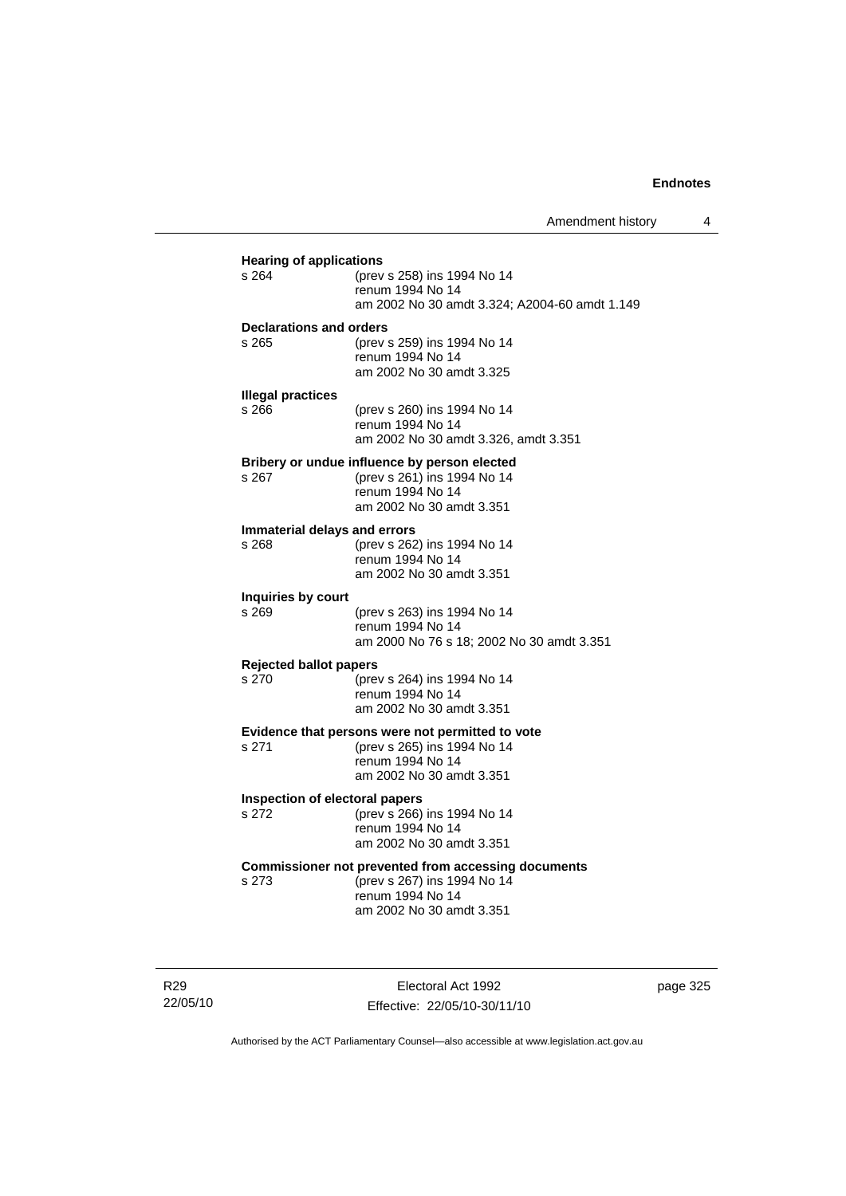**Hearing of applications**

s 264 (prev s 258) ins 1994 No 14
renum 1994 No 14
am 2002 No 30 amdt 3.324; A2004-60 amdt 1.149

**Declarations and orders**

s 265 (prev s 259) ins 1994 No 14
renum 1994 No 14
am 2002 No 30 amdt 3.325

**Illegal practices**

s 266 (prev s 260) ins 1994 No 14
renum 1994 No 14
am 2002 No 30 amdt 3.326, amdt 3.351

**Bribery or undue influence by person elected**

s 267 (prev s 261) ins 1994 No 14
renum 1994 No 14
am 2002 No 30 amdt 3.351

**Immaterial delays and errors**

s 268 (prev s 262) ins 1994 No 14
renum 1994 No 14
am 2002 No 30 amdt 3.351

**Inquiries by court**

s 269 (prev s 263) ins 1994 No 14
renum 1994 No 14
am 2000 No 76 s 18; 2002 No 30 amdt 3.351

**Rejected ballot papers**

s 270 (prev s 264) ins 1994 No 14
renum 1994 No 14
am 2002 No 30 amdt 3.351

**Evidence that persons were not permitted to vote**

s 271 (prev s 265) ins 1994 No 14
renum 1994 No 14
am 2002 No 30 amdt 3.351

**Inspection of electoral papers**

s 272 (prev s 266) ins 1994 No 14
renum 1994 No 14
am 2002 No 30 amdt 3.351

**Commissioner not prevented from accessing documents**

s 273 (prev s 267) ins 1994 No 14
renum 1994 No 14
am 2002 No 30 amdt 3.351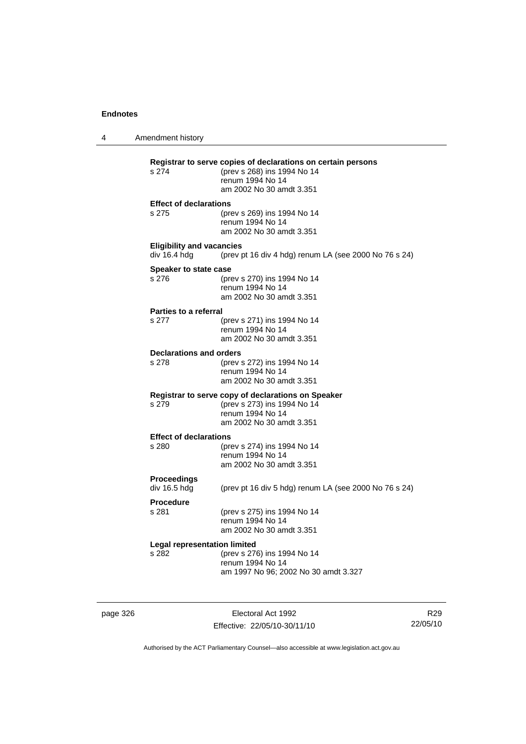**Registrar to serve copies of declarations on certain persons**

s 274 (prev s 268) ins 1994 No 14
renum 1994 No 14
am 2002 No 30 amdt 3.351

**Effect of declarations**

s 275 (prev s 269) ins 1994 No 14
renum 1994 No 14
am 2002 No 30 amdt 3.351

**Eligibility and vacancies**

div 16.4 hdg (prev pt 16 div 4 hdg) renum LA (see 2000 No 76 s 24)

**Speaker to state case**

s 276 (prev s 270) ins 1994 No 14
renum 1994 No 14
am 2002 No 30 amdt 3.351

**Parties to a referral**

s 277 (prev s 271) ins 1994 No 14
renum 1994 No 14
am 2002 No 30 amdt 3.351

**Declarations and orders**

s 278 (prev s 272) ins 1994 No 14
renum 1994 No 14
am 2002 No 30 amdt 3.351

**Registrar to serve copy of declarations on Speaker**

s 279 (prev s 273) ins 1994 No 14
renum 1994 No 14
am 2002 No 30 amdt 3.351

**Effect of declarations**

s 280 (prev s 274) ins 1994 No 14
renum 1994 No 14
am 2002 No 30 amdt 3.351

**Proceedings**

div 16.5 hdg (prev pt 16 div 5 hdg) renum LA (see 2000 No 76 s 24)

**Procedure**

s 281 (prev s 275) ins 1994 No 14
renum 1994 No 14
am 2002 No 30 amdt 3.351

**Legal representation limited**

s 282 (prev s 276) ins 1994 No 14
renum 1994 No 14
am 1997 No 96; 2002 No 30 amdt 3.327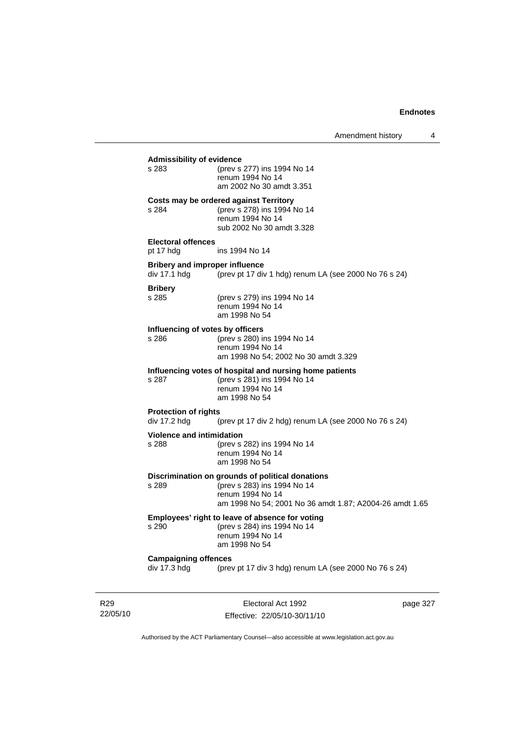**Admissibility of evidence**

s 283 (prev s 277) ins 1994 No 14
renum 1994 No 14
am 2002 No 30 amdt 3.351

**Costs may be ordered against Territory**

s 284 (prev s 278) ins 1994 No 14
renum 1994 No 14
sub 2002 No 30 amdt 3.328

**Electoral offences**

pt 17 hdg ins 1994 No 14

**Bribery and improper influence**

div 17.1 hdg (prev pt 17 div 1 hdg) renum LA (see 2000 No 76 s 24)

**Bribery**

s 285 (prev s 279) ins 1994 No 14
renum 1994 No 14
am 1998 No 54

**Influencing of votes by officers**

s 286 (prev s 280) ins 1994 No 14
renum 1994 No 14
am 1998 No 54; 2002 No 30 amdt 3.329

**Influencing votes of hospital and nursing home patients**

s 287 (prev s 281) ins 1994 No 14
renum 1994 No 14
am 1998 No 54

**Protection of rights**

div 17.2 hdg (prev pt 17 div 2 hdg) renum LA (see 2000 No 76 s 24)

**Violence and intimidation**

s 288 (prev s 282) ins 1994 No 14
renum 1994 No 14
am 1998 No 54

**Discrimination on grounds of political donations**

s 289 (prev s 283) ins 1994 No 14
renum 1994 No 14
am 1998 No 54; 2001 No 36 amdt 1.87; A2004-26 amdt 1.65

**Employees' right to leave of absence for voting**

s 290 (prev s 284) ins 1994 No 14
renum 1994 No 14
am 1998 No 54

**Campaigning offences**

div 17.3 hdg (prev pt 17 div 3 hdg) renum LA (see 2000 No 76 s 24)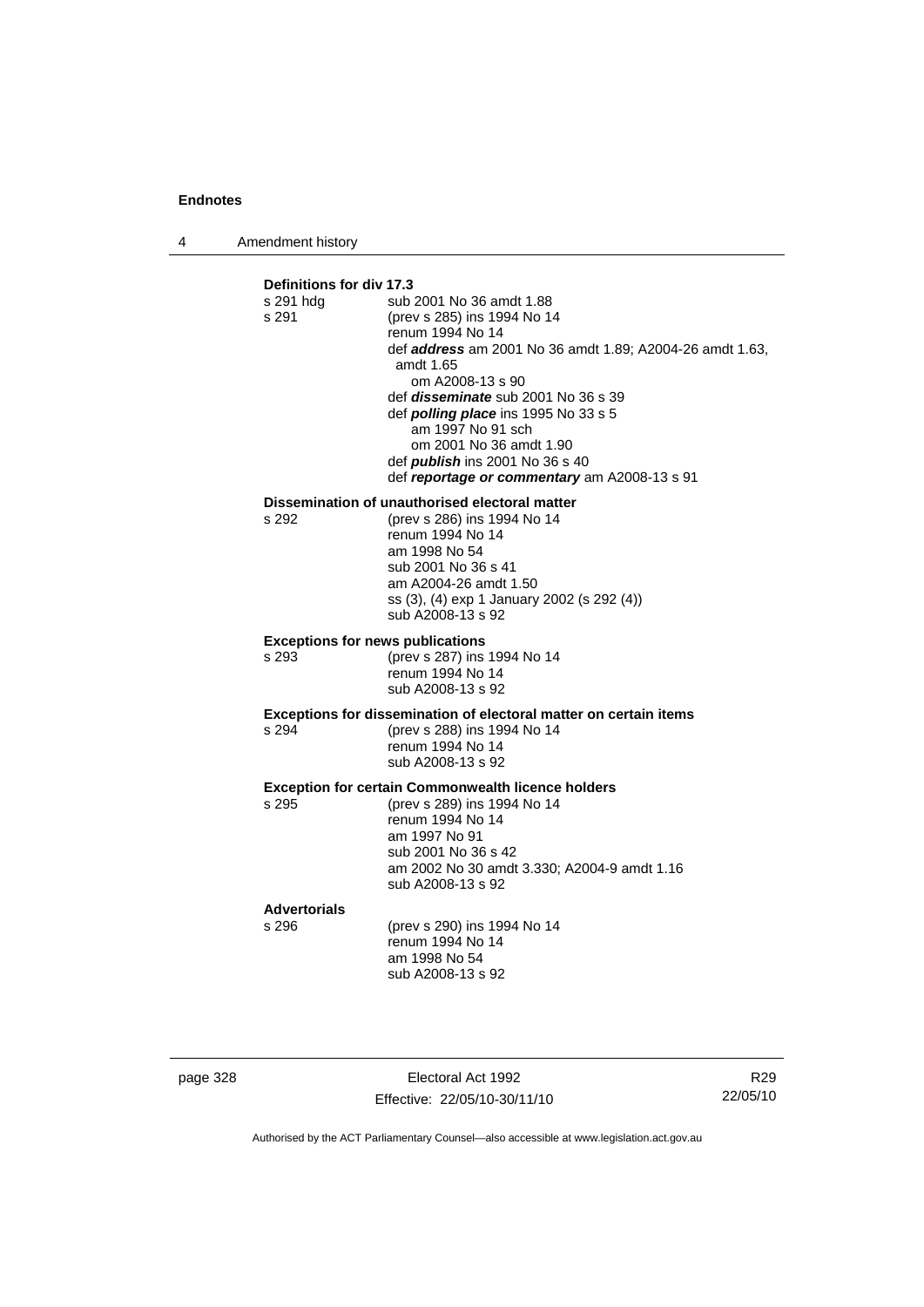**Definitions for div 17.3**

| | |
|---|---|
| s 291 hdg | sub 2001 No 36 amdt 1.88 |
| s 291 | (prev s 285) ins 1994 No 14<br>renum 1994 No 14<br>def ***address*** am 2001 No 36 amdt 1.89; A2004-26 amdt 1.63, amdt 1.65<br>om A2008-13 s 90<br>def ***disseminate*** sub 2001 No 36 s 39<br>def ***polling place*** ins 1995 No 33 s 5<br>am 1997 No 91 sch<br>om 2001 No 36 amdt 1.90<br>def ***publish*** ins 2001 No 36 s 40<br>def ***reportage or commentary*** am A2008-13 s 91 |

**Dissemination of unauthorised electoral matter**

| | |
|---|---|
| s 292 | (prev s 286) ins 1994 No 14<br>renum 1994 No 14<br>am 1998 No 54<br>sub 2001 No 36 s 41<br>am A2004-26 amdt 1.50<br>ss (3), (4) exp 1 January 2002 (s 292 (4))<br>sub A2008-13 s 92 |

**Exceptions for news publications**

| | |
|---|---|
| s 293 | (prev s 287) ins 1994 No 14<br>renum 1994 No 14<br>sub A2008-13 s 92 |

**Exceptions for dissemination of electoral matter on certain items**

| | |
|---|---|
| s 294 | (prev s 288) ins 1994 No 14<br>renum 1994 No 14<br>sub A2008-13 s 92 |

**Exception for certain Commonwealth licence holders**

| | |
|---|---|
| s 295 | (prev s 289) ins 1994 No 14<br>renum 1994 No 14<br>am 1997 No 91<br>sub 2001 No 36 s 42<br>am 2002 No 30 amdt 3.330; A2004-9 amdt 1.16<br>sub A2008-13 s 92 |

**Advertorials**

| | |
|---|---|
| s 296 | (prev s 290) ins 1994 No 14<br>renum 1994 No 14<br>am 1998 No 54<br>sub A2008-13 s 92 |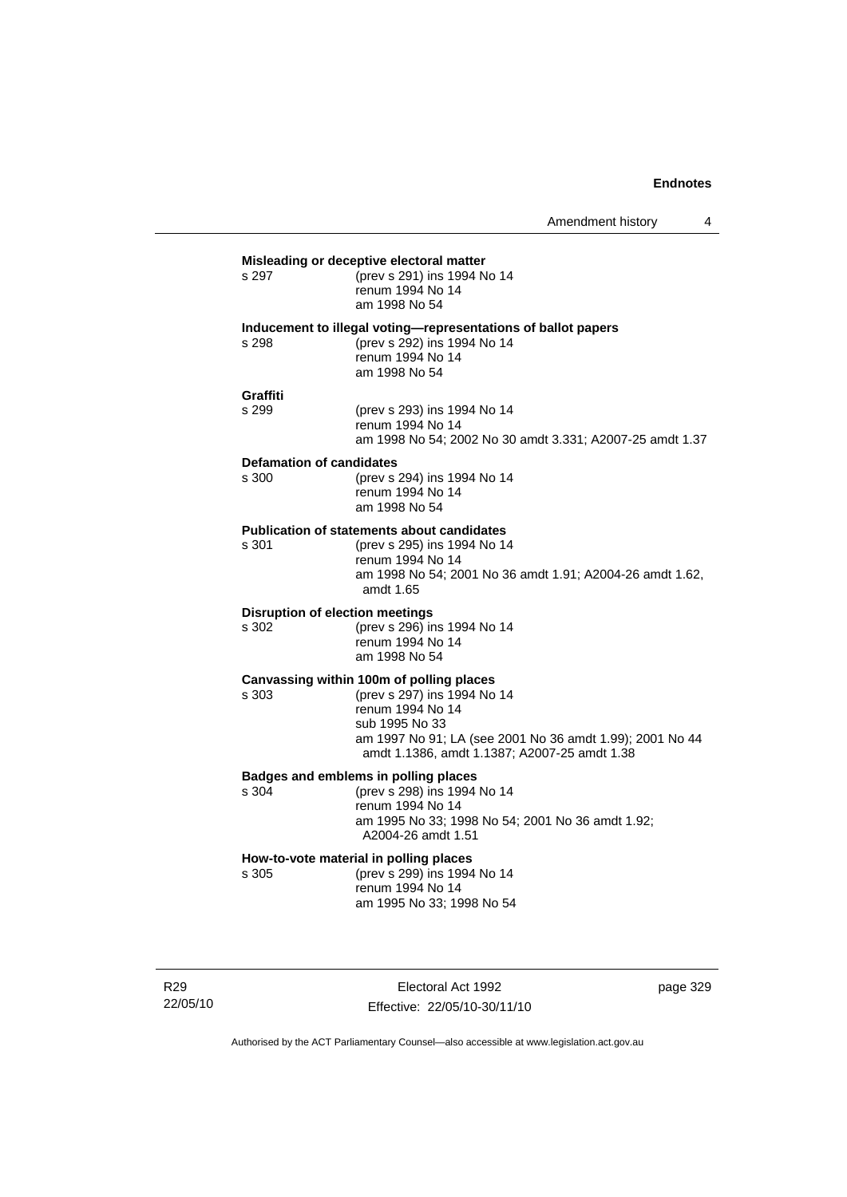**Misleading or deceptive electoral matter**

s 297 (prev s 291) ins 1994 No 14
renum 1994 No 14
am 1998 No 54

**Inducement to illegal voting—representations of ballot papers**

s 298 (prev s 292) ins 1994 No 14
renum 1994 No 14
am 1998 No 54

**Graffiti**

s 299 (prev s 293) ins 1994 No 14
renum 1994 No 14
am 1998 No 54; 2002 No 30 amdt 3.331; A2007-25 amdt 1.37

**Defamation of candidates**

s 300 (prev s 294) ins 1994 No 14
renum 1994 No 14
am 1998 No 54

**Publication of statements about candidates**

s 301 (prev s 295) ins 1994 No 14
renum 1994 No 14
am 1998 No 54; 2001 No 36 amdt 1.91; A2004-26 amdt 1.62, amdt 1.65

**Disruption of election meetings**

s 302 (prev s 296) ins 1994 No 14
renum 1994 No 14
am 1998 No 54

**Canvassing within 100m of polling places**

s 303 (prev s 297) ins 1994 No 14
renum 1994 No 14
sub 1995 No 33
am 1997 No 91; LA (see 2001 No 36 amdt 1.99); 2001 No 44 amdt 1.1386, amdt 1.1387; A2007-25 amdt 1.38

**Badges and emblems in polling places**

s 304 (prev s 298) ins 1994 No 14
renum 1994 No 14
am 1995 No 33; 1998 No 54; 2001 No 36 amdt 1.92; A2004-26 amdt 1.51

**How-to-vote material in polling places**

s 305 (prev s 299) ins 1994 No 14
renum 1994 No 14
am 1995 No 33; 1998 No 54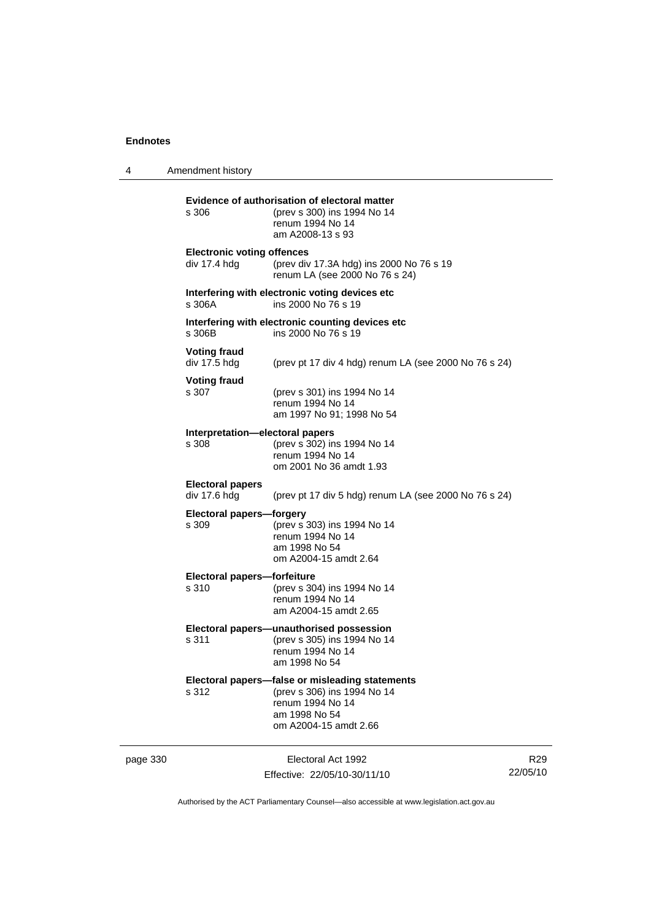**Evidence of authorisation of electoral matter**
s 306 (prev s 300) ins 1994 No 14
renum 1994 No 14
am A2008-13 s 93

**Electronic voting offences**
div 17.4 hdg (prev div 17.3A hdg) ins 2000 No 76 s 19
renum LA (see 2000 No 76 s 24)

**Interfering with electronic voting devices etc**
s 306A ins 2000 No 76 s 19

**Interfering with electronic counting devices etc**
s 306B ins 2000 No 76 s 19

**Voting fraud**
div 17.5 hdg (prev pt 17 div 4 hdg) renum LA (see 2000 No 76 s 24)

**Voting fraud**
s 307 (prev s 301) ins 1994 No 14
renum 1994 No 14
am 1997 No 91; 1998 No 54

**Interpretation—electoral papers**
s 308 (prev s 302) ins 1994 No 14
renum 1994 No 14
om 2001 No 36 amdt 1.93

**Electoral papers**
div 17.6 hdg (prev pt 17 div 5 hdg) renum LA (see 2000 No 76 s 24)

**Electoral papers—forgery**
s 309 (prev s 303) ins 1994 No 14
renum 1994 No 14
am 1998 No 54
om A2004-15 amdt 2.64

**Electoral papers—forfeiture**
s 310 (prev s 304) ins 1994 No 14
renum 1994 No 14
am A2004-15 amdt 2.65

**Electoral papers—unauthorised possession**
s 311 (prev s 305) ins 1994 No 14
renum 1994 No 14
am 1998 No 54

**Electoral papers—false or misleading statements**
s 312 (prev s 306) ins 1994 No 14
renum 1994 No 14
am 1998 No 54
om A2004-15 amdt 2.66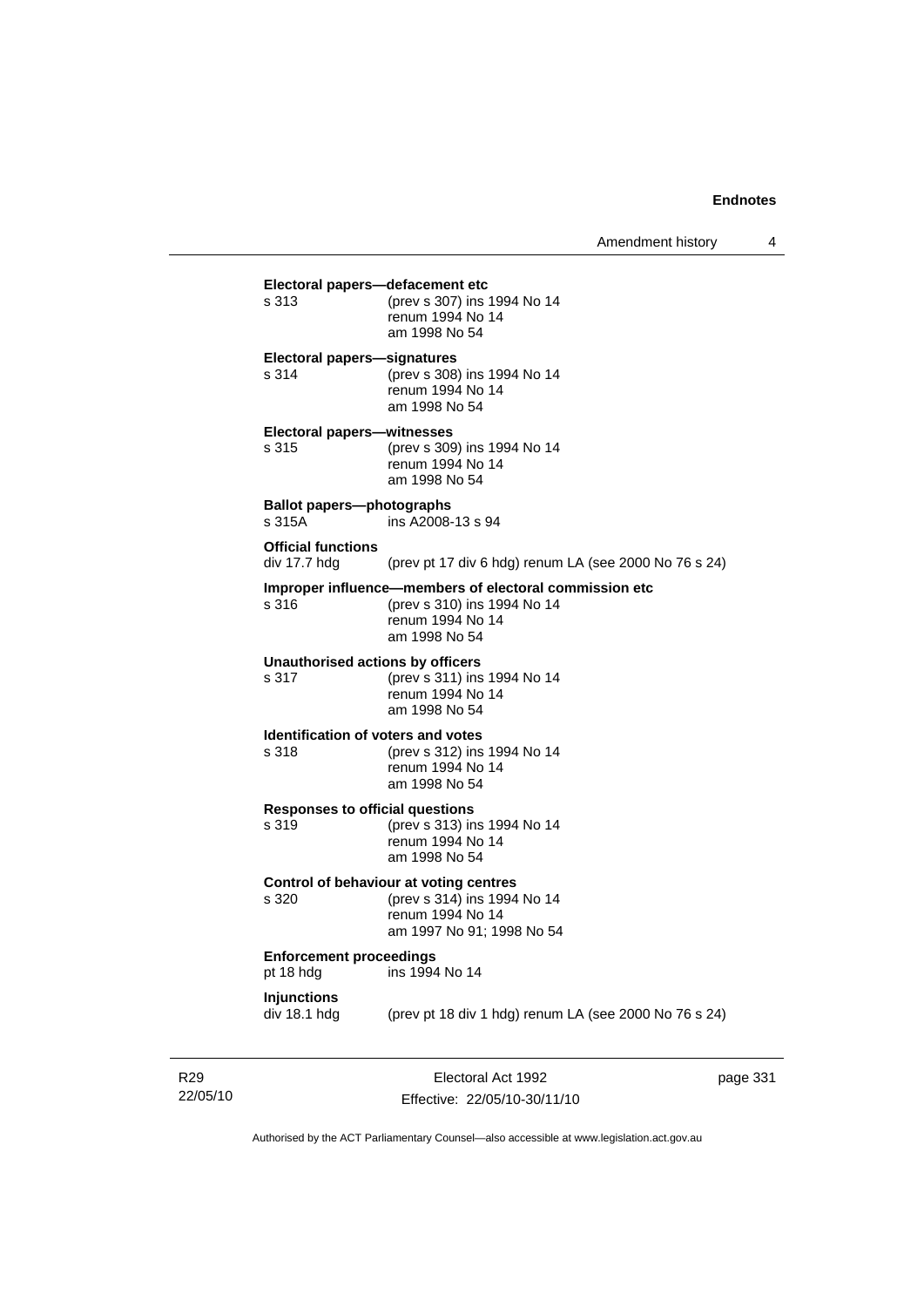**Electoral papers—defacement etc**

s 313 (prev s 307) ins 1994 No 14
renum 1994 No 14
am 1998 No 54

**Electoral papers—signatures**

s 314 (prev s 308) ins 1994 No 14
renum 1994 No 14
am 1998 No 54

**Electoral papers—witnesses**

s 315 (prev s 309) ins 1994 No 14
renum 1994 No 14
am 1998 No 54

**Ballot papers—photographs**

s 315A ins A2008-13 s 94

**Official functions**

div 17.7 hdg (prev pt 17 div 6 hdg) renum LA (see 2000 No 76 s 24)

**Improper influence—members of electoral commission etc**

s 316 (prev s 310) ins 1994 No 14
renum 1994 No 14
am 1998 No 54

**Unauthorised actions by officers**

s 317 (prev s 311) ins 1994 No 14
renum 1994 No 14
am 1998 No 54

**Identification of voters and votes**

s 318 (prev s 312) ins 1994 No 14
renum 1994 No 14
am 1998 No 54

**Responses to official questions**

s 319 (prev s 313) ins 1994 No 14
renum 1994 No 14
am 1998 No 54

**Control of behaviour at voting centres**

s 320 (prev s 314) ins 1994 No 14
renum 1994 No 14
am 1997 No 91; 1998 No 54

**Enforcement proceedings**

pt 18 hdg ins 1994 No 14

**Injunctions**

div 18.1 hdg (prev pt 18 div 1 hdg) renum LA (see 2000 No 76 s 24)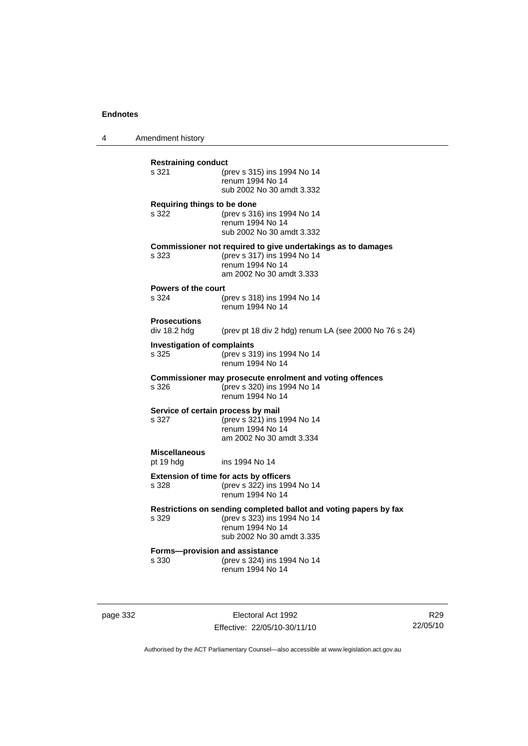**Restraining conduct**
s 321 (prev s 315) ins 1994 No 14
renum 1994 No 14
sub 2002 No 30 amdt 3.332

**Requiring things to be done**
s 322 (prev s 316) ins 1994 No 14
renum 1994 No 14
sub 2002 No 30 amdt 3.332

**Commissioner not required to give undertakings as to damages**
s 323 (prev s 317) ins 1994 No 14
renum 1994 No 14
am 2002 No 30 amdt 3.333

**Powers of the court**
s 324 (prev s 318) ins 1994 No 14
renum 1994 No 14

**Prosecutions**
div 18.2 hdg (prev pt 18 div 2 hdg) renum LA (see 2000 No 76 s 24)

**Investigation of complaints**
s 325 (prev s 319) ins 1994 No 14
renum 1994 No 14

**Commissioner may prosecute enrolment and voting offences**
s 326 (prev s 320) ins 1994 No 14
renum 1994 No 14

**Service of certain process by mail**
s 327 (prev s 321) ins 1994 No 14
renum 1994 No 14
am 2002 No 30 amdt 3.334

**Miscellaneous**
pt 19 hdg ins 1994 No 14

**Extension of time for acts by officers**
s 328 (prev s 322) ins 1994 No 14
renum 1994 No 14

**Restrictions on sending completed ballot and voting papers by fax**
s 329 (prev s 323) ins 1994 No 14
renum 1994 No 14
sub 2002 No 30 amdt 3.335

**Forms—provision and assistance**
s 330 (prev s 324) ins 1994 No 14
renum 1994 No 14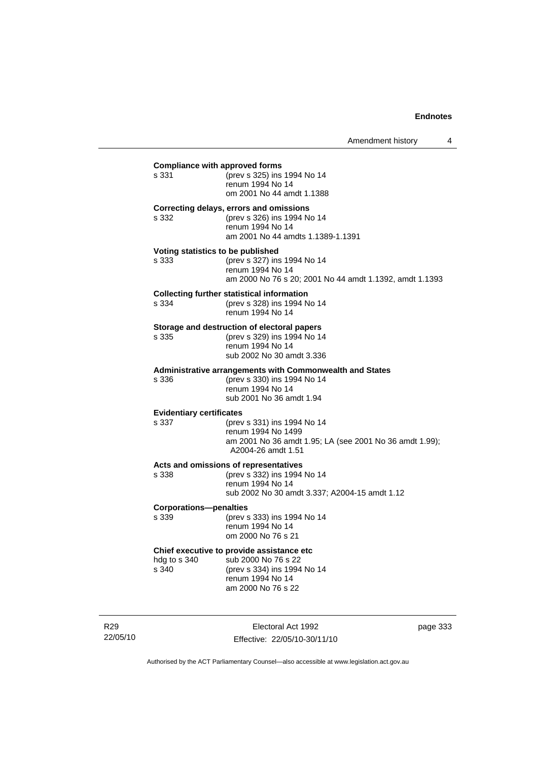**Compliance with approved forms**

s 331 (prev s 325) ins 1994 No 14
renum 1994 No 14
om 2001 No 44 amdt 1.1388

**Correcting delays, errors and omissions**

s 332 (prev s 326) ins 1994 No 14
renum 1994 No 14
am 2001 No 44 amdts 1.1389-1.1391

**Voting statistics to be published**

s 333 (prev s 327) ins 1994 No 14
renum 1994 No 14
am 2000 No 76 s 20; 2001 No 44 amdt 1.1392, amdt 1.1393

**Collecting further statistical information**

s 334 (prev s 328) ins 1994 No 14
renum 1994 No 14

**Storage and destruction of electoral papers**

s 335 (prev s 329) ins 1994 No 14
renum 1994 No 14
sub 2002 No 30 amdt 3.336

**Administrative arrangements with Commonwealth and States**

s 336 (prev s 330) ins 1994 No 14
renum 1994 No 14
sub 2001 No 36 amdt 1.94

**Evidentiary certificates**

s 337 (prev s 331) ins 1994 No 14
renum 1994 No 1499
am 2001 No 36 amdt 1.95; LA (see 2001 No 36 amdt 1.99); A2004-26 amdt 1.51

**Acts and omissions of representatives**

s 338 (prev s 332) ins 1994 No 14
renum 1994 No 14
sub 2002 No 30 amdt 3.337; A2004-15 amdt 1.12

**Corporations—penalties**

s 339 (prev s 333) ins 1994 No 14
renum 1994 No 14
om 2000 No 76 s 21

**Chief executive to provide assistance etc**

hdg to s 340 sub 2000 No 76 s 22
s 340 (prev s 334) ins 1994 No 14
renum 1994 No 14
am 2000 No 76 s 22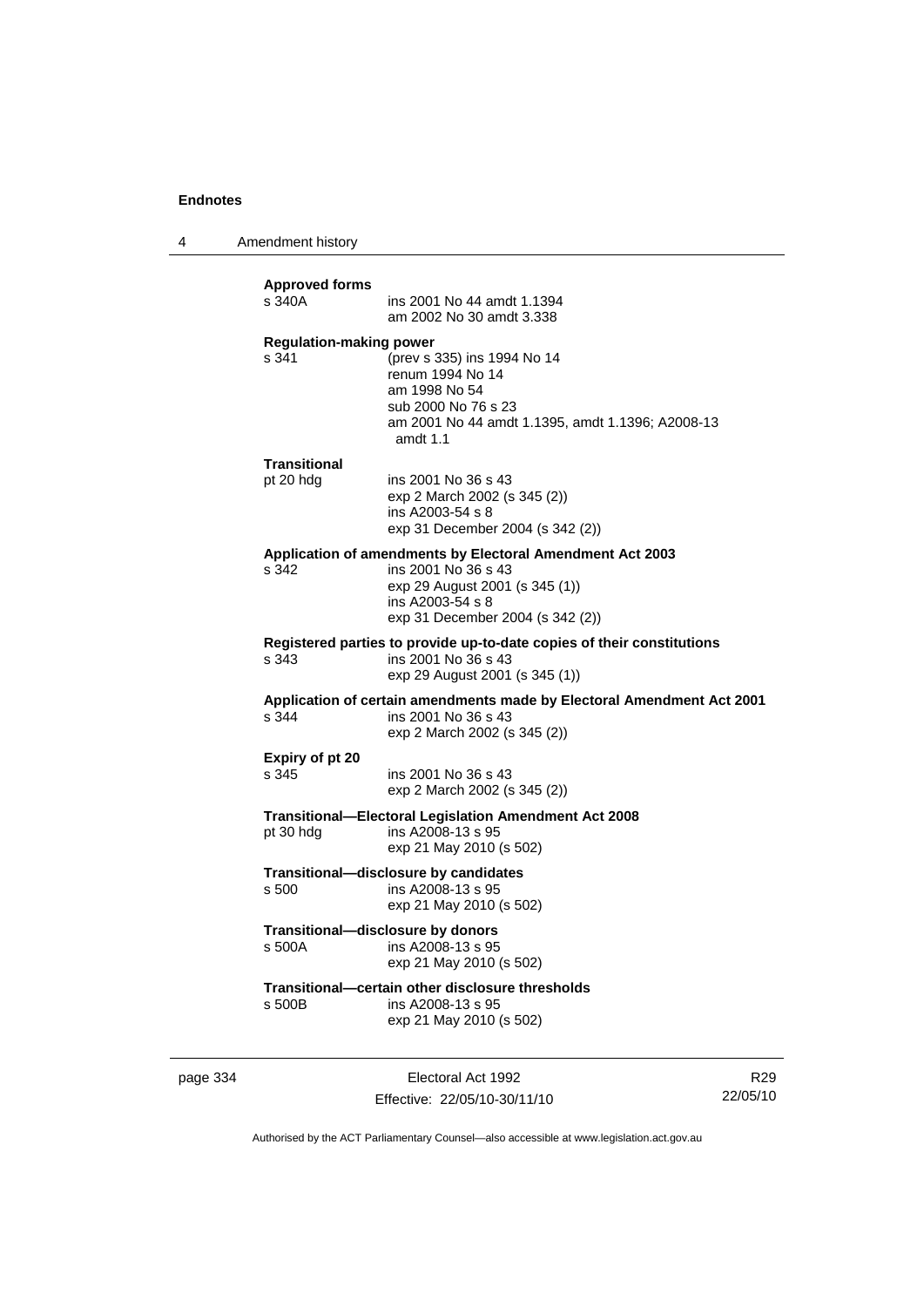**Approved forms**

s 340A ins 2001 No 44 amdt 1.1394
am 2002 No 30 amdt 3.338

**Regulation-making power**

s 341 (prev s 335) ins 1994 No 14
renum 1994 No 14
am 1998 No 54
sub 2000 No 76 s 23
am 2001 No 44 amdt 1.1395, amdt 1.1396; A2008-13 amdt 1.1

**Transitional**

pt 20 hdg ins 2001 No 36 s 43
exp 2 March 2002 (s 345 (2))
ins A2003-54 s 8
exp 31 December 2004 (s 342 (2))

**Application of amendments by Electoral Amendment Act 2003**

s 342 ins 2001 No 36 s 43
exp 29 August 2001 (s 345 (1))
ins A2003-54 s 8
exp 31 December 2004 (s 342 (2))

**Registered parties to provide up-to-date copies of their constitutions**

s 343 ins 2001 No 36 s 43
exp 29 August 2001 (s 345 (1))

**Application of certain amendments made by Electoral Amendment Act 2001**

s 344 ins 2001 No 36 s 43
exp 2 March 2002 (s 345 (2))

**Expiry of pt 20**

s 345 ins 2001 No 36 s 43
exp 2 March 2002 (s 345 (2))

**Transitional—Electoral Legislation Amendment Act 2008**

pt 30 hdg ins A2008-13 s 95
exp 21 May 2010 (s 502)

**Transitional—disclosure by candidates**

s 500 ins A2008-13 s 95
exp 21 May 2010 (s 502)

**Transitional—disclosure by donors**

s 500A ins A2008-13 s 95
exp 21 May 2010 (s 502)

**Transitional—certain other disclosure thresholds**

s 500B ins A2008-13 s 95
exp 21 May 2010 (s 502)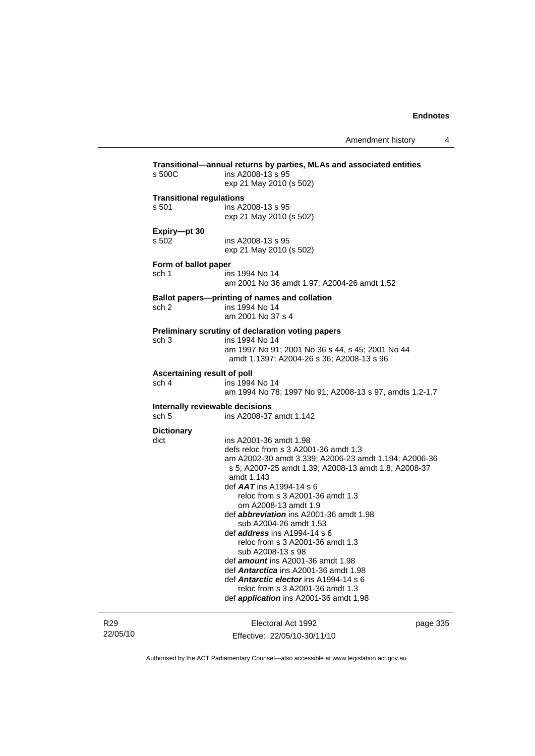**Transitional—annual returns by parties, MLAs and associated entities**

s 500C ins A2008-13 s 95
exp 21 May 2010 (s 502)

**Transitional regulations**

s 501 ins A2008-13 s 95
exp 21 May 2010 (s 502)

**Expiry—pt 30**

s 502 ins A2008-13 s 95
exp 21 May 2010 (s 502)

**Form of ballot paper**

sch 1 ins 1994 No 14
am 2001 No 36 amdt 1.97; A2004-26 amdt 1.52

**Ballot papers—printing of names and collation**

sch 2 ins 1994 No 14
am 2001 No 37 s 4

**Preliminary scrutiny of declaration voting papers**

sch 3 ins 1994 No 14
am 1997 No 91; 2001 No 36 s 44, s 45; 2001 No 44 amdt 1.1397; A2004-26 s 36; A2008-13 s 96

**Ascertaining result of poll**

sch 4 ins 1994 No 14
am 1994 No 78; 1997 No 91; A2008-13 s 97, amdts 1.2-1.7

**Internally reviewable decisions**

sch 5 ins A2008-37 amdt 1.142

**Dictionary**

dict ins A2001-36 amdt 1.98
defs reloc from s 3 A2001-36 amdt 1.3
am A2002-30 amdt 3.339; A2006-23 amdt 1.194; A2006-36 s 5; A2007-25 amdt 1.39; A2008-13 amdt 1.8; A2008-37 amdt 1.143
def ***AAT*** ins A1994-14 s 6
reloc from s 3 A2001-36 amdt 1.3
om A2008-13 amdt 1.9
def ***abbreviation*** ins A2001-36 amdt 1.98
sub A2004-26 amdt 1.53
def ***address*** ins A1994-14 s 6
reloc from s 3 A2001-36 amdt 1.3
sub A2008-13 s 98
def ***amount*** ins A2001-36 amdt 1.98
def ***Antarctica*** ins A2001-36 amdt 1.98
def ***Antarctic elector*** ins A1994-14 s 6
reloc from s 3 A2001-36 amdt 1.3
def ***application*** ins A2001-36 amdt 1.98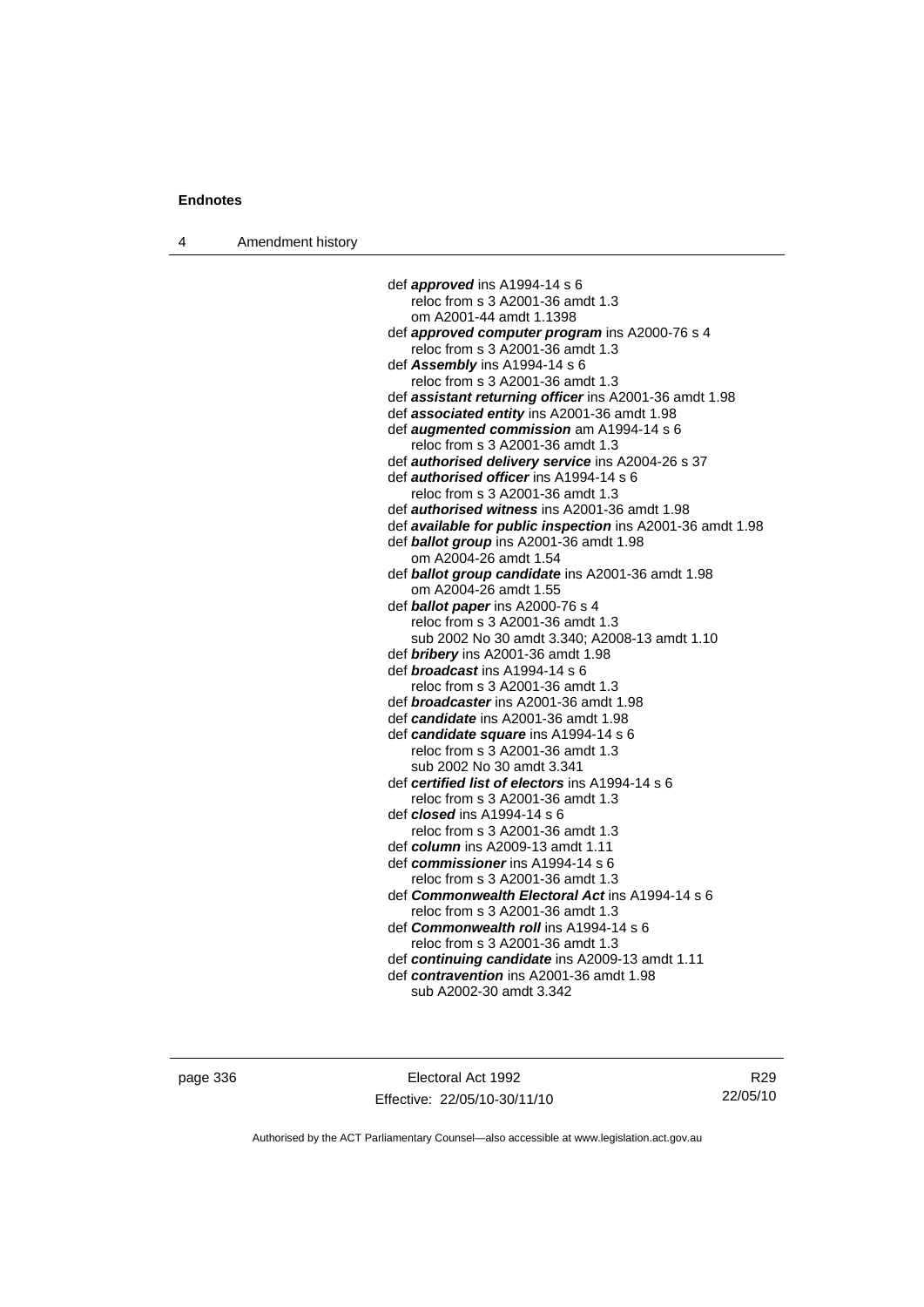def ***approved*** ins A1994-14 s 6
    reloc from s 3 A2001-36 amdt 1.3
    om A2001-44 amdt 1.1398
def ***approved computer program*** ins A2000-76 s 4
    reloc from s 3 A2001-36 amdt 1.3
def ***Assembly*** ins A1994-14 s 6
    reloc from s 3 A2001-36 amdt 1.3
def ***assistant returning officer*** ins A2001-36 amdt 1.98
def ***associated entity*** ins A2001-36 amdt 1.98
def ***augmented commission*** am A1994-14 s 6
    reloc from s 3 A2001-36 amdt 1.3
def ***authorised delivery service*** ins A2004-26 s 37
def ***authorised officer*** ins A1994-14 s 6
    reloc from s 3 A2001-36 amdt 1.3
def ***authorised witness*** ins A2001-36 amdt 1.98
def ***available for public inspection*** ins A2001-36 amdt 1.98
def ***ballot group*** ins A2001-36 amdt 1.98
    om A2004-26 amdt 1.54
def ***ballot group candidate*** ins A2001-36 amdt 1.98
    om A2004-26 amdt 1.55
def ***ballot paper*** ins A2000-76 s 4
    reloc from s 3 A2001-36 amdt 1.3
    sub 2002 No 30 amdt 3.340; A2008-13 amdt 1.10
def ***bribery*** ins A2001-36 amdt 1.98
def ***broadcast*** ins A1994-14 s 6
    reloc from s 3 A2001-36 amdt 1.3
def ***broadcaster*** ins A2001-36 amdt 1.98
def ***candidate*** ins A2001-36 amdt 1.98
def ***candidate square*** ins A1994-14 s 6
    reloc from s 3 A2001-36 amdt 1.3
    sub 2002 No 30 amdt 3.341
def ***certified list of electors*** ins A1994-14 s 6
    reloc from s 3 A2001-36 amdt 1.3
def ***closed*** ins A1994-14 s 6
    reloc from s 3 A2001-36 amdt 1.3
def ***column*** ins A2009-13 amdt 1.11
def ***commissioner*** ins A1994-14 s 6
    reloc from s 3 A2001-36 amdt 1.3
def ***Commonwealth Electoral Act*** ins A1994-14 s 6
    reloc from s 3 A2001-36 amdt 1.3
def ***Commonwealth roll*** ins A1994-14 s 6
    reloc from s 3 A2001-36 amdt 1.3
def ***continuing candidate*** ins A2009-13 amdt 1.11
def ***contravention*** ins A2001-36 amdt 1.98
    sub A2002-30 amdt 3.342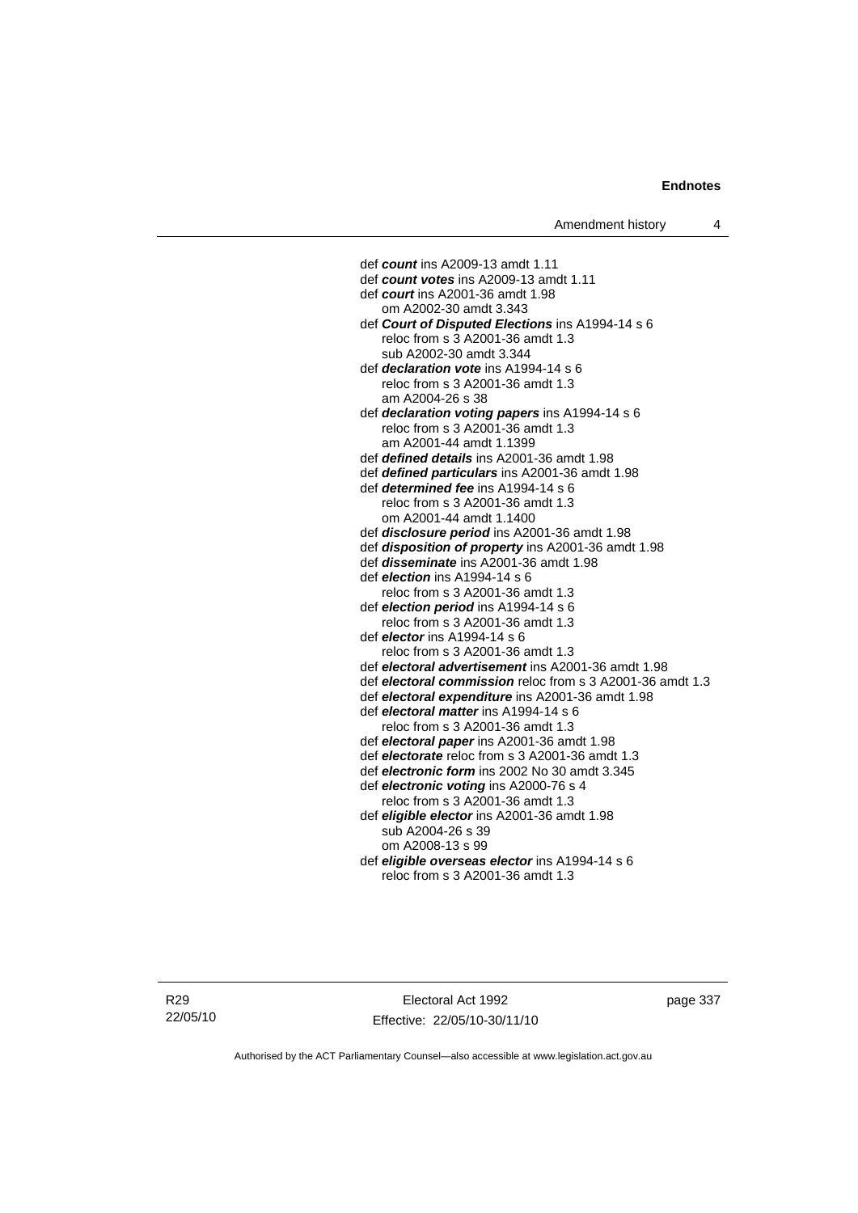def ***count*** ins A2009-13 amdt 1.11
def ***count votes*** ins A2009-13 amdt 1.11
def ***court*** ins A2001-36 amdt 1.98
    om A2002-30 amdt 3.343
def ***Court of Disputed Elections*** ins A1994-14 s 6
    reloc from s 3 A2001-36 amdt 1.3
    sub A2002-30 amdt 3.344
def ***declaration vote*** ins A1994-14 s 6
    reloc from s 3 A2001-36 amdt 1.3
    am A2004-26 s 38
def ***declaration voting papers*** ins A1994-14 s 6
    reloc from s 3 A2001-36 amdt 1.3
    am A2001-44 amdt 1.1399
def ***defined details*** ins A2001-36 amdt 1.98
def ***defined particulars*** ins A2001-36 amdt 1.98
def ***determined fee*** ins A1994-14 s 6
    reloc from s 3 A2001-36 amdt 1.3
    om A2001-44 amdt 1.1400
def ***disclosure period*** ins A2001-36 amdt 1.98
def ***disposition of property*** ins A2001-36 amdt 1.98
def ***disseminate*** ins A2001-36 amdt 1.98
def ***election*** ins A1994-14 s 6
    reloc from s 3 A2001-36 amdt 1.3
def ***election period*** ins A1994-14 s 6
    reloc from s 3 A2001-36 amdt 1.3
def ***elector*** ins A1994-14 s 6
    reloc from s 3 A2001-36 amdt 1.3
def ***electoral advertisement*** ins A2001-36 amdt 1.98
def ***electoral commission*** reloc from s 3 A2001-36 amdt 1.3
def ***electoral expenditure*** ins A2001-36 amdt 1.98
def ***electoral matter*** ins A1994-14 s 6
    reloc from s 3 A2001-36 amdt 1.3
def ***electoral paper*** ins A2001-36 amdt 1.98
def ***electorate*** reloc from s 3 A2001-36 amdt 1.3
def ***electronic form*** ins 2002 No 30 amdt 3.345
def ***electronic voting*** ins A2000-76 s 4
    reloc from s 3 A2001-36 amdt 1.3
def ***eligible elector*** ins A2001-36 amdt 1.98
    sub A2004-26 s 39
    om A2008-13 s 99
def ***eligible overseas elector*** ins A1994-14 s 6
    reloc from s 3 A2001-36 amdt 1.3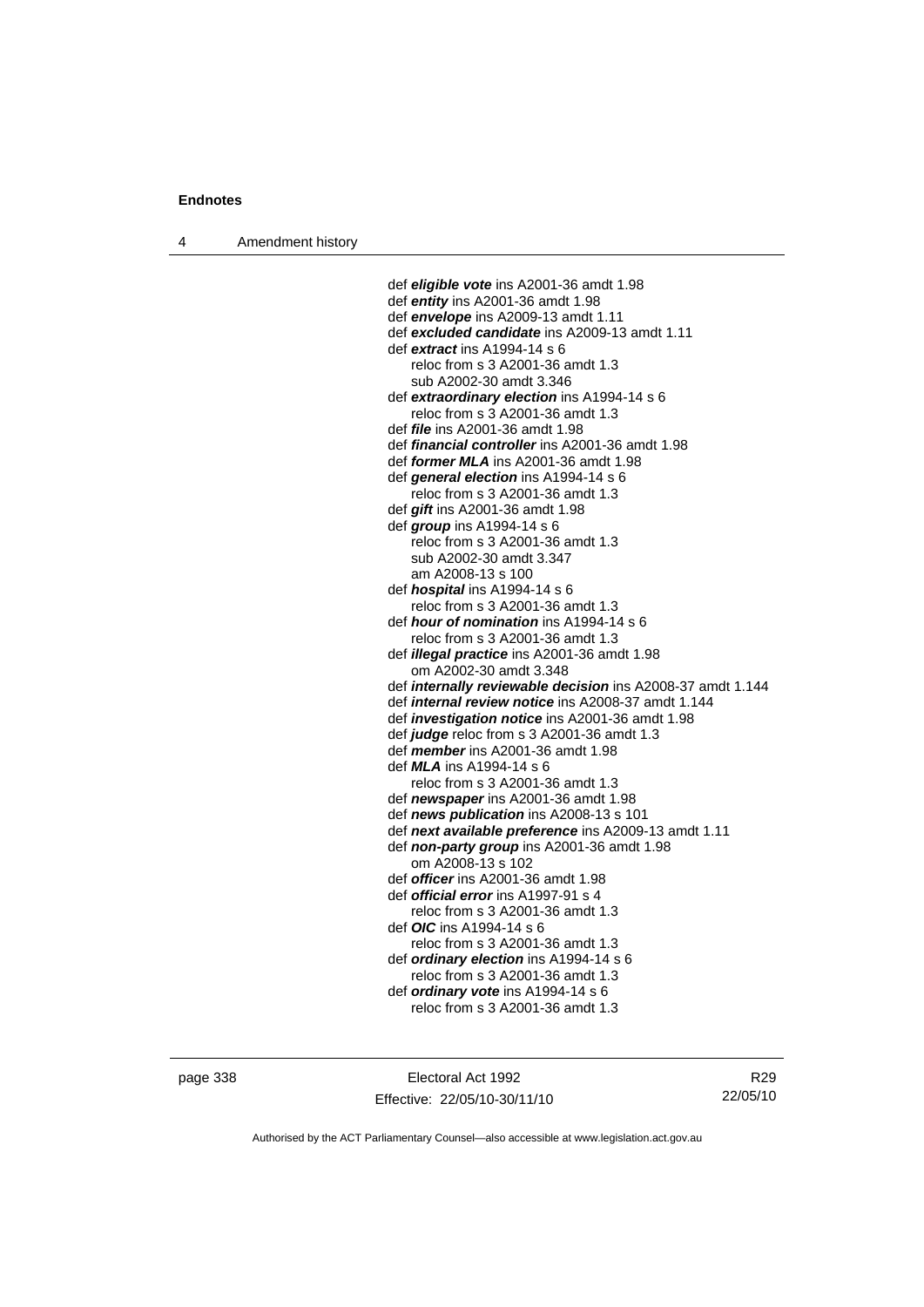def ***eligible vote*** ins A2001-36 amdt 1.98
def ***entity*** ins A2001-36 amdt 1.98
def ***envelope*** ins A2009-13 amdt 1.11
def ***excluded candidate*** ins A2009-13 amdt 1.11
def ***extract*** ins A1994-14 s 6
reloc from s 3 A2001-36 amdt 1.3
sub A2002-30 amdt 3.346
def ***extraordinary election*** ins A1994-14 s 6
reloc from s 3 A2001-36 amdt 1.3
def ***file*** ins A2001-36 amdt 1.98
def ***financial controller*** ins A2001-36 amdt 1.98
def ***former MLA*** ins A2001-36 amdt 1.98
def ***general election*** ins A1994-14 s 6
reloc from s 3 A2001-36 amdt 1.3
def ***gift*** ins A2001-36 amdt 1.98
def ***group*** ins A1994-14 s 6
reloc from s 3 A2001-36 amdt 1.3
sub A2002-30 amdt 3.347
am A2008-13 s 100
def ***hospital*** ins A1994-14 s 6
reloc from s 3 A2001-36 amdt 1.3
def ***hour of nomination*** ins A1994-14 s 6
reloc from s 3 A2001-36 amdt 1.3
def ***illegal practice*** ins A2001-36 amdt 1.98
om A2002-30 amdt 3.348
def ***internally reviewable decision*** ins A2008-37 amdt 1.144
def ***internal review notice*** ins A2008-37 amdt 1.144
def ***investigation notice*** ins A2001-36 amdt 1.98
def ***judge*** reloc from s 3 A2001-36 amdt 1.3
def ***member*** ins A2001-36 amdt 1.98
def ***MLA*** ins A1994-14 s 6
reloc from s 3 A2001-36 amdt 1.3
def ***newspaper*** ins A2001-36 amdt 1.98
def ***news publication*** ins A2008-13 s 101
def ***next available preference*** ins A2009-13 amdt 1.11
def ***non-party group*** ins A2001-36 amdt 1.98
om A2008-13 s 102
def ***officer*** ins A2001-36 amdt 1.98
def ***official error*** ins A1997-91 s 4
reloc from s 3 A2001-36 amdt 1.3
def ***OIC*** ins A1994-14 s 6
reloc from s 3 A2001-36 amdt 1.3
def ***ordinary election*** ins A1994-14 s 6
reloc from s 3 A2001-36 amdt 1.3
def ***ordinary vote*** ins A1994-14 s 6
reloc from s 3 A2001-36 amdt 1.3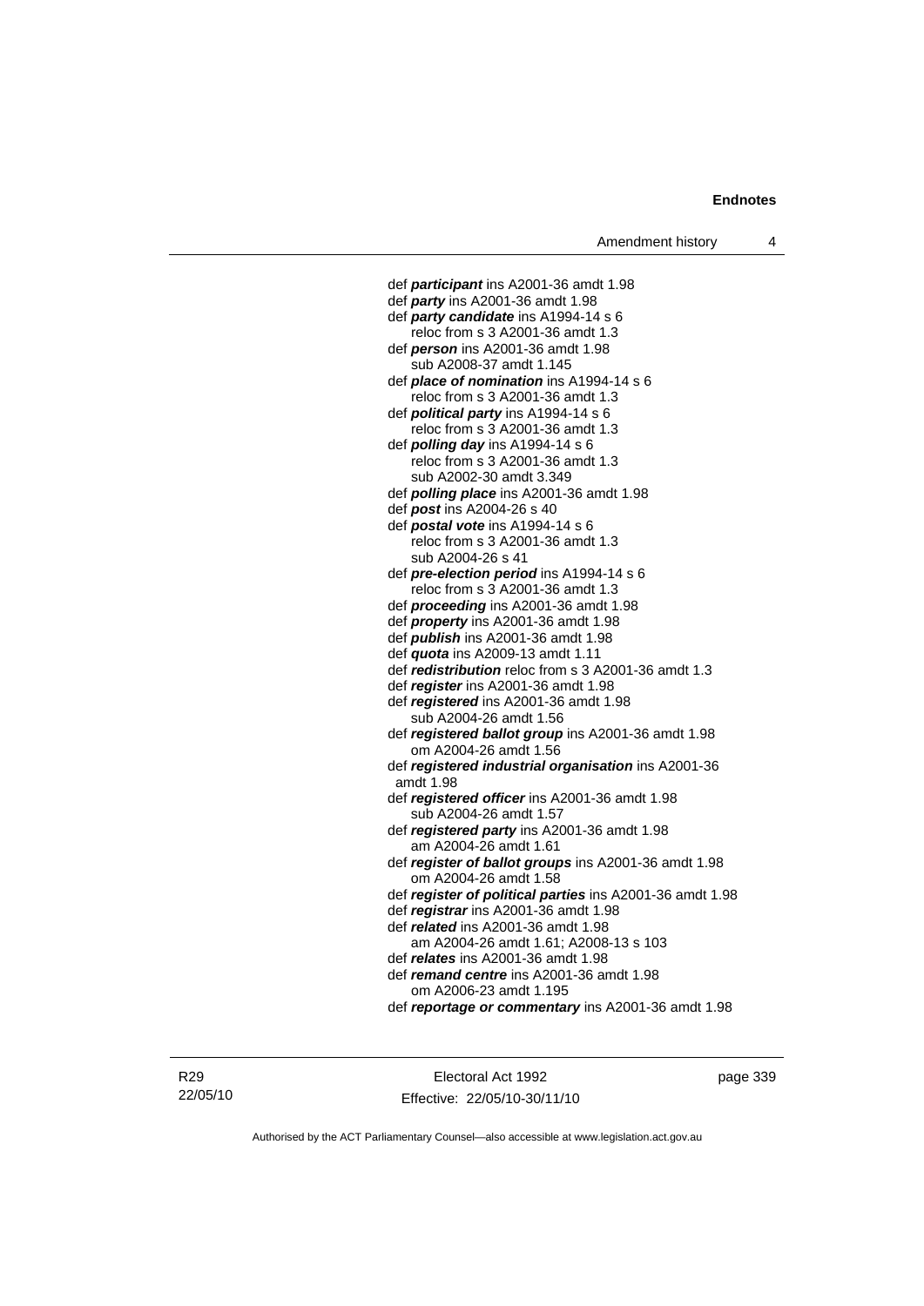def ***participant*** ins A2001-36 amdt 1.98
def ***party*** ins A2001-36 amdt 1.98
def ***party candidate*** ins A1994-14 s 6
  reloc from s 3 A2001-36 amdt 1.3
def ***person*** ins A2001-36 amdt 1.98
  sub A2008-37 amdt 1.145
def ***place of nomination*** ins A1994-14 s 6
  reloc from s 3 A2001-36 amdt 1.3
def ***political party*** ins A1994-14 s 6
  reloc from s 3 A2001-36 amdt 1.3
def ***polling day*** ins A1994-14 s 6
  reloc from s 3 A2001-36 amdt 1.3
  sub A2002-30 amdt 3.349
def ***polling place*** ins A2001-36 amdt 1.98
def ***post*** ins A2004-26 s 40
def ***postal vote*** ins A1994-14 s 6
  reloc from s 3 A2001-36 amdt 1.3
  sub A2004-26 s 41
def ***pre-election period*** ins A1994-14 s 6
  reloc from s 3 A2001-36 amdt 1.3
def ***proceeding*** ins A2001-36 amdt 1.98
def ***property*** ins A2001-36 amdt 1.98
def ***publish*** ins A2001-36 amdt 1.98
def ***quota*** ins A2009-13 amdt 1.11
def ***redistribution*** reloc from s 3 A2001-36 amdt 1.3
def ***register*** ins A2001-36 amdt 1.98
def ***registered*** ins A2001-36 amdt 1.98
  sub A2004-26 amdt 1.56
def ***registered ballot group*** ins A2001-36 amdt 1.98
  om A2004-26 amdt 1.56
def ***registered industrial organisation*** ins A2001-36 amdt 1.98
def ***registered officer*** ins A2001-36 amdt 1.98
  sub A2004-26 amdt 1.57
def ***registered party*** ins A2001-36 amdt 1.98
  am A2004-26 amdt 1.61
def ***register of ballot groups*** ins A2001-36 amdt 1.98
  om A2004-26 amdt 1.58
def ***register of political parties*** ins A2001-36 amdt 1.98
def ***registrar*** ins A2001-36 amdt 1.98
def ***related*** ins A2001-36 amdt 1.98
  am A2004-26 amdt 1.61; A2008-13 s 103
def ***relates*** ins A2001-36 amdt 1.98
def ***remand centre*** ins A2001-36 amdt 1.98
  om A2006-23 amdt 1.195
def ***reportage or commentary*** ins A2001-36 amdt 1.98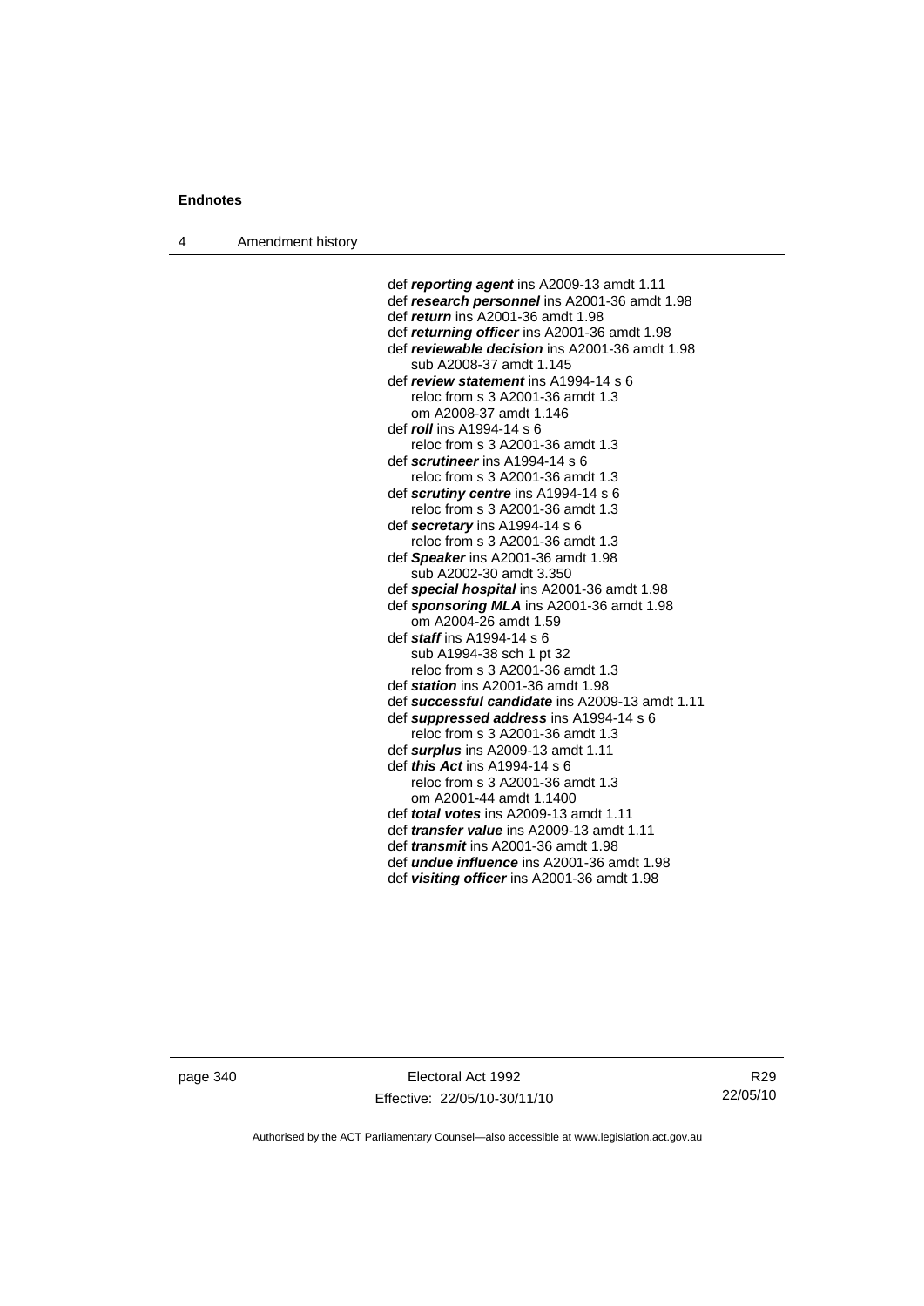def ***reporting agent*** ins A2009-13 amdt 1.11
def ***research personnel*** ins A2001-36 amdt 1.98
def ***return*** ins A2001-36 amdt 1.98
def ***returning officer*** ins A2001-36 amdt 1.98
def ***reviewable decision*** ins A2001-36 amdt 1.98
  sub A2008-37 amdt 1.145
def ***review statement*** ins A1994-14 s 6
  reloc from s 3 A2001-36 amdt 1.3
  om A2008-37 amdt 1.146
def ***roll*** ins A1994-14 s 6
  reloc from s 3 A2001-36 amdt 1.3
def ***scrutineer*** ins A1994-14 s 6
  reloc from s 3 A2001-36 amdt 1.3
def ***scrutiny centre*** ins A1994-14 s 6
  reloc from s 3 A2001-36 amdt 1.3
def ***secretary*** ins A1994-14 s 6
  reloc from s 3 A2001-36 amdt 1.3
def ***Speaker*** ins A2001-36 amdt 1.98
  sub A2002-30 amdt 3.350
def ***special hospital*** ins A2001-36 amdt 1.98
def ***sponsoring MLA*** ins A2001-36 amdt 1.98
  om A2004-26 amdt 1.59
def ***staff*** ins A1994-14 s 6
  sub A1994-38 sch 1 pt 32
  reloc from s 3 A2001-36 amdt 1.3
def ***station*** ins A2001-36 amdt 1.98
def ***successful candidate*** ins A2009-13 amdt 1.11
def ***suppressed address*** ins A1994-14 s 6
  reloc from s 3 A2001-36 amdt 1.3
def ***surplus*** ins A2009-13 amdt 1.11
def ***this Act*** ins A1994-14 s 6
  reloc from s 3 A2001-36 amdt 1.3
  om A2001-44 amdt 1.1400
def ***total votes*** ins A2009-13 amdt 1.11
def ***transfer value*** ins A2009-13 amdt 1.11
def ***transmit*** ins A2001-36 amdt 1.98
def ***undue influence*** ins A2001-36 amdt 1.98
def ***visiting officer*** ins A2001-36 amdt 1.98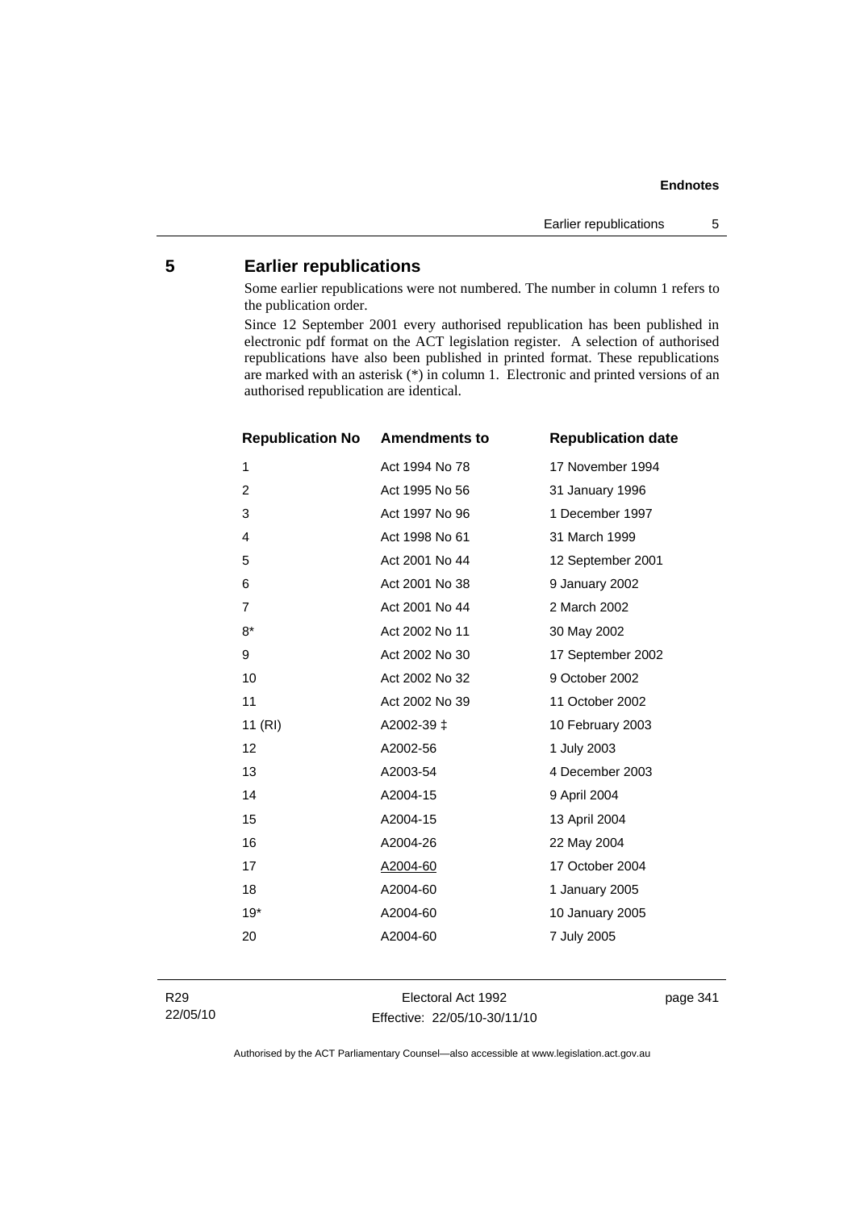## 5 Earlier republications

Some earlier republications were not numbered. The number in column 1 refers to the publication order.

Since 12 September 2001 every authorised republication has been published in electronic pdf format on the ACT legislation register. A selection of authorised republications have also been published in printed format. These republications are marked with an asterisk (*) in column 1. Electronic and printed versions of an authorised republication are identical.

| Republication No | Amendments to | Republication date |
|---|---|---|
| 1 | Act 1994 No 78 | 17 November 1994 |
| 2 | Act 1995 No 56 | 31 January 1996 |
| 3 | Act 1997 No 96 | 1 December 1997 |
| 4 | Act 1998 No 61 | 31 March 1999 |
| 5 | Act 2001 No 44 | 12 September 2001 |
| 6 | Act 2001 No 38 | 9 January 2002 |
| 7 | Act 2001 No 44 | 2 March 2002 |
| 8* | Act 2002 No 11 | 30 May 2002 |
| 9 | Act 2002 No 30 | 17 September 2002 |
| 10 | Act 2002 No 32 | 9 October 2002 |
| 11 | Act 2002 No 39 | 11 October 2002 |
| 11 (RI) | A2002-39 ‡ | 10 February 2003 |
| 12 | A2002-56 | 1 July 2003 |
| 13 | A2003-54 | 4 December 2003 |
| 14 | A2004-15 | 9 April 2004 |
| 15 | A2004-15 | 13 April 2004 |
| 16 | A2004-26 | 22 May 2004 |
| 17 | A2004-60 | 17 October 2004 |
| 18 | A2004-60 | 1 January 2005 |
| 19* | A2004-60 | 10 January 2005 |
| 20 | A2004-60 | 7 July 2005 |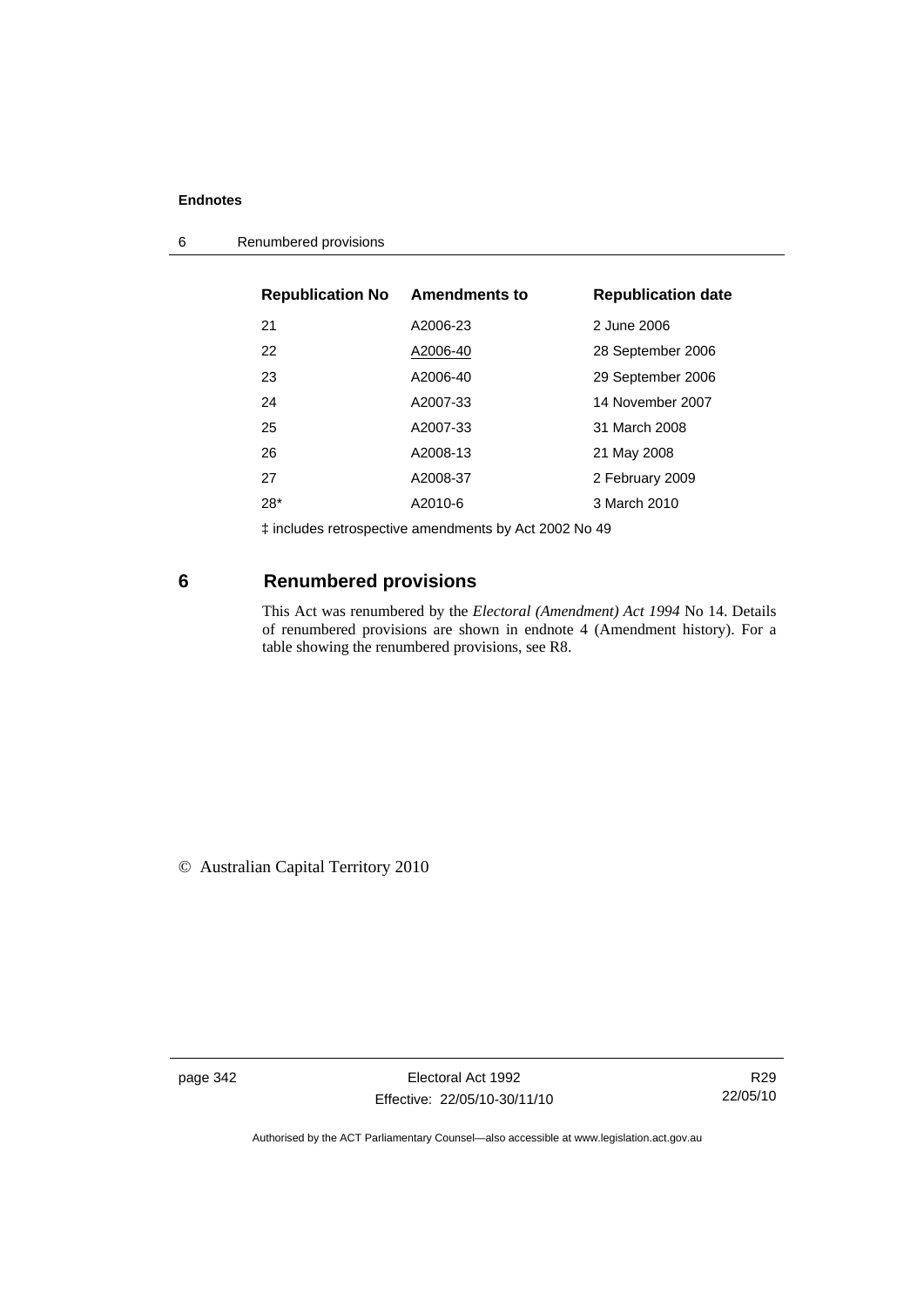| Republication No | Amendments to | Republication date |
| --- | --- | --- |
| 21 | A2006-23 | 2 June 2006 |
| 22 | A2006-40 | 28 September 2006 |
| 23 | A2006-40 | 29 September 2006 |
| 24 | A2007-33 | 14 November 2007 |
| 25 | A2007-33 | 31 March 2008 |
| 26 | A2008-13 | 21 May 2008 |
| 27 | A2008-37 | 2 February 2009 |
| 28* | A2010-6 | 3 March 2010 |

‡ includes retrospective amendments by Act 2002 No 49

## 6 Renumbered provisions

This Act was renumbered by the *Electoral (Amendment) Act 1994* No 14. Details of renumbered provisions are shown in endnote 4 (Amendment history). For a table showing the renumbered provisions, see R8.

© Australian Capital Territory 2010